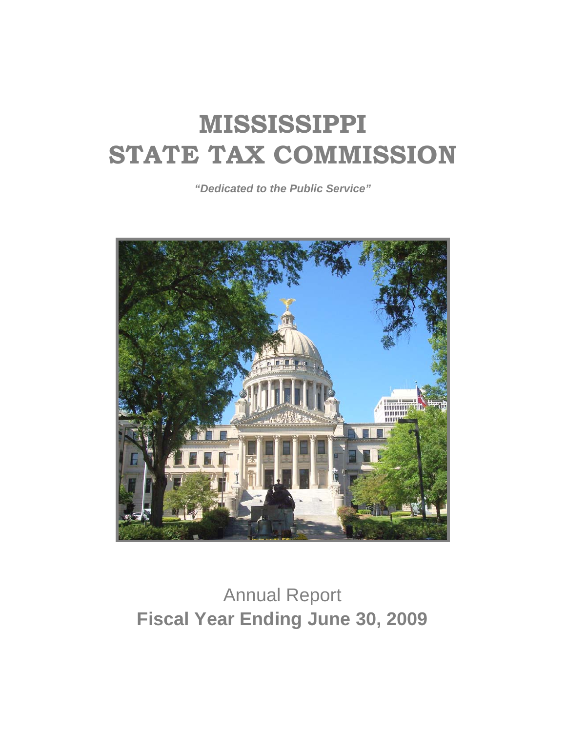# MISSISSIPPI STATE TAX COMMISSION

***"Dedicated to the Public Service"***

Annual Report

**Fiscal Year Ending June 30, 2009**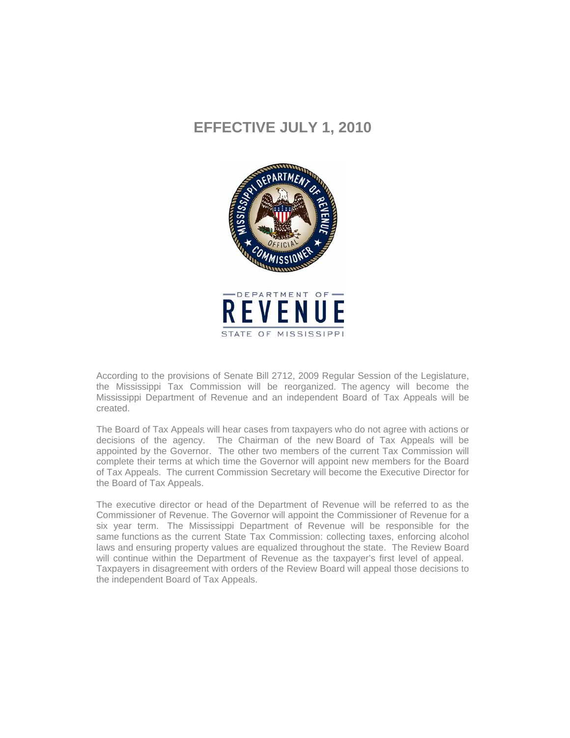# EFFECTIVE JULY 1, 2010

DEPARTMENT OF REVENUE

STATE OF MISSISSIPPI

According to the provisions of Senate Bill 2712, 2009 Regular Session of the Legislature, the Mississippi Tax Commission will be reorganized. The agency will become the Mississippi Department of Revenue and an independent Board of Tax Appeals will be created.

The Board of Tax Appeals will hear cases from taxpayers who do not agree with actions or decisions of the agency. The Chairman of the new Board of Tax Appeals will be appointed by the Governor. The other two members of the current Tax Commission will complete their terms at which time the Governor will appoint new members for the Board of Tax Appeals. The current Commission Secretary will become the Executive Director for the Board of Tax Appeals.

The executive director or head of the Department of Revenue will be referred to as the Commissioner of Revenue. The Governor will appoint the Commissioner of Revenue for a six year term. The Mississippi Department of Revenue will be responsible for the same functions as the current State Tax Commission: collecting taxes, enforcing alcohol laws and ensuring property values are equalized throughout the state. The Review Board will continue within the Department of Revenue as the taxpayer's first level of appeal. Taxpayers in disagreement with orders of the Review Board will appeal those decisions to the independent Board of Tax Appeals.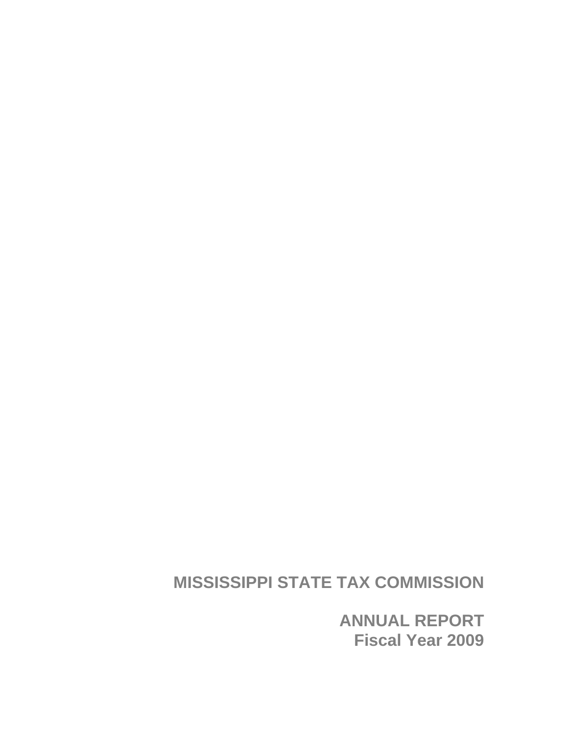# MISSISSIPPI STATE TAX COMMISSION

## ANNUAL REPORT
## Fiscal Year 2009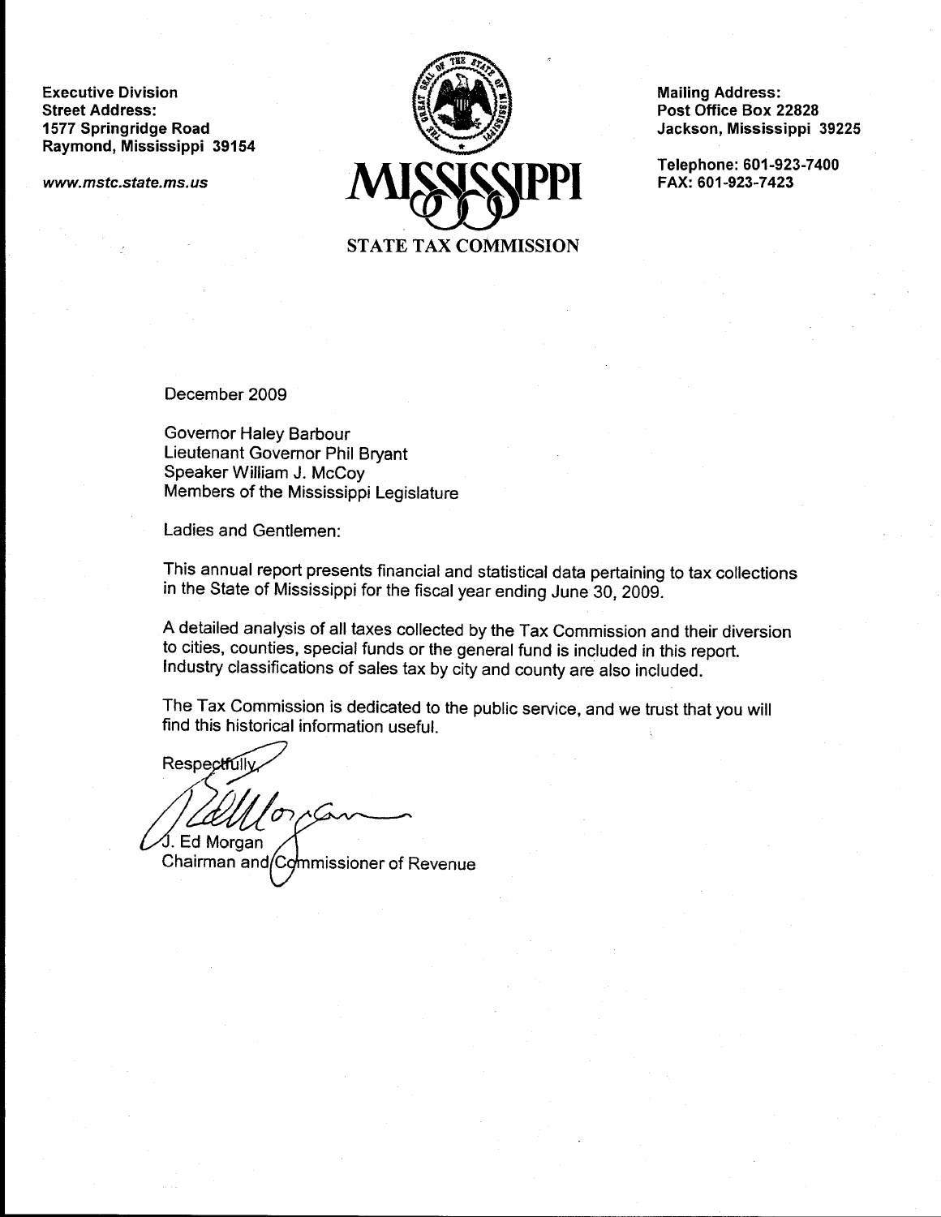Executive Division
Street Address:
1577 Springridge Road
Raymond, Mississippi 39154

*www.mstc.state.ms.us*

**MISSISSIPPI**
**STATE TAX COMMISSION**

Mailing Address:
Post Office Box 22828
Jackson, Mississippi 39225

Telephone: 601-923-7400
FAX: 601-923-7423

December 2009

Governor Haley Barbour
Lieutenant Governor Phil Bryant
Speaker William J. McCoy
Members of the Mississippi Legislature

Ladies and Gentlemen:

This annual report presents financial and statistical data pertaining to tax collections in the State of Mississippi for the fiscal year ending June 30, 2009.

A detailed analysis of all taxes collected by the Tax Commission and their diversion to cities, counties, special funds or the general fund is included in this report. Industry classifications of sales tax by city and county are also included.

The Tax Commission is dedicated to the public service, and we trust that you will find this historical information useful.

Respectfully,

J. Ed Morgan
Chairman and Commissioner of Revenue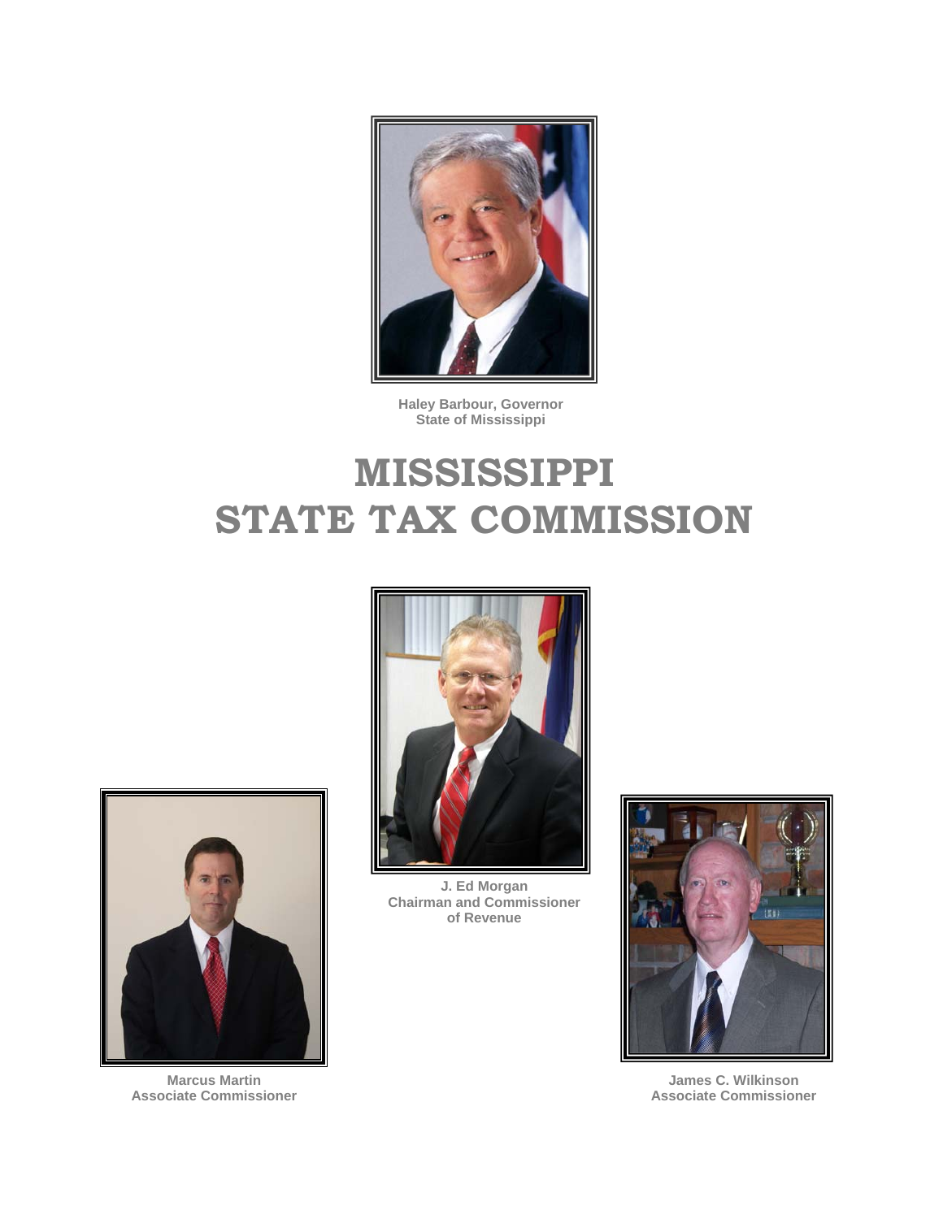Haley Barbour, Governor
State of Mississippi

# MISSISSIPPI STATE TAX COMMISSION

J. Ed Morgan
Chairman and Commissioner of Revenue

Marcus Martin
Associate Commissioner

James C. Wilkinson
Associate Commissioner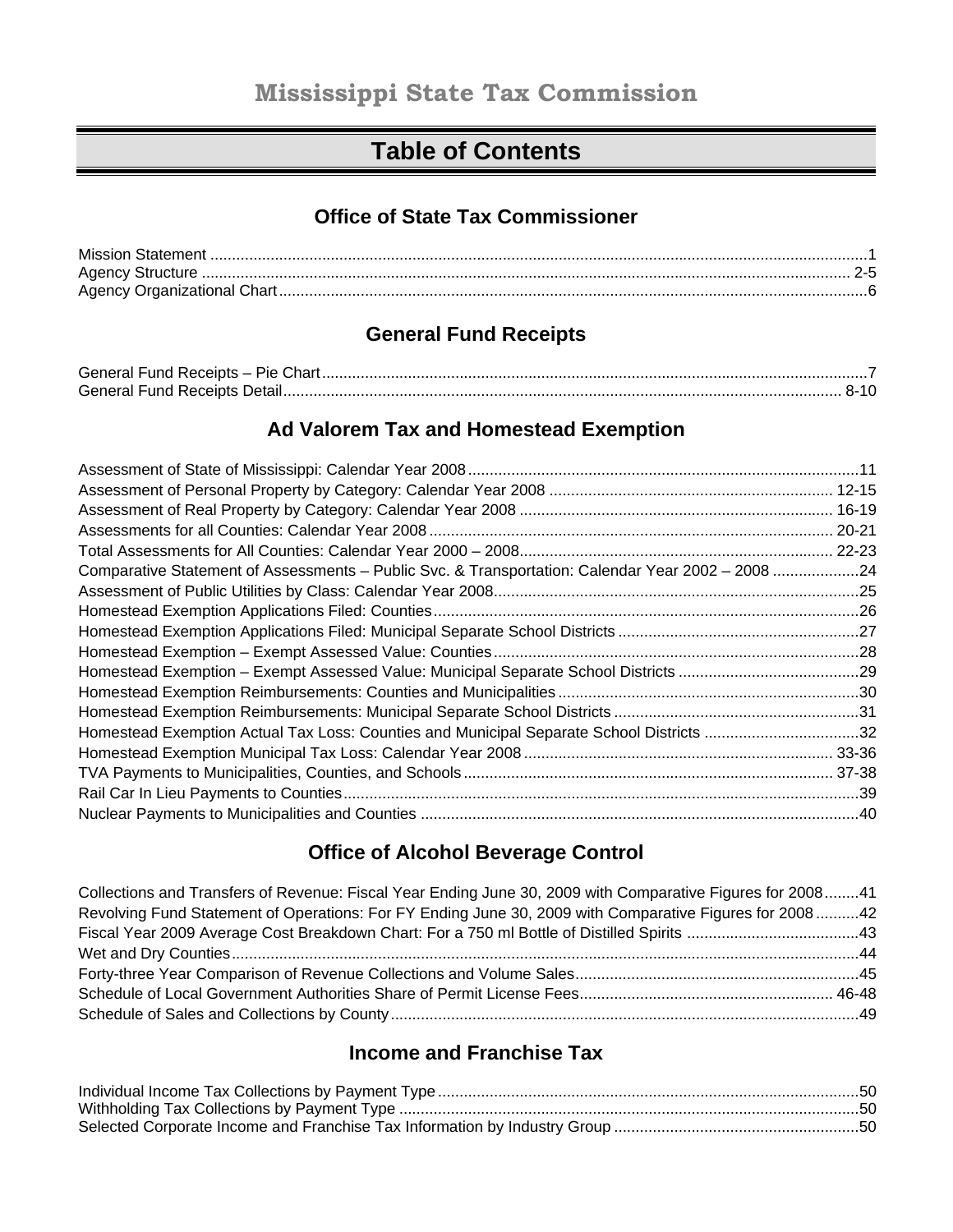# Mississippi State Tax Commission

## Table of Contents

### Office of State Tax Commissioner

Mission Statement ....................................................................................................................................1
Agency Structure ..................................................................................................................................... 2-5
Agency Organizational Chart.....................................................................................................................6

### General Fund Receipts

General Fund Receipts – Pie Chart............................................................................................................7
General Fund Receipts Detail.................................................................................................................. 8-10

### Ad Valorem Tax and Homestead Exemption

Assessment of State of Mississippi: Calendar Year 2008.........................................................................11
Assessment of Personal Property by Category: Calendar Year 2008 ................................................. 12-15
Assessment of Real Property by Category: Calendar Year 2008 ........................................................ 16-19
Assessments for all Counties: Calendar Year 2008 ............................................................................. 20-21
Total Assessments for All Counties: Calendar Year 2000 – 2008........................................................ 22-23
Comparative Statement of Assessments – Public Svc. & Transportation: Calendar Year 2002 – 2008 ....................24
Assessment of Public Utilities by Class: Calendar Year 2008....................................................................25
Homestead Exemption Applications Filed: Counties..................................................................................26
Homestead Exemption Applications Filed: Municipal Separate School Districts ........................................27
Homestead Exemption – Exempt Assessed Value: Counties....................................................................28
Homestead Exemption – Exempt Assessed Value: Municipal Separate School Districts ..........................29
Homestead Exemption Reimbursements: Counties and Municipalities.....................................................30
Homestead Exemption Reimbursements: Municipal Separate School Districts .........................................31
Homestead Exemption Actual Tax Loss: Counties and Municipal Separate School Districts ....................32
Homestead Exemption Municipal Tax Loss: Calendar Year 2008 ........................................................ 33-36
TVA Payments to Municipalities, Counties, and Schools..................................................................... 37-38
Rail Car In Lieu Payments to Counties......................................................................................................39
Nuclear Payments to Municipalities and Counties ....................................................................................40

### Office of Alcohol Beverage Control

Collections and Transfers of Revenue: Fiscal Year Ending June 30, 2009 with Comparative Figures for 2008........41
Revolving Fund Statement of Operations: For FY Ending June 30, 2009 with Comparative Figures for 2008..........42
Fiscal Year 2009 Average Cost Breakdown Chart: For a 750 ml Bottle of Distilled Spirits ........................................43
Wet and Dry Counties................................................................................................................................44
Forty-three Year Comparison of Revenue Collections and Volume Sales.................................................45
Schedule of Local Government Authorities Share of Permit License Fees........................................... 46-48
Schedule of Sales and Collections by County............................................................................................49

### Income and Franchise Tax

Individual Income Tax Collections by Payment Type.................................................................................50
Withholding Tax Collections by Payment Type ..........................................................................................50
Selected Corporate Income and Franchise Tax Information by Industry Group .........................................50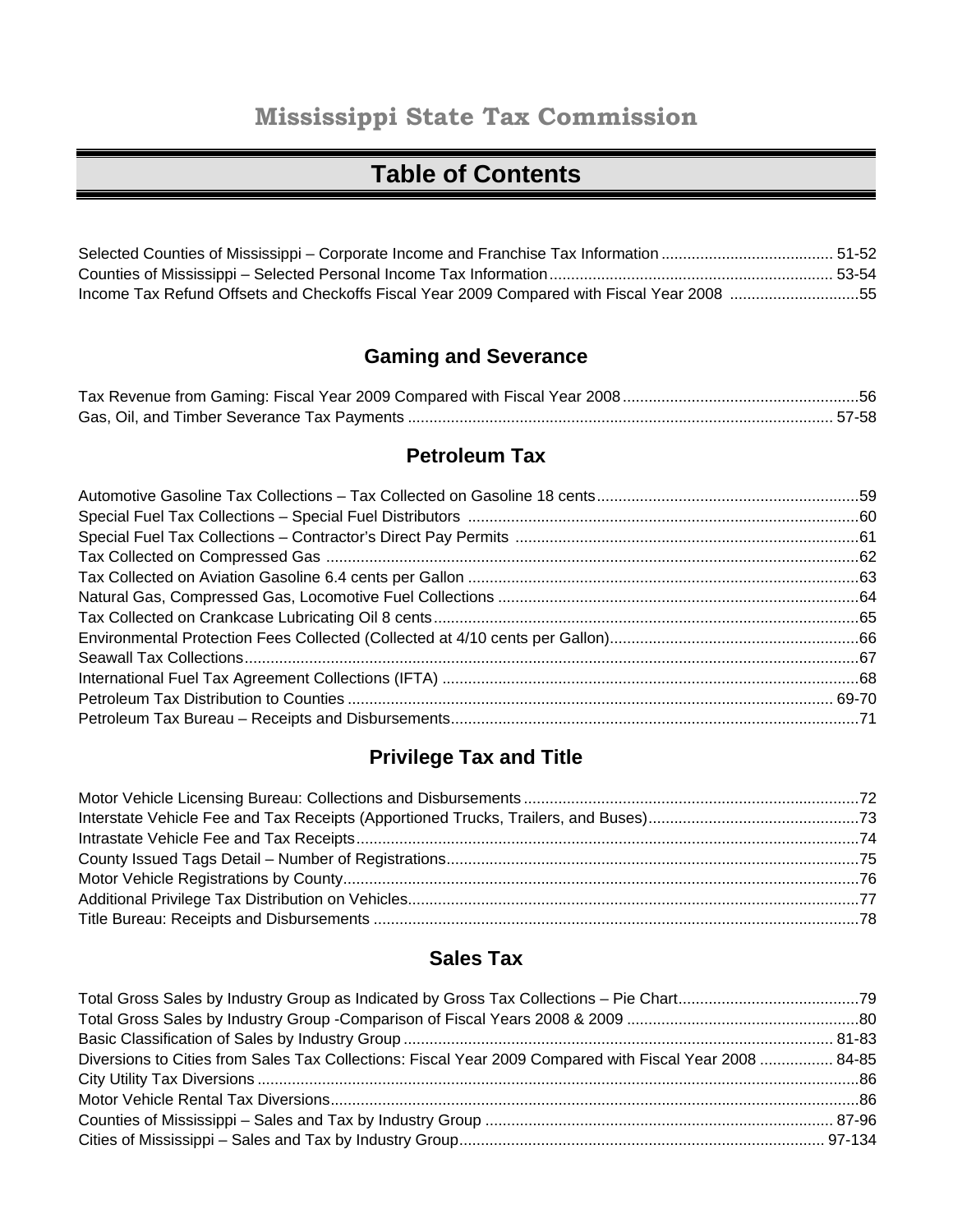# Mississippi State Tax Commission

## Table of Contents

Selected Counties of Mississippi – Corporate Income and Franchise Tax Information ........................................ 51-52
Counties of Mississippi – Selected Personal Income Tax Information ................................................................. 53-54
Income Tax Refund Offsets and Checkoffs Fiscal Year 2009 Compared with Fiscal Year 2008 ..............................55

### Gaming and Severance

Tax Revenue from Gaming: Fiscal Year 2009 Compared with Fiscal Year 2008 .......................................................56
Gas, Oil, and Timber Severance Tax Payments ................................................................................................. 57-58

### Petroleum Tax

Automotive Gasoline Tax Collections – Tax Collected on Gasoline 18 cents.............................................................59
Special Fuel Tax Collections – Special Fuel Distributors ...........................................................................................60
Special Fuel Tax Collections – Contractor's Direct Pay Permits ................................................................................61
Tax Collected on Compressed Gas ............................................................................................................................62
Tax Collected on Aviation Gasoline 6.4 cents per Gallon ...........................................................................................63
Natural Gas, Compressed Gas, Locomotive Fuel Collections ....................................................................................64
Tax Collected on Crankcase Lubricating Oil 8 cents...................................................................................................65
Environmental Protection Fees Collected (Collected at 4/10 cents per Gallon)..........................................................66
Seawall Tax Collections..............................................................................................................................................67
International Fuel Tax Agreement Collections (IFTA) .................................................................................................68
Petroleum Tax Distribution to Counties ................................................................................................................ 69-70
Petroleum Tax Bureau – Receipts and Disbursements...............................................................................................71

### Privilege Tax and Title

Motor Vehicle Licensing Bureau: Collections and Disbursements ..............................................................................72
Interstate Vehicle Fee and Tax Receipts (Apportioned Trucks, Trailers, and Buses).................................................73
Intrastate Vehicle Fee and Tax Receipts....................................................................................................................74
County Issued Tags Detail – Number of Registrations................................................................................................75
Motor Vehicle Registrations by County........................................................................................................................76
Additional Privilege Tax Distribution on Vehicles........................................................................................................77
Title Bureau: Receipts and Disbursements .................................................................................................................78

### Sales Tax

Total Gross Sales by Industry Group as Indicated by Gross Tax Collections – Pie Chart..........................................79
Total Gross Sales by Industry Group -Comparison of Fiscal Years 2008 & 2009 ......................................................80
Basic Classification of Sales by Industry Group .................................................................................................. 81-83
Diversions to Cities from Sales Tax Collections: Fiscal Year 2009 Compared with Fiscal Year 2008 ................. 84-85
City Utility Tax Diversions ...........................................................................................................................................86
Motor Vehicle Rental Tax Diversions...........................................................................................................................86
Counties of Mississippi – Sales and Tax by Industry Group ................................................................................ 87-96
Cities of Mississippi – Sales and Tax by Industry Group.................................................................................... 97-134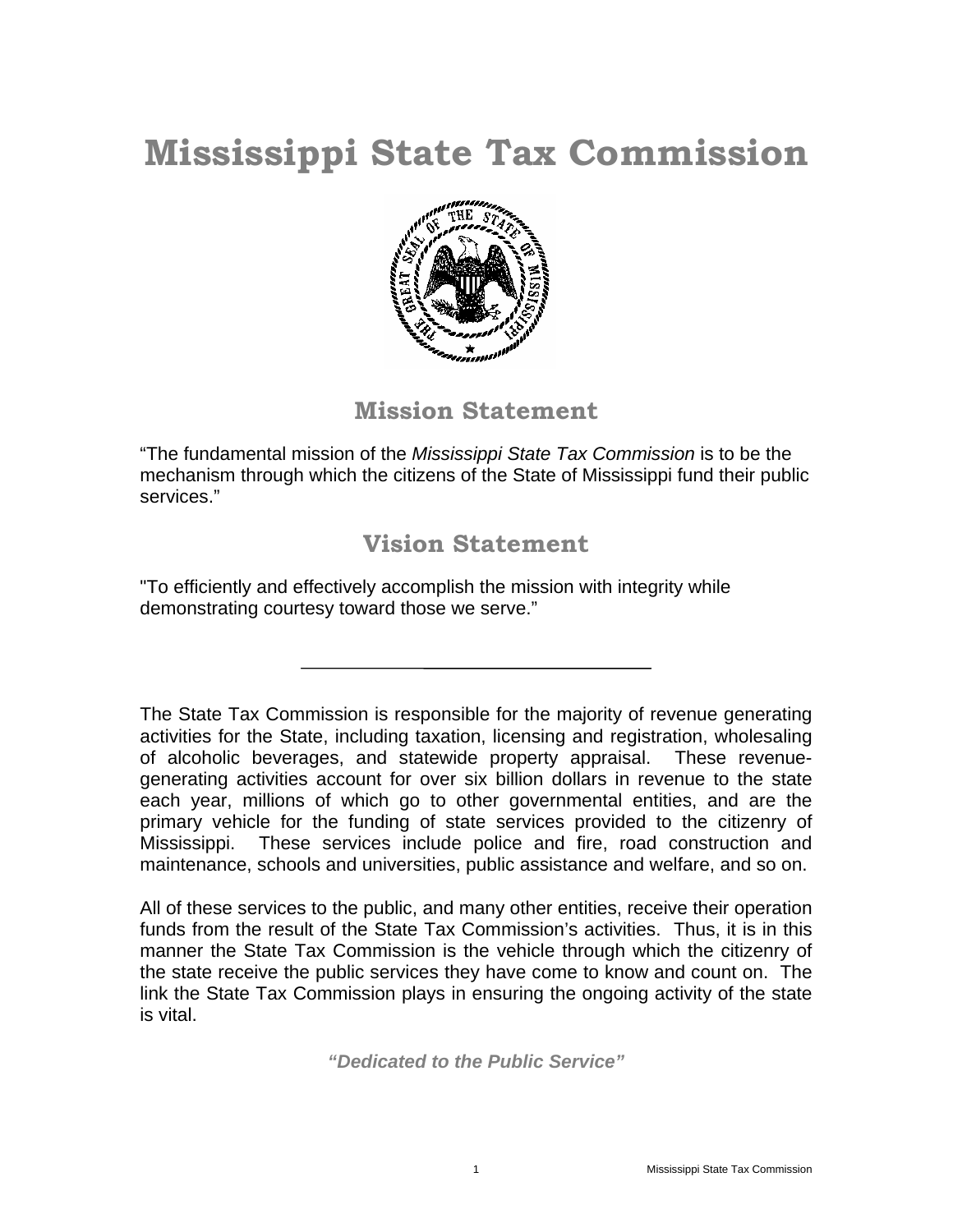# Mississippi State Tax Commission

## Mission Statement

"The fundamental mission of the *Mississippi State Tax Commission* is to be the mechanism through which the citizens of the State of Mississippi fund their public services."

## Vision Statement

"To efficiently and effectively accomplish the mission with integrity while demonstrating courtesy toward those we serve."

---

The State Tax Commission is responsible for the majority of revenue generating activities for the State, including taxation, licensing and registration, wholesaling of alcoholic beverages, and statewide property appraisal. These revenue-generating activities account for over six billion dollars in revenue to the state each year, millions of which go to other governmental entities, and are the primary vehicle for the funding of state services provided to the citizenry of Mississippi. These services include police and fire, road construction and maintenance, schools and universities, public assistance and welfare, and so on.

All of these services to the public, and many other entities, receive their operation funds from the result of the State Tax Commission's activities. Thus, it is in this manner the State Tax Commission is the vehicle through which the citizenry of the state receive the public services they have come to know and count on. The link the State Tax Commission plays in ensuring the ongoing activity of the state is vital.

***"Dedicated to the Public Service"***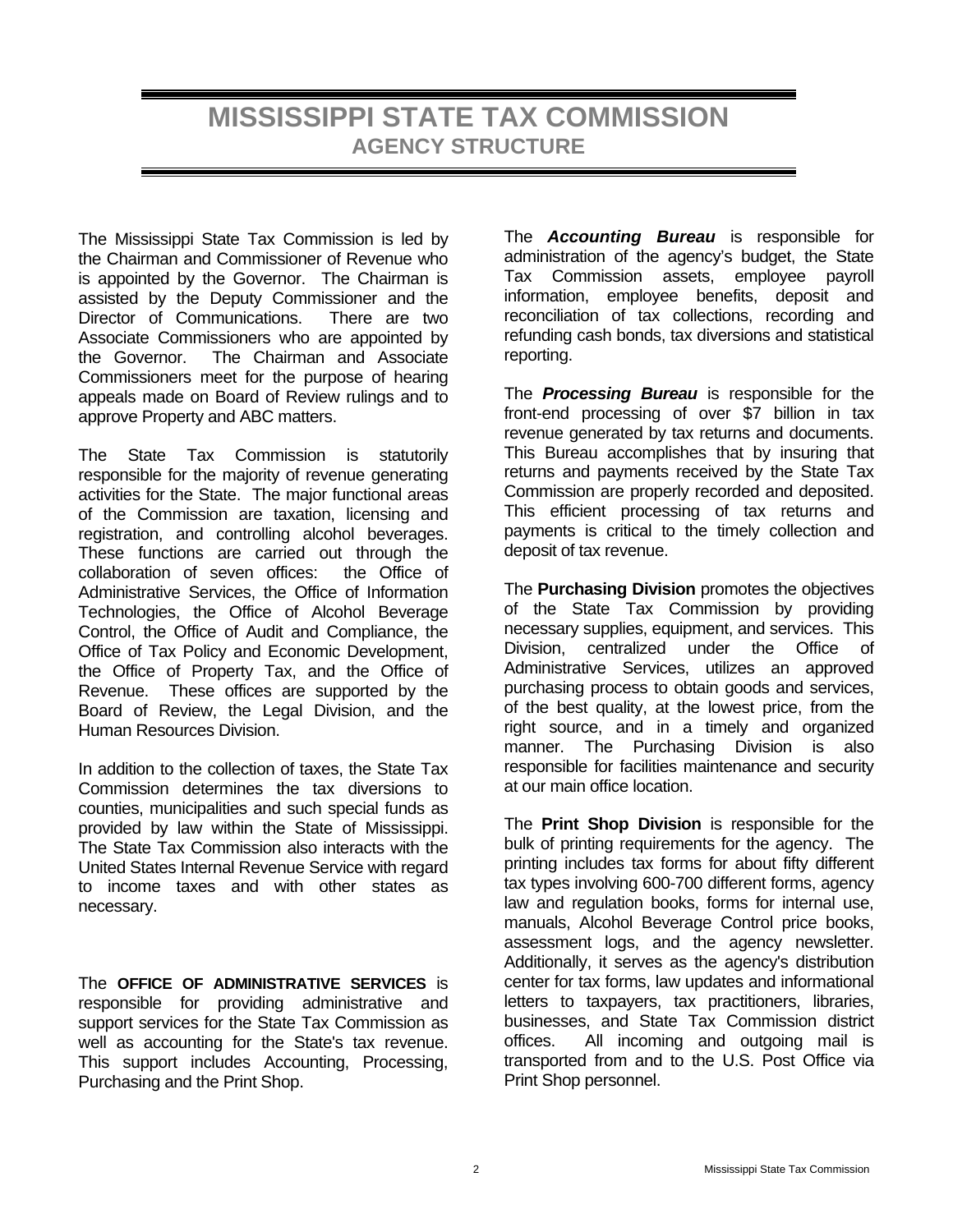# MISSISSIPPI STATE TAX COMMISSION

## AGENCY STRUCTURE

The Mississippi State Tax Commission is led by the Chairman and Commissioner of Revenue who is appointed by the Governor. The Chairman is assisted by the Deputy Commissioner and the Director of Communications. There are two Associate Commissioners who are appointed by the Governor. The Chairman and Associate Commissioners meet for the purpose of hearing appeals made on Board of Review rulings and to approve Property and ABC matters.

The State Tax Commission is statutorily responsible for the majority of revenue generating activities for the State. The major functional areas of the Commission are taxation, licensing and registration, and controlling alcohol beverages. These functions are carried out through the collaboration of seven offices: the Office of Administrative Services, the Office of Information Technologies, the Office of Alcohol Beverage Control, the Office of Audit and Compliance, the Office of Tax Policy and Economic Development, the Office of Property Tax, and the Office of Revenue. These offices are supported by the Board of Review, the Legal Division, and the Human Resources Division.

In addition to the collection of taxes, the State Tax Commission determines the tax diversions to counties, municipalities and such special funds as provided by law within the State of Mississippi. The State Tax Commission also interacts with the United States Internal Revenue Service with regard to income taxes and with other states as necessary.

The **OFFICE OF ADMINISTRATIVE SERVICES** is responsible for providing administrative and support services for the State Tax Commission as well as accounting for the State's tax revenue. This support includes Accounting, Processing, Purchasing and the Print Shop.

The ***Accounting Bureau*** is responsible for administration of the agency's budget, the State Tax Commission assets, employee payroll information, employee benefits, deposit and reconciliation of tax collections, recording and refunding cash bonds, tax diversions and statistical reporting.

The ***Processing Bureau*** is responsible for the front-end processing of over $7 billion in tax revenue generated by tax returns and documents. This Bureau accomplishes that by insuring that returns and payments received by the State Tax Commission are properly recorded and deposited. This efficient processing of tax returns and payments is critical to the timely collection and deposit of tax revenue.

The **Purchasing Division** promotes the objectives of the State Tax Commission by providing necessary supplies, equipment, and services. This Division, centralized under the Office of Administrative Services, utilizes an approved purchasing process to obtain goods and services, of the best quality, at the lowest price, from the right source, and in a timely and organized manner. The Purchasing Division is also responsible for facilities maintenance and security at our main office location.

The **Print Shop Division** is responsible for the bulk of printing requirements for the agency. The printing includes tax forms for about fifty different tax types involving 600-700 different forms, agency law and regulation books, forms for internal use, manuals, Alcohol Beverage Control price books, assessment logs, and the agency newsletter. Additionally, it serves as the agency's distribution center for tax forms, law updates and informational letters to taxpayers, tax practitioners, libraries, businesses, and State Tax Commission district offices. All incoming and outgoing mail is transported from and to the U.S. Post Office via Print Shop personnel.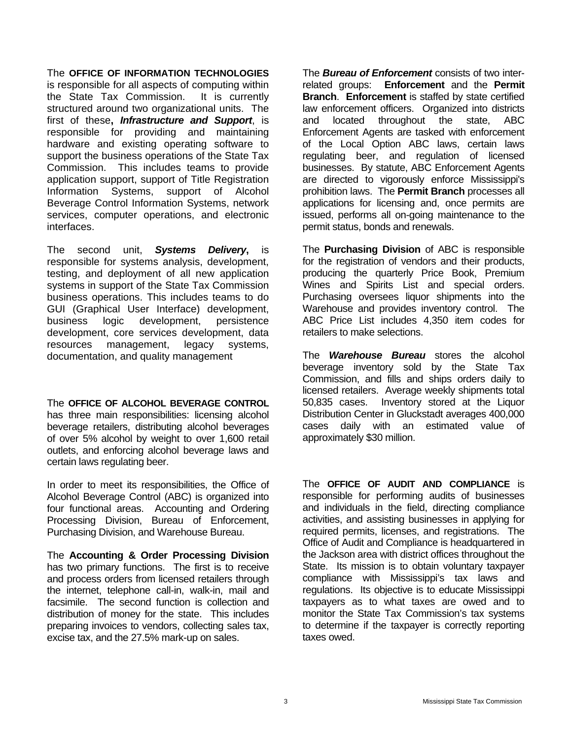The **OFFICE OF INFORMATION TECHNOLOGIES** is responsible for all aspects of computing within the State Tax Commission. It is currently structured around two organizational units. The first of these, ***Infrastructure and Support***, is responsible for providing and maintaining hardware and existing operating software to support the business operations of the State Tax Commission. This includes teams to provide application support, support of Title Registration Information Systems, support of Alcohol Beverage Control Information Systems, network services, computer operations, and electronic interfaces.

The second unit, ***Systems Delivery***, is responsible for systems analysis, development, testing, and deployment of all new application systems in support of the State Tax Commission business operations. This includes teams to do GUI (Graphical User Interface) development, business logic development, persistence development, core services development, data resources management, legacy systems, documentation, and quality management

The **OFFICE OF ALCOHOL BEVERAGE CONTROL** has three main responsibilities: licensing alcohol beverage retailers, distributing alcohol beverages of over 5% alcohol by weight to over 1,600 retail outlets, and enforcing alcohol beverage laws and certain laws regulating beer.

In order to meet its responsibilities, the Office of Alcohol Beverage Control (ABC) is organized into four functional areas. Accounting and Ordering Processing Division, Bureau of Enforcement, Purchasing Division, and Warehouse Bureau.

The **Accounting & Order Processing Division** has two primary functions. The first is to receive and process orders from licensed retailers through the internet, telephone call-in, walk-in, mail and facsimile. The second function is collection and distribution of money for the state. This includes preparing invoices to vendors, collecting sales tax, excise tax, and the 27.5% mark-up on sales.

The ***Bureau of Enforcement*** consists of two inter-related groups: **Enforcement** and the **Permit Branch**. **Enforcement** is staffed by state certified law enforcement officers. Organized into districts and located throughout the state, ABC Enforcement Agents are tasked with enforcement of the Local Option ABC laws, certain laws regulating beer, and regulation of licensed businesses. By statute, ABC Enforcement Agents are directed to vigorously enforce Mississippi's prohibition laws. The **Permit Branch** processes all applications for licensing and, once permits are issued, performs all on-going maintenance to the permit status, bonds and renewals.

The **Purchasing Division** of ABC is responsible for the registration of vendors and their products, producing the quarterly Price Book, Premium Wines and Spirits List and special orders. Purchasing oversees liquor shipments into the Warehouse and provides inventory control. The ABC Price List includes 4,350 item codes for retailers to make selections.

The ***Warehouse Bureau*** stores the alcohol beverage inventory sold by the State Tax Commission, and fills and ships orders daily to licensed retailers. Average weekly shipments total 50,835 cases. Inventory stored at the Liquor Distribution Center in Gluckstadt averages 400,000 cases daily with an estimated value of approximately $30 million.

The **OFFICE OF AUDIT AND COMPLIANCE** is responsible for performing audits of businesses and individuals in the field, directing compliance activities, and assisting businesses in applying for required permits, licenses, and registrations. The Office of Audit and Compliance is headquartered in the Jackson area with district offices throughout the State. Its mission is to obtain voluntary taxpayer compliance with Mississippi's tax laws and regulations. Its objective is to educate Mississippi taxpayers as to what taxes are owed and to monitor the State Tax Commission's tax systems to determine if the taxpayer is correctly reporting taxes owed.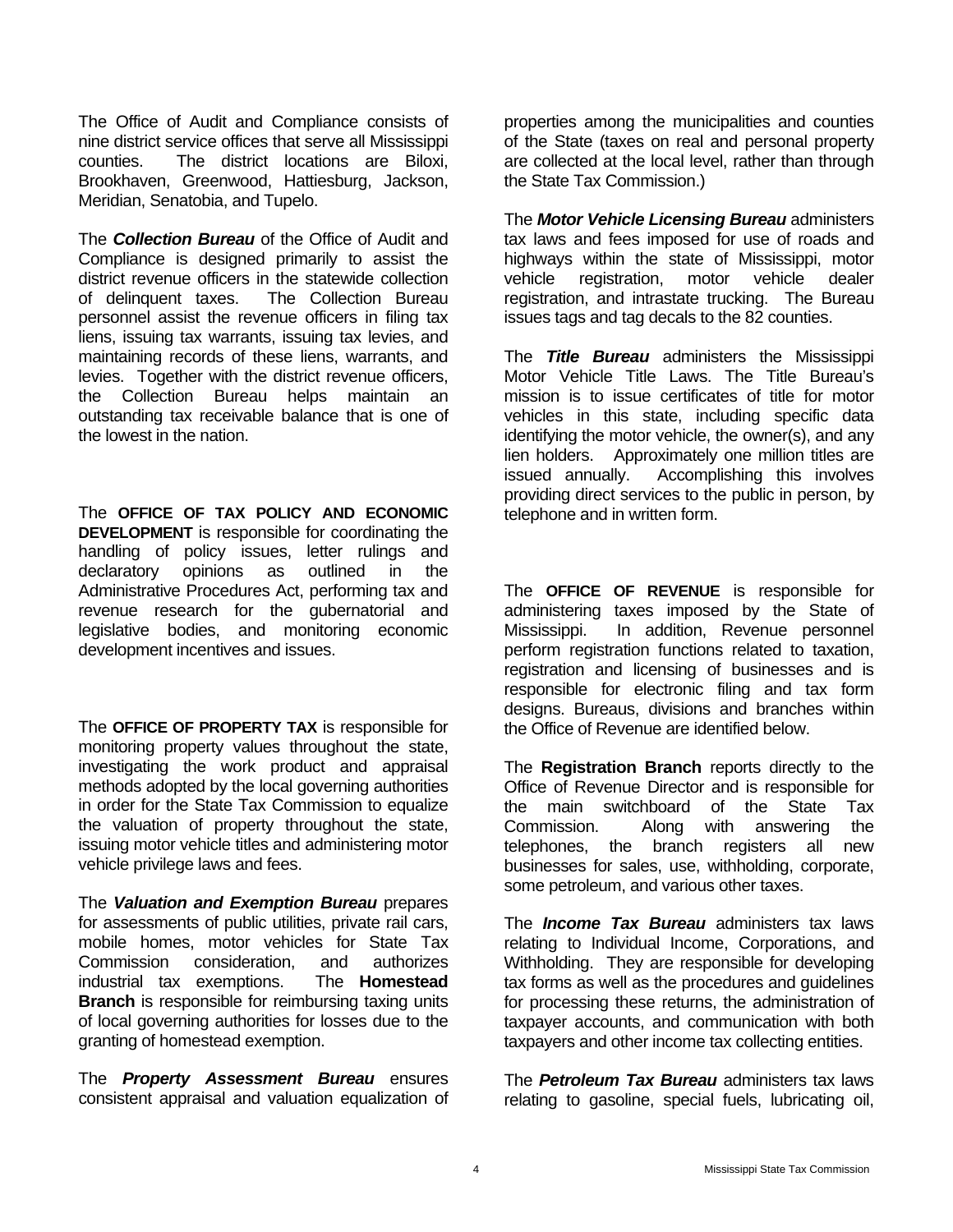The Office of Audit and Compliance consists of nine district service offices that serve all Mississippi counties. The district locations are Biloxi, Brookhaven, Greenwood, Hattiesburg, Jackson, Meridian, Senatobia, and Tupelo.

The ***Collection Bureau*** of the Office of Audit and Compliance is designed primarily to assist the district revenue officers in the statewide collection of delinquent taxes. The Collection Bureau personnel assist the revenue officers in filing tax liens, issuing tax warrants, issuing tax levies, and maintaining records of these liens, warrants, and levies. Together with the district revenue officers, the Collection Bureau helps maintain an outstanding tax receivable balance that is one of the lowest in the nation.

The **OFFICE OF TAX POLICY AND ECONOMIC DEVELOPMENT** is responsible for coordinating the handling of policy issues, letter rulings and declaratory opinions as outlined in the Administrative Procedures Act, performing tax and revenue research for the gubernatorial and legislative bodies, and monitoring economic development incentives and issues.

The **OFFICE OF PROPERTY TAX** is responsible for monitoring property values throughout the state, investigating the work product and appraisal methods adopted by the local governing authorities in order for the State Tax Commission to equalize the valuation of property throughout the state, issuing motor vehicle titles and administering motor vehicle privilege laws and fees.

The ***Valuation and Exemption Bureau*** prepares for assessments of public utilities, private rail cars, mobile homes, motor vehicles for State Tax Commission consideration, and authorizes industrial tax exemptions. The **Homestead Branch** is responsible for reimbursing taxing units of local governing authorities for losses due to the granting of homestead exemption.

The ***Property Assessment Bureau*** ensures consistent appraisal and valuation equalization of properties among the municipalities and counties of the State (taxes on real and personal property are collected at the local level, rather than through the State Tax Commission.)

The ***Motor Vehicle Licensing Bureau*** administers tax laws and fees imposed for use of roads and highways within the state of Mississippi, motor vehicle registration, motor vehicle dealer registration, and intrastate trucking. The Bureau issues tags and tag decals to the 82 counties.

The ***Title Bureau*** administers the Mississippi Motor Vehicle Title Laws. The Title Bureau's mission is to issue certificates of title for motor vehicles in this state, including specific data identifying the motor vehicle, the owner(s), and any lien holders. Approximately one million titles are issued annually. Accomplishing this involves providing direct services to the public in person, by telephone and in written form.

The **OFFICE OF REVENUE** is responsible for administering taxes imposed by the State of Mississippi. In addition, Revenue personnel perform registration functions related to taxation, registration and licensing of businesses and is responsible for electronic filing and tax form designs. Bureaus, divisions and branches within the Office of Revenue are identified below.

The **Registration Branch** reports directly to the Office of Revenue Director and is responsible for the main switchboard of the State Tax Commission. Along with answering the telephones, the branch registers all new businesses for sales, use, withholding, corporate, some petroleum, and various other taxes.

The ***Income Tax Bureau*** administers tax laws relating to Individual Income, Corporations, and Withholding. They are responsible for developing tax forms as well as the procedures and guidelines for processing these returns, the administration of taxpayer accounts, and communication with both taxpayers and other income tax collecting entities.

The ***Petroleum Tax Bureau*** administers tax laws relating to gasoline, special fuels, lubricating oil,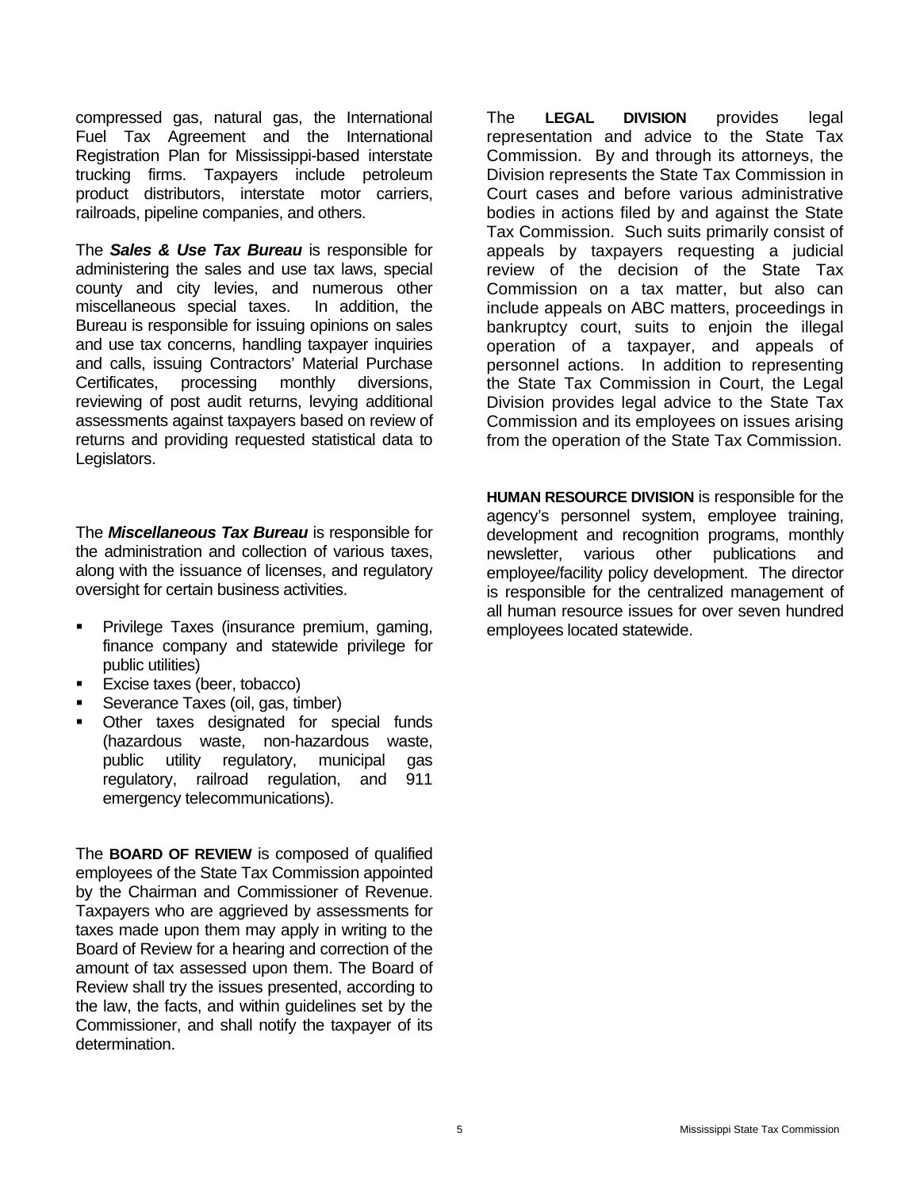compressed gas, natural gas, the International Fuel Tax Agreement and the International Registration Plan for Mississippi-based interstate trucking firms. Taxpayers include petroleum product distributors, interstate motor carriers, railroads, pipeline companies, and others.

The ***Sales & Use Tax Bureau*** is responsible for administering the sales and use tax laws, special county and city levies, and numerous other miscellaneous special taxes. In addition, the Bureau is responsible for issuing opinions on sales and use tax concerns, handling taxpayer inquiries and calls, issuing Contractors' Material Purchase Certificates, processing monthly diversions, reviewing of post audit returns, levying additional assessments against taxpayers based on review of returns and providing requested statistical data to Legislators.

The ***Miscellaneous Tax Bureau*** is responsible for the administration and collection of various taxes, along with the issuance of licenses, and regulatory oversight for certain business activities.

- Privilege Taxes (insurance premium, gaming, finance company and statewide privilege for public utilities)
- Excise taxes (beer, tobacco)
- Severance Taxes (oil, gas, timber)
- Other taxes designated for special funds (hazardous waste, non-hazardous waste, public utility regulatory, municipal gas regulatory, railroad regulation, and 911 emergency telecommunications).

The **BOARD OF REVIEW** is composed of qualified employees of the State Tax Commission appointed by the Chairman and Commissioner of Revenue. Taxpayers who are aggrieved by assessments for taxes made upon them may apply in writing to the Board of Review for a hearing and correction of the amount of tax assessed upon them. The Board of Review shall try the issues presented, according to the law, the facts, and within guidelines set by the Commissioner, and shall notify the taxpayer of its determination.

The **LEGAL DIVISION** provides legal representation and advice to the State Tax Commission. By and through its attorneys, the Division represents the State Tax Commission in Court cases and before various administrative bodies in actions filed by and against the State Tax Commission. Such suits primarily consist of appeals by taxpayers requesting a judicial review of the decision of the State Tax Commission on a tax matter, but also can include appeals on ABC matters, proceedings in bankruptcy court, suits to enjoin the illegal operation of a taxpayer, and appeals of personnel actions. In addition to representing the State Tax Commission in Court, the Legal Division provides legal advice to the State Tax Commission and its employees on issues arising from the operation of the State Tax Commission.

**HUMAN RESOURCE DIVISION** is responsible for the agency's personnel system, employee training, development and recognition programs, monthly newsletter, various other publications and employee/facility policy development. The director is responsible for the centralized management of all human resource issues for over seven hundred employees located statewide.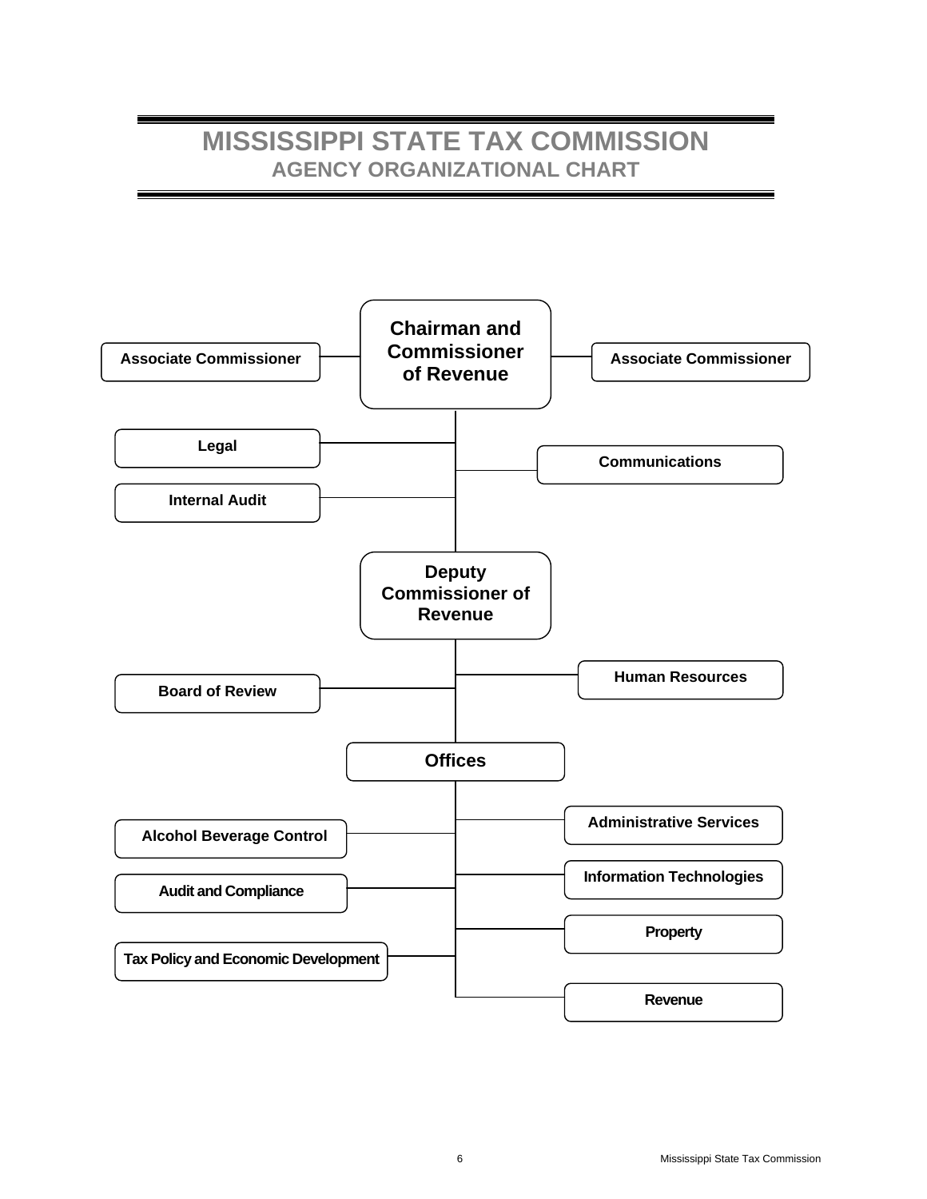# MISSISSIPPI STATE TAX COMMISSION

## AGENCY ORGANIZATIONAL CHART

- **Chairman and Commissioner of Revenue**
  - **Associate Commissioner**
  - **Associate Commissioner**
  - **Legal**
  - **Internal Audit**
  - **Communications**
  - **Deputy Commissioner of Revenue**
    - **Board of Review**
    - **Human Resources**
    - **Offices**
      - **Alcohol Beverage Control**
      - **Audit and Compliance**
      - **Tax Policy and Economic Development**
      - **Administrative Services**
      - **Information Technologies**
      - **Property**
      - **Revenue**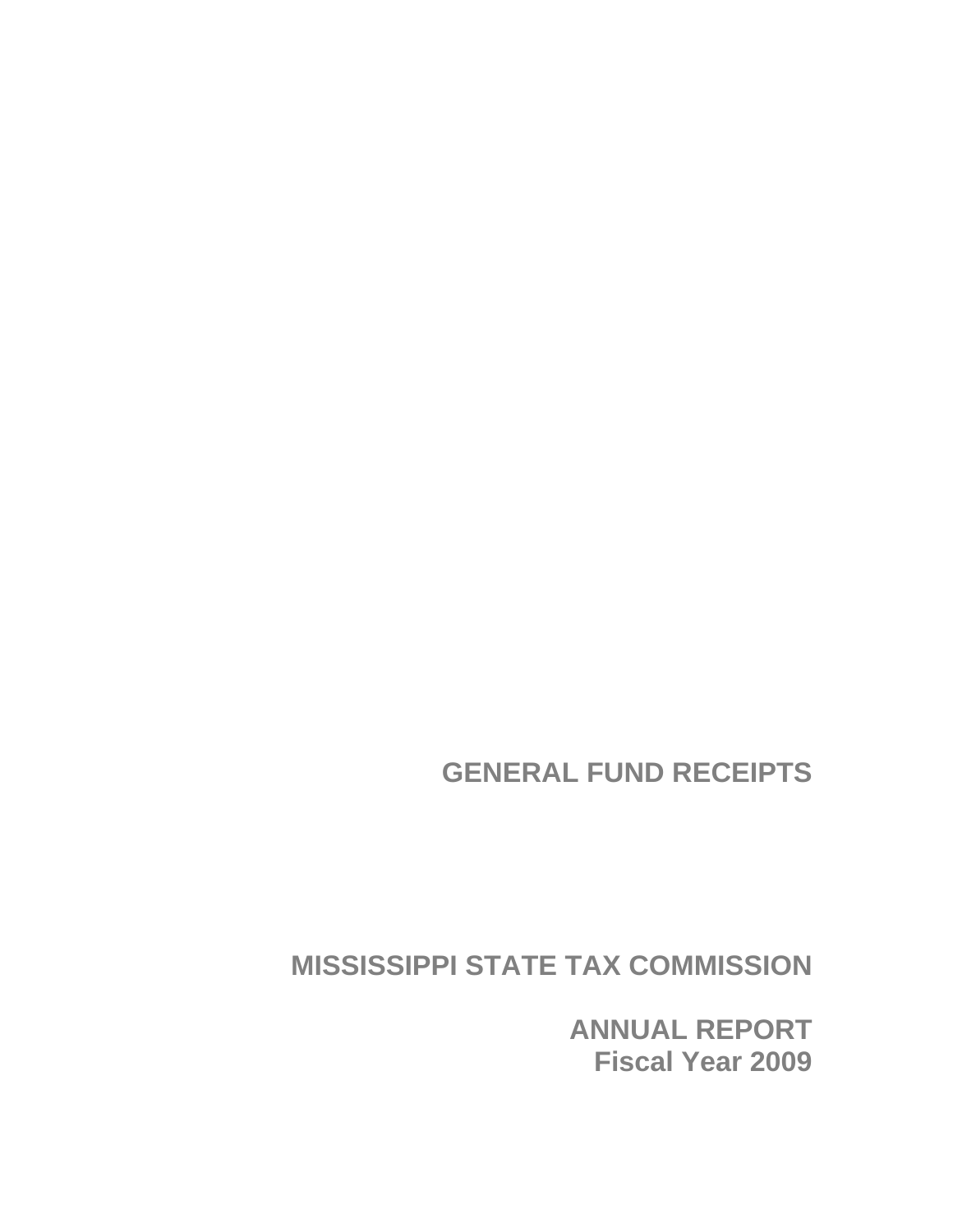# GENERAL FUND RECEIPTS

# MISSISSIPPI STATE TAX COMMISSION

## ANNUAL REPORT
## Fiscal Year 2009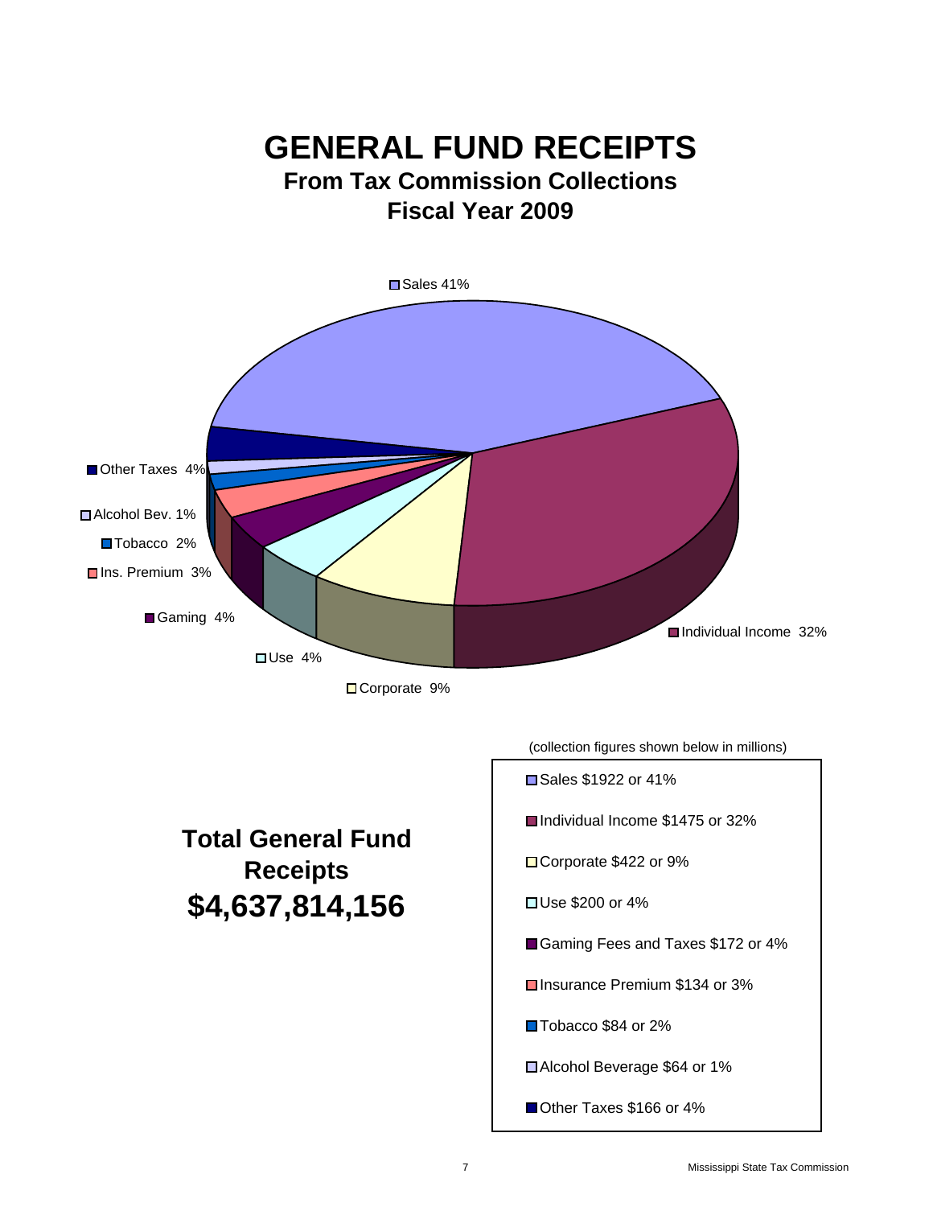# GENERAL FUND RECEIPTS

## From Tax Commission Collections

## Fiscal Year 2009

Sales 41%

Individual Income 32%

Corporate 9%

Use 4%

Gaming 4%

Ins. Premium 3%

Tobacco 2%

Alcohol Bev. 1%

Other Taxes 4%

(collection figures shown below in millions)

- Sales $1922 or 41%
- Individual Income $1475 or 32%
- Corporate $422 or 9%
- Use $200 or 4%
- Gaming Fees and Taxes $172 or 4%
- Insurance Premium $134 or 3%
- Tobacco $84 or 2%
- Alcohol Beverage $64 or 1%
- Other Taxes $166 or 4%

**Total General Fund Receipts**

**$4,637,814,156**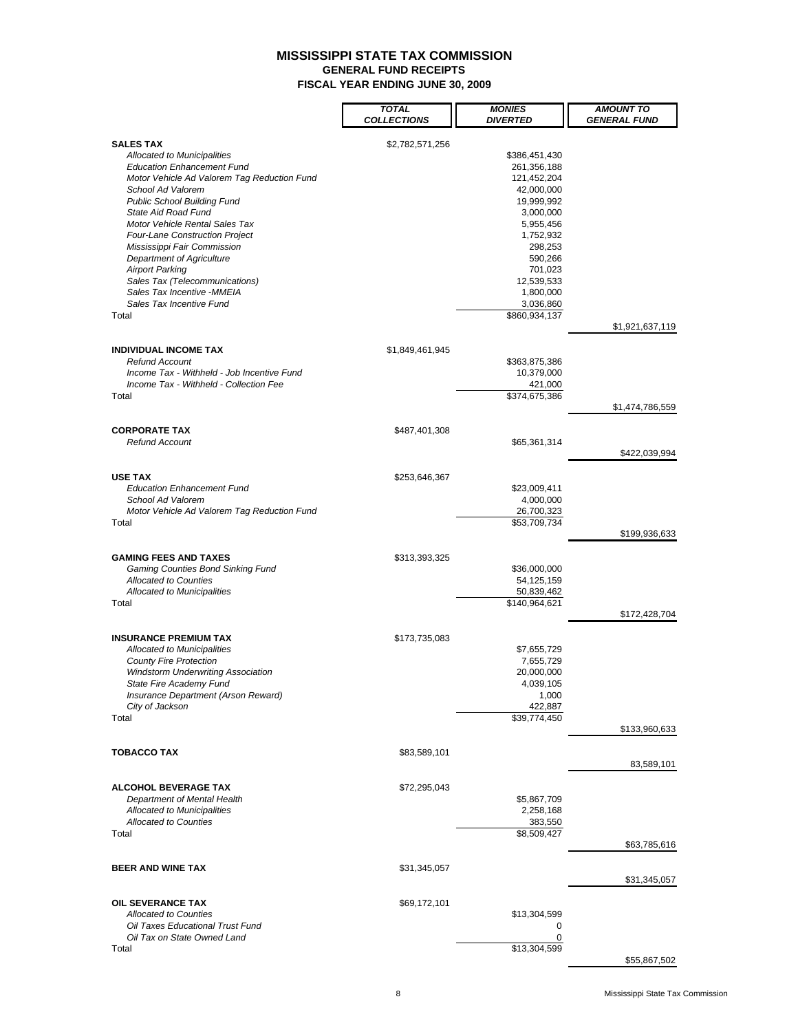# MISSISSIPPI STATE TAX COMMISSION
## GENERAL FUND RECEIPTS
## FISCAL YEAR ENDING JUNE 30, 2009

| | *TOTAL COLLECTIONS* | *MONIES DIVERTED* | *AMOUNT TO GENERAL FUND* |
|---|---|---|---|
| **SALES TAX** | $2,782,571,256 | | |
| *Allocated to Municipalities* | | $386,451,430 | |
| *Education Enhancement Fund* | | 261,356,188 | |
| *Motor Vehicle Ad Valorem Tag Reduction Fund* | | 121,452,204 | |
| *School Ad Valorem* | | 42,000,000 | |
| *Public School Building Fund* | | 19,999,992 | |
| *State Aid Road Fund* | | 3,000,000 | |
| *Motor Vehicle Rental Sales Tax* | | 5,955,456 | |
| *Four-Lane Construction Project* | | 1,752,932 | |
| *Mississippi Fair Commission* | | 298,253 | |
| *Department of Agriculture* | | 590,266 | |
| *Airport Parking* | | 701,023 | |
| *Sales Tax (Telecommunications)* | | 12,539,533 | |
| *Sales Tax Incentive -MMEIA* | | 1,800,000 | |
| *Sales Tax Incentive Fund* | | 3,036,860 | |
| Total | | $860,934,137 | |
| | | | $1,921,637,119 |
| **INDIVIDUAL INCOME TAX** | $1,849,461,945 | | |
| *Refund Account* | | $363,875,386 | |
| *Income Tax - Withheld - Job Incentive Fund* | | 10,379,000 | |
| *Income Tax - Withheld - Collection Fee* | | 421,000 | |
| Total | | $374,675,386 | |
| | | | $1,474,786,559 |
| **CORPORATE TAX** | $487,401,308 | | |
| *Refund Account* | | $65,361,314 | |
| | | | $422,039,994 |
| **USE TAX** | $253,646,367 | | |
| *Education Enhancement Fund* | | $23,009,411 | |
| *School Ad Valorem* | | 4,000,000 | |
| *Motor Vehicle Ad Valorem Tag Reduction Fund* | | 26,700,323 | |
| Total | | $53,709,734 | |
| | | | $199,936,633 |
| **GAMING FEES AND TAXES** | $313,393,325 | | |
| *Gaming Counties Bond Sinking Fund* | | $36,000,000 | |
| *Allocated to Counties* | | 54,125,159 | |
| *Allocated to Municipalities* | | 50,839,462 | |
| Total | | $140,964,621 | |
| | | | $172,428,704 |
| **INSURANCE PREMIUM TAX** | $173,735,083 | | |
| *Allocated to Municipalities* | | $7,655,729 | |
| *County Fire Protection* | | 7,655,729 | |
| *Windstorm Underwriting Association* | | 20,000,000 | |
| *State Fire Academy Fund* | | 4,039,105 | |
| *Insurance Department (Arson Reward)* | | 1,000 | |
| *City of Jackson* | | 422,887 | |
| Total | | $39,774,450 | |
| | | | $133,960,633 |
| **TOBACCO TAX** | $83,589,101 | | |
| | | | 83,589,101 |
| **ALCOHOL BEVERAGE TAX** | $72,295,043 | | |
| *Department of Mental Health* | | $5,867,709 | |
| *Allocated to Municipalities* | | 2,258,168 | |
| *Allocated to Counties* | | 383,550 | |
| Total | | $8,509,427 | |
| | | | $63,785,616 |
| **BEER AND WINE TAX** | $31,345,057 | | |
| | | | $31,345,057 |
| **OIL SEVERANCE TAX** | $69,172,101 | | |
| *Allocated to Counties* | | $13,304,599 | |
| *Oil Taxes Educational Trust Fund* | | 0 | |
| *Oil Tax on State Owned Land* | | 0 | |
| Total | | $13,304,599 | |
| | | | $55,867,502 |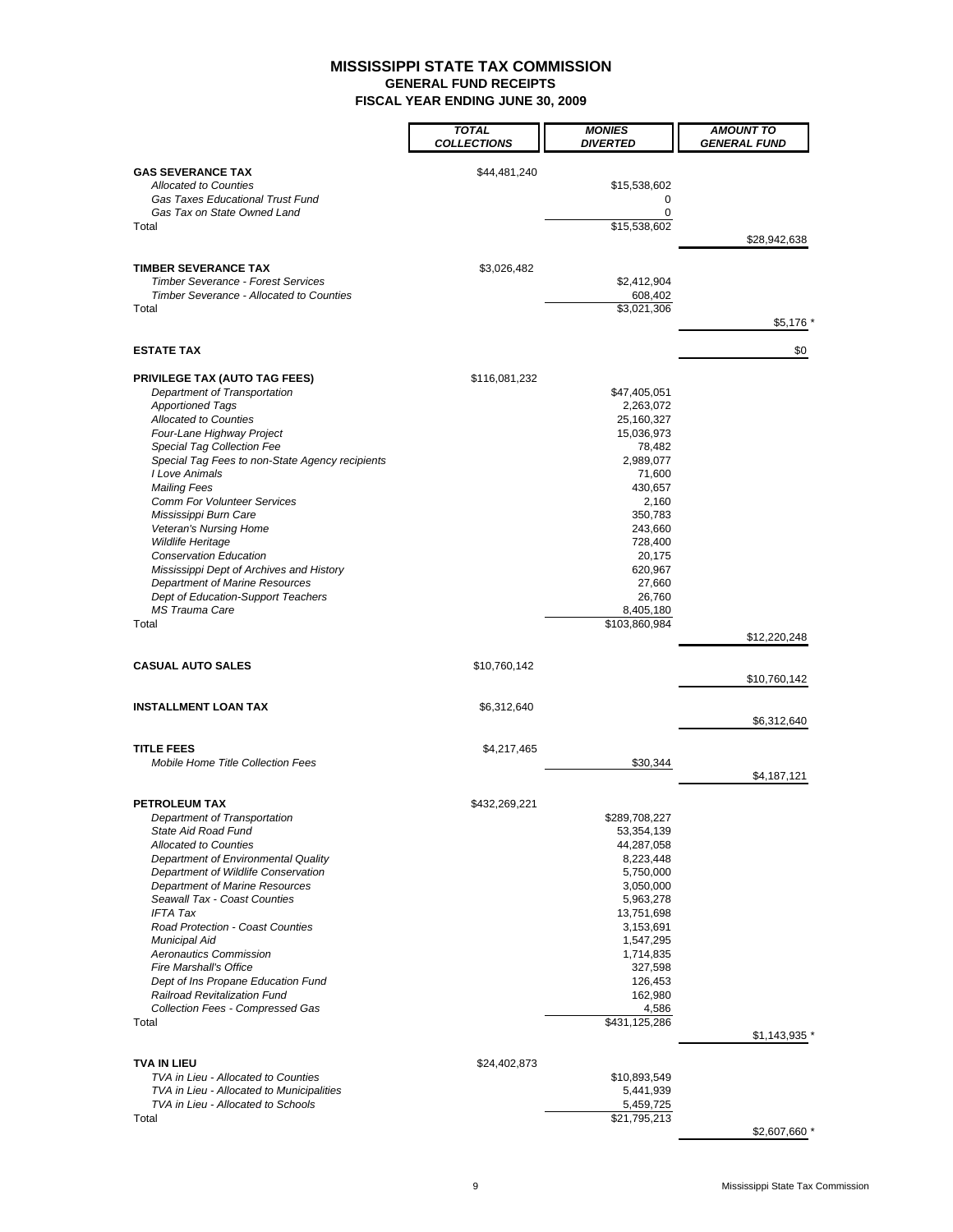# MISSISSIPPI STATE TAX COMMISSION
## GENERAL FUND RECEIPTS
## FISCAL YEAR ENDING JUNE 30, 2009

| | TOTAL COLLECTIONS | MONIES DIVERTED | AMOUNT TO GENERAL FUND |
|---|---|---|---|
| **GAS SEVERANCE TAX** | $44,481,240 | | |
| *Allocated to Counties* | | $15,538,602 | |
| *Gas Taxes Educational Trust Fund* | | 0 | |
| *Gas Tax on State Owned Land* | | 0 | |
| Total | | $15,538,602 | |
| | | | $28,942,638 |
| **TIMBER SEVERANCE TAX** | $3,026,482 | | |
| *Timber Severance - Forest Services* | | $2,412,904 | |
| *Timber Severance - Allocated to Counties* | | 608,402 | |
| Total | | $3,021,306 | |
| | | | $5,176 * |
| **ESTATE TAX** | | | $0 |
| **PRIVILEGE TAX (AUTO TAG FEES)** | $116,081,232 | | |
| *Department of Transportation* | | $47,405,051 | |
| *Apportioned Tags* | | 2,263,072 | |
| *Allocated to Counties* | | 25,160,327 | |
| *Four-Lane Highway Project* | | 15,036,973 | |
| *Special Tag Collection Fee* | | 78,482 | |
| *Special Tag Fees to non-State Agency recipients* | | 2,989,077 | |
| *I Love Animals* | | 71,600 | |
| *Mailing Fees* | | 430,657 | |
| *Comm For Volunteer Services* | | 2,160 | |
| *Mississippi Burn Care* | | 350,783 | |
| *Veteran's Nursing Home* | | 243,660 | |
| *Wildlife Heritage* | | 728,400 | |
| *Conservation Education* | | 20,175 | |
| *Mississippi Dept of Archives and History* | | 620,967 | |
| *Department of Marine Resources* | | 27,660 | |
| *Dept of Education-Support Teachers* | | 26,760 | |
| *MS Trauma Care* | | 8,405,180 | |
| Total | | $103,860,984 | |
| | | | $12,220,248 |
| **CASUAL AUTO SALES** | $10,760,142 | | |
| | | | $10,760,142 |
| **INSTALLMENT LOAN TAX** | $6,312,640 | | |
| | | | $6,312,640 |
| **TITLE FEES** | $4,217,465 | | |
| *Mobile Home Title Collection Fees* | | $30,344 | |
| | | | $4,187,121 |
| **PETROLEUM TAX** | $432,269,221 | | |
| *Department of Transportation* | | $289,708,227 | |
| *State Aid Road Fund* | | 53,354,139 | |
| *Allocated to Counties* | | 44,287,058 | |
| *Department of Environmental Quality* | | 8,223,448 | |
| *Department of Wildlife Conservation* | | 5,750,000 | |
| *Department of Marine Resources* | | 3,050,000 | |
| *Seawall Tax - Coast Counties* | | 5,963,278 | |
| *IFTA Tax* | | 13,751,698 | |
| *Road Protection - Coast Counties* | | 3,153,691 | |
| *Municipal Aid* | | 1,547,295 | |
| *Aeronautics Commission* | | 1,714,835 | |
| *Fire Marshall's Office* | | 327,598 | |
| *Dept of Ins Propane Education Fund* | | 126,453 | |
| *Railroad Revitalization Fund* | | 162,980 | |
| *Collection Fees - Compressed Gas* | | 4,586 | |
| Total | | $431,125,286 | |
| | | | $1,143,935 * |
| **TVA IN LIEU** | $24,402,873 | | |
| *TVA in Lieu - Allocated to Counties* | | $10,893,549 | |
| *TVA in Lieu - Allocated to Municipalities* | | 5,441,939 | |
| *TVA in Lieu - Allocated to Schools* | | 5,459,725 | |
| Total | | $21,795,213 | |
| | | | $2,607,660 * |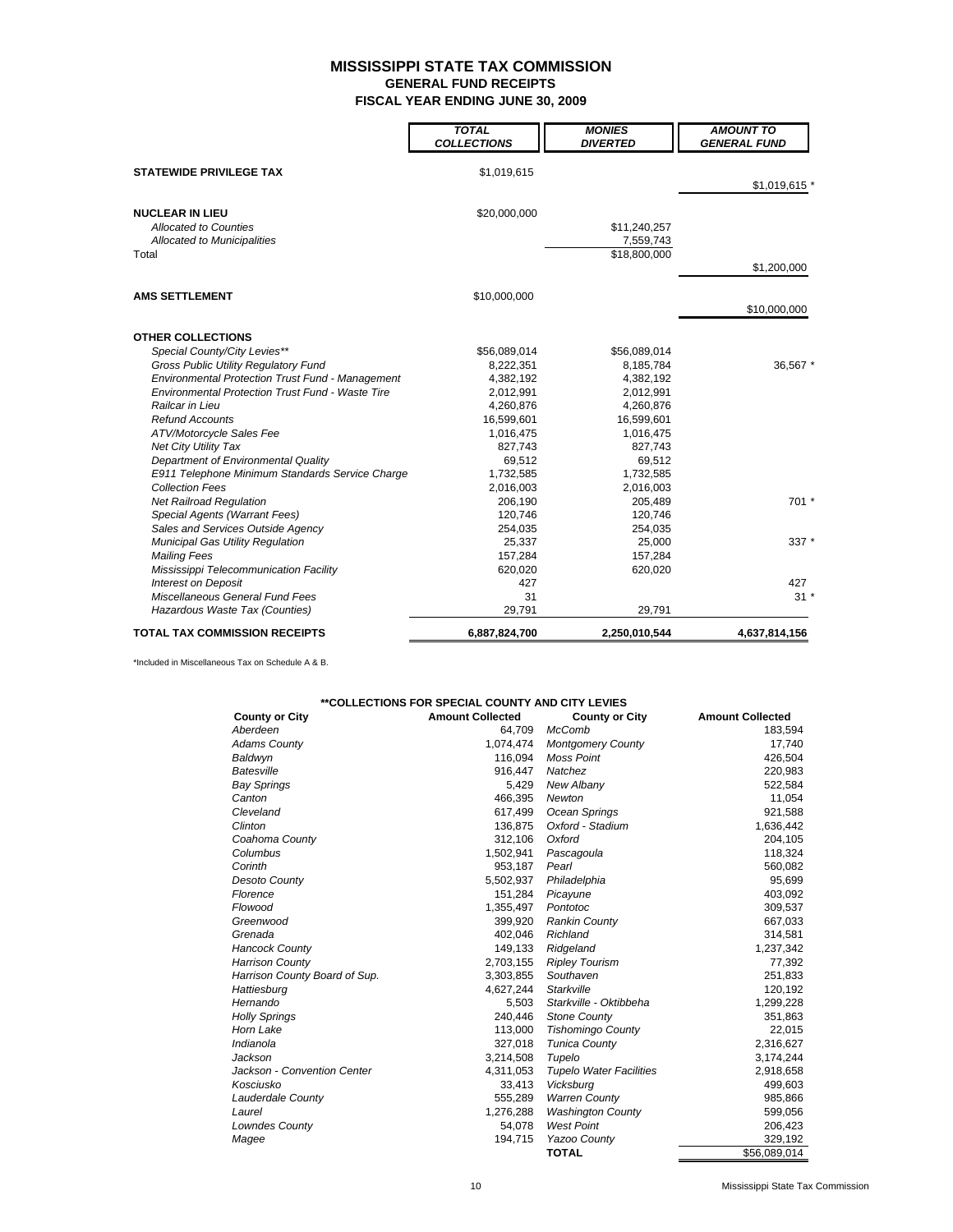# MISSISSIPPI STATE TAX COMMISSION
## GENERAL FUND RECEIPTS
## FISCAL YEAR ENDING JUNE 30, 2009

| | *TOTAL COLLECTIONS* | *MONIES DIVERTED* | *AMOUNT TO GENERAL FUND* |
|---|---|---|---|
| **STATEWIDE PRIVILEGE TAX** | $1,019,615 | | |
| | | | $1,019,615 * |
| **NUCLEAR IN LIEU** | $20,000,000 | | |
| *Allocated to Counties* | | $11,240,257 | |
| *Allocated to Municipalities* | | 7,559,743 | |
| Total | | $18,800,000 | |
| | | | $1,200,000 |
| **AMS SETTLEMENT** | $10,000,000 | | |
| | | | $10,000,000 |
| **OTHER COLLECTIONS** | | | |
| *Special County/City Levies*** | $56,089,014 | $56,089,014 | |
| *Gross Public Utility Regulatory Fund* | 8,222,351 | 8,185,784 | 36,567 * |
| *Environmental Protection Trust Fund - Management* | 4,382,192 | 4,382,192 | |
| *Environmental Protection Trust Fund - Waste Tire* | 2,012,991 | 2,012,991 | |
| *Railcar in Lieu* | 4,260,876 | 4,260,876 | |
| *Refund Accounts* | 16,599,601 | 16,599,601 | |
| *ATV/Motorcycle Sales Fee* | 1,016,475 | 1,016,475 | |
| *Net City Utility Tax* | 827,743 | 827,743 | |
| *Department of Environmental Quality* | 69,512 | 69,512 | |
| *E911 Telephone Minimum Standards Service Charge* | 1,732,585 | 1,732,585 | |
| *Collection Fees* | 2,016,003 | 2,016,003 | |
| *Net Railroad Regulation* | 206,190 | 205,489 | 701 * |
| *Special Agents (Warrant Fees)* | 120,746 | 120,746 | |
| *Sales and Services Outside Agency* | 254,035 | 254,035 | |
| *Municipal Gas Utility Regulation* | 25,337 | 25,000 | 337 * |
| *Mailing Fees* | 157,284 | 157,284 | |
| *Mississippi Telecommunication Facility* | 620,020 | 620,020 | |
| *Interest on Deposit* | 427 | | 427 |
| *Miscellaneous General Fund Fees* | 31 | | 31 * |
| *Hazardous Waste Tax (Counties)* | 29,791 | 29,791 | |
| **TOTAL TAX COMMISSION RECEIPTS** | **6,887,824,700** | **2,250,010,544** | **4,637,814,156** |

*Included in Miscellaneous Tax on Schedule A & B.

### **COLLECTIONS FOR SPECIAL COUNTY AND CITY LEVIES

| County or City | Amount Collected | County or City | Amount Collected |
|---|---|---|---|
| *Aberdeen* | 64,709 | *McComb* | 183,594 |
| *Adams County* | 1,074,474 | *Montgomery County* | 17,740 |
| *Baldwyn* | 116,094 | *Moss Point* | 426,504 |
| *Batesville* | 916,447 | *Natchez* | 220,983 |
| *Bay Springs* | 5,429 | *New Albany* | 522,584 |
| *Canton* | 466,395 | *Newton* | 11,054 |
| *Cleveland* | 617,499 | *Ocean Springs* | 921,588 |
| *Clinton* | 136,875 | *Oxford - Stadium* | 1,636,442 |
| *Coahoma County* | 312,106 | *Oxford* | 204,105 |
| *Columbus* | 1,502,941 | *Pascagoula* | 118,324 |
| *Corinth* | 953,187 | *Pearl* | 560,082 |
| *Desoto County* | 5,502,937 | *Philadelphia* | 95,699 |
| *Florence* | 151,284 | *Picayune* | 403,092 |
| *Flowood* | 1,355,497 | *Pontotoc* | 309,537 |
| *Greenwood* | 399,920 | *Rankin County* | 667,033 |
| *Grenada* | 402,046 | *Richland* | 314,581 |
| *Hancock County* | 149,133 | *Ridgeland* | 1,237,342 |
| *Harrison County* | 2,703,155 | *Ripley Tourism* | 77,392 |
| *Harrison County Board of Sup.* | 3,303,855 | *Southaven* | 251,833 |
| *Hattiesburg* | 4,627,244 | *Starkville* | 120,192 |
| *Hernando* | 5,503 | *Starkville - Oktibbeha* | 1,299,228 |
| *Holly Springs* | 240,446 | *Stone County* | 351,863 |
| *Horn Lake* | 113,000 | *Tishomingo County* | 22,015 |
| *Indianola* | 327,018 | *Tunica County* | 2,316,627 |
| *Jackson* | 3,214,508 | *Tupelo* | 3,174,244 |
| *Jackson - Convention Center* | 4,311,053 | *Tupelo Water Facilities* | 2,918,658 |
| *Kosciusko* | 33,413 | *Vicksburg* | 499,603 |
| *Lauderdale County* | 555,289 | *Warren County* | 985,866 |
| *Laurel* | 1,276,288 | *Washington County* | 599,056 |
| *Lowndes County* | 54,078 | *West Point* | 206,423 |
| *Magee* | 194,715 | *Yazoo County* | 329,192 |
| | | **TOTAL** | $56,089,014 |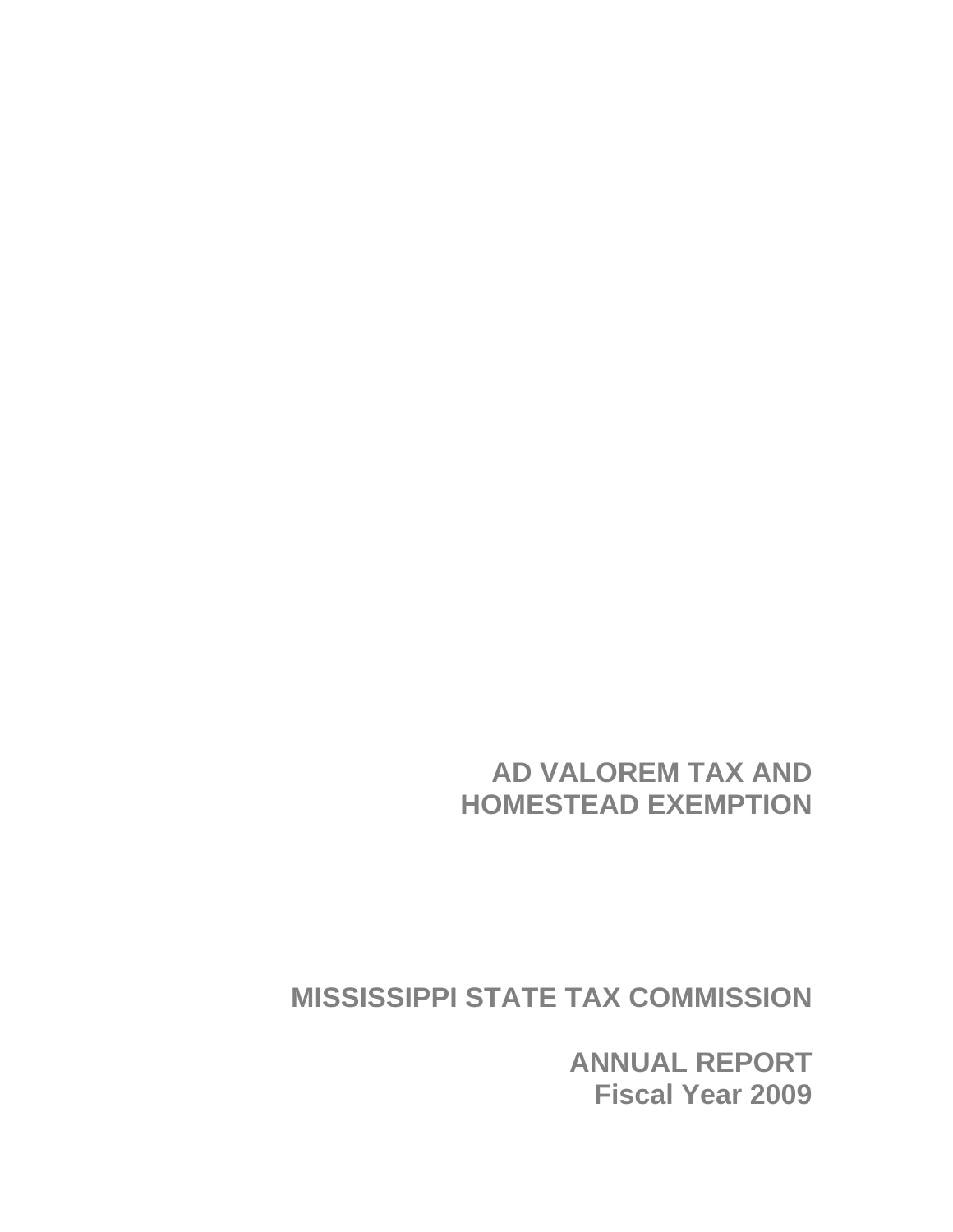# AD VALOREM TAX AND HOMESTEAD EXEMPTION

## MISSISSIPPI STATE TAX COMMISSION

## ANNUAL REPORT
## Fiscal Year 2009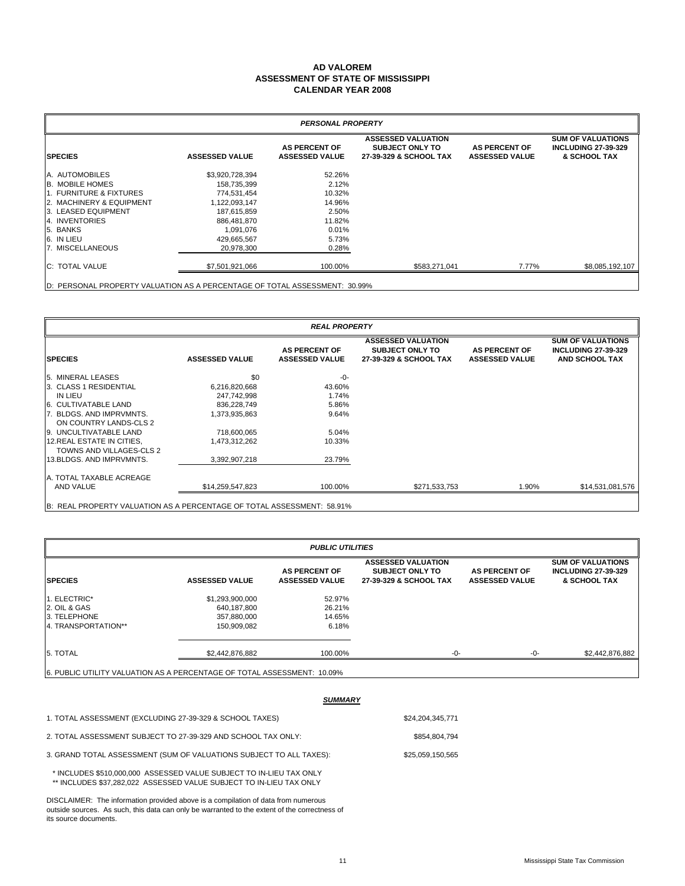# AD VALOREM
## ASSESSMENT OF STATE OF MISSISSIPPI
## CALENDAR YEAR 2008

| *PERSONAL PROPERTY* | | | | | |
|---|---|---|---|---|---|
| **SPECIES** | **ASSESSED VALUE** | **AS PERCENT OF ASSESSED VALUE** | **ASSESSED VALUATION SUBJECT ONLY TO 27-39-329 & SCHOOL TAX** | **AS PERCENT OF ASSESSED VALUE** | **SUM OF VALUATIONS INCLUDING 27-39-329 & SCHOOL TAX** |
| A. AUTOMOBILES | $3,920,728,394 | 52.26% | | | |
| B. MOBILE HOMES | 158,735,399 | 2.12% | | | |
| 1. FURNITURE & FIXTURES | 774,531,454 | 10.32% | | | |
| 2. MACHINERY & EQUIPMENT | 1,122,093,147 | 14.96% | | | |
| 3. LEASED EQUIPMENT | 187,615,859 | 2.50% | | | |
| 4. INVENTORIES | 886,481,870 | 11.82% | | | |
| 5. BANKS | 1,091,076 | 0.01% | | | |
| 6. IN LIEU | 429,665,567 | 5.73% | | | |
| 7. MISCELLANEOUS | 20,978,300 | 0.28% | | | |
| C: TOTAL VALUE | $7,501,921,066 | 100.00% | $583,271,041 | 7.77% | $8,085,192,107 |

D: PERSONAL PROPERTY VALUATION AS A PERCENTAGE OF TOTAL ASSESSMENT: 30.99%

| *REAL PROPERTY* | | | | | |
|---|---|---|---|---|---|
| **SPECIES** | **ASSESSED VALUE** | **AS PERCENT OF ASSESSED VALUE** | **ASSESSED VALUATION SUBJECT ONLY TO 27-39-329 & SCHOOL TAX** | **AS PERCENT OF ASSESSED VALUE** | **SUM OF VALUATIONS INCLUDING 27-39-329 AND SCHOOL TAX** |
| 5. MINERAL LEASES | $0 | -0- | | | |
| 3. CLASS 1 RESIDENTIAL | 6,216,820,668 | 43.60% | | | |
| IN LIEU | 247,742,998 | 1.74% | | | |
| 6. CULTIVATABLE LAND | 836,228,749 | 5.86% | | | |
| 7. BLDGS. AND IMPRVMNTS. ON COUNTRY LANDS-CLS 2 | 1,373,935,863 | 9.64% | | | |
| 9. UNCULTIVATABLE LAND | 718,600,065 | 5.04% | | | |
| 12. REAL ESTATE IN CITIES, TOWNS AND VILLAGES-CLS 2 | 1,473,312,262 | 10.33% | | | |
| 13. BLDGS. AND IMPRVMNTS. | 3,392,907,218 | 23.79% | | | |
| A. TOTAL TAXABLE ACREAGE AND VALUE | $14,259,547,823 | 100.00% | $271,533,753 | 1.90% | $14,531,081,576 |

B: REAL PROPERTY VALUATION AS A PERCENTAGE OF TOTAL ASSESSMENT: 58.91%

| *PUBLIC UTILITIES* | | | | | |
|---|---|---|---|---|---|
| **SPECIES** | **ASSESSED VALUE** | **AS PERCENT OF ASSESSED VALUE** | **ASSESSED VALUATION SUBJECT ONLY TO 27-39-329 & SCHOOL TAX** | **AS PERCENT OF ASSESSED VALUE** | **SUM OF VALUATIONS INCLUDING 27-39-329 & SCHOOL TAX** |
| 1. ELECTRIC* | $1,293,900,000 | 52.97% | | | |
| 2. OIL & GAS | 640,187,800 | 26.21% | | | |
| 3. TELEPHONE | 357,880,000 | 14.65% | | | |
| 4. TRANSPORTATION** | 150,909,082 | 6.18% | | | |
| 5. TOTAL | $2,442,876,882 | 100.00% | -0- | -0- | $2,442,876,882 |

6. PUBLIC UTILITY VALUATION AS A PERCENTAGE OF TOTAL ASSESSMENT: 10.09%

***SUMMARY***

| | |
|---|---|
| 1. TOTAL ASSESSMENT (EXCLUDING 27-39-329 & SCHOOL TAXES) | $24,204,345,771 |
| 2. TOTAL ASSESSMENT SUBJECT TO 27-39-329 AND SCHOOL TAX ONLY: | $854,804,794 |
| 3. GRAND TOTAL ASSESSMENT (SUM OF VALUATIONS SUBJECT TO ALL TAXES): | $25,059,150,565 |

\* INCLUDES $510,000,000 ASSESSED VALUE SUBJECT TO IN-LIEU TAX ONLY
** INCLUDES $37,282,022 ASSESSED VALUE SUBJECT TO IN-LIEU TAX ONLY

DISCLAIMER: The information provided above is a compilation of data from numerous outside sources. As such, this data can only be warranted to the extent of the correctness of its source documents.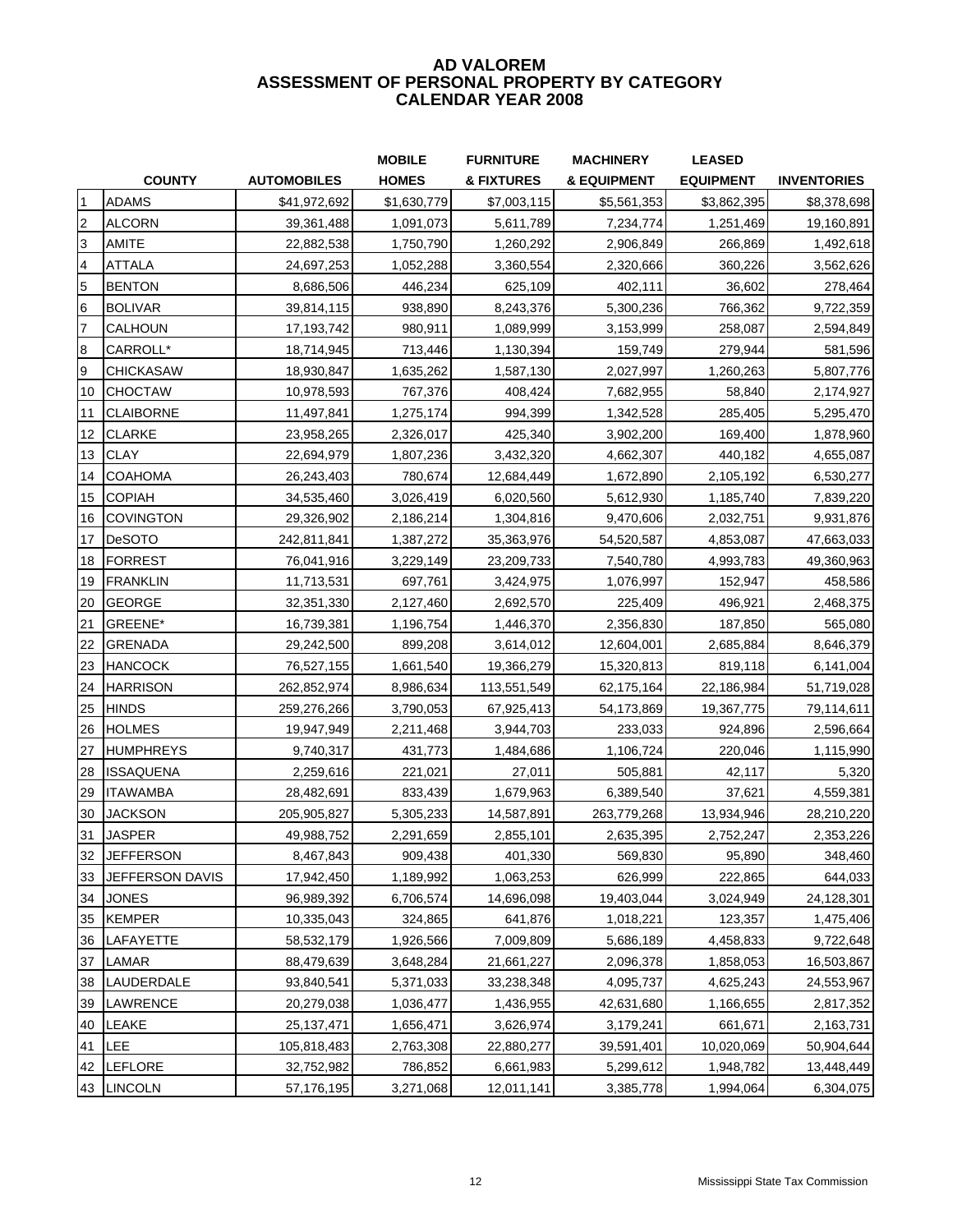# AD VALOREM
## ASSESSMENT OF PERSONAL PROPERTY BY CATEGORY
## CALENDAR YEAR 2008

| | COUNTY | AUTOMOBILES | MOBILE HOMES | FURNITURE & FIXTURES | MACHINERY & EQUIPMENT | LEASED EQUIPMENT | INVENTORIES |
|---|---|---|---|---|---|---|---|
| 1 | ADAMS | $41,972,692 | $1,630,779 | $7,003,115 | $5,561,353 | $3,862,395 | $8,378,698 |
| 2 | ALCORN | 39,361,488 | 1,091,073 | 5,611,789 | 7,234,774 | 1,251,469 | 19,160,891 |
| 3 | AMITE | 22,882,538 | 1,750,790 | 1,260,292 | 2,906,849 | 266,869 | 1,492,618 |
| 4 | ATTALA | 24,697,253 | 1,052,288 | 3,360,554 | 2,320,666 | 360,226 | 3,562,626 |
| 5 | BENTON | 8,686,506 | 446,234 | 625,109 | 402,111 | 36,602 | 278,464 |
| 6 | BOLIVAR | 39,814,115 | 938,890 | 8,243,376 | 5,300,236 | 766,362 | 9,722,359 |
| 7 | CALHOUN | 17,193,742 | 980,911 | 1,089,999 | 3,153,999 | 258,087 | 2,594,849 |
| 8 | CARROLL* | 18,714,945 | 713,446 | 1,130,394 | 159,749 | 279,944 | 581,596 |
| 9 | CHICKASAW | 18,930,847 | 1,635,262 | 1,587,130 | 2,027,997 | 1,260,263 | 5,807,776 |
| 10 | CHOCTAW | 10,978,593 | 767,376 | 408,424 | 7,682,955 | 58,840 | 2,174,927 |
| 11 | CLAIBORNE | 11,497,841 | 1,275,174 | 994,399 | 1,342,528 | 285,405 | 5,295,470 |
| 12 | CLARKE | 23,958,265 | 2,326,017 | 425,340 | 3,902,200 | 169,400 | 1,878,960 |
| 13 | CLAY | 22,694,979 | 1,807,236 | 3,432,320 | 4,662,307 | 440,182 | 4,655,087 |
| 14 | COAHOMA | 26,243,403 | 780,674 | 12,684,449 | 1,672,890 | 2,105,192 | 6,530,277 |
| 15 | COPIAH | 34,535,460 | 3,026,419 | 6,020,560 | 5,612,930 | 1,185,740 | 7,839,220 |
| 16 | COVINGTON | 29,326,902 | 2,186,214 | 1,304,816 | 9,470,606 | 2,032,751 | 9,931,876 |
| 17 | DeSOTO | 242,811,841 | 1,387,272 | 35,363,976 | 54,520,587 | 4,853,087 | 47,663,033 |
| 18 | FORREST | 76,041,916 | 3,229,149 | 23,209,733 | 7,540,780 | 4,993,783 | 49,360,963 |
| 19 | FRANKLIN | 11,713,531 | 697,761 | 3,424,975 | 1,076,997 | 152,947 | 458,586 |
| 20 | GEORGE | 32,351,330 | 2,127,460 | 2,692,570 | 225,409 | 496,921 | 2,468,375 |
| 21 | GREENE* | 16,739,381 | 1,196,754 | 1,446,370 | 2,356,830 | 187,850 | 565,080 |
| 22 | GRENADA | 29,242,500 | 899,208 | 3,614,012 | 12,604,001 | 2,685,884 | 8,646,379 |
| 23 | HANCOCK | 76,527,155 | 1,661,540 | 19,366,279 | 15,320,813 | 819,118 | 6,141,004 |
| 24 | HARRISON | 262,852,974 | 8,986,634 | 113,551,549 | 62,175,164 | 22,186,984 | 51,719,028 |
| 25 | HINDS | 259,276,266 | 3,790,053 | 67,925,413 | 54,173,869 | 19,367,775 | 79,114,611 |
| 26 | HOLMES | 19,947,949 | 2,211,468 | 3,944,703 | 233,033 | 924,896 | 2,596,664 |
| 27 | HUMPHREYS | 9,740,317 | 431,773 | 1,484,686 | 1,106,724 | 220,046 | 1,115,990 |
| 28 | ISSAQUENA | 2,259,616 | 221,021 | 27,011 | 505,881 | 42,117 | 5,320 |
| 29 | ITAWAMBA | 28,482,691 | 833,439 | 1,679,963 | 6,389,540 | 37,621 | 4,559,381 |
| 30 | JACKSON | 205,905,827 | 5,305,233 | 14,587,891 | 263,779,268 | 13,934,946 | 28,210,220 |
| 31 | JASPER | 49,988,752 | 2,291,659 | 2,855,101 | 2,635,395 | 2,752,247 | 2,353,226 |
| 32 | JEFFERSON | 8,467,843 | 909,438 | 401,330 | 569,830 | 95,890 | 348,460 |
| 33 | JEFFERSON DAVIS | 17,942,450 | 1,189,992 | 1,063,253 | 626,999 | 222,865 | 644,033 |
| 34 | JONES | 96,989,392 | 6,706,574 | 14,696,098 | 19,403,044 | 3,024,949 | 24,128,301 |
| 35 | KEMPER | 10,335,043 | 324,865 | 641,876 | 1,018,221 | 123,357 | 1,475,406 |
| 36 | LAFAYETTE | 58,532,179 | 1,926,566 | 7,009,809 | 5,686,189 | 4,458,833 | 9,722,648 |
| 37 | LAMAR | 88,479,639 | 3,648,284 | 21,661,227 | 2,096,378 | 1,858,053 | 16,503,867 |
| 38 | LAUDERDALE | 93,840,541 | 5,371,033 | 33,238,348 | 4,095,737 | 4,625,243 | 24,553,967 |
| 39 | LAWRENCE | 20,279,038 | 1,036,477 | 1,436,955 | 42,631,680 | 1,166,655 | 2,817,352 |
| 40 | LEAKE | 25,137,471 | 1,656,471 | 3,626,974 | 3,179,241 | 661,671 | 2,163,731 |
| 41 | LEE | 105,818,483 | 2,763,308 | 22,880,277 | 39,591,401 | 10,020,069 | 50,904,644 |
| 42 | LEFLORE | 32,752,982 | 786,852 | 6,661,983 | 5,299,612 | 1,948,782 | 13,448,449 |
| 43 | LINCOLN | 57,176,195 | 3,271,068 | 12,011,141 | 3,385,778 | 1,994,064 | 6,304,075 |

Mississippi State Tax Commission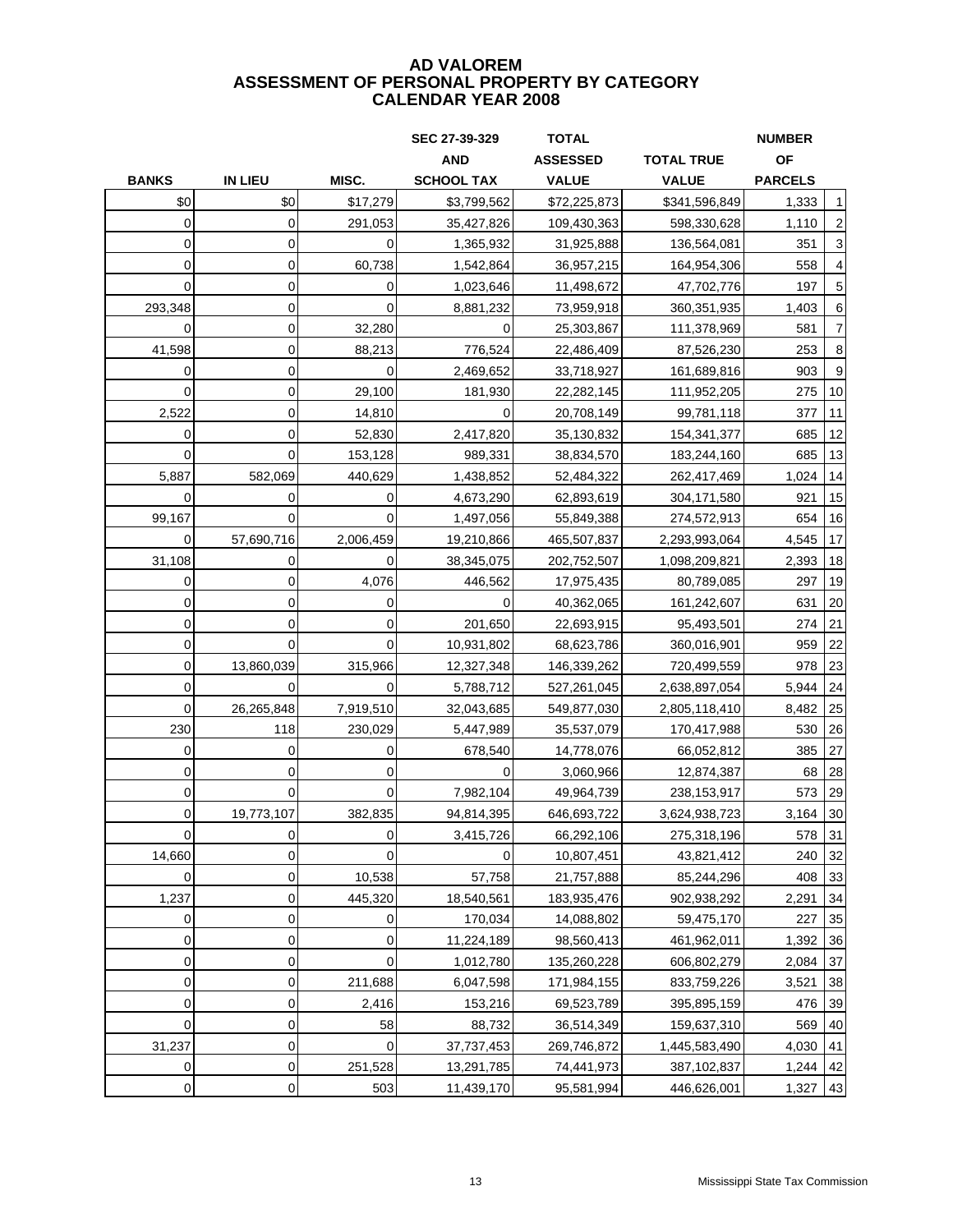# AD VALOREM
## ASSESSMENT OF PERSONAL PROPERTY BY CATEGORY
## CALENDAR YEAR 2008

| BANKS | IN LIEU | MISC. | SEC 27-39-329 AND SCHOOL TAX | TOTAL ASSESSED VALUE | TOTAL TRUE VALUE | NUMBER OF PARCELS | |
|---|---|---|---|---|---|---|---|
| $0 | $0 | $17,279 | $3,799,562 | $72,225,873 | $341,596,849 | 1,333 | 1 |
| 0 | 0 | 291,053 | 35,427,826 | 109,430,363 | 598,330,628 | 1,110 | 2 |
| 0 | 0 | 0 | 1,365,932 | 31,925,888 | 136,564,081 | 351 | 3 |
| 0 | 0 | 60,738 | 1,542,864 | 36,957,215 | 164,954,306 | 558 | 4 |
| 0 | 0 | 0 | 1,023,646 | 11,498,672 | 47,702,776 | 197 | 5 |
| 293,348 | 0 | 0 | 8,881,232 | 73,959,918 | 360,351,935 | 1,403 | 6 |
| 0 | 0 | 32,280 | 0 | 25,303,867 | 111,378,969 | 581 | 7 |
| 41,598 | 0 | 88,213 | 776,524 | 22,486,409 | 87,526,230 | 253 | 8 |
| 0 | 0 | 0 | 2,469,652 | 33,718,927 | 161,689,816 | 903 | 9 |
| 0 | 0 | 29,100 | 181,930 | 22,282,145 | 111,952,205 | 275 | 10 |
| 2,522 | 0 | 14,810 | 0 | 20,708,149 | 99,781,118 | 377 | 11 |
| 0 | 0 | 52,830 | 2,417,820 | 35,130,832 | 154,341,377 | 685 | 12 |
| 0 | 0 | 153,128 | 989,331 | 38,834,570 | 183,244,160 | 685 | 13 |
| 5,887 | 582,069 | 440,629 | 1,438,852 | 52,484,322 | 262,417,469 | 1,024 | 14 |
| 0 | 0 | 0 | 4,673,290 | 62,893,619 | 304,171,580 | 921 | 15 |
| 99,167 | 0 | 0 | 1,497,056 | 55,849,388 | 274,572,913 | 654 | 16 |
| 0 | 57,690,716 | 2,006,459 | 19,210,866 | 465,507,837 | 2,293,993,064 | 4,545 | 17 |
| 31,108 | 0 | 0 | 38,345,075 | 202,752,507 | 1,098,209,821 | 2,393 | 18 |
| 0 | 0 | 4,076 | 446,562 | 17,975,435 | 80,789,085 | 297 | 19 |
| 0 | 0 | 0 | 0 | 40,362,065 | 161,242,607 | 631 | 20 |
| 0 | 0 | 0 | 201,650 | 22,693,915 | 95,493,501 | 274 | 21 |
| 0 | 0 | 0 | 10,931,802 | 68,623,786 | 360,016,901 | 959 | 22 |
| 0 | 13,860,039 | 315,966 | 12,327,348 | 146,339,262 | 720,499,559 | 978 | 23 |
| 0 | 0 | 0 | 5,788,712 | 527,261,045 | 2,638,897,054 | 5,944 | 24 |
| 0 | 26,265,848 | 7,919,510 | 32,043,685 | 549,877,030 | 2,805,118,410 | 8,482 | 25 |
| 230 | 118 | 230,029 | 5,447,989 | 35,537,079 | 170,417,988 | 530 | 26 |
| 0 | 0 | 0 | 678,540 | 14,778,076 | 66,052,812 | 385 | 27 |
| 0 | 0 | 0 | 0 | 3,060,966 | 12,874,387 | 68 | 28 |
| 0 | 0 | 0 | 7,982,104 | 49,964,739 | 238,153,917 | 573 | 29 |
| 0 | 19,773,107 | 382,835 | 94,814,395 | 646,693,722 | 3,624,938,723 | 3,164 | 30 |
| 0 | 0 | 0 | 3,415,726 | 66,292,106 | 275,318,196 | 578 | 31 |
| 14,660 | 0 | 0 | 0 | 10,807,451 | 43,821,412 | 240 | 32 |
| 0 | 0 | 10,538 | 57,758 | 21,757,888 | 85,244,296 | 408 | 33 |
| 1,237 | 0 | 445,320 | 18,540,561 | 183,935,476 | 902,938,292 | 2,291 | 34 |
| 0 | 0 | 0 | 170,034 | 14,088,802 | 59,475,170 | 227 | 35 |
| 0 | 0 | 0 | 11,224,189 | 98,560,413 | 461,962,011 | 1,392 | 36 |
| 0 | 0 | 0 | 1,012,780 | 135,260,228 | 606,802,279 | 2,084 | 37 |
| 0 | 0 | 211,688 | 6,047,598 | 171,984,155 | 833,759,226 | 3,521 | 38 |
| 0 | 0 | 2,416 | 153,216 | 69,523,789 | 395,895,159 | 476 | 39 |
| 0 | 0 | 58 | 88,732 | 36,514,349 | 159,637,310 | 569 | 40 |
| 31,237 | 0 | 0 | 37,737,453 | 269,746,872 | 1,445,583,490 | 4,030 | 41 |
| 0 | 0 | 251,528 | 13,291,785 | 74,441,973 | 387,102,837 | 1,244 | 42 |
| 0 | 0 | 503 | 11,439,170 | 95,581,994 | 446,626,001 | 1,327 | 43 |

Mississippi State Tax Commission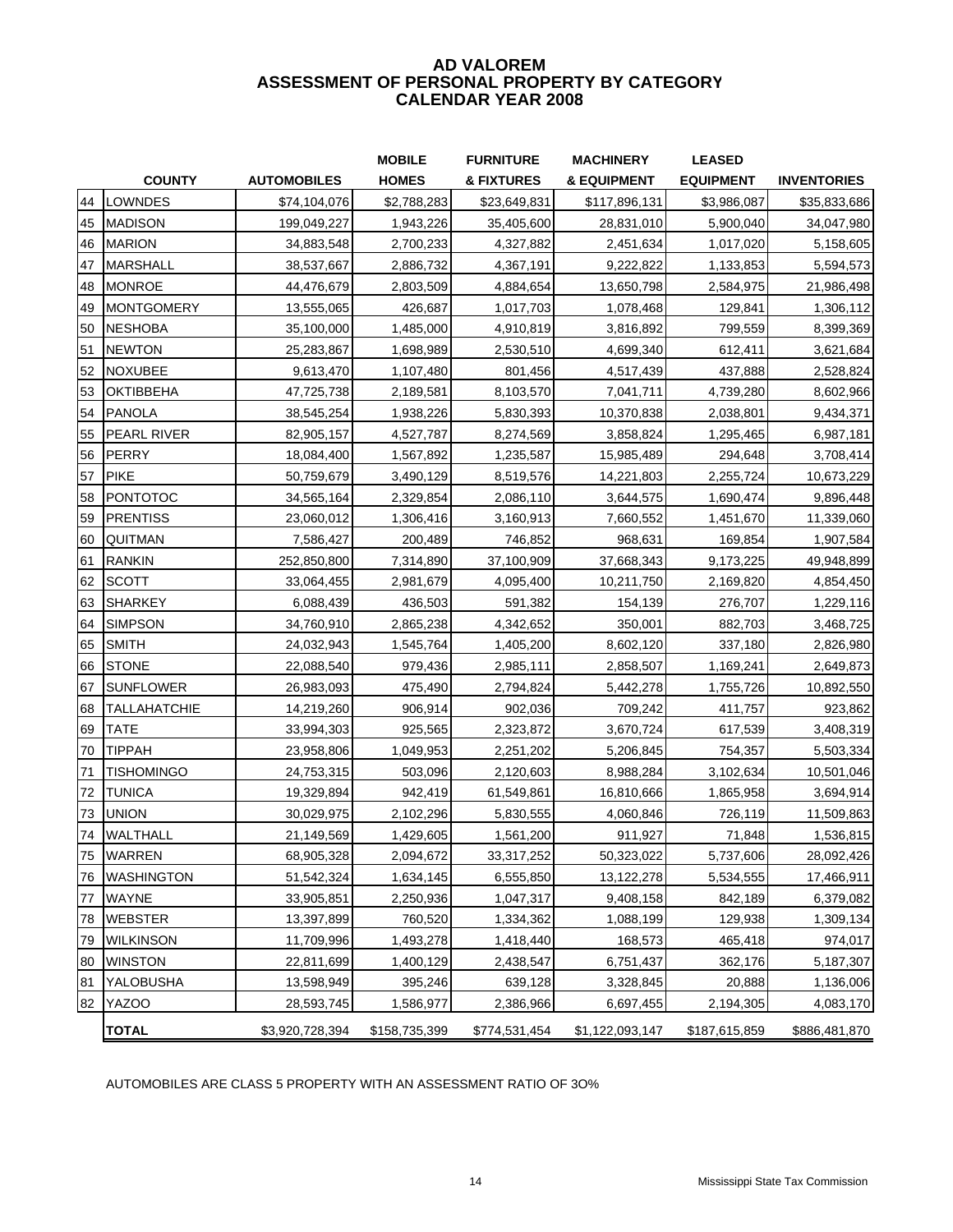# AD VALOREM
## ASSESSMENT OF PERSONAL PROPERTY BY CATEGORY
## CALENDAR YEAR 2008

| | COUNTY | AUTOMOBILES | MOBILE HOMES | FURNITURE & FIXTURES | MACHINERY & EQUIPMENT | LEASED EQUIPMENT | INVENTORIES |
|---|---|---|---|---|---|---|---|
| 44 | LOWNDES | $74,104,076 | $2,788,283 | $23,649,831 | $117,896,131 | $3,986,087 | $35,833,686 |
| 45 | MADISON | 199,049,227 | 1,943,226 | 35,405,600 | 28,831,010 | 5,900,040 | 34,047,980 |
| 46 | MARION | 34,883,548 | 2,700,233 | 4,327,882 | 2,451,634 | 1,017,020 | 5,158,605 |
| 47 | MARSHALL | 38,537,667 | 2,886,732 | 4,367,191 | 9,222,822 | 1,133,853 | 5,594,573 |
| 48 | MONROE | 44,476,679 | 2,803,509 | 4,884,654 | 13,650,798 | 2,584,975 | 21,986,498 |
| 49 | MONTGOMERY | 13,555,065 | 426,687 | 1,017,703 | 1,078,468 | 129,841 | 1,306,112 |
| 50 | NESHOBA | 35,100,000 | 1,485,000 | 4,910,819 | 3,816,892 | 799,559 | 8,399,369 |
| 51 | NEWTON | 25,283,867 | 1,698,989 | 2,530,510 | 4,699,340 | 612,411 | 3,621,684 |
| 52 | NOXUBEE | 9,613,470 | 1,107,480 | 801,456 | 4,517,439 | 437,888 | 2,528,824 |
| 53 | OKTIBBEHA | 47,725,738 | 2,189,581 | 8,103,570 | 7,041,711 | 4,739,280 | 8,602,966 |
| 54 | PANOLA | 38,545,254 | 1,938,226 | 5,830,393 | 10,370,838 | 2,038,801 | 9,434,371 |
| 55 | PEARL RIVER | 82,905,157 | 4,527,787 | 8,274,569 | 3,858,824 | 1,295,465 | 6,987,181 |
| 56 | PERRY | 18,084,400 | 1,567,892 | 1,235,587 | 15,985,489 | 294,648 | 3,708,414 |
| 57 | PIKE | 50,759,679 | 3,490,129 | 8,519,576 | 14,221,803 | 2,255,724 | 10,673,229 |
| 58 | PONTOTOC | 34,565,164 | 2,329,854 | 2,086,110 | 3,644,575 | 1,690,474 | 9,896,448 |
| 59 | PRENTISS | 23,060,012 | 1,306,416 | 3,160,913 | 7,660,552 | 1,451,670 | 11,339,060 |
| 60 | QUITMAN | 7,586,427 | 200,489 | 746,852 | 968,631 | 169,854 | 1,907,584 |
| 61 | RANKIN | 252,850,800 | 7,314,890 | 37,100,909 | 37,668,343 | 9,173,225 | 49,948,899 |
| 62 | SCOTT | 33,064,455 | 2,981,679 | 4,095,400 | 10,211,750 | 2,169,820 | 4,854,450 |
| 63 | SHARKEY | 6,088,439 | 436,503 | 591,382 | 154,139 | 276,707 | 1,229,116 |
| 64 | SIMPSON | 34,760,910 | 2,865,238 | 4,342,652 | 350,001 | 882,703 | 3,468,725 |
| 65 | SMITH | 24,032,943 | 1,545,764 | 1,405,200 | 8,602,120 | 337,180 | 2,826,980 |
| 66 | STONE | 22,088,540 | 979,436 | 2,985,111 | 2,858,507 | 1,169,241 | 2,649,873 |
| 67 | SUNFLOWER | 26,983,093 | 475,490 | 2,794,824 | 5,442,278 | 1,755,726 | 10,892,550 |
| 68 | TALLAHATCHIE | 14,219,260 | 906,914 | 902,036 | 709,242 | 411,757 | 923,862 |
| 69 | TATE | 33,994,303 | 925,565 | 2,323,872 | 3,670,724 | 617,539 | 3,408,319 |
| 70 | TIPPAH | 23,958,806 | 1,049,953 | 2,251,202 | 5,206,845 | 754,357 | 5,503,334 |
| 71 | TISHOMINGO | 24,753,315 | 503,096 | 2,120,603 | 8,988,284 | 3,102,634 | 10,501,046 |
| 72 | TUNICA | 19,329,894 | 942,419 | 61,549,861 | 16,810,666 | 1,865,958 | 3,694,914 |
| 73 | UNION | 30,029,975 | 2,102,296 | 5,830,555 | 4,060,846 | 726,119 | 11,509,863 |
| 74 | WALTHALL | 21,149,569 | 1,429,605 | 1,561,200 | 911,927 | 71,848 | 1,536,815 |
| 75 | WARREN | 68,905,328 | 2,094,672 | 33,317,252 | 50,323,022 | 5,737,606 | 28,092,426 |
| 76 | WASHINGTON | 51,542,324 | 1,634,145 | 6,555,850 | 13,122,278 | 5,534,555 | 17,466,911 |
| 77 | WAYNE | 33,905,851 | 2,250,936 | 1,047,317 | 9,408,158 | 842,189 | 6,379,082 |
| 78 | WEBSTER | 13,397,899 | 760,520 | 1,334,362 | 1,088,199 | 129,938 | 1,309,134 |
| 79 | WILKINSON | 11,709,996 | 1,493,278 | 1,418,440 | 168,573 | 465,418 | 974,017 |
| 80 | WINSTON | 22,811,699 | 1,400,129 | 2,438,547 | 6,751,437 | 362,176 | 5,187,307 |
| 81 | YALOBUSHA | 13,598,949 | 395,246 | 639,128 | 3,328,845 | 20,888 | 1,136,006 |
| 82 | YAZOO | 28,593,745 | 1,586,977 | 2,386,966 | 6,697,455 | 2,194,305 | 4,083,170 |
| | **TOTAL** | $3,920,728,394 | $158,735,399 | $774,531,454 | $1,122,093,147 | $187,615,859 | $886,481,870 |

AUTOMOBILES ARE CLASS 5 PROPERTY WITH AN ASSESSMENT RATIO OF 3O%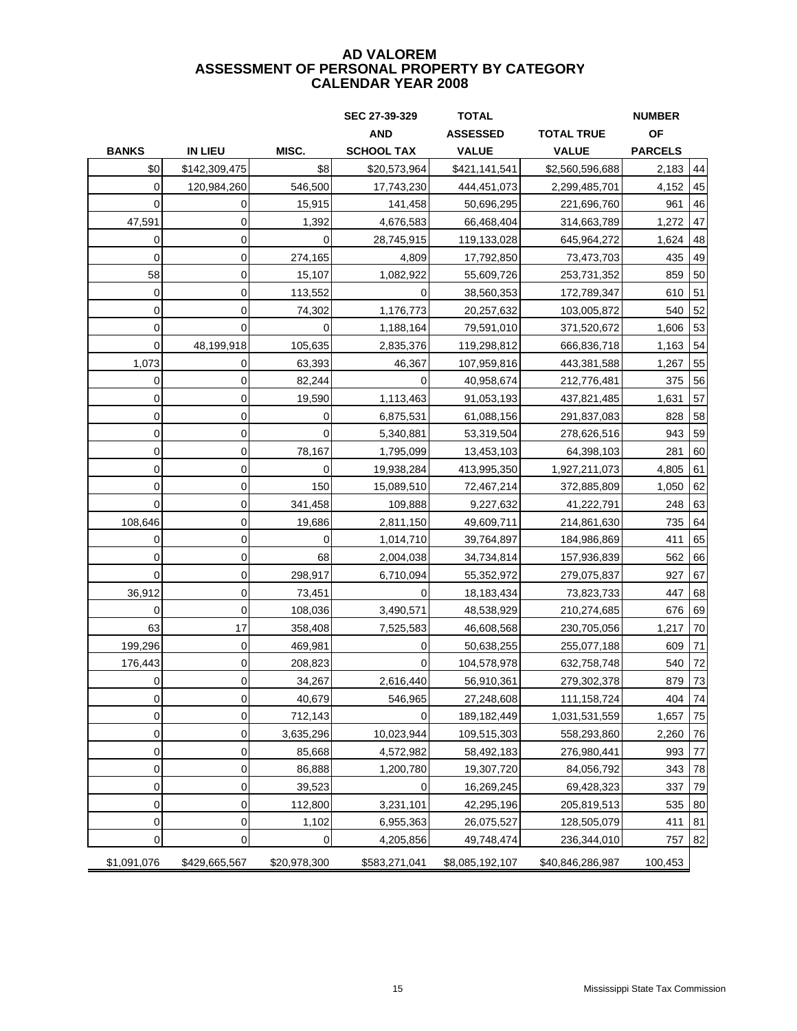# AD VALOREM
## ASSESSMENT OF PERSONAL PROPERTY BY CATEGORY
## CALENDAR YEAR 2008

| BANKS | IN LIEU | MISC. | SEC 27-39-329 AND SCHOOL TAX | TOTAL ASSESSED VALUE | TOTAL TRUE VALUE | NUMBER OF PARCELS | |
|---|---|---|---|---|---|---|---|
| $0 | $142,309,475 | $8 | $20,573,964 | $421,141,541 | $2,560,596,688 | 2,183 | 44 |
| 0 | 120,984,260 | 546,500 | 17,743,230 | 444,451,073 | 2,299,485,701 | 4,152 | 45 |
| 0 | 0 | 15,915 | 141,458 | 50,696,295 | 221,696,760 | 961 | 46 |
| 47,591 | 0 | 1,392 | 4,676,583 | 66,468,404 | 314,663,789 | 1,272 | 47 |
| 0 | 0 | 0 | 28,745,915 | 119,133,028 | 645,964,272 | 1,624 | 48 |
| 0 | 0 | 274,165 | 4,809 | 17,792,850 | 73,473,703 | 435 | 49 |
| 58 | 0 | 15,107 | 1,082,922 | 55,609,726 | 253,731,352 | 859 | 50 |
| 0 | 0 | 113,552 | 0 | 38,560,353 | 172,789,347 | 610 | 51 |
| 0 | 0 | 74,302 | 1,176,773 | 20,257,632 | 103,005,872 | 540 | 52 |
| 0 | 0 | 0 | 1,188,164 | 79,591,010 | 371,520,672 | 1,606 | 53 |
| 0 | 48,199,918 | 105,635 | 2,835,376 | 119,298,812 | 666,836,718 | 1,163 | 54 |
| 1,073 | 0 | 63,393 | 46,367 | 107,959,816 | 443,381,588 | 1,267 | 55 |
| 0 | 0 | 82,244 | 0 | 40,958,674 | 212,776,481 | 375 | 56 |
| 0 | 0 | 19,590 | 1,113,463 | 91,053,193 | 437,821,485 | 1,631 | 57 |
| 0 | 0 | 0 | 6,875,531 | 61,088,156 | 291,837,083 | 828 | 58 |
| 0 | 0 | 0 | 5,340,881 | 53,319,504 | 278,626,516 | 943 | 59 |
| 0 | 0 | 78,167 | 1,795,099 | 13,453,103 | 64,398,103 | 281 | 60 |
| 0 | 0 | 0 | 19,938,284 | 413,995,350 | 1,927,211,073 | 4,805 | 61 |
| 0 | 0 | 150 | 15,089,510 | 72,467,214 | 372,885,809 | 1,050 | 62 |
| 0 | 0 | 341,458 | 109,888 | 9,227,632 | 41,222,791 | 248 | 63 |
| 108,646 | 0 | 19,686 | 2,811,150 | 49,609,711 | 214,861,630 | 735 | 64 |
| 0 | 0 | 0 | 1,014,710 | 39,764,897 | 184,986,869 | 411 | 65 |
| 0 | 0 | 68 | 2,004,038 | 34,734,814 | 157,936,839 | 562 | 66 |
| 0 | 0 | 298,917 | 6,710,094 | 55,352,972 | 279,075,837 | 927 | 67 |
| 36,912 | 0 | 73,451 | 0 | 18,183,434 | 73,823,733 | 447 | 68 |
| 0 | 0 | 108,036 | 3,490,571 | 48,538,929 | 210,274,685 | 676 | 69 |
| 63 | 17 | 358,408 | 7,525,583 | 46,608,568 | 230,705,056 | 1,217 | 70 |
| 199,296 | 0 | 469,981 | 0 | 50,638,255 | 255,077,188 | 609 | 71 |
| 176,443 | 0 | 208,823 | 0 | 104,578,978 | 632,758,748 | 540 | 72 |
| 0 | 0 | 34,267 | 2,616,440 | 56,910,361 | 279,302,378 | 879 | 73 |
| 0 | 0 | 40,679 | 546,965 | 27,248,608 | 111,158,724 | 404 | 74 |
| 0 | 0 | 712,143 | 0 | 189,182,449 | 1,031,531,559 | 1,657 | 75 |
| 0 | 0 | 3,635,296 | 10,023,944 | 109,515,303 | 558,293,860 | 2,260 | 76 |
| 0 | 0 | 85,668 | 4,572,982 | 58,492,183 | 276,980,441 | 993 | 77 |
| 0 | 0 | 86,888 | 1,200,780 | 19,307,720 | 84,056,792 | 343 | 78 |
| 0 | 0 | 39,523 | 0 | 16,269,245 | 69,428,323 | 337 | 79 |
| 0 | 0 | 112,800 | 3,231,101 | 42,295,196 | 205,819,513 | 535 | 80 |
| 0 | 0 | 1,102 | 6,955,363 | 26,075,527 | 128,505,079 | 411 | 81 |
| 0 | 0 | 0 | 4,205,856 | 49,748,474 | 236,344,010 | 757 | 82 |
| $1,091,076 | $429,665,567 | $20,978,300 | $583,271,041 | $8,085,192,107 | $40,846,286,987 | 100,453 | |

Mississippi State Tax Commission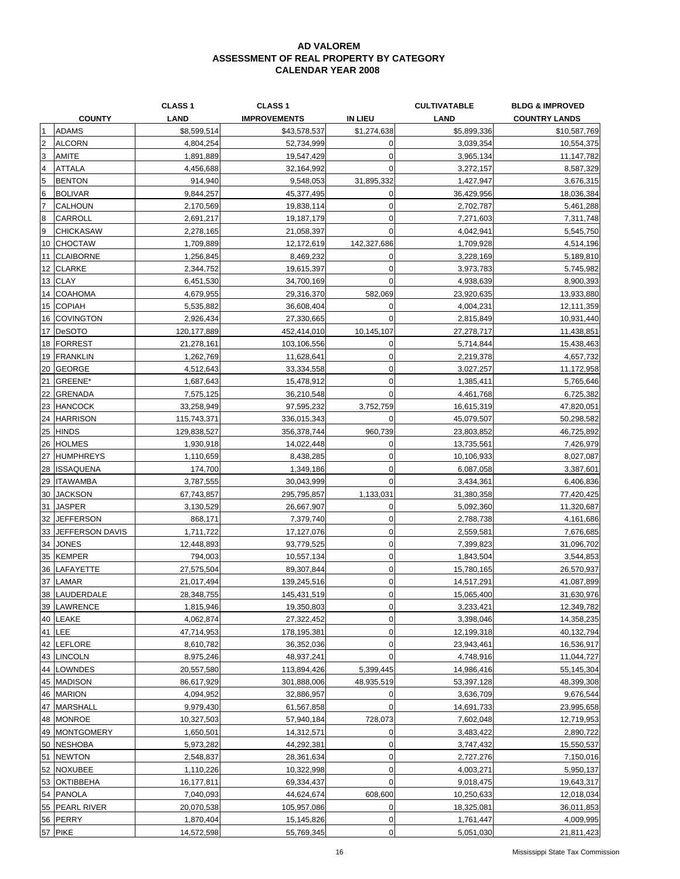# AD VALOREM
## ASSESSMENT OF REAL PROPERTY BY CATEGORY
## CALENDAR YEAR 2008

| | COUNTY | CLASS 1 LAND | CLASS 1 IMPROVEMENTS | IN LIEU | CULTIVATABLE LAND | BLDG & IMPROVED COUNTRY LANDS |
|---|---|---|---|---|---|---|
| 1 | ADAMS | $8,599,514 | $43,578,537 | $1,274,638 | $5,899,336 | $10,587,769 |
| 2 | ALCORN | 4,804,254 | 52,734,999 | 0 | 3,039,354 | 10,554,375 |
| 3 | AMITE | 1,891,889 | 19,547,429 | 0 | 3,965,134 | 11,147,782 |
| 4 | ATTALA | 4,456,688 | 32,164,992 | 0 | 3,272,157 | 8,587,329 |
| 5 | BENTON | 914,940 | 9,548,053 | 31,895,332 | 1,427,947 | 3,676,315 |
| 6 | BOLIVAR | 9,844,257 | 45,377,495 | 0 | 36,429,956 | 18,036,384 |
| 7 | CALHOUN | 2,170,569 | 19,838,114 | 0 | 2,702,787 | 5,461,288 |
| 8 | CARROLL | 2,691,217 | 19,187,179 | 0 | 7,271,603 | 7,311,748 |
| 9 | CHICKASAW | 2,278,165 | 21,058,397 | 0 | 4,042,941 | 5,545,750 |
| 10 | CHOCTAW | 1,709,889 | 12,172,619 | 142,327,686 | 1,709,928 | 4,514,196 |
| 11 | CLAIBORNE | 1,256,845 | 8,469,232 | 0 | 3,228,169 | 5,189,810 |
| 12 | CLARKE | 2,344,752 | 19,615,397 | 0 | 3,973,783 | 5,745,982 |
| 13 | CLAY | 6,451,530 | 34,700,169 | 0 | 4,938,639 | 8,900,393 |
| 14 | COAHOMA | 4,679,955 | 29,316,370 | 582,069 | 23,920,635 | 13,933,880 |
| 15 | COPIAH | 5,535,882 | 36,608,404 | 0 | 4,004,231 | 12,111,359 |
| 16 | COVINGTON | 2,926,434 | 27,330,665 | 0 | 2,815,849 | 10,931,440 |
| 17 | DeSOTO | 120,177,889 | 452,414,010 | 10,145,107 | 27,278,717 | 11,438,851 |
| 18 | FORREST | 21,278,161 | 103,106,556 | 0 | 5,714,844 | 15,438,463 |
| 19 | FRANKLIN | 1,262,769 | 11,628,641 | 0 | 2,219,378 | 4,657,732 |
| 20 | GEORGE | 4,512,643 | 33,334,558 | 0 | 3,027,257 | 11,172,958 |
| 21 | GREENE* | 1,687,643 | 15,478,912 | 0 | 1,385,411 | 5,765,646 |
| 22 | GRENADA | 7,575,125 | 36,210,548 | 0 | 4,461,768 | 6,725,382 |
| 23 | HANCOCK | 33,258,949 | 97,595,232 | 3,752,759 | 16,615,319 | 47,820,051 |
| 24 | HARRISON | 115,743,371 | 336,015,343 | 0 | 45,079,507 | 50,298,582 |
| 25 | HINDS | 129,838,527 | 356,378,744 | 960,739 | 23,803,852 | 46,725,892 |
| 26 | HOLMES | 1,930,918 | 14,022,448 | 0 | 13,735,561 | 7,426,979 |
| 27 | HUMPHREYS | 1,110,659 | 8,438,285 | 0 | 10,106,933 | 8,027,087 |
| 28 | ISSAQUENA | 174,700 | 1,349,186 | 0 | 6,087,058 | 3,387,601 |
| 29 | ITAWAMBA | 3,787,555 | 30,043,999 | 0 | 3,434,361 | 6,406,836 |
| 30 | JACKSON | 67,743,857 | 295,795,857 | 1,133,031 | 31,380,358 | 77,420,425 |
| 31 | JASPER | 3,130,529 | 26,667,907 | 0 | 5,092,360 | 11,320,687 |
| 32 | JEFFERSON | 868,171 | 7,379,740 | 0 | 2,788,738 | 4,161,686 |
| 33 | JEFFERSON DAVIS | 1,711,722 | 17,127,076 | 0 | 2,559,581 | 7,676,685 |
| 34 | JONES | 12,448,893 | 93,779,525 | 0 | 7,399,823 | 31,096,702 |
| 35 | KEMPER | 794,003 | 10,557,134 | 0 | 1,843,504 | 3,544,853 |
| 36 | LAFAYETTE | 27,575,504 | 89,307,844 | 0 | 15,780,165 | 26,570,937 |
| 37 | LAMAR | 21,017,494 | 139,245,516 | 0 | 14,517,291 | 41,087,899 |
| 38 | LAUDERDALE | 28,348,755 | 145,431,519 | 0 | 15,065,400 | 31,630,976 |
| 39 | LAWRENCE | 1,815,946 | 19,350,803 | 0 | 3,233,421 | 12,349,782 |
| 40 | LEAKE | 4,062,874 | 27,322,452 | 0 | 3,398,046 | 14,358,235 |
| 41 | LEE | 47,714,953 | 178,195,381 | 0 | 12,199,318 | 40,132,794 |
| 42 | LEFLORE | 8,610,782 | 36,352,036 | 0 | 23,943,461 | 16,536,917 |
| 43 | LINCOLN | 8,975,246 | 48,937,241 | 0 | 4,748,916 | 11,044,727 |
| 44 | LOWNDES | 20,557,580 | 113,894,426 | 5,399,445 | 14,986,416 | 55,145,304 |
| 45 | MADISON | 86,617,929 | 301,888,006 | 48,935,519 | 53,397,128 | 48,399,308 |
| 46 | MARION | 4,094,952 | 32,886,957 | 0 | 3,636,709 | 9,676,544 |
| 47 | MARSHALL | 9,979,430 | 61,567,858 | 0 | 14,691,733 | 23,995,658 |
| 48 | MONROE | 10,327,503 | 57,940,184 | 728,073 | 7,602,048 | 12,719,953 |
| 49 | MONTGOMERY | 1,650,501 | 14,312,571 | 0 | 3,483,422 | 2,890,722 |
| 50 | NESHOBA | 5,973,282 | 44,292,381 | 0 | 3,747,432 | 15,550,537 |
| 51 | NEWTON | 2,548,837 | 28,361,634 | 0 | 2,727,276 | 7,150,016 |
| 52 | NOXUBEE | 1,110,226 | 10,322,998 | 0 | 4,003,271 | 5,950,137 |
| 53 | OKTIBBEHA | 16,177,811 | 69,334,437 | 0 | 9,018,475 | 19,643,317 |
| 54 | PANOLA | 7,040,093 | 44,624,674 | 608,600 | 10,250,633 | 12,018,034 |
| 55 | PEARL RIVER | 20,070,538 | 105,957,086 | 0 | 18,325,081 | 36,011,853 |
| 56 | PERRY | 1,870,404 | 15,145,826 | 0 | 1,761,447 | 4,009,995 |
| 57 | PIKE | 14,572,598 | 55,769,345 | 0 | 5,051,030 | 21,811,423 |

Mississippi State Tax Commission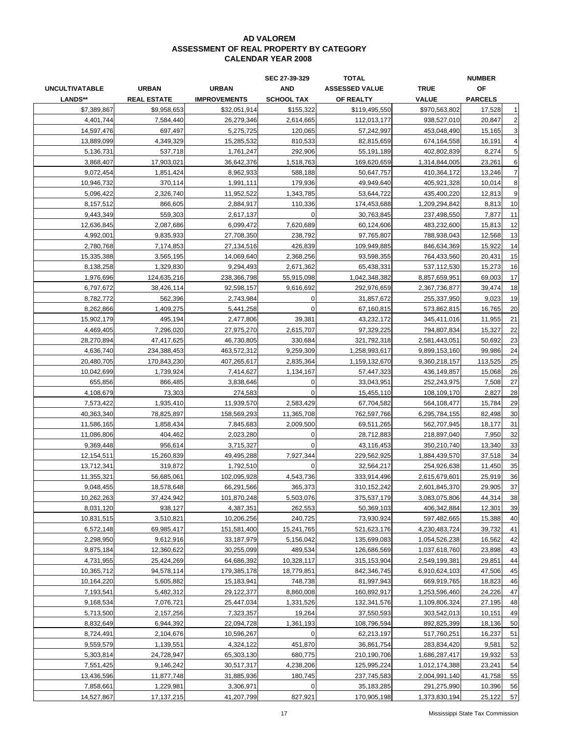# AD VALOREM
## ASSESSMENT OF REAL PROPERTY BY CATEGORY
## CALENDAR YEAR 2008

| UNCULTIVATABLE LANDS** | URBAN REAL ESTATE | URBAN IMPROVEMENTS | SEC 27-39-329 AND SCHOOL TAX | TOTAL ASSESSED VALUE OF REALTY | TRUE VALUE | NUMBER OF PARCELS | |
|---|---|---|---|---|---|---|---|
| $7,389,867 | $9,958,653 | $32,051,914 | $155,322 | $119,495,550 | $970,563,802 | 17,528 | 1 |
| 4,401,744 | 7,584,440 | 26,279,346 | 2,614,665 | 112,013,177 | 938,527,010 | 20,847 | 2 |
| 14,597,476 | 697,497 | 5,275,725 | 120,065 | 57,242,997 | 453,048,490 | 15,165 | 3 |
| 13,889,099 | 4,349,329 | 15,285,532 | 810,533 | 82,815,659 | 674,164,558 | 16,191 | 4 |
| 5,136,731 | 537,718 | 1,761,247 | 292,906 | 55,191,189 | 402,802,839 | 8,274 | 5 |
| 3,868,407 | 17,903,021 | 36,642,376 | 1,518,763 | 169,620,659 | 1,314,844,005 | 23,261 | 6 |
| 9,072,454 | 1,851,424 | 8,962,933 | 588,188 | 50,647,757 | 410,364,172 | 13,246 | 7 |
| 10,946,732 | 370,114 | 1,991,111 | 179,936 | 49,949,640 | 405,921,328 | 10,014 | 8 |
| 5,096,422 | 2,326,740 | 11,952,522 | 1,343,785 | 53,644,722 | 435,400,220 | 12,813 | 9 |
| 8,157,512 | 866,605 | 2,884,917 | 110,336 | 174,453,688 | 1,209,294,842 | 8,813 | 10 |
| 9,443,349 | 559,303 | 2,617,137 | 0 | 30,763,845 | 237,498,550 | 7,877 | 11 |
| 12,636,845 | 2,087,686 | 6,099,472 | 7,620,689 | 60,124,606 | 483,232,600 | 15,813 | 12 |
| 4,992,001 | 9,835,933 | 27,708,350 | 238,792 | 97,765,807 | 788,938,043 | 12,568 | 13 |
| 2,780,768 | 7,174,853 | 27,134,516 | 426,839 | 109,949,885 | 846,634,369 | 15,922 | 14 |
| 15,335,388 | 3,565,195 | 14,069,640 | 2,368,256 | 93,598,355 | 764,433,560 | 20,431 | 15 |
| 8,138,258 | 1,329,830 | 9,294,493 | 2,671,362 | 65,438,331 | 537,112,530 | 15,273 | 16 |
| 1,976,696 | 124,635,216 | 238,366,798 | 55,915,098 | 1,042,348,382 | 8,857,659,951 | 69,003 | 17 |
| 6,797,672 | 38,426,114 | 92,598,157 | 9,616,692 | 292,976,659 | 2,367,736,877 | 39,474 | 18 |
| 8,782,772 | 562,396 | 2,743,984 | 0 | 31,857,672 | 255,337,950 | 9,023 | 19 |
| 8,262,866 | 1,409,275 | 5,441,258 | 0 | 67,160,815 | 573,862,815 | 16,765 | 20 |
| 15,902,179 | 495,194 | 2,477,806 | 39,381 | 43,232,172 | 345,411,016 | 11,955 | 21 |
| 4,469,405 | 7,296,020 | 27,975,270 | 2,615,707 | 97,329,225 | 794,807,834 | 15,327 | 22 |
| 28,270,894 | 47,417,625 | 46,730,805 | 330,684 | 321,792,318 | 2,581,443,051 | 50,692 | 23 |
| 4,636,740 | 234,388,453 | 463,572,312 | 9,259,309 | 1,258,993,617 | 9,899,153,160 | 99,986 | 24 |
| 20,480,705 | 170,843,230 | 407,265,617 | 2,835,364 | 1,159,132,670 | 9,360,218,157 | 113,525 | 25 |
| 10,042,699 | 1,739,924 | 7,414,627 | 1,134,167 | 57,447,323 | 436,149,857 | 15,068 | 26 |
| 655,856 | 866,485 | 3,838,646 | 0 | 33,043,951 | 252,243,975 | 7,508 | 27 |
| 4,108,679 | 73,303 | 274,583 | 0 | 15,455,110 | 108,109,170 | 2,827 | 28 |
| 7,573,422 | 1,935,410 | 11,939,570 | 2,583,429 | 67,704,582 | 564,108,477 | 15,784 | 29 |
| 40,363,340 | 78,825,897 | 158,569,293 | 11,365,708 | 762,597,766 | 6,295,784,155 | 82,498 | 30 |
| 11,586,165 | 1,858,434 | 7,845,683 | 2,009,500 | 69,511,265 | 562,707,945 | 18,177 | 31 |
| 11,086,806 | 404,462 | 2,023,280 | 0 | 28,712,883 | 218,897,040 | 7,950 | 32 |
| 9,369,448 | 956,614 | 3,715,327 | 0 | 43,116,453 | 350,210,740 | 13,340 | 33 |
| 12,154,511 | 15,260,839 | 49,495,288 | 7,927,344 | 229,562,925 | 1,884,439,570 | 37,518 | 34 |
| 13,712,341 | 319,872 | 1,792,510 | 0 | 32,564,217 | 254,926,638 | 11,450 | 35 |
| 11,355,321 | 56,685,061 | 102,095,928 | 4,543,736 | 333,914,496 | 2,615,679,601 | 25,919 | 36 |
| 9,048,455 | 18,578,648 | 66,291,566 | 365,373 | 310,152,242 | 2,601,845,370 | 29,905 | 37 |
| 10,262,263 | 37,424,942 | 101,870,248 | 5,503,076 | 375,537,179 | 3,083,075,806 | 44,314 | 38 |
| 8,031,120 | 938,127 | 4,387,351 | 262,553 | 50,369,103 | 406,342,884 | 12,301 | 39 |
| 10,831,515 | 3,510,821 | 10,206,256 | 240,725 | 73,930,924 | 597,482,665 | 15,388 | 40 |
| 6,572,148 | 69,985,417 | 151,581,400 | 15,241,765 | 521,623,176 | 4,230,483,724 | 39,732 | 41 |
| 2,298,950 | 9,612,916 | 33,187,979 | 5,156,042 | 135,699,083 | 1,054,526,238 | 16,562 | 42 |
| 9,875,184 | 12,360,622 | 30,255,099 | 489,534 | 126,686,569 | 1,037,618,760 | 23,898 | 43 |
| 4,731,955 | 25,424,269 | 64,686,392 | 10,328,117 | 315,153,904 | 2,549,199,381 | 29,851 | 44 |
| 10,365,712 | 94,578,114 | 179,385,178 | 18,779,851 | 842,346,745 | 6,910,624,103 | 47,506 | 45 |
| 10,164,220 | 5,605,882 | 15,183,941 | 748,738 | 81,997,943 | 669,919,765 | 18,823 | 46 |
| 7,193,541 | 5,482,312 | 29,122,377 | 8,860,008 | 160,892,917 | 1,253,596,460 | 24,226 | 47 |
| 9,168,534 | 7,076,721 | 25,447,034 | 1,331,526 | 132,341,576 | 1,109,806,324 | 27,195 | 48 |
| 5,713,500 | 2,157,256 | 7,323,357 | 19,264 | 37,550,593 | 303,542,013 | 10,151 | 49 |
| 8,832,649 | 6,944,392 | 22,094,728 | 1,361,193 | 108,796,594 | 892,825,399 | 18,136 | 50 |
| 8,724,491 | 2,104,676 | 10,596,267 | 0 | 62,213,197 | 517,760,251 | 16,237 | 51 |
| 9,559,579 | 1,139,551 | 4,324,122 | 451,870 | 36,861,754 | 283,834,420 | 9,581 | 52 |
| 5,303,814 | 24,728,947 | 65,303,130 | 680,775 | 210,190,706 | 1,686,287,417 | 19,932 | 53 |
| 7,551,425 | 9,146,242 | 30,517,317 | 4,238,206 | 125,995,224 | 1,012,174,388 | 23,241 | 54 |
| 13,436,596 | 11,877,748 | 31,885,936 | 180,745 | 237,745,583 | 2,004,991,140 | 41,758 | 55 |
| 7,858,661 | 1,229,981 | 3,306,971 | 0 | 35,183,285 | 291,275,990 | 10,396 | 56 |
| 14,527,867 | 17,137,215 | 41,207,799 | 827,921 | 170,905,198 | 1,373,830,194 | 25,122 | 57 |

Mississippi State Tax Commission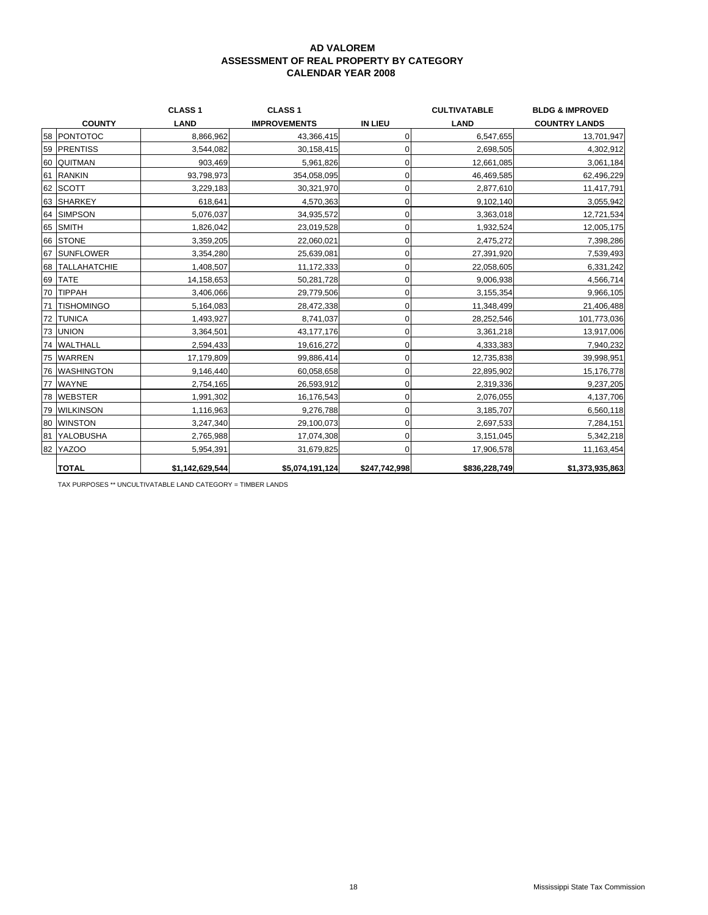# AD VALOREM
## ASSESSMENT OF REAL PROPERTY BY CATEGORY
## CALENDAR YEAR 2008

| | COUNTY | CLASS 1 LAND | CLASS 1 IMPROVEMENTS | IN LIEU | CULTIVATABLE LAND | BLDG & IMPROVED COUNTRY LANDS |
|---|---|---|---|---|---|---|
| 58 | PONTOTOC | 8,866,962 | 43,366,415 | 0 | 6,547,655 | 13,701,947 |
| 59 | PRENTISS | 3,544,082 | 30,158,415 | 0 | 2,698,505 | 4,302,912 |
| 60 | QUITMAN | 903,469 | 5,961,826 | 0 | 12,661,085 | 3,061,184 |
| 61 | RANKIN | 93,798,973 | 354,058,095 | 0 | 46,469,585 | 62,496,229 |
| 62 | SCOTT | 3,229,183 | 30,321,970 | 0 | 2,877,610 | 11,417,791 |
| 63 | SHARKEY | 618,641 | 4,570,363 | 0 | 9,102,140 | 3,055,942 |
| 64 | SIMPSON | 5,076,037 | 34,935,572 | 0 | 3,363,018 | 12,721,534 |
| 65 | SMITH | 1,826,042 | 23,019,528 | 0 | 1,932,524 | 12,005,175 |
| 66 | STONE | 3,359,205 | 22,060,021 | 0 | 2,475,272 | 7,398,286 |
| 67 | SUNFLOWER | 3,354,280 | 25,639,081 | 0 | 27,391,920 | 7,539,493 |
| 68 | TALLAHATCHIE | 1,408,507 | 11,172,333 | 0 | 22,058,605 | 6,331,242 |
| 69 | TATE | 14,158,653 | 50,281,728 | 0 | 9,006,938 | 4,566,714 |
| 70 | TIPPAH | 3,406,066 | 29,779,506 | 0 | 3,155,354 | 9,966,105 |
| 71 | TISHOMINGO | 5,164,083 | 28,472,338 | 0 | 11,348,499 | 21,406,488 |
| 72 | TUNICA | 1,493,927 | 8,741,037 | 0 | 28,252,546 | 101,773,036 |
| 73 | UNION | 3,364,501 | 43,177,176 | 0 | 3,361,218 | 13,917,006 |
| 74 | WALTHALL | 2,594,433 | 19,616,272 | 0 | 4,333,383 | 7,940,232 |
| 75 | WARREN | 17,179,809 | 99,886,414 | 0 | 12,735,838 | 39,998,951 |
| 76 | WASHINGTON | 9,146,440 | 60,058,658 | 0 | 22,895,902 | 15,176,778 |
| 77 | WAYNE | 2,754,165 | 26,593,912 | 0 | 2,319,336 | 9,237,205 |
| 78 | WEBSTER | 1,991,302 | 16,176,543 | 0 | 2,076,055 | 4,137,706 |
| 79 | WILKINSON | 1,116,963 | 9,276,788 | 0 | 3,185,707 | 6,560,118 |
| 80 | WINSTON | 3,247,340 | 29,100,073 | 0 | 2,697,533 | 7,284,151 |
| 81 | YALOBUSHA | 2,765,988 | 17,074,308 | 0 | 3,151,045 | 5,342,218 |
| 82 | YAZOO | 5,954,391 | 31,679,825 | 0 | 17,906,578 | 11,163,454 |
| | **TOTAL** | **$1,142,629,544** | **$5,074,191,124** | **$247,742,998** | **$836,228,749** | **$1,373,935,863** |

TAX PURPOSES ** UNCULTIVATABLE LAND CATEGORY = TIMBER LANDS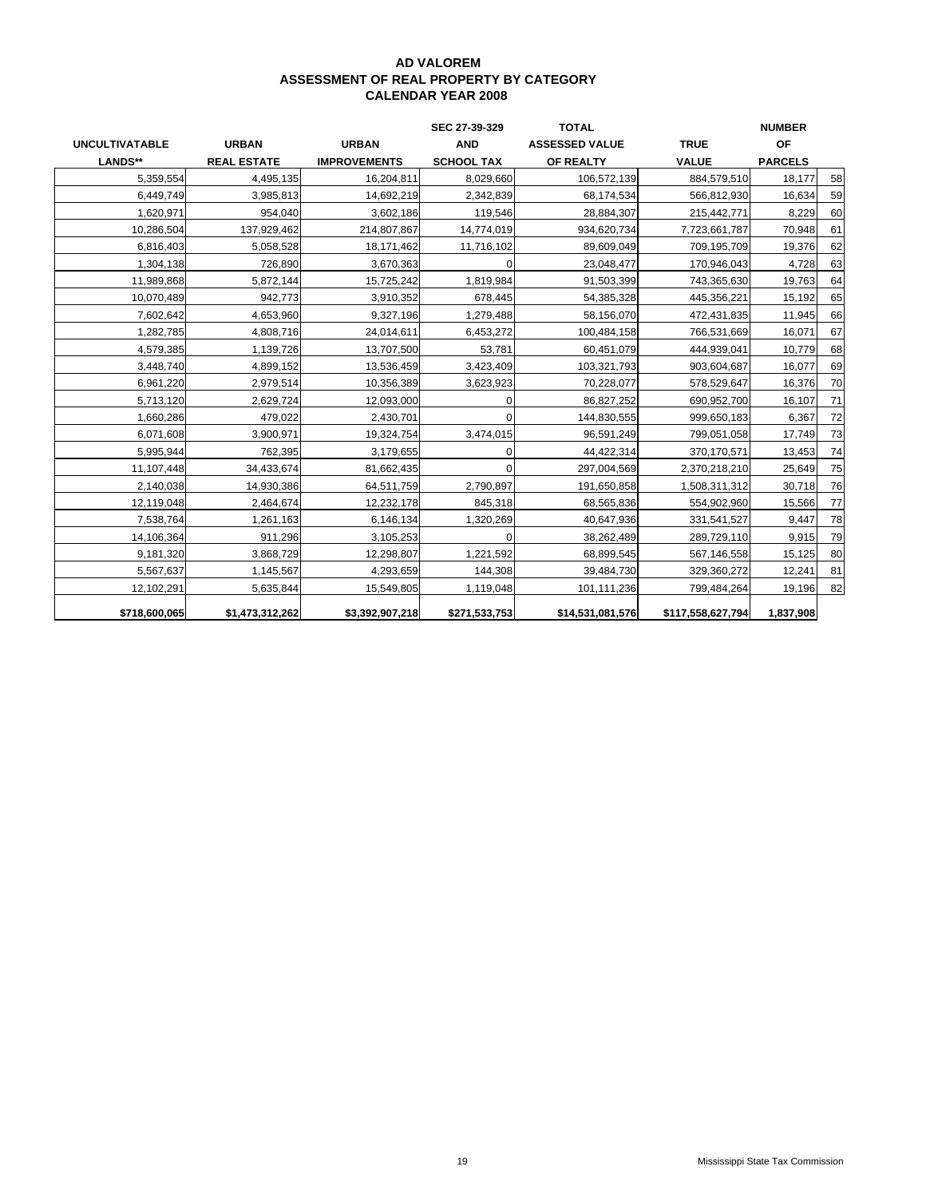# AD VALOREM
## ASSESSMENT OF REAL PROPERTY BY CATEGORY
## CALENDAR YEAR 2008

| UNCULTIVATABLE LANDS** | URBAN REAL ESTATE | URBAN IMPROVEMENTS | SEC 27-39-329 AND SCHOOL TAX | TOTAL ASSESSED VALUE OF REALTY | TRUE VALUE | NUMBER OF PARCELS | |
|---|---|---|---|---|---|---|---|
| 5,359,554 | 4,495,135 | 16,204,811 | 8,029,660 | 106,572,139 | 884,579,510 | 18,177 | 58 |
| 6,449,749 | 3,985,813 | 14,692,219 | 2,342,839 | 68,174,534 | 566,812,930 | 16,634 | 59 |
| 1,620,971 | 954,040 | 3,602,186 | 119,546 | 28,884,307 | 215,442,771 | 8,229 | 60 |
| 10,286,504 | 137,929,462 | 214,807,867 | 14,774,019 | 934,620,734 | 7,723,661,787 | 70,948 | 61 |
| 6,816,403 | 5,058,528 | 18,171,462 | 11,716,102 | 89,609,049 | 709,195,709 | 19,376 | 62 |
| 1,304,138 | 726,890 | 3,670,363 | 0 | 23,048,477 | 170,946,043 | 4,728 | 63 |
| 11,989,868 | 5,872,144 | 15,725,242 | 1,819,984 | 91,503,399 | 743,365,630 | 19,763 | 64 |
| 10,070,489 | 942,773 | 3,910,352 | 678,445 | 54,385,328 | 445,356,221 | 15,192 | 65 |
| 7,602,642 | 4,653,960 | 9,327,196 | 1,279,488 | 58,156,070 | 472,431,835 | 11,945 | 66 |
| 1,282,785 | 4,808,716 | 24,014,611 | 6,453,272 | 100,484,158 | 766,531,669 | 16,071 | 67 |
| 4,579,385 | 1,139,726 | 13,707,500 | 53,781 | 60,451,079 | 444,939,041 | 10,779 | 68 |
| 3,448,740 | 4,899,152 | 13,536,459 | 3,423,409 | 103,321,793 | 903,604,687 | 16,077 | 69 |
| 6,961,220 | 2,979,514 | 10,356,389 | 3,623,923 | 70,228,077 | 578,529,647 | 16,376 | 70 |
| 5,713,120 | 2,629,724 | 12,093,000 | 0 | 86,827,252 | 690,952,700 | 16,107 | 71 |
| 1,660,286 | 479,022 | 2,430,701 | 0 | 144,830,555 | 999,650,183 | 6,367 | 72 |
| 6,071,608 | 3,900,971 | 19,324,754 | 3,474,015 | 96,591,249 | 799,051,058 | 17,749 | 73 |
| 5,995,944 | 762,395 | 3,179,655 | 0 | 44,422,314 | 370,170,571 | 13,453 | 74 |
| 11,107,448 | 34,433,674 | 81,662,435 | 0 | 297,004,569 | 2,370,218,210 | 25,649 | 75 |
| 2,140,038 | 14,930,386 | 64,511,759 | 2,790,897 | 191,650,858 | 1,508,311,312 | 30,718 | 76 |
| 12,119,048 | 2,464,674 | 12,232,178 | 845,318 | 68,565,836 | 554,902,960 | 15,566 | 77 |
| 7,538,764 | 1,261,163 | 6,146,134 | 1,320,269 | 40,647,936 | 331,541,527 | 9,447 | 78 |
| 14,106,364 | 911,296 | 3,105,253 | 0 | 38,262,489 | 289,729,110 | 9,915 | 79 |
| 9,181,320 | 3,868,729 | 12,298,807 | 1,221,592 | 68,899,545 | 567,146,558 | 15,125 | 80 |
| 5,567,637 | 1,145,567 | 4,293,659 | 144,308 | 39,484,730 | 329,360,272 | 12,241 | 81 |
| 12,102,291 | 5,635,844 | 15,549,805 | 1,119,048 | 101,111,236 | 799,484,264 | 19,196 | 82 |
| **$718,600,065** | **$1,473,312,262** | **$3,392,907,218** | **$271,533,753** | **$14,531,081,576** | **$117,558,627,794** | **1,837,908** | |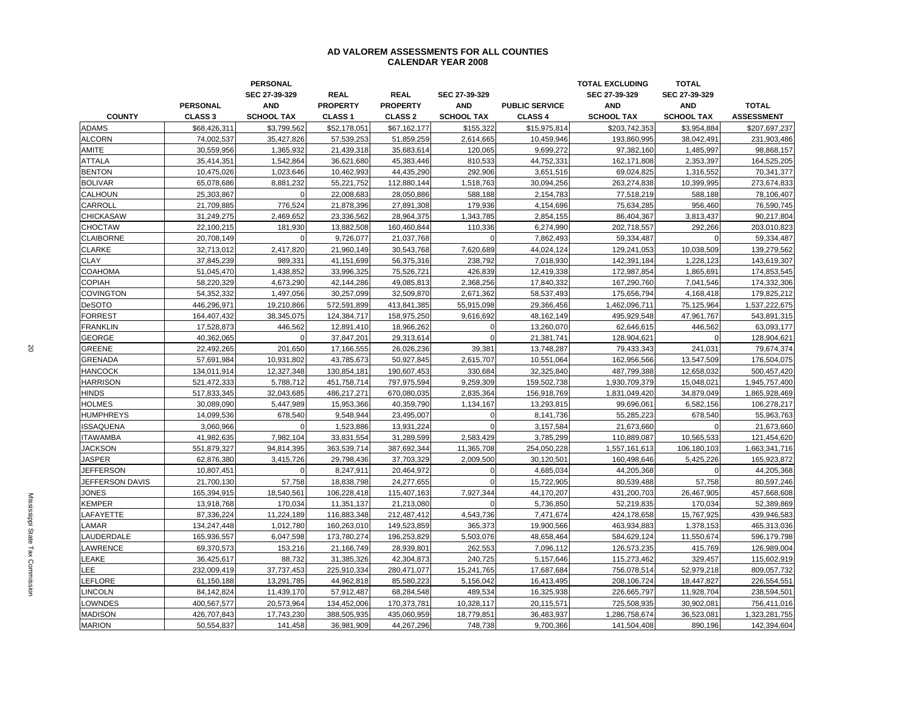# AD VALOREM ASSESSMENTS FOR ALL COUNTIES
## CALENDAR YEAR 2008

| COUNTY | PERSONAL CLASS 3 | PERSONAL SEC 27-39-329 AND SCHOOL TAX | REAL PROPERTY CLASS 1 | REAL PROPERTY CLASS 2 | SEC 27-39-329 AND SCHOOL TAX | PUBLIC SERVICE CLASS 4 | TOTAL EXCLUDING SEC 27-39-329 AND SCHOOL TAX | TOTAL SEC 27-39-329 AND SCHOOL TAX | TOTAL ASSESSMENT |
|---|---|---|---|---|---|---|---|---|---|
| ADAMS | $68,426,311 | $3,799,562 | $52,178,051 | $67,162,177 | $155,322 | $15,975,814 | $203,742,353 | $3,954,884 | $207,697,237 |
| ALCORN | 74,002,537 | 35,427,826 | 57,539,253 | 51,859,259 | 2,614,665 | 10,459,946 | 193,860,995 | 38,042,491 | 231,903,486 |
| AMITE | 30,559,956 | 1,365,932 | 21,439,318 | 35,683,614 | 120,065 | 9,699,272 | 97,382,160 | 1,485,997 | 98,868,157 |
| ATTALA | 35,414,351 | 1,542,864 | 36,621,680 | 45,383,446 | 810,533 | 44,752,331 | 162,171,808 | 2,353,397 | 164,525,205 |
| BENTON | 10,475,026 | 1,023,646 | 10,462,993 | 44,435,290 | 292,906 | 3,651,516 | 69,024,825 | 1,316,552 | 70,341,377 |
| BOLIVAR | 65,078,686 | 8,881,232 | 55,221,752 | 112,880,144 | 1,518,763 | 30,094,256 | 263,274,838 | 10,399,995 | 273,674,833 |
| CALHOUN | 25,303,867 | 0 | 22,008,683 | 28,050,886 | 588,188 | 2,154,783 | 77,518,219 | 588,188 | 78,106,407 |
| CARROLL | 21,709,885 | 776,524 | 21,878,396 | 27,891,308 | 179,936 | 4,154,696 | 75,634,285 | 956,460 | 76,590,745 |
| CHICKASAW | 31,249,275 | 2,469,652 | 23,336,562 | 28,964,375 | 1,343,785 | 2,854,155 | 86,404,367 | 3,813,437 | 90,217,804 |
| CHOCTAW | 22,100,215 | 181,930 | 13,882,508 | 160,460,844 | 110,336 | 6,274,990 | 202,718,557 | 292,266 | 203,010,823 |
| CLAIBORNE | 20,708,149 | 0 | 9,726,077 | 21,037,768 | 0 | 7,862,493 | 59,334,487 | 0 | 59,334,487 |
| CLARKE | 32,713,012 | 2,417,820 | 21,960,149 | 30,543,768 | 7,620,689 | 44,024,124 | 129,241,053 | 10,038,509 | 139,279,562 |
| CLAY | 37,845,239 | 989,331 | 41,151,699 | 56,375,316 | 238,792 | 7,018,930 | 142,391,184 | 1,228,123 | 143,619,307 |
| COAHOMA | 51,045,470 | 1,438,852 | 33,996,325 | 75,526,721 | 426,839 | 12,419,338 | 172,987,854 | 1,865,691 | 174,853,545 |
| COPIAH | 58,220,329 | 4,673,290 | 42,144,286 | 49,085,813 | 2,368,256 | 17,840,332 | 167,290,760 | 7,041,546 | 174,332,306 |
| COVINGTON | 54,352,332 | 1,497,056 | 30,257,099 | 32,509,870 | 2,671,362 | 58,537,493 | 175,656,794 | 4,168,418 | 179,825,212 |
| DeSOTO | 446,296,971 | 19,210,866 | 572,591,899 | 413,841,385 | 55,915,098 | 29,366,456 | 1,462,096,711 | 75,125,964 | 1,537,222,675 |
| FORREST | 164,407,432 | 38,345,075 | 124,384,717 | 158,975,250 | 9,616,692 | 48,162,149 | 495,929,548 | 47,961,767 | 543,891,315 |
| FRANKLIN | 17,528,873 | 446,562 | 12,891,410 | 18,966,262 | 0 | 13,260,070 | 62,646,615 | 446,562 | 63,093,177 |
| GEORGE | 40,362,065 | 0 | 37,847,201 | 29,313,614 | 0 | 21,381,741 | 128,904,621 | 0 | 128,904,621 |
| GREENE | 22,492,265 | 201,650 | 17,166,555 | 26,026,236 | 39,381 | 13,748,287 | 79,433,343 | 241,031 | 79,674,374 |
| GRENADA | 57,691,984 | 10,931,802 | 43,785,673 | 50,927,845 | 2,615,707 | 10,551,064 | 162,956,566 | 13,547,509 | 176,504,075 |
| HANCOCK | 134,011,914 | 12,327,348 | 130,854,181 | 190,607,453 | 330,684 | 32,325,840 | 487,799,388 | 12,658,032 | 500,457,420 |
| HARRISON | 521,472,333 | 5,788,712 | 451,758,714 | 797,975,594 | 9,259,309 | 159,502,738 | 1,930,709,379 | 15,048,021 | 1,945,757,400 |
| HINDS | 517,833,345 | 32,043,685 | 486,217,271 | 670,080,035 | 2,835,364 | 156,918,769 | 1,831,049,420 | 34,879,049 | 1,865,928,469 |
| HOLMES | 30,089,090 | 5,447,989 | 15,953,366 | 40,359,790 | 1,134,167 | 13,293,815 | 99,696,061 | 6,582,156 | 106,278,217 |
| HUMPHREYS | 14,099,536 | 678,540 | 9,548,944 | 23,495,007 | 0 | 8,141,736 | 55,285,223 | 678,540 | 55,963,763 |
| ISSAQUENA | 3,060,966 | 0 | 1,523,886 | 13,931,224 | 0 | 3,157,584 | 21,673,660 | 0 | 21,673,660 |
| ITAWAMBA | 41,982,635 | 7,982,104 | 33,831,554 | 31,289,599 | 2,583,429 | 3,785,299 | 110,889,087 | 10,565,533 | 121,454,620 |
| JACKSON | 551,879,327 | 94,814,395 | 363,539,714 | 387,692,344 | 11,365,708 | 254,050,228 | 1,557,161,613 | 106,180,103 | 1,663,341,716 |
| JASPER | 62,876,380 | 3,415,726 | 29,798,436 | 37,703,329 | 2,009,500 | 30,120,501 | 160,498,646 | 5,425,226 | 165,923,872 |
| JEFFERSON | 10,807,451 | 0 | 8,247,911 | 20,464,972 | 0 | 4,685,034 | 44,205,368 | 0 | 44,205,368 |
| JEFFERSON DAVIS | 21,700,130 | 57,758 | 18,838,798 | 24,277,655 | 0 | 15,722,905 | 80,539,488 | 57,758 | 80,597,246 |
| JONES | 165,394,915 | 18,540,561 | 106,228,418 | 115,407,163 | 7,927,344 | 44,170,207 | 431,200,703 | 26,467,905 | 457,668,608 |
| KEMPER | 13,918,768 | 170,034 | 11,351,137 | 21,213,080 | 0 | 5,736,850 | 52,219,835 | 170,034 | 52,389,869 |
| LAFAYETTE | 87,336,224 | 11,224,189 | 116,883,348 | 212,487,412 | 4,543,736 | 7,471,674 | 424,178,658 | 15,767,925 | 439,946,583 |
| LAMAR | 134,247,448 | 1,012,780 | 160,263,010 | 149,523,859 | 365,373 | 19,900,566 | 463,934,883 | 1,378,153 | 465,313,036 |
| LAUDERDALE | 165,936,557 | 6,047,598 | 173,780,274 | 196,253,829 | 5,503,076 | 48,658,464 | 584,629,124 | 11,550,674 | 596,179,798 |
| LAWRENCE | 69,370,573 | 153,216 | 21,166,749 | 28,939,801 | 262,553 | 7,096,112 | 126,573,235 | 415,769 | 126,989,004 |
| LEAKE | 36,425,617 | 88,732 | 31,385,326 | 42,304,873 | 240,725 | 5,157,646 | 115,273,462 | 329,457 | 115,602,919 |
| LEE | 232,009,419 | 37,737,453 | 225,910,334 | 280,471,077 | 15,241,765 | 17,687,684 | 756,078,514 | 52,979,218 | 809,057,732 |
| LEFLORE | 61,150,188 | 13,291,785 | 44,962,818 | 85,580,223 | 5,156,042 | 16,413,495 | 208,106,724 | 18,447,827 | 226,554,551 |
| LINCOLN | 84,142,824 | 11,439,170 | 57,912,487 | 68,284,548 | 489,534 | 16,325,938 | 226,665,797 | 11,928,704 | 238,594,501 |
| LOWNDES | 400,567,577 | 20,573,964 | 134,452,006 | 170,373,781 | 10,328,117 | 20,115,571 | 725,508,935 | 30,902,081 | 756,411,016 |
| MADISON | 426,707,843 | 17,743,230 | 388,505,935 | 435,060,959 | 18,779,851 | 36,483,937 | 1,286,758,674 | 36,523,081 | 1,323,281,755 |
| MARION | 50,554,837 | 141,458 | 36,981,909 | 44,267,296 | 748,738 | 9,700,366 | 141,504,408 | 890,196 | 142,394,604 |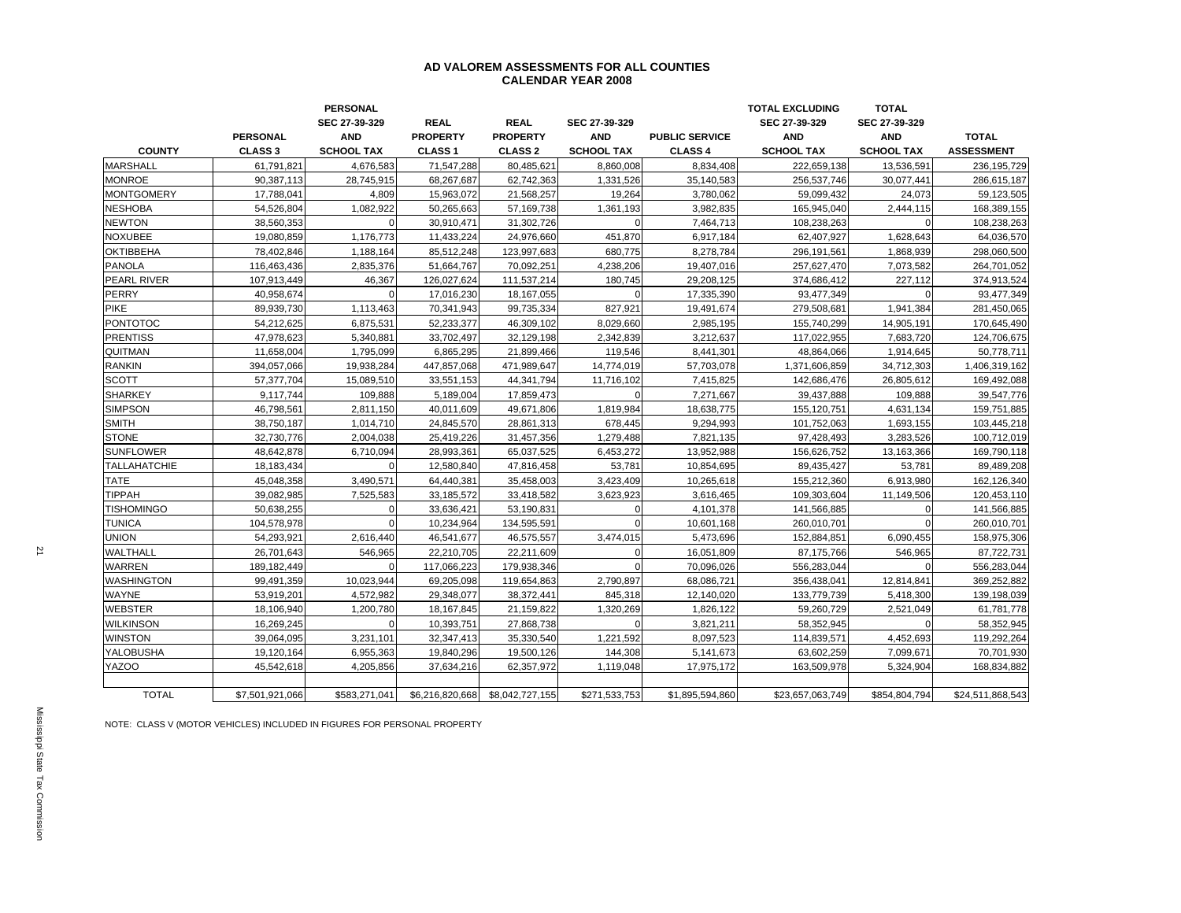# AD VALOREM ASSESSMENTS FOR ALL COUNTIES
## CALENDAR YEAR 2008

| COUNTY | PERSONAL CLASS 3 | PERSONAL SEC 27-39-329 AND SCHOOL TAX | REAL PROPERTY CLASS 1 | REAL PROPERTY CLASS 2 | SEC 27-39-329 AND SCHOOL TAX | PUBLIC SERVICE CLASS 4 | TOTAL EXCLUDING SEC 27-39-329 AND SCHOOL TAX | TOTAL SEC 27-39-329 AND SCHOOL TAX | TOTAL ASSESSMENT |
|---|---|---|---|---|---|---|---|---|---|
| MARSHALL | 61,791,821 | 4,676,583 | 71,547,288 | 80,485,621 | 8,860,008 | 8,834,408 | 222,659,138 | 13,536,591 | 236,195,729 |
| MONROE | 90,387,113 | 28,745,915 | 68,267,687 | 62,742,363 | 1,331,526 | 35,140,583 | 256,537,746 | 30,077,441 | 286,615,187 |
| MONTGOMERY | 17,788,041 | 4,809 | 15,963,072 | 21,568,257 | 19,264 | 3,780,062 | 59,099,432 | 24,073 | 59,123,505 |
| NESHOBA | 54,526,804 | 1,082,922 | 50,265,663 | 57,169,738 | 1,361,193 | 3,982,835 | 165,945,040 | 2,444,115 | 168,389,155 |
| NEWTON | 38,560,353 | 0 | 30,910,471 | 31,302,726 | 0 | 7,464,713 | 108,238,263 | 0 | 108,238,263 |
| NOXUBEE | 19,080,859 | 1,176,773 | 11,433,224 | 24,976,660 | 451,870 | 6,917,184 | 62,407,927 | 1,628,643 | 64,036,570 |
| OKTIBBEHA | 78,402,846 | 1,188,164 | 85,512,248 | 123,997,683 | 680,775 | 8,278,784 | 296,191,561 | 1,868,939 | 298,060,500 |
| PANOLA | 116,463,436 | 2,835,376 | 51,664,767 | 70,092,251 | 4,238,206 | 19,407,016 | 257,627,470 | 7,073,582 | 264,701,052 |
| PEARL RIVER | 107,913,449 | 46,367 | 126,027,624 | 111,537,214 | 180,745 | 29,208,125 | 374,686,412 | 227,112 | 374,913,524 |
| PERRY | 40,958,674 | 0 | 17,016,230 | 18,167,055 | 0 | 17,335,390 | 93,477,349 | 0 | 93,477,349 |
| PIKE | 89,939,730 | 1,113,463 | 70,341,943 | 99,735,334 | 827,921 | 19,491,674 | 279,508,681 | 1,941,384 | 281,450,065 |
| PONTOTOC | 54,212,625 | 6,875,531 | 52,233,377 | 46,309,102 | 8,029,660 | 2,985,195 | 155,740,299 | 14,905,191 | 170,645,490 |
| PRENTISS | 47,978,623 | 5,340,881 | 33,702,497 | 32,129,198 | 2,342,839 | 3,212,637 | 117,022,955 | 7,683,720 | 124,706,675 |
| QUITMAN | 11,658,004 | 1,795,099 | 6,865,295 | 21,899,466 | 119,546 | 8,441,301 | 48,864,066 | 1,914,645 | 50,778,711 |
| RANKIN | 394,057,066 | 19,938,284 | 447,857,068 | 471,989,647 | 14,774,019 | 57,703,078 | 1,371,606,859 | 34,712,303 | 1,406,319,162 |
| SCOTT | 57,377,704 | 15,089,510 | 33,551,153 | 44,341,794 | 11,716,102 | 7,415,825 | 142,686,476 | 26,805,612 | 169,492,088 |
| SHARKEY | 9,117,744 | 109,888 | 5,189,004 | 17,859,473 | 0 | 7,271,667 | 39,437,888 | 109,888 | 39,547,776 |
| SIMPSON | 46,798,561 | 2,811,150 | 40,011,609 | 49,671,806 | 1,819,984 | 18,638,775 | 155,120,751 | 4,631,134 | 159,751,885 |
| SMITH | 38,750,187 | 1,014,710 | 24,845,570 | 28,861,313 | 678,445 | 9,294,993 | 101,752,063 | 1,693,155 | 103,445,218 |
| STONE | 32,730,776 | 2,004,038 | 25,419,226 | 31,457,356 | 1,279,488 | 7,821,135 | 97,428,493 | 3,283,526 | 100,712,019 |
| SUNFLOWER | 48,642,878 | 6,710,094 | 28,993,361 | 65,037,525 | 6,453,272 | 13,952,988 | 156,626,752 | 13,163,366 | 169,790,118 |
| TALLAHATCHIE | 18,183,434 | 0 | 12,580,840 | 47,816,458 | 53,781 | 10,854,695 | 89,435,427 | 53,781 | 89,489,208 |
| TATE | 45,048,358 | 3,490,571 | 64,440,381 | 35,458,003 | 3,423,409 | 10,265,618 | 155,212,360 | 6,913,980 | 162,126,340 |
| TIPPAH | 39,082,985 | 7,525,583 | 33,185,572 | 33,418,582 | 3,623,923 | 3,616,465 | 109,303,604 | 11,149,506 | 120,453,110 |
| TISHOMINGO | 50,638,255 | 0 | 33,636,421 | 53,190,831 | 0 | 4,101,378 | 141,566,885 | 0 | 141,566,885 |
| TUNICA | 104,578,978 | 0 | 10,234,964 | 134,595,591 | 0 | 10,601,168 | 260,010,701 | 0 | 260,010,701 |
| UNION | 54,293,921 | 2,616,440 | 46,541,677 | 46,575,557 | 3,474,015 | 5,473,696 | 152,884,851 | 6,090,455 | 158,975,306 |
| WALTHALL | 26,701,643 | 546,965 | 22,210,705 | 22,211,609 | 0 | 16,051,809 | 87,175,766 | 546,965 | 87,722,731 |
| WARREN | 189,182,449 | 0 | 117,066,223 | 179,938,346 | 0 | 70,096,026 | 556,283,044 | 0 | 556,283,044 |
| WASHINGTON | 99,491,359 | 10,023,944 | 69,205,098 | 119,654,863 | 2,790,897 | 68,086,721 | 356,438,041 | 12,814,841 | 369,252,882 |
| WAYNE | 53,919,201 | 4,572,982 | 29,348,077 | 38,372,441 | 845,318 | 12,140,020 | 133,779,739 | 5,418,300 | 139,198,039 |
| WEBSTER | 18,106,940 | 1,200,780 | 18,167,845 | 21,159,822 | 1,320,269 | 1,826,122 | 59,260,729 | 2,521,049 | 61,781,778 |
| WILKINSON | 16,269,245 | 0 | 10,393,751 | 27,868,738 | 0 | 3,821,211 | 58,352,945 | 0 | 58,352,945 |
| WINSTON | 39,064,095 | 3,231,101 | 32,347,413 | 35,330,540 | 1,221,592 | 8,097,523 | 114,839,571 | 4,452,693 | 119,292,264 |
| YALOBUSHA | 19,120,164 | 6,955,363 | 19,840,296 | 19,500,126 | 144,308 | 5,141,673 | 63,602,259 | 7,099,671 | 70,701,930 |
| YAZOO | 45,542,618 | 4,205,856 | 37,634,216 | 62,357,972 | 1,119,048 | 17,975,172 | 163,509,978 | 5,324,904 | 168,834,882 |
| TOTAL | $7,501,921,066 | $583,271,041 | $6,216,820,668 | $8,042,727,155 | $271,533,753 | $1,895,594,860 | $23,657,063,749 | $854,804,794 | $24,511,868,543 |

NOTE: CLASS V (MOTOR VEHICLES) INCLUDED IN FIGURES FOR PERSONAL PROPERTY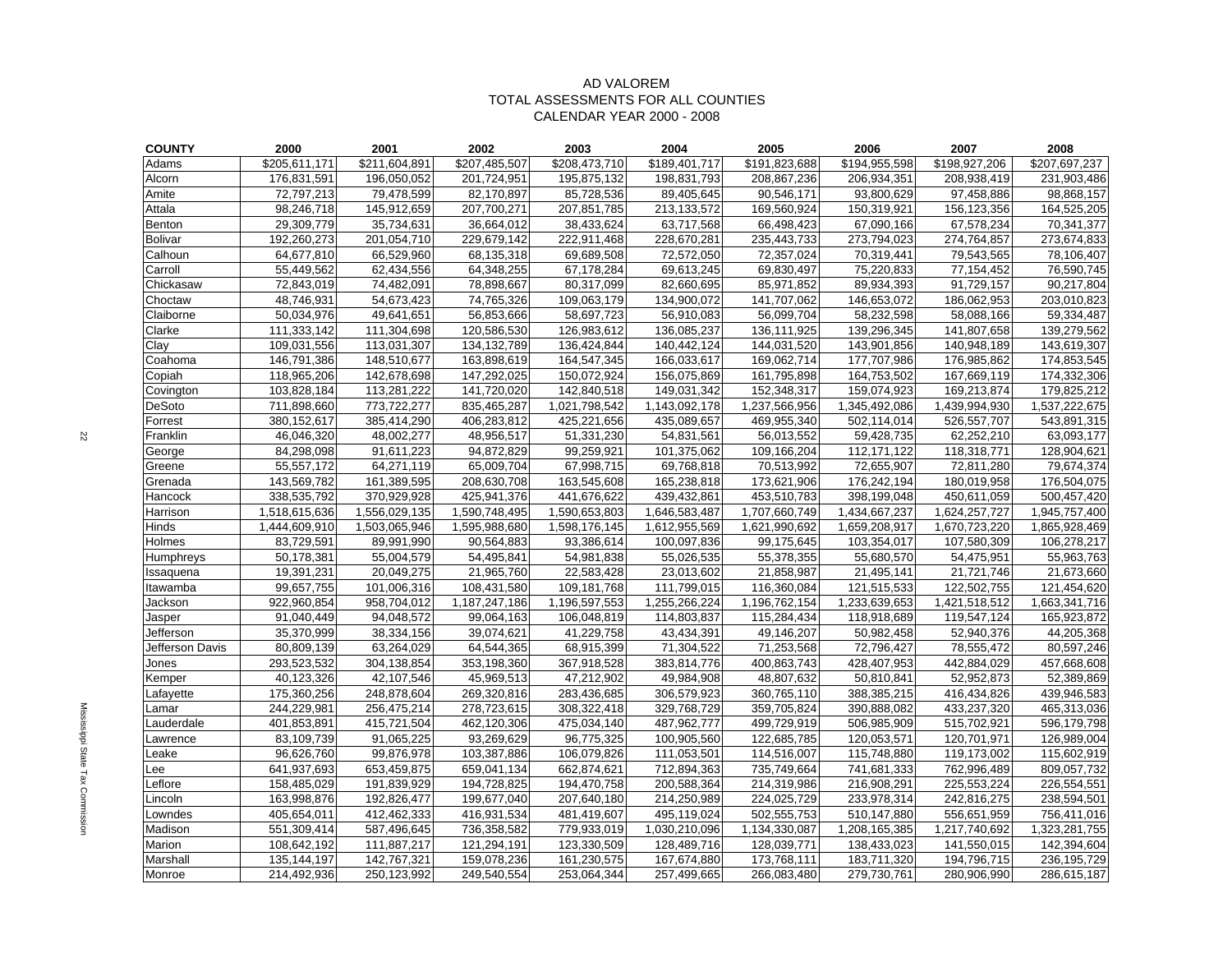# AD VALOREM
## TOTAL ASSESSMENTS FOR ALL COUNTIES
## CALENDAR YEAR 2000 - 2008

| COUNTY | 2000 | 2001 | 2002 | 2003 | 2004 | 2005 | 2006 | 2007 | 2008 |
|---|---|---|---|---|---|---|---|---|---|
| Adams | $205,611,171 | $211,604,891 | $207,485,507 | $208,473,710 | $189,401,717 | $191,823,688 | $194,955,598 | $198,927,206 | $207,697,237 |
| Alcorn | 176,831,591 | 196,050,052 | 201,724,951 | 195,875,132 | 198,831,793 | 208,867,236 | 206,934,351 | 208,938,419 | 231,903,486 |
| Amite | 72,797,213 | 79,478,599 | 82,170,897 | 85,728,536 | 89,405,645 | 90,546,171 | 93,800,629 | 97,458,886 | 98,868,157 |
| Attala | 98,246,718 | 145,912,659 | 207,700,271 | 207,851,785 | 213,133,572 | 169,560,924 | 150,319,921 | 156,123,356 | 164,525,205 |
| Benton | 29,309,779 | 35,734,631 | 36,664,012 | 38,433,624 | 63,717,568 | 66,498,423 | 67,090,166 | 67,578,234 | 70,341,377 |
| Bolivar | 192,260,273 | 201,054,710 | 229,679,142 | 222,911,468 | 228,670,281 | 235,443,733 | 273,794,023 | 274,764,857 | 273,674,833 |
| Calhoun | 64,677,810 | 66,529,960 | 68,135,318 | 69,689,508 | 72,572,050 | 72,357,024 | 70,319,441 | 79,543,565 | 78,106,407 |
| Carroll | 55,449,562 | 62,434,556 | 64,348,255 | 67,178,284 | 69,613,245 | 69,830,497 | 75,220,833 | 77,154,452 | 76,590,745 |
| Chickasaw | 72,843,019 | 74,482,091 | 78,898,667 | 80,317,099 | 82,660,695 | 85,971,852 | 89,934,393 | 91,729,157 | 90,217,804 |
| Choctaw | 48,746,931 | 54,673,423 | 74,765,326 | 109,063,179 | 134,900,072 | 141,707,062 | 146,653,072 | 186,062,953 | 203,010,823 |
| Claiborne | 50,034,976 | 49,641,651 | 56,853,666 | 58,697,723 | 56,910,083 | 56,099,704 | 58,232,598 | 58,088,166 | 59,334,487 |
| Clarke | 111,333,142 | 111,304,698 | 120,586,530 | 126,983,612 | 136,085,237 | 136,111,925 | 139,296,345 | 141,807,658 | 139,279,562 |
| Clay | 109,031,556 | 113,031,307 | 134,132,789 | 136,424,844 | 140,442,124 | 144,031,520 | 143,901,856 | 140,948,189 | 143,619,307 |
| Coahoma | 146,791,386 | 148,510,677 | 163,898,619 | 164,547,345 | 166,033,617 | 169,062,714 | 177,707,986 | 176,985,862 | 174,853,545 |
| Copiah | 118,965,206 | 142,678,698 | 147,292,025 | 150,072,924 | 156,075,869 | 161,795,898 | 164,753,502 | 167,669,119 | 174,332,306 |
| Covington | 103,828,184 | 113,281,222 | 141,720,020 | 142,840,518 | 149,031,342 | 152,348,317 | 159,074,923 | 169,213,874 | 179,825,212 |
| DeSoto | 711,898,660 | 773,722,277 | 835,465,287 | 1,021,798,542 | 1,143,092,178 | 1,237,566,956 | 1,345,492,086 | 1,439,994,930 | 1,537,222,675 |
| Forrest | 380,152,617 | 385,414,290 | 406,283,812 | 425,221,656 | 435,089,657 | 469,955,340 | 502,114,014 | 526,557,707 | 543,891,315 |
| Franklin | 46,046,320 | 48,002,277 | 48,956,517 | 51,331,230 | 54,831,561 | 56,013,552 | 59,428,735 | 62,252,210 | 63,093,177 |
| George | 84,298,098 | 91,611,223 | 94,872,829 | 99,259,921 | 101,375,062 | 109,166,204 | 112,171,122 | 118,318,771 | 128,904,621 |
| Greene | 55,557,172 | 64,271,119 | 65,009,704 | 67,998,715 | 69,768,818 | 70,513,992 | 72,655,907 | 72,811,280 | 79,674,374 |
| Grenada | 143,569,782 | 161,389,595 | 208,630,708 | 163,545,608 | 165,238,818 | 173,621,906 | 176,242,194 | 180,019,958 | 176,504,075 |
| Hancock | 338,535,792 | 370,929,928 | 425,941,376 | 441,676,622 | 439,432,861 | 453,510,783 | 398,199,048 | 450,611,059 | 500,457,420 |
| Harrison | 1,518,615,636 | 1,556,029,135 | 1,590,748,495 | 1,590,653,803 | 1,646,583,487 | 1,707,660,749 | 1,434,667,237 | 1,624,257,727 | 1,945,757,400 |
| Hinds | 1,444,609,910 | 1,503,065,946 | 1,595,988,680 | 1,598,176,145 | 1,612,955,569 | 1,621,990,692 | 1,659,208,917 | 1,670,723,220 | 1,865,928,469 |
| Holmes | 83,729,591 | 89,991,990 | 90,564,883 | 93,386,614 | 100,097,836 | 99,175,645 | 103,354,017 | 107,580,309 | 106,278,217 |
| Humphreys | 50,178,381 | 55,004,579 | 54,495,841 | 54,981,838 | 55,026,535 | 55,378,355 | 55,680,570 | 54,475,951 | 55,963,763 |
| Issaquena | 19,391,231 | 20,049,275 | 21,965,760 | 22,583,428 | 23,013,602 | 21,858,987 | 21,495,141 | 21,721,746 | 21,673,660 |
| Itawamba | 99,657,755 | 101,006,316 | 108,431,580 | 109,181,768 | 111,799,015 | 116,360,084 | 121,515,533 | 122,502,755 | 121,454,620 |
| Jackson | 922,960,854 | 958,704,012 | 1,187,247,186 | 1,196,597,553 | 1,255,266,224 | 1,196,762,154 | 1,233,639,653 | 1,421,518,512 | 1,663,341,716 |
| Jasper | 91,040,449 | 94,048,572 | 99,064,163 | 106,048,819 | 114,803,837 | 115,284,434 | 118,918,689 | 119,547,124 | 165,923,872 |
| Jefferson | 35,370,999 | 38,334,156 | 39,074,621 | 41,229,758 | 43,434,391 | 49,146,207 | 50,982,458 | 52,940,376 | 44,205,368 |
| Jefferson Davis | 80,809,139 | 63,264,029 | 64,544,365 | 68,915,399 | 71,304,522 | 71,253,568 | 72,796,427 | 78,555,472 | 80,597,246 |
| Jones | 293,523,532 | 304,138,854 | 353,198,360 | 367,918,528 | 383,814,776 | 400,863,743 | 428,407,953 | 442,884,029 | 457,668,608 |
| Kemper | 40,123,326 | 42,107,546 | 45,969,513 | 47,212,902 | 49,984,908 | 48,807,632 | 50,810,841 | 52,952,873 | 52,389,869 |
| Lafayette | 175,360,256 | 248,878,604 | 269,320,816 | 283,436,685 | 306,579,923 | 360,765,110 | 388,385,215 | 416,434,826 | 439,946,583 |
| Lamar | 244,229,981 | 256,475,214 | 278,723,615 | 308,322,418 | 329,768,729 | 359,705,824 | 390,888,082 | 433,237,320 | 465,313,036 |
| Lauderdale | 401,853,891 | 415,721,504 | 462,120,306 | 475,034,140 | 487,962,777 | 499,729,919 | 506,985,909 | 515,702,921 | 596,179,798 |
| Lawrence | 83,109,179 | 91,065,225 | 93,269,629 | 96,775,325 | 100,905,560 | 122,685,785 | 120,053,571 | 120,701,971 | 126,989,004 |
| Leake | 96,626,760 | 99,876,978 | 103,387,886 | 106,079,826 | 111,053,501 | 114,516,007 | 115,748,880 | 119,173,002 | 115,602,919 |
| Lee | 641,937,693 | 653,459,875 | 659,041,134 | 662,874,621 | 712,894,363 | 735,749,664 | 741,681,333 | 762,996,489 | 809,057,732 |
| Leflore | 158,485,029 | 191,839,929 | 194,728,825 | 194,470,758 | 200,588,364 | 214,319,986 | 216,908,291 | 225,553,224 | 226,554,551 |
| Lincoln | 163,998,876 | 192,826,477 | 199,677,040 | 207,640,180 | 214,250,989 | 224,025,729 | 233,978,314 | 242,816,275 | 238,594,501 |
| Lowndes | 405,654,011 | 412,462,333 | 416,931,534 | 481,419,607 | 495,119,024 | 502,555,753 | 510,147,880 | 556,651,959 | 756,411,016 |
| Madison | 551,309,414 | 587,496,645 | 736,358,582 | 779,933,019 | 1,030,210,096 | 1,134,330,087 | 1,208,165,385 | 1,217,740,692 | 1,323,281,755 |
| Marion | 108,642,192 | 111,887,217 | 121,294,191 | 123,330,509 | 128,489,716 | 128,039,771 | 138,433,023 | 141,550,015 | 142,394,604 |
| Marshall | 135,144,197 | 142,767,321 | 159,078,236 | 161,230,575 | 167,674,880 | 173,768,111 | 183,711,320 | 194,796,715 | 236,195,729 |
| Monroe | 214,492,936 | 250,123,992 | 249,540,554 | 253,064,344 | 257,499,665 | 266,083,480 | 279,730,761 | 280,906,990 | 286,615,187 |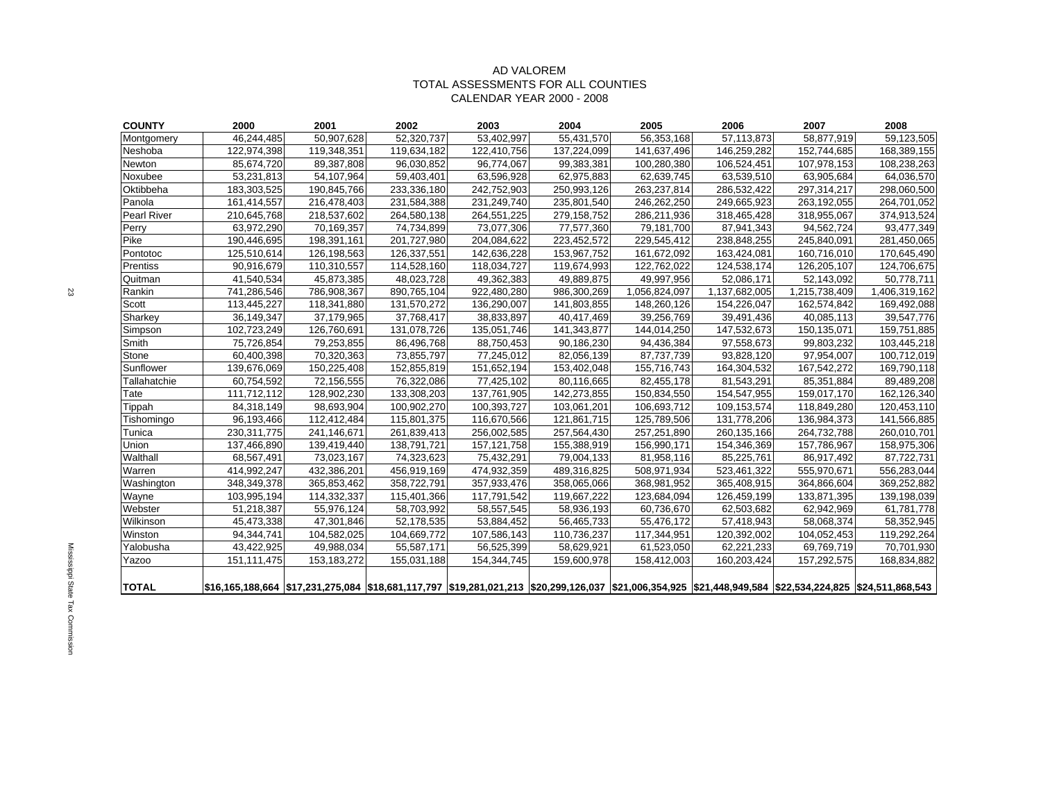# AD VALOREM
## TOTAL ASSESSMENTS FOR ALL COUNTIES
## CALENDAR YEAR 2000 - 2008

| COUNTY | 2000 | 2001 | 2002 | 2003 | 2004 | 2005 | 2006 | 2007 | 2008 |
|---|---|---|---|---|---|---|---|---|---|
| Montgomery | 46,244,485 | 50,907,628 | 52,320,737 | 53,402,997 | 55,431,570 | 56,353,168 | 57,113,873 | 58,877,919 | 59,123,505 |
| Neshoba | 122,974,398 | 119,348,351 | 119,634,182 | 122,410,756 | 137,224,099 | 141,637,496 | 146,259,282 | 152,744,685 | 168,389,155 |
| Newton | 85,674,720 | 89,387,808 | 96,030,852 | 96,774,067 | 99,383,381 | 100,280,380 | 106,524,451 | 107,978,153 | 108,238,263 |
| Noxubee | 53,231,813 | 54,107,964 | 59,403,401 | 63,596,928 | 62,975,883 | 62,639,745 | 63,539,510 | 63,905,684 | 64,036,570 |
| Oktibbeha | 183,303,525 | 190,845,766 | 233,336,180 | 242,752,903 | 250,993,126 | 263,237,814 | 286,532,422 | 297,314,217 | 298,060,500 |
| Panola | 161,414,557 | 216,478,403 | 231,584,388 | 231,249,740 | 235,801,540 | 246,262,250 | 249,665,923 | 263,192,055 | 264,701,052 |
| Pearl River | 210,645,768 | 218,537,602 | 264,580,138 | 264,551,225 | 279,158,752 | 286,211,936 | 318,465,428 | 318,955,067 | 374,913,524 |
| Perry | 63,972,290 | 70,169,357 | 74,734,899 | 73,077,306 | 77,577,360 | 79,181,700 | 87,941,343 | 94,562,724 | 93,477,349 |
| Pike | 190,446,695 | 198,391,161 | 201,727,980 | 204,084,622 | 223,452,572 | 229,545,412 | 238,848,255 | 245,840,091 | 281,450,065 |
| Pontotoc | 125,510,614 | 126,198,563 | 126,337,551 | 142,636,228 | 153,967,752 | 161,672,092 | 163,424,081 | 160,716,010 | 170,645,490 |
| Prentiss | 90,916,679 | 110,310,557 | 114,528,160 | 118,034,727 | 119,674,993 | 122,762,022 | 124,538,174 | 126,205,107 | 124,706,675 |
| Quitman | 41,540,534 | 45,873,385 | 48,023,728 | 49,362,383 | 49,889,875 | 49,997,956 | 52,086,171 | 52,143,092 | 50,778,711 |
| Rankin | 741,286,546 | 786,908,367 | 890,765,104 | 922,480,280 | 986,300,269 | 1,056,824,097 | 1,137,682,005 | 1,215,738,409 | 1,406,319,162 |
| Scott | 113,445,227 | 118,341,880 | 131,570,272 | 136,290,007 | 141,803,855 | 148,260,126 | 154,226,047 | 162,574,842 | 169,492,088 |
| Sharkey | 36,149,347 | 37,179,965 | 37,768,417 | 38,833,897 | 40,417,469 | 39,256,769 | 39,491,436 | 40,085,113 | 39,547,776 |
| Simpson | 102,723,249 | 126,760,691 | 131,078,726 | 135,051,746 | 141,343,877 | 144,014,250 | 147,532,673 | 150,135,071 | 159,751,885 |
| Smith | 75,726,854 | 79,253,855 | 86,496,768 | 88,750,453 | 90,186,230 | 94,436,384 | 97,558,673 | 99,803,232 | 103,445,218 |
| Stone | 60,400,398 | 70,320,363 | 73,855,797 | 77,245,012 | 82,056,139 | 87,737,739 | 93,828,120 | 97,954,007 | 100,712,019 |
| Sunflower | 139,676,069 | 150,225,408 | 152,855,819 | 151,652,194 | 153,402,048 | 155,716,743 | 164,304,532 | 167,542,272 | 169,790,118 |
| Tallahatchie | 60,754,592 | 72,156,555 | 76,322,086 | 77,425,102 | 80,116,665 | 82,455,178 | 81,543,291 | 85,351,884 | 89,489,208 |
| Tate | 111,712,112 | 128,902,230 | 133,308,203 | 137,761,905 | 142,273,855 | 150,834,550 | 154,547,955 | 159,017,170 | 162,126,340 |
| Tippah | 84,318,149 | 98,693,904 | 100,902,270 | 100,393,727 | 103,061,201 | 106,693,712 | 109,153,574 | 118,849,280 | 120,453,110 |
| Tishomingo | 96,193,466 | 112,412,484 | 115,801,375 | 116,670,566 | 121,861,715 | 125,789,506 | 131,778,206 | 136,984,373 | 141,566,885 |
| Tunica | 230,311,775 | 241,146,671 | 261,839,413 | 256,002,585 | 257,564,430 | 257,251,890 | 260,135,166 | 264,732,788 | 260,010,701 |
| Union | 137,466,890 | 139,419,440 | 138,791,721 | 157,121,758 | 155,388,919 | 156,990,171 | 154,346,369 | 157,786,967 | 158,975,306 |
| Walthall | 68,567,491 | 73,023,167 | 74,323,623 | 75,432,291 | 79,004,133 | 81,958,116 | 85,225,761 | 86,917,492 | 87,722,731 |
| Warren | 414,992,247 | 432,386,201 | 456,919,169 | 474,932,359 | 489,316,825 | 508,971,934 | 523,461,322 | 555,970,671 | 556,283,044 |
| Washington | 348,349,378 | 365,853,462 | 358,722,791 | 357,933,476 | 358,065,066 | 368,981,952 | 365,408,915 | 364,866,604 | 369,252,882 |
| Wayne | 103,995,194 | 114,332,337 | 115,401,366 | 117,791,542 | 119,667,222 | 123,684,094 | 126,459,199 | 133,871,395 | 139,198,039 |
| Webster | 51,218,387 | 55,976,124 | 58,703,992 | 58,557,545 | 58,936,193 | 60,736,670 | 62,503,682 | 62,942,969 | 61,781,778 |
| Wilkinson | 45,473,338 | 47,301,846 | 52,178,535 | 53,884,452 | 56,465,733 | 55,476,172 | 57,418,943 | 58,068,374 | 58,352,945 |
| Winston | 94,344,741 | 104,582,025 | 104,669,772 | 107,586,143 | 110,736,237 | 117,344,951 | 120,392,002 | 104,052,453 | 119,292,264 |
| Yalobusha | 43,422,925 | 49,988,034 | 55,587,171 | 56,525,399 | 58,629,921 | 61,523,050 | 62,221,233 | 69,769,719 | 70,701,930 |
| Yazoo | 151,111,475 | 153,183,272 | 155,031,188 | 154,344,745 | 159,600,978 | 158,412,003 | 160,203,424 | 157,292,575 | 168,834,882 |
| **TOTAL** | **$16,165,188,664** | **$17,231,275,084** | **$18,681,117,797** | **$19,281,021,213** | **$20,299,126,037** | **$21,006,354,925** | **$21,448,949,584** | **$22,534,224,825** | **$24,511,868,543** |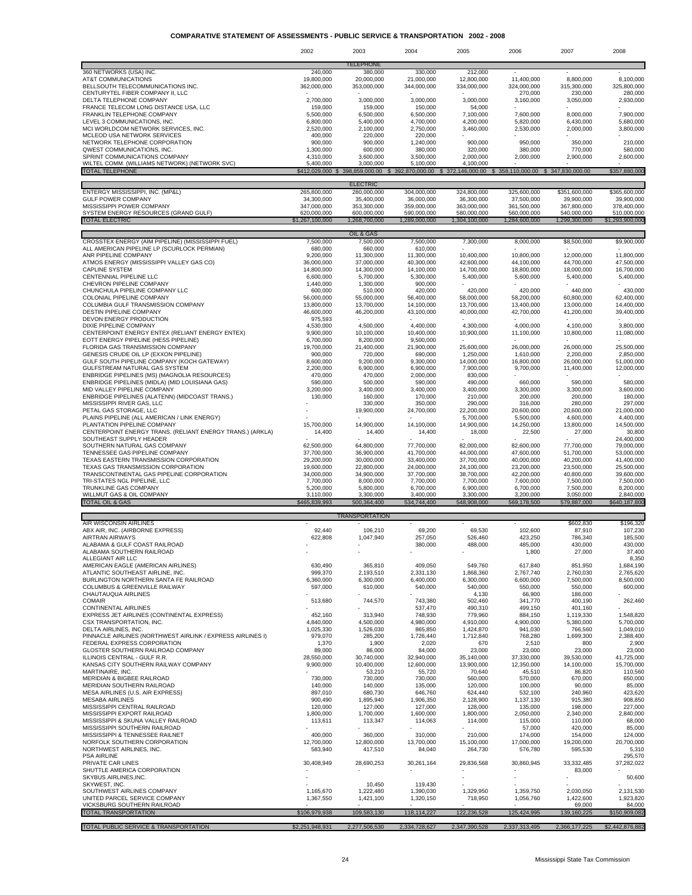# COMPARATIVE STATEMENT OF ASSESSMENTS - PUBLIC SERVICE & TRANSPORTATION 2002 - 2008

| | 2002 | 2003 | 2004 | 2005 | 2006 | 2007 | 2008 |
|---|---|---|---|---|---|---|---|
| | | TELEPHONE | | | | | |
| 360 NETWORKS (USA) INC. | 240,000 | 380,000 | 330,000 | 212,000 | - | - | - |
| AT&T COMMUNICATIONS | 19,800,000 | 20,000,000 | 21,000,000 | 12,800,000 | 11,400,000 | 8,800,000 | 8,100,000 |
| BELLSOUTH TELECOMMUNICATIONS INC. | 362,000,000 | 353,000,000 | 344,000,000 | 334,000,000 | 324,000,000 | 315,300,000 | 325,800,000 |
| CENTURYTEL FIBER COMPANY II, LLC | - | - | - | - | 270,000 | 230,000 | 280,000 |
| DELTA TELEPHONE COMPANY | 2,700,000 | 3,000,000 | 3,000,000 | 3,000,000 | 3,160,000 | 3,050,000 | 2,930,000 |
| FRANCE TELECOM LONG DISTANCE USA, LLC | 159,000 | 159,000 | 150,000 | 54,000 | - | - | - |
| FRANKLIN TELEPHONE COMPANY | 5,500,000 | 6,500,000 | 6,500,000 | 7,100,000 | 7,600,000 | 8,000,000 | 7,900,000 |
| LEVEL 3 COMMUNICATIONS, INC. | 6,800,000 | 5,400,000 | 4,700,000 | 4,200,000 | 5,820,000 | 6,430,000 | 5,680,000 |
| MCI WORLDCOM NETWORK SERVICES, INC. | 2,520,000 | 2,100,000 | 2,750,000 | 3,460,000 | 2,530,000 | 2,000,000 | 3,800,000 |
| MCLEOD USA NETWORK SERVICES | 400,000 | 220,000 | 220,000 | - | - | - | - |
| NETWORK TELEPHONE CORPORATION | 900,000 | 900,000 | 1,240,000 | 900,000 | 950,000 | 350,000 | 210,000 |
| QWEST COMMUNICATIONS, INC. | 1,300,000 | 600,000 | 380,000 | 320,000 | 380,000 | 770,000 | 580,000 |
| SPRINT COMMUNICATIONS COMPANY | 4,310,000 | 3,600,000 | 3,500,000 | 2,000,000 | 2,000,000 | 2,900,000 | 2,600,000 |
| WILTEL COMM. (WILLIAMS NETWORK) (NETWORK SVC) | 5,400,000 | 3,000,000 | 5,100,000 | 4,100,000 | - | - | - |
| TOTAL TELEPHONE | $412,029,000 | $ 398,859,000.00 | $ 392,870,000.00 | $ 372,146,000.00 | $ 358,110,000.00 | $ 347,830,000.00 | $357,880,000 |
| | | ELECTRIC | | | | | |
| ENTERGY MISSISSIPPI, INC. (MP&L) | 265,800,000 | 280,000,000 | 304,000,000 | 324,800,000 | 325,600,000 | $351,600,000 | $365,600,000 |
| GULF POWER COMPANY | 34,300,000 | 35,400,000 | 36,000,000 | 36,300,000 | 37,500,000 | 39,900,000 | 39,900,000 |
| MISSISSIPPI POWER COMPANY | 347,000,000 | 353,300,000 | 359,000,000 | 363,000,000 | 361,500,000 | 367,800,000 | 378,400,000 |
| SYSTEM ENERGY RESOURCES (GRAND GULF) | 620,000,000 | 600,000,000 | 590,000,000 | 580,000,000 | 560,000,000 | 540,000,000 | 510,000,000 |
| TOTAL ELECTRIC | $1,267,100,000 | 1,268,700,000 | 1,289,000,000 | 1,304,100,000 | 1,284,600,000 | 1,299,300,000 | $1,293,900,000 |
| | | OIL & GAS | | | | | |
| CROSSTEX ENERGY (AIM PIPELINE) (MISSISSIPPI FUEL) | 7,500,000 | 7,500,000 | 7,500,000 | 7,300,000 | 8,000,000 | $8,500,000 | $9,900,000 |
| ALL AMERICAN PIPELINE LP (SCURLOCK PERMIAN) | 680,000 | 660,000 | 610,000 | - | - | - | - |
| ANR PIPELINE COMPANY | 9,200,000 | 11,300,000 | 11,300,000 | 10,400,000 | 10,800,000 | 12,000,000 | 11,800,000 |
| ATMOS ENERGY (MISSISSIPPI VALLEY GAS CO) | 36,000,000 | 37,000,000 | 40,300,000 | 42,600,000 | 44,100,000 | 44,700,000 | 47,500,000 |
| CAPLINE SYSTEM | 14,800,000 | 14,300,000 | 14,100,000 | 14,700,000 | 18,800,000 | 18,000,000 | 16,700,000 |
| CENTENNIAL PIPELINE LLC | 6,600,000 | 5,700,000 | 5,300,000 | 5,400,000 | 5,600,000 | 5,400,000 | 5,400,000 |
| CHEVRON PIPELINE COMPANY | 1,440,000 | 1,300,000 | 900,000 | - | - | - | - |
| CHUNCHULA PIPELINE COMPANY LLC | 600,000 | 510,000 | 420,000 | 420,000 | 420,000 | 440,000 | 430,000 |
| COLONIAL PIPELINE COMPANY | 56,000,000 | 55,000,000 | 56,400,000 | 58,000,000 | 58,200,000 | 60,800,000 | 62,400,000 |
| COLUMBIA GULF TRANSMISSION COMPANY | 13,800,000 | 13,700,000 | 14,100,000 | 13,700,000 | 13,400,000 | 13,000,000 | 14,400,000 |
| DESTIN PIPELINE COMPANY | 46,600,000 | 46,200,000 | 43,100,000 | 40,000,000 | 42,700,000 | 41,200,000 | 39,400,000 |
| DEVON ENERGY PRODUCTION | 975,593 | - | - | - | - | - | - |
| DIXIE PIPELINE COMPANY | 4,530,000 | 4,500,000 | 4,400,000 | 4,300,000 | 4,000,000 | 4,100,000 | 3,800,000 |
| CENTERPOINT ENERGY ENTEX (RELIANT ENERGY ENTEX) | 9,900,000 | 10,100,000 | 10,400,000 | 10,900,000 | 11,100,000 | 10,800,000 | 11,080,000 |
| EOTT ENERGY PIPELINE (HESS PIPELINE) | 6,700,000 | 8,200,000 | 9,500,000 | - | - | - | - |
| FLORIDA GAS TRANSMISSION COMPANY | 19,700,000 | 21,400,000 | 21,900,000 | 25,600,000 | 26,000,000 | 26,000,000 | 25,500,000 |
| GENESIS CRUDE OIL LP (EXXON PIPELINE) | 900,000 | 720,000 | 690,000 | 1,250,000 | 1,610,000 | 2,200,000 | 2,850,000 |
| GULF SOUTH PIPELINE COMPANY (KOCH GATEWAY) | 8,600,000 | 9,200,000 | 9,300,000 | 14,000,000 | 16,800,000 | 26,000,000 | 51,000,000 |
| GULFSTREAM NATURAL GAS SYSTEM | 2,200,000 | 6,900,000 | 6,900,000 | 7,900,000 | 9,700,000 | 11,400,000 | 12,000,000 |
| ENBRIDGE PIPELINES (MS) (MAGNOLIA RESOURCES) | 470,000 | 470,000 | 2,000,000 | 830,000 | - | - | - |
| ENBRIDGE PIPELINES (MIDLA) (MID LOUISIANA GAS) | 590,000 | 500,000 | 590,000 | 490,000 | 660,000 | 590,000 | 580,000 |
| MID VALLEY PIPELINE COMPANY | 3,200,000 | 3,400,000 | 3,400,000 | 3,400,000 | 3,300,000 | 3,300,000 | 3,600,000 |
| ENBRIDGE PIPELINES (ALATENN) (MIDCOAST TRANS.) | 130,000 | 160,000 | 170,000 | 210,000 | 200,000 | 200,000 | 180,000 |
| MISSISSIPPI RIVER GAS, LLC | - | 330,000 | 350,000 | 290,000 | 316,000 | 280,000 | 297,000 |
| PETAL GAS STORAGE, LLC | - | 19,900,000 | 24,700,000 | 22,200,000 | 20,600,000 | 20,600,000 | 21,000,000 |
| PLAINS PIPELINE (ALL AMERICAN / LINK ENERGY) | - | - | - | 5,700,000 | 5,500,000 | 4,600,000 | 4,400,000 |
| PLANTATION PIPELINE COMPANY | 15,700,000 | 14,900,000 | 14,100,000 | 14,900,000 | 14,250,000 | 13,800,000 | 14,500,000 |
| CENTERPOINT ENERGY TRANS. (RELIANT ENERGY TRANS.) (ARKLA) | 14,400 | 14,400 | 14,400 | 18,000 | 22,500 | 27,000 | 30,800 |
| SOUTHEAST SUPPLY HEADER | - | - | - | - | - | - | 24,400,000 |
| SOUTHERN NATURAL GAS COMPANY | 62,500,000 | 64,800,000 | 77,700,000 | 82,000,000 | 82,600,000 | 77,700,000 | 79,000,000 |
| TENNESSEE GAS PIPELINE COMPANY | 37,700,000 | 36,900,000 | 41,700,000 | 44,000,000 | 47,600,000 | 51,700,000 | 53,000,000 |
| TEXAS EASTERN TRANSMISSION CORPORATION | 29,200,000 | 30,000,000 | 33,400,000 | 37,700,000 | 40,000,000 | 40,200,000 | 41,400,000 |
| TEXAS GAS TRANSMISSION CORPORATION | 19,600,000 | 22,800,000 | 24,000,000 | 24,100,000 | 23,200,000 | 23,500,000 | 25,500,000 |
| TRANSCONTINENTAL GAS PIPELINE CORPORATION | 34,000,000 | 34,900,000 | 37,700,000 | 38,700,000 | 42,200,000 | 40,800,000 | 39,600,000 |
| TRI-STATES NGL PIPELINE, LLC | 7,700,000 | 8,000,000 | 7,700,000 | 7,700,000 | 7,600,000 | 7,500,000 | 7,500,000 |
| TRUNKLINE GAS COMPANY | 5,200,000 | 5,800,000 | 6,700,000 | 6,900,000 | 6,700,000 | 7,500,000 | 8,200,000 |
| WILLMUT GAS & OIL COMPANY | 3,110,000 | 3,300,000 | 3,400,000 | 3,300,000 | 3,200,000 | 3,050,000 | 2,840,000 |
| TOTAL OIL & GAS | $465,839,993 | 500,364,400 | 534,744,400 | 548,908,000 | 569,178,500 | 579,887,000 | $640,187,800 |
| | | TRANSPORTATION | | | | | |
| AIR WISCONSIN AIRLINES | - | - | - | - | - | $602,830 | $196,320 |
| ABX AIR, INC. (AIRBORNE EXPRESS) | 92,440 | 106,210 | 69,200 | 69,530 | 102,600 | 87,910 | 107,230 |
| AIRTRAN AIRWAYS | 622,808 | 1,047,940 | 257,050 | 526,460 | 423,250 | 786,340 | 185,500 |
| ALABAMA & GULF COAST RAILROAD | - | - | 380,000 | 488,000 | 485,000 | 430,000 | 430,000 |
| ALABAMA SOUTHERN RAILROAD | - | - | - | - | 1,800 | 27,000 | 37,400 |
| ALLEGIANT AIR LLC | | | | | | | 8,350 |
| AMERICAN EAGLE (AMERICAN AIRLINES) | 630,490 | 365,810 | 409,050 | 549,760 | 617,840 | 851,950 | 1,684,190 |
| ATLANTIC SOUTHEAST AIRLINE, INC. | 999,370 | 2,193,510 | 2,331,130 | 1,868,360 | 2,767,740 | 2,760,030 | 2,765,620 |
| BURLINGTON NORTHERN SANTA FE RAILROAD | 6,360,000 | 6,300,000 | 6,400,000 | 6,300,000 | 6,600,000 | 7,500,000 | 8,500,000 |
| COLUMBUS & GREENVILLE RAILWAY | 597,000 | 610,000 | 540,000 | 540,000 | 550,000 | 550,000 | 600,000 |
| CHAUTAUQUA AIRLINES | - | - | - | 4,130 | 66,900 | 186,000 | - |
| COMAIR | 513,680 | 744,570 | 743,380 | 502,460 | 341,770 | 400,190 | 262,460 |
| CONTINENTAL AIRLINES | - | - | 537,470 | 490,310 | 499,150 | 401,160 | - |
| EXPRESS JET AIRLINES (CONTINENTAL EXPRESS) | 452,160 | 313,940 | 748,930 | 779,960 | 884,150 | 1,119,330 | 1,548,820 |
| CSX TRANSPORTATION, INC. | 4,840,000 | 4,500,000 | 4,980,000 | 4,910,000 | 4,900,000 | 5,380,000 | 5,700,000 |
| DELTA AIRLINES, INC. | 1,025,330 | 1,526,030 | 865,850 | 1,424,870 | 941,030 | 766,560 | 1,049,010 |
| PINNACLE AIRLINES (NORTHWEST AIRLINK / EXPRESS AIRLINES I) | 979,070 | 285,200 | 1,726,440 | 1,712,840 | 768,280 | 1,699,300 | 2,388,400 |
| FEDERAL EXPRESS CORPORATION | 1,370 | 1,900 | 2,020 | 670 | 2,510 | 800 | 2,900 |
| GLOSTER SOUTHERN RAILROAD COMPANY | 89,000 | 86,000 | 84,000 | 23,000 | 23,000 | 23,000 | 23,000 |
| ILLINOIS CENTRAL - GULF R.R. | 28,550,000 | 30,740,000 | 32,940,000 | 35,140,000 | 37,330,000 | 39,530,000 | 41,725,000 |
| KANSAS CITY SOUTHERN RAILWAY COMPANY | 9,900,000 | 10,400,000 | 12,600,000 | 13,900,000 | 12,350,000 | 14,100,000 | 15,700,000 |
| MARTINAIRE, INC. | - | 53,210 | 55,720 | 70,640 | 45,510 | 86,820 | 110,560 |
| MERIDIAN & BIGBEE RAILROAD | 730,000 | 730,000 | 730,000 | 560,000 | 570,000 | 670,000 | 650,000 |
| MERIDIAN SOUTHERN RAILROAD | 140,000 | 140,000 | 135,000 | 120,000 | 100,000 | 90,000 | 85,000 |
| MESA AIRLINES (U.S. AIR EXPRESS) | 897,010 | 680,730 | 646,760 | 624,440 | 532,100 | 240,960 | 423,620 |
| MESABA AIRLINES | 900,490 | 1,895,940 | 1,906,350 | 2,128,900 | 1,137,130 | 915,380 | 908,850 |
| MISSISSIPPI CENTRAL RAILROAD | 120,000 | 127,000 | 127,000 | 128,000 | 135,000 | 198,000 | 227,000 |
| MISSISSIPPI EXPORT RAILROAD | 1,800,000 | 1,700,000 | 1,600,000 | 1,800,000 | 2,050,000 | 2,340,000 | 2,840,000 |
| MISSISSIPPI & SKUNA VALLEY RAILROAD | 113,611 | 113,347 | 114,063 | 114,000 | 115,000 | 110,000 | 68,000 |
| MISSISSIPPI SOUTHERN RAILROAD | - | - | - | - | 57,000 | 420,000 | 85,000 |
| MISSISSIPPI & TENNESSEE RAILNET | 400,000 | 360,000 | 310,000 | 210,000 | 174,000 | 154,000 | 124,000 |
| NORFOLK SOUTHERN CORPORATION | 12,700,000 | 12,800,000 | 13,700,000 | 15,100,000 | 17,000,000 | 19,200,000 | 20,700,000 |
| NORTHWEST AIRLINES, INC. | 583,940 | 417,510 | 84,040 | 264,730 | 576,780 | 595,530 | 5,310 |
| PSA AIRLINE | | | | | | | 295,570 |
| PRIVATE CAR LINES | 30,408,949 | 28,690,253 | 30,261,164 | 29,836,568 | 30,860,945 | 33,332,485 | 37,282,022 |
| SHUTTLE AMERICA CORPORATION | - | - | - | - | - | 83,000 | - |
| SKYBUS AIRLINES,INC. | - | | | - | - | - | 50,600 |
| SKYWEST, INC. | - | 10,450 | 119,430 | - | - | - | - |
| SOUTHWEST AIRLINES COMPANY | 1,165,670 | 1,222,480 | 1,390,030 | 1,329,950 | 1,359,750 | 2,030,050 | 2,131,530 |
| UNITED PARCEL SERVICE COMPANY | 1,367,550 | 1,421,100 | 1,320,150 | 718,950 | 1,056,760 | 1,422,600 | 1,923,820 |
| VICKSBURG SOUTHERN RAILROAD | - | - | - | - | - | 69,000 | 84,000 |
| TOTAL TRANSPORTATION | $106,979,938 | 109,583,130 | 118,114,227 | 122,236,528 | 125,424,995 | 139,160,225 | $150,909,082 |
| TOTAL PUBLIC SERVICE & TRANSPORTATION | $2,251,948,931 | 2,277,506,530 | 2,334,728,627 | 2,347,390,528 | 2,337,313,495 | 2,366,177,225 | $2,442,876,882 |

Mississippi State Tax Commission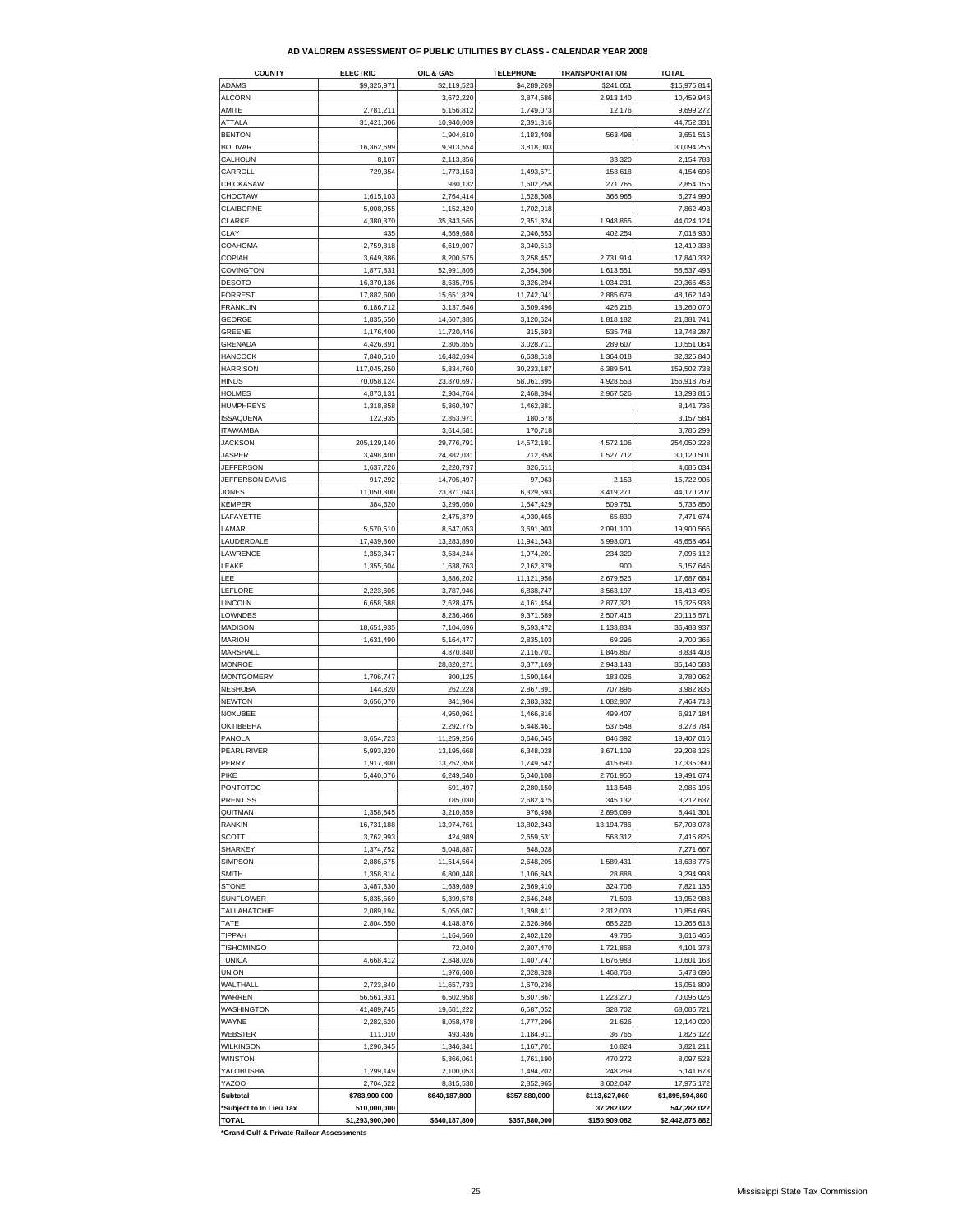# AD VALOREM ASSESSMENT OF PUBLIC UTILITIES BY CLASS - CALENDAR YEAR 2008

| COUNTY | ELECTRIC | OIL & GAS | TELEPHONE | TRANSPORTATION | TOTAL |
|---|---|---|---|---|---|
| ADAMS | $9,325,971 | $2,119,523 | $4,289,269 | $241,051 | $15,975,814 |
| ALCORN | | 3,672,220 | 3,874,586 | 2,913,140 | 10,459,946 |
| AMITE | 2,781,211 | 5,156,812 | 1,749,073 | 12,176 | 9,699,272 |
| ATTALA | 31,421,006 | 10,940,009 | 2,391,316 | | 44,752,331 |
| BENTON | | 1,904,610 | 1,183,408 | 563,498 | 3,651,516 |
| BOLIVAR | 16,362,699 | 9,913,554 | 3,818,003 | | 30,094,256 |
| CALHOUN | 8,107 | 2,113,356 | | 33,320 | 2,154,783 |
| CARROLL | 729,354 | 1,773,153 | 1,493,571 | 158,618 | 4,154,696 |
| CHICKASAW | | 980,132 | 1,602,258 | 271,765 | 2,854,155 |
| CHOCTAW | 1,615,103 | 2,764,414 | 1,528,508 | 366,965 | 6,274,990 |
| CLAIBORNE | 5,008,055 | 1,152,420 | 1,702,018 | | 7,862,493 |
| CLARKE | 4,380,370 | 35,343,565 | 2,351,324 | 1,948,865 | 44,024,124 |
| CLAY | 435 | 4,569,688 | 2,046,553 | 402,254 | 7,018,930 |
| COAHOMA | 2,759,818 | 6,619,007 | 3,040,513 | | 12,419,338 |
| COPIAH | 3,649,386 | 8,200,575 | 3,258,457 | 2,731,914 | 17,840,332 |
| COVINGTON | 1,877,831 | 52,991,805 | 2,054,306 | 1,613,551 | 58,537,493 |
| DESOTO | 16,370,136 | 8,635,795 | 3,326,294 | 1,034,231 | 29,366,456 |
| FORREST | 17,882,600 | 15,651,829 | 11,742,041 | 2,885,679 | 48,162,149 |
| FRANKLIN | 6,186,712 | 3,137,646 | 3,509,496 | 426,216 | 13,260,070 |
| GEORGE | 1,835,550 | 14,607,385 | 3,120,624 | 1,818,182 | 21,381,741 |
| GREENE | 1,176,400 | 11,720,446 | 315,693 | 535,748 | 13,748,287 |
| GRENADA | 4,426,891 | 2,805,855 | 3,028,711 | 289,607 | 10,551,064 |
| HANCOCK | 7,840,510 | 16,482,694 | 6,638,618 | 1,364,018 | 32,325,840 |
| HARRISON | 117,045,250 | 5,834,760 | 30,233,187 | 6,389,541 | 159,502,738 |
| HINDS | 70,058,124 | 23,870,697 | 58,061,395 | 4,928,553 | 156,918,769 |
| HOLMES | 4,873,131 | 2,984,764 | 2,468,394 | 2,967,526 | 13,293,815 |
| HUMPHREYS | 1,318,858 | 5,360,497 | 1,462,381 | | 8,141,736 |
| ISSAQUENA | 122,935 | 2,853,971 | 180,678 | | 3,157,584 |
| ITAWAMBA | | 3,614,581 | 170,718 | | 3,785,299 |
| JACKSON | 205,129,140 | 29,776,791 | 14,572,191 | 4,572,106 | 254,050,228 |
| JASPER | 3,498,400 | 24,382,031 | 712,358 | 1,527,712 | 30,120,501 |
| JEFFERSON | 1,637,726 | 2,220,797 | 826,511 | | 4,685,034 |
| JEFFERSON DAVIS | 917,292 | 14,705,497 | 97,963 | 2,153 | 15,722,905 |
| JONES | 11,050,300 | 23,371,043 | 6,329,593 | 3,419,271 | 44,170,207 |
| KEMPER | 384,620 | 3,295,050 | 1,547,429 | 509,751 | 5,736,850 |
| LAFAYETTE | | 2,475,379 | 4,930,465 | 65,830 | 7,471,674 |
| LAMAR | 5,570,510 | 8,547,053 | 3,691,903 | 2,091,100 | 19,900,566 |
| LAUDERDALE | 17,439,860 | 13,283,890 | 11,941,643 | 5,993,071 | 48,658,464 |
| LAWRENCE | 1,353,347 | 3,534,244 | 1,974,201 | 234,320 | 7,096,112 |
| LEAKE | 1,355,604 | 1,638,763 | 2,162,379 | 900 | 5,157,646 |
| LEE | | 3,886,202 | 11,121,956 | 2,679,526 | 17,687,684 |
| LEFLORE | 2,223,605 | 3,787,946 | 6,838,747 | 3,563,197 | 16,413,495 |
| LINCOLN | 6,658,688 | 2,628,475 | 4,161,454 | 2,877,321 | 16,325,938 |
| LOWNDES | | 8,236,466 | 9,371,689 | 2,507,416 | 20,115,571 |
| MADISON | 18,651,935 | 7,104,696 | 9,593,472 | 1,133,834 | 36,483,937 |
| MARION | 1,631,490 | 5,164,477 | 2,835,103 | 69,296 | 9,700,366 |
| MARSHALL | | 4,870,840 | 2,116,701 | 1,846,867 | 8,834,408 |
| MONROE | | 28,820,271 | 3,377,169 | 2,943,143 | 35,140,583 |
| MONTGOMERY | 1,706,747 | 300,125 | 1,590,164 | 183,026 | 3,780,062 |
| NESHOBA | 144,820 | 262,228 | 2,867,891 | 707,896 | 3,982,835 |
| NEWTON | 3,656,070 | 341,904 | 2,383,832 | 1,082,907 | 7,464,713 |
| NOXUBEE | | 4,950,961 | 1,466,816 | 499,407 | 6,917,184 |
| OKTIBBEHA | | 2,292,775 | 5,448,461 | 537,548 | 8,278,784 |
| PANOLA | 3,654,723 | 11,259,256 | 3,646,645 | 846,392 | 19,407,016 |
| PEARL RIVER | 5,993,320 | 13,195,668 | 6,348,028 | 3,671,109 | 29,208,125 |
| PERRY | 1,917,800 | 13,252,358 | 1,749,542 | 415,690 | 17,335,390 |
| PIKE | 5,440,076 | 6,249,540 | 5,040,108 | 2,761,950 | 19,491,674 |
| PONTOTOC | | 591,497 | 2,280,150 | 113,548 | 2,985,195 |
| PRENTISS | | 185,030 | 2,682,475 | 345,132 | 3,212,637 |
| QUITMAN | 1,358,845 | 3,210,859 | 976,498 | 2,895,099 | 8,441,301 |
| RANKIN | 16,731,188 | 13,974,761 | 13,802,343 | 13,194,786 | 57,703,078 |
| SCOTT | 3,762,993 | 424,989 | 2,659,531 | 568,312 | 7,415,825 |
| SHARKEY | 1,374,752 | 5,048,887 | 848,028 | | 7,271,667 |
| SIMPSON | 2,886,575 | 11,514,564 | 2,648,205 | 1,589,431 | 18,638,775 |
| SMITH | 1,358,814 | 6,800,448 | 1,106,843 | 28,888 | 9,294,993 |
| STONE | 3,487,330 | 1,639,689 | 2,369,410 | 324,706 | 7,821,135 |
| SUNFLOWER | 5,835,569 | 5,399,578 | 2,646,248 | 71,593 | 13,952,988 |
| TALLAHATCHIE | 2,089,194 | 5,055,087 | 1,398,411 | 2,312,003 | 10,854,695 |
| TATE | 2,804,550 | 4,148,876 | 2,626,966 | 685,226 | 10,265,618 |
| TIPPAH | | 1,164,560 | 2,402,120 | 49,785 | 3,616,465 |
| TISHOMINGO | | 72,040 | 2,307,470 | 1,721,868 | 4,101,378 |
| TUNICA | 4,668,412 | 2,848,026 | 1,407,747 | 1,676,983 | 10,601,168 |
| UNION | | 1,976,600 | 2,028,328 | 1,468,768 | 5,473,696 |
| WALTHALL | 2,723,840 | 11,657,733 | 1,670,236 | | 16,051,809 |
| WARREN | 56,561,931 | 6,502,958 | 5,807,867 | 1,223,270 | 70,096,026 |
| WASHINGTON | 41,489,745 | 19,681,222 | 6,587,052 | 328,702 | 68,086,721 |
| WAYNE | 2,282,620 | 8,058,478 | 1,777,296 | 21,626 | 12,140,020 |
| WEBSTER | 111,010 | 493,436 | 1,184,911 | 36,765 | 1,826,122 |
| WILKINSON | 1,296,345 | 1,346,341 | 1,167,701 | 10,824 | 3,821,211 |
| WINSTON | | 5,866,061 | 1,761,190 | 470,272 | 8,097,523 |
| YALOBUSHA | 1,299,149 | 2,100,053 | 1,494,202 | 248,269 | 5,141,673 |
| YAZOO | 2,704,622 | 8,815,538 | 2,852,965 | 3,602,047 | 17,975,172 |
| **Subtotal** | **$783,900,000** | **$640,187,800** | **$357,880,000** | **$113,627,060** | **$1,895,594,860** |
| ***Subject to In Lieu Tax** | **510,000,000** | | | **37,282,022** | **547,282,022** |
| **TOTAL** | **$1,293,900,000** | **$640,187,800** | **$357,880,000** | **$150,909,082** | **$2,442,876,882** |

***Grand Gulf & Private Railcar Assessments**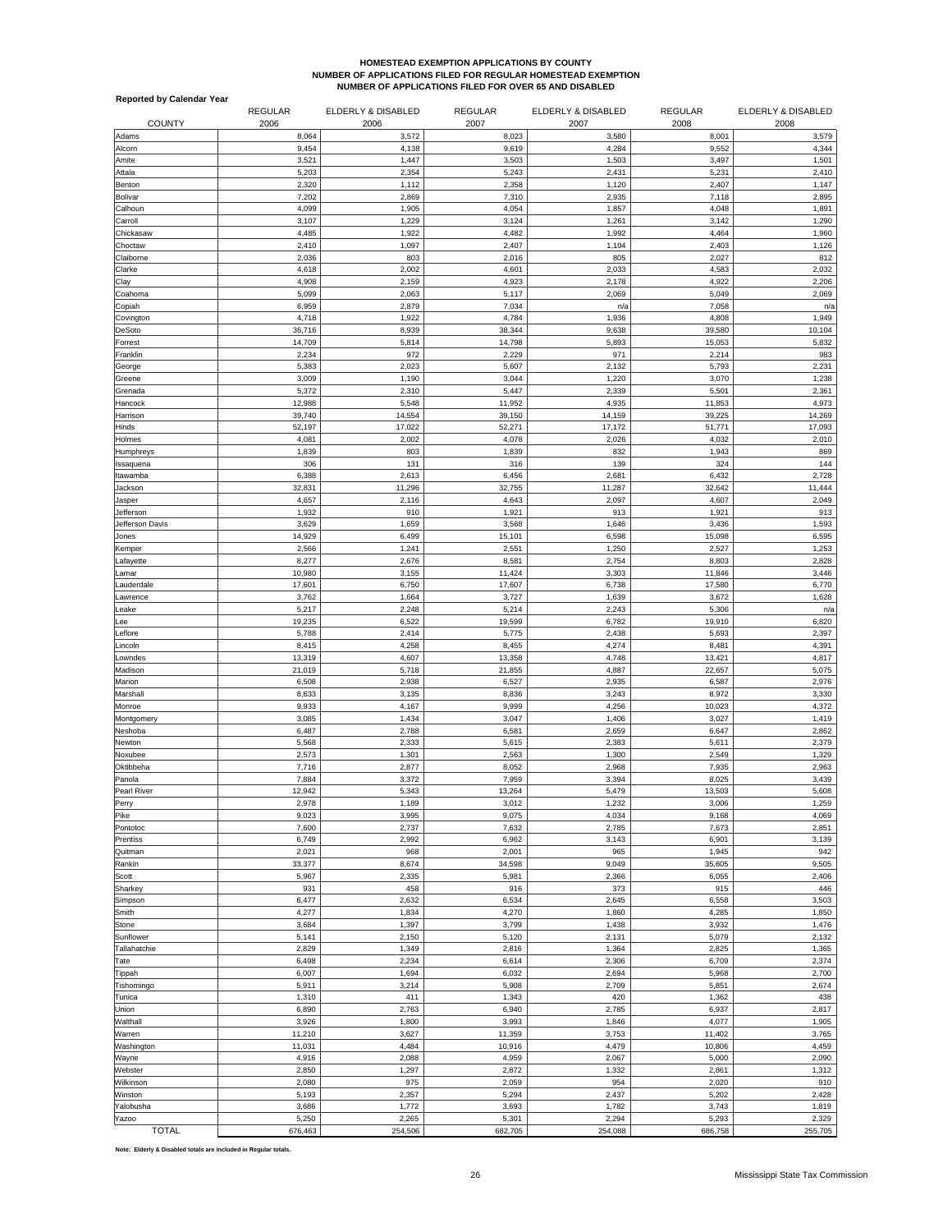# HOMESTEAD EXEMPTION APPLICATIONS BY COUNTY
## NUMBER OF APPLICATIONS FILED FOR REGULAR HOMESTEAD EXEMPTION
## NUMBER OF APPLICATIONS FILED FOR OVER 65 AND DISABLED

**Reported by Calendar Year**

| COUNTY | REGULAR 2006 | ELDERLY & DISABLED 2006 | REGULAR 2007 | ELDERLY & DISABLED 2007 | REGULAR 2008 | ELDERLY & DISABLED 2008 |
|---|---|---|---|---|---|---|
| Adams | 8,064 | 3,572 | 8,023 | 3,580 | 8,001 | 3,579 |
| Alcorn | 9,454 | 4,138 | 9,619 | 4,284 | 9,552 | 4,344 |
| Amite | 3,521 | 1,447 | 3,503 | 1,503 | 3,497 | 1,501 |
| Attala | 5,203 | 2,354 | 5,243 | 2,431 | 5,231 | 2,410 |
| Benton | 2,320 | 1,112 | 2,358 | 1,120 | 2,407 | 1,147 |
| Bolivar | 7,202 | 2,869 | 7,310 | 2,935 | 7,118 | 2,895 |
| Calhoun | 4,099 | 1,905 | 4,054 | 1,857 | 4,048 | 1,891 |
| Carroll | 3,107 | 1,229 | 3,124 | 1,261 | 3,142 | 1,290 |
| Chickasaw | 4,485 | 1,922 | 4,482 | 1,992 | 4,464 | 1,960 |
| Choctaw | 2,410 | 1,097 | 2,407 | 1,104 | 2,403 | 1,126 |
| Claiborne | 2,036 | 803 | 2,016 | 805 | 2,027 | 812 |
| Clarke | 4,618 | 2,002 | 4,601 | 2,033 | 4,583 | 2,032 |
| Clay | 4,908 | 2,159 | 4,923 | 2,178 | 4,922 | 2,206 |
| Coahoma | 5,099 | 2,063 | 5,117 | 2,069 | 5,049 | 2,069 |
| Copiah | 6,959 | 2,879 | 7,034 | n/a | 7,058 | n/a |
| Covington | 4,718 | 1,922 | 4,784 | 1,936 | 4,808 | 1,949 |
| DeSoto | 36,716 | 8,939 | 38,344 | 9,638 | 39,580 | 10,104 |
| Forrest | 14,709 | 5,814 | 14,798 | 5,893 | 15,053 | 5,832 |
| Franklin | 2,234 | 972 | 2,229 | 971 | 2,214 | 983 |
| George | 5,383 | 2,023 | 5,607 | 2,132 | 5,793 | 2,231 |
| Greene | 3,009 | 1,190 | 3,044 | 1,220 | 3,070 | 1,238 |
| Grenada | 5,372 | 2,310 | 5,447 | 2,339 | 5,501 | 2,361 |
| Hancock | 12,988 | 5,548 | 11,952 | 4,935 | 11,853 | 4,973 |
| Harrison | 39,740 | 14,554 | 39,150 | 14,159 | 39,225 | 14,269 |
| Hinds | 52,197 | 17,022 | 52,271 | 17,172 | 51,771 | 17,093 |
| Holmes | 4,081 | 2,002 | 4,078 | 2,026 | 4,032 | 2,010 |
| Humphreys | 1,839 | 803 | 1,839 | 832 | 1,943 | 869 |
| Issaquena | 306 | 131 | 316 | 139 | 324 | 144 |
| Itawamba | 6,388 | 2,613 | 6,456 | 2,681 | 6,432 | 2,728 |
| Jackson | 32,831 | 11,296 | 32,755 | 11,287 | 32,642 | 11,444 |
| Jasper | 4,657 | 2,116 | 4,643 | 2,097 | 4,607 | 2,049 |
| Jefferson | 1,932 | 910 | 1,921 | 913 | 1,921 | 913 |
| Jefferson Davis | 3,629 | 1,659 | 3,568 | 1,646 | 3,436 | 1,593 |
| Jones | 14,929 | 6,499 | 15,101 | 6,598 | 15,098 | 6,595 |
| Kemper | 2,566 | 1,241 | 2,551 | 1,250 | 2,527 | 1,253 |
| Lafayette | 8,277 | 2,676 | 8,581 | 2,754 | 8,803 | 2,828 |
| Lamar | 10,980 | 3,155 | 11,424 | 3,303 | 11,846 | 3,446 |
| Lauderdale | 17,601 | 6,750 | 17,607 | 6,738 | 17,580 | 6,770 |
| Lawrence | 3,762 | 1,664 | 3,727 | 1,639 | 3,672 | 1,628 |
| Leake | 5,217 | 2,248 | 5,214 | 2,243 | 5,306 | n/a |
| Lee | 19,235 | 6,522 | 19,599 | 6,782 | 19,910 | 6,820 |
| Leflore | 5,788 | 2,414 | 5,775 | 2,438 | 5,693 | 2,397 |
| Lincoln | 8,415 | 4,258 | 8,455 | 4,274 | 8,481 | 4,391 |
| Lowndes | 13,319 | 4,607 | 13,358 | 4,748 | 13,421 | 4,817 |
| Madison | 21,019 | 5,718 | 21,855 | 4,887 | 22,657 | 5,075 |
| Marion | 6,508 | 2,938 | 6,527 | 2,935 | 6,587 | 2,976 |
| Marshall | 8,633 | 3,135 | 8,836 | 3,243 | 8,972 | 3,330 |
| Monroe | 9,933 | 4,167 | 9,999 | 4,256 | 10,023 | 4,372 |
| Montgomery | 3,085 | 1,434 | 3,047 | 1,406 | 3,027 | 1,419 |
| Neshoba | 6,487 | 2,788 | 6,581 | 2,659 | 6,647 | 2,862 |
| Newton | 5,568 | 2,333 | 5,615 | 2,383 | 5,611 | 2,379 |
| Noxubee | 2,573 | 1,301 | 2,563 | 1,300 | 2,549 | 1,329 |
| Oktibbeha | 7,716 | 2,877 | 8,052 | 2,968 | 7,935 | 2,963 |
| Panola | 7,884 | 3,372 | 7,959 | 3,394 | 8,025 | 3,439 |
| Pearl River | 12,942 | 5,343 | 13,264 | 5,479 | 13,503 | 5,608 |
| Perry | 2,978 | 1,189 | 3,012 | 1,232 | 3,006 | 1,259 |
| Pike | 9,023 | 3,995 | 9,075 | 4,034 | 9,168 | 4,069 |
| Pontotoc | 7,600 | 2,737 | 7,632 | 2,785 | 7,673 | 2,851 |
| Prentiss | 6,749 | 2,992 | 6,962 | 3,143 | 6,901 | 3,139 |
| Quitman | 2,021 | 968 | 2,001 | 965 | 1,945 | 942 |
| Rankin | 33,377 | 8,674 | 34,598 | 9,049 | 35,605 | 9,505 |
| Scott | 5,967 | 2,335 | 5,981 | 2,366 | 6,055 | 2,406 |
| Sharkey | 931 | 458 | 916 | 373 | 915 | 446 |
| Simpson | 6,477 | 2,632 | 6,534 | 2,645 | 6,558 | 3,503 |
| Smith | 4,277 | 1,834 | 4,270 | 1,860 | 4,285 | 1,850 |
| Stone | 3,684 | 1,397 | 3,799 | 1,438 | 3,932 | 1,476 |
| Sunflower | 5,141 | 2,150 | 5,120 | 2,131 | 5,079 | 2,132 |
| Tallahatchie | 2,829 | 1,349 | 2,816 | 1,364 | 2,825 | 1,365 |
| Tate | 6,498 | 2,234 | 6,614 | 2,306 | 6,709 | 2,374 |
| Tippah | 6,007 | 1,694 | 6,032 | 2,694 | 5,968 | 2,700 |
| Tishomingo | 5,911 | 3,214 | 5,908 | 2,709 | 5,851 | 2,674 |
| Tunica | 1,310 | 411 | 1,343 | 420 | 1,362 | 438 |
| Union | 6,890 | 2,763 | 6,940 | 2,785 | 6,937 | 2,817 |
| Walthall | 3,926 | 1,800 | 3,993 | 1,846 | 4,077 | 1,905 |
| Warren | 11,210 | 3,627 | 11,359 | 3,753 | 11,402 | 3,765 |
| Washington | 11,031 | 4,484 | 10,916 | 4,479 | 10,806 | 4,459 |
| Wayne | 4,916 | 2,088 | 4,959 | 2,067 | 5,000 | 2,090 |
| Webster | 2,850 | 1,297 | 2,872 | 1,332 | 2,861 | 1,312 |
| Wilkinson | 2,080 | 975 | 2,059 | 954 | 2,020 | 910 |
| Winston | 5,193 | 2,357 | 5,294 | 2,437 | 5,202 | 2,428 |
| Yalobusha | 3,686 | 1,772 | 3,693 | 1,782 | 3,743 | 1,819 |
| Yazoo | 5,250 | 2,265 | 5,301 | 2,294 | 5,293 | 2,329 |
| TOTAL | 676,463 | 254,506 | 682,705 | 254,088 | 686,758 | 255,705 |

**Note: Elderly & Disabled totals are included in Regular totals.**

Mississippi State Tax Commission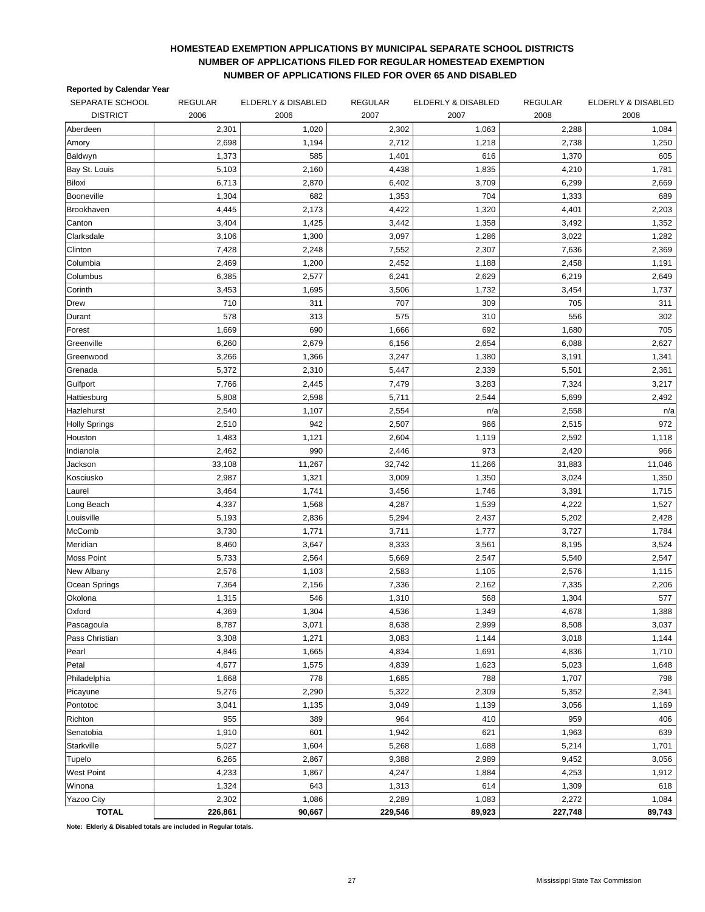# HOMESTEAD EXEMPTION APPLICATIONS BY MUNICIPAL SEPARATE SCHOOL DISTRICTS
## NUMBER OF APPLICATIONS FILED FOR REGULAR HOMESTEAD EXEMPTION
## NUMBER OF APPLICATIONS FILED FOR OVER 65 AND DISABLED

**Reported by Calendar Year**

| SEPARATE SCHOOL DISTRICT | REGULAR 2006 | ELDERLY & DISABLED 2006 | REGULAR 2007 | ELDERLY & DISABLED 2007 | REGULAR 2008 | ELDERLY & DISABLED 2008 |
|---|---|---|---|---|---|---|
| Aberdeen | 2,301 | 1,020 | 2,302 | 1,063 | 2,288 | 1,084 |
| Amory | 2,698 | 1,194 | 2,712 | 1,218 | 2,738 | 1,250 |
| Baldwyn | 1,373 | 585 | 1,401 | 616 | 1,370 | 605 |
| Bay St. Louis | 5,103 | 2,160 | 4,438 | 1,835 | 4,210 | 1,781 |
| Biloxi | 6,713 | 2,870 | 6,402 | 3,709 | 6,299 | 2,669 |
| Booneville | 1,304 | 682 | 1,353 | 704 | 1,333 | 689 |
| Brookhaven | 4,445 | 2,173 | 4,422 | 1,320 | 4,401 | 2,203 |
| Canton | 3,404 | 1,425 | 3,442 | 1,358 | 3,492 | 1,352 |
| Clarksdale | 3,106 | 1,300 | 3,097 | 1,286 | 3,022 | 1,282 |
| Clinton | 7,428 | 2,248 | 7,552 | 2,307 | 7,636 | 2,369 |
| Columbia | 2,469 | 1,200 | 2,452 | 1,188 | 2,458 | 1,191 |
| Columbus | 6,385 | 2,577 | 6,241 | 2,629 | 6,219 | 2,649 |
| Corinth | 3,453 | 1,695 | 3,506 | 1,732 | 3,454 | 1,737 |
| Drew | 710 | 311 | 707 | 309 | 705 | 311 |
| Durant | 578 | 313 | 575 | 310 | 556 | 302 |
| Forest | 1,669 | 690 | 1,666 | 692 | 1,680 | 705 |
| Greenville | 6,260 | 2,679 | 6,156 | 2,654 | 6,088 | 2,627 |
| Greenwood | 3,266 | 1,366 | 3,247 | 1,380 | 3,191 | 1,341 |
| Grenada | 5,372 | 2,310 | 5,447 | 2,339 | 5,501 | 2,361 |
| Gulfport | 7,766 | 2,445 | 7,479 | 3,283 | 7,324 | 3,217 |
| Hattiesburg | 5,808 | 2,598 | 5,711 | 2,544 | 5,699 | 2,492 |
| Hazlehurst | 2,540 | 1,107 | 2,554 | n/a | 2,558 | n/a |
| Holly Springs | 2,510 | 942 | 2,507 | 966 | 2,515 | 972 |
| Houston | 1,483 | 1,121 | 2,604 | 1,119 | 2,592 | 1,118 |
| Indianola | 2,462 | 990 | 2,446 | 973 | 2,420 | 966 |
| Jackson | 33,108 | 11,267 | 32,742 | 11,266 | 31,883 | 11,046 |
| Kosciusko | 2,987 | 1,321 | 3,009 | 1,350 | 3,024 | 1,350 |
| Laurel | 3,464 | 1,741 | 3,456 | 1,746 | 3,391 | 1,715 |
| Long Beach | 4,337 | 1,568 | 4,287 | 1,539 | 4,222 | 1,527 |
| Louisville | 5,193 | 2,836 | 5,294 | 2,437 | 5,202 | 2,428 |
| McComb | 3,730 | 1,771 | 3,711 | 1,777 | 3,727 | 1,784 |
| Meridian | 8,460 | 3,647 | 8,333 | 3,561 | 8,195 | 3,524 |
| Moss Point | 5,733 | 2,564 | 5,669 | 2,547 | 5,540 | 2,547 |
| New Albany | 2,576 | 1,103 | 2,583 | 1,105 | 2,576 | 1,115 |
| Ocean Springs | 7,364 | 2,156 | 7,336 | 2,162 | 7,335 | 2,206 |
| Okolona | 1,315 | 546 | 1,310 | 568 | 1,304 | 577 |
| Oxford | 4,369 | 1,304 | 4,536 | 1,349 | 4,678 | 1,388 |
| Pascagoula | 8,787 | 3,071 | 8,638 | 2,999 | 8,508 | 3,037 |
| Pass Christian | 3,308 | 1,271 | 3,083 | 1,144 | 3,018 | 1,144 |
| Pearl | 4,846 | 1,665 | 4,834 | 1,691 | 4,836 | 1,710 |
| Petal | 4,677 | 1,575 | 4,839 | 1,623 | 5,023 | 1,648 |
| Philadelphia | 1,668 | 778 | 1,685 | 788 | 1,707 | 798 |
| Picayune | 5,276 | 2,290 | 5,322 | 2,309 | 5,352 | 2,341 |
| Pontotoc | 3,041 | 1,135 | 3,049 | 1,139 | 3,056 | 1,169 |
| Richton | 955 | 389 | 964 | 410 | 959 | 406 |
| Senatobia | 1,910 | 601 | 1,942 | 621 | 1,963 | 639 |
| Starkville | 5,027 | 1,604 | 5,268 | 1,688 | 5,214 | 1,701 |
| Tupelo | 6,265 | 2,867 | 9,388 | 2,989 | 9,452 | 3,056 |
| West Point | 4,233 | 1,867 | 4,247 | 1,884 | 4,253 | 1,912 |
| Winona | 1,324 | 643 | 1,313 | 614 | 1,309 | 618 |
| Yazoo City | 2,302 | 1,086 | 2,289 | 1,083 | 2,272 | 1,084 |
| **TOTAL** | **226,861** | **90,667** | **229,546** | **89,923** | **227,748** | **89,743** |

**Note: Elderly & Disabled totals are included in Regular totals.**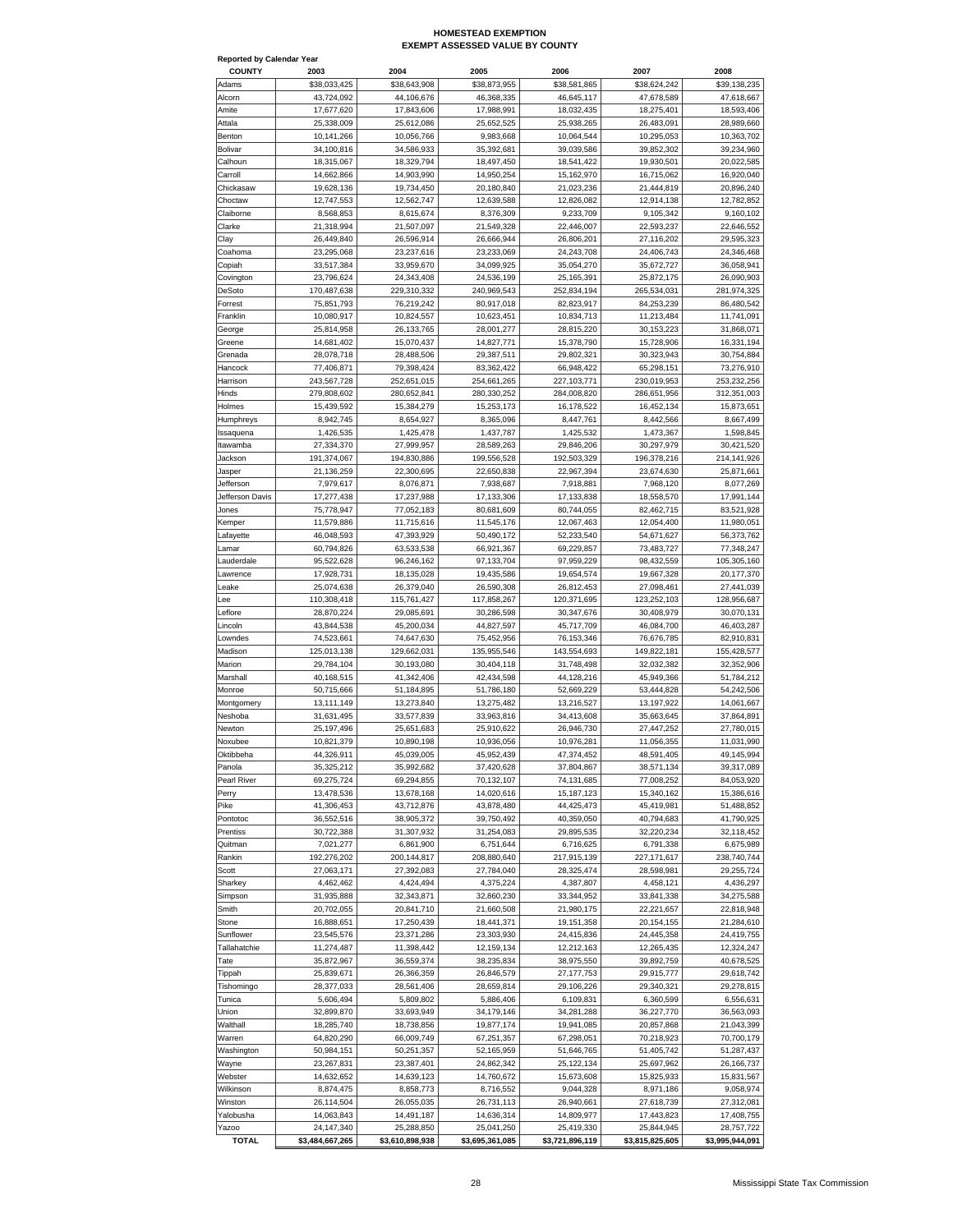# HOMESTEAD EXEMPTION
## EXEMPT ASSESSED VALUE BY COUNTY

Reported by Calendar Year

| COUNTY | 2003 | 2004 | 2005 | 2006 | 2007 | 2008 |
|---|---|---|---|---|---|---|
| Adams | $38,033,425 | $38,643,908 | $38,873,955 | $38,581,865 | $38,624,242 | $39,138,235 |
| Alcorn | 43,724,092 | 44,106,676 | 46,368,335 | 46,645,117 | 47,678,589 | 47,618,667 |
| Amite | 17,677,620 | 17,843,606 | 17,988,991 | 18,032,435 | 18,275,401 | 18,593,406 |
| Attala | 25,338,009 | 25,612,086 | 25,652,525 | 25,938,265 | 26,483,091 | 28,989,660 |
| Benton | 10,141,266 | 10,056,766 | 9,983,668 | 10,064,544 | 10,295,053 | 10,363,702 |
| Bolivar | 34,100,816 | 34,586,933 | 35,392,681 | 39,039,586 | 39,852,302 | 39,234,960 |
| Calhoun | 18,315,067 | 18,329,794 | 18,497,450 | 18,541,422 | 19,930,501 | 20,022,585 |
| Carroll | 14,662,866 | 14,903,990 | 14,950,254 | 15,162,970 | 16,715,062 | 16,920,040 |
| Chickasaw | 19,628,136 | 19,734,450 | 20,180,840 | 21,023,236 | 21,444,819 | 20,896,240 |
| Choctaw | 12,747,553 | 12,562,747 | 12,639,588 | 12,826,082 | 12,914,138 | 12,782,852 |
| Claiborne | 8,568,853 | 8,615,674 | 8,376,309 | 9,233,709 | 9,105,342 | 9,160,102 |
| Clarke | 21,318,994 | 21,507,097 | 21,549,328 | 22,446,007 | 22,593,237 | 22,646,552 |
| Clay | 26,449,840 | 26,596,914 | 26,666,944 | 26,806,201 | 27,116,202 | 29,595,323 |
| Coahoma | 23,295,068 | 23,237,616 | 23,233,069 | 24,243,708 | 24,406,743 | 24,346,468 |
| Copiah | 33,517,384 | 33,959,670 | 34,099,925 | 35,054,270 | 35,672,727 | 36,058,941 |
| Covington | 23,796,624 | 24,343,408 | 24,536,199 | 25,165,391 | 25,872,175 | 26,090,903 |
| DeSoto | 170,487,638 | 229,310,332 | 240,969,543 | 252,834,194 | 265,534,031 | 281,974,325 |
| Forrest | 75,851,793 | 76,219,242 | 80,917,018 | 82,823,917 | 84,253,239 | 86,480,542 |
| Franklin | 10,080,917 | 10,824,557 | 10,623,451 | 10,834,713 | 11,213,484 | 11,741,091 |
| George | 25,814,958 | 26,133,765 | 28,001,277 | 28,815,220 | 30,153,223 | 31,868,071 |
| Greene | 14,681,402 | 15,070,437 | 14,827,771 | 15,378,790 | 15,728,906 | 16,331,194 |
| Grenada | 28,078,718 | 28,488,506 | 29,387,511 | 29,802,321 | 30,323,943 | 30,754,884 |
| Hancock | 77,406,871 | 79,398,424 | 83,362,422 | 66,948,422 | 65,298,151 | 73,276,910 |
| Harrison | 243,567,728 | 252,651,015 | 254,661,265 | 227,103,771 | 230,019,953 | 253,232,256 |
| Hinds | 279,808,602 | 280,652,841 | 280,330,252 | 284,008,820 | 286,651,956 | 312,351,003 |
| Holmes | 15,439,592 | 15,384,279 | 15,253,173 | 16,178,522 | 16,452,134 | 15,873,651 |
| Humphreys | 8,942,745 | 8,654,927 | 8,365,096 | 8,447,761 | 8,442,566 | 8,667,499 |
| Issaquena | 1,426,535 | 1,425,478 | 1,437,787 | 1,425,532 | 1,473,367 | 1,598,845 |
| Itawamba | 27,334,370 | 27,999,957 | 28,589,263 | 29,846,206 | 30,297,979 | 30,421,520 |
| Jackson | 191,374,067 | 194,830,886 | 199,556,528 | 192,503,329 | 196,378,216 | 214,141,926 |
| Jasper | 21,136,259 | 22,300,695 | 22,650,838 | 22,967,394 | 23,674,630 | 25,871,661 |
| Jefferson | 7,979,617 | 8,076,871 | 7,938,687 | 7,918,881 | 7,968,120 | 8,077,269 |
| Jefferson Davis | 17,277,438 | 17,237,988 | 17,133,306 | 17,133,838 | 18,558,570 | 17,991,144 |
| Jones | 75,778,947 | 77,052,183 | 80,681,609 | 80,744,055 | 82,462,715 | 83,521,928 |
| Kemper | 11,579,886 | 11,715,616 | 11,545,176 | 12,067,463 | 12,054,400 | 11,980,051 |
| Lafayette | 46,048,593 | 47,393,929 | 50,490,172 | 52,233,540 | 54,671,627 | 56,373,762 |
| Lamar | 60,794,826 | 63,533,538 | 66,921,367 | 69,229,857 | 73,483,727 | 77,348,247 |
| Lauderdale | 95,522,628 | 96,246,162 | 97,133,704 | 97,959,229 | 98,432,559 | 105,305,160 |
| Lawrence | 17,928,731 | 18,135,028 | 19,435,586 | 19,654,574 | 19,667,328 | 20,177,370 |
| Leake | 25,074,638 | 26,379,040 | 26,590,308 | 26,812,453 | 27,098,461 | 27,441,039 |
| Lee | 110,308,418 | 115,761,427 | 117,858,267 | 120,371,695 | 123,252,103 | 128,956,687 |
| Leflore | 28,870,224 | 29,085,691 | 30,286,598 | 30,347,676 | 30,408,979 | 30,070,131 |
| Lincoln | 43,844,538 | 45,200,034 | 44,827,597 | 45,717,709 | 46,084,700 | 46,403,287 |
| Lowndes | 74,523,661 | 74,647,630 | 75,452,956 | 76,153,346 | 76,676,785 | 82,910,831 |
| Madison | 125,013,138 | 129,662,031 | 135,955,546 | 143,554,693 | 149,822,181 | 155,428,577 |
| Marion | 29,784,104 | 30,193,080 | 30,404,118 | 31,748,498 | 32,032,382 | 32,352,906 |
| Marshall | 40,168,515 | 41,342,406 | 42,434,598 | 44,128,216 | 45,949,366 | 51,784,212 |
| Monroe | 50,715,666 | 51,184,895 | 51,786,180 | 52,669,229 | 53,444,828 | 54,242,506 |
| Montgomery | 13,111,149 | 13,273,840 | 13,275,482 | 13,216,527 | 13,197,922 | 14,061,667 |
| Neshoba | 31,631,495 | 33,577,839 | 33,963,816 | 34,413,608 | 35,663,645 | 37,864,891 |
| Newton | 25,197,496 | 25,651,683 | 25,910,622 | 26,946,730 | 27,447,252 | 27,780,015 |
| Noxubee | 10,821,379 | 10,890,198 | 10,936,056 | 10,976,281 | 11,056,355 | 11,031,990 |
| Oktibbeha | 44,326,911 | 45,039,005 | 45,952,439 | 47,374,452 | 48,591,405 | 49,145,994 |
| Panola | 35,325,212 | 35,992,682 | 37,420,628 | 37,804,867 | 38,571,134 | 39,317,089 |
| Pearl River | 69,275,724 | 69,294,855 | 70,132,107 | 74,131,685 | 77,008,252 | 84,053,920 |
| Perry | 13,478,536 | 13,678,168 | 14,020,616 | 15,187,123 | 15,340,162 | 15,386,616 |
| Pike | 41,306,453 | 43,712,876 | 43,878,480 | 44,425,473 | 45,419,981 | 51,488,852 |
| Pontotoc | 36,552,516 | 38,905,372 | 39,750,492 | 40,359,050 | 40,794,683 | 41,790,925 |
| Prentiss | 30,722,388 | 31,307,932 | 31,254,083 | 29,895,535 | 32,220,234 | 32,118,452 |
| Quitman | 7,021,277 | 6,861,900 | 6,751,644 | 6,716,625 | 6,791,338 | 6,675,989 |
| Rankin | 192,276,202 | 200,144,817 | 208,880,640 | 217,915,139 | 227,171,617 | 238,740,744 |
| Scott | 27,063,171 | 27,392,083 | 27,784,040 | 28,325,474 | 28,598,981 | 29,255,724 |
| Sharkey | 4,462,462 | 4,424,494 | 4,375,224 | 4,387,807 | 4,458,121 | 4,436,297 |
| Simpson | 31,935,888 | 32,343,871 | 32,860,230 | 33,344,952 | 33,841,338 | 34,275,588 |
| Smith | 20,702,055 | 20,841,710 | 21,660,508 | 21,980,175 | 22,221,657 | 22,818,948 |
| Stone | 16,888,651 | 17,250,439 | 18,441,371 | 19,151,358 | 20,154,155 | 21,284,610 |
| Sunflower | 23,545,576 | 23,371,286 | 23,303,930 | 24,415,836 | 24,445,358 | 24,419,755 |
| Tallahatchie | 11,274,487 | 11,398,442 | 12,159,134 | 12,212,163 | 12,265,435 | 12,324,247 |
| Tate | 35,872,967 | 36,559,374 | 38,235,834 | 38,975,550 | 39,892,759 | 40,678,525 |
| Tippah | 25,839,671 | 26,366,359 | 26,846,579 | 27,177,753 | 29,915,777 | 29,618,742 |
| Tishomingo | 28,377,033 | 28,561,406 | 28,659,814 | 29,106,226 | 29,340,321 | 29,278,815 |
| Tunica | 5,606,494 | 5,809,802 | 5,886,406 | 6,109,831 | 6,360,599 | 6,556,631 |
| Union | 32,899,870 | 33,693,949 | 34,179,146 | 34,281,288 | 36,227,770 | 36,563,093 |
| Walthall | 18,285,740 | 18,738,856 | 19,877,174 | 19,941,085 | 20,857,868 | 21,043,399 |
| Warren | 64,820,290 | 66,009,749 | 67,251,357 | 67,298,051 | 70,218,923 | 70,700,179 |
| Washington | 50,984,151 | 50,251,357 | 52,165,959 | 51,646,765 | 51,405,742 | 51,287,437 |
| Wayne | 23,267,831 | 23,387,401 | 24,862,342 | 25,122,134 | 25,697,962 | 26,166,737 |
| Webster | 14,632,652 | 14,639,123 | 14,760,672 | 15,673,608 | 15,825,933 | 15,831,567 |
| Wilkinson | 8,874,475 | 8,858,773 | 8,716,552 | 9,044,328 | 8,971,186 | 9,058,974 |
| Winston | 26,114,504 | 26,055,035 | 26,731,113 | 26,940,661 | 27,618,739 | 27,312,081 |
| Yalobusha | 14,063,843 | 14,491,187 | 14,636,314 | 14,809,977 | 17,443,823 | 17,408,755 |
| Yazoo | 24,147,340 | 25,288,850 | 25,041,250 | 25,419,330 | 25,844,945 | 28,757,722 |
| **TOTAL** | **$3,484,667,265** | **$3,610,898,938** | **$3,695,361,085** | **$3,721,896,119** | **$3,815,825,605** | **$3,995,944,091** |

Mississippi State Tax Commission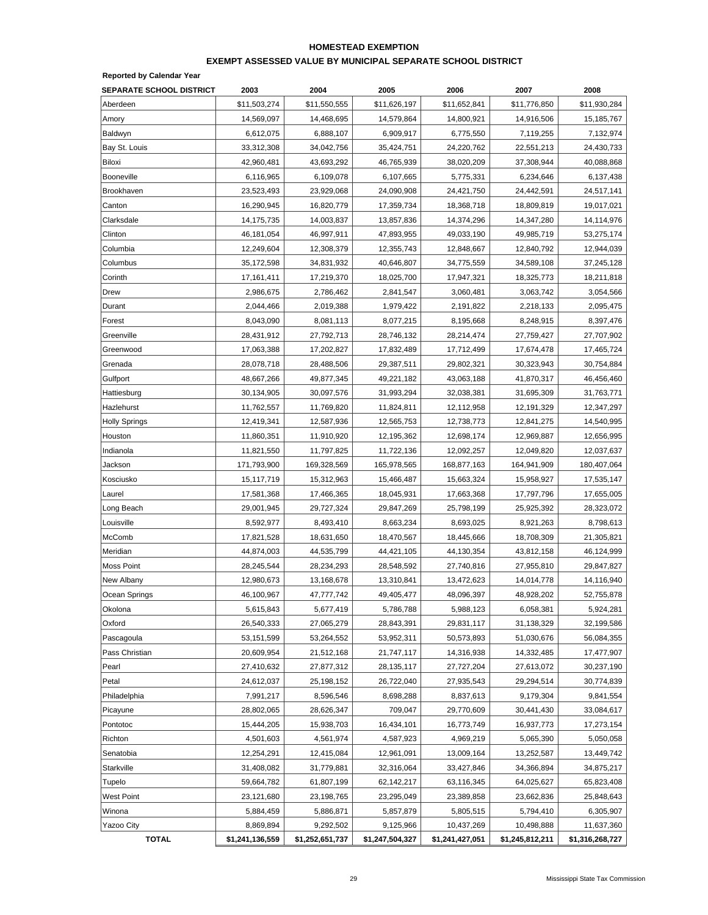# HOMESTEAD EXEMPTION

## EXEMPT ASSESSED VALUE BY MUNICIPAL SEPARATE SCHOOL DISTRICT

**Reported by Calendar Year**

| SEPARATE SCHOOL DISTRICT | 2003 | 2004 | 2005 | 2006 | 2007 | 2008 |
|---|---|---|---|---|---|---|
| Aberdeen | $11,503,274 | $11,550,555 | $11,626,197 | $11,652,841 | $11,776,850 | $11,930,284 |
| Amory | 14,569,097 | 14,468,695 | 14,579,864 | 14,800,921 | 14,916,506 | 15,185,767 |
| Baldwyn | 6,612,075 | 6,888,107 | 6,909,917 | 6,775,550 | 7,119,255 | 7,132,974 |
| Bay St. Louis | 33,312,308 | 34,042,756 | 35,424,751 | 24,220,762 | 22,551,213 | 24,430,733 |
| Biloxi | 42,960,481 | 43,693,292 | 46,765,939 | 38,020,209 | 37,308,944 | 40,088,868 |
| Booneville | 6,116,965 | 6,109,078 | 6,107,665 | 5,775,331 | 6,234,646 | 6,137,438 |
| Brookhaven | 23,523,493 | 23,929,068 | 24,090,908 | 24,421,750 | 24,442,591 | 24,517,141 |
| Canton | 16,290,945 | 16,820,779 | 17,359,734 | 18,368,718 | 18,809,819 | 19,017,021 |
| Clarksdale | 14,175,735 | 14,003,837 | 13,857,836 | 14,374,296 | 14,347,280 | 14,114,976 |
| Clinton | 46,181,054 | 46,997,911 | 47,893,955 | 49,033,190 | 49,985,719 | 53,275,174 |
| Columbia | 12,249,604 | 12,308,379 | 12,355,743 | 12,848,667 | 12,840,792 | 12,944,039 |
| Columbus | 35,172,598 | 34,831,932 | 40,646,807 | 34,775,559 | 34,589,108 | 37,245,128 |
| Corinth | 17,161,411 | 17,219,370 | 18,025,700 | 17,947,321 | 18,325,773 | 18,211,818 |
| Drew | 2,986,675 | 2,786,462 | 2,841,547 | 3,060,481 | 3,063,742 | 3,054,566 |
| Durant | 2,044,466 | 2,019,388 | 1,979,422 | 2,191,822 | 2,218,133 | 2,095,475 |
| Forest | 8,043,090 | 8,081,113 | 8,077,215 | 8,195,668 | 8,248,915 | 8,397,476 |
| Greenville | 28,431,912 | 27,792,713 | 28,746,132 | 28,214,474 | 27,759,427 | 27,707,902 |
| Greenwood | 17,063,388 | 17,202,827 | 17,832,489 | 17,712,499 | 17,674,478 | 17,465,724 |
| Grenada | 28,078,718 | 28,488,506 | 29,387,511 | 29,802,321 | 30,323,943 | 30,754,884 |
| Gulfport | 48,667,266 | 49,877,345 | 49,221,182 | 43,063,188 | 41,870,317 | 46,456,460 |
| Hattiesburg | 30,134,905 | 30,097,576 | 31,993,294 | 32,038,381 | 31,695,309 | 31,763,771 |
| Hazlehurst | 11,762,557 | 11,769,820 | 11,824,811 | 12,112,958 | 12,191,329 | 12,347,297 |
| Holly Springs | 12,419,341 | 12,587,936 | 12,565,753 | 12,738,773 | 12,841,275 | 14,540,995 |
| Houston | 11,860,351 | 11,910,920 | 12,195,362 | 12,698,174 | 12,969,887 | 12,656,995 |
| Indianola | 11,821,550 | 11,797,825 | 11,722,136 | 12,092,257 | 12,049,820 | 12,037,637 |
| Jackson | 171,793,900 | 169,328,569 | 165,978,565 | 168,877,163 | 164,941,909 | 180,407,064 |
| Kosciusko | 15,117,719 | 15,312,963 | 15,466,487 | 15,663,324 | 15,958,927 | 17,535,147 |
| Laurel | 17,581,368 | 17,466,365 | 18,045,931 | 17,663,368 | 17,797,796 | 17,655,005 |
| Long Beach | 29,001,945 | 29,727,324 | 29,847,269 | 25,798,199 | 25,925,392 | 28,323,072 |
| Louisville | 8,592,977 | 8,493,410 | 8,663,234 | 8,693,025 | 8,921,263 | 8,798,613 |
| McComb | 17,821,528 | 18,631,650 | 18,470,567 | 18,445,666 | 18,708,309 | 21,305,821 |
| Meridian | 44,874,003 | 44,535,799 | 44,421,105 | 44,130,354 | 43,812,158 | 46,124,999 |
| Moss Point | 28,245,544 | 28,234,293 | 28,548,592 | 27,740,816 | 27,955,810 | 29,847,827 |
| New Albany | 12,980,673 | 13,168,678 | 13,310,841 | 13,472,623 | 14,014,778 | 14,116,940 |
| Ocean Springs | 46,100,967 | 47,777,742 | 49,405,477 | 48,096,397 | 48,928,202 | 52,755,878 |
| Okolona | 5,615,843 | 5,677,419 | 5,786,788 | 5,988,123 | 6,058,381 | 5,924,281 |
| Oxford | 26,540,333 | 27,065,279 | 28,843,391 | 29,831,117 | 31,138,329 | 32,199,586 |
| Pascagoula | 53,151,599 | 53,264,552 | 53,952,311 | 50,573,893 | 51,030,676 | 56,084,355 |
| Pass Christian | 20,609,954 | 21,512,168 | 21,747,117 | 14,316,938 | 14,332,485 | 17,477,907 |
| Pearl | 27,410,632 | 27,877,312 | 28,135,117 | 27,727,204 | 27,613,072 | 30,237,190 |
| Petal | 24,612,037 | 25,198,152 | 26,722,040 | 27,935,543 | 29,294,514 | 30,774,839 |
| Philadelphia | 7,991,217 | 8,596,546 | 8,698,288 | 8,837,613 | 9,179,304 | 9,841,554 |
| Picayune | 28,802,065 | 28,626,347 | 709,047 | 29,770,609 | 30,441,430 | 33,084,617 |
| Pontotoc | 15,444,205 | 15,938,703 | 16,434,101 | 16,773,749 | 16,937,773 | 17,273,154 |
| Richton | 4,501,603 | 4,561,974 | 4,587,923 | 4,969,219 | 5,065,390 | 5,050,058 |
| Senatobia | 12,254,291 | 12,415,084 | 12,961,091 | 13,009,164 | 13,252,587 | 13,449,742 |
| Starkville | 31,408,082 | 31,779,881 | 32,316,064 | 33,427,846 | 34,366,894 | 34,875,217 |
| Tupelo | 59,664,782 | 61,807,199 | 62,142,217 | 63,116,345 | 64,025,627 | 65,823,408 |
| West Point | 23,121,680 | 23,198,765 | 23,295,049 | 23,389,858 | 23,662,836 | 25,848,643 |
| Winona | 5,884,459 | 5,886,871 | 5,857,879 | 5,805,515 | 5,794,410 | 6,305,907 |
| Yazoo City | 8,869,894 | 9,292,502 | 9,125,966 | 10,437,269 | 10,498,888 | 11,637,360 |
| **TOTAL** | **$1,241,136,559** | **$1,252,651,737** | **$1,247,504,327** | **$1,241,427,051** | **$1,245,812,211** | **$1,316,268,727** |

Mississippi State Tax Commission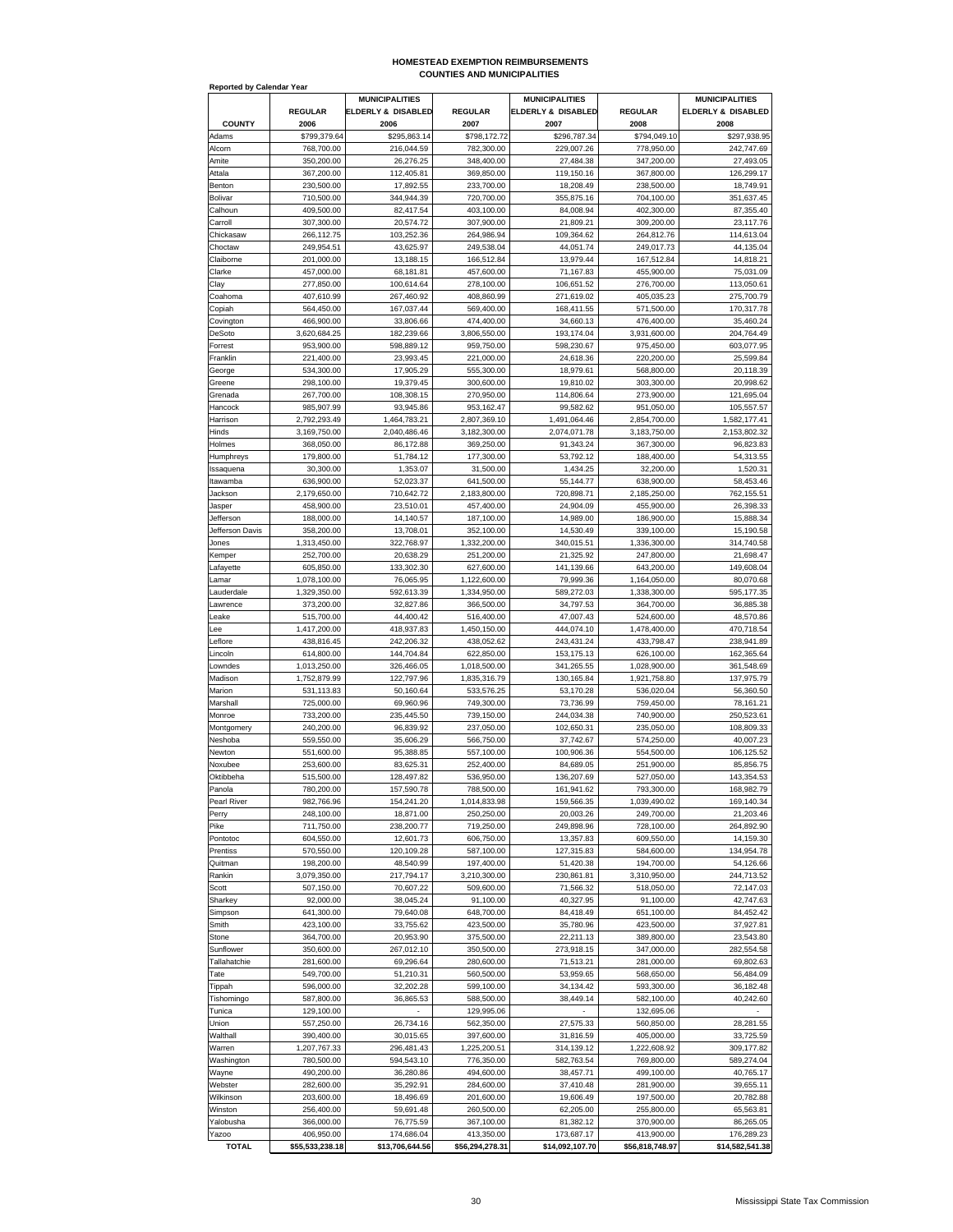# HOMESTEAD EXEMPTION REIMBURSEMENTS
## COUNTIES AND MUNICIPALITIES

Reported by Calendar Year

| COUNTY | REGULAR 2006 | MUNICIPALITIES ELDERLY & DISABLED 2006 | REGULAR 2007 | MUNICIPALITIES ELDERLY & DISABLED 2007 | REGULAR 2008 | MUNICIPALITIES ELDERLY & DISABLED 2008 |
|---|---|---|---|---|---|---|
| Adams | $799,379.64 | $295,863.14 | $798,172.72 | $296,787.34 | $794,049.10 | $297,938.95 |
| Alcorn | 768,700.00 | 216,044.59 | 782,300.00 | 229,007.26 | 778,950.00 | 242,747.69 |
| Amite | 350,200.00 | 26,276.25 | 348,400.00 | 27,484.38 | 347,200.00 | 27,493.05 |
| Attala | 367,200.00 | 112,405.81 | 369,850.00 | 119,150.16 | 367,800.00 | 126,299.17 |
| Benton | 230,500.00 | 17,892.55 | 233,700.00 | 18,208.49 | 238,500.00 | 18,749.91 |
| Bolivar | 710,500.00 | 344,944.39 | 720,700.00 | 355,875.16 | 704,100.00 | 351,637.45 |
| Calhoun | 409,500.00 | 82,417.54 | 403,100.00 | 84,008.94 | 402,300.00 | 87,355.40 |
| Carroll | 307,300.00 | 20,574.72 | 307,900.00 | 21,809.21 | 309,200.00 | 23,117.76 |
| Chickasaw | 266,112.75 | 103,252.36 | 264,986.94 | 109,364.62 | 264,812.76 | 114,613.04 |
| Choctaw | 249,954.51 | 43,625.97 | 249,538.04 | 44,051.74 | 249,017.73 | 44,135.04 |
| Claiborne | 201,000.00 | 13,188.15 | 166,512.84 | 13,979.44 | 167,512.84 | 14,818.21 |
| Clarke | 457,000.00 | 68,181.81 | 457,600.00 | 71,167.83 | 455,900.00 | 75,031.09 |
| Clay | 277,850.00 | 100,614.64 | 278,100.00 | 106,651.52 | 276,700.00 | 113,050.61 |
| Coahoma | 407,610.99 | 267,460.92 | 408,860.99 | 271,619.02 | 405,035.23 | 275,700.79 |
| Copiah | 564,450.00 | 167,037.44 | 569,400.00 | 168,411.55 | 571,500.00 | 170,317.78 |
| Covington | 466,900.00 | 33,806.66 | 474,400.00 | 34,660.13 | 476,400.00 | 35,460.24 |
| DeSoto | 3,620,684.25 | 182,239.66 | 3,806,550.00 | 193,174.04 | 3,931,600.00 | 204,764.49 |
| Forrest | 953,900.00 | 598,889.12 | 959,750.00 | 598,230.67 | 975,450.00 | 603,077.95 |
| Franklin | 221,400.00 | 23,993.45 | 221,000.00 | 24,618.36 | 220,200.00 | 25,599.84 |
| George | 534,300.00 | 17,905.29 | 555,300.00 | 18,979.61 | 568,800.00 | 20,118.39 |
| Greene | 298,100.00 | 19,379.45 | 300,600.00 | 19,810.02 | 303,300.00 | 20,998.62 |
| Grenada | 267,700.00 | 108,308.15 | 270,950.00 | 114,806.64 | 273,900.00 | 121,695.04 |
| Hancock | 985,907.99 | 93,945.86 | 953,162.47 | 99,582.62 | 951,050.00 | 105,557.57 |
| Harrison | 2,792,293.49 | 1,464,783.21 | 2,807,369.10 | 1,491,064.46 | 2,854,700.00 | 1,582,177.41 |
| Hinds | 3,169,750.00 | 2,040,486.46 | 3,182,300.00 | 2,074,071.78 | 3,183,750.00 | 2,153,802.32 |
| Holmes | 368,050.00 | 86,172.88 | 369,250.00 | 91,343.24 | 367,300.00 | 96,823.83 |
| Humphreys | 179,800.00 | 51,784.12 | 177,300.00 | 53,792.12 | 188,400.00 | 54,313.55 |
| Issaquena | 30,300.00 | 1,353.07 | 31,500.00 | 1,434.25 | 32,200.00 | 1,520.31 |
| Itawamba | 636,900.00 | 52,023.37 | 641,500.00 | 55,144.77 | 638,900.00 | 58,453.46 |
| Jackson | 2,179,650.00 | 710,642.72 | 2,183,800.00 | 720,898.71 | 2,185,250.00 | 762,155.51 |
| Jasper | 458,900.00 | 23,510.01 | 457,400.00 | 24,904.09 | 455,900.00 | 26,398.33 |
| Jefferson | 188,000.00 | 14,140.57 | 187,100.00 | 14,989.00 | 186,900.00 | 15,888.34 |
| Jefferson Davis | 358,200.00 | 13,708.01 | 352,100.00 | 14,530.49 | 339,100.00 | 15,190.58 |
| Jones | 1,313,450.00 | 322,768.97 | 1,332,200.00 | 340,015.51 | 1,336,300.00 | 314,740.58 |
| Kemper | 252,700.00 | 20,638.29 | 251,200.00 | 21,325.92 | 247,800.00 | 21,698.47 |
| Lafayette | 605,850.00 | 133,302.30 | 627,600.00 | 141,139.66 | 643,200.00 | 149,608.04 |
| Lamar | 1,078,100.00 | 76,065.95 | 1,122,600.00 | 79,999.36 | 1,164,050.00 | 80,070.68 |
| Lauderdale | 1,329,350.00 | 592,613.39 | 1,334,950.00 | 589,272.03 | 1,338,300.00 | 595,177.35 |
| Lawrence | 373,200.00 | 32,827.86 | 366,500.00 | 34,797.53 | 364,700.00 | 36,885.38 |
| Leake | 515,700.00 | 44,400.42 | 516,400.00 | 47,007.43 | 524,600.00 | 48,570.86 |
| Lee | 1,417,200.00 | 418,937.83 | 1,450,150.00 | 444,074.10 | 1,478,400.00 | 470,718.54 |
| Leflore | 438,816.45 | 242,206.32 | 438,052.62 | 243,431.24 | 433,798.47 | 238,941.89 |
| Lincoln | 614,800.00 | 144,704.84 | 622,850.00 | 153,175.13 | 626,100.00 | 162,365.64 |
| Lowndes | 1,013,250.00 | 326,466.05 | 1,018,500.00 | 341,265.55 | 1,028,900.00 | 361,548.69 |
| Madison | 1,752,879.99 | 122,797.96 | 1,835,316.79 | 130,165.84 | 1,921,758.80 | 137,975.79 |
| Marion | 531,113.83 | 50,160.64 | 533,576.25 | 53,170.28 | 536,020.04 | 56,360.50 |
| Marshall | 725,000.00 | 69,960.96 | 749,300.00 | 73,736.99 | 759,450.00 | 78,161.21 |
| Monroe | 733,200.00 | 235,445.50 | 739,150.00 | 244,034.38 | 740,900.00 | 250,523.61 |
| Montgomery | 240,200.00 | 96,839.92 | 237,050.00 | 102,650.31 | 235,050.00 | 108,809.33 |
| Neshoba | 559,550.00 | 35,606.29 | 566,750.00 | 37,742.67 | 574,250.00 | 40,007.23 |
| Newton | 551,600.00 | 95,388.85 | 557,100.00 | 100,906.36 | 554,500.00 | 106,125.52 |
| Noxubee | 253,600.00 | 83,625.31 | 252,400.00 | 84,689.05 | 251,900.00 | 85,856.75 |
| Oktibbeha | 515,500.00 | 128,497.82 | 536,950.00 | 136,207.69 | 527,050.00 | 143,354.53 |
| Panola | 780,200.00 | 157,590.78 | 788,500.00 | 161,941.62 | 793,300.00 | 168,982.79 |
| Pearl River | 982,766.96 | 154,241.20 | 1,014,833.98 | 159,566.35 | 1,039,490.02 | 169,140.34 |
| Perry | 248,100.00 | 18,871.00 | 250,250.00 | 20,003.26 | 249,700.00 | 21,203.46 |
| Pike | 711,750.00 | 238,200.77 | 719,250.00 | 249,898.96 | 728,100.00 | 264,892.90 |
| Pontotoc | 604,550.00 | 12,601.73 | 606,750.00 | 13,357.83 | 609,550.00 | 14,159.30 |
| Prentiss | 570,550.00 | 120,109.28 | 587,100.00 | 127,315.83 | 584,600.00 | 134,954.78 |
| Quitman | 198,200.00 | 48,540.99 | 197,400.00 | 51,420.38 | 194,700.00 | 54,126.66 |
| Rankin | 3,079,350.00 | 217,794.17 | 3,210,300.00 | 230,861.81 | 3,310,950.00 | 244,713.52 |
| Scott | 507,150.00 | 70,607.22 | 509,600.00 | 71,566.32 | 518,050.00 | 72,147.03 |
| Sharkey | 92,000.00 | 38,045.24 | 91,100.00 | 40,327.95 | 91,100.00 | 42,747.63 |
| Simpson | 641,300.00 | 79,640.08 | 648,700.00 | 84,418.49 | 651,100.00 | 84,452.42 |
| Smith | 423,100.00 | 33,755.62 | 423,500.00 | 35,780.96 | 423,500.00 | 37,927.81 |
| Stone | 364,700.00 | 20,953.90 | 375,500.00 | 22,211.13 | 389,800.00 | 23,543.80 |
| Sunflower | 350,600.00 | 267,012.10 | 350,500.00 | 273,918.15 | 347,000.00 | 282,554.58 |
| Tallahatchie | 281,600.00 | 69,296.64 | 280,600.00 | 71,513.21 | 281,000.00 | 69,802.63 |
| Tate | 549,700.00 | 51,210.31 | 560,500.00 | 53,959.65 | 568,650.00 | 56,484.09 |
| Tippah | 596,000.00 | 32,202.28 | 599,100.00 | 34,134.42 | 593,300.00 | 36,182.48 |
| Tishomingo | 587,800.00 | 36,865.53 | 588,500.00 | 38,449.14 | 582,100.00 | 40,242.60 |
| Tunica | 129,100.00 | - | 129,995.06 | - | 132,695.06 | - |
| Union | 557,250.00 | 26,734.16 | 562,350.00 | 27,575.33 | 560,850.00 | 28,281.55 |
| Walthall | 390,400.00 | 30,015.65 | 397,600.00 | 31,816.59 | 405,000.00 | 33,725.59 |
| Warren | 1,207,767.33 | 296,481.43 | 1,225,200.51 | 314,139.12 | 1,222,608.92 | 309,177.82 |
| Washington | 780,500.00 | 594,543.10 | 776,350.00 | 582,763.54 | 769,800.00 | 589,274.04 |
| Wayne | 490,200.00 | 36,280.86 | 494,600.00 | 38,457.71 | 499,100.00 | 40,765.17 |
| Webster | 282,600.00 | 35,292.91 | 284,600.00 | 37,410.48 | 281,900.00 | 39,655.11 |
| Wilkinson | 203,600.00 | 18,496.69 | 201,600.00 | 19,606.49 | 197,500.00 | 20,782.88 |
| Winston | 256,400.00 | 59,691.48 | 260,500.00 | 62,205.00 | 255,800.00 | 65,563.81 |
| Yalobusha | 366,000.00 | 76,775.59 | 367,100.00 | 81,382.12 | 370,900.00 | 86,265.05 |
| Yazoo | 406,950.00 | 174,686.04 | 413,350.00 | 173,687.17 | 413,900.00 | 176,289.23 |
| **TOTAL** | **$55,533,238.18** | **$13,706,644.56** | **$56,294,278.31** | **$14,092,107.70** | **$56,818,748.97** | **$14,582,541.38** |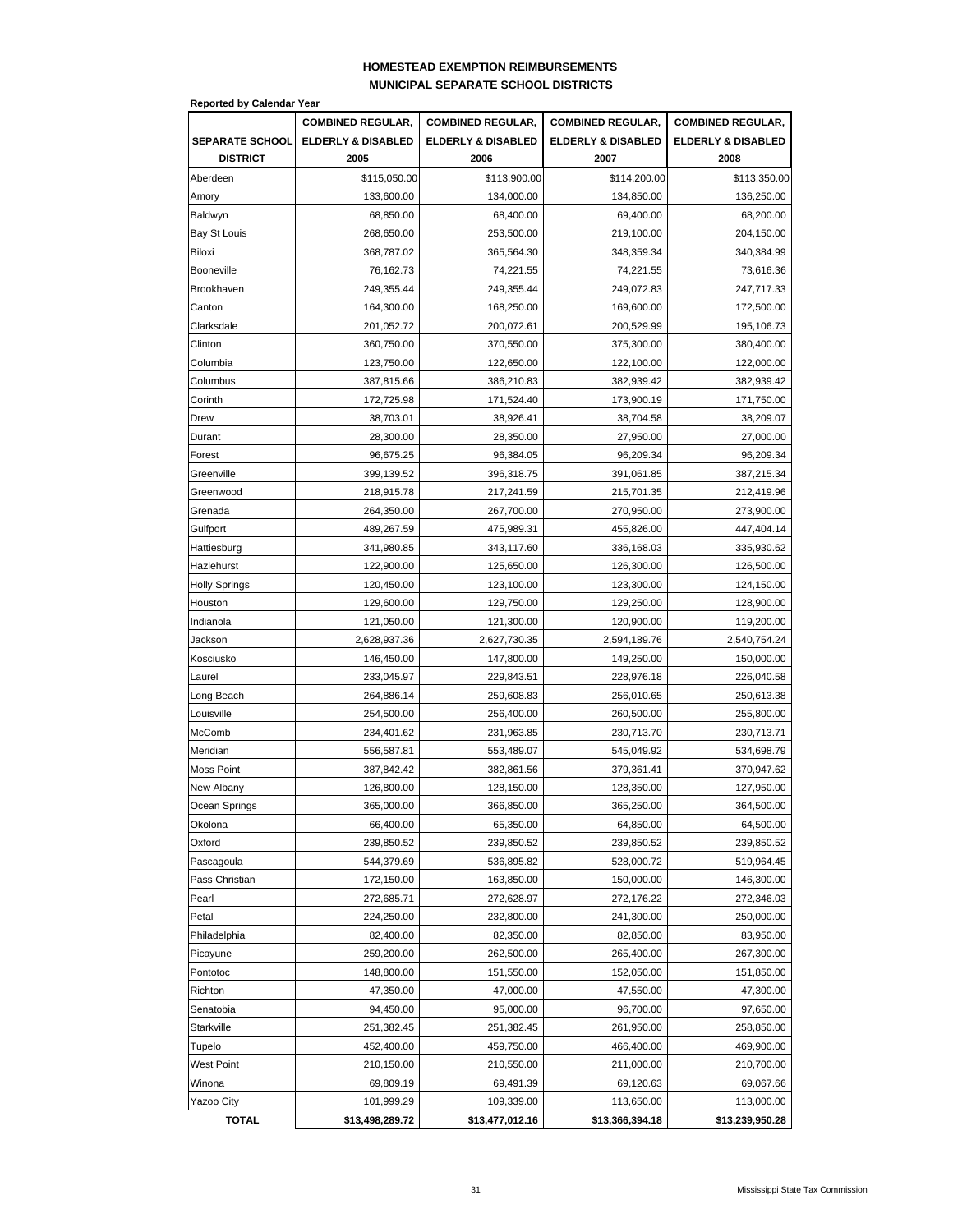# HOMESTEAD EXEMPTION REIMBURSEMENTS

## MUNICIPAL SEPARATE SCHOOL DISTRICTS

**Reported by Calendar Year**

| SEPARATE SCHOOL DISTRICT | COMBINED REGULAR, ELDERLY & DISABLED 2005 | COMBINED REGULAR, ELDERLY & DISABLED 2006 | COMBINED REGULAR, ELDERLY & DISABLED 2007 | COMBINED REGULAR, ELDERLY & DISABLED 2008 |
|---|---|---|---|---|
| Aberdeen | $115,050.00 | $113,900.00 | $114,200.00 | $113,350.00 |
| Amory | 133,600.00 | 134,000.00 | 134,850.00 | 136,250.00 |
| Baldwyn | 68,850.00 | 68,400.00 | 69,400.00 | 68,200.00 |
| Bay St Louis | 268,650.00 | 253,500.00 | 219,100.00 | 204,150.00 |
| Biloxi | 368,787.02 | 365,564.30 | 348,359.34 | 340,384.99 |
| Booneville | 76,162.73 | 74,221.55 | 74,221.55 | 73,616.36 |
| Brookhaven | 249,355.44 | 249,355.44 | 249,072.83 | 247,717.33 |
| Canton | 164,300.00 | 168,250.00 | 169,600.00 | 172,500.00 |
| Clarksdale | 201,052.72 | 200,072.61 | 200,529.99 | 195,106.73 |
| Clinton | 360,750.00 | 370,550.00 | 375,300.00 | 380,400.00 |
| Columbia | 123,750.00 | 122,650.00 | 122,100.00 | 122,000.00 |
| Columbus | 387,815.66 | 386,210.83 | 382,939.42 | 382,939.42 |
| Corinth | 172,725.98 | 171,524.40 | 173,900.19 | 171,750.00 |
| Drew | 38,703.01 | 38,926.41 | 38,704.58 | 38,209.07 |
| Durant | 28,300.00 | 28,350.00 | 27,950.00 | 27,000.00 |
| Forest | 96,675.25 | 96,384.05 | 96,209.34 | 96,209.34 |
| Greenville | 399,139.52 | 396,318.75 | 391,061.85 | 387,215.34 |
| Greenwood | 218,915.78 | 217,241.59 | 215,701.35 | 212,419.96 |
| Grenada | 264,350.00 | 267,700.00 | 270,950.00 | 273,900.00 |
| Gulfport | 489,267.59 | 475,989.31 | 455,826.00 | 447,404.14 |
| Hattiesburg | 341,980.85 | 343,117.60 | 336,168.03 | 335,930.62 |
| Hazlehurst | 122,900.00 | 125,650.00 | 126,300.00 | 126,500.00 |
| Holly Springs | 120,450.00 | 123,100.00 | 123,300.00 | 124,150.00 |
| Houston | 129,600.00 | 129,750.00 | 129,250.00 | 128,900.00 |
| Indianola | 121,050.00 | 121,300.00 | 120,900.00 | 119,200.00 |
| Jackson | 2,628,937.36 | 2,627,730.35 | 2,594,189.76 | 2,540,754.24 |
| Kosciusko | 146,450.00 | 147,800.00 | 149,250.00 | 150,000.00 |
| Laurel | 233,045.97 | 229,843.51 | 228,976.18 | 226,040.58 |
| Long Beach | 264,886.14 | 259,608.83 | 256,010.65 | 250,613.38 |
| Louisville | 254,500.00 | 256,400.00 | 260,500.00 | 255,800.00 |
| McComb | 234,401.62 | 231,963.85 | 230,713.70 | 230,713.71 |
| Meridian | 556,587.81 | 553,489.07 | 545,049.92 | 534,698.79 |
| Moss Point | 387,842.42 | 382,861.56 | 379,361.41 | 370,947.62 |
| New Albany | 126,800.00 | 128,150.00 | 128,350.00 | 127,950.00 |
| Ocean Springs | 365,000.00 | 366,850.00 | 365,250.00 | 364,500.00 |
| Okolona | 66,400.00 | 65,350.00 | 64,850.00 | 64,500.00 |
| Oxford | 239,850.52 | 239,850.52 | 239,850.52 | 239,850.52 |
| Pascagoula | 544,379.69 | 536,895.82 | 528,000.72 | 519,964.45 |
| Pass Christian | 172,150.00 | 163,850.00 | 150,000.00 | 146,300.00 |
| Pearl | 272,685.71 | 272,628.97 | 272,176.22 | 272,346.03 |
| Petal | 224,250.00 | 232,800.00 | 241,300.00 | 250,000.00 |
| Philadelphia | 82,400.00 | 82,350.00 | 82,850.00 | 83,950.00 |
| Picayune | 259,200.00 | 262,500.00 | 265,400.00 | 267,300.00 |
| Pontotoc | 148,800.00 | 151,550.00 | 152,050.00 | 151,850.00 |
| Richton | 47,350.00 | 47,000.00 | 47,550.00 | 47,300.00 |
| Senatobia | 94,450.00 | 95,000.00 | 96,700.00 | 97,650.00 |
| Starkville | 251,382.45 | 251,382.45 | 261,950.00 | 258,850.00 |
| Tupelo | 452,400.00 | 459,750.00 | 466,400.00 | 469,900.00 |
| West Point | 210,150.00 | 210,550.00 | 211,000.00 | 210,700.00 |
| Winona | 69,809.19 | 69,491.39 | 69,120.63 | 69,067.66 |
| Yazoo City | 101,999.29 | 109,339.00 | 113,650.00 | 113,000.00 |
| **TOTAL** | **$13,498,289.72** | **$13,477,012.16** | **$13,366,394.18** | **$13,239,950.28** |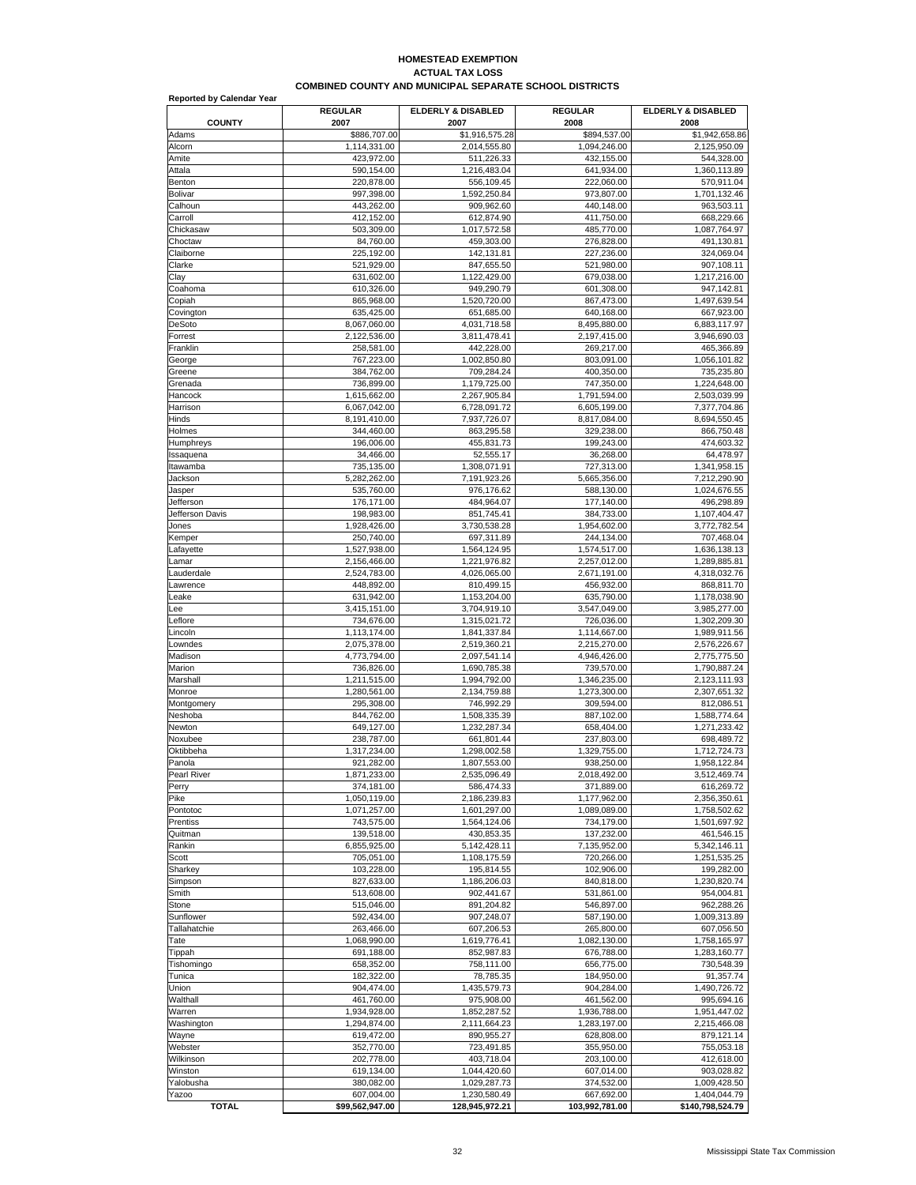# HOMESTEAD EXEMPTION
## ACTUAL TAX LOSS
## COMBINED COUNTY AND MUNICIPAL SEPARATE SCHOOL DISTRICTS

**Reported by Calendar Year**

| COUNTY | REGULAR 2007 | ELDERLY & DISABLED 2007 | REGULAR 2008 | ELDERLY & DISABLED 2008 |
|---|---|---|---|---|
| Adams | $886,707.00 | $1,916,575.28 | $894,537.00 | $1,942,658.86 |
| Alcorn | 1,114,331.00 | 2,014,555.80 | 1,094,246.00 | 2,125,950.09 |
| Amite | 423,972.00 | 511,226.33 | 432,155.00 | 544,328.00 |
| Attala | 590,154.00 | 1,216,483.04 | 641,934.00 | 1,360,113.89 |
| Benton | 220,878.00 | 556,109.45 | 222,060.00 | 570,911.04 |
| Bolivar | 997,398.00 | 1,592,250.84 | 973,807.00 | 1,701,132.46 |
| Calhoun | 443,262.00 | 909,962.60 | 440,148.00 | 963,503.11 |
| Carroll | 412,152.00 | 612,874.90 | 411,750.00 | 668,229.66 |
| Chickasaw | 503,309.00 | 1,017,572.58 | 485,770.00 | 1,087,764.97 |
| Choctaw | 84,760.00 | 459,303.00 | 276,828.00 | 491,130.81 |
| Claiborne | 225,192.00 | 142,131.81 | 227,236.00 | 324,069.04 |
| Clarke | 521,929.00 | 847,655.50 | 521,980.00 | 907,108.11 |
| Clay | 631,602.00 | 1,122,429.00 | 679,038.00 | 1,217,216.00 |
| Coahoma | 610,326.00 | 949,290.79 | 601,308.00 | 947,142.81 |
| Copiah | 865,968.00 | 1,520,720.00 | 867,473.00 | 1,497,639.54 |
| Covington | 635,425.00 | 651,685.00 | 640,168.00 | 667,923.00 |
| DeSoto | 8,067,060.00 | 4,031,718.58 | 8,495,880.00 | 6,883,117.97 |
| Forrest | 2,122,536.00 | 3,811,478.41 | 2,197,415.00 | 3,946,690.03 |
| Franklin | 258,581.00 | 442,228.00 | 269,217.00 | 465,366.89 |
| George | 767,223.00 | 1,002,850.80 | 803,091.00 | 1,056,101.82 |
| Greene | 384,762.00 | 709,284.24 | 400,350.00 | 735,235.80 |
| Grenada | 736,899.00 | 1,179,725.00 | 747,350.00 | 1,224,648.00 |
| Hancock | 1,615,662.00 | 2,267,905.84 | 1,791,594.00 | 2,503,039.99 |
| Harrison | 6,067,042.00 | 6,728,091.72 | 6,605,199.00 | 7,377,704.86 |
| Hinds | 8,191,410.00 | 7,937,726.07 | 8,817,084.00 | 8,694,550.45 |
| Holmes | 344,460.00 | 863,295.58 | 329,238.00 | 866,750.48 |
| Humphreys | 196,006.00 | 455,831.73 | 199,243.00 | 474,603.32 |
| Issaquena | 34,466.00 | 52,555.17 | 36,268.00 | 64,478.97 |
| Itawamba | 735,135.00 | 1,308,071.91 | 727,313.00 | 1,341,958.15 |
| Jackson | 5,282,262.00 | 7,191,923.26 | 5,665,356.00 | 7,212,290.90 |
| Jasper | 535,760.00 | 976,176.62 | 588,130.00 | 1,024,676.55 |
| Jefferson | 176,171.00 | 484,964.07 | 177,140.00 | 496,298.89 |
| Jefferson Davis | 198,983.00 | 851,745.41 | 384,733.00 | 1,107,404.47 |
| Jones | 1,928,426.00 | 3,730,538.28 | 1,954,602.00 | 3,772,782.54 |
| Kemper | 250,740.00 | 697,311.89 | 244,134.00 | 707,468.04 |
| Lafayette | 1,527,938.00 | 1,564,124.95 | 1,574,517.00 | 1,636,138.13 |
| Lamar | 2,156,466.00 | 1,221,976.82 | 2,257,012.00 | 1,289,885.81 |
| Lauderdale | 2,524,783.00 | 4,026,065.00 | 2,671,191.00 | 4,318,032.76 |
| Lawrence | 448,892.00 | 810,499.15 | 456,932.00 | 868,811.70 |
| Leake | 631,942.00 | 1,153,204.00 | 635,790.00 | 1,178,038.90 |
| Lee | 3,415,151.00 | 3,704,919.10 | 3,547,049.00 | 3,985,277.00 |
| Leflore | 734,676.00 | 1,315,021.72 | 726,036.00 | 1,302,209.30 |
| Lincoln | 1,113,174.00 | 1,841,337.84 | 1,114,667.00 | 1,989,911.56 |
| Lowndes | 2,075,378.00 | 2,519,360.21 | 2,215,270.00 | 2,576,226.67 |
| Madison | 4,773,794.00 | 2,097,541.14 | 4,946,426.00 | 2,775,775.50 |
| Marion | 736,826.00 | 1,690,785.38 | 739,570.00 | 1,790,887.24 |
| Marshall | 1,211,515.00 | 1,994,792.00 | 1,346,235.00 | 2,123,111.93 |
| Monroe | 1,280,561.00 | 2,134,759.88 | 1,273,300.00 | 2,307,651.32 |
| Montgomery | 295,308.00 | 746,992.29 | 309,594.00 | 812,086.51 |
| Neshoba | 844,762.00 | 1,508,335.39 | 887,102.00 | 1,588,774.64 |
| Newton | 649,127.00 | 1,232,287.34 | 658,404.00 | 1,271,233.42 |
| Noxubee | 238,787.00 | 661,801.44 | 237,803.00 | 698,489.72 |
| Oktibbeha | 1,317,234.00 | 1,298,002.58 | 1,329,755.00 | 1,712,724.73 |
| Panola | 921,282.00 | 1,807,553.00 | 938,250.00 | 1,958,122.84 |
| Pearl River | 1,871,233.00 | 2,535,096.49 | 2,018,492.00 | 3,512,469.74 |
| Perry | 374,181.00 | 586,474.33 | 371,889.00 | 616,269.72 |
| Pike | 1,050,119.00 | 2,186,239.83 | 1,177,962.00 | 2,356,350.61 |
| Pontotoc | 1,071,257.00 | 1,601,297.00 | 1,089,089.00 | 1,758,502.62 |
| Prentiss | 743,575.00 | 1,564,124.06 | 734,179.00 | 1,501,697.92 |
| Quitman | 139,518.00 | 430,853.35 | 137,232.00 | 461,546.15 |
| Rankin | 6,855,925.00 | 5,142,428.11 | 7,135,952.00 | 5,342,146.11 |
| Scott | 705,051.00 | 1,108,175.59 | 720,266.00 | 1,251,535.25 |
| Sharkey | 103,228.00 | 195,814.55 | 102,906.00 | 199,282.00 |
| Simpson | 827,633.00 | 1,186,206.03 | 840,818.00 | 1,230,820.74 |
| Smith | 513,608.00 | 902,441.67 | 531,861.00 | 954,004.81 |
| Stone | 515,046.00 | 891,204.82 | 546,897.00 | 962,288.26 |
| Sunflower | 592,434.00 | 907,248.07 | 587,190.00 | 1,009,313.89 |
| Tallahatchie | 263,466.00 | 607,206.53 | 265,800.00 | 607,056.50 |
| Tate | 1,068,990.00 | 1,619,776.41 | 1,082,130.00 | 1,758,165.97 |
| Tippah | 691,188.00 | 852,987.83 | 676,788.00 | 1,283,160.77 |
| Tishomingo | 658,352.00 | 758,111.00 | 656,775.00 | 730,548.39 |
| Tunica | 182,322.00 | 78,785.35 | 184,950.00 | 91,357.74 |
| Union | 904,474.00 | 1,435,579.73 | 904,284.00 | 1,490,726.72 |
| Walthall | 461,760.00 | 975,908.00 | 461,562.00 | 995,694.16 |
| Warren | 1,934,928.00 | 1,852,287.52 | 1,936,788.00 | 1,951,447.02 |
| Washington | 1,294,874.00 | 2,111,664.23 | 1,283,197.00 | 2,215,466.08 |
| Wayne | 619,472.00 | 890,955.27 | 628,808.00 | 879,121.14 |
| Webster | 352,770.00 | 723,491.85 | 355,950.00 | 755,053.18 |
| Wilkinson | 202,778.00 | 403,718.04 | 203,100.00 | 412,618.00 |
| Winston | 619,134.00 | 1,044,420.60 | 607,014.00 | 903,028.82 |
| Yalobusha | 380,082.00 | 1,029,287.73 | 374,532.00 | 1,009,428.50 |
| Yazoo | 607,004.00 | 1,230,580.49 | 667,692.00 | 1,404,044.79 |
| **TOTAL** | **$99,562,947.00** | **128,945,972.21** | **103,992,781.00** | **$140,798,524.79** |

Mississippi State Tax Commission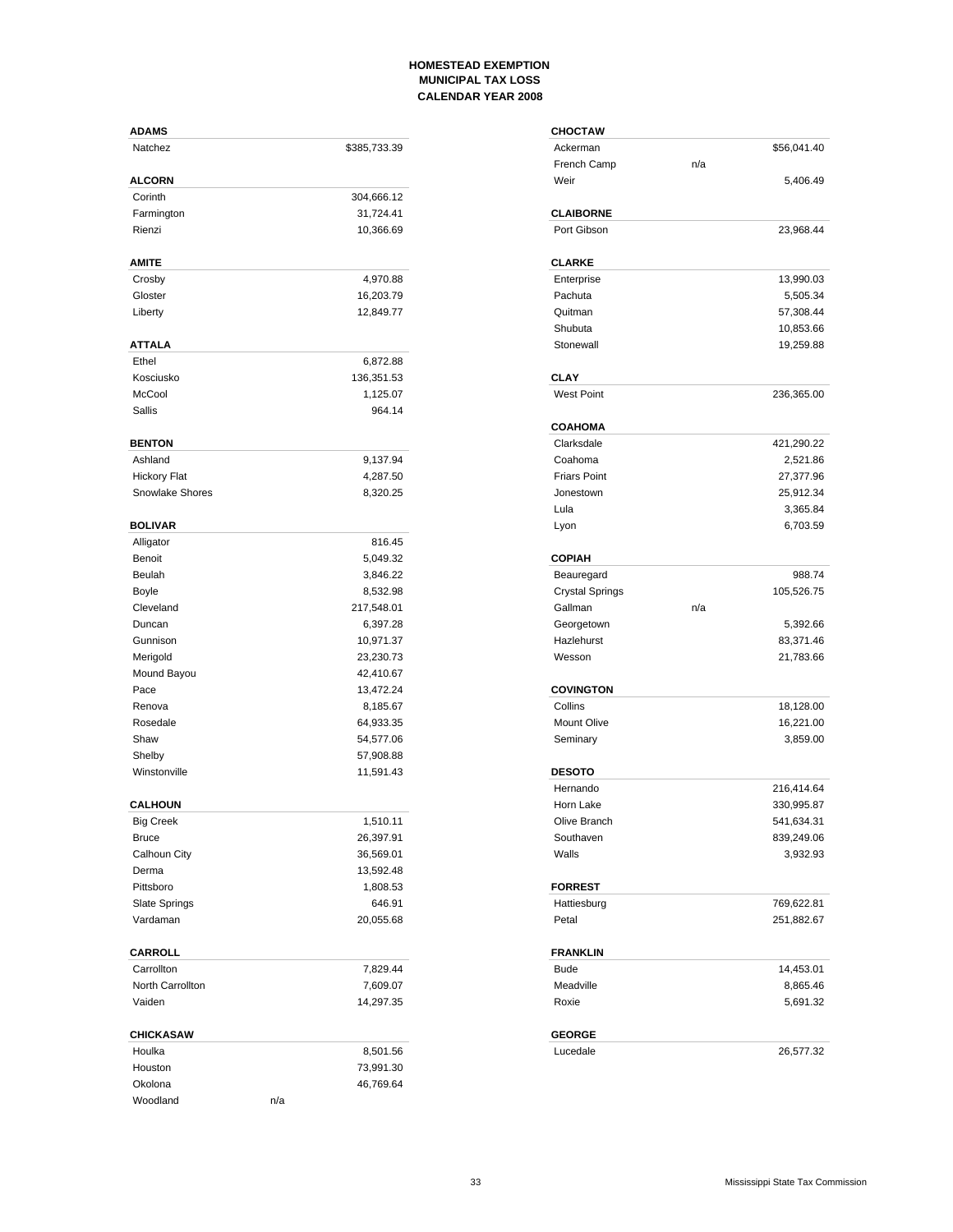**HOMESTEAD EXEMPTION**
**MUNICIPAL TAX LOSS**
**CALENDAR YEAR 2008**

**ADAMS**

| | |
|---|---|
| Natchez | $385,733.39 |

**ALCORN**

| | |
|---|---|
| Corinth | 304,666.12 |
| Farmington | 31,724.41 |
| Rienzi | 10,366.69 |

**AMITE**

| | |
|---|---|
| Crosby | 4,970.88 |
| Gloster | 16,203.79 |
| Liberty | 12,849.77 |

**ATTALA**

| | |
|---|---|
| Ethel | 6,872.88 |
| Kosciusko | 136,351.53 |
| McCool | 1,125.07 |
| Sallis | 964.14 |

**BENTON**

| | |
|---|---|
| Ashland | 9,137.94 |
| Hickory Flat | 4,287.50 |
| Snowlake Shores | 8,320.25 |

**BOLIVAR**

| | |
|---|---|
| Alligator | 816.45 |
| Benoit | 5,049.32 |
| Beulah | 3,846.22 |
| Boyle | 8,532.98 |
| Cleveland | 217,548.01 |
| Duncan | 6,397.28 |
| Gunnison | 10,971.37 |
| Merigold | 23,230.73 |
| Mound Bayou | 42,410.67 |
| Pace | 13,472.24 |
| Renova | 8,185.67 |
| Rosedale | 64,933.35 |
| Shaw | 54,577.06 |
| Shelby | 57,908.88 |
| Winstonville | 11,591.43 |

**CALHOUN**

| | |
|---|---|
| Big Creek | 1,510.11 |
| Bruce | 26,397.91 |
| Calhoun City | 36,569.01 |
| Derma | 13,592.48 |
| Pittsboro | 1,808.53 |
| Slate Springs | 646.91 |
| Vardaman | 20,055.68 |

**CARROLL**

| | |
|---|---|
| Carrollton | 7,829.44 |
| North Carrollton | 7,609.07 |
| Vaiden | 14,297.35 |

**CHICKASAW**

| | |
|---|---|
| Houlka | 8,501.56 |
| Houston | 73,991.30 |
| Okolona | 46,769.64 |
| Woodland | n/a |

**CHOCTAW**

| | |
|---|---|
| Ackerman | $56,041.40 |
| French Camp | n/a |
| Weir | 5,406.49 |

**CLAIBORNE**

| | |
|---|---|
| Port Gibson | 23,968.44 |

**CLARKE**

| | |
|---|---|
| Enterprise | 13,990.03 |
| Pachuta | 5,505.34 |
| Quitman | 57,308.44 |
| Shubuta | 10,853.66 |
| Stonewall | 19,259.88 |

**CLAY**

| | |
|---|---|
| West Point | 236,365.00 |

**COAHOMA**

| | |
|---|---|
| Clarksdale | 421,290.22 |
| Coahoma | 2,521.86 |
| Friars Point | 27,377.96 |
| Jonestown | 25,912.34 |
| Lula | 3,365.84 |
| Lyon | 6,703.59 |

**COPIAH**

| | |
|---|---|
| Beauregard | 988.74 |
| Crystal Springs | 105,526.75 |
| Gallman | n/a |
| Georgetown | 5,392.66 |
| Hazlehurst | 83,371.46 |
| Wesson | 21,783.66 |

**COVINGTON**

| | |
|---|---|
| Collins | 18,128.00 |
| Mount Olive | 16,221.00 |
| Seminary | 3,859.00 |

**DESOTO**

| | |
|---|---|
| Hernando | 216,414.64 |
| Horn Lake | 330,995.87 |
| Olive Branch | 541,634.31 |
| Southaven | 839,249.06 |
| Walls | 3,932.93 |

**FORREST**

| | |
|---|---|
| Hattiesburg | 769,622.81 |
| Petal | 251,882.67 |

**FRANKLIN**

| | |
|---|---|
| Bude | 14,453.01 |
| Meadville | 8,865.46 |
| Roxie | 5,691.32 |

**GEORGE**

| | |
|---|---|
| Lucedale | 26,577.32 |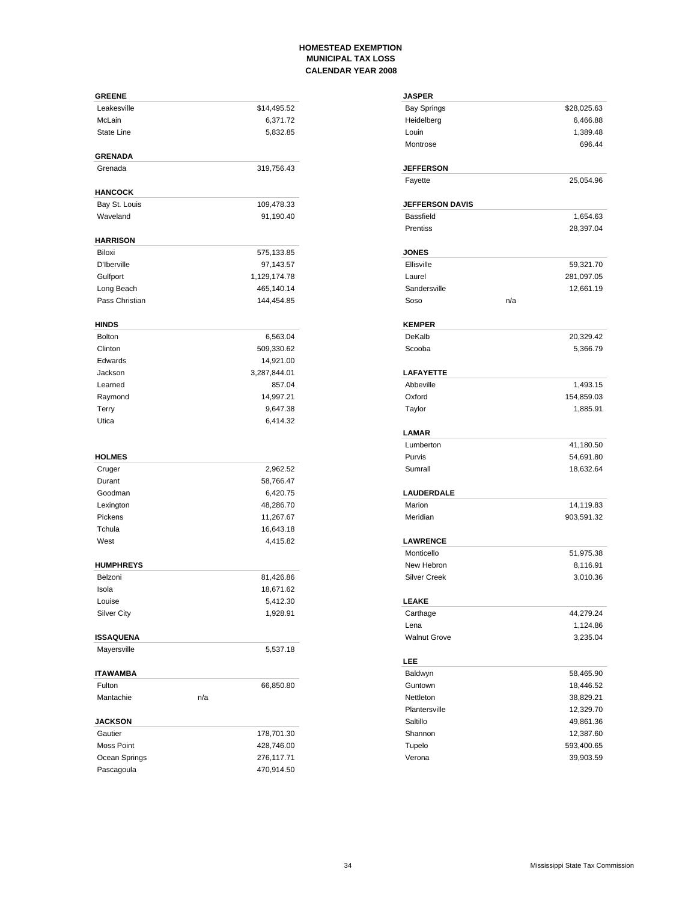# HOMESTEAD EXEMPTION
## MUNICIPAL TAX LOSS
## CALENDAR YEAR 2008

| GREENE | |
|---|---|
| Leakesville | $14,495.52 |
| McLain | 6,371.72 |
| State Line | 5,832.85 |

| GRENADA | |
|---|---|
| Grenada | 319,756.43 |

| HANCOCK | |
|---|---|
| Bay St. Louis | 109,478.33 |
| Waveland | 91,190.40 |

| HARRISON | |
|---|---|
| Biloxi | 575,133.85 |
| D'Iberville | 97,143.57 |
| Gulfport | 1,129,174.78 |
| Long Beach | 465,140.14 |
| Pass Christian | 144,454.85 |

| HINDS | |
|---|---|
| Bolton | 6,563.04 |
| Clinton | 509,330.62 |
| Edwards | 14,921.00 |
| Jackson | 3,287,844.01 |
| Learned | 857.04 |
| Raymond | 14,997.21 |
| Terry | 9,647.38 |
| Utica | 6,414.32 |

| HOLMES | |
|---|---|
| Cruger | 2,962.52 |
| Durant | 58,766.47 |
| Goodman | 6,420.75 |
| Lexington | 48,286.70 |
| Pickens | 11,267.67 |
| Tchula | 16,643.18 |
| West | 4,415.82 |

| HUMPHREYS | |
|---|---|
| Belzoni | 81,426.86 |
| Isola | 18,671.62 |
| Louise | 5,412.30 |
| Silver City | 1,928.91 |

| ISSAQUENA | |
|---|---|
| Mayersville | 5,537.18 |

| ITAWAMBA | |
|---|---|
| Fulton | 66,850.80 |
| Mantachie | n/a |

| JACKSON | |
|---|---|
| Gautier | 178,701.30 |
| Moss Point | 428,746.00 |
| Ocean Springs | 276,117.71 |
| Pascagoula | 470,914.50 |

| JASPER | |
|---|---|
| Bay Springs | $28,025.63 |
| Heidelberg | 6,466.88 |
| Louin | 1,389.48 |
| Montrose | 696.44 |

| JEFFERSON | |
|---|---|
| Fayette | 25,054.96 |

| JEFFERSON DAVIS | |
|---|---|
| Bassfield | 1,654.63 |
| Prentiss | 28,397.04 |

| JONES | |
|---|---|
| Ellisville | 59,321.70 |
| Laurel | 281,097.05 |
| Sandersville | 12,661.19 |
| Soso | n/a |

| KEMPER | |
|---|---|
| DeKalb | 20,329.42 |
| Scooba | 5,366.79 |

| LAFAYETTE | |
|---|---|
| Abbeville | 1,493.15 |
| Oxford | 154,859.03 |
| Taylor | 1,885.91 |

| LAMAR | |
|---|---|
| Lumberton | 41,180.50 |
| Purvis | 54,691.80 |
| Sumrall | 18,632.64 |

| LAUDERDALE | |
|---|---|
| Marion | 14,119.83 |
| Meridian | 903,591.32 |

| LAWRENCE | |
|---|---|
| Monticello | 51,975.38 |
| New Hebron | 8,116.91 |
| Silver Creek | 3,010.36 |

| LEAKE | |
|---|---|
| Carthage | 44,279.24 |
| Lena | 1,124.86 |
| Walnut Grove | 3,235.04 |

| LEE | |
|---|---|
| Baldwyn | 58,465.90 |
| Guntown | 18,446.52 |
| Nettleton | 38,829.21 |
| Plantersville | 12,329.70 |
| Saltillo | 49,861.36 |
| Shannon | 12,387.60 |
| Tupelo | 593,400.65 |
| Verona | 39,903.59 |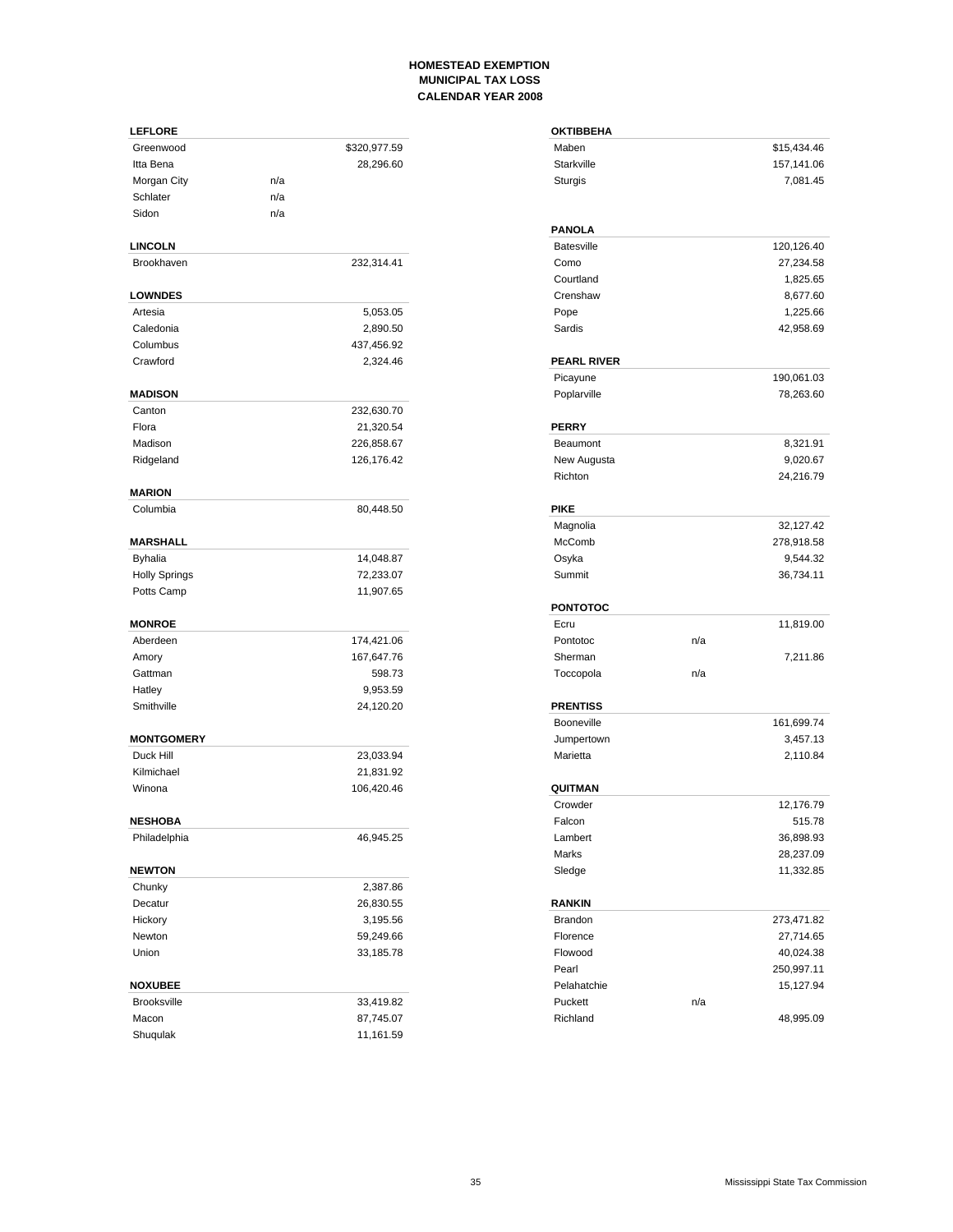# HOMESTEAD EXEMPTION
## MUNICIPAL TAX LOSS
## CALENDAR YEAR 2008

### LEFLORE

| Municipality | | Amount |
|---|---|---|
| Greenwood | | $320,977.59 |
| Itta Bena | | 28,296.60 |
| Morgan City | n/a | |
| Schlater | n/a | |
| Sidon | n/a | |

### LINCOLN

| Municipality | | Amount |
|---|---|---|
| Brookhaven | | 232,314.41 |

### LOWNDES

| Municipality | | Amount |
|---|---|---|
| Artesia | | 5,053.05 |
| Caledonia | | 2,890.50 |
| Columbus | | 437,456.92 |
| Crawford | | 2,324.46 |

### MADISON

| Municipality | | Amount |
|---|---|---|
| Canton | | 232,630.70 |
| Flora | | 21,320.54 |
| Madison | | 226,858.67 |
| Ridgeland | | 126,176.42 |

### MARION

| Municipality | | Amount |
|---|---|---|
| Columbia | | 80,448.50 |

### MARSHALL

| Municipality | | Amount |
|---|---|---|
| Byhalia | | 14,048.87 |
| Holly Springs | | 72,233.07 |
| Potts Camp | | 11,907.65 |

### MONROE

| Municipality | | Amount |
|---|---|---|
| Aberdeen | | 174,421.06 |
| Amory | | 167,647.76 |
| Gattman | | 598.73 |
| Hatley | | 9,953.59 |
| Smithville | | 24,120.20 |

### MONTGOMERY

| Municipality | | Amount |
|---|---|---|
| Duck Hill | | 23,033.94 |
| Kilmichael | | 21,831.92 |
| Winona | | 106,420.46 |

### NESHOBA

| Municipality | | Amount |
|---|---|---|
| Philadelphia | | 46,945.25 |

### NEWTON

| Municipality | | Amount |
|---|---|---|
| Chunky | | 2,387.86 |
| Decatur | | 26,830.55 |
| Hickory | | 3,195.56 |
| Newton | | 59,249.66 |
| Union | | 33,185.78 |

### NOXUBEE

| Municipality | | Amount |
|---|---|---|
| Brooksville | | 33,419.82 |
| Macon | | 87,745.07 |
| Shuqulak | | 11,161.59 |

### OKTIBBEHA

| Municipality | | Amount |
|---|---|---|
| Maben | | $15,434.46 |
| Starkville | | 157,141.06 |
| Sturgis | | 7,081.45 |

### PANOLA

| Municipality | | Amount |
|---|---|---|
| Batesville | | 120,126.40 |
| Como | | 27,234.58 |
| Courtland | | 1,825.65 |
| Crenshaw | | 8,677.60 |
| Pope | | 1,225.66 |
| Sardis | | 42,958.69 |

### PEARL RIVER

| Municipality | | Amount |
|---|---|---|
| Picayune | | 190,061.03 |
| Poplarville | | 78,263.60 |

### PERRY

| Municipality | | Amount |
|---|---|---|
| Beaumont | | 8,321.91 |
| New Augusta | | 9,020.67 |
| Richton | | 24,216.79 |

### PIKE

| Municipality | | Amount |
|---|---|---|
| Magnolia | | 32,127.42 |
| McComb | | 278,918.58 |
| Osyka | | 9,544.32 |
| Summit | | 36,734.11 |

### PONTOTOC

| Municipality | | Amount |
|---|---|---|
| Ecru | | 11,819.00 |
| Pontotoc | n/a | |
| Sherman | | 7,211.86 |
| Toccopola | n/a | |

### PRENTISS

| Municipality | | Amount |
|---|---|---|
| Booneville | | 161,699.74 |
| Jumpertown | | 3,457.13 |
| Marietta | | 2,110.84 |

### QUITMAN

| Municipality | | Amount |
|---|---|---|
| Crowder | | 12,176.79 |
| Falcon | | 515.78 |
| Lambert | | 36,898.93 |
| Marks | | 28,237.09 |
| Sledge | | 11,332.85 |

### RANKIN

| Municipality | | Amount |
|---|---|---|
| Brandon | | 273,471.82 |
| Florence | | 27,714.65 |
| Flowood | | 40,024.38 |
| Pearl | | 250,997.11 |
| Pelahatchie | | 15,127.94 |
| Puckett | n/a | |
| Richland | | 48,995.09 |

Mississippi State Tax Commission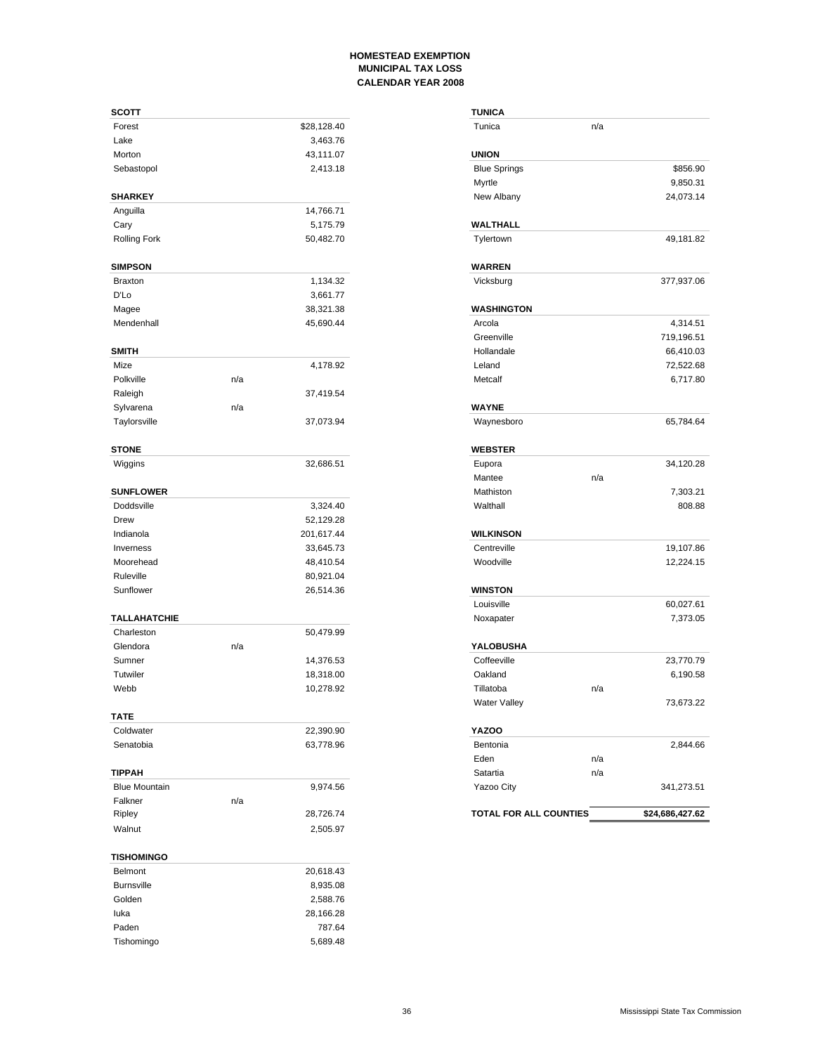**HOMESTEAD EXEMPTION**
**MUNICIPAL TAX LOSS**
**CALENDAR YEAR 2008**

| **SCOTT** | | |
|---|---|---|
| Forest | | $28,128.40 |
| Lake | | 3,463.76 |
| Morton | | 43,111.07 |
| Sebastopol | | 2,413.18 |
| **SHARKEY** | | |
| Anguilla | | 14,766.71 |
| Cary | | 5,175.79 |
| Rolling Fork | | 50,482.70 |
| **SIMPSON** | | |
| Braxton | | 1,134.32 |
| D'Lo | | 3,661.77 |
| Magee | | 38,321.38 |
| Mendenhall | | 45,690.44 |
| **SMITH** | | |
| Mize | | 4,178.92 |
| Polkville | n/a | |
| Raleigh | | 37,419.54 |
| Sylvarena | n/a | |
| Taylorsville | | 37,073.94 |
| **STONE** | | |
| Wiggins | | 32,686.51 |
| **SUNFLOWER** | | |
| Doddsville | | 3,324.40 |
| Drew | | 52,129.28 |
| Indianola | | 201,617.44 |
| Inverness | | 33,645.73 |
| Moorehead | | 48,410.54 |
| Ruleville | | 80,921.04 |
| Sunflower | | 26,514.36 |
| **TALLAHATCHIE** | | |
| Charleston | | 50,479.99 |
| Glendora | n/a | |
| Sumner | | 14,376.53 |
| Tutwiler | | 18,318.00 |
| Webb | | 10,278.92 |
| **TATE** | | |
| Coldwater | | 22,390.90 |
| Senatobia | | 63,778.96 |
| **TIPPAH** | | |
| Blue Mountain | | 9,974.56 |
| Falkner | n/a | |
| Ripley | | 28,726.74 |
| Walnut | | 2,505.97 |
| **TISHOMINGO** | | |
| Belmont | | 20,618.43 |
| Burnsville | | 8,935.08 |
| Golden | | 2,588.76 |
| Iuka | | 28,166.28 |
| Paden | | 787.64 |
| Tishomingo | | 5,689.48 |
| **TUNICA** | | |
| Tunica | n/a | |
| **UNION** | | |
| Blue Springs | | $856.90 |
| Myrtle | | 9,850.31 |
| New Albany | | 24,073.14 |
| **WALTHALL** | | |
| Tylertown | | 49,181.82 |
| **WARREN** | | |
| Vicksburg | | 377,937.06 |
| **WASHINGTON** | | |
| Arcola | | 4,314.51 |
| Greenville | | 719,196.51 |
| Hollandale | | 66,410.03 |
| Leland | | 72,522.68 |
| Metcalf | | 6,717.80 |
| **WAYNE** | | |
| Waynesboro | | 65,784.64 |
| **WEBSTER** | | |
| Eupora | | 34,120.28 |
| Mantee | n/a | |
| Mathiston | | 7,303.21 |
| Walthall | | 808.88 |
| **WILKINSON** | | |
| Centreville | | 19,107.86 |
| Woodville | | 12,224.15 |
| **WINSTON** | | |
| Louisville | | 60,027.61 |
| Noxapater | | 7,373.05 |
| **YALOBUSHA** | | |
| Coffeeville | | 23,770.79 |
| Oakland | | 6,190.58 |
| Tillatoba | n/a | |
| Water Valley | | 73,673.22 |
| **YAZOO** | | |
| Bentonia | | 2,844.66 |
| Eden | n/a | |
| Satartia | n/a | |
| Yazoo City | | 341,273.51 |
| **TOTAL FOR ALL COUNTIES** | | **$24,686,427.62** |

Mississippi State Tax Commission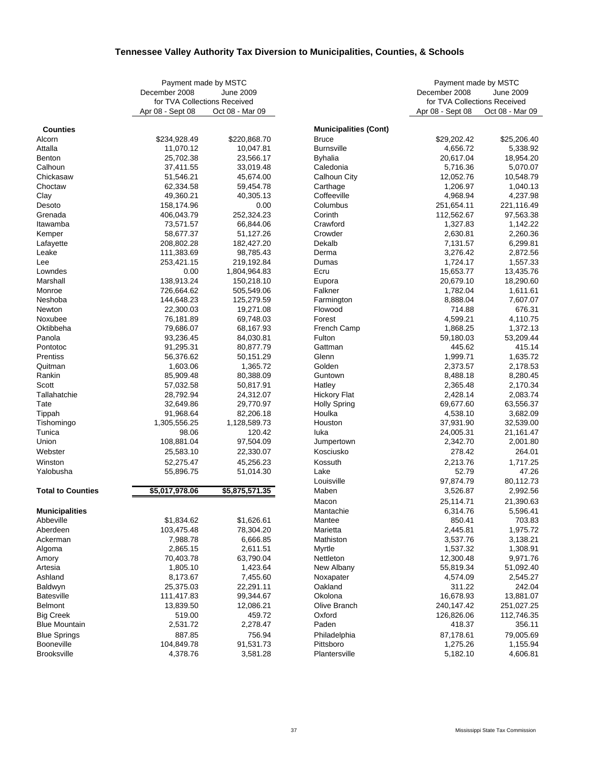# Tennessee Valley Authority Tax Diversion to Municipalities, Counties, & Schools

| | Payment made by MSTC December 2008 for TVA Collections Received Apr 08 - Sept 08 | Payment made by MSTC June 2009 for TVA Collections Received Oct 08 - Mar 09 |
|---|---|---|
| **Counties** | | |
| Alcorn | $234,928.49 | $220,868.70 |
| Attalla | 11,070.12 | 10,047.81 |
| Benton | 25,702.38 | 23,566.17 |
| Calhoun | 37,411.55 | 33,019.48 |
| Chickasaw | 51,546.21 | 45,674.00 |
| Choctaw | 62,334.58 | 59,454.78 |
| Clay | 49,360.21 | 40,305.13 |
| Desoto | 158,174.96 | 0.00 |
| Grenada | 406,043.79 | 252,324.23 |
| Itawamba | 73,571.57 | 66,844.06 |
| Kemper | 58,677.37 | 51,127.26 |
| Lafayette | 208,802.28 | 182,427.20 |
| Leake | 111,383.69 | 98,785.43 |
| Lee | 253,421.15 | 219,192.84 |
| Lowndes | 0.00 | 1,804,964.83 |
| Marshall | 138,913.24 | 150,218.10 |
| Monroe | 726,664.62 | 505,549.06 |
| Neshoba | 144,648.23 | 125,279.59 |
| Newton | 22,300.03 | 19,271.08 |
| Noxubee | 76,181.89 | 69,748.03 |
| Oktibbeha | 79,686.07 | 68,167.93 |
| Panola | 93,236.45 | 84,030.81 |
| Pontotoc | 91,295.31 | 80,877.79 |
| Prentiss | 56,376.62 | 50,151.29 |
| Quitman | 1,603.06 | 1,365.72 |
| Rankin | 85,909.48 | 80,388.09 |
| Scott | 57,032.58 | 50,817.91 |
| Tallahatchie | 28,792.94 | 24,312.07 |
| Tate | 32,649.86 | 29,770.97 |
| Tippah | 91,968.64 | 82,206.18 |
| Tishomingo | 1,305,556.25 | 1,128,589.73 |
| Tunica | 98.06 | 120.42 |
| Union | 108,881.04 | 97,504.09 |
| Webster | 25,583.10 | 22,330.07 |
| Winston | 52,275.47 | 45,256.23 |
| Yalobusha | 55,896.75 | 51,014.30 |
| **Total to Counties** | **$5,017,978.06** | **$5,875,571.35** |
| **Municipalities** | | |
| Abbeville | $1,834.62 | $1,626.61 |
| Aberdeen | 103,475.48 | 78,304.20 |
| Ackerman | 7,988.78 | 6,666.85 |
| Algoma | 2,865.15 | 2,611.51 |
| Amory | 70,403.78 | 63,790.04 |
| Artesia | 1,805.10 | 1,423.64 |
| Ashland | 8,173.67 | 7,455.60 |
| Baldwyn | 25,375.03 | 22,291.11 |
| Batesville | 111,417.83 | 99,344.67 |
| Belmont | 13,839.50 | 12,086.21 |
| Big Creek | 519.00 | 459.72 |
| Blue Mountain | 2,531.72 | 2,278.47 |
| Blue Springs | 887.85 | 756.94 |
| Booneville | 104,849.78 | 91,531.73 |
| Brooksville | 4,378.76 | 3,581.28 |
| **Municipalities (Cont)** | | |
| Bruce | $29,202.42 | $25,206.40 |
| Burnsville | 4,656.72 | 5,338.92 |
| Byhalia | 20,617.04 | 18,954.20 |
| Caledonia | 5,716.36 | 5,070.07 |
| Calhoun City | 12,052.76 | 10,548.79 |
| Carthage | 1,206.97 | 1,040.13 |
| Coffeeville | 4,968.94 | 4,237.98 |
| Columbus | 251,654.11 | 221,116.49 |
| Corinth | 112,562.67 | 97,563.38 |
| Crawford | 1,327.83 | 1,142.22 |
| Crowder | 2,630.81 | 2,260.36 |
| Dekalb | 7,131.57 | 6,299.81 |
| Derma | 3,276.42 | 2,872.56 |
| Dumas | 1,724.17 | 1,557.33 |
| Ecru | 15,653.77 | 13,435.76 |
| Eupora | 20,679.10 | 18,290.60 |
| Falkner | 1,782.04 | 1,611.61 |
| Farmington | 8,888.04 | 7,607.07 |
| Flowood | 714.88 | 676.31 |
| Forest | 4,599.21 | 4,110.75 |
| French Camp | 1,868.25 | 1,372.13 |
| Fulton | 59,180.03 | 53,209.44 |
| Gattman | 445.62 | 415.14 |
| Glenn | 1,999.71 | 1,635.72 |
| Golden | 2,373.57 | 2,178.53 |
| Guntown | 8,488.18 | 8,280.45 |
| Hatley | 2,365.48 | 2,170.34 |
| Hickory Flat | 2,428.14 | 2,083.74 |
| Holly Spring | 69,677.60 | 63,556.37 |
| Houlka | 4,538.10 | 3,682.09 |
| Houston | 37,931.90 | 32,539.00 |
| Iuka | 24,005.31 | 21,161.47 |
| Jumpertown | 2,342.70 | 2,001.80 |
| Kosciusko | 278.42 | 264.01 |
| Kossuth | 2,213.76 | 1,717.25 |
| Lake | 52.79 | 47.26 |
| Louisville | 97,874.79 | 80,112.73 |
| Maben | 3,526.87 | 2,992.56 |
| Macon | 25,114.71 | 21,390.63 |
| Mantachie | 6,314.76 | 5,596.41 |
| Mantee | 850.41 | 703.83 |
| Marietta | 2,445.81 | 1,975.72 |
| Mathiston | 3,537.76 | 3,138.21 |
| Myrtle | 1,537.32 | 1,308.91 |
| Nettleton | 12,300.48 | 9,971.76 |
| New Albany | 55,819.34 | 51,092.40 |
| Noxapater | 4,574.09 | 2,545.27 |
| Oakland | 311.22 | 242.04 |
| Okolona | 16,678.93 | 13,881.07 |
| Olive Branch | 240,147.42 | 251,027.25 |
| Oxford | 126,826.06 | 112,746.35 |
| Paden | 418.37 | 356.11 |
| Philadelphia | 87,178.61 | 79,005.69 |
| Pittsboro | 1,275.26 | 1,155.94 |
| Plantersville | 5,182.10 | 4,606.81 |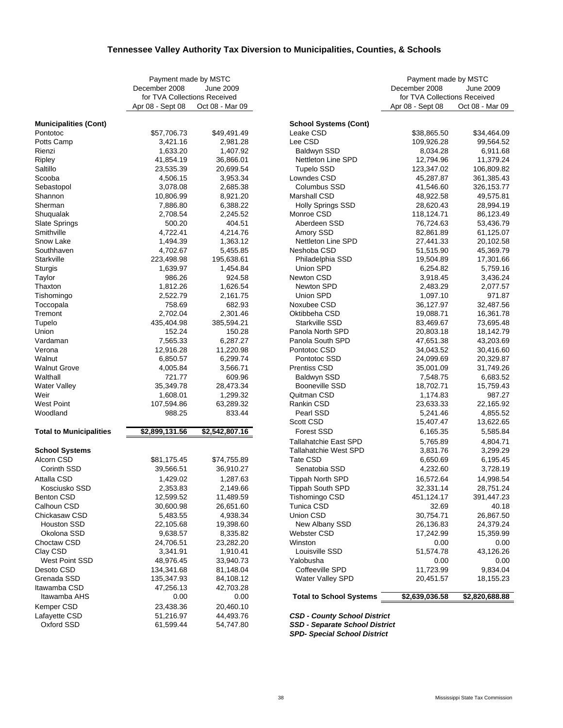# Tennessee Valley Authority Tax Diversion to Municipalities, Counties, & Schools

| | Payment made by MSTC | |
|---|---|---|
| | December 2008 | June 2009 |
| | for TVA Collections Received | |
| | Apr 08 - Sept 08 | Oct 08 - Mar 09 |
| **Municipalities (Cont)** | | |
| Pontotoc | $57,706.73 | $49,491.49 |
| Potts Camp | 3,421.16 | 2,981.28 |
| Rienzi | 1,633.20 | 1,407.92 |
| Ripley | 41,854.19 | 36,866.01 |
| Saltillo | 23,535.39 | 20,699.54 |
| Scooba | 4,506.15 | 3,953.34 |
| Sebastopol | 3,078.08 | 2,685.38 |
| Shannon | 10,806.99 | 8,921.20 |
| Sherman | 7,886.80 | 6,388.22 |
| Shuqualak | 2,708.54 | 2,245.52 |
| Slate Springs | 500.20 | 404.51 |
| Smithville | 4,722.41 | 4,214.76 |
| Snow Lake | 1,494.39 | 1,363.12 |
| Southhaven | 4,702.67 | 5,455.85 |
| Starkville | 223,498.98 | 195,638.61 |
| Sturgis | 1,639.97 | 1,454.84 |
| Taylor | 986.26 | 924.58 |
| Thaxton | 1,812.26 | 1,626.54 |
| Tishomingo | 2,522.79 | 2,161.75 |
| Toccopala | 758.69 | 682.93 |
| Tremont | 2,702.04 | 2,301.46 |
| Tupelo | 435,404.98 | 385,594.21 |
| Union | 152.24 | 150.28 |
| Vardaman | 7,565.33 | 6,287.27 |
| Verona | 12,916.28 | 11,220.98 |
| Walnut | 6,850.57 | 6,299.74 |
| Walnut Grove | 4,005.84 | 3,566.71 |
| Walthall | 721.77 | 609.96 |
| Water Valley | 35,349.78 | 28,473.34 |
| Weir | 1,608.01 | 1,299.32 |
| West Point | 107,594.86 | 63,289.32 |
| Woodland | 988.25 | 833.44 |
| **Total to Municipalities** | **$2,899,131.56** | **$2,542,807.16** |
| **School Systems** | | |
| Alcorn CSD | $81,175.45 | $74,755.89 |
| Corinth SSD | 39,566.51 | 36,910.27 |
| Attalla CSD | 1,429.02 | 1,287.63 |
| Kosciusko SSD | 2,353.83 | 2,149.66 |
| Benton CSD | 12,599.52 | 11,489.59 |
| Calhoun CSD | 30,600.98 | 26,651.60 |
| Chickasaw CSD | 5,483.55 | 4,938.34 |
| Houston SSD | 22,105.68 | 19,398.60 |
| Okolona SSD | 9,638.57 | 8,335.82 |
| Choctaw CSD | 24,706.51 | 23,282.20 |
| Clay CSD | 3,341.91 | 1,910.41 |
| West Point SSD | 48,976.45 | 33,940.73 |
| Desoto CSD | 134,341.68 | 81,148.04 |
| Grenada SSD | 135,347.93 | 84,108.12 |
| Itawamba CSD | 47,256.13 | 42,703.28 |
| Itawamba AHS | 0.00 | 0.00 |
| Kemper CSD | 23,438.36 | 20,460.10 |
| Lafayette CSD | 51,216.97 | 44,493.76 |
| Oxford SSD | 61,599.44 | 54,747.80 |

| | Payment made by MSTC | |
|---|---|---|
| | December 2008 | June 2009 |
| | for TVA Collections Received | |
| | Apr 08 - Sept 08 | Oct 08 - Mar 09 |
| **School Systems (Cont)** | | |
| Leake CSD | $38,865.50 | $34,464.09 |
| Lee CSD | 109,926.28 | 99,564.52 |
| Baldwyn SSD | 8,034.28 | 6,911.68 |
| Nettleton Line SPD | 12,794.96 | 11,379.24 |
| Tupelo SSD | 123,347.02 | 106,809.82 |
| Lowndes CSD | 45,287.87 | 361,385.43 |
| Columbus SSD | 41,546.60 | 326,153.77 |
| Marshall CSD | 48,922.58 | 49,575.81 |
| Holly Springs SSD | 28,620.43 | 28,994.19 |
| Monroe CSD | 118,124.71 | 86,123.49 |
| Aberdeen SSD | 76,724.63 | 53,436.79 |
| Amory SSD | 82,861.89 | 61,125.07 |
| Nettleton Line SPD | 27,441.33 | 20,102.58 |
| Neshoba CSD | 51,515.90 | 45,369.79 |
| Philadelphia SSD | 19,504.89 | 17,301.66 |
| Union SPD | 6,254.82 | 5,759.16 |
| Newton CSD | 3,918.45 | 3,436.24 |
| Newton SPD | 2,483.29 | 2,077.57 |
| Union SPD | 1,097.10 | 971.87 |
| Noxubee CSD | 36,127.97 | 32,487.56 |
| Oktibbeha CSD | 19,088.71 | 16,361.78 |
| Starkville SSD | 83,469.67 | 73,695.48 |
| Panola North SPD | 20,803.18 | 18,142.79 |
| Panola South SPD | 47,651.38 | 43,203.69 |
| Pontotoc CSD | 34,043.52 | 30,416.60 |
| Pontotoc SSD | 24,099.69 | 20,329.87 |
| Prentiss CSD | 35,001.09 | 31,749.26 |
| Baldwyn SSD | 7,548.75 | 6,683.52 |
| Booneville SSD | 18,702.71 | 15,759.43 |
| Quitman CSD | 1,174.83 | 987.27 |
| Rankin CSD | 23,633.33 | 22,165.92 |
| Pearl SSD | 5,241.46 | 4,855.52 |
| Scott CSD | 15,407.47 | 13,622.65 |
| Forest SSD | 6,165.35 | 5,585.84 |
| Tallahatchie East SPD | 5,765.89 | 4,804.71 |
| Tallahatchie West SPD | 3,831.76 | 3,299.29 |
| Tate CSD | 6,650.69 | 6,195.45 |
| Senatobia SSD | 4,232.60 | 3,728.19 |
| Tippah North SPD | 16,572.64 | 14,998.54 |
| Tippah South SPD | 32,331.14 | 28,751.24 |
| Tishomingo CSD | 451,124.17 | 391,447.23 |
| Tunica CSD | 32.69 | 40.18 |
| Union CSD | 30,754.71 | 26,867.50 |
| New Albany SSD | 26,136.83 | 24,379.24 |
| Webster CSD | 17,242.99 | 15,359.99 |
| Winston | 0.00 | 0.00 |
| Louisville SSD | 51,574.78 | 43,126.26 |
| Yalobusha | 0.00 | 0.00 |
| Coffeeville SPD | 11,723.99 | 9,834.04 |
| Water Valley SPD | 20,451.57 | 18,155.23 |
| **Total to School Systems** | **$2,639,036.58** | **$2,820,688.88** |

***CSD - County School District***
***SSD - Separate School District***
***SPD- Special School District***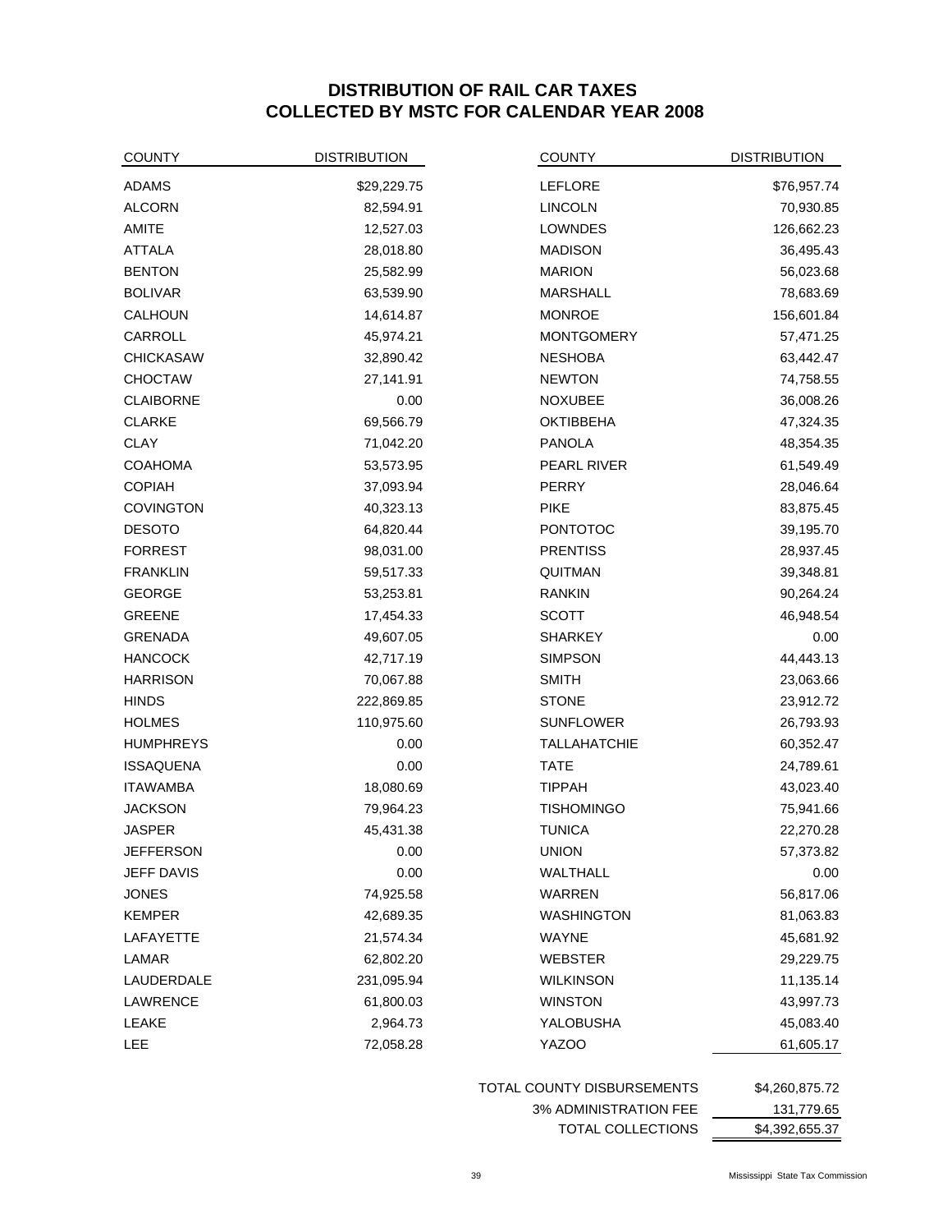# DISTRIBUTION OF RAIL CAR TAXES
# COLLECTED BY MSTC FOR CALENDAR YEAR 2008

| COUNTY | DISTRIBUTION | COUNTY | DISTRIBUTION |
|---|---:|---|---:|
| ADAMS | $29,229.75 | LEFLORE | $76,957.74 |
| ALCORN | 82,594.91 | LINCOLN | 70,930.85 |
| AMITE | 12,527.03 | LOWNDES | 126,662.23 |
| ATTALA | 28,018.80 | MADISON | 36,495.43 |
| BENTON | 25,582.99 | MARION | 56,023.68 |
| BOLIVAR | 63,539.90 | MARSHALL | 78,683.69 |
| CALHOUN | 14,614.87 | MONROE | 156,601.84 |
| CARROLL | 45,974.21 | MONTGOMERY | 57,471.25 |
| CHICKASAW | 32,890.42 | NESHOBA | 63,442.47 |
| CHOCTAW | 27,141.91 | NEWTON | 74,758.55 |
| CLAIBORNE | 0.00 | NOXUBEE | 36,008.26 |
| CLARKE | 69,566.79 | OKTIBBEHA | 47,324.35 |
| CLAY | 71,042.20 | PANOLA | 48,354.35 |
| COAHOMA | 53,573.95 | PEARL RIVER | 61,549.49 |
| COPIAH | 37,093.94 | PERRY | 28,046.64 |
| COVINGTON | 40,323.13 | PIKE | 83,875.45 |
| DESOTO | 64,820.44 | PONTOTOC | 39,195.70 |
| FORREST | 98,031.00 | PRENTISS | 28,937.45 |
| FRANKLIN | 59,517.33 | QUITMAN | 39,348.81 |
| GEORGE | 53,253.81 | RANKIN | 90,264.24 |
| GREENE | 17,454.33 | SCOTT | 46,948.54 |
| GRENADA | 49,607.05 | SHARKEY | 0.00 |
| HANCOCK | 42,717.19 | SIMPSON | 44,443.13 |
| HARRISON | 70,067.88 | SMITH | 23,063.66 |
| HINDS | 222,869.85 | STONE | 23,912.72 |
| HOLMES | 110,975.60 | SUNFLOWER | 26,793.93 |
| HUMPHREYS | 0.00 | TALLAHATCHIE | 60,352.47 |
| ISSAQUENA | 0.00 | TATE | 24,789.61 |
| ITAWAMBA | 18,080.69 | TIPPAH | 43,023.40 |
| JACKSON | 79,964.23 | TISHOMINGO | 75,941.66 |
| JASPER | 45,431.38 | TUNICA | 22,270.28 |
| JEFFERSON | 0.00 | UNION | 57,373.82 |
| JEFF DAVIS | 0.00 | WALTHALL | 0.00 |
| JONES | 74,925.58 | WARREN | 56,817.06 |
| KEMPER | 42,689.35 | WASHINGTON | 81,063.83 |
| LAFAYETTE | 21,574.34 | WAYNE | 45,681.92 |
| LAMAR | 62,802.20 | WEBSTER | 29,229.75 |
| LAUDERDALE | 231,095.94 | WILKINSON | 11,135.14 |
| LAWRENCE | 61,800.03 | WINSTON | 43,997.73 |
| LEAKE | 2,964.73 | YALOBUSHA | 45,083.40 |
| LEE | 72,058.28 | YAZOO | 61,605.17 |

| | |
|---|---:|
| TOTAL COUNTY DISBURSEMENTS | $4,260,875.72 |
| 3% ADMINISTRATION FEE | 131,779.65 |
| TOTAL COLLECTIONS | $4,392,655.37 |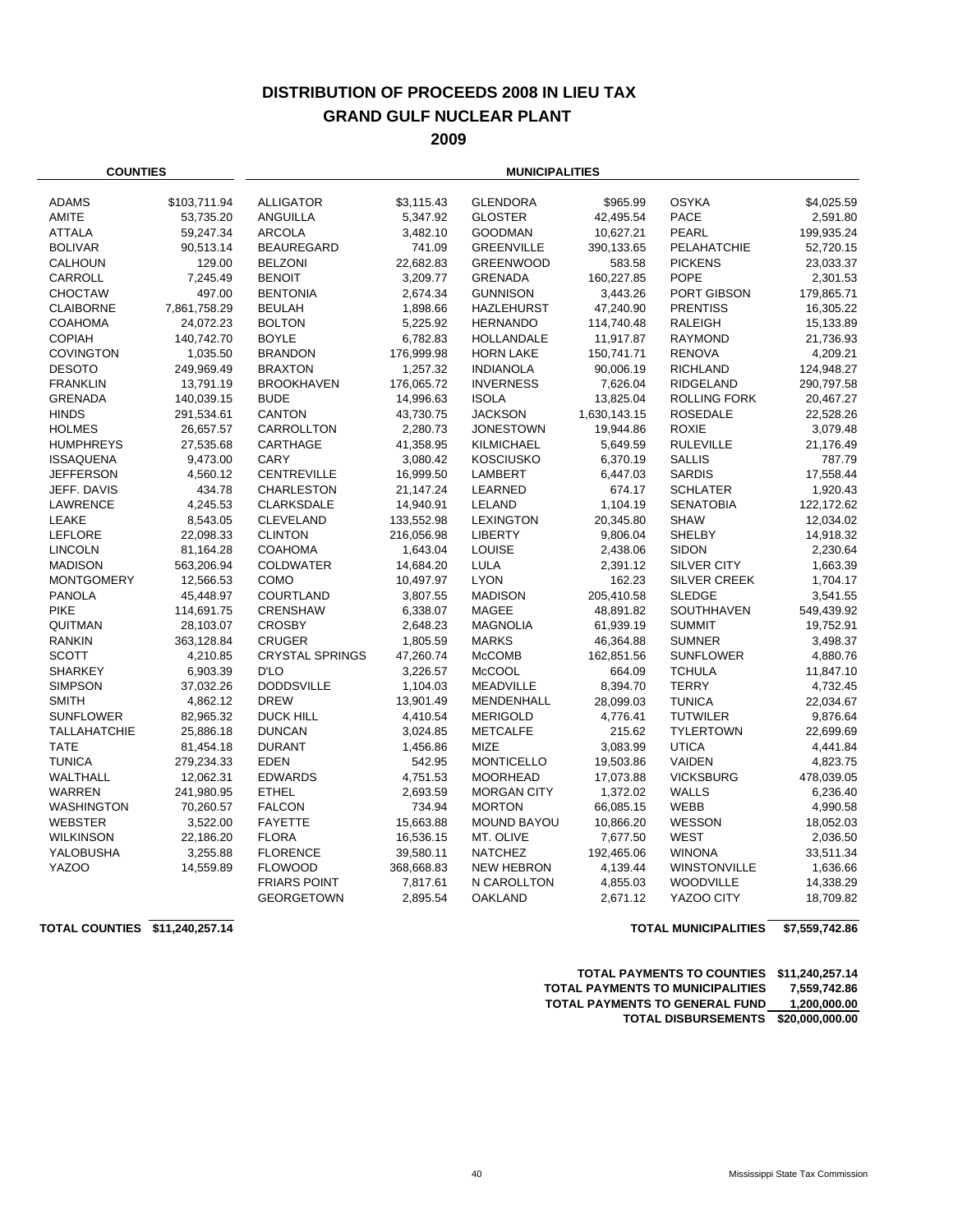# DISTRIBUTION OF PROCEEDS 2008 IN LIEU TAX
## GRAND GULF NUCLEAR PLANT
## 2009

**COUNTIES**

| County | Amount |
|---|---|
| ADAMS | $103,711.94 |
| AMITE | 53,735.20 |
| ATTALA | 59,247.34 |
| BOLIVAR | 90,513.14 |
| CALHOUN | 129.00 |
| CARROLL | 7,245.49 |
| CHOCTAW | 497.00 |
| CLAIBORNE | 7,861,758.29 |
| COAHOMA | 24,072.23 |
| COPIAH | 140,742.70 |
| COVINGTON | 1,035.50 |
| DESOTO | 249,969.49 |
| FRANKLIN | 13,791.19 |
| GRENADA | 140,039.15 |
| HINDS | 291,534.61 |
| HOLMES | 26,657.57 |
| HUMPHREYS | 27,535.68 |
| ISSAQUENA | 9,473.00 |
| JEFFERSON | 4,560.12 |
| JEFF. DAVIS | 434.78 |
| LAWRENCE | 4,245.53 |
| LEAKE | 8,543.05 |
| LEFLORE | 22,098.33 |
| LINCOLN | 81,164.28 |
| MADISON | 563,206.94 |
| MONTGOMERY | 12,566.53 |
| PANOLA | 45,448.97 |
| PIKE | 114,691.75 |
| QUITMAN | 28,103.07 |
| RANKIN | 363,128.84 |
| SCOTT | 4,210.85 |
| SHARKEY | 6,903.39 |
| SIMPSON | 37,032.26 |
| SMITH | 4,862.12 |
| SUNFLOWER | 82,965.32 |
| TALLAHATCHIE | 25,886.18 |
| TATE | 81,454.18 |
| TUNICA | 279,234.33 |
| WALTHALL | 12,062.31 |
| WARREN | 241,980.95 |
| WASHINGTON | 70,260.57 |
| WEBSTER | 3,522.00 |
| WILKINSON | 22,186.20 |
| YALOBUSHA | 3,255.88 |
| YAZOO | 14,559.89 |
| **TOTAL COUNTIES** | **$11,240,257.14** |

**MUNICIPALITIES**

| Municipality | Amount | Municipality | Amount | Municipality | Amount | Municipality | Amount |
|---|---|---|---|---|---|---|---|
| ALLIGATOR | $3,115.43 | GLENDORA | $965.99 | OSYKA | $4,025.59 | | |
| ANGUILLA | 5,347.92 | GLOSTER | 42,495.54 | PACE | 2,591.80 | | |
| ARCOLA | 3,482.10 | GOODMAN | 10,627.21 | PEARL | 199,935.24 | | |
| BEAUREGARD | 741.09 | GREENVILLE | 390,133.65 | PELAHATCHIE | 52,720.15 | | |
| BELZONI | 22,682.83 | GREENWOOD | 583.58 | PICKENS | 23,033.37 | | |
| BENOIT | 3,209.77 | GRENADA | 160,227.85 | POPE | 2,301.53 | | |
| BENTONIA | 2,674.34 | GUNNISON | 3,443.26 | PORT GIBSON | 179,865.71 | | |
| BEULAH | 1,898.66 | HAZLEHURST | 47,240.90 | PRENTISS | 16,305.22 | | |
| BOLTON | 5,225.92 | HERNANDO | 114,740.48 | RALEIGH | 15,133.89 | | |
| BOYLE | 6,782.83 | HOLLANDALE | 11,917.87 | RAYMOND | 21,736.93 | | |
| BRANDON | 176,999.98 | HORN LAKE | 150,741.71 | RENOVA | 4,209.21 | | |
| BRAXTON | 1,257.32 | INDIANOLA | 90,006.19 | RICHLAND | 124,948.27 | | |
| BROOKHAVEN | 176,065.72 | INVERNESS | 7,626.04 | RIDGELAND | 290,797.58 | | |
| BUDE | 14,996.63 | ISOLA | 13,825.04 | ROLLING FORK | 20,467.27 | | |
| CANTON | 43,730.75 | JACKSON | 1,630,143.15 | ROSEDALE | 22,528.26 | | |
| CARROLLTON | 2,280.73 | JONESTOWN | 19,944.86 | ROXIE | 3,079.48 | | |
| CARTHAGE | 41,358.95 | KILMICHAEL | 5,649.59 | RULEVILLE | 21,176.49 | | |
| CARY | 3,080.42 | KOSCIUSKO | 6,370.19 | SALLIS | 787.79 | | |
| CENTREVILLE | 16,999.50 | LAMBERT | 6,447.03 | SARDIS | 17,558.44 | | |
| CHARLESTON | 21,147.24 | LEARNED | 674.17 | SCHLATER | 1,920.43 | | |
| CLARKSDALE | 14,940.91 | LELAND | 1,104.19 | SENATOBIA | 122,172.62 | | |
| CLEVELAND | 133,552.98 | LEXINGTON | 20,345.80 | SHAW | 12,034.02 | | |
| CLINTON | 216,056.98 | LIBERTY | 9,806.04 | SHELBY | 14,918.32 | | |
| COAHOMA | 1,643.04 | LOUISE | 2,438.06 | SIDON | 2,230.64 | | |
| COLDWATER | 14,684.20 | LULA | 2,391.12 | SILVER CITY | 1,663.39 | | |
| COMO | 10,497.97 | LYON | 162.23 | SILVER CREEK | 1,704.17 | | |
| COURTLAND | 3,807.55 | MADISON | 205,410.58 | SLEDGE | 3,541.55 | | |
| CRENSHAW | 6,338.07 | MAGEE | 48,891.82 | SOUTHHAVEN | 549,439.92 | | |
| CROSBY | 2,648.23 | MAGNOLIA | 61,939.19 | SUMMIT | 19,752.91 | | |
| CRUGER | 1,805.59 | MARKS | 46,364.88 | SUMNER | 3,498.37 | | |
| CRYSTAL SPRINGS | 47,260.74 | McCOMB | 162,851.56 | SUNFLOWER | 4,880.76 | | |
| D'LO | 3,226.57 | McCOOL | 664.09 | TCHULA | 11,847.10 | | |
| DODDSVILLE | 1,104.03 | MEADVILLE | 8,394.70 | TERRY | 4,732.45 | | |
| DREW | 13,901.49 | MENDENHALL | 28,099.03 | TUNICA | 22,034.67 | | |
| DUCK HILL | 4,410.54 | MERIGOLD | 4,776.41 | TUTWILER | 9,876.64 | | |
| DUNCAN | 3,024.85 | METCALFE | 215.62 | TYLERTOWN | 22,699.69 | | |
| DURANT | 1,456.86 | MIZE | 3,083.99 | UTICA | 4,441.84 | | |
| EDEN | 542.95 | MONTICELLO | 19,503.86 | VAIDEN | 4,823.75 | | |
| EDWARDS | 4,751.53 | MOORHEAD | 17,073.88 | VICKSBURG | 478,039.05 | | |
| ETHEL | 2,693.59 | MORGAN CITY | 1,372.02 | WALLS | 6,236.40 | | |
| FALCON | 734.94 | MORTON | 66,085.15 | WEBB | 4,990.58 | | |
| FAYETTE | 15,663.88 | MOUND BAYOU | 10,866.20 | WESSON | 18,052.03 | | |
| FLORA | 16,536.15 | MT. OLIVE | 7,677.50 | WEST | 2,036.50 | | |
| FLORENCE | 39,580.11 | NATCHEZ | 192,465.06 | WINONA | 33,511.34 | | |
| FLOWOOD | 368,668.83 | NEW HEBRON | 4,139.44 | WINSTONVILLE | 1,636.66 | | |
| FRIARS POINT | 7,817.61 | N CAROLLTON | 4,855.03 | WOODVILLE | 14,338.29 | | |
| GEORGETOWN | 2,895.54 | OAKLAND | 2,671.12 | YAZOO CITY | 18,709.82 | | |
| | | | | **TOTAL MUNICIPALITIES** | **$7,559,742.86** | | |

| | |
|---|---|
| **TOTAL PAYMENTS TO COUNTIES** | **$11,240,257.14** |
| **TOTAL PAYMENTS TO MUNICIPALITIES** | **7,559,742.86** |
| **TOTAL PAYMENTS TO GENERAL FUND** | **1,200,000.00** |
| **TOTAL DISBURSEMENTS** | **$20,000,000.00** |

Mississippi State Tax Commission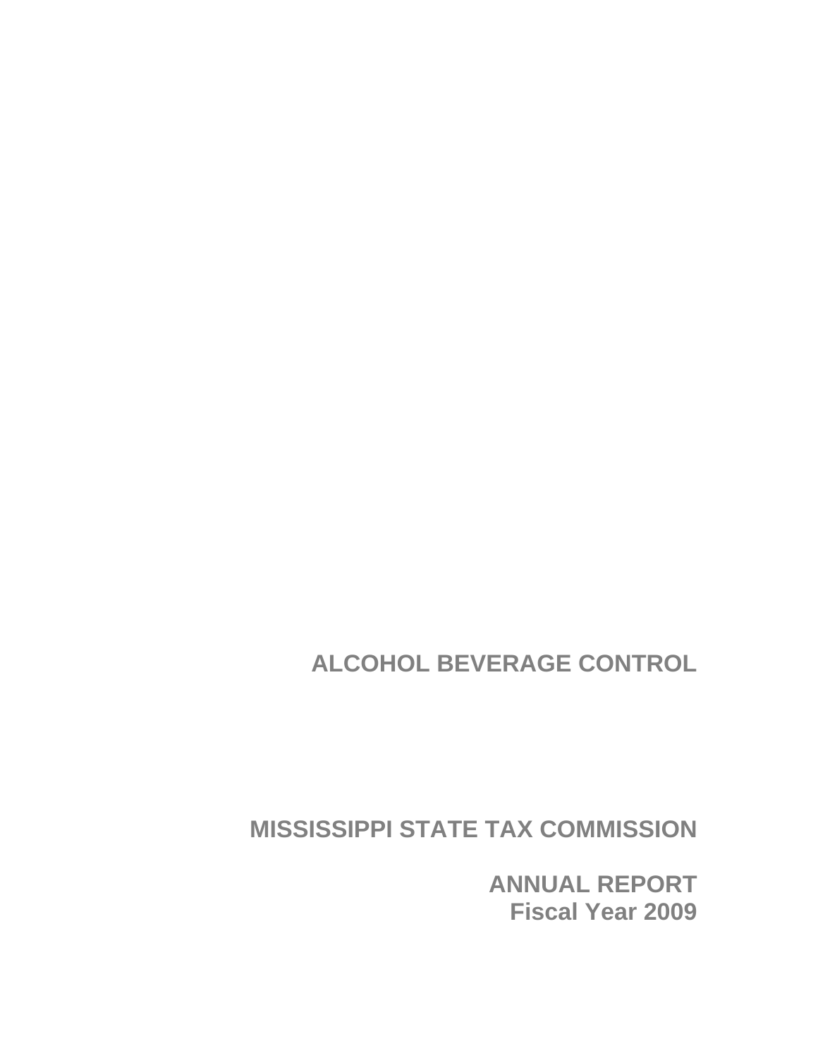# ALCOHOL BEVERAGE CONTROL

# MISSISSIPPI STATE TAX COMMISSION

## ANNUAL REPORT
## Fiscal Year 2009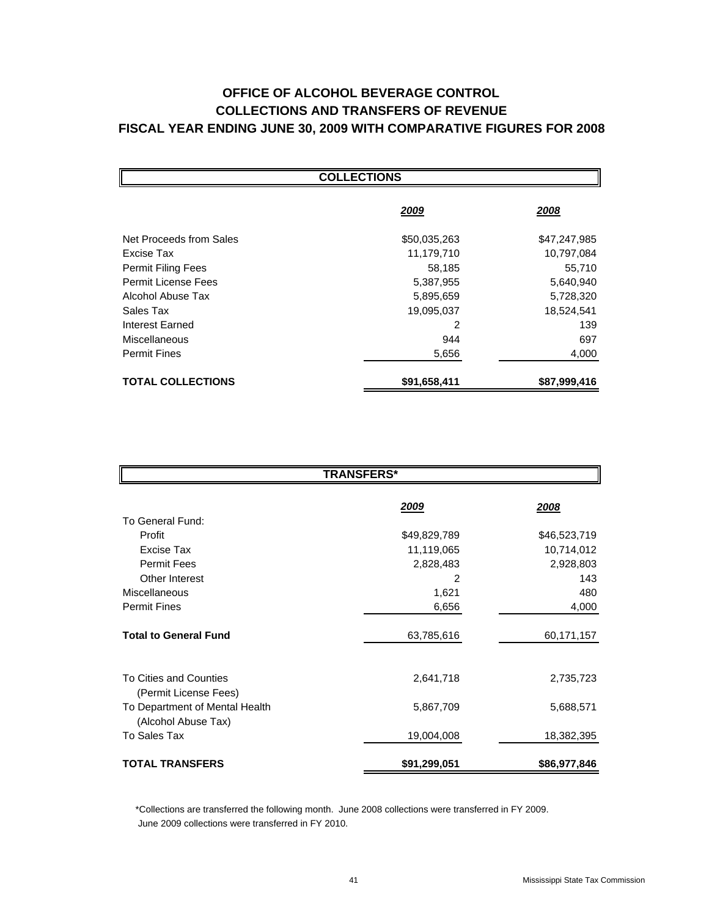# OFFICE OF ALCOHOL BEVERAGE CONTROL
## COLLECTIONS AND TRANSFERS OF REVENUE
## FISCAL YEAR ENDING JUNE 30, 2009 WITH COMPARATIVE FIGURES FOR 2008

### COLLECTIONS

| | *2009* | *2008* |
|---|---:|---:|
| Net Proceeds from Sales | $50,035,263 | $47,247,985 |
| Excise Tax | 11,179,710 | 10,797,084 |
| Permit Filing Fees | 58,185 | 55,710 |
| Permit License Fees | 5,387,955 | 5,640,940 |
| Alcohol Abuse Tax | 5,895,659 | 5,728,320 |
| Sales Tax | 19,095,037 | 18,524,541 |
| Interest Earned | 2 | 139 |
| Miscellaneous | 944 | 697 |
| Permit Fines | 5,656 | 4,000 |
| **TOTAL COLLECTIONS** | **$91,658,411** | **$87,999,416** |

### TRANSFERS*

| | *2009* | *2008* |
|---|---:|---:|
| To General Fund: | | |
| Profit | $49,829,789 | $46,523,719 |
| Excise Tax | 11,119,065 | 10,714,012 |
| Permit Fees | 2,828,483 | 2,928,803 |
| Other Interest | 2 | 143 |
| Miscellaneous | 1,621 | 480 |
| Permit Fines | 6,656 | 4,000 |
| **Total to General Fund** | 63,785,616 | 60,171,157 |
| To Cities and Counties (Permit License Fees) | 2,641,718 | 2,735,723 |
| To Department of Mental Health (Alcohol Abuse Tax) | 5,867,709 | 5,688,571 |
| To Sales Tax | 19,004,008 | 18,382,395 |
| **TOTAL TRANSFERS** | **$91,299,051** | **$86,977,846** |

*Collections are transferred the following month. June 2008 collections were transferred in FY 2009. June 2009 collections were transferred in FY 2010.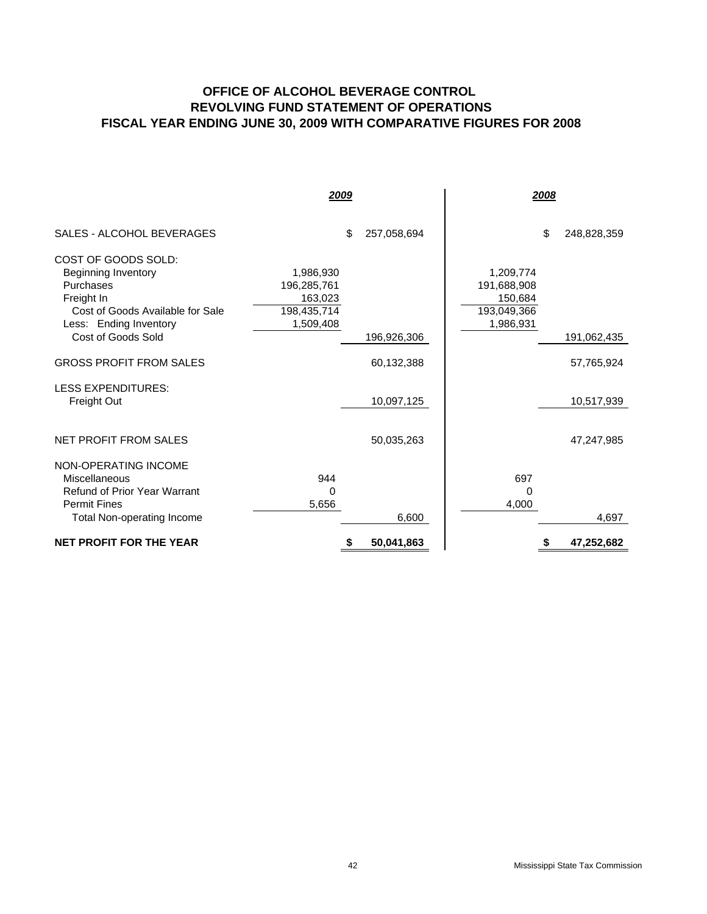# OFFICE OF ALCOHOL BEVERAGE CONTROL
## REVOLVING FUND STATEMENT OF OPERATIONS
### FISCAL YEAR ENDING JUNE 30, 2009 WITH COMPARATIVE FIGURES FOR 2008

| | 2009 | | 2008 | |
|---|---|---|---|---|
| SALES - ALCOHOL BEVERAGES | | $ 257,058,694 | | $ 248,828,359 |
| COST OF GOODS SOLD: | | | | |
| Beginning Inventory | 1,986,930 | | 1,209,774 | |
| Purchases | 196,285,761 | | 191,688,908 | |
| Freight In | 163,023 | | 150,684 | |
| Cost of Goods Available for Sale | 198,435,714 | | 193,049,366 | |
| Less: Ending Inventory | 1,509,408 | | 1,986,931 | |
| Cost of Goods Sold | | 196,926,306 | | 191,062,435 |
| GROSS PROFIT FROM SALES | | 60,132,388 | | 57,765,924 |
| LESS EXPENDITURES: | | | | |
| Freight Out | | 10,097,125 | | 10,517,939 |
| NET PROFIT FROM SALES | | 50,035,263 | | 47,247,985 |
| NON-OPERATING INCOME | | | | |
| Miscellaneous | 944 | | 697 | |
| Refund of Prior Year Warrant | 0 | | 0 | |
| Permit Fines | 5,656 | | 4,000 | |
| Total Non-operating Income | | 6,600 | | 4,697 |
| **NET PROFIT FOR THE YEAR** | | **$ 50,041,863** | | **$ 47,252,682** |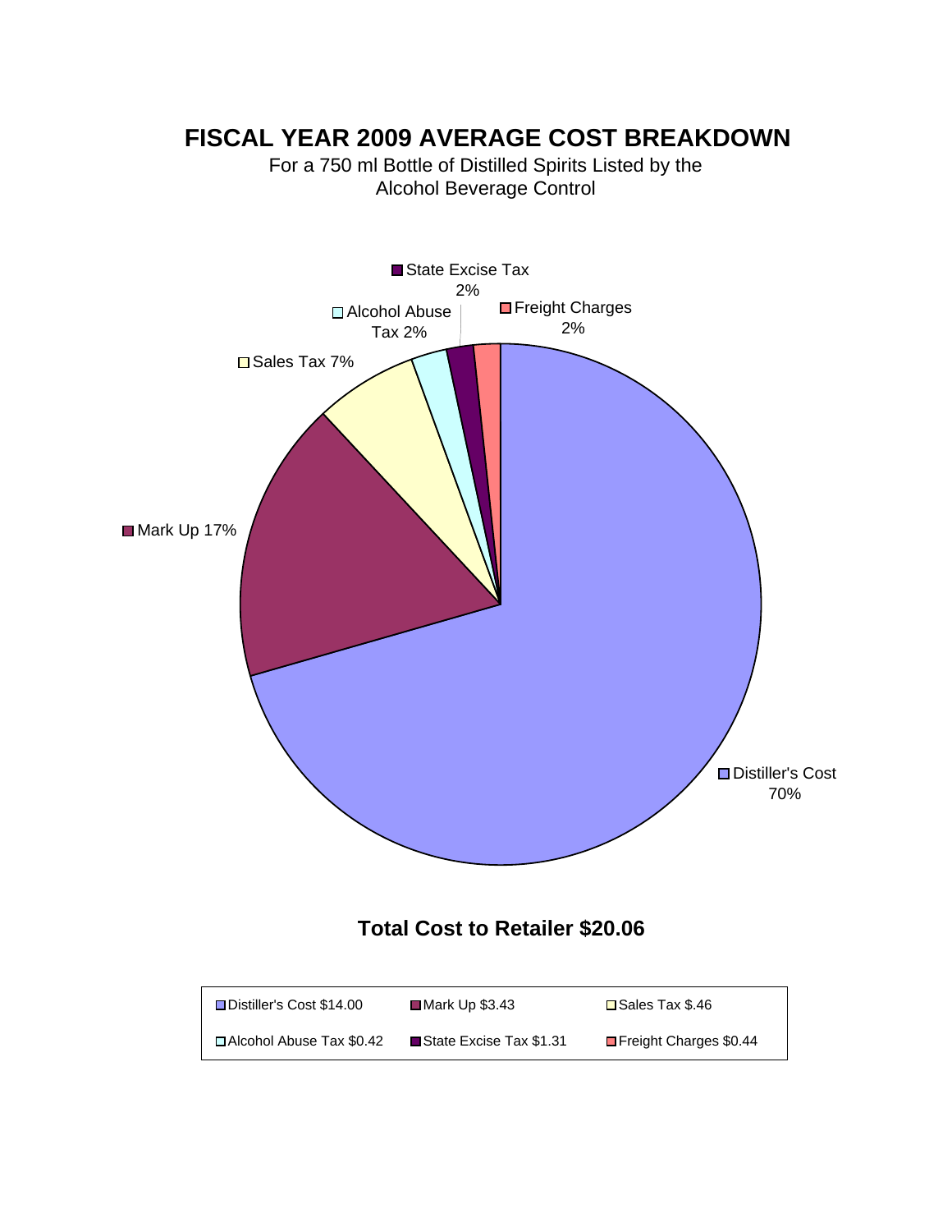# FISCAL YEAR 2009 AVERAGE COST BREAKDOWN

For a 750 ml Bottle of Distilled Spirits Listed by the Alcohol Beverage Control

State Excise Tax 2%

Alcohol Abuse Tax 2%

Freight Charges 2%

Sales Tax 7%

Mark Up 17%

Distiller's Cost 70%

**Total Cost to Retailer $20.06**

| | | |
|---|---|---|
| Distiller's Cost $14.00 | Mark Up $3.43 | Sales Tax $.46 |
| Alcohol Abuse Tax $0.42 | State Excise Tax $1.31 | Freight Charges $0.44 |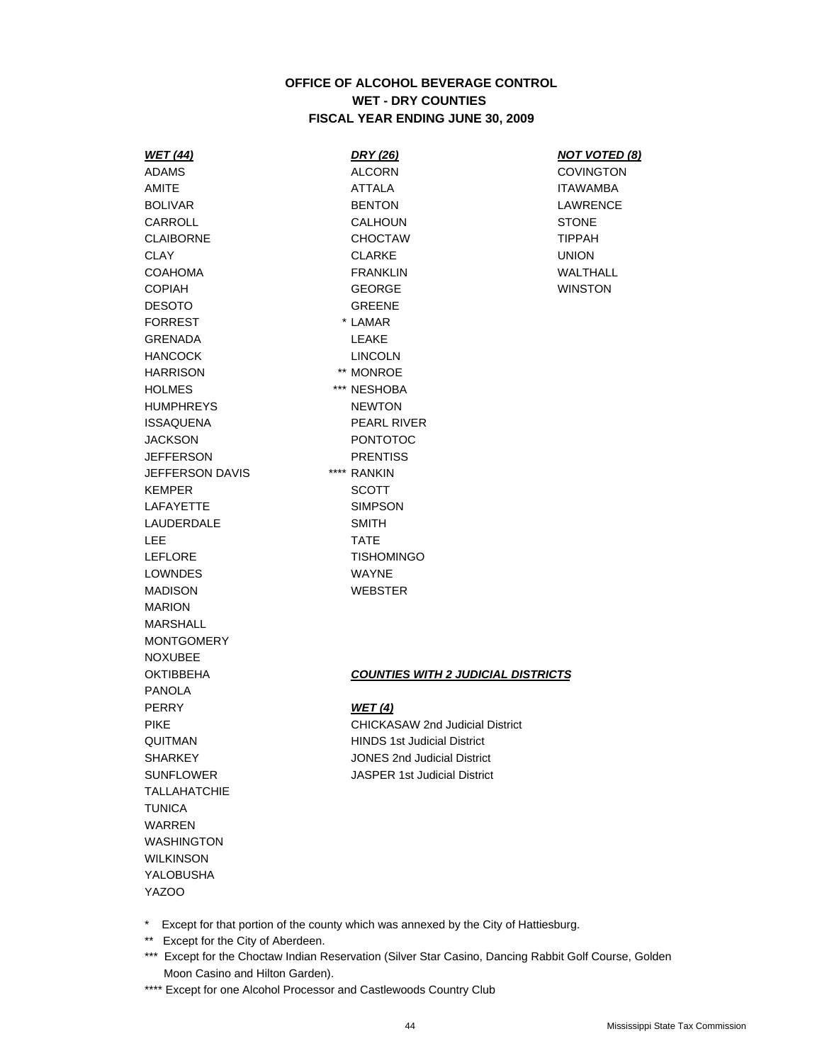**OFFICE OF ALCOHOL BEVERAGE CONTROL**
**WET - DRY COUNTIES**
**FISCAL YEAR ENDING JUNE 30, 2009**

| ***WET (44)*** | ***DRY (26)*** | ***NOT VOTED (8)*** |
|---|---|---|
| ADAMS | ALCORN | COVINGTON |
| AMITE | ATTALA | ITAWAMBA |
| BOLIVAR | BENTON | LAWRENCE |
| CARROLL | CALHOUN | STONE |
| CLAIBORNE | CHOCTAW | TIPPAH |
| CLAY | CLARKE | UNION |
| COAHOMA | FRANKLIN | WALTHALL |
| COPIAH | GEORGE | WINSTON |
| DESOTO | GREENE | |
| FORREST | * LAMAR | |
| GRENADA | LEAKE | |
| HANCOCK | LINCOLN | |
| HARRISON | ** MONROE | |
| HOLMES | *** NESHOBA | |
| HUMPHREYS | NEWTON | |
| ISSAQUENA | PEARL RIVER | |
| JACKSON | PONTOTOC | |
| JEFFERSON | PRENTISS | |
| JEFFERSON DAVIS | **** RANKIN | |
| KEMPER | SCOTT | |
| LAFAYETTE | SIMPSON | |
| LAUDERDALE | SMITH | |
| LEE | TATE | |
| LEFLORE | TISHOMINGO | |
| LOWNDES | WAYNE | |
| MADISON | WEBSTER | |
| MARION | | |
| MARSHALL | | |
| MONTGOMERY | | |
| NOXUBEE | | |
| OKTIBBEHA | | |
| PANOLA | | |
| PERRY | | |
| PIKE | | |
| QUITMAN | | |
| SHARKEY | | |
| SUNFLOWER | | |
| TALLAHATCHIE | | |
| TUNICA | | |
| WARREN | | |
| WASHINGTON | | |
| WILKINSON | | |
| YALOBUSHA | | |
| YAZOO | | |

***COUNTIES WITH 2 JUDICIAL DISTRICTS***

***WET (4)***

CHICKASAW 2nd Judicial District
HINDS 1st Judicial District
JONES 2nd Judicial District
JASPER 1st Judicial District

\* Except for that portion of the county which was annexed by the City of Hattiesburg.

** Except for the City of Aberdeen.

*** Except for the Choctaw Indian Reservation (Silver Star Casino, Dancing Rabbit Golf Course, Golden Moon Casino and Hilton Garden).

**** Except for one Alcohol Processor and Castlewoods Country Club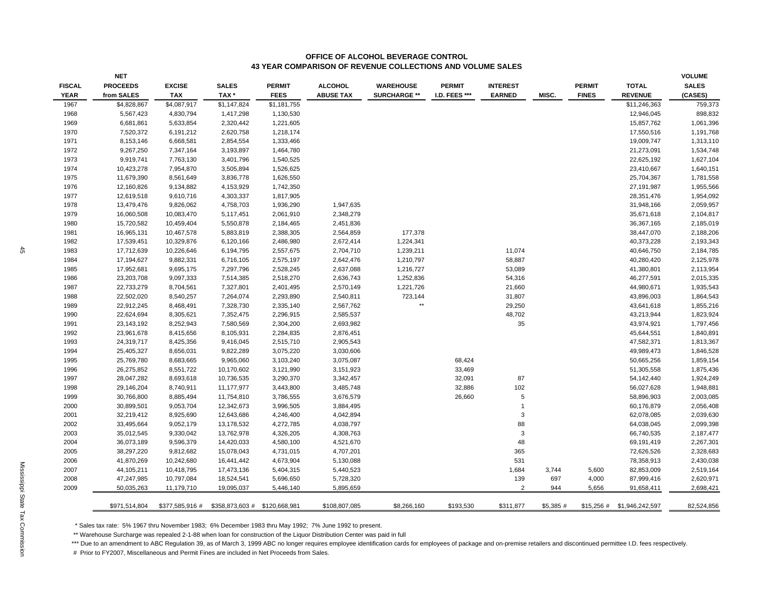# OFFICE OF ALCOHOL BEVERAGE CONTROL
## 43 YEAR COMPARISON OF REVENUE COLLECTIONS AND VOLUME SALES

| FISCAL YEAR | NET PROCEEDS from SALES | EXCISE TAX | SALES TAX * | PERMIT FEES | ALCOHOL ABUSE TAX | WAREHOUSE SURCHARGE ** | PERMIT I.D. FEES *** | INTEREST EARNED | MISC. | PERMIT FINES | TOTAL REVENUE | VOLUME SALES (CASES) |
|---|---|---|---|---|---|---|---|---|---|---|---|---|
| 1967 | $4,828,867 | $4,087,917 | $1,147,824 | $1,181,755 | | | | | | | $11,246,363 | 759,373 |
| 1968 | 5,567,423 | 4,830,794 | 1,417,298 | 1,130,530 | | | | | | | 12,946,045 | 898,832 |
| 1969 | 6,681,861 | 5,633,854 | 2,320,442 | 1,221,605 | | | | | | | 15,857,762 | 1,061,396 |
| 1970 | 7,520,372 | 6,191,212 | 2,620,758 | 1,218,174 | | | | | | | 17,550,516 | 1,191,768 |
| 1971 | 8,153,146 | 6,668,581 | 2,854,554 | 1,333,466 | | | | | | | 19,009,747 | 1,313,110 |
| 1972 | 9,267,250 | 7,347,164 | 3,193,897 | 1,464,780 | | | | | | | 21,273,091 | 1,534,748 |
| 1973 | 9,919,741 | 7,763,130 | 3,401,796 | 1,540,525 | | | | | | | 22,625,192 | 1,627,104 |
| 1974 | 10,423,278 | 7,954,870 | 3,505,894 | 1,526,625 | | | | | | | 23,410,667 | 1,640,151 |
| 1975 | 11,679,390 | 8,561,649 | 3,836,778 | 1,626,550 | | | | | | | 25,704,367 | 1,781,558 |
| 1976 | 12,160,826 | 9,134,882 | 4,153,929 | 1,742,350 | | | | | | | 27,191,987 | 1,955,566 |
| 1977 | 12,619,518 | 9,610,716 | 4,303,337 | 1,817,905 | | | | | | | 28,351,476 | 1,954,092 |
| 1978 | 13,479,476 | 9,826,062 | 4,758,703 | 1,936,290 | 1,947,635 | | | | | | 31,948,166 | 2,059,957 |
| 1979 | 16,060,508 | 10,083,470 | 5,117,451 | 2,061,910 | 2,348,279 | | | | | | 35,671,618 | 2,104,817 |
| 1980 | 15,720,582 | 10,459,404 | 5,550,878 | 2,184,465 | 2,451,836 | | | | | | 36,367,165 | 2,185,019 |
| 1981 | 16,965,131 | 10,467,578 | 5,883,819 | 2,388,305 | 2,564,859 | 177,378 | | | | | 38,447,070 | 2,188,206 |
| 1982 | 17,539,451 | 10,329,876 | 6,120,166 | 2,486,980 | 2,672,414 | 1,224,341 | | | | | 40,373,228 | 2,193,343 |
| 1983 | 17,712,639 | 10,226,646 | 6,194,795 | 2,557,675 | 2,704,710 | 1,239,211 | | 11,074 | | | 40,646,750 | 2,184,785 |
| 1984 | 17,194,627 | 9,882,331 | 6,716,105 | 2,575,197 | 2,642,476 | 1,210,797 | | 58,887 | | | 40,280,420 | 2,125,978 |
| 1985 | 17,952,681 | 9,695,175 | 7,297,796 | 2,528,245 | 2,637,088 | 1,216,727 | | 53,089 | | | 41,380,801 | 2,113,954 |
| 1986 | 23,203,708 | 9,097,333 | 7,514,385 | 2,518,270 | 2,636,743 | 1,252,836 | | 54,316 | | | 46,277,591 | 2,015,335 |
| 1987 | 22,733,279 | 8,704,561 | 7,327,801 | 2,401,495 | 2,570,149 | 1,221,726 | | 21,660 | | | 44,980,671 | 1,935,543 |
| 1988 | 22,502,020 | 8,540,257 | 7,264,074 | 2,293,890 | 2,540,811 | 723,144 | | 31,807 | | | 43,896,003 | 1,864,543 |
| 1989 | 22,912,245 | 8,468,491 | 7,328,730 | 2,335,140 | 2,567,762 | ** | | 29,250 | | | 43,641,618 | 1,855,216 |
| 1990 | 22,624,694 | 8,305,621 | 7,352,475 | 2,296,915 | 2,585,537 | | | 48,702 | | | 43,213,944 | 1,823,924 |
| 1991 | 23,143,192 | 8,252,943 | 7,580,569 | 2,304,200 | 2,693,982 | | | 35 | | | 43,974,921 | 1,797,456 |
| 1992 | 23,961,678 | 8,415,656 | 8,105,931 | 2,284,835 | 2,876,451 | | | | | | 45,644,551 | 1,840,891 |
| 1993 | 24,319,717 | 8,425,356 | 9,416,045 | 2,515,710 | 2,905,543 | | | | | | 47,582,371 | 1,813,367 |
| 1994 | 25,405,327 | 8,656,031 | 9,822,289 | 3,075,220 | 3,030,606 | | | | | | 49,989,473 | 1,846,528 |
| 1995 | 25,769,780 | 8,683,665 | 9,965,060 | 3,103,240 | 3,075,087 | | 68,424 | | | | 50,665,256 | 1,859,154 |
| 1996 | 26,275,852 | 8,551,722 | 10,170,602 | 3,121,990 | 3,151,923 | | 33,469 | | | | 51,305,558 | 1,875,436 |
| 1997 | 28,047,282 | 8,693,618 | 10,736,535 | 3,290,370 | 3,342,457 | | 32,091 | 87 | | | 54,142,440 | 1,924,249 |
| 1998 | 29,146,204 | 8,740,911 | 11,177,977 | 3,443,800 | 3,485,748 | | 32,886 | 102 | | | 56,027,628 | 1,948,881 |
| 1999 | 30,766,800 | 8,885,494 | 11,754,810 | 3,786,555 | 3,676,579 | | 26,660 | 5 | | | 58,896,903 | 2,003,085 |
| 2000 | 30,899,501 | 9,053,704 | 12,342,673 | 3,996,505 | 3,884,495 | | | 1 | | | 60,176,879 | 2,056,408 |
| 2001 | 32,219,412 | 8,925,690 | 12,643,686 | 4,246,400 | 4,042,894 | | | 3 | | | 62,078,085 | 2,039,630 |
| 2002 | 33,495,664 | 9,052,179 | 13,178,532 | 4,272,785 | 4,038,797 | | | 88 | | | 64,038,045 | 2,099,398 |
| 2003 | 35,012,545 | 9,330,042 | 13,762,978 | 4,326,205 | 4,308,763 | | | 3 | | | 66,740,535 | 2,187,477 |
| 2004 | 36,073,189 | 9,596,379 | 14,420,033 | 4,580,100 | 4,521,670 | | | 48 | | | 69,191,419 | 2,267,301 |
| 2005 | 38,297,220 | 9,812,682 | 15,078,043 | 4,731,015 | 4,707,201 | | | 365 | | | 72,626,526 | 2,328,683 |
| 2006 | 41,870,269 | 10,242,680 | 16,441,442 | 4,673,904 | 5,130,088 | | | 531 | | | 78,358,913 | 2,430,038 |
| 2007 | 44,105,211 | 10,418,795 | 17,473,136 | 5,404,315 | 5,440,523 | | | 1,684 | 3,744 | 5,600 | 82,853,009 | 2,519,164 |
| 2008 | 47,247,985 | 10,797,084 | 18,524,541 | 5,696,650 | 5,728,320 | | | 139 | 697 | 4,000 | 87,999,416 | 2,620,971 |
| 2009 | 50,035,263 | 11,179,710 | 19,095,037 | 5,446,140 | 5,895,659 | | | 2 | 944 | 5,656 | 91,658,411 | 2,698,421 |
| | $971,514,804 | $377,585,916 # | $358,873,603 # | $120,668,981 | $108,807,085 | $8,266,160 | $193,530 | $311,877 | $5,385 # | $15,256 # | $1,946,242,597 | 82,524,856 |

\* Sales tax rate: 5% 1967 thru November 1983; 6% December 1983 thru May 1992; 7% June 1992 to present.

\*\* Warehouse Surcharge was repealed 2-1-88 when loan for construction of the Liquor Distribution Center was paid in full

\*\*\* Due to an amendment to ABC Regulation 39, as of March 3, 1999 ABC no longer requires employee identification cards for employees of package and on-premise retailers and discontinued permittee I.D. fees respectively.

\# Prior to FY2007, Miscellaneous and Permit Fines are included in Net Proceeds from Sales.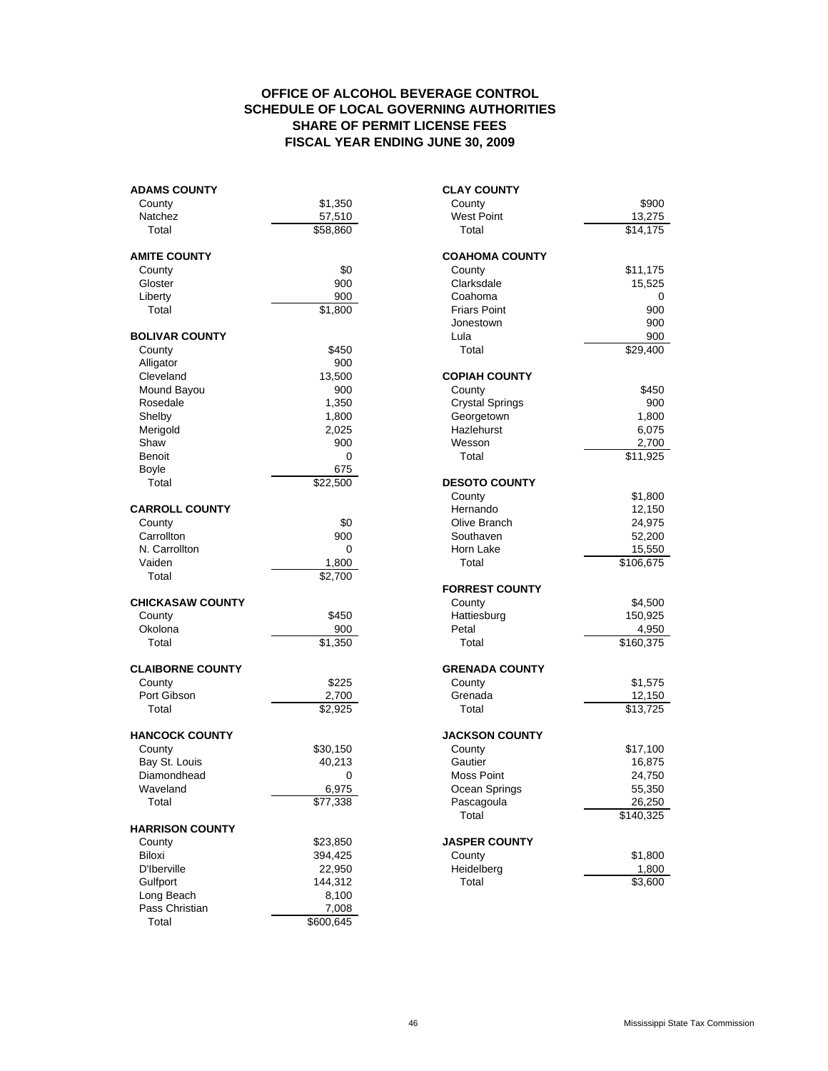# OFFICE OF ALCOHOL BEVERAGE CONTROL
## SCHEDULE OF LOCAL GOVERNING AUTHORITIES
## SHARE OF PERMIT LICENSE FEES
## FISCAL YEAR ENDING JUNE 30, 2009

| **ADAMS COUNTY** | |
|---|---|
| County | $1,350 |
| Natchez | 57,510 |
| Total | $58,860 |

| **AMITE COUNTY** | |
|---|---|
| County | $0 |
| Gloster | 900 |
| Liberty | 900 |
| Total | $1,800 |

| **BOLIVAR COUNTY** | |
|---|---|
| County | $450 |
| Alligator | 900 |
| Cleveland | 13,500 |
| Mound Bayou | 900 |
| Rosedale | 1,350 |
| Shelby | 1,800 |
| Merigold | 2,025 |
| Shaw | 900 |
| Benoit | 0 |
| Boyle | 675 |
| Total | $22,500 |

| **CARROLL COUNTY** | |
|---|---|
| County | $0 |
| Carrollton | 900 |
| N. Carrollton | 0 |
| Vaiden | 1,800 |
| Total | $2,700 |

| **CHICKASAW COUNTY** | |
|---|---|
| County | $450 |
| Okolona | 900 |
| Total | $1,350 |

| **CLAIBORNE COUNTY** | |
|---|---|
| County | $225 |
| Port Gibson | 2,700 |
| Total | $2,925 |

| **HANCOCK COUNTY** | |
|---|---|
| County | $30,150 |
| Bay St. Louis | 40,213 |
| Diamondhead | 0 |
| Waveland | 6,975 |
| Total | $77,338 |

| **HARRISON COUNTY** | |
|---|---|
| County | $23,850 |
| Biloxi | 394,425 |
| D'Iberville | 22,950 |
| Gulfport | 144,312 |
| Long Beach | 8,100 |
| Pass Christian | 7,008 |
| Total | $600,645 |

| **CLAY COUNTY** | |
|---|---|
| County | $900 |
| West Point | 13,275 |
| Total | $14,175 |

| **COAHOMA COUNTY** | |
|---|---|
| County | $11,175 |
| Clarksdale | 15,525 |
| Coahoma | 0 |
| Friars Point | 900 |
| Jonestown | 900 |
| Lula | 900 |
| Total | $29,400 |

| **COPIAH COUNTY** | |
|---|---|
| County | $450 |
| Crystal Springs | 900 |
| Georgetown | 1,800 |
| Hazlehurst | 6,075 |
| Wesson | 2,700 |
| Total | $11,925 |

| **DESOTO COUNTY** | |
|---|---|
| County | $1,800 |
| Hernando | 12,150 |
| Olive Branch | 24,975 |
| Southaven | 52,200 |
| Horn Lake | 15,550 |
| Total | $106,675 |

| **FORREST COUNTY** | |
|---|---|
| County | $4,500 |
| Hattiesburg | 150,925 |
| Petal | 4,950 |
| Total | $160,375 |

| **GRENADA COUNTY** | |
|---|---|
| County | $1,575 |
| Grenada | 12,150 |
| Total | $13,725 |

| **JACKSON COUNTY** | |
|---|---|
| County | $17,100 |
| Gautier | 16,875 |
| Moss Point | 24,750 |
| Ocean Springs | 55,350 |
| Pascagoula | 26,250 |
| Total | $140,325 |

| **JASPER COUNTY** | |
|---|---|
| County | $1,800 |
| Heidelberg | 1,800 |
| Total | $3,600 |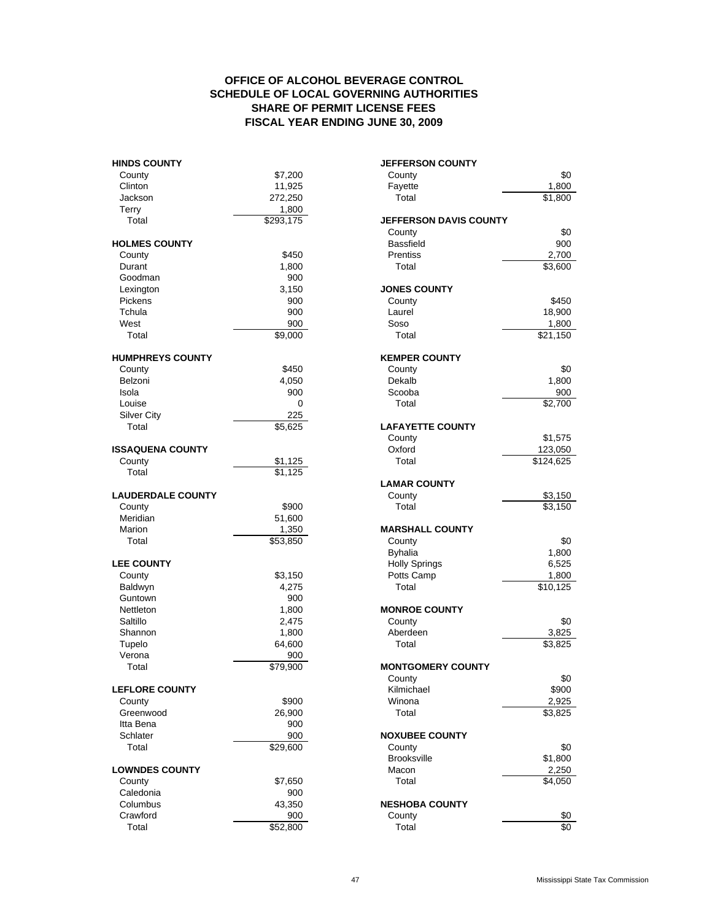**OFFICE OF ALCOHOL BEVERAGE CONTROL**
**SCHEDULE OF LOCAL GOVERNING AUTHORITIES**
**SHARE OF PERMIT LICENSE FEES**
**FISCAL YEAR ENDING JUNE 30, 2009**

| **HINDS COUNTY** | |
|---|---|
| County | $7,200 |
| Clinton | 11,925 |
| Jackson | 272,250 |
| Terry | 1,800 |
| Total | $293,175 |

| **HOLMES COUNTY** | |
|---|---|
| County | $450 |
| Durant | 1,800 |
| Goodman | 900 |
| Lexington | 3,150 |
| Pickens | 900 |
| Tchula | 900 |
| West | 900 |
| Total | $9,000 |

| **HUMPHREYS COUNTY** | |
|---|---|
| County | $450 |
| Belzoni | 4,050 |
| Isola | 900 |
| Louise | 0 |
| Silver City | 225 |
| Total | $5,625 |

| **ISSAQUENA COUNTY** | |
|---|---|
| County | $1,125 |
| Total | $1,125 |

| **LAUDERDALE COUNTY** | |
|---|---|
| County | $900 |
| Meridian | 51,600 |
| Marion | 1,350 |
| Total | $53,850 |

| **LEE COUNTY** | |
|---|---|
| County | $3,150 |
| Baldwyn | 4,275 |
| Guntown | 900 |
| Nettleton | 1,800 |
| Saltillo | 2,475 |
| Shannon | 1,800 |
| Tupelo | 64,600 |
| Verona | 900 |
| Total | $79,900 |

| **LEFLORE COUNTY** | |
|---|---|
| County | $900 |
| Greenwood | 26,900 |
| Itta Bena | 900 |
| Schlater | 900 |
| Total | $29,600 |

| **LOWNDES COUNTY** | |
|---|---|
| County | $7,650 |
| Caledonia | 900 |
| Columbus | 43,350 |
| Crawford | 900 |
| Total | $52,800 |

| **JEFFERSON COUNTY** | |
|---|---|
| County | $0 |
| Fayette | 1,800 |
| Total | $1,800 |

| **JEFFERSON DAVIS COUNTY** | |
|---|---|
| County | $0 |
| Bassfield | 900 |
| Prentiss | 2,700 |
| Total | $3,600 |

| **JONES COUNTY** | |
|---|---|
| County | $450 |
| Laurel | 18,900 |
| Soso | 1,800 |
| Total | $21,150 |

| **KEMPER COUNTY** | |
|---|---|
| County | $0 |
| Dekalb | 1,800 |
| Scooba | 900 |
| Total | $2,700 |

| **LAFAYETTE COUNTY** | |
|---|---|
| County | $1,575 |
| Oxford | 123,050 |
| Total | $124,625 |

| **LAMAR COUNTY** | |
|---|---|
| County | $3,150 |
| Total | $3,150 |

| **MARSHALL COUNTY** | |
|---|---|
| County | $0 |
| Byhalia | 1,800 |
| Holly Springs | 6,525 |
| Potts Camp | 1,800 |
| Total | $10,125 |

| **MONROE COUNTY** | |
|---|---|
| County | $0 |
| Aberdeen | 3,825 |
| Total | $3,825 |

| **MONTGOMERY COUNTY** | |
|---|---|
| County | $0 |
| Kilmichael | $900 |
| Winona | 2,925 |
| Total | $3,825 |

| **NOXUBEE COUNTY** | |
|---|---|
| County | $0 |
| Brooksville | $1,800 |
| Macon | 2,250 |
| Total | $4,050 |

| **NESHOBA COUNTY** | |
|---|---|
| County | $0 |
| Total | $0 |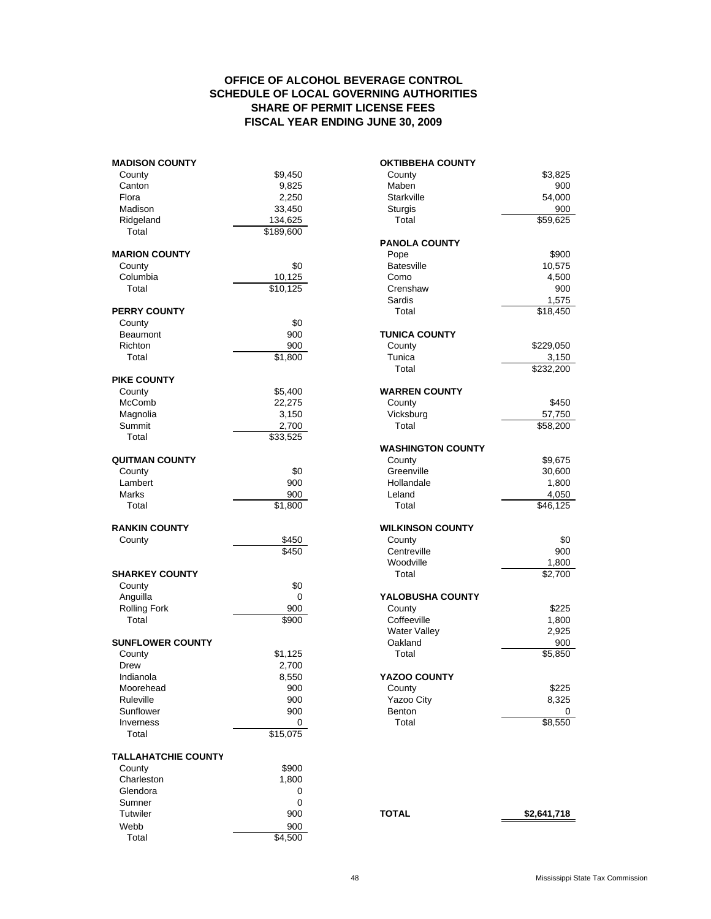# OFFICE OF ALCOHOL BEVERAGE CONTROL
## SCHEDULE OF LOCAL GOVERNING AUTHORITIES
## SHARE OF PERMIT LICENSE FEES
## FISCAL YEAR ENDING JUNE 30, 2009

| | |
|---|---|
| **MADISON COUNTY** | |
| County | $9,450 |
| Canton | 9,825 |
| Flora | 2,250 |
| Madison | 33,450 |
| Ridgeland | 134,625 |
| Total | $189,600 |
| **MARION COUNTY** | |
| County | $0 |
| Columbia | 10,125 |
| Total | $10,125 |
| **PERRY COUNTY** | |
| County | $0 |
| Beaumont | 900 |
| Richton | 900 |
| Total | $1,800 |
| **PIKE COUNTY** | |
| County | $5,400 |
| McComb | 22,275 |
| Magnolia | 3,150 |
| Summit | 2,700 |
| Total | $33,525 |
| **QUITMAN COUNTY** | |
| County | $0 |
| Lambert | 900 |
| Marks | 900 |
| Total | $1,800 |
| **RANKIN COUNTY** | |
| County | $450 |
| | $450 |
| **SHARKEY COUNTY** | |
| County | $0 |
| Anguilla | 0 |
| Rolling Fork | 900 |
| Total | $900 |
| **SUNFLOWER COUNTY** | |
| County | $1,125 |
| Drew | 2,700 |
| Indianola | 8,550 |
| Moorehead | 900 |
| Ruleville | 900 |
| Sunflower | 900 |
| Inverness | 0 |
| Total | $15,075 |
| **TALLAHATCHIE COUNTY** | |
| County | $900 |
| Charleston | 1,800 |
| Glendora | 0 |
| Sumner | 0 |
| Tutwiler | 900 |
| Webb | 900 |
| Total | $4,500 |
| **OKTIBBEHA COUNTY** | |
| County | $3,825 |
| Maben | 900 |
| Starkville | 54,000 |
| Sturgis | 900 |
| Total | $59,625 |
| **PANOLA COUNTY** | |
| Pope | $900 |
| Batesville | 10,575 |
| Como | 4,500 |
| Crenshaw | 900 |
| Sardis | 1,575 |
| Total | $18,450 |
| **TUNICA COUNTY** | |
| County | $229,050 |
| Tunica | 3,150 |
| Total | $232,200 |
| **WARREN COUNTY** | |
| County | $450 |
| Vicksburg | 57,750 |
| Total | $58,200 |
| **WASHINGTON COUNTY** | |
| County | $9,675 |
| Greenville | 30,600 |
| Hollandale | 1,800 |
| Leland | 4,050 |
| Total | $46,125 |
| **WILKINSON COUNTY** | |
| County | $0 |
| Centreville | 900 |
| Woodville | 1,800 |
| Total | $2,700 |
| **YALOBUSHA COUNTY** | |
| County | $225 |
| Coffeeville | 1,800 |
| Water Valley | 2,925 |
| Oakland | 900 |
| Total | $5,850 |
| **YAZOO COUNTY** | |
| County | $225 |
| Yazoo City | 8,325 |
| Benton | 0 |
| Total | $8,550 |
| **TOTAL** | **$2,641,718** |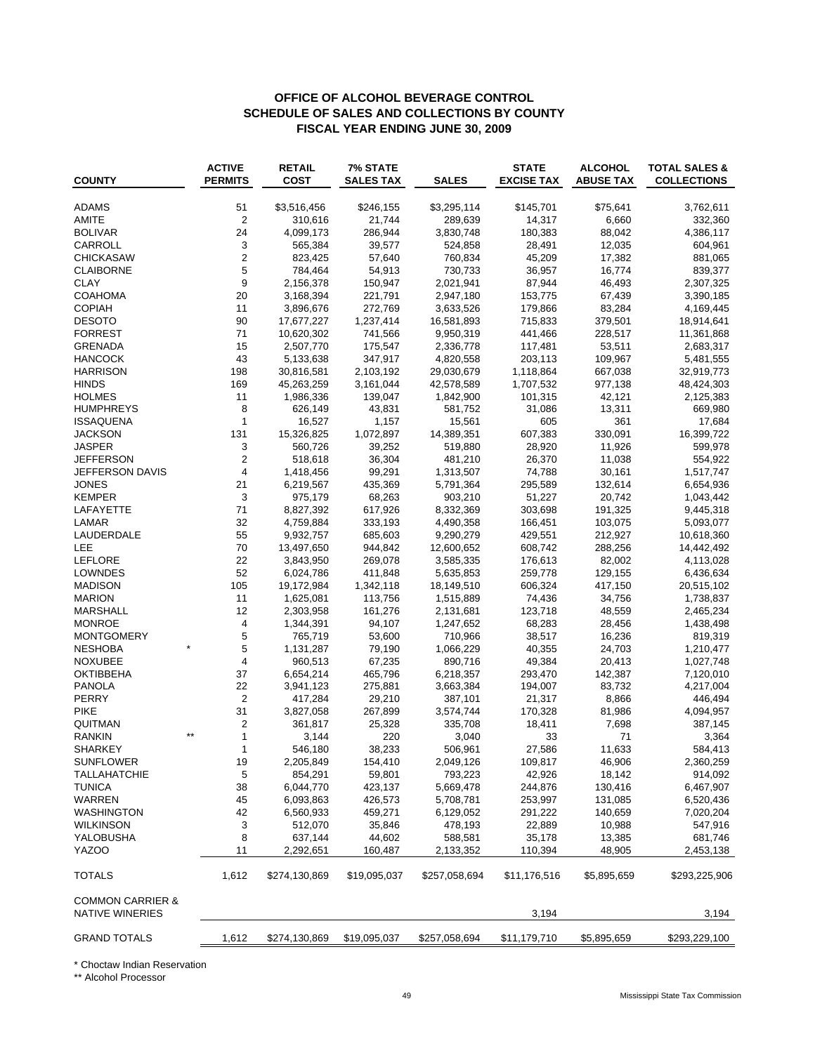## OFFICE OF ALCOHOL BEVERAGE CONTROL
## SCHEDULE OF SALES AND COLLECTIONS BY COUNTY
## FISCAL YEAR ENDING JUNE 30, 2009

| COUNTY | ACTIVE PERMITS | RETAIL COST | 7% STATE SALES TAX | SALES | STATE EXCISE TAX | ALCOHOL ABUSE TAX | TOTAL SALES & COLLECTIONS |
|---|---|---|---|---|---|---|---|
| ADAMS | 51 | $3,516,456 | $246,155 | $3,295,114 | $145,701 | $75,641 | 3,762,611 |
| AMITE | 2 | 310,616 | 21,744 | 289,639 | 14,317 | 6,660 | 332,360 |
| BOLIVAR | 24 | 4,099,173 | 286,944 | 3,830,748 | 180,383 | 88,042 | 4,386,117 |
| CARROLL | 3 | 565,384 | 39,577 | 524,858 | 28,491 | 12,035 | 604,961 |
| CHICKASAW | 2 | 823,425 | 57,640 | 760,834 | 45,209 | 17,382 | 881,065 |
| CLAIBORNE | 5 | 784,464 | 54,913 | 730,733 | 36,957 | 16,774 | 839,377 |
| CLAY | 9 | 2,156,378 | 150,947 | 2,021,941 | 87,944 | 46,493 | 2,307,325 |
| COAHOMA | 20 | 3,168,394 | 221,791 | 2,947,180 | 153,775 | 67,439 | 3,390,185 |
| COPIAH | 11 | 3,896,676 | 272,769 | 3,633,526 | 179,866 | 83,284 | 4,169,445 |
| DESOTO | 90 | 17,677,227 | 1,237,414 | 16,581,893 | 715,833 | 379,501 | 18,914,641 |
| FORREST | 71 | 10,620,302 | 741,566 | 9,950,319 | 441,466 | 228,517 | 11,361,868 |
| GRENADA | 15 | 2,507,770 | 175,547 | 2,336,778 | 117,481 | 53,511 | 2,683,317 |
| HANCOCK | 43 | 5,133,638 | 347,917 | 4,820,558 | 203,113 | 109,967 | 5,481,555 |
| HARRISON | 198 | 30,816,581 | 2,103,192 | 29,030,679 | 1,118,864 | 667,038 | 32,919,773 |
| HINDS | 169 | 45,263,259 | 3,161,044 | 42,578,589 | 1,707,532 | 977,138 | 48,424,303 |
| HOLMES | 11 | 1,986,336 | 139,047 | 1,842,900 | 101,315 | 42,121 | 2,125,383 |
| HUMPHREYS | 8 | 626,149 | 43,831 | 581,752 | 31,086 | 13,311 | 669,980 |
| ISSAQUENA | 1 | 16,527 | 1,157 | 15,561 | 605 | 361 | 17,684 |
| JACKSON | 131 | 15,326,825 | 1,072,897 | 14,389,351 | 607,383 | 330,091 | 16,399,722 |
| JASPER | 3 | 560,726 | 39,252 | 519,880 | 28,920 | 11,926 | 599,978 |
| JEFFERSON | 2 | 518,618 | 36,304 | 481,210 | 26,370 | 11,038 | 554,922 |
| JEFFERSON DAVIS | 4 | 1,418,456 | 99,291 | 1,313,507 | 74,788 | 30,161 | 1,517,747 |
| JONES | 21 | 6,219,567 | 435,369 | 5,791,364 | 295,589 | 132,614 | 6,654,936 |
| KEMPER | 3 | 975,179 | 68,263 | 903,210 | 51,227 | 20,742 | 1,043,442 |
| LAFAYETTE | 71 | 8,827,392 | 617,926 | 8,332,369 | 303,698 | 191,325 | 9,445,318 |
| LAMAR | 32 | 4,759,884 | 333,193 | 4,490,358 | 166,451 | 103,075 | 5,093,077 |
| LAUDERDALE | 55 | 9,932,757 | 685,603 | 9,290,279 | 429,551 | 212,927 | 10,618,360 |
| LEE | 70 | 13,497,650 | 944,842 | 12,600,652 | 608,742 | 288,256 | 14,442,492 |
| LEFLORE | 22 | 3,843,950 | 269,078 | 3,585,335 | 176,613 | 82,002 | 4,113,028 |
| LOWNDES | 52 | 6,024,786 | 411,848 | 5,635,853 | 259,778 | 129,155 | 6,436,634 |
| MADISON | 105 | 19,172,984 | 1,342,118 | 18,149,510 | 606,324 | 417,150 | 20,515,102 |
| MARION | 11 | 1,625,081 | 113,756 | 1,515,889 | 74,436 | 34,756 | 1,738,837 |
| MARSHALL | 12 | 2,303,958 | 161,276 | 2,131,681 | 123,718 | 48,559 | 2,465,234 |
| MONROE | 4 | 1,344,391 | 94,107 | 1,247,652 | 68,283 | 28,456 | 1,438,498 |
| MONTGOMERY | 5 | 765,719 | 53,600 | 710,966 | 38,517 | 16,236 | 819,319 |
| NESHOBA * | 5 | 1,131,287 | 79,190 | 1,066,229 | 40,355 | 24,703 | 1,210,477 |
| NOXUBEE | 4 | 960,513 | 67,235 | 890,716 | 49,384 | 20,413 | 1,027,748 |
| OKTIBBEHA | 37 | 6,654,214 | 465,796 | 6,218,357 | 293,470 | 142,387 | 7,120,010 |
| PANOLA | 22 | 3,941,123 | 275,881 | 3,663,384 | 194,007 | 83,732 | 4,217,004 |
| PERRY | 2 | 417,284 | 29,210 | 387,101 | 21,317 | 8,866 | 446,494 |
| PIKE | 31 | 3,827,058 | 267,899 | 3,574,744 | 170,328 | 81,986 | 4,094,957 |
| QUITMAN | 2 | 361,817 | 25,328 | 335,708 | 18,411 | 7,698 | 387,145 |
| RANKIN ** | 1 | 3,144 | 220 | 3,040 | 33 | 71 | 3,364 |
| SHARKEY | 1 | 546,180 | 38,233 | 506,961 | 27,586 | 11,633 | 584,413 |
| SUNFLOWER | 19 | 2,205,849 | 154,410 | 2,049,126 | 109,817 | 46,906 | 2,360,259 |
| TALLAHATCHIE | 5 | 854,291 | 59,801 | 793,223 | 42,926 | 18,142 | 914,092 |
| TUNICA | 38 | 6,044,770 | 423,137 | 5,669,478 | 244,876 | 130,416 | 6,467,907 |
| WARREN | 45 | 6,093,863 | 426,573 | 5,708,781 | 253,997 | 131,085 | 6,520,436 |
| WASHINGTON | 42 | 6,560,933 | 459,271 | 6,129,052 | 291,222 | 140,659 | 7,020,204 |
| WILKINSON | 3 | 512,070 | 35,846 | 478,193 | 22,889 | 10,988 | 547,916 |
| YALOBUSHA | 8 | 637,144 | 44,602 | 588,581 | 35,178 | 13,385 | 681,746 |
| YAZOO | 11 | 2,292,651 | 160,487 | 2,133,352 | 110,394 | 48,905 | 2,453,138 |
| TOTALS | 1,612 | $274,130,869 | $19,095,037 | $257,058,694 | $11,176,516 | $5,895,659 | $293,225,906 |
| COMMON CARRIER & NATIVE WINERIES | | | | | 3,194 | | 3,194 |
| GRAND TOTALS | 1,612 | $274,130,869 | $19,095,037 | $257,058,694 | $11,179,710 | $5,895,659 | $293,229,100 |

* Choctaw Indian Reservation
** Alcohol Processor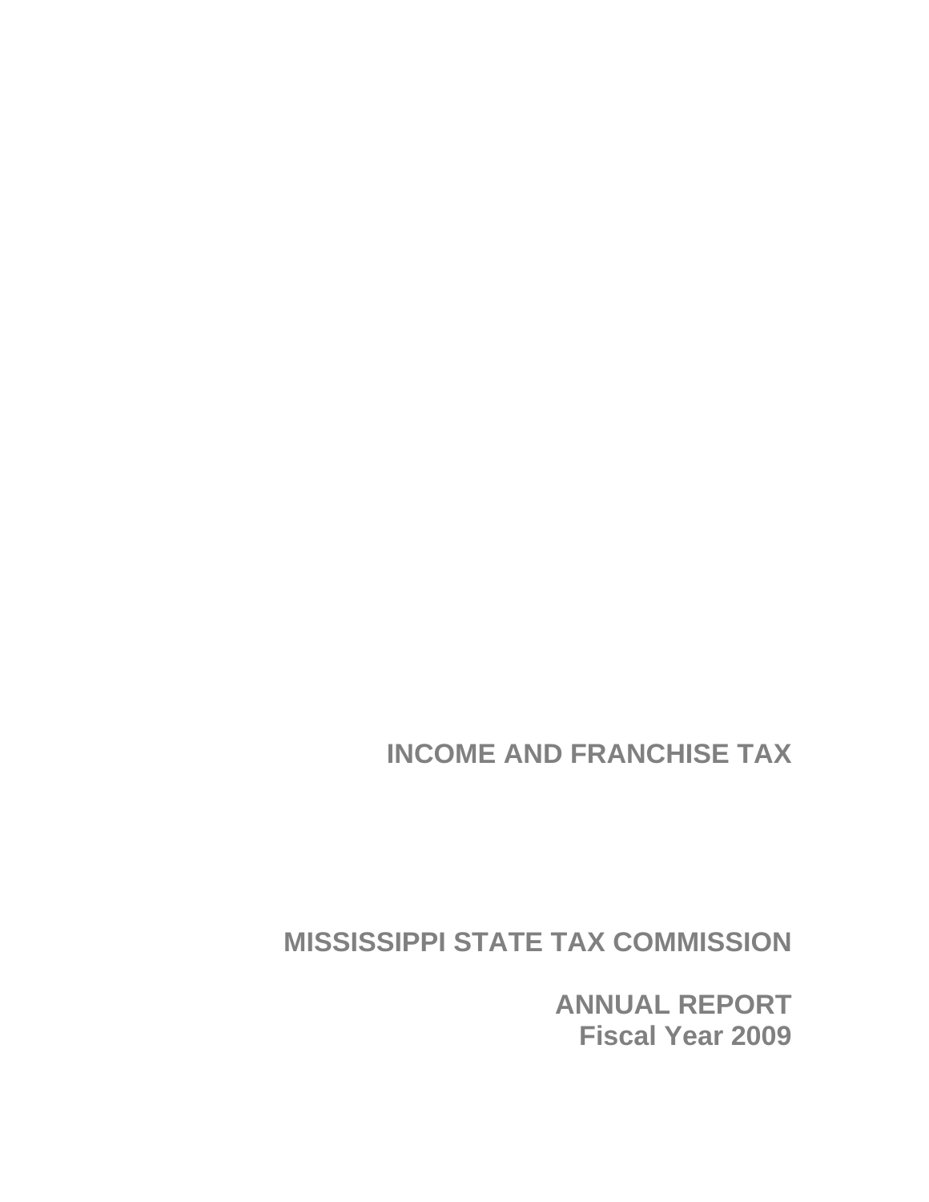# INCOME AND FRANCHISE TAX

# MISSISSIPPI STATE TAX COMMISSION

## ANNUAL REPORT
## Fiscal Year 2009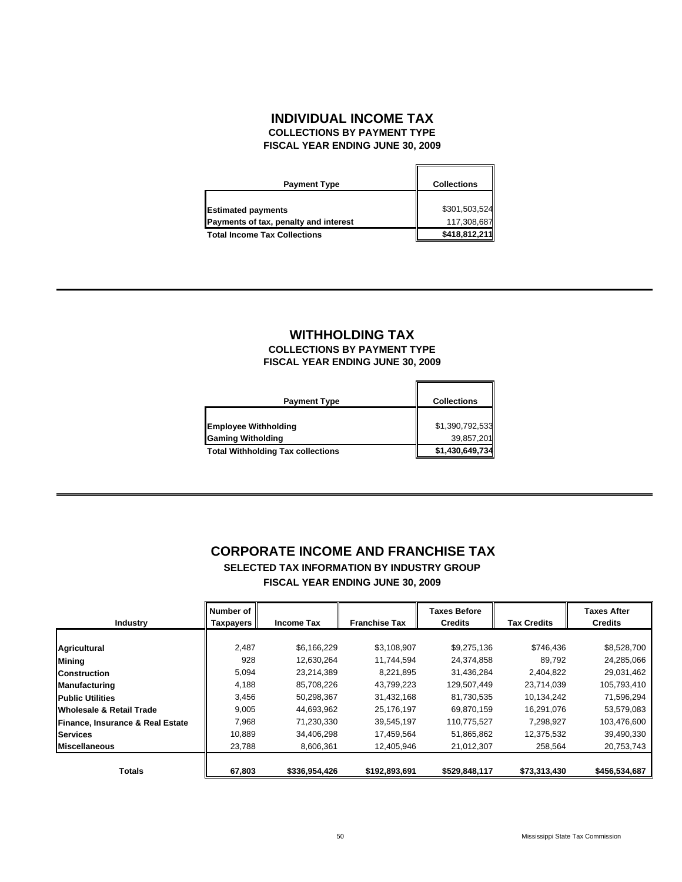# INDIVIDUAL INCOME TAX

### COLLECTIONS BY PAYMENT TYPE
### FISCAL YEAR ENDING JUNE 30, 2009

| Payment Type | Collections |
|---|---|
| **Estimated payments** | $301,503,524 |
| **Payments of tax, penalty and interest** | 117,308,687 |
| **Total Income Tax Collections** | **$418,812,211** |

# WITHHOLDING TAX

### COLLECTIONS BY PAYMENT TYPE
### FISCAL YEAR ENDING JUNE 30, 2009

| Payment Type | Collections |
|---|---|
| **Employee Withholding** | $1,390,792,533 |
| **Gaming Witholding** | 39,857,201 |
| **Total Withholding Tax collections** | **$1,430,649,734** |

# CORPORATE INCOME AND FRANCHISE TAX

### SELECTED TAX INFORMATION BY INDUSTRY GROUP
### FISCAL YEAR ENDING JUNE 30, 2009

| Industry | Number of Taxpayers | Income Tax | Franchise Tax | Taxes Before Credits | Tax Credits | Taxes After Credits |
|---|---|---|---|---|---|---|
| **Agricultural** | 2,487 | $6,166,229 | $3,108,907 | $9,275,136 | $746,436 | $8,528,700 |
| **Mining** | 928 | 12,630,264 | 11,744,594 | 24,374,858 | 89,792 | 24,285,066 |
| **Construction** | 5,094 | 23,214,389 | 8,221,895 | 31,436,284 | 2,404,822 | 29,031,462 |
| **Manufacturing** | 4,188 | 85,708,226 | 43,799,223 | 129,507,449 | 23,714,039 | 105,793,410 |
| **Public Utilities** | 3,456 | 50,298,367 | 31,432,168 | 81,730,535 | 10,134,242 | 71,596,294 |
| **Wholesale & Retail Trade** | 9,005 | 44,693,962 | 25,176,197 | 69,870,159 | 16,291,076 | 53,579,083 |
| **Finance, Insurance & Real Estate** | 7,968 | 71,230,330 | 39,545,197 | 110,775,527 | 7,298,927 | 103,476,600 |
| **Services** | 10,889 | 34,406,298 | 17,459,564 | 51,865,862 | 12,375,532 | 39,490,330 |
| **Miscellaneous** | 23,788 | 8,606,361 | 12,405,946 | 21,012,307 | 258,564 | 20,753,743 |
| **Totals** | **67,803** | **$336,954,426** | **$192,893,691** | **$529,848,117** | **$73,313,430** | **$456,534,687** |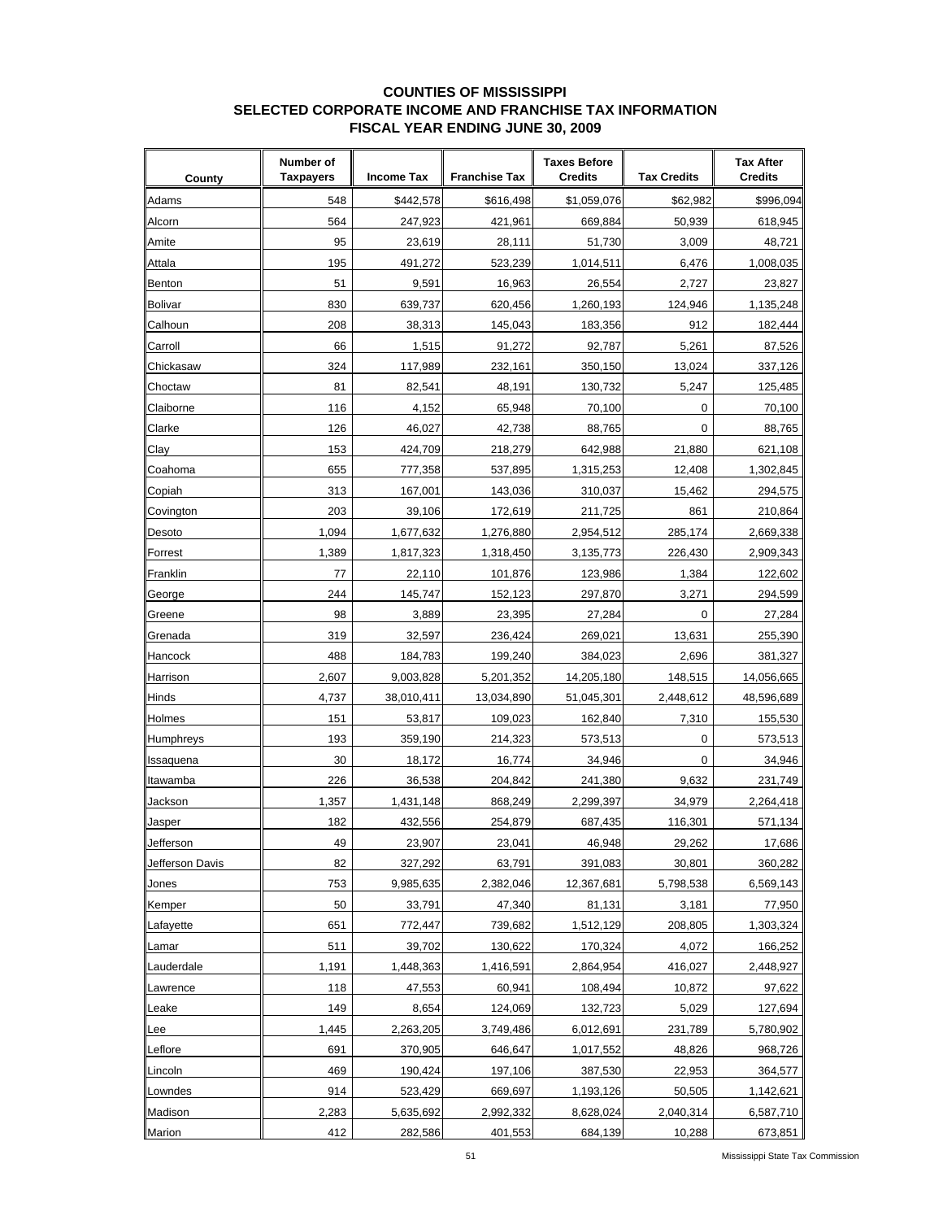# COUNTIES OF MISSISSIPPI
## SELECTED CORPORATE INCOME AND FRANCHISE TAX INFORMATION
## FISCAL YEAR ENDING JUNE 30, 2009

| County | Number of Taxpayers | Income Tax | Franchise Tax | Taxes Before Credits | Tax Credits | Tax After Credits |
|---|---|---|---|---|---|---|
| Adams | 548 | $442,578 | $616,498 | $1,059,076 | $62,982 | $996,094 |
| Alcorn | 564 | 247,923 | 421,961 | 669,884 | 50,939 | 618,945 |
| Amite | 95 | 23,619 | 28,111 | 51,730 | 3,009 | 48,721 |
| Attala | 195 | 491,272 | 523,239 | 1,014,511 | 6,476 | 1,008,035 |
| Benton | 51 | 9,591 | 16,963 | 26,554 | 2,727 | 23,827 |
| Bolivar | 830 | 639,737 | 620,456 | 1,260,193 | 124,946 | 1,135,248 |
| Calhoun | 208 | 38,313 | 145,043 | 183,356 | 912 | 182,444 |
| Carroll | 66 | 1,515 | 91,272 | 92,787 | 5,261 | 87,526 |
| Chickasaw | 324 | 117,989 | 232,161 | 350,150 | 13,024 | 337,126 |
| Choctaw | 81 | 82,541 | 48,191 | 130,732 | 5,247 | 125,485 |
| Claiborne | 116 | 4,152 | 65,948 | 70,100 | 0 | 70,100 |
| Clarke | 126 | 46,027 | 42,738 | 88,765 | 0 | 88,765 |
| Clay | 153 | 424,709 | 218,279 | 642,988 | 21,880 | 621,108 |
| Coahoma | 655 | 777,358 | 537,895 | 1,315,253 | 12,408 | 1,302,845 |
| Copiah | 313 | 167,001 | 143,036 | 310,037 | 15,462 | 294,575 |
| Covington | 203 | 39,106 | 172,619 | 211,725 | 861 | 210,864 |
| Desoto | 1,094 | 1,677,632 | 1,276,880 | 2,954,512 | 285,174 | 2,669,338 |
| Forrest | 1,389 | 1,817,323 | 1,318,450 | 3,135,773 | 226,430 | 2,909,343 |
| Franklin | 77 | 22,110 | 101,876 | 123,986 | 1,384 | 122,602 |
| George | 244 | 145,747 | 152,123 | 297,870 | 3,271 | 294,599 |
| Greene | 98 | 3,889 | 23,395 | 27,284 | 0 | 27,284 |
| Grenada | 319 | 32,597 | 236,424 | 269,021 | 13,631 | 255,390 |
| Hancock | 488 | 184,783 | 199,240 | 384,023 | 2,696 | 381,327 |
| Harrison | 2,607 | 9,003,828 | 5,201,352 | 14,205,180 | 148,515 | 14,056,665 |
| Hinds | 4,737 | 38,010,411 | 13,034,890 | 51,045,301 | 2,448,612 | 48,596,689 |
| Holmes | 151 | 53,817 | 109,023 | 162,840 | 7,310 | 155,530 |
| Humphreys | 193 | 359,190 | 214,323 | 573,513 | 0 | 573,513 |
| Issaquena | 30 | 18,172 | 16,774 | 34,946 | 0 | 34,946 |
| Itawamba | 226 | 36,538 | 204,842 | 241,380 | 9,632 | 231,749 |
| Jackson | 1,357 | 1,431,148 | 868,249 | 2,299,397 | 34,979 | 2,264,418 |
| Jasper | 182 | 432,556 | 254,879 | 687,435 | 116,301 | 571,134 |
| Jefferson | 49 | 23,907 | 23,041 | 46,948 | 29,262 | 17,686 |
| Jefferson Davis | 82 | 327,292 | 63,791 | 391,083 | 30,801 | 360,282 |
| Jones | 753 | 9,985,635 | 2,382,046 | 12,367,681 | 5,798,538 | 6,569,143 |
| Kemper | 50 | 33,791 | 47,340 | 81,131 | 3,181 | 77,950 |
| Lafayette | 651 | 772,447 | 739,682 | 1,512,129 | 208,805 | 1,303,324 |
| Lamar | 511 | 39,702 | 130,622 | 170,324 | 4,072 | 166,252 |
| Lauderdale | 1,191 | 1,448,363 | 1,416,591 | 2,864,954 | 416,027 | 2,448,927 |
| Lawrence | 118 | 47,553 | 60,941 | 108,494 | 10,872 | 97,622 |
| Leake | 149 | 8,654 | 124,069 | 132,723 | 5,029 | 127,694 |
| Lee | 1,445 | 2,263,205 | 3,749,486 | 6,012,691 | 231,789 | 5,780,902 |
| Leflore | 691 | 370,905 | 646,647 | 1,017,552 | 48,826 | 968,726 |
| Lincoln | 469 | 190,424 | 197,106 | 387,530 | 22,953 | 364,577 |
| Lowndes | 914 | 523,429 | 669,697 | 1,193,126 | 50,505 | 1,142,621 |
| Madison | 2,283 | 5,635,692 | 2,992,332 | 8,628,024 | 2,040,314 | 6,587,710 |
| Marion | 412 | 282,586 | 401,553 | 684,139 | 10,288 | 673,851 |

Mississippi State Tax Commission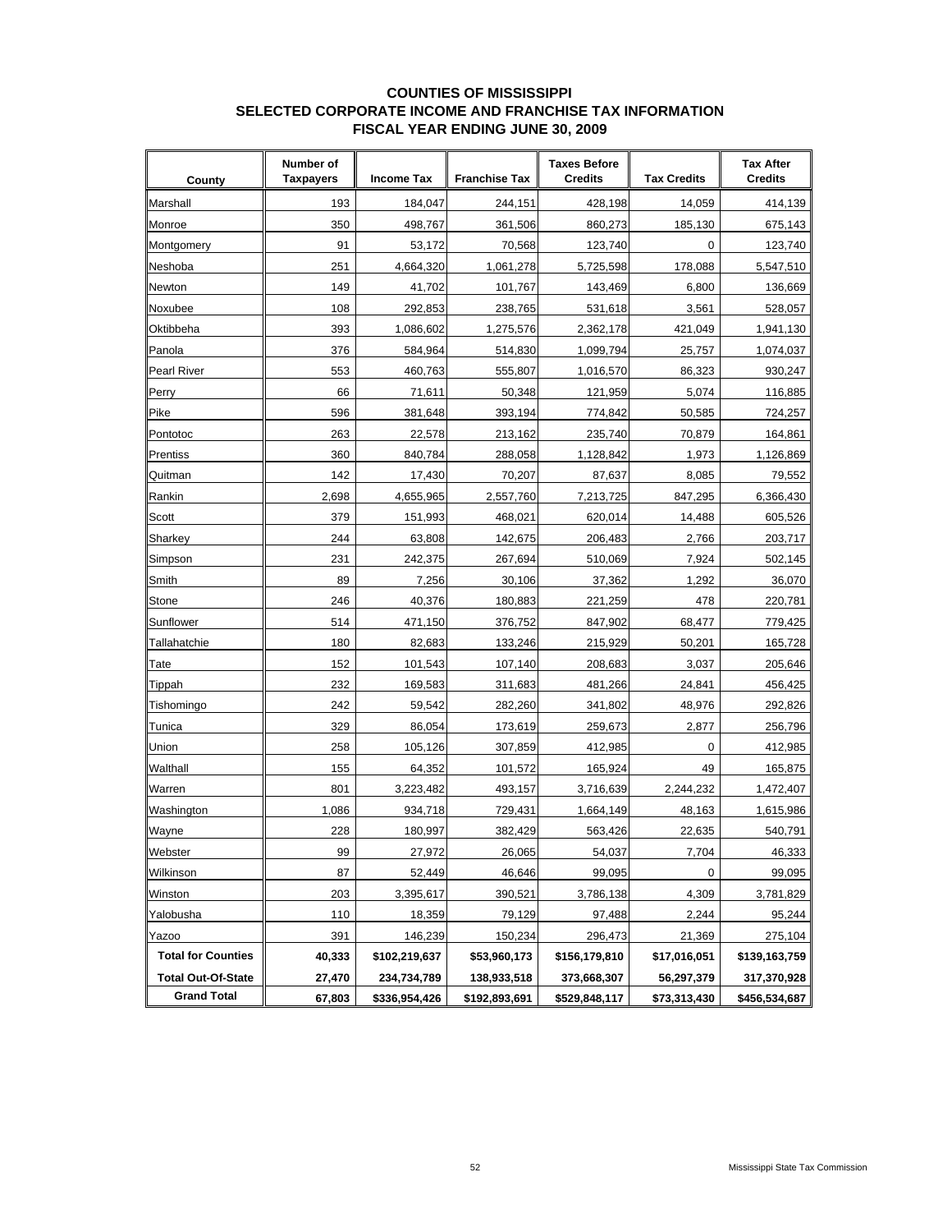# COUNTIES OF MISSISSIPPI
## SELECTED CORPORATE INCOME AND FRANCHISE TAX INFORMATION
## FISCAL YEAR ENDING JUNE 30, 2009

| County | Number of Taxpayers | Income Tax | Franchise Tax | Taxes Before Credits | Tax Credits | Tax After Credits |
|---|---|---|---|---|---|---|
| Marshall | 193 | 184,047 | 244,151 | 428,198 | 14,059 | 414,139 |
| Monroe | 350 | 498,767 | 361,506 | 860,273 | 185,130 | 675,143 |
| Montgomery | 91 | 53,172 | 70,568 | 123,740 | 0 | 123,740 |
| Neshoba | 251 | 4,664,320 | 1,061,278 | 5,725,598 | 178,088 | 5,547,510 |
| Newton | 149 | 41,702 | 101,767 | 143,469 | 6,800 | 136,669 |
| Noxubee | 108 | 292,853 | 238,765 | 531,618 | 3,561 | 528,057 |
| Oktibbeha | 393 | 1,086,602 | 1,275,576 | 2,362,178 | 421,049 | 1,941,130 |
| Panola | 376 | 584,964 | 514,830 | 1,099,794 | 25,757 | 1,074,037 |
| Pearl River | 553 | 460,763 | 555,807 | 1,016,570 | 86,323 | 930,247 |
| Perry | 66 | 71,611 | 50,348 | 121,959 | 5,074 | 116,885 |
| Pike | 596 | 381,648 | 393,194 | 774,842 | 50,585 | 724,257 |
| Pontotoc | 263 | 22,578 | 213,162 | 235,740 | 70,879 | 164,861 |
| Prentiss | 360 | 840,784 | 288,058 | 1,128,842 | 1,973 | 1,126,869 |
| Quitman | 142 | 17,430 | 70,207 | 87,637 | 8,085 | 79,552 |
| Rankin | 2,698 | 4,655,965 | 2,557,760 | 7,213,725 | 847,295 | 6,366,430 |
| Scott | 379 | 151,993 | 468,021 | 620,014 | 14,488 | 605,526 |
| Sharkey | 244 | 63,808 | 142,675 | 206,483 | 2,766 | 203,717 |
| Simpson | 231 | 242,375 | 267,694 | 510,069 | 7,924 | 502,145 |
| Smith | 89 | 7,256 | 30,106 | 37,362 | 1,292 | 36,070 |
| Stone | 246 | 40,376 | 180,883 | 221,259 | 478 | 220,781 |
| Sunflower | 514 | 471,150 | 376,752 | 847,902 | 68,477 | 779,425 |
| Tallahatchie | 180 | 82,683 | 133,246 | 215,929 | 50,201 | 165,728 |
| Tate | 152 | 101,543 | 107,140 | 208,683 | 3,037 | 205,646 |
| Tippah | 232 | 169,583 | 311,683 | 481,266 | 24,841 | 456,425 |
| Tishomingo | 242 | 59,542 | 282,260 | 341,802 | 48,976 | 292,826 |
| Tunica | 329 | 86,054 | 173,619 | 259,673 | 2,877 | 256,796 |
| Union | 258 | 105,126 | 307,859 | 412,985 | 0 | 412,985 |
| Walthall | 155 | 64,352 | 101,572 | 165,924 | 49 | 165,875 |
| Warren | 801 | 3,223,482 | 493,157 | 3,716,639 | 2,244,232 | 1,472,407 |
| Washington | 1,086 | 934,718 | 729,431 | 1,664,149 | 48,163 | 1,615,986 |
| Wayne | 228 | 180,997 | 382,429 | 563,426 | 22,635 | 540,791 |
| Webster | 99 | 27,972 | 26,065 | 54,037 | 7,704 | 46,333 |
| Wilkinson | 87 | 52,449 | 46,646 | 99,095 | 0 | 99,095 |
| Winston | 203 | 3,395,617 | 390,521 | 3,786,138 | 4,309 | 3,781,829 |
| Yalobusha | 110 | 18,359 | 79,129 | 97,488 | 2,244 | 95,244 |
| Yazoo | 391 | 146,239 | 150,234 | 296,473 | 21,369 | 275,104 |
| **Total for Counties** | **40,333** | **$102,219,637** | **$53,960,173** | **$156,179,810** | **$17,016,051** | **$139,163,759** |
| **Total Out-Of-State** | **27,470** | **234,734,789** | **138,933,518** | **373,668,307** | **56,297,379** | **317,370,928** |
| **Grand Total** | **67,803** | **$336,954,426** | **$192,893,691** | **$529,848,117** | **$73,313,430** | **$456,534,687** |

Mississippi State Tax Commission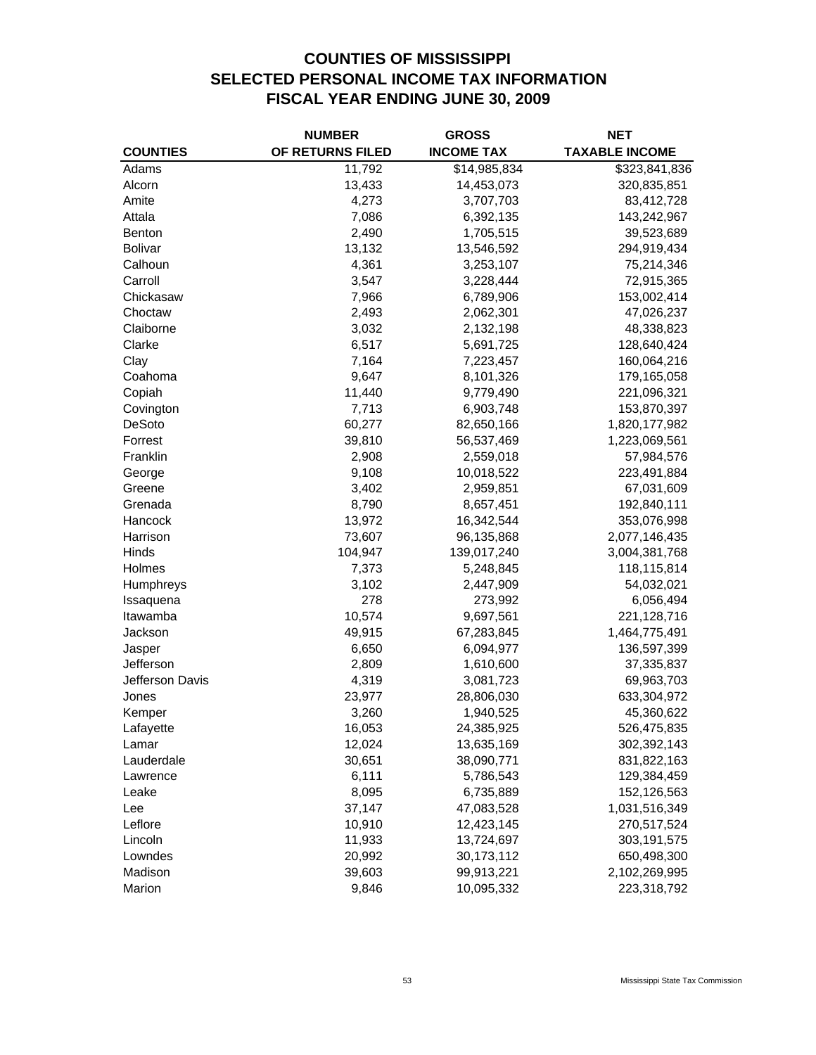# COUNTIES OF MISSISSIPPI
# SELECTED PERSONAL INCOME TAX INFORMATION
# FISCAL YEAR ENDING JUNE 30, 2009

| COUNTIES | NUMBER OF RETURNS FILED | GROSS INCOME TAX | NET TAXABLE INCOME |
|---|---|---|---|
| Adams | 11,792 | $14,985,834 | $323,841,836 |
| Alcorn | 13,433 | 14,453,073 | 320,835,851 |
| Amite | 4,273 | 3,707,703 | 83,412,728 |
| Attala | 7,086 | 6,392,135 | 143,242,967 |
| Benton | 2,490 | 1,705,515 | 39,523,689 |
| Bolivar | 13,132 | 13,546,592 | 294,919,434 |
| Calhoun | 4,361 | 3,253,107 | 75,214,346 |
| Carroll | 3,547 | 3,228,444 | 72,915,365 |
| Chickasaw | 7,966 | 6,789,906 | 153,002,414 |
| Choctaw | 2,493 | 2,062,301 | 47,026,237 |
| Claiborne | 3,032 | 2,132,198 | 48,338,823 |
| Clarke | 6,517 | 5,691,725 | 128,640,424 |
| Clay | 7,164 | 7,223,457 | 160,064,216 |
| Coahoma | 9,647 | 8,101,326 | 179,165,058 |
| Copiah | 11,440 | 9,779,490 | 221,096,321 |
| Covington | 7,713 | 6,903,748 | 153,870,397 |
| DeSoto | 60,277 | 82,650,166 | 1,820,177,982 |
| Forrest | 39,810 | 56,537,469 | 1,223,069,561 |
| Franklin | 2,908 | 2,559,018 | 57,984,576 |
| George | 9,108 | 10,018,522 | 223,491,884 |
| Greene | 3,402 | 2,959,851 | 67,031,609 |
| Grenada | 8,790 | 8,657,451 | 192,840,111 |
| Hancock | 13,972 | 16,342,544 | 353,076,998 |
| Harrison | 73,607 | 96,135,868 | 2,077,146,435 |
| Hinds | 104,947 | 139,017,240 | 3,004,381,768 |
| Holmes | 7,373 | 5,248,845 | 118,115,814 |
| Humphreys | 3,102 | 2,447,909 | 54,032,021 |
| Issaquena | 278 | 273,992 | 6,056,494 |
| Itawamba | 10,574 | 9,697,561 | 221,128,716 |
| Jackson | 49,915 | 67,283,845 | 1,464,775,491 |
| Jasper | 6,650 | 6,094,977 | 136,597,399 |
| Jefferson | 2,809 | 1,610,600 | 37,335,837 |
| Jefferson Davis | 4,319 | 3,081,723 | 69,963,703 |
| Jones | 23,977 | 28,806,030 | 633,304,972 |
| Kemper | 3,260 | 1,940,525 | 45,360,622 |
| Lafayette | 16,053 | 24,385,925 | 526,475,835 |
| Lamar | 12,024 | 13,635,169 | 302,392,143 |
| Lauderdale | 30,651 | 38,090,771 | 831,822,163 |
| Lawrence | 6,111 | 5,786,543 | 129,384,459 |
| Leake | 8,095 | 6,735,889 | 152,126,563 |
| Lee | 37,147 | 47,083,528 | 1,031,516,349 |
| Leflore | 10,910 | 12,423,145 | 270,517,524 |
| Lincoln | 11,933 | 13,724,697 | 303,191,575 |
| Lowndes | 20,992 | 30,173,112 | 650,498,300 |
| Madison | 39,603 | 99,913,221 | 2,102,269,995 |
| Marion | 9,846 | 10,095,332 | 223,318,792 |

Mississippi State Tax Commission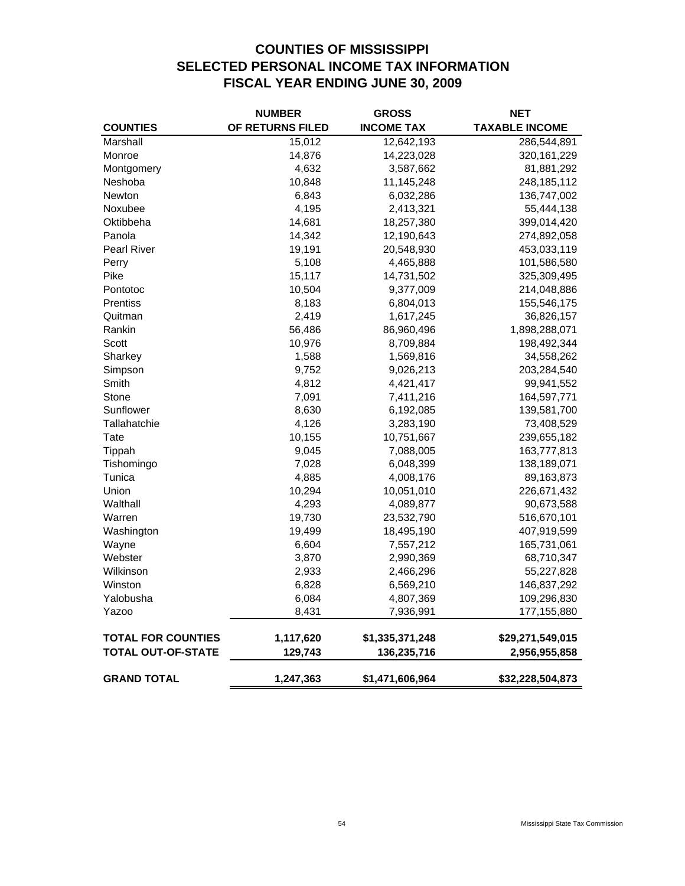# COUNTIES OF MISSISSIPPI
## SELECTED PERSONAL INCOME TAX INFORMATION
## FISCAL YEAR ENDING JUNE 30, 2009

| COUNTIES | NUMBER OF RETURNS FILED | GROSS INCOME TAX | NET TAXABLE INCOME |
|---|---|---|---|
| Marshall | 15,012 | 12,642,193 | 286,544,891 |
| Monroe | 14,876 | 14,223,028 | 320,161,229 |
| Montgomery | 4,632 | 3,587,662 | 81,881,292 |
| Neshoba | 10,848 | 11,145,248 | 248,185,112 |
| Newton | 6,843 | 6,032,286 | 136,747,002 |
| Noxubee | 4,195 | 2,413,321 | 55,444,138 |
| Oktibbeha | 14,681 | 18,257,380 | 399,014,420 |
| Panola | 14,342 | 12,190,643 | 274,892,058 |
| Pearl River | 19,191 | 20,548,930 | 453,033,119 |
| Perry | 5,108 | 4,465,888 | 101,586,580 |
| Pike | 15,117 | 14,731,502 | 325,309,495 |
| Pontotoc | 10,504 | 9,377,009 | 214,048,886 |
| Prentiss | 8,183 | 6,804,013 | 155,546,175 |
| Quitman | 2,419 | 1,617,245 | 36,826,157 |
| Rankin | 56,486 | 86,960,496 | 1,898,288,071 |
| Scott | 10,976 | 8,709,884 | 198,492,344 |
| Sharkey | 1,588 | 1,569,816 | 34,558,262 |
| Simpson | 9,752 | 9,026,213 | 203,284,540 |
| Smith | 4,812 | 4,421,417 | 99,941,552 |
| Stone | 7,091 | 7,411,216 | 164,597,771 |
| Sunflower | 8,630 | 6,192,085 | 139,581,700 |
| Tallahatchie | 4,126 | 3,283,190 | 73,408,529 |
| Tate | 10,155 | 10,751,667 | 239,655,182 |
| Tippah | 9,045 | 7,088,005 | 163,777,813 |
| Tishomingo | 7,028 | 6,048,399 | 138,189,071 |
| Tunica | 4,885 | 4,008,176 | 89,163,873 |
| Union | 10,294 | 10,051,010 | 226,671,432 |
| Walthall | 4,293 | 4,089,877 | 90,673,588 |
| Warren | 19,730 | 23,532,790 | 516,670,101 |
| Washington | 19,499 | 18,495,190 | 407,919,599 |
| Wayne | 6,604 | 7,557,212 | 165,731,061 |
| Webster | 3,870 | 2,990,369 | 68,710,347 |
| Wilkinson | 2,933 | 2,466,296 | 55,227,828 |
| Winston | 6,828 | 6,569,210 | 146,837,292 |
| Yalobusha | 6,084 | 4,807,369 | 109,296,830 |
| Yazoo | 8,431 | 7,936,991 | 177,155,880 |
| **TOTAL FOR COUNTIES** | **1,117,620** | **$1,335,371,248** | **$29,271,549,015** |
| **TOTAL OUT-OF-STATE** | **129,743** | **136,235,716** | **2,956,955,858** |
| **GRAND TOTAL** | **1,247,363** | **$1,471,606,964** | **$32,228,504,873** |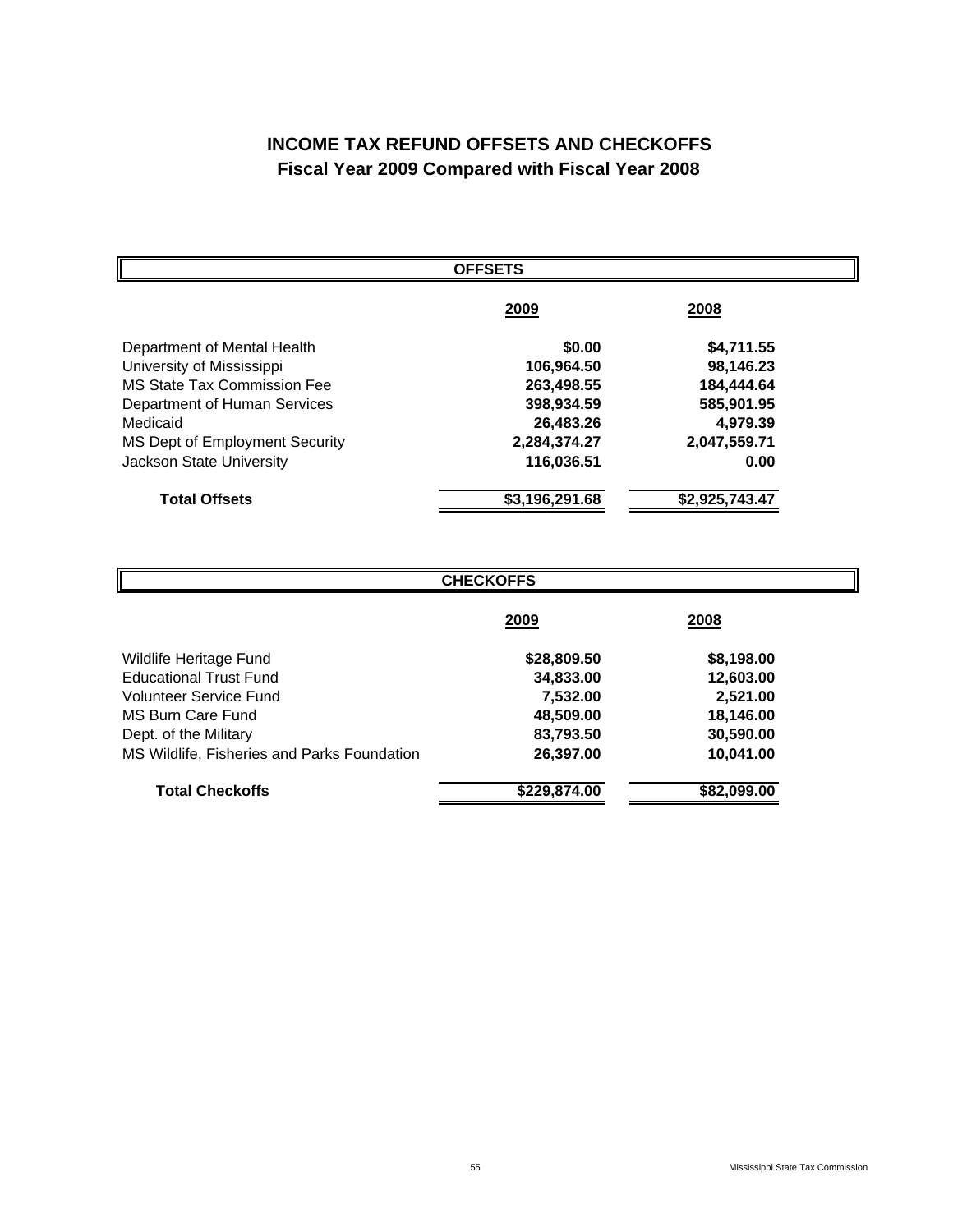# INCOME TAX REFUND OFFSETS AND CHECKOFFS
## Fiscal Year 2009 Compared with Fiscal Year 2008

**OFFSETS**

| | 2009 | 2008 |
|---|---|---|
| Department of Mental Health | $0.00 | $4,711.55 |
| University of Mississippi | 106,964.50 | 98,146.23 |
| MS State Tax Commission Fee | 263,498.55 | 184,444.64 |
| Department of Human Services | 398,934.59 | 585,901.95 |
| Medicaid | 26,483.26 | 4,979.39 |
| MS Dept of Employment Security | 2,284,374.27 | 2,047,559.71 |
| Jackson State University | 116,036.51 | 0.00 |
| **Total Offsets** | **$3,196,291.68** | **$2,925,743.47** |

**CHECKOFFS**

| | 2009 | 2008 |
|---|---|---|
| Wildlife Heritage Fund | $28,809.50 | $8,198.00 |
| Educational Trust Fund | 34,833.00 | 12,603.00 |
| Volunteer Service Fund | 7,532.00 | 2,521.00 |
| MS Burn Care Fund | 48,509.00 | 18,146.00 |
| Dept. of the Military | 83,793.50 | 30,590.00 |
| MS Wildlife, Fisheries and Parks Foundation | 26,397.00 | 10,041.00 |
| **Total Checkoffs** | **$229,874.00** | **$82,099.00** |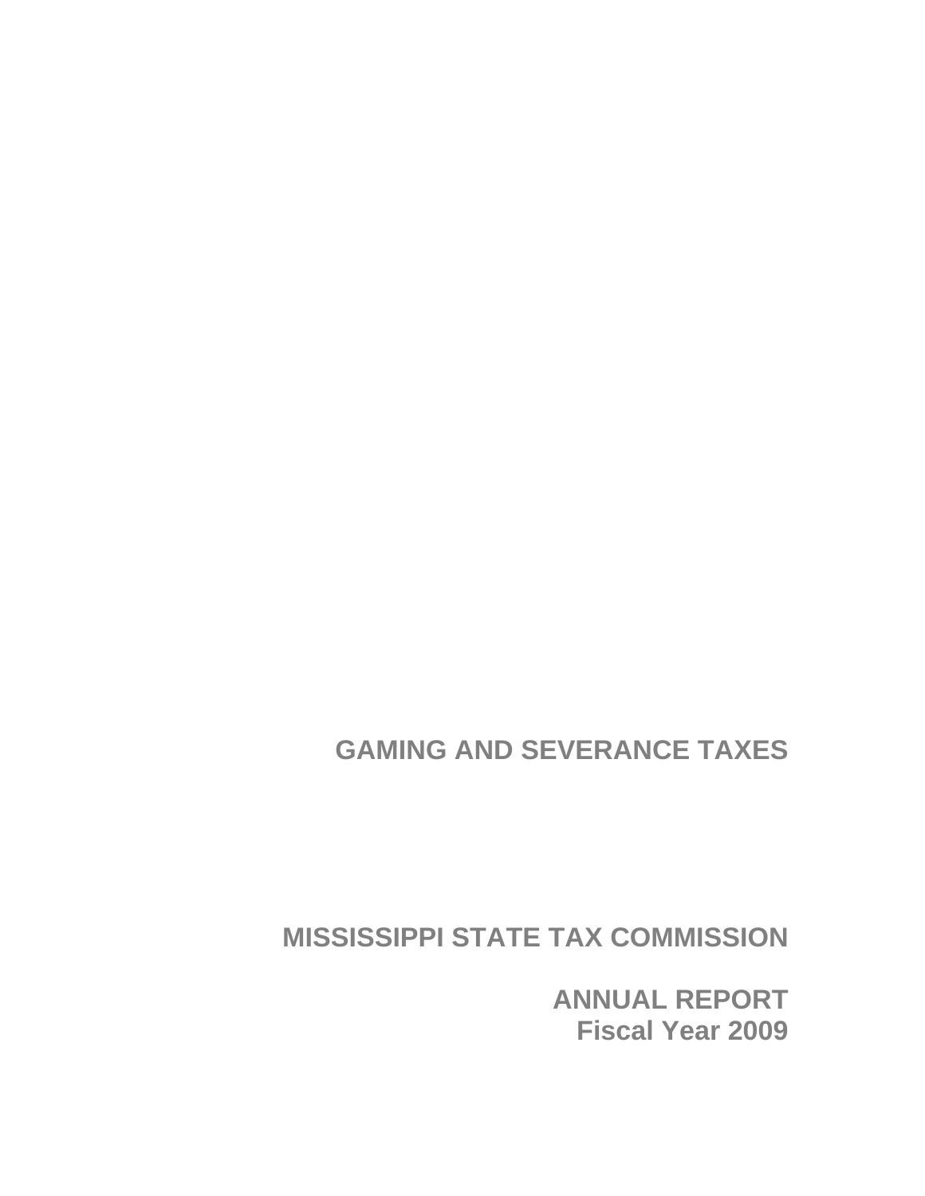# GAMING AND SEVERANCE TAXES

## MISSISSIPPI STATE TAX COMMISSION

## ANNUAL REPORT
## Fiscal Year 2009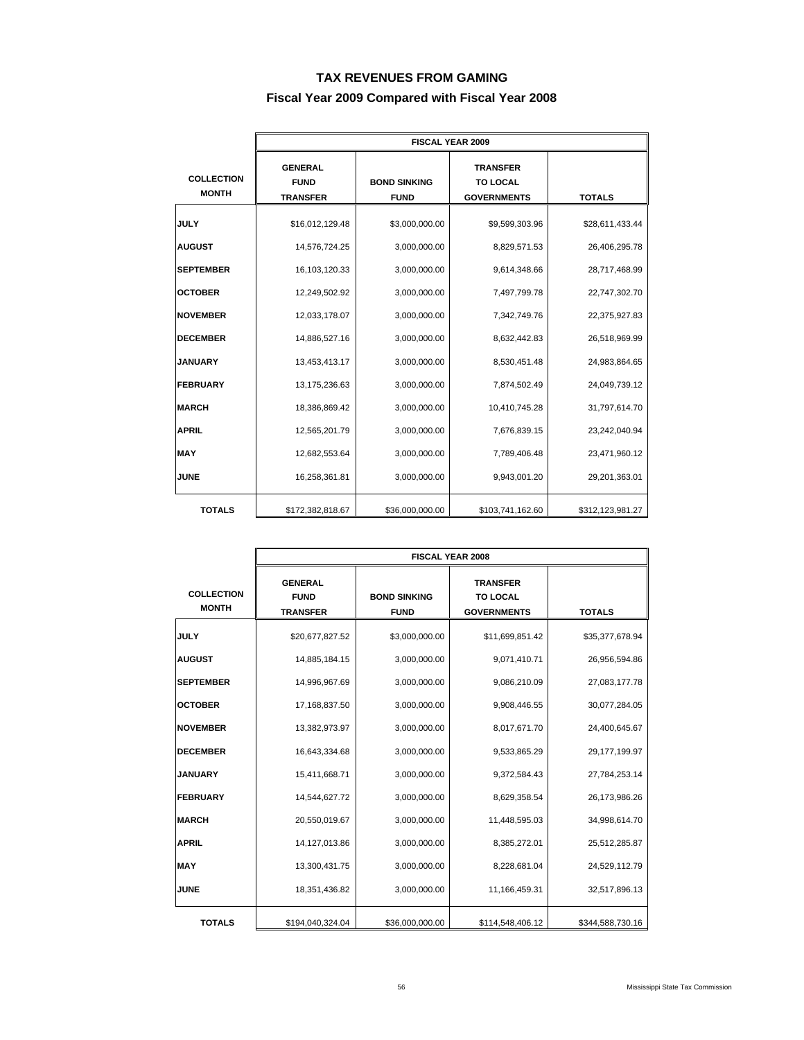# TAX REVENUES FROM GAMING

## Fiscal Year 2009 Compared with Fiscal Year 2008

| COLLECTION MONTH | FISCAL YEAR 2009 | | | |
|---|---|---|---|---|
| | GENERAL FUND TRANSFER | BOND SINKING FUND | TRANSFER TO LOCAL GOVERNMENTS | TOTALS |
| JULY | $16,012,129.48 | $3,000,000.00 | $9,599,303.96 | $28,611,433.44 |
| AUGUST | 14,576,724.25 | 3,000,000.00 | 8,829,571.53 | 26,406,295.78 |
| SEPTEMBER | 16,103,120.33 | 3,000,000.00 | 9,614,348.66 | 28,717,468.99 |
| OCTOBER | 12,249,502.92 | 3,000,000.00 | 7,497,799.78 | 22,747,302.70 |
| NOVEMBER | 12,033,178.07 | 3,000,000.00 | 7,342,749.76 | 22,375,927.83 |
| DECEMBER | 14,886,527.16 | 3,000,000.00 | 8,632,442.83 | 26,518,969.99 |
| JANUARY | 13,453,413.17 | 3,000,000.00 | 8,530,451.48 | 24,983,864.65 |
| FEBRUARY | 13,175,236.63 | 3,000,000.00 | 7,874,502.49 | 24,049,739.12 |
| MARCH | 18,386,869.42 | 3,000,000.00 | 10,410,745.28 | 31,797,614.70 |
| APRIL | 12,565,201.79 | 3,000,000.00 | 7,676,839.15 | 23,242,040.94 |
| MAY | 12,682,553.64 | 3,000,000.00 | 7,789,406.48 | 23,471,960.12 |
| JUNE | 16,258,361.81 | 3,000,000.00 | 9,943,001.20 | 29,201,363.01 |
| TOTALS | $172,382,818.67 | $36,000,000.00 | $103,741,162.60 | $312,123,981.27 |

| COLLECTION MONTH | FISCAL YEAR 2008 | | | |
|---|---|---|---|---|
| | GENERAL FUND TRANSFER | BOND SINKING FUND | TRANSFER TO LOCAL GOVERNMENTS | TOTALS |
| JULY | $20,677,827.52 | $3,000,000.00 | $11,699,851.42 | $35,377,678.94 |
| AUGUST | 14,885,184.15 | 3,000,000.00 | 9,071,410.71 | 26,956,594.86 |
| SEPTEMBER | 14,996,967.69 | 3,000,000.00 | 9,086,210.09 | 27,083,177.78 |
| OCTOBER | 17,168,837.50 | 3,000,000.00 | 9,908,446.55 | 30,077,284.05 |
| NOVEMBER | 13,382,973.97 | 3,000,000.00 | 8,017,671.70 | 24,400,645.67 |
| DECEMBER | 16,643,334.68 | 3,000,000.00 | 9,533,865.29 | 29,177,199.97 |
| JANUARY | 15,411,668.71 | 3,000,000.00 | 9,372,584.43 | 27,784,253.14 |
| FEBRUARY | 14,544,627.72 | 3,000,000.00 | 8,629,358.54 | 26,173,986.26 |
| MARCH | 20,550,019.67 | 3,000,000.00 | 11,448,595.03 | 34,998,614.70 |
| APRIL | 14,127,013.86 | 3,000,000.00 | 8,385,272.01 | 25,512,285.87 |
| MAY | 13,300,431.75 | 3,000,000.00 | 8,228,681.04 | 24,529,112.79 |
| JUNE | 18,351,436.82 | 3,000,000.00 | 11,166,459.31 | 32,517,896.13 |
| TOTALS | $194,040,324.04 | $36,000,000.00 | $114,548,406.12 | $344,588,730.16 |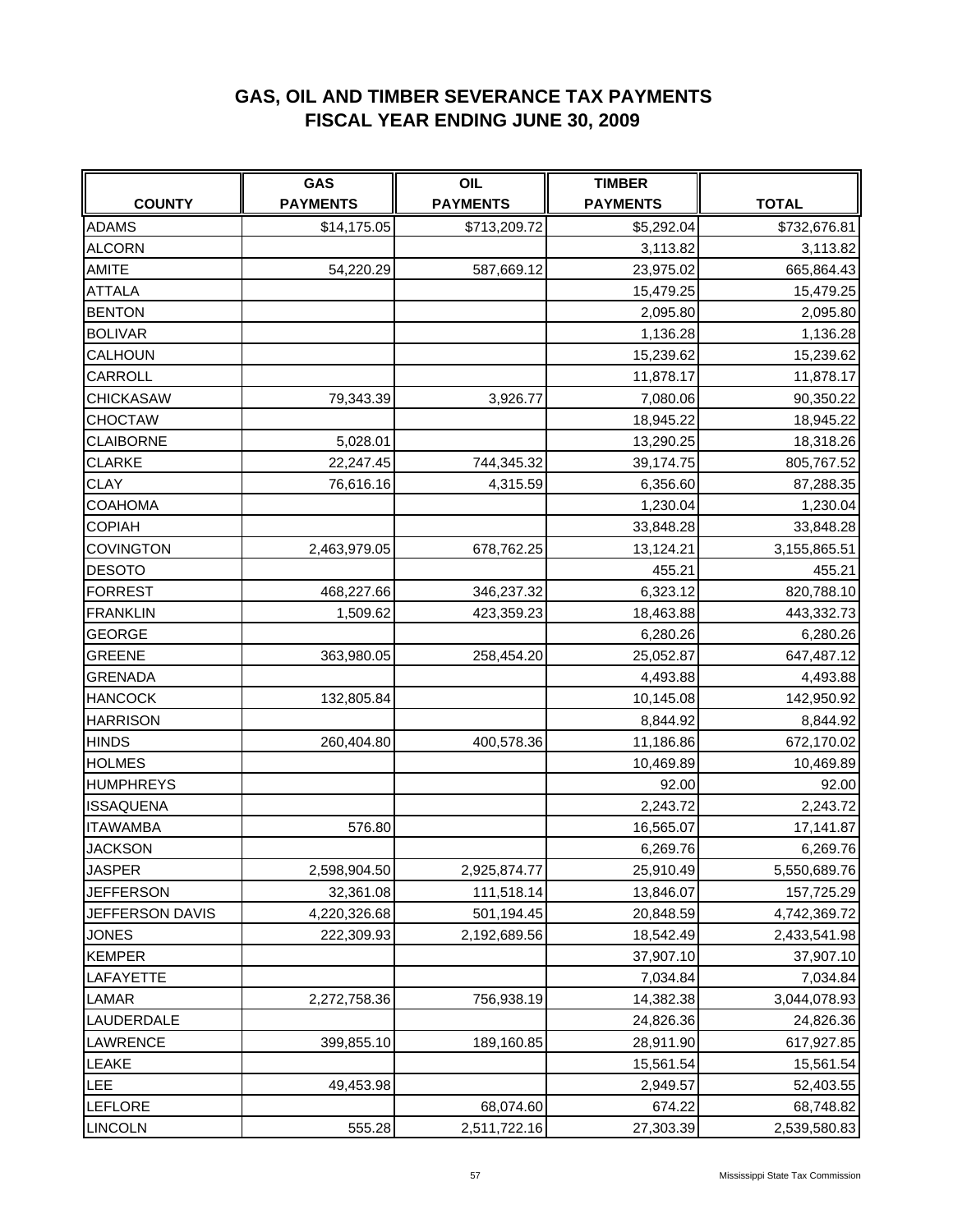# GAS, OIL AND TIMBER SEVERANCE TAX PAYMENTS
# FISCAL YEAR ENDING JUNE 30, 2009

| COUNTY | GAS PAYMENTS | OIL PAYMENTS | TIMBER PAYMENTS | TOTAL |
|---|---|---|---|---|
| ADAMS | $14,175.05 | $713,209.72 | $5,292.04 | $732,676.81 |
| ALCORN | | | 3,113.82 | 3,113.82 |
| AMITE | 54,220.29 | 587,669.12 | 23,975.02 | 665,864.43 |
| ATTALA | | | 15,479.25 | 15,479.25 |
| BENTON | | | 2,095.80 | 2,095.80 |
| BOLIVAR | | | 1,136.28 | 1,136.28 |
| CALHOUN | | | 15,239.62 | 15,239.62 |
| CARROLL | | | 11,878.17 | 11,878.17 |
| CHICKASAW | 79,343.39 | 3,926.77 | 7,080.06 | 90,350.22 |
| CHOCTAW | | | 18,945.22 | 18,945.22 |
| CLAIBORNE | 5,028.01 | | 13,290.25 | 18,318.26 |
| CLARKE | 22,247.45 | 744,345.32 | 39,174.75 | 805,767.52 |
| CLAY | 76,616.16 | 4,315.59 | 6,356.60 | 87,288.35 |
| COAHOMA | | | 1,230.04 | 1,230.04 |
| COPIAH | | | 33,848.28 | 33,848.28 |
| COVINGTON | 2,463,979.05 | 678,762.25 | 13,124.21 | 3,155,865.51 |
| DESOTO | | | 455.21 | 455.21 |
| FORREST | 468,227.66 | 346,237.32 | 6,323.12 | 820,788.10 |
| FRANKLIN | 1,509.62 | 423,359.23 | 18,463.88 | 443,332.73 |
| GEORGE | | | 6,280.26 | 6,280.26 |
| GREENE | 363,980.05 | 258,454.20 | 25,052.87 | 647,487.12 |
| GRENADA | | | 4,493.88 | 4,493.88 |
| HANCOCK | 132,805.84 | | 10,145.08 | 142,950.92 |
| HARRISON | | | 8,844.92 | 8,844.92 |
| HINDS | 260,404.80 | 400,578.36 | 11,186.86 | 672,170.02 |
| HOLMES | | | 10,469.89 | 10,469.89 |
| HUMPHREYS | | | 92.00 | 92.00 |
| ISSAQUENA | | | 2,243.72 | 2,243.72 |
| ITAWAMBA | 576.80 | | 16,565.07 | 17,141.87 |
| JACKSON | | | 6,269.76 | 6,269.76 |
| JASPER | 2,598,904.50 | 2,925,874.77 | 25,910.49 | 5,550,689.76 |
| JEFFERSON | 32,361.08 | 111,518.14 | 13,846.07 | 157,725.29 |
| JEFFERSON DAVIS | 4,220,326.68 | 501,194.45 | 20,848.59 | 4,742,369.72 |
| JONES | 222,309.93 | 2,192,689.56 | 18,542.49 | 2,433,541.98 |
| KEMPER | | | 37,907.10 | 37,907.10 |
| LAFAYETTE | | | 7,034.84 | 7,034.84 |
| LAMAR | 2,272,758.36 | 756,938.19 | 14,382.38 | 3,044,078.93 |
| LAUDERDALE | | | 24,826.36 | 24,826.36 |
| LAWRENCE | 399,855.10 | 189,160.85 | 28,911.90 | 617,927.85 |
| LEAKE | | | 15,561.54 | 15,561.54 |
| LEE | 49,453.98 | | 2,949.57 | 52,403.55 |
| LEFLORE | | 68,074.60 | 674.22 | 68,748.82 |
| LINCOLN | 555.28 | 2,511,722.16 | 27,303.39 | 2,539,580.83 |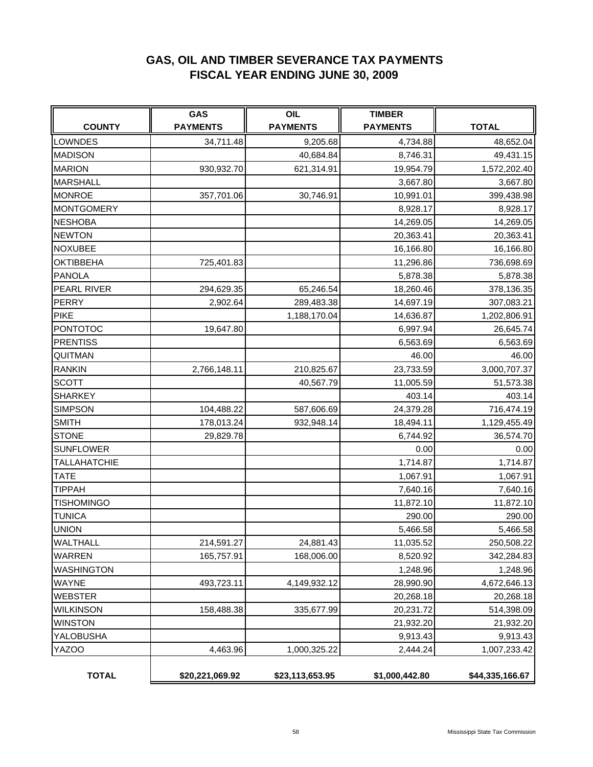# GAS, OIL AND TIMBER SEVERANCE TAX PAYMENTS
## FISCAL YEAR ENDING JUNE 30, 2009

| COUNTY | GAS PAYMENTS | OIL PAYMENTS | TIMBER PAYMENTS | TOTAL |
|---|---|---|---|---|
| LOWNDES | 34,711.48 | 9,205.68 | 4,734.88 | 48,652.04 |
| MADISON | | 40,684.84 | 8,746.31 | 49,431.15 |
| MARION | 930,932.70 | 621,314.91 | 19,954.79 | 1,572,202.40 |
| MARSHALL | | | 3,667.80 | 3,667.80 |
| MONROE | 357,701.06 | 30,746.91 | 10,991.01 | 399,438.98 |
| MONTGOMERY | | | 8,928.17 | 8,928.17 |
| NESHOBA | | | 14,269.05 | 14,269.05 |
| NEWTON | | | 20,363.41 | 20,363.41 |
| NOXUBEE | | | 16,166.80 | 16,166.80 |
| OKTIBBEHA | 725,401.83 | | 11,296.86 | 736,698.69 |
| PANOLA | | | 5,878.38 | 5,878.38 |
| PEARL RIVER | 294,629.35 | 65,246.54 | 18,260.46 | 378,136.35 |
| PERRY | 2,902.64 | 289,483.38 | 14,697.19 | 307,083.21 |
| PIKE | | 1,188,170.04 | 14,636.87 | 1,202,806.91 |
| PONTOTOC | 19,647.80 | | 6,997.94 | 26,645.74 |
| PRENTISS | | | 6,563.69 | 6,563.69 |
| QUITMAN | | | 46.00 | 46.00 |
| RANKIN | 2,766,148.11 | 210,825.67 | 23,733.59 | 3,000,707.37 |
| SCOTT | | 40,567.79 | 11,005.59 | 51,573.38 |
| SHARKEY | | | 403.14 | 403.14 |
| SIMPSON | 104,488.22 | 587,606.69 | 24,379.28 | 716,474.19 |
| SMITH | 178,013.24 | 932,948.14 | 18,494.11 | 1,129,455.49 |
| STONE | 29,829.78 | | 6,744.92 | 36,574.70 |
| SUNFLOWER | | | 0.00 | 0.00 |
| TALLAHATCHIE | | | 1,714.87 | 1,714.87 |
| TATE | | | 1,067.91 | 1,067.91 |
| TIPPAH | | | 7,640.16 | 7,640.16 |
| TISHOMINGO | | | 11,872.10 | 11,872.10 |
| TUNICA | | | 290.00 | 290.00 |
| UNION | | | 5,466.58 | 5,466.58 |
| WALTHALL | 214,591.27 | 24,881.43 | 11,035.52 | 250,508.22 |
| WARREN | 165,757.91 | 168,006.00 | 8,520.92 | 342,284.83 |
| WASHINGTON | | | 1,248.96 | 1,248.96 |
| WAYNE | 493,723.11 | 4,149,932.12 | 28,990.90 | 4,672,646.13 |
| WEBSTER | | | 20,268.18 | 20,268.18 |
| WILKINSON | 158,488.38 | 335,677.99 | 20,231.72 | 514,398.09 |
| WINSTON | | | 21,932.20 | 21,932.20 |
| YALOBUSHA | | | 9,913.43 | 9,913.43 |
| YAZOO | 4,463.96 | 1,000,325.22 | 2,444.24 | 1,007,233.42 |
| **TOTAL** | **$20,221,069.92** | **$23,113,653.95** | **$1,000,442.80** | **$44,335,166.67** |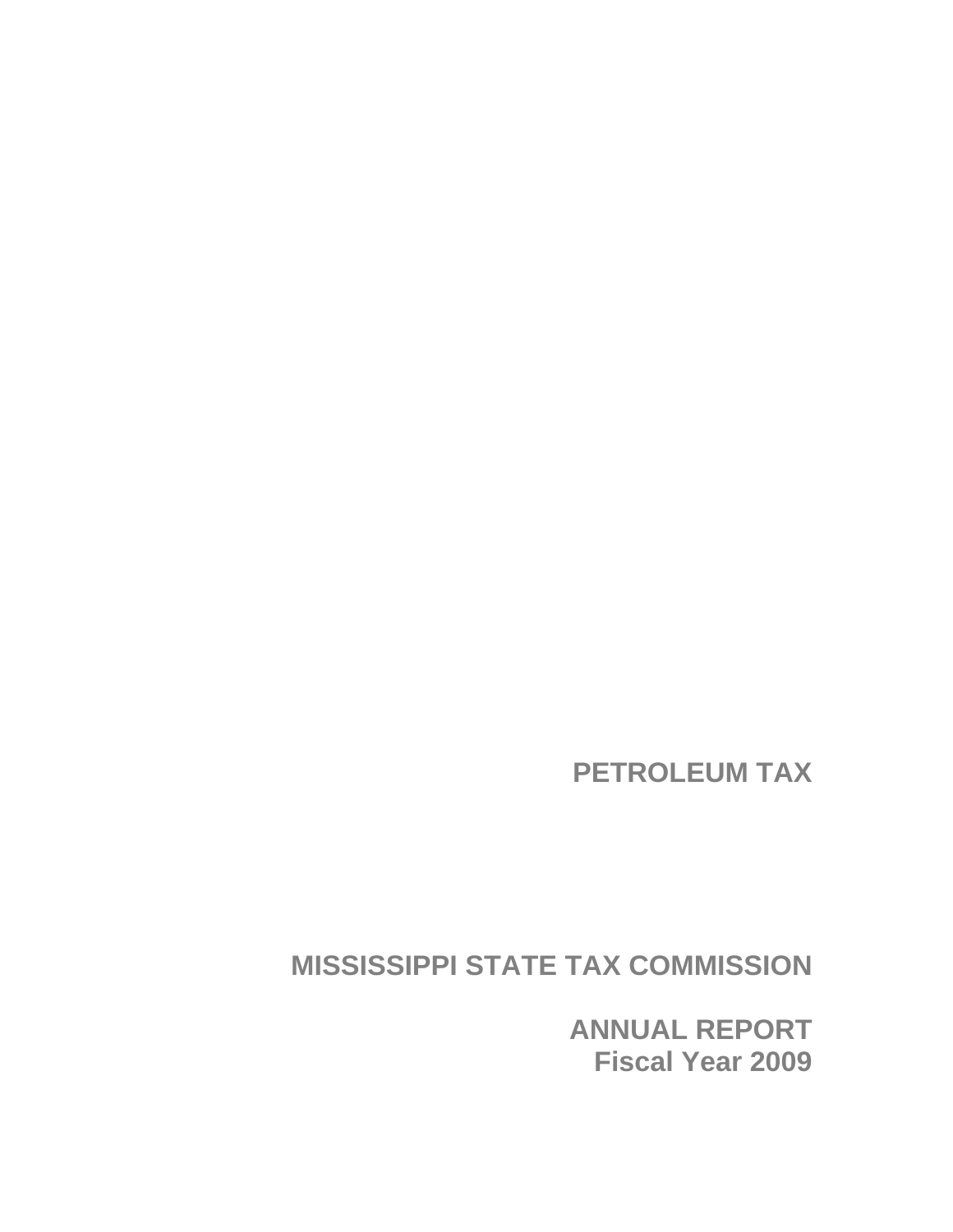# PETROLEUM TAX

## MISSISSIPPI STATE TAX COMMISSION

## ANNUAL REPORT
## Fiscal Year 2009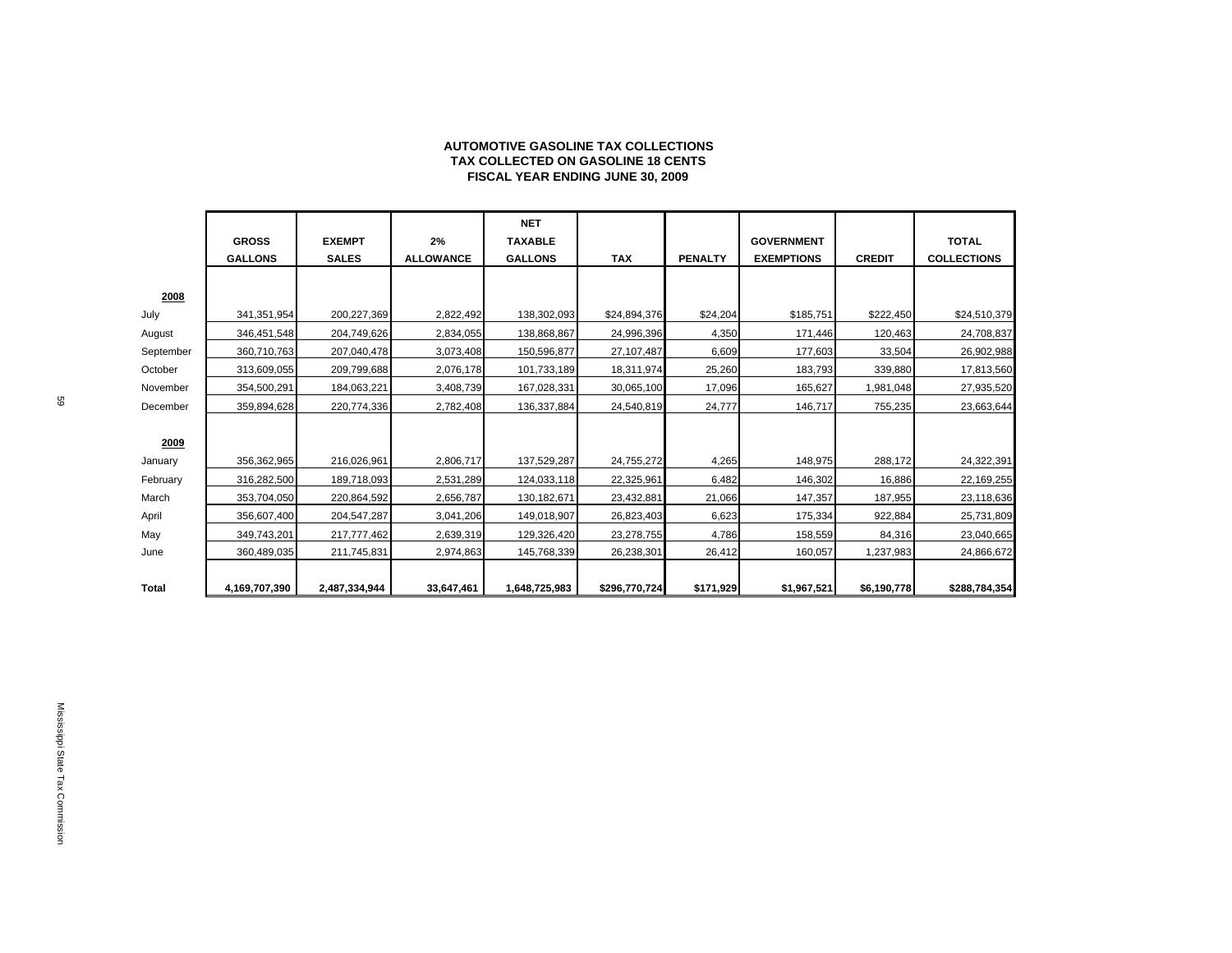# AUTOMOTIVE GASOLINE TAX COLLECTIONS
## TAX COLLECTED ON GASOLINE 18 CENTS
## FISCAL YEAR ENDING JUNE 30, 2009

| | GROSS GALLONS | EXEMPT SALES | 2% ALLOWANCE | NET TAXABLE GALLONS | TAX | PENALTY | GOVERNMENT EXEMPTIONS | CREDIT | TOTAL COLLECTIONS |
|---|---|---|---|---|---|---|---|---|---|
| **2008** | | | | | | | | | |
| July | 341,351,954 | 200,227,369 | 2,822,492 | 138,302,093 | $24,894,376 | $24,204 | $185,751 | $222,450 | $24,510,379 |
| August | 346,451,548 | 204,749,626 | 2,834,055 | 138,868,867 | 24,996,396 | 4,350 | 171,446 | 120,463 | 24,708,837 |
| September | 360,710,763 | 207,040,478 | 3,073,408 | 150,596,877 | 27,107,487 | 6,609 | 177,603 | 33,504 | 26,902,988 |
| October | 313,609,055 | 209,799,688 | 2,076,178 | 101,733,189 | 18,311,974 | 25,260 | 183,793 | 339,880 | 17,813,560 |
| November | 354,500,291 | 184,063,221 | 3,408,739 | 167,028,331 | 30,065,100 | 17,096 | 165,627 | 1,981,048 | 27,935,520 |
| December | 359,894,628 | 220,774,336 | 2,782,408 | 136,337,884 | 24,540,819 | 24,777 | 146,717 | 755,235 | 23,663,644 |
| **2009** | | | | | | | | | |
| January | 356,362,965 | 216,026,961 | 2,806,717 | 137,529,287 | 24,755,272 | 4,265 | 148,975 | 288,172 | 24,322,391 |
| February | 316,282,500 | 189,718,093 | 2,531,289 | 124,033,118 | 22,325,961 | 6,482 | 146,302 | 16,886 | 22,169,255 |
| March | 353,704,050 | 220,864,592 | 2,656,787 | 130,182,671 | 23,432,881 | 21,066 | 147,357 | 187,955 | 23,118,636 |
| April | 356,607,400 | 204,547,287 | 3,041,206 | 149,018,907 | 26,823,403 | 6,623 | 175,334 | 922,884 | 25,731,809 |
| May | 349,743,201 | 217,777,462 | 2,639,319 | 129,326,420 | 23,278,755 | 4,786 | 158,559 | 84,316 | 23,040,665 |
| June | 360,489,035 | 211,745,831 | 2,974,863 | 145,768,339 | 26,238,301 | 26,412 | 160,057 | 1,237,983 | 24,866,672 |
| **Total** | **4,169,707,390** | **2,487,334,944** | **33,647,461** | **1,648,725,983** | **$296,770,724** | **$171,929** | **$1,967,521** | **$6,190,778** | **$288,784,354** |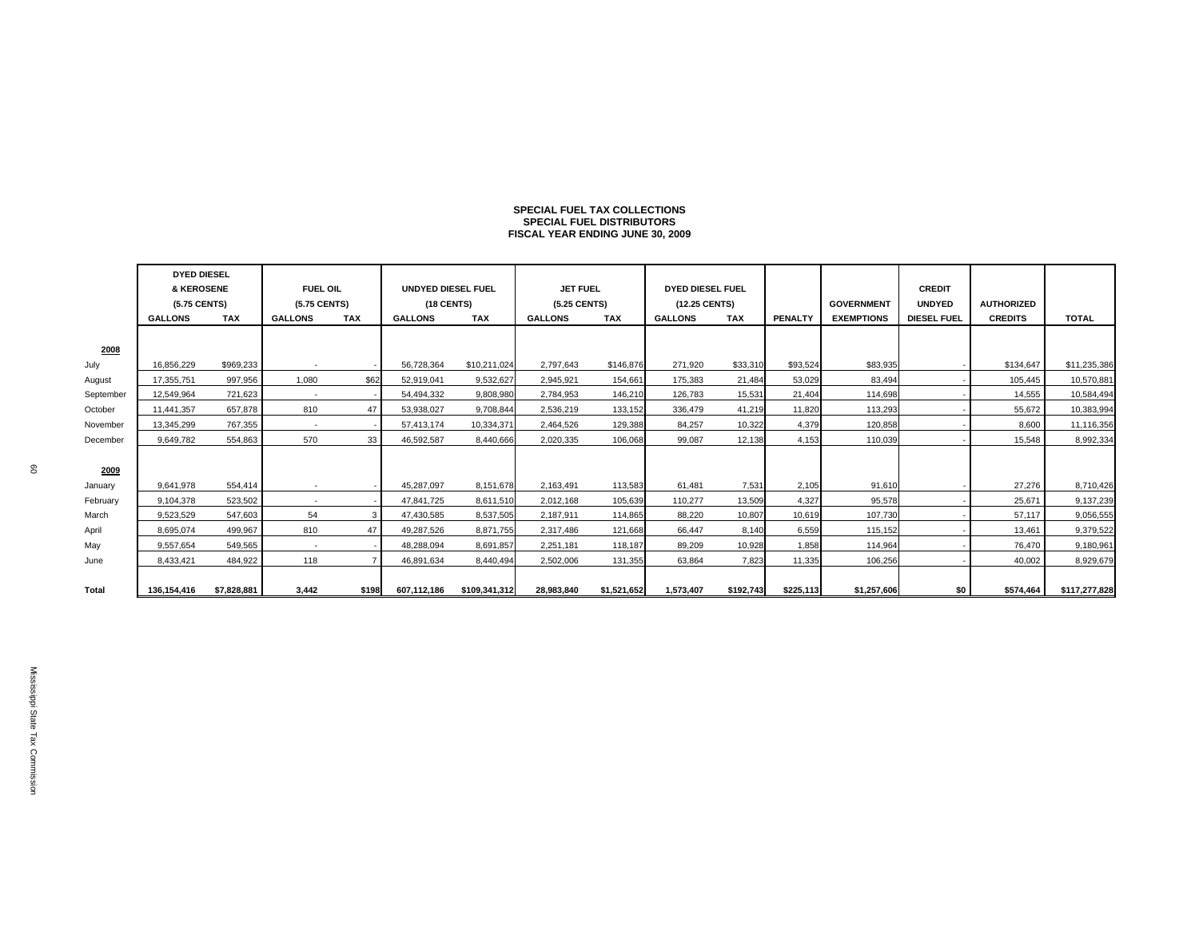**SPECIAL FUEL TAX COLLECTIONS**
**SPECIAL FUEL DISTRIBUTORS**
**FISCAL YEAR ENDING JUNE 30, 2009**

| | DYED DIESEL & KEROSENE (5.75 CENTS) | | FUEL OIL (5.75 CENTS) | | UNDYED DIESEL FUEL (18 CENTS) | | JET FUEL (5.25 CENTS) | | DYED DIESEL FUEL (12.25 CENTS) | | | | CREDIT | | |
|---|---|---|---|---|---|---|---|---|---|---|---|---|---|---|---|
| | GALLONS | TAX | GALLONS | TAX | GALLONS | TAX | GALLONS | TAX | GALLONS | TAX | PENALTY | GOVERNMENT EXEMPTIONS | UNDYED DIESEL FUEL | AUTHORIZED CREDITS | TOTAL |
| **2008** | | | | | | | | | | | | | | | |
| July | 16,856,229 | $969,233 | - | - | 56,728,364 | $10,211,024 | 2,797,643 | $146,876 | 271,920 | $33,310 | $93,524 | $83,935 | - | $134,647 | $11,235,386 |
| August | 17,355,751 | 997,956 | 1,080 | $62 | 52,919,041 | 9,532,627 | 2,945,921 | 154,661 | 175,383 | 21,484 | 53,029 | 83,494 | - | 105,445 | 10,570,881 |
| September | 12,549,964 | 721,623 | - | - | 54,494,332 | 9,808,980 | 2,784,953 | 146,210 | 126,783 | 15,531 | 21,404 | 114,698 | - | 14,555 | 10,584,494 |
| October | 11,441,357 | 657,878 | 810 | 47 | 53,938,027 | 9,708,844 | 2,536,219 | 133,152 | 336,479 | 41,219 | 11,820 | 113,293 | - | 55,672 | 10,383,994 |
| November | 13,345,299 | 767,355 | - | - | 57,413,174 | 10,334,371 | 2,464,526 | 129,388 | 84,257 | 10,322 | 4,379 | 120,858 | - | 8,600 | 11,116,356 |
| December | 9,649,782 | 554,863 | 570 | 33 | 46,592,587 | 8,440,666 | 2,020,335 | 106,068 | 99,087 | 12,138 | 4,153 | 110,039 | - | 15,548 | 8,992,334 |
| **2009** | | | | | | | | | | | | | | | |
| January | 9,641,978 | 554,414 | - | - | 45,287,097 | 8,151,678 | 2,163,491 | 113,583 | 61,481 | 7,531 | 2,105 | 91,610 | - | 27,276 | 8,710,426 |
| February | 9,104,378 | 523,502 | - | - | 47,841,725 | 8,611,510 | 2,012,168 | 105,639 | 110,277 | 13,509 | 4,327 | 95,578 | - | 25,671 | 9,137,239 |
| March | 9,523,529 | 547,603 | 54 | 3 | 47,430,585 | 8,537,505 | 2,187,911 | 114,865 | 88,220 | 10,807 | 10,619 | 107,730 | - | 57,117 | 9,056,555 |
| April | 8,695,074 | 499,967 | 810 | 47 | 49,287,526 | 8,871,755 | 2,317,486 | 121,668 | 66,447 | 8,140 | 6,559 | 115,152 | - | 13,461 | 9,379,522 |
| May | 9,557,654 | 549,565 | - | - | 48,288,094 | 8,691,857 | 2,251,181 | 118,187 | 89,209 | 10,928 | 1,858 | 114,964 | - | 76,470 | 9,180,961 |
| June | 8,433,421 | 484,922 | 118 | 7 | 46,891,634 | 8,440,494 | 2,502,006 | 131,355 | 63,864 | 7,823 | 11,335 | 106,256 | - | 40,002 | 8,929,679 |
| **Total** | **136,154,416** | **$7,828,881** | **3,442** | **$198** | **607,112,186** | **$109,341,312** | **28,983,840** | **$1,521,652** | **1,573,407** | **$192,743** | **$225,113** | **$1,257,606** | **$0** | **$574,464** | **$117,277,828** |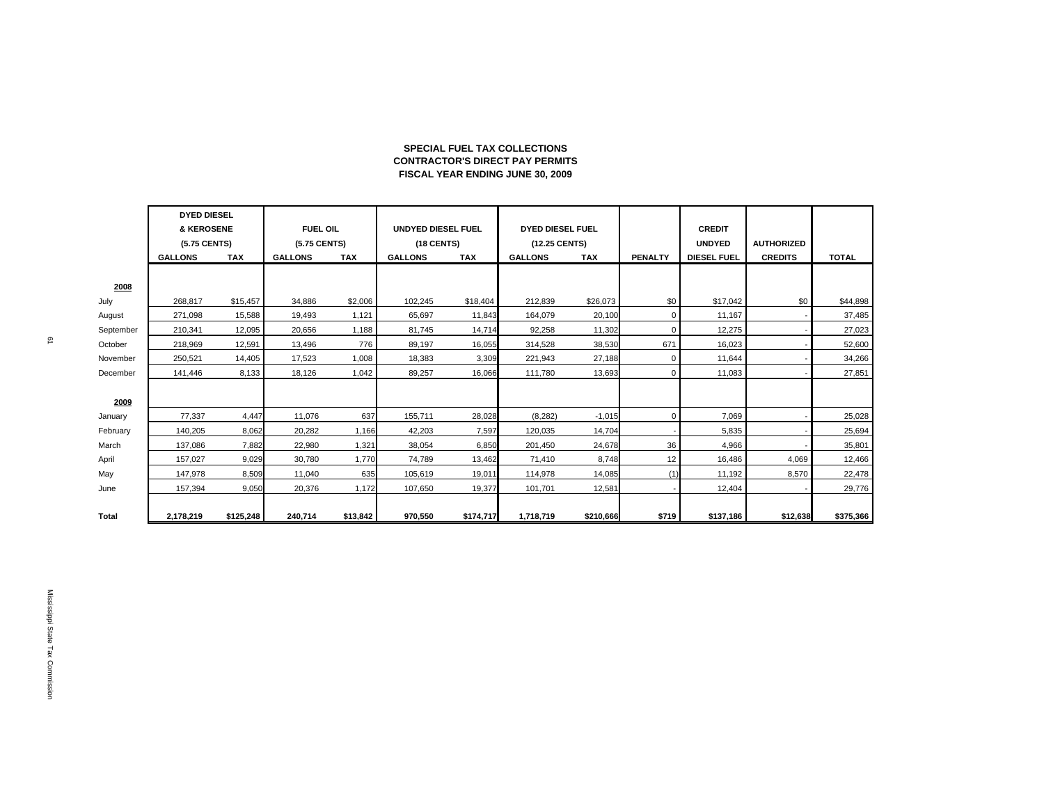**SPECIAL FUEL TAX COLLECTIONS**
**CONTRACTOR'S DIRECT PAY PERMITS**
**FISCAL YEAR ENDING JUNE 30, 2009**

| | DYED DIESEL & KEROSENE (5.75 CENTS) | | FUEL OIL (5.75 CENTS) | | UNDYED DIESEL FUEL (18 CENTS) | | DYED DIESEL FUEL (12.25 CENTS) | | | CREDIT | | |
|---|---|---|---|---|---|---|---|---|---|---|---|---|
| | GALLONS | TAX | GALLONS | TAX | GALLONS | TAX | GALLONS | TAX | PENALTY | UNDYED DIESEL FUEL | AUTHORIZED CREDITS | TOTAL |
| **2008** | | | | | | | | | | | | |
| July | 268,817 | $15,457 | 34,886 | $2,006 | 102,245 | $18,404 | 212,839 | $26,073 | $0 | $17,042 | $0 | $44,898 |
| August | 271,098 | 15,588 | 19,493 | 1,121 | 65,697 | 11,843 | 164,079 | 20,100 | 0 | 11,167 | - | 37,485 |
| September | 210,341 | 12,095 | 20,656 | 1,188 | 81,745 | 14,714 | 92,258 | 11,302 | 0 | 12,275 | - | 27,023 |
| October | 218,969 | 12,591 | 13,496 | 776 | 89,197 | 16,055 | 314,528 | 38,530 | 671 | 16,023 | - | 52,600 |
| November | 250,521 | 14,405 | 17,523 | 1,008 | 18,383 | 3,309 | 221,943 | 27,188 | 0 | 11,644 | - | 34,266 |
| December | 141,446 | 8,133 | 18,126 | 1,042 | 89,257 | 16,066 | 111,780 | 13,693 | 0 | 11,083 | - | 27,851 |
| **2009** | | | | | | | | | | | | |
| January | 77,337 | 4,447 | 11,076 | 637 | 155,711 | 28,028 | (8,282) | -1,015 | 0 | 7,069 | - | 25,028 |
| February | 140,205 | 8,062 | 20,282 | 1,166 | 42,203 | 7,597 | 120,035 | 14,704 | - | 5,835 | - | 25,694 |
| March | 137,086 | 7,882 | 22,980 | 1,321 | 38,054 | 6,850 | 201,450 | 24,678 | 36 | 4,966 | - | 35,801 |
| April | 157,027 | 9,029 | 30,780 | 1,770 | 74,789 | 13,462 | 71,410 | 8,748 | 12 | 16,486 | 4,069 | 12,466 |
| May | 147,978 | 8,509 | 11,040 | 635 | 105,619 | 19,011 | 114,978 | 14,085 | (1) | 11,192 | 8,570 | 22,478 |
| June | 157,394 | 9,050 | 20,376 | 1,172 | 107,650 | 19,377 | 101,701 | 12,581 | - | 12,404 | - | 29,776 |
| **Total** | **2,178,219** | **$125,248** | **240,714** | **$13,842** | **970,550** | **$174,717** | **1,718,719** | **$210,666** | **$719** | **$137,186** | **$12,638** | **$375,366** |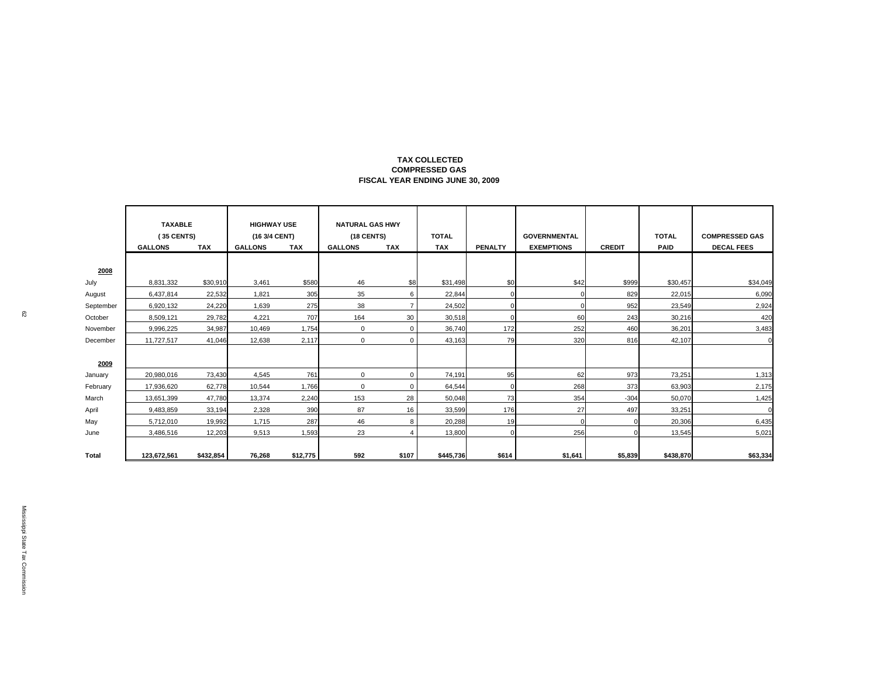**TAX COLLECTED**
**COMPRESSED GAS**
**FISCAL YEAR ENDING JUNE 30, 2009**

| | TAXABLE (35 CENTS) | | HIGHWAY USE (16 3/4 CENT) | | NATURAL GAS HWY (18 CENTS) | | TOTAL | | GOVERNMENTAL | | TOTAL | COMPRESSED GAS |
|---|---|---|---|---|---|---|---|---|---|---|---|---|
| | GALLONS | TAX | GALLONS | TAX | GALLONS | TAX | TAX | PENALTY | EXEMPTIONS | CREDIT | PAID | DECAL FEES |
| **2008** | | | | | | | | | | | | |
| July | 8,831,332 | $30,910 | 3,461 | $580 | 46 | $8 | $31,498 | $0 | $42 | $999 | $30,457 | $34,049 |
| August | 6,437,814 | 22,532 | 1,821 | 305 | 35 | 6 | 22,844 | 0 | 0 | 829 | 22,015 | 6,090 |
| September | 6,920,132 | 24,220 | 1,639 | 275 | 38 | 7 | 24,502 | 0 | 0 | 952 | 23,549 | 2,924 |
| October | 8,509,121 | 29,782 | 4,221 | 707 | 164 | 30 | 30,518 | 0 | 60 | 243 | 30,216 | 420 |
| November | 9,996,225 | 34,987 | 10,469 | 1,754 | 0 | 0 | 36,740 | 172 | 252 | 460 | 36,201 | 3,483 |
| December | 11,727,517 | 41,046 | 12,638 | 2,117 | 0 | 0 | 43,163 | 79 | 320 | 816 | 42,107 | 0 |
| **2009** | | | | | | | | | | | | |
| January | 20,980,016 | 73,430 | 4,545 | 761 | 0 | 0 | 74,191 | 95 | 62 | 973 | 73,251 | 1,313 |
| February | 17,936,620 | 62,778 | 10,544 | 1,766 | 0 | 0 | 64,544 | 0 | 268 | 373 | 63,903 | 2,175 |
| March | 13,651,399 | 47,780 | 13,374 | 2,240 | 153 | 28 | 50,048 | 73 | 354 | -304 | 50,070 | 1,425 |
| April | 9,483,859 | 33,194 | 2,328 | 390 | 87 | 16 | 33,599 | 176 | 27 | 497 | 33,251 | 0 |
| May | 5,712,010 | 19,992 | 1,715 | 287 | 46 | 8 | 20,288 | 19 | 0 | 0 | 20,306 | 6,435 |
| June | 3,486,516 | 12,203 | 9,513 | 1,593 | 23 | 4 | 13,800 | 0 | 256 | 0 | 13,545 | 5,021 |
| **Total** | **123,672,561** | **$432,854** | **76,268** | **$12,775** | **592** | **$107** | **$445,736** | **$614** | **$1,641** | **$5,839** | **$438,870** | **$63,334** |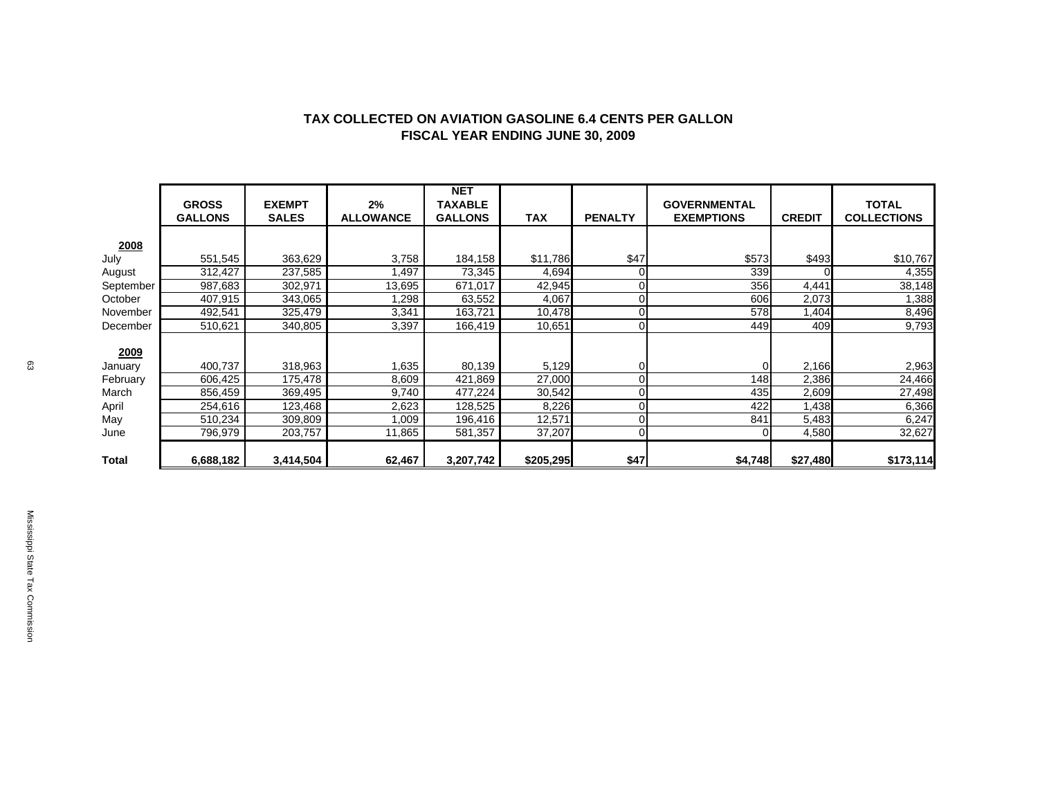## TAX COLLECTED ON AVIATION GASOLINE 6.4 CENTS PER GALLON
## FISCAL YEAR ENDING JUNE 30, 2009

| | GROSS GALLONS | EXEMPT SALES | 2% ALLOWANCE | NET TAXABLE GALLONS | TAX | PENALTY | GOVERNMENTAL EXEMPTIONS | CREDIT | TOTAL COLLECTIONS |
|---|---|---|---|---|---|---|---|---|---|
| **2008** | | | | | | | | | |
| July | 551,545 | 363,629 | 3,758 | 184,158 | $11,786 | $47 | $573 | $493 | $10,767 |
| August | 312,427 | 237,585 | 1,497 | 73,345 | 4,694 | 0 | 339 | 0 | 4,355 |
| September | 987,683 | 302,971 | 13,695 | 671,017 | 42,945 | 0 | 356 | 4,441 | 38,148 |
| October | 407,915 | 343,065 | 1,298 | 63,552 | 4,067 | 0 | 606 | 2,073 | 1,388 |
| November | 492,541 | 325,479 | 3,341 | 163,721 | 10,478 | 0 | 578 | 1,404 | 8,496 |
| December | 510,621 | 340,805 | 3,397 | 166,419 | 10,651 | 0 | 449 | 409 | 9,793 |
| **2009** | | | | | | | | | |
| January | 400,737 | 318,963 | 1,635 | 80,139 | 5,129 | 0 | 0 | 2,166 | 2,963 |
| February | 606,425 | 175,478 | 8,609 | 421,869 | 27,000 | 0 | 148 | 2,386 | 24,466 |
| March | 856,459 | 369,495 | 9,740 | 477,224 | 30,542 | 0 | 435 | 2,609 | 27,498 |
| April | 254,616 | 123,468 | 2,623 | 128,525 | 8,226 | 0 | 422 | 1,438 | 6,366 |
| May | 510,234 | 309,809 | 1,009 | 196,416 | 12,571 | 0 | 841 | 5,483 | 6,247 |
| June | 796,979 | 203,757 | 11,865 | 581,357 | 37,207 | 0 | 0 | 4,580 | 32,627 |
| **Total** | **6,688,182** | **3,414,504** | **62,467** | **3,207,742** | **$205,295** | **$47** | **$4,748** | **$27,480** | **$173,114** |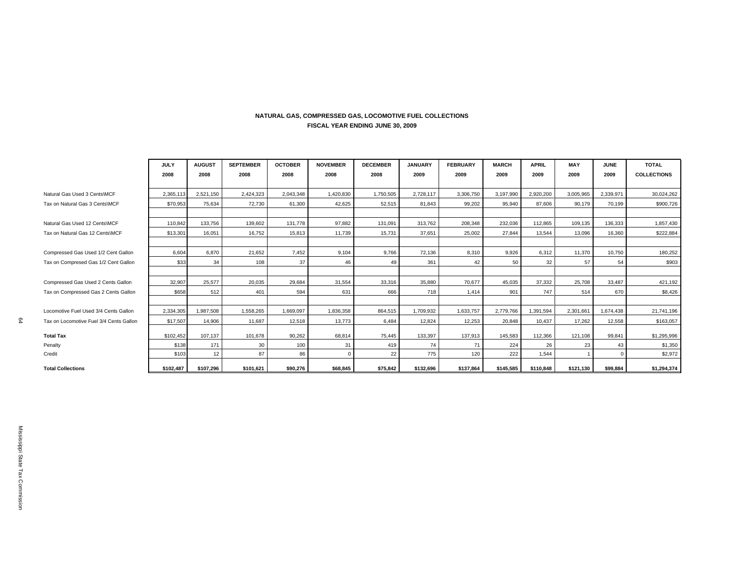**NATURAL GAS, COMPRESSED GAS, LOCOMOTIVE FUEL COLLECTIONS**
**FISCAL YEAR ENDING JUNE 30, 2009**

| | JULY 2008 | AUGUST 2008 | SEPTEMBER 2008 | OCTOBER 2008 | NOVEMBER 2008 | DECEMBER 2008 | JANUARY 2009 | FEBRUARY 2009 | MARCH 2009 | APRIL 2009 | MAY 2009 | JUNE 2009 | TOTAL COLLECTIONS |
|---|---|---|---|---|---|---|---|---|---|---|---|---|---|
| Natural Gas Used 3 Cents\MCF | 2,365,113 | 2,521,150 | 2,424,323 | 2,043,348 | 1,420,830 | 1,750,505 | 2,728,117 | 3,306,750 | 3,197,990 | 2,920,200 | 3,005,965 | 2,339,971 | 30,024,262 |
| Tax on Natural Gas 3 Cents\MCF | $70,953 | 75,634 | 72,730 | 61,300 | 42,625 | 52,515 | 81,843 | 99,202 | 95,940 | 87,606 | 90,179 | 70,199 | $900,726 |
| | | | | | | | | | | | | | |
| Natural Gas Used 12 Cents\MCF | 110,842 | 133,756 | 139,602 | 131,778 | 97,882 | 131,091 | 313,762 | 208,348 | 232,036 | 112,865 | 109,135 | 136,333 | 1,857,430 |
| Tax on Natural Gas 12 Cents\MCF | $13,301 | 16,051 | 16,752 | 15,813 | 11,739 | 15,731 | 37,651 | 25,002 | 27,844 | 13,544 | 13,096 | 16,360 | $222,884 |
| | | | | | | | | | | | | | |
| Compressed Gas Used 1/2 Cent Gallon | 6,604 | 6,870 | 21,652 | 7,452 | 9,104 | 9,766 | 72,136 | 8,310 | 9,926 | 6,312 | 11,370 | 10,750 | 180,252 |
| Tax on Compresed Gas 1/2 Cent Gallon | $33 | 34 | 108 | 37 | 46 | 49 | 361 | 42 | 50 | 32 | 57 | 54 | $903 |
| | | | | | | | | | | | | | |
| Compressed Gas Used 2 Cents Gallon | 32,907 | 25,577 | 20,035 | 29,684 | 31,554 | 33,316 | 35,880 | 70,677 | 45,035 | 37,332 | 25,708 | 33,487 | 421,192 |
| Tax on Compressed Gas 2 Cents Gallon | $658 | 512 | 401 | 594 | 631 | 666 | 718 | 1,414 | 901 | 747 | 514 | 670 | $8,426 |
| | | | | | | | | | | | | | |
| Locomotive Fuel Used 3/4 Cents Gallon | 2,334,305 | 1,987,508 | 1,558,265 | 1,669,097 | 1,836,358 | 864,515 | 1,709,932 | 1,633,757 | 2,779,766 | 1,391,594 | 2,301,661 | 1,674,438 | 21,741,196 |
| Tax on Locomotive Fuel 3/4 Cents Gallon | $17,507 | 14,906 | 11,687 | 12,518 | 13,773 | 6,484 | 12,824 | 12,253 | 20,848 | 10,437 | 17,262 | 12,558 | $163,057 |
| **Total Tax** | $102,452 | 107,137 | 101,678 | 90,262 | 68,814 | 75,445 | 133,397 | 137,913 | 145,583 | 112,366 | 121,108 | 99,841 | $1,295,996 |
| Penalty | $138 | 171 | 30 | 100 | 31 | 419 | 74 | 71 | 224 | 26 | 23 | 43 | $1,350 |
| Credit | $103 | 12 | 87 | 86 | 0 | 22 | 775 | 120 | 222 | 1,544 | 1 | 0 | $2,972 |
| **Total Collections** | **$102,487** | **$107,296** | **$101,621** | **$90,276** | **$68,845** | **$75,842** | **$132,696** | **$137,864** | **$145,585** | **$110,848** | **$121,130** | **$99,884** | **$1,294,374** |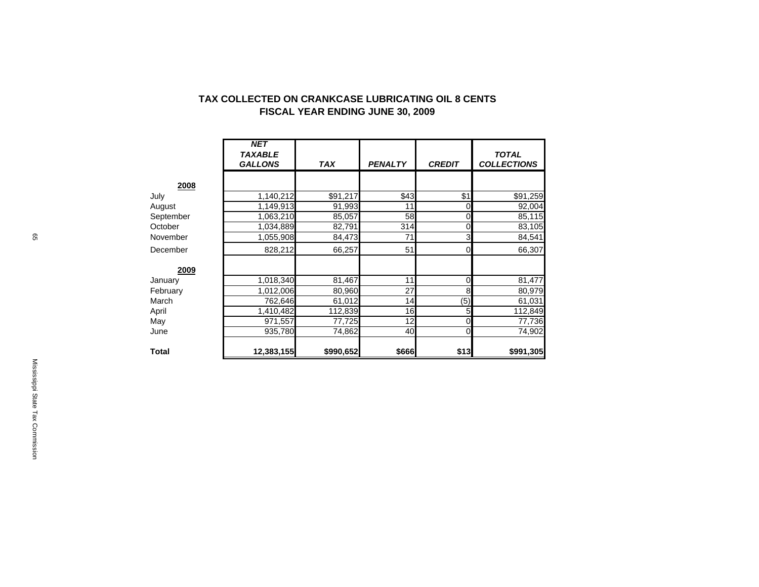## TAX COLLECTED ON CRANKCASE LUBRICATING OIL 8 CENTS
## FISCAL YEAR ENDING JUNE 30, 2009

| | *NET TAXABLE GALLONS* | *TAX* | *PENALTY* | *CREDIT* | *TOTAL COLLECTIONS* |
|---|---|---|---|---|---|
| **2008** | | | | | |
| July | 1,140,212 | $91,217 | $43 | $1 | $91,259 |
| August | 1,149,913 | 91,993 | 11 | 0 | 92,004 |
| September | 1,063,210 | 85,057 | 58 | 0 | 85,115 |
| October | 1,034,889 | 82,791 | 314 | 0 | 83,105 |
| November | 1,055,908 | 84,473 | 71 | 3 | 84,541 |
| December | 828,212 | 66,257 | 51 | 0 | 66,307 |
| **2009** | | | | | |
| January | 1,018,340 | 81,467 | 11 | 0 | 81,477 |
| February | 1,012,006 | 80,960 | 27 | 8 | 80,979 |
| March | 762,646 | 61,012 | 14 | (5) | 61,031 |
| April | 1,410,482 | 112,839 | 16 | 5 | 112,849 |
| May | 971,557 | 77,725 | 12 | 0 | 77,736 |
| June | 935,780 | 74,862 | 40 | 0 | 74,902 |
| **Total** | **12,383,155** | **$990,652** | **$666** | **$13** | **$991,305** |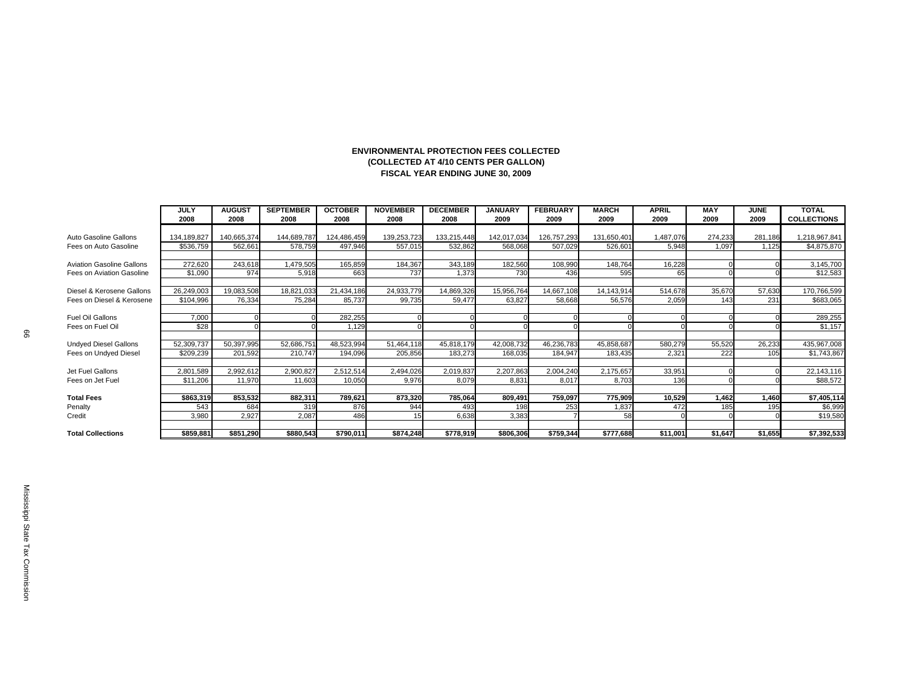## ENVIRONMENTAL PROTECTION FEES COLLECTED
### (COLLECTED AT 4/10 CENTS PER GALLON)
### FISCAL YEAR ENDING JUNE 30, 2009

| | JULY 2008 | AUGUST 2008 | SEPTEMBER 2008 | OCTOBER 2008 | NOVEMBER 2008 | DECEMBER 2008 | JANUARY 2009 | FEBRUARY 2009 | MARCH 2009 | APRIL 2009 | MAY 2009 | JUNE 2009 | TOTAL COLLECTIONS |
|---|---|---|---|---|---|---|---|---|---|---|---|---|---|
| Auto Gasoline Gallons | 134,189,827 | 140,665,374 | 144,689,787 | 124,486,459 | 139,253,723 | 133,215,448 | 142,017,034 | 126,757,293 | 131,650,401 | 1,487,076 | 274,233 | 281,186 | 1,218,967,841 |
| Fees on Auto Gasoline | $536,759 | 562,661 | 578,759 | 497,946 | 557,015 | 532,862 | 568,068 | 507,029 | 526,601 | 5,948 | 1,097 | 1,125 | $4,875,870 |
| Aviation Gasoline Gallons | 272,620 | 243,618 | 1,479,505 | 165,859 | 184,367 | 343,189 | 182,560 | 108,990 | 148,764 | 16,228 | 0 | 0 | 3,145,700 |
| Fees on Aviation Gasoline | $1,090 | 974 | 5,918 | 663 | 737 | 1,373 | 730 | 436 | 595 | 65 | 0 | 0 | $12,583 |
| Diesel & Kerosene Gallons | 26,249,003 | 19,083,508 | 18,821,033 | 21,434,186 | 24,933,779 | 14,869,326 | 15,956,764 | 14,667,108 | 14,143,914 | 514,678 | 35,670 | 57,630 | 170,766,599 |
| Fees on Diesel & Kerosene | $104,996 | 76,334 | 75,284 | 85,737 | 99,735 | 59,477 | 63,827 | 58,668 | 56,576 | 2,059 | 143 | 231 | $683,065 |
| Fuel Oil Gallons | 7,000 | 0 | 0 | 282,255 | 0 | 0 | 0 | 0 | 0 | 0 | 0 | 0 | 289,255 |
| Fees on Fuel Oil | $28 | 0 | 0 | 1,129 | 0 | 0 | 0 | 0 | 0 | 0 | 0 | 0 | $1,157 |
| Undyed Diesel Gallons | 52,309,737 | 50,397,995 | 52,686,751 | 48,523,994 | 51,464,118 | 45,818,179 | 42,008,732 | 46,236,783 | 45,858,687 | 580,279 | 55,520 | 26,233 | 435,967,008 |
| Fees on Undyed Diesel | $209,239 | 201,592 | 210,747 | 194,096 | 205,856 | 183,273 | 168,035 | 184,947 | 183,435 | 2,321 | 222 | 105 | $1,743,867 |
| Jet Fuel Gallons | 2,801,589 | 2,992,612 | 2,900,827 | 2,512,514 | 2,494,026 | 2,019,837 | 2,207,863 | 2,004,240 | 2,175,657 | 33,951 | 0 | 0 | 22,143,116 |
| Fees on Jet Fuel | $11,206 | 11,970 | 11,603 | 10,050 | 9,976 | 8,079 | 8,831 | 8,017 | 8,703 | 136 | 0 | 0 | $88,572 |
| **Total Fees** | **$863,319** | **853,532** | **882,311** | **789,621** | **873,320** | **785,064** | **809,491** | **759,097** | **775,909** | **10,529** | **1,462** | **1,460** | **$7,405,114** |
| Penalty | 543 | 684 | 319 | 876 | 944 | 493 | 198 | 253 | 1,837 | 472 | 185 | 195 | $6,999 |
| Credit | 3,980 | 2,927 | 2,087 | 486 | 15 | 6,638 | 3,383 | 7 | 58 | 0 | 0 | 0 | $19,580 |
| **Total Collections** | **$859,881** | **$851,290** | **$880,543** | **$790,011** | **$874,248** | **$778,919** | **$806,306** | **$759,344** | **$777,688** | **$11,001** | **$1,647** | **$1,655** | **$7,392,533** |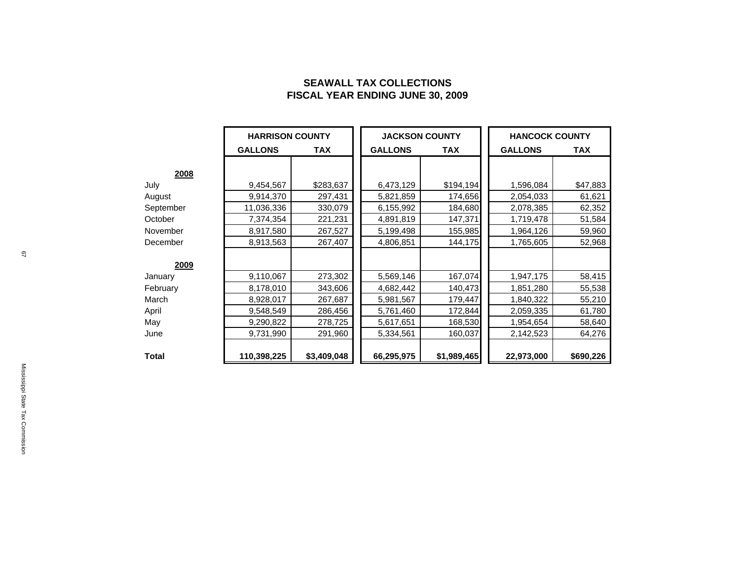# SEAWALL TAX COLLECTIONS
## FISCAL YEAR ENDING JUNE 30, 2009

| | HARRISON COUNTY | | JACKSON COUNTY | | HANCOCK COUNTY | |
|---|---|---|---|---|---|---|
| | GALLONS | TAX | GALLONS | TAX | GALLONS | TAX |
| **2008** | | | | | | |
| July | 9,454,567 | $283,637 | 6,473,129 | $194,194 | 1,596,084 | $47,883 |
| August | 9,914,370 | 297,431 | 5,821,859 | 174,656 | 2,054,033 | 61,621 |
| September | 11,036,336 | 330,079 | 6,155,992 | 184,680 | 2,078,385 | 62,352 |
| October | 7,374,354 | 221,231 | 4,891,819 | 147,371 | 1,719,478 | 51,584 |
| November | 8,917,580 | 267,527 | 5,199,498 | 155,985 | 1,964,126 | 59,960 |
| December | 8,913,563 | 267,407 | 4,806,851 | 144,175 | 1,765,605 | 52,968 |
| **2009** | | | | | | |
| January | 9,110,067 | 273,302 | 5,569,146 | 167,074 | 1,947,175 | 58,415 |
| February | 8,178,010 | 343,606 | 4,682,442 | 140,473 | 1,851,280 | 55,538 |
| March | 8,928,017 | 267,687 | 5,981,567 | 179,447 | 1,840,322 | 55,210 |
| April | 9,548,549 | 286,456 | 5,761,460 | 172,844 | 2,059,335 | 61,780 |
| May | 9,290,822 | 278,725 | 5,617,651 | 168,530 | 1,954,654 | 58,640 |
| June | 9,731,990 | 291,960 | 5,334,561 | 160,037 | 2,142,523 | 64,276 |
| **Total** | **110,398,225** | **$3,409,048** | **66,295,975** | **$1,989,465** | **22,973,000** | **$690,226** |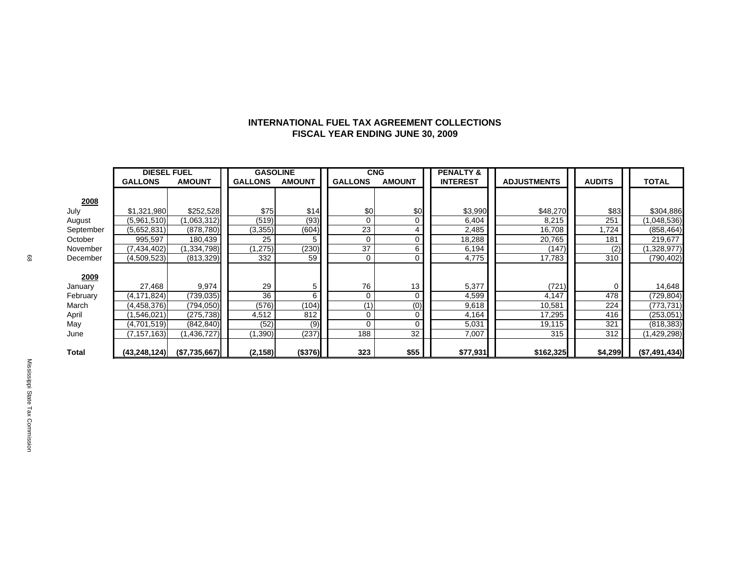# INTERNATIONAL FUEL TAX AGREEMENT COLLECTIONS
## FISCAL YEAR ENDING JUNE 30, 2009

| | DIESEL FUEL | | GASOLINE | | CNG | | PENALTY & | | | |
|---|---|---|---|---|---|---|---|---|---|---|
| | GALLONS | AMOUNT | GALLONS | AMOUNT | GALLONS | AMOUNT | INTEREST | ADJUSTMENTS | AUDITS | TOTAL |
| **2008** | | | | | | | | | | |
| July | $1,321,980 | $252,528 | $75 | $14 | $0 | $0 | $3,990 | $48,270 | $83 | $304,886 |
| August | (5,961,510) | (1,063,312) | (519) | (93) | 0 | 0 | 6,404 | 8,215 | 251 | (1,048,536) |
| September | (5,652,831) | (878,780) | (3,355) | (604) | 23 | 4 | 2,485 | 16,708 | 1,724 | (858,464) |
| October | 995,597 | 180,439 | 25 | 5 | 0 | 0 | 18,288 | 20,765 | 181 | 219,677 |
| November | (7,434,402) | (1,334,798) | (1,275) | (230) | 37 | 6 | 6,194 | (147) | (2) | (1,328,977) |
| December | (4,509,523) | (813,329) | 332 | 59 | 0 | 0 | 4,775 | 17,783 | 310 | (790,402) |
| **2009** | | | | | | | | | | |
| January | 27,468 | 9,974 | 29 | 5 | 76 | 13 | 5,377 | (721) | 0 | 14,648 |
| February | (4,171,824) | (739,035) | 36 | 6 | 0 | 0 | 4,599 | 4,147 | 478 | (729,804) |
| March | (4,458,376) | (794,050) | (576) | (104) | (1) | (0) | 9,618 | 10,581 | 224 | (773,731) |
| April | (1,546,021) | (275,738) | 4,512 | 812 | 0 | 0 | 4,164 | 17,295 | 416 | (253,051) |
| May | (4,701,519) | (842,840) | (52) | (9) | 0 | 0 | 5,031 | 19,115 | 321 | (818,383) |
| June | (7,157,163) | (1,436,727) | (1,390) | (237) | 188 | 32 | 7,007 | 315 | 312 | (1,429,298) |
| **Total** | **(43,248,124)** | **($7,735,667)** | **(2,158)** | **($376)** | **323** | **$55** | **$77,931** | **$162,325** | **$4,299** | **($7,491,434)** |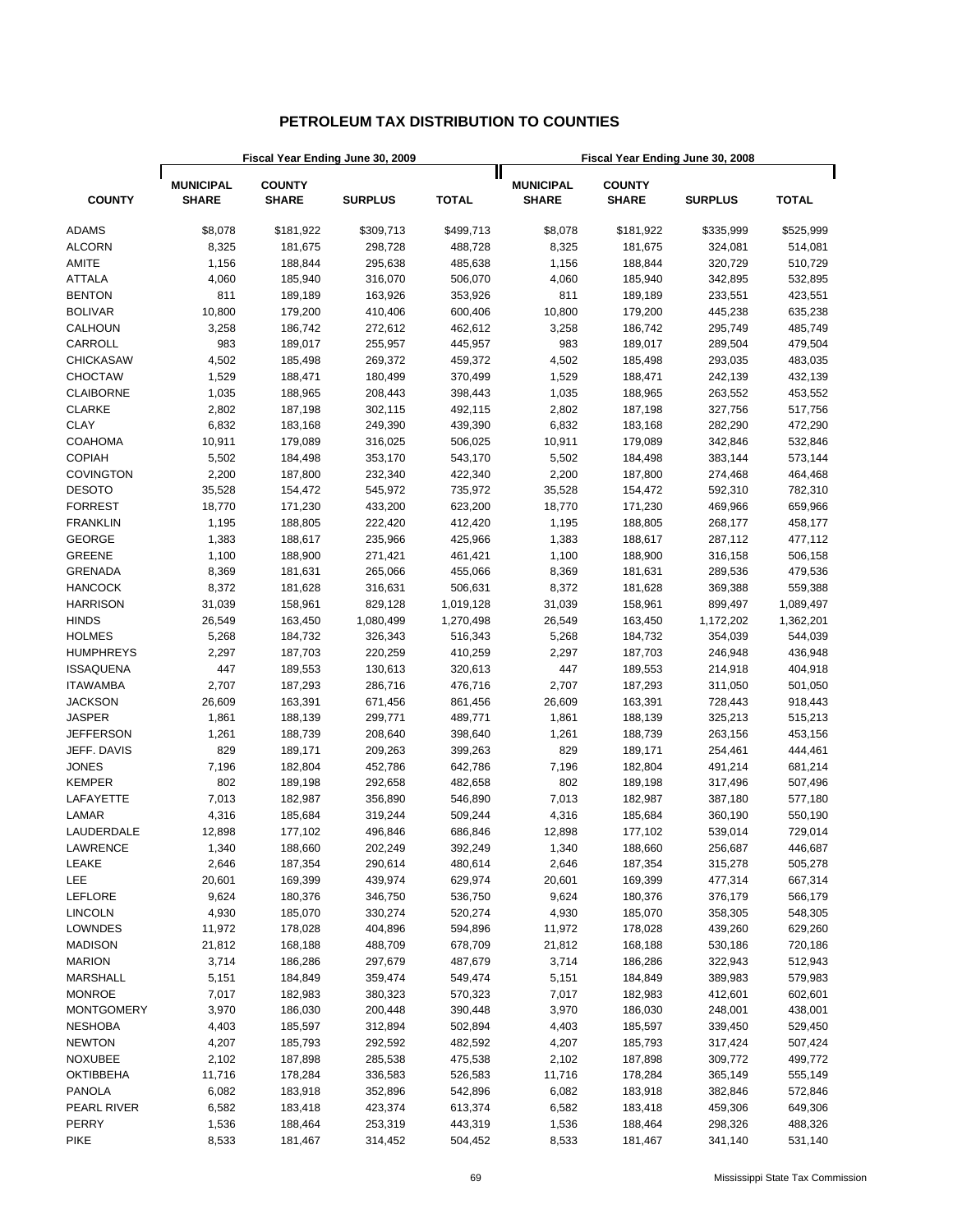# PETROLEUM TAX DISTRIBUTION TO COUNTIES

| COUNTY | Fiscal Year Ending June 30, 2009 | | | | Fiscal Year Ending June 30, 2008 | | | |
|---|---|---|---|---|---|---|---|---|
| | MUNICIPAL SHARE | COUNTY SHARE | SURPLUS | TOTAL | MUNICIPAL SHARE | COUNTY SHARE | SURPLUS | TOTAL |
| ADAMS | $8,078 | $181,922 | $309,713 | $499,713 | $8,078 | $181,922 | $335,999 | $525,999 |
| ALCORN | 8,325 | 181,675 | 298,728 | 488,728 | 8,325 | 181,675 | 324,081 | 514,081 |
| AMITE | 1,156 | 188,844 | 295,638 | 485,638 | 1,156 | 188,844 | 320,729 | 510,729 |
| ATTALA | 4,060 | 185,940 | 316,070 | 506,070 | 4,060 | 185,940 | 342,895 | 532,895 |
| BENTON | 811 | 189,189 | 163,926 | 353,926 | 811 | 189,189 | 233,551 | 423,551 |
| BOLIVAR | 10,800 | 179,200 | 410,406 | 600,406 | 10,800 | 179,200 | 445,238 | 635,238 |
| CALHOUN | 3,258 | 186,742 | 272,612 | 462,612 | 3,258 | 186,742 | 295,749 | 485,749 |
| CARROLL | 983 | 189,017 | 255,957 | 445,957 | 983 | 189,017 | 289,504 | 479,504 |
| CHICKASAW | 4,502 | 185,498 | 269,372 | 459,372 | 4,502 | 185,498 | 293,035 | 483,035 |
| CHOCTAW | 1,529 | 188,471 | 180,499 | 370,499 | 1,529 | 188,471 | 242,139 | 432,139 |
| CLAIBORNE | 1,035 | 188,965 | 208,443 | 398,443 | 1,035 | 188,965 | 263,552 | 453,552 |
| CLARKE | 2,802 | 187,198 | 302,115 | 492,115 | 2,802 | 187,198 | 327,756 | 517,756 |
| CLAY | 6,832 | 183,168 | 249,390 | 439,390 | 6,832 | 183,168 | 282,290 | 472,290 |
| COAHOMA | 10,911 | 179,089 | 316,025 | 506,025 | 10,911 | 179,089 | 342,846 | 532,846 |
| COPIAH | 5,502 | 184,498 | 353,170 | 543,170 | 5,502 | 184,498 | 383,144 | 573,144 |
| COVINGTON | 2,200 | 187,800 | 232,340 | 422,340 | 2,200 | 187,800 | 274,468 | 464,468 |
| DESOTO | 35,528 | 154,472 | 545,972 | 735,972 | 35,528 | 154,472 | 592,310 | 782,310 |
| FORREST | 18,770 | 171,230 | 433,200 | 623,200 | 18,770 | 171,230 | 469,966 | 659,966 |
| FRANKLIN | 1,195 | 188,805 | 222,420 | 412,420 | 1,195 | 188,805 | 268,177 | 458,177 |
| GEORGE | 1,383 | 188,617 | 235,966 | 425,966 | 1,383 | 188,617 | 287,112 | 477,112 |
| GREENE | 1,100 | 188,900 | 271,421 | 461,421 | 1,100 | 188,900 | 316,158 | 506,158 |
| GRENADA | 8,369 | 181,631 | 265,066 | 455,066 | 8,369 | 181,631 | 289,536 | 479,536 |
| HANCOCK | 8,372 | 181,628 | 316,631 | 506,631 | 8,372 | 181,628 | 369,388 | 559,388 |
| HARRISON | 31,039 | 158,961 | 829,128 | 1,019,128 | 31,039 | 158,961 | 899,497 | 1,089,497 |
| HINDS | 26,549 | 163,450 | 1,080,499 | 1,270,498 | 26,549 | 163,450 | 1,172,202 | 1,362,201 |
| HOLMES | 5,268 | 184,732 | 326,343 | 516,343 | 5,268 | 184,732 | 354,039 | 544,039 |
| HUMPHREYS | 2,297 | 187,703 | 220,259 | 410,259 | 2,297 | 187,703 | 246,948 | 436,948 |
| ISSAQUENA | 447 | 189,553 | 130,613 | 320,613 | 447 | 189,553 | 214,918 | 404,918 |
| ITAWAMBA | 2,707 | 187,293 | 286,716 | 476,716 | 2,707 | 187,293 | 311,050 | 501,050 |
| JACKSON | 26,609 | 163,391 | 671,456 | 861,456 | 26,609 | 163,391 | 728,443 | 918,443 |
| JASPER | 1,861 | 188,139 | 299,771 | 489,771 | 1,861 | 188,139 | 325,213 | 515,213 |
| JEFFERSON | 1,261 | 188,739 | 208,640 | 398,640 | 1,261 | 188,739 | 263,156 | 453,156 |
| JEFF. DAVIS | 829 | 189,171 | 209,263 | 399,263 | 829 | 189,171 | 254,461 | 444,461 |
| JONES | 7,196 | 182,804 | 452,786 | 642,786 | 7,196 | 182,804 | 491,214 | 681,214 |
| KEMPER | 802 | 189,198 | 292,658 | 482,658 | 802 | 189,198 | 317,496 | 507,496 |
| LAFAYETTE | 7,013 | 182,987 | 356,890 | 546,890 | 7,013 | 182,987 | 387,180 | 577,180 |
| LAMAR | 4,316 | 185,684 | 319,244 | 509,244 | 4,316 | 185,684 | 360,190 | 550,190 |
| LAUDERDALE | 12,898 | 177,102 | 496,846 | 686,846 | 12,898 | 177,102 | 539,014 | 729,014 |
| LAWRENCE | 1,340 | 188,660 | 202,249 | 392,249 | 1,340 | 188,660 | 256,687 | 446,687 |
| LEAKE | 2,646 | 187,354 | 290,614 | 480,614 | 2,646 | 187,354 | 315,278 | 505,278 |
| LEE | 20,601 | 169,399 | 439,974 | 629,974 | 20,601 | 169,399 | 477,314 | 667,314 |
| LEFLORE | 9,624 | 180,376 | 346,750 | 536,750 | 9,624 | 180,376 | 376,179 | 566,179 |
| LINCOLN | 4,930 | 185,070 | 330,274 | 520,274 | 4,930 | 185,070 | 358,305 | 548,305 |
| LOWNDES | 11,972 | 178,028 | 404,896 | 594,896 | 11,972 | 178,028 | 439,260 | 629,260 |
| MADISON | 21,812 | 168,188 | 488,709 | 678,709 | 21,812 | 168,188 | 530,186 | 720,186 |
| MARION | 3,714 | 186,286 | 297,679 | 487,679 | 3,714 | 186,286 | 322,943 | 512,943 |
| MARSHALL | 5,151 | 184,849 | 359,474 | 549,474 | 5,151 | 184,849 | 389,983 | 579,983 |
| MONROE | 7,017 | 182,983 | 380,323 | 570,323 | 7,017 | 182,983 | 412,601 | 602,601 |
| MONTGOMERY | 3,970 | 186,030 | 200,448 | 390,448 | 3,970 | 186,030 | 248,001 | 438,001 |
| NESHOBA | 4,403 | 185,597 | 312,894 | 502,894 | 4,403 | 185,597 | 339,450 | 529,450 |
| NEWTON | 4,207 | 185,793 | 292,592 | 482,592 | 4,207 | 185,793 | 317,424 | 507,424 |
| NOXUBEE | 2,102 | 187,898 | 285,538 | 475,538 | 2,102 | 187,898 | 309,772 | 499,772 |
| OKTIBBEHA | 11,716 | 178,284 | 336,583 | 526,583 | 11,716 | 178,284 | 365,149 | 555,149 |
| PANOLA | 6,082 | 183,918 | 352,896 | 542,896 | 6,082 | 183,918 | 382,846 | 572,846 |
| PEARL RIVER | 6,582 | 183,418 | 423,374 | 613,374 | 6,582 | 183,418 | 459,306 | 649,306 |
| PERRY | 1,536 | 188,464 | 253,319 | 443,319 | 1,536 | 188,464 | 298,326 | 488,326 |
| PIKE | 8,533 | 181,467 | 314,452 | 504,452 | 8,533 | 181,467 | 341,140 | 531,140 |

Mississippi State Tax Commission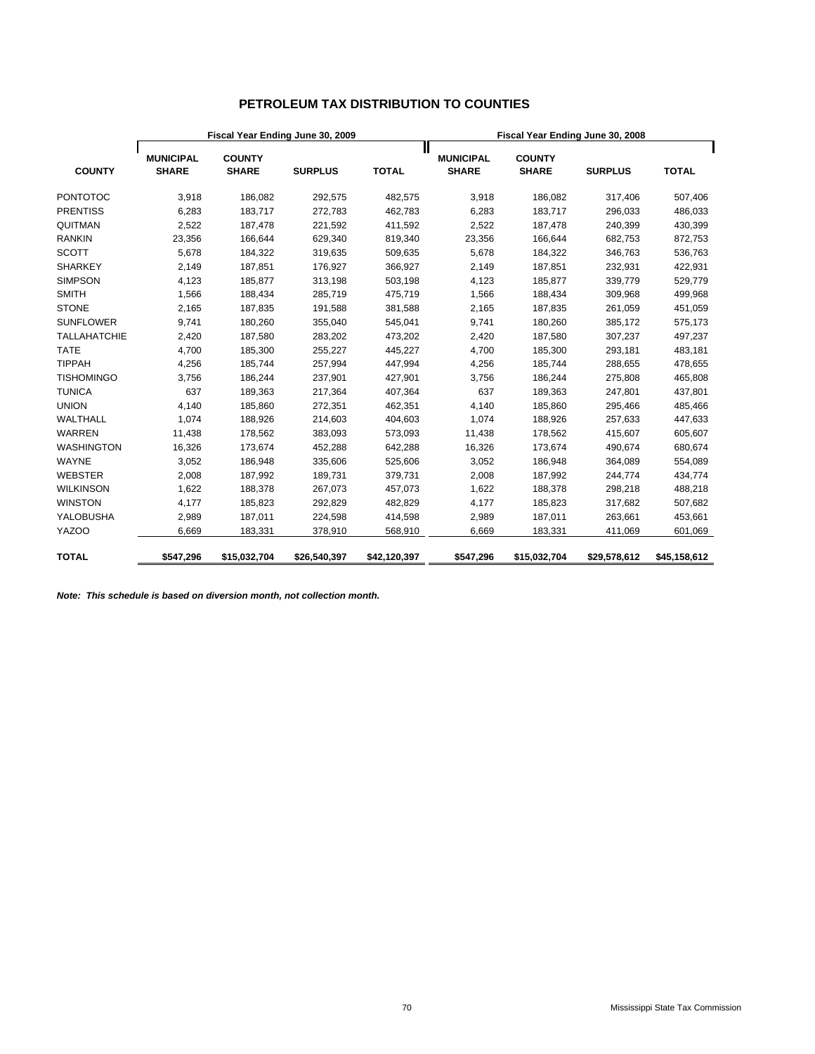# PETROLEUM TAX DISTRIBUTION TO COUNTIES

| COUNTY | Fiscal Year Ending June 30, 2009 | | | | Fiscal Year Ending June 30, 2008 | | | |
|---|---|---|---|---|---|---|---|---|
| | MUNICIPAL SHARE | COUNTY SHARE | SURPLUS | TOTAL | MUNICIPAL SHARE | COUNTY SHARE | SURPLUS | TOTAL |
| PONTOTOC | 3,918 | 186,082 | 292,575 | 482,575 | 3,918 | 186,082 | 317,406 | 507,406 |
| PRENTISS | 6,283 | 183,717 | 272,783 | 462,783 | 6,283 | 183,717 | 296,033 | 486,033 |
| QUITMAN | 2,522 | 187,478 | 221,592 | 411,592 | 2,522 | 187,478 | 240,399 | 430,399 |
| RANKIN | 23,356 | 166,644 | 629,340 | 819,340 | 23,356 | 166,644 | 682,753 | 872,753 |
| SCOTT | 5,678 | 184,322 | 319,635 | 509,635 | 5,678 | 184,322 | 346,763 | 536,763 |
| SHARKEY | 2,149 | 187,851 | 176,927 | 366,927 | 2,149 | 187,851 | 232,931 | 422,931 |
| SIMPSON | 4,123 | 185,877 | 313,198 | 503,198 | 4,123 | 185,877 | 339,779 | 529,779 |
| SMITH | 1,566 | 188,434 | 285,719 | 475,719 | 1,566 | 188,434 | 309,968 | 499,968 |
| STONE | 2,165 | 187,835 | 191,588 | 381,588 | 2,165 | 187,835 | 261,059 | 451,059 |
| SUNFLOWER | 9,741 | 180,260 | 355,040 | 545,041 | 9,741 | 180,260 | 385,172 | 575,173 |
| TALLAHATCHIE | 2,420 | 187,580 | 283,202 | 473,202 | 2,420 | 187,580 | 307,237 | 497,237 |
| TATE | 4,700 | 185,300 | 255,227 | 445,227 | 4,700 | 185,300 | 293,181 | 483,181 |
| TIPPAH | 4,256 | 185,744 | 257,994 | 447,994 | 4,256 | 185,744 | 288,655 | 478,655 |
| TISHOMINGO | 3,756 | 186,244 | 237,901 | 427,901 | 3,756 | 186,244 | 275,808 | 465,808 |
| TUNICA | 637 | 189,363 | 217,364 | 407,364 | 637 | 189,363 | 247,801 | 437,801 |
| UNION | 4,140 | 185,860 | 272,351 | 462,351 | 4,140 | 185,860 | 295,466 | 485,466 |
| WALTHALL | 1,074 | 188,926 | 214,603 | 404,603 | 1,074 | 188,926 | 257,633 | 447,633 |
| WARREN | 11,438 | 178,562 | 383,093 | 573,093 | 11,438 | 178,562 | 415,607 | 605,607 |
| WASHINGTON | 16,326 | 173,674 | 452,288 | 642,288 | 16,326 | 173,674 | 490,674 | 680,674 |
| WAYNE | 3,052 | 186,948 | 335,606 | 525,606 | 3,052 | 186,948 | 364,089 | 554,089 |
| WEBSTER | 2,008 | 187,992 | 189,731 | 379,731 | 2,008 | 187,992 | 244,774 | 434,774 |
| WILKINSON | 1,622 | 188,378 | 267,073 | 457,073 | 1,622 | 188,378 | 298,218 | 488,218 |
| WINSTON | 4,177 | 185,823 | 292,829 | 482,829 | 4,177 | 185,823 | 317,682 | 507,682 |
| YALOBUSHA | 2,989 | 187,011 | 224,598 | 414,598 | 2,989 | 187,011 | 263,661 | 453,661 |
| YAZOO | 6,669 | 183,331 | 378,910 | 568,910 | 6,669 | 183,331 | 411,069 | 601,069 |
| **TOTAL** | **$547,296** | **$15,032,704** | **$26,540,397** | **$42,120,397** | **$547,296** | **$15,032,704** | **$29,578,612** | **$45,158,612** |

***Note: This schedule is based on diversion month, not collection month.***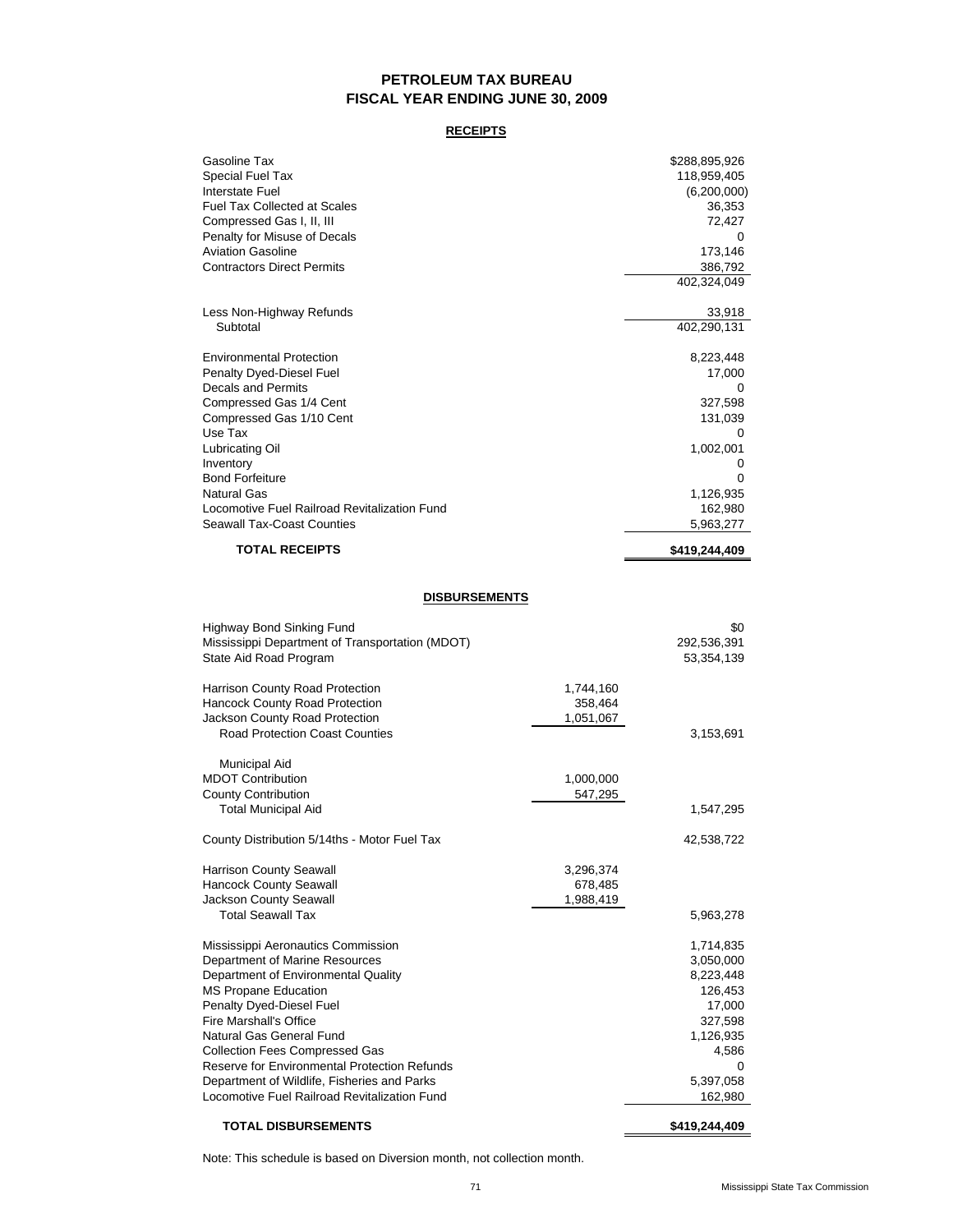# PETROLEUM TAX BUREAU
# FISCAL YEAR ENDING JUNE 30, 2009

## RECEIPTS

| | |
|---|---|
| Gasoline Tax | $288,895,926 |
| Special Fuel Tax | 118,959,405 |
| Interstate Fuel | (6,200,000) |
| Fuel Tax Collected at Scales | 36,353 |
| Compressed Gas I, II, III | 72,427 |
| Penalty for Misuse of Decals | 0 |
| Aviation Gasoline | 173,146 |
| Contractors Direct Permits | 386,792 |
| | 402,324,049 |
| Less Non-Highway Refunds | 33,918 |
| Subtotal | 402,290,131 |
| Environmental Protection | 8,223,448 |
| Penalty Dyed-Diesel Fuel | 17,000 |
| Decals and Permits | 0 |
| Compressed Gas 1/4 Cent | 327,598 |
| Compressed Gas 1/10 Cent | 131,039 |
| Use Tax | 0 |
| Lubricating Oil | 1,002,001 |
| Inventory | 0 |
| Bond Forfeiture | 0 |
| Natural Gas | 1,126,935 |
| Locomotive Fuel Railroad Revitalization Fund | 162,980 |
| Seawall Tax-Coast Counties | 5,963,277 |
| **TOTAL RECEIPTS** | **$419,244,409** |

## DISBURSEMENTS

| | | |
|---|---|---|
| Highway Bond Sinking Fund | | $0 |
| Mississippi Department of Transportation (MDOT) | | 292,536,391 |
| State Aid Road Program | | 53,354,139 |
| Harrison County Road Protection | 1,744,160 | |
| Hancock County Road Protection | 358,464 | |
| Jackson County Road Protection | 1,051,067 | |
| Road Protection Coast Counties | | 3,153,691 |
| Municipal Aid | | |
| MDOT Contribution | 1,000,000 | |
| County Contribution | 547,295 | |
| Total Municipal Aid | | 1,547,295 |
| County Distribution 5/14ths - Motor Fuel Tax | | 42,538,722 |
| Harrison County Seawall | 3,296,374 | |
| Hancock County Seawall | 678,485 | |
| Jackson County Seawall | 1,988,419 | |
| Total Seawall Tax | | 5,963,278 |
| Mississippi Aeronautics Commission | | 1,714,835 |
| Department of Marine Resources | | 3,050,000 |
| Department of Environmental Quality | | 8,223,448 |
| MS Propane Education | | 126,453 |
| Penalty Dyed-Diesel Fuel | | 17,000 |
| Fire Marshall's Office | | 327,598 |
| Natural Gas General Fund | | 1,126,935 |
| Collection Fees Compressed Gas | | 4,586 |
| Reserve for Environmental Protection Refunds | | 0 |
| Department of Wildlife, Fisheries and Parks | | 5,397,058 |
| Locomotive Fuel Railroad Revitalization Fund | | 162,980 |
| **TOTAL DISBURSEMENTS** | | **$419,244,409** |

Note: This schedule is based on Diversion month, not collection month.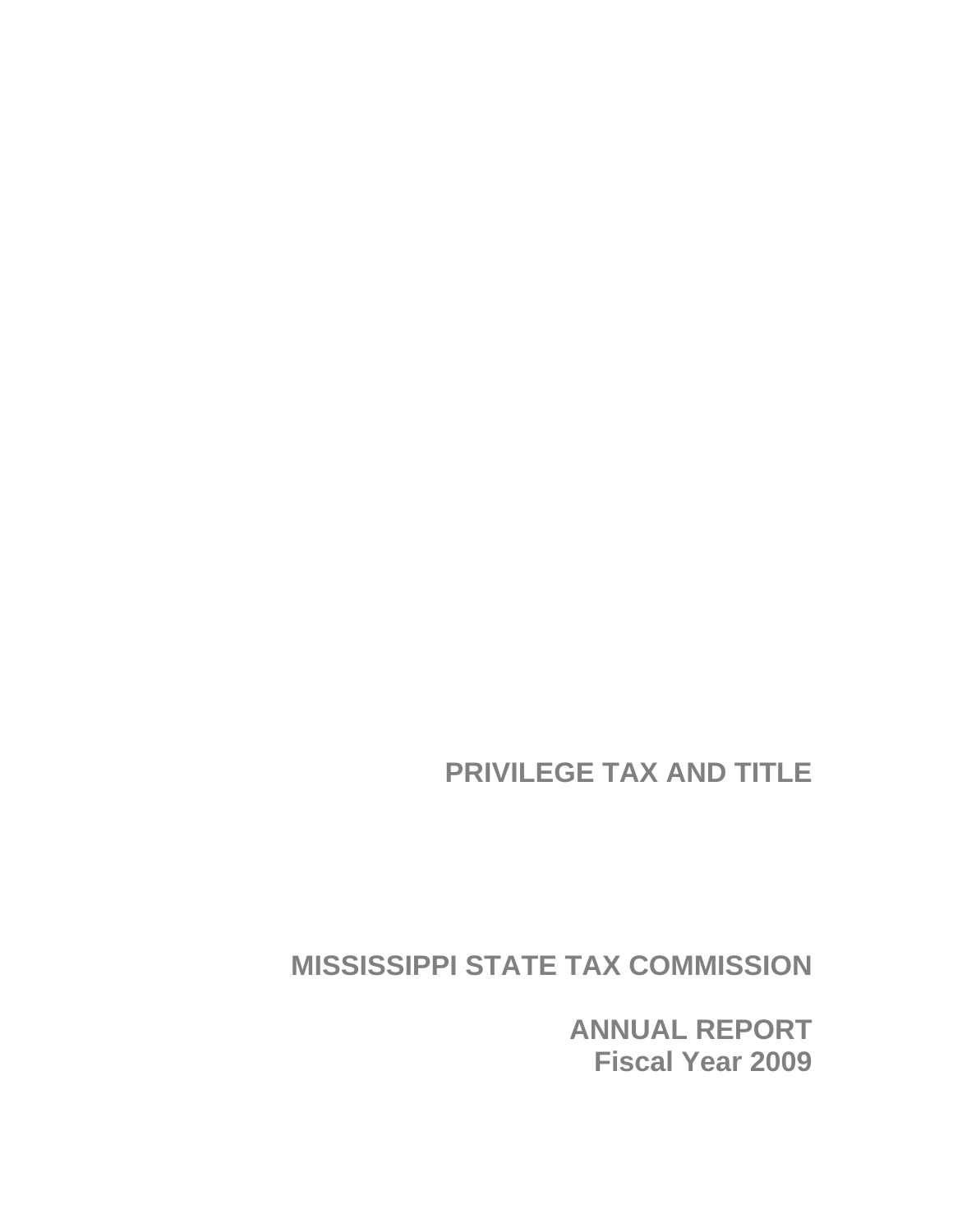# PRIVILEGE TAX AND TITLE

## MISSISSIPPI STATE TAX COMMISSION

## ANNUAL REPORT
## Fiscal Year 2009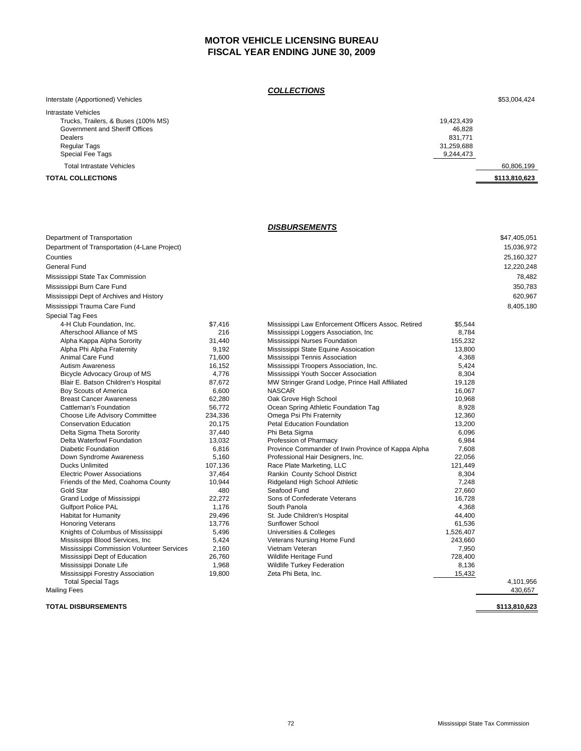# MOTOR VEHICLE LICENSING BUREAU
## FISCAL YEAR ENDING JUNE 30, 2009

### *COLLECTIONS*

| | | |
|---|---|---|
| Interstate (Apportioned) Vehicles | | $53,004,424 |
| Intrastate Vehicles | | |
| Trucks, Trailers, & Buses (100% MS) | 19,423,439 | |
| Government and Sheriff Offices | 46,828 | |
| Dealers | 831,771 | |
| Regular Tags | 31,259,688 | |
| Special Fee Tags | 9,244,473 | |
| Total Intrastate Vehicles | | 60,806,199 |
| **TOTAL COLLECTIONS** | | **$113,810,623** |

### *DISBURSEMENTS*

| | |
|---|---|
| Department of Transportation | $47,405,051 |
| Department of Transportation (4-Lane Project) | 15,036,972 |
| Counties | 25,160,327 |
| General Fund | 12,220,248 |
| Mississippi State Tax Commission | 78,482 |
| Mississippi Burn Care Fund | 350,783 |
| Mississippi Dept of Archives and History | 620,967 |
| Mississippi Trauma Care Fund | 8,405,180 |

Special Tag Fees

| | | | | |
|---|---|---|---|---|
| 4-H Club Foundation, Inc. | $7,416 | Mississippi Law Enforcement Officers Assoc. Retired | $5,544 | |
| Afterschool Alliance of MS | 216 | Mississippi Loggers Association, Inc | 8,784 | |
| Alpha Kappa Alpha Sorority | 31,440 | Mississippi Nurses Foundation | 155,232 | |
| Alpha Phi Alpha Fraternity | 9,192 | Mississippi State Equine Assoication | 13,800 | |
| Animal Care Fund | 71,600 | Mississippi Tennis Association | 4,368 | |
| Autism Awareness | 16,152 | Mississippi Troopers Association, Inc. | 5,424 | |
| Bicycle Advocacy Group of MS | 4,776 | Mississippi Youth Soccer Association | 8,304 | |
| Blair E. Batson Children's Hospital | 87,672 | MW Stringer Grand Lodge, Prince Hall Affiliated | 19,128 | |
| Boy Scouts of America | 6,600 | NASCAR | 16,067 | |
| Breast Cancer Awareness | 62,280 | Oak Grove High School | 10,968 | |
| Cattleman's Foundation | 56,772 | Ocean Spring Athletic Foundation Tag | 8,928 | |
| Choose Life Advisory Committee | 234,336 | Omega Psi Phi Fraternity | 12,360 | |
| Conservation Education | 20,175 | Petal Education Foundation | 13,200 | |
| Delta Sigma Theta Sorority | 37,440 | Phi Beta Sigma | 6,096 | |
| Delta Waterfowl Foundation | 13,032 | Profession of Pharmacy | 6,984 | |
| Diabetic Foundation | 6,816 | Province Commander of Irwin Province of Kappa Alpha | 7,608 | |
| Down Syndrome Awareness | 5,160 | Professional Hair Designers, Inc. | 22,056 | |
| Ducks Unlimited | 107,136 | Race Plate Marketing, LLC | 121,449 | |
| Electric Power Associations | 37,464 | Rankin County School District | 8,304 | |
| Friends of the Med, Coahoma County | 10,944 | Ridgeland High School Athletic | 7,248 | |
| Gold Star | 480 | Seafood Fund | 27,660 | |
| Grand Lodge of Mississippi | 22,272 | Sons of Confederate Veterans | 16,728 | |
| Gulfport Police PAL | 1,176 | South Panola | 4,368 | |
| Habitat for Humanity | 29,496 | St. Jude Children's Hospital | 44,400 | |
| Honoring Veterans | 13,776 | Sunflower School | 61,536 | |
| Knights of Columbus of Mississippi | 5,496 | Universities & Colleges | 1,526,407 | |
| Mississippi Blood Services, Inc | 5,424 | Veterans Nursing Home Fund | 243,660 | |
| Mississippi Commission Volunteer Services | 2,160 | Vietnam Veteran | 7,950 | |
| Mississippi Dept of Education | 26,760 | Wildlife Heritage Fund | 728,400 | |
| Mississippi Donate Life | 1,968 | Wildlife Turkey Federation | 8,136 | |
| Mississippi Forestry Association | 19,800 | Zeta Phi Beta, Inc. | 15,432 | |
| Total Special Tags | | | | 4,101,956 |
| Mailing Fees | | | | 430,657 |
| **TOTAL DISBURSEMENTS** | | | | **$113,810,623** |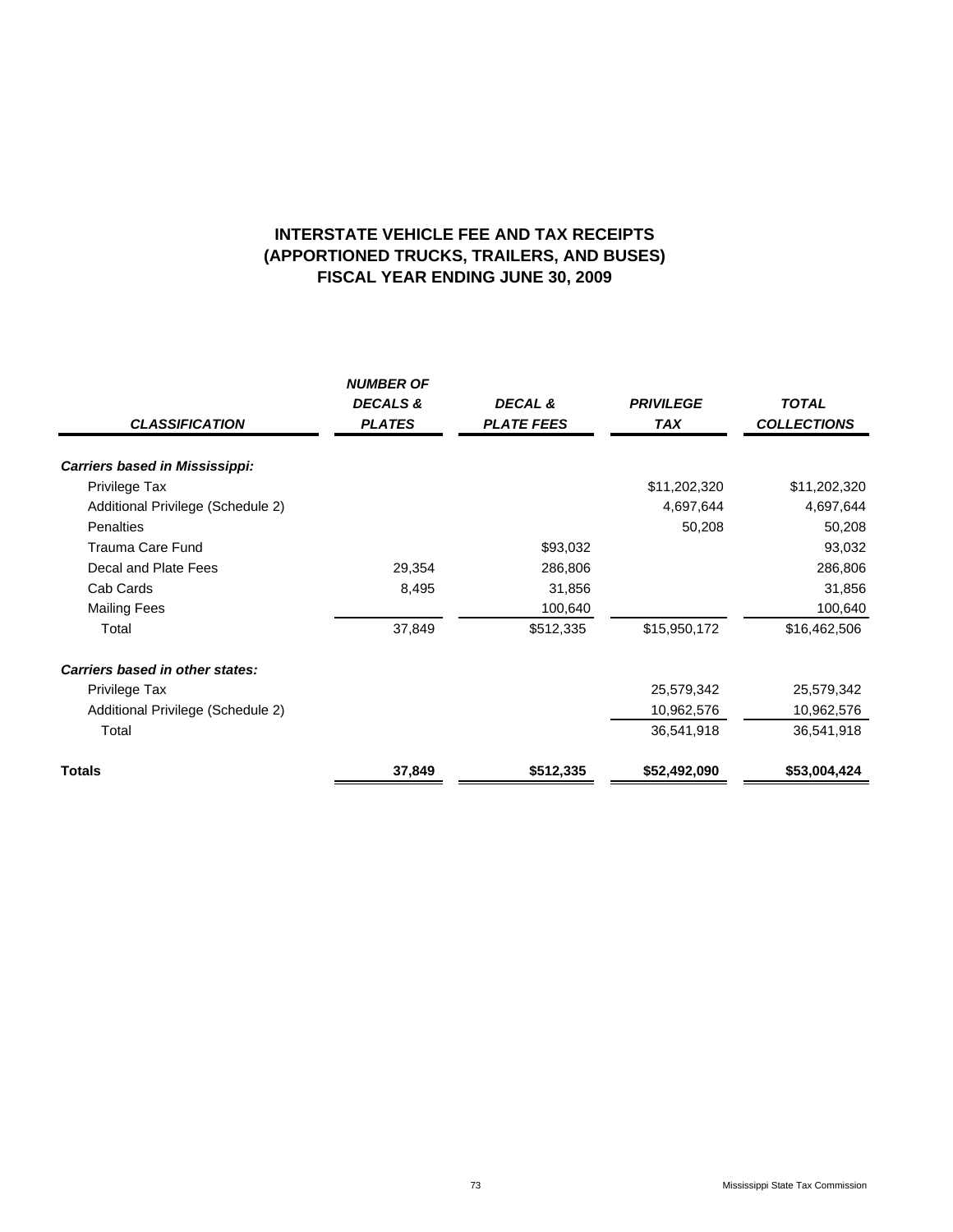# INTERSTATE VEHICLE FEE AND TAX RECEIPTS
# (APPORTIONED TRUCKS, TRAILERS, AND BUSES)
# FISCAL YEAR ENDING JUNE 30, 2009

| *CLASSIFICATION* | *NUMBER OF DECALS & PLATES* | *DECAL & PLATE FEES* | *PRIVILEGE TAX* | *TOTAL COLLECTIONS* |
|---|---|---|---|---|
| ***Carriers based in Mississippi:*** | | | | |
| Privilege Tax | | | $11,202,320 | $11,202,320 |
| Additional Privilege (Schedule 2) | | | 4,697,644 | 4,697,644 |
| Penalties | | | 50,208 | 50,208 |
| Trauma Care Fund | | $93,032 | | 93,032 |
| Decal and Plate Fees | 29,354 | 286,806 | | 286,806 |
| Cab Cards | 8,495 | 31,856 | | 31,856 |
| Mailing Fees | | 100,640 | | 100,640 |
| Total | 37,849 | $512,335 | $15,950,172 | $16,462,506 |
| ***Carriers based in other states:*** | | | | |
| Privilege Tax | | | 25,579,342 | 25,579,342 |
| Additional Privilege (Schedule 2) | | | 10,962,576 | 10,962,576 |
| Total | | | 36,541,918 | 36,541,918 |
| **Totals** | **37,849** | **$512,335** | **$52,492,090** | **$53,004,424** |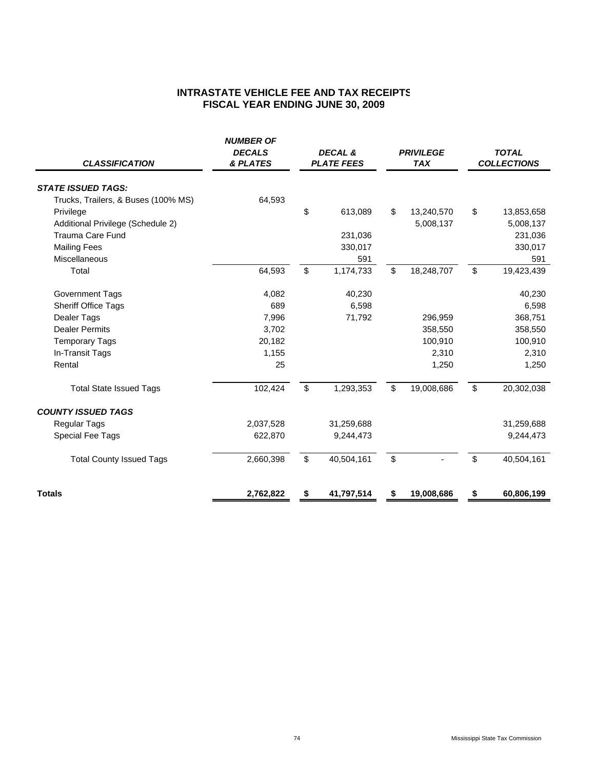# INTRASTATE VEHICLE FEE AND TAX RECEIPTS
## FISCAL YEAR ENDING JUNE 30, 2009

| *CLASSIFICATION* | *NUMBER OF DECALS & PLATES* | *DECAL & PLATE FEES* | *PRIVILEGE TAX* | *TOTAL COLLECTIONS* |
|---|---|---|---|---|
| ***STATE ISSUED TAGS:*** | | | | |
| Trucks, Trailers, & Buses (100% MS) | 64,593 | | | |
| Privilege | | $ 613,089 | $ 13,240,570 | $ 13,853,658 |
| Additional Privilege (Schedule 2) | | | 5,008,137 | 5,008,137 |
| Trauma Care Fund | | 231,036 | | 231,036 |
| Mailing Fees | | 330,017 | | 330,017 |
| Miscellaneous | | 591 | | 591 |
| Total | 64,593 | $ 1,174,733 | $ 18,248,707 | $ 19,423,439 |
| Government Tags | 4,082 | 40,230 | | 40,230 |
| Sheriff Office Tags | 689 | 6,598 | | 6,598 |
| Dealer Tags | 7,996 | 71,792 | 296,959 | 368,751 |
| Dealer Permits | 3,702 | | 358,550 | 358,550 |
| Temporary Tags | 20,182 | | 100,910 | 100,910 |
| In-Transit Tags | 1,155 | | 2,310 | 2,310 |
| Rental | 25 | | 1,250 | 1,250 |
| Total State Issued Tags | 102,424 | $ 1,293,353 | $ 19,008,686 | $ 20,302,038 |
| ***COUNTY ISSUED TAGS*** | | | | |
| Regular Tags | 2,037,528 | 31,259,688 | | 31,259,688 |
| Special Fee Tags | 622,870 | 9,244,473 | | 9,244,473 |
| Total County Issued Tags | 2,660,398 | $ 40,504,161 | $ - | $ 40,504,161 |
| **Totals** | **2,762,822** | **$ 41,797,514** | **$ 19,008,686** | **$ 60,806,199** |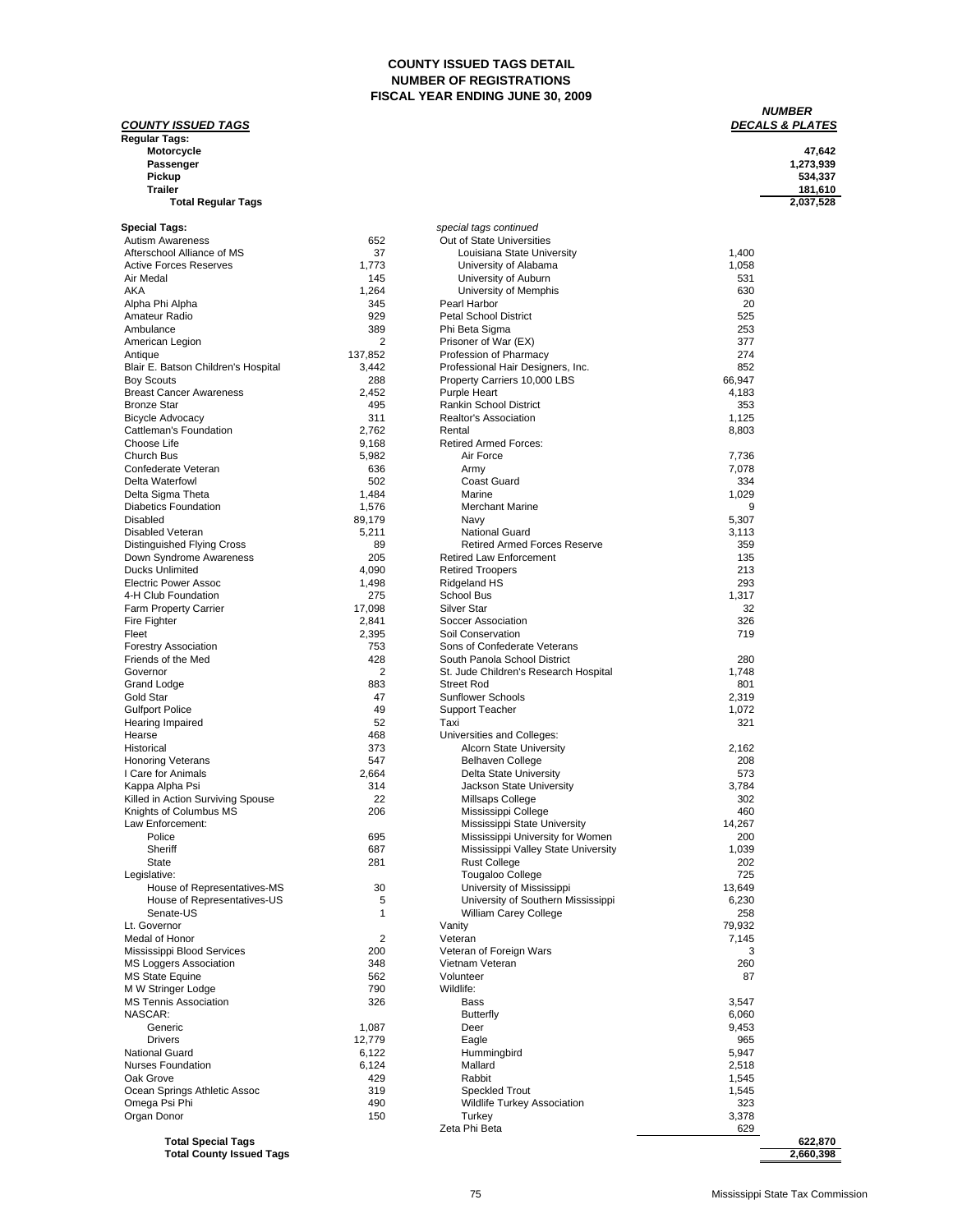# COUNTY ISSUED TAGS DETAIL
## NUMBER OF REGISTRATIONS
## FISCAL YEAR ENDING JUNE 30, 2009

| ***COUNTY ISSUED TAGS*** | ***NUMBER DECALS & PLATES*** |
|---|---|
| **Regular Tags:** | |
| **Motorcycle** | **47,642** |
| **Passenger** | **1,273,939** |
| **Pickup** | **534,337** |
| **Trailer** | **181,610** |
| **Total Regular Tags** | **2,037,528** |

**Special Tags:**

| Special Tags | Number | *special tags continued* | Number |
|---|---|---|---|
| Autism Awareness | 652 | Out of State Universities | |
| Afterschool Alliance of MS | 37 | Louisiana State University | 1,400 |
| Active Forces Reserves | 1,773 | University of Alabama | 1,058 |
| Air Medal | 145 | University of Auburn | 531 |
| AKA | 1,264 | University of Memphis | 630 |
| Alpha Phi Alpha | 345 | Pearl Harbor | 20 |
| Amateur Radio | 929 | Petal School District | 525 |
| Ambulance | 389 | Phi Beta Sigma | 253 |
| American Legion | 2 | Prisoner of War (EX) | 377 |
| Antique | 137,852 | Profession of Pharmacy | 274 |
| Blair E. Batson Children's Hospital | 3,442 | Professional Hair Designers, Inc. | 852 |
| Boy Scouts | 288 | Property Carriers 10,000 LBS | 66,947 |
| Breast Cancer Awareness | 2,452 | Purple Heart | 4,183 |
| Bronze Star | 495 | Rankin School District | 353 |
| Bicycle Advocacy | 311 | Realtor's Association | 1,125 |
| Cattleman's Foundation | 2,762 | Rental | 8,803 |
| Choose Life | 9,168 | Retired Armed Forces: | |
| Church Bus | 5,982 | Air Force | 7,736 |
| Confederate Veteran | 636 | Army | 7,078 |
| Delta Waterfowl | 502 | Coast Guard | 334 |
| Delta Sigma Theta | 1,484 | Marine | 1,029 |
| Diabetics Foundation | 1,576 | Merchant Marine | 9 |
| Disabled | 89,179 | Navy | 5,307 |
| Disabled Veteran | 5,211 | National Guard | 3,113 |
| Distinguished Flying Cross | 89 | Retired Armed Forces Reserve | 359 |
| Down Syndrome Awareness | 205 | Retired Law Enforcement | 135 |
| Ducks Unlimited | 4,090 | Retired Troopers | 213 |
| Electric Power Assoc | 1,498 | Ridgeland HS | 293 |
| 4-H Club Foundation | 275 | School Bus | 1,317 |
| Farm Property Carrier | 17,098 | Silver Star | 32 |
| Fire Fighter | 2,841 | Soccer Association | 326 |
| Fleet | 2,395 | Soil Conservation | 719 |
| Forestry Association | 753 | Sons of Confederate Veterans | |
| Friends of the Med | 428 | South Panola School District | 280 |
| Governor | 2 | St. Jude Children's Research Hospital | 1,748 |
| Grand Lodge | 883 | Street Rod | 801 |
| Gold Star | 47 | Sunflower Schools | 2,319 |
| Gulfport Police | 49 | Support Teacher | 1,072 |
| Hearing Impaired | 52 | Taxi | 321 |
| Hearse | 468 | Universities and Colleges: | |
| Historical | 373 | Alcorn State University | 2,162 |
| Honoring Veterans | 547 | Belhaven College | 208 |
| I Care for Animals | 2,664 | Delta State University | 573 |
| Kappa Alpha Psi | 314 | Jackson State University | 3,784 |
| Killed in Action Surviving Spouse | 22 | Millsaps College | 302 |
| Knights of Columbus MS | 206 | Mississippi College | 460 |
| Law Enforcement: | | Mississippi State University | 14,267 |
| Police | 695 | Mississippi University for Women | 200 |
| Sheriff | 687 | Mississippi Valley State University | 1,039 |
| State | 281 | Rust College | 202 |
| Legislative: | | Tougaloo College | 725 |
| House of Representatives-MS | 30 | University of Mississippi | 13,649 |
| House of Representatives-US | 5 | University of Southern Mississippi | 6,230 |
| Senate-US | 1 | William Carey College | 258 |
| Lt. Governor | | Vanity | 79,932 |
| Medal of Honor | 2 | Veteran | 7,145 |
| Mississippi Blood Services | 200 | Veteran of Foreign Wars | 3 |
| MS Loggers Association | 348 | Vietnam Veteran | 260 |
| MS State Equine | 562 | Volunteer | 87 |
| M W Stringer Lodge | 790 | Wildlife: | |
| MS Tennis Association | 326 | Bass | 3,547 |
| NASCAR: | | Butterfly | 6,060 |
| Generic | 1,087 | Deer | 9,453 |
| Drivers | 12,779 | Eagle | 965 |
| National Guard | 6,122 | Hummingbird | 5,947 |
| Nurses Foundation | 6,124 | Mallard | 2,518 |
| Oak Grove | 429 | Rabbit | 1,545 |
| Ocean Springs Athletic Assoc | 319 | Speckled Trout | 1,545 |
| Omega Psi Phi | 490 | Wildlife Turkey Association | 323 |
| Organ Donor | 150 | Turkey | 3,378 |
| | | Zeta Phi Beta | 629 |

| | |
|---|---|
| **Total Special Tags** | **622,870** |
| **Total County Issued Tags** | **2,660,398** |

Mississippi State Tax Commission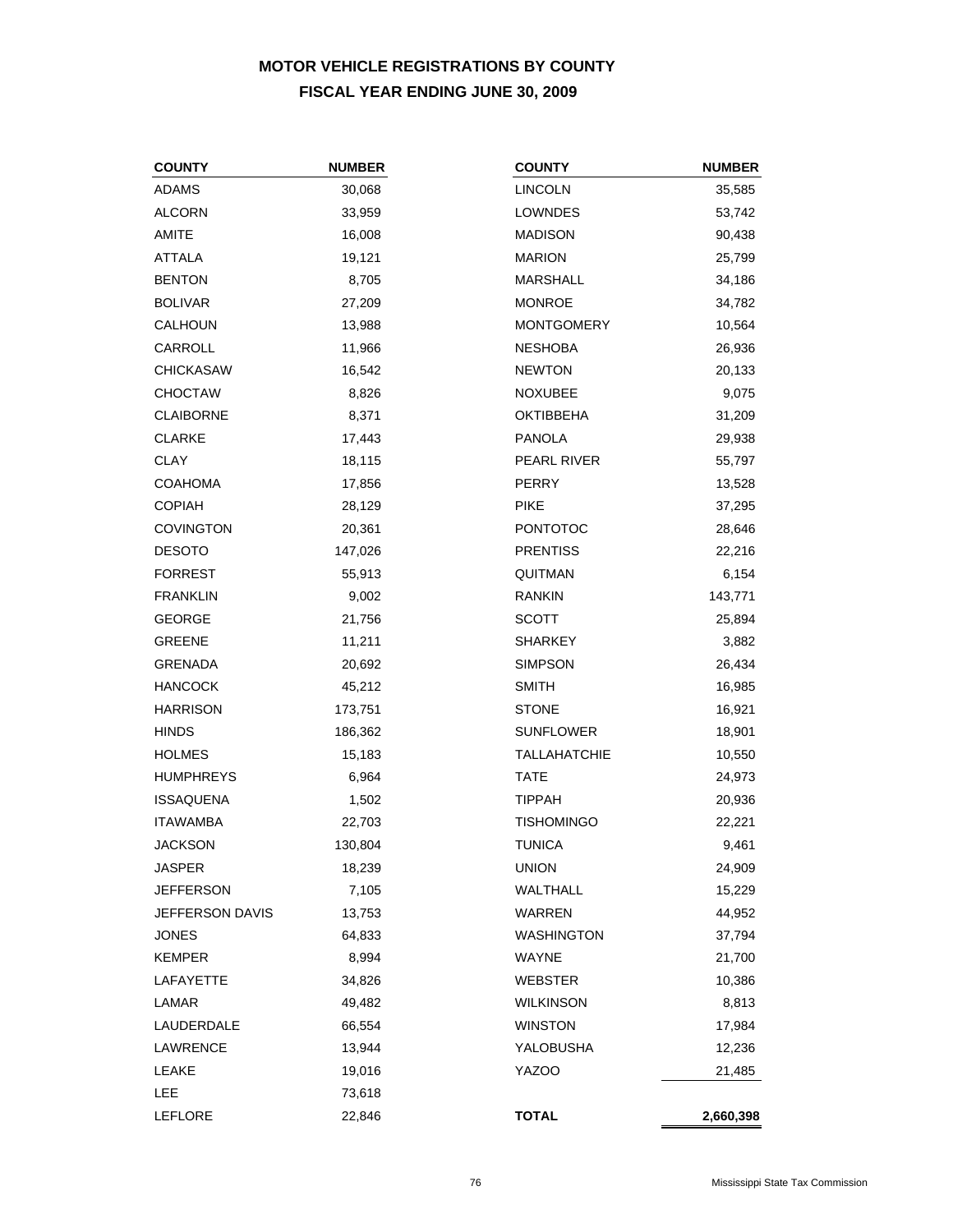# MOTOR VEHICLE REGISTRATIONS BY COUNTY

## FISCAL YEAR ENDING JUNE 30, 2009

| COUNTY | NUMBER | COUNTY | NUMBER |
|---|---|---|---|
| ADAMS | 30,068 | LINCOLN | 35,585 |
| ALCORN | 33,959 | LOWNDES | 53,742 |
| AMITE | 16,008 | MADISON | 90,438 |
| ATTALA | 19,121 | MARION | 25,799 |
| BENTON | 8,705 | MARSHALL | 34,186 |
| BOLIVAR | 27,209 | MONROE | 34,782 |
| CALHOUN | 13,988 | MONTGOMERY | 10,564 |
| CARROLL | 11,966 | NESHOBA | 26,936 |
| CHICKASAW | 16,542 | NEWTON | 20,133 |
| CHOCTAW | 8,826 | NOXUBEE | 9,075 |
| CLAIBORNE | 8,371 | OKTIBBEHA | 31,209 |
| CLARKE | 17,443 | PANOLA | 29,938 |
| CLAY | 18,115 | PEARL RIVER | 55,797 |
| COAHOMA | 17,856 | PERRY | 13,528 |
| COPIAH | 28,129 | PIKE | 37,295 |
| COVINGTON | 20,361 | PONTOTOC | 28,646 |
| DESOTO | 147,026 | PRENTISS | 22,216 |
| FORREST | 55,913 | QUITMAN | 6,154 |
| FRANKLIN | 9,002 | RANKIN | 143,771 |
| GEORGE | 21,756 | SCOTT | 25,894 |
| GREENE | 11,211 | SHARKEY | 3,882 |
| GRENADA | 20,692 | SIMPSON | 26,434 |
| HANCOCK | 45,212 | SMITH | 16,985 |
| HARRISON | 173,751 | STONE | 16,921 |
| HINDS | 186,362 | SUNFLOWER | 18,901 |
| HOLMES | 15,183 | TALLAHATCHIE | 10,550 |
| HUMPHREYS | 6,964 | TATE | 24,973 |
| ISSAQUENA | 1,502 | TIPPAH | 20,936 |
| ITAWAMBA | 22,703 | TISHOMINGO | 22,221 |
| JACKSON | 130,804 | TUNICA | 9,461 |
| JASPER | 18,239 | UNION | 24,909 |
| JEFFERSON | 7,105 | WALTHALL | 15,229 |
| JEFFERSON DAVIS | 13,753 | WARREN | 44,952 |
| JONES | 64,833 | WASHINGTON | 37,794 |
| KEMPER | 8,994 | WAYNE | 21,700 |
| LAFAYETTE | 34,826 | WEBSTER | 10,386 |
| LAMAR | 49,482 | WILKINSON | 8,813 |
| LAUDERDALE | 66,554 | WINSTON | 17,984 |
| LAWRENCE | 13,944 | YALOBUSHA | 12,236 |
| LEAKE | 19,016 | YAZOO | 21,485 |
| LEE | 73,618 | | |
| LEFLORE | 22,846 | **TOTAL** | **2,660,398** |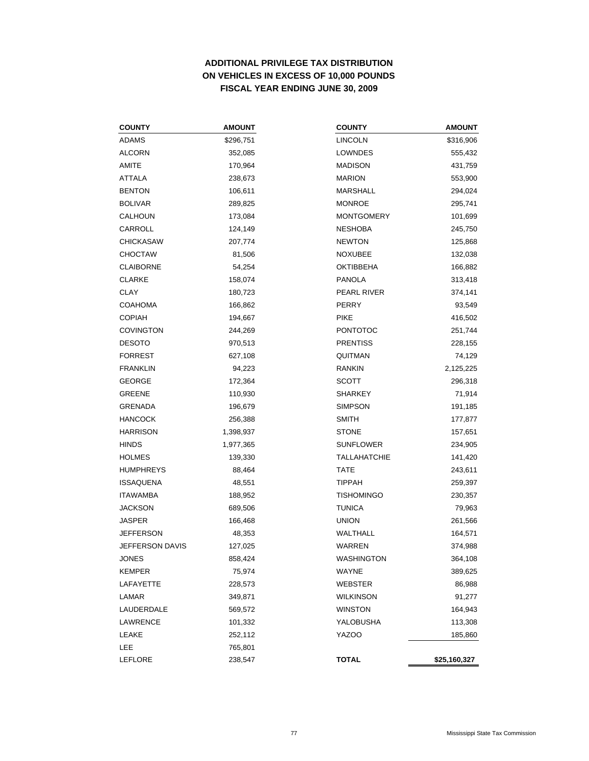# ADDITIONAL PRIVILEGE TAX DISTRIBUTION ON VEHICLES IN EXCESS OF 10,000 POUNDS FISCAL YEAR ENDING JUNE 30, 2009

| COUNTY | AMOUNT | COUNTY | AMOUNT |
|---|---|---|---|
| ADAMS | $296,751 | LINCOLN | $316,906 |
| ALCORN | 352,085 | LOWNDES | 555,432 |
| AMITE | 170,964 | MADISON | 431,759 |
| ATTALA | 238,673 | MARION | 553,900 |
| BENTON | 106,611 | MARSHALL | 294,024 |
| BOLIVAR | 289,825 | MONROE | 295,741 |
| CALHOUN | 173,084 | MONTGOMERY | 101,699 |
| CARROLL | 124,149 | NESHOBA | 245,750 |
| CHICKASAW | 207,774 | NEWTON | 125,868 |
| CHOCTAW | 81,506 | NOXUBEE | 132,038 |
| CLAIBORNE | 54,254 | OKTIBBEHA | 166,882 |
| CLARKE | 158,074 | PANOLA | 313,418 |
| CLAY | 180,723 | PEARL RIVER | 374,141 |
| COAHOMA | 166,862 | PERRY | 93,549 |
| COPIAH | 194,667 | PIKE | 416,502 |
| COVINGTON | 244,269 | PONTOTOC | 251,744 |
| DESOTO | 970,513 | PRENTISS | 228,155 |
| FORREST | 627,108 | QUITMAN | 74,129 |
| FRANKLIN | 94,223 | RANKIN | 2,125,225 |
| GEORGE | 172,364 | SCOTT | 296,318 |
| GREENE | 110,930 | SHARKEY | 71,914 |
| GRENADA | 196,679 | SIMPSON | 191,185 |
| HANCOCK | 256,388 | SMITH | 177,877 |
| HARRISON | 1,398,937 | STONE | 157,651 |
| HINDS | 1,977,365 | SUNFLOWER | 234,905 |
| HOLMES | 139,330 | TALLAHATCHIE | 141,420 |
| HUMPHREYS | 88,464 | TATE | 243,611 |
| ISSAQUENA | 48,551 | TIPPAH | 259,397 |
| ITAWAMBA | 188,952 | TISHOMINGO | 230,357 |
| JACKSON | 689,506 | TUNICA | 79,963 |
| JASPER | 166,468 | UNION | 261,566 |
| JEFFERSON | 48,353 | WALTHALL | 164,571 |
| JEFFERSON DAVIS | 127,025 | WARREN | 374,988 |
| JONES | 858,424 | WASHINGTON | 364,108 |
| KEMPER | 75,974 | WAYNE | 389,625 |
| LAFAYETTE | 228,573 | WEBSTER | 86,988 |
| LAMAR | 349,871 | WILKINSON | 91,277 |
| LAUDERDALE | 569,572 | WINSTON | 164,943 |
| LAWRENCE | 101,332 | YALOBUSHA | 113,308 |
| LEAKE | 252,112 | YAZOO | 185,860 |
| LEE | 765,801 | | |
| LEFLORE | 238,547 | **TOTAL** | **$25,160,327** |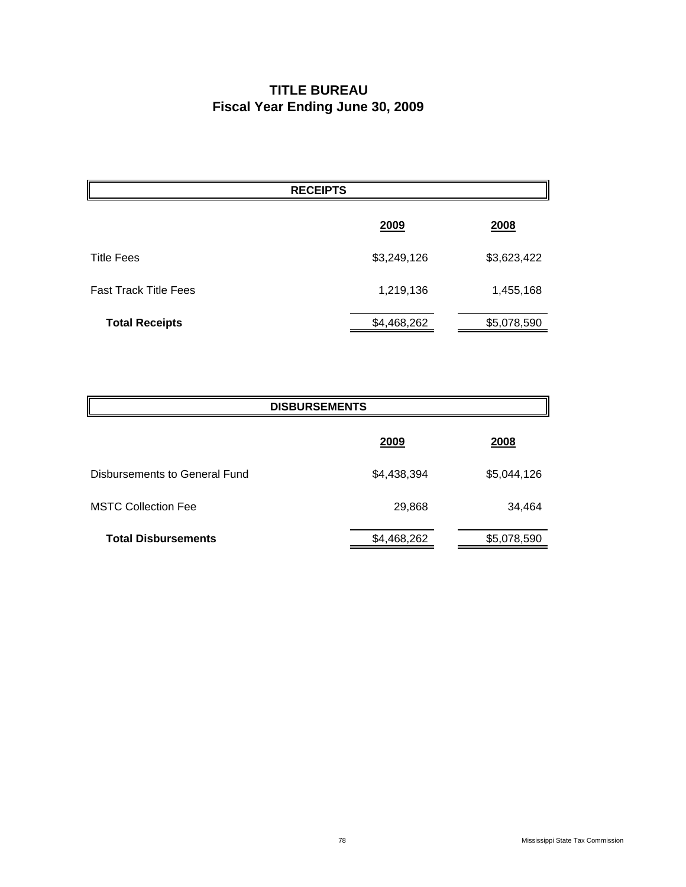# TITLE BUREAU
## Fiscal Year Ending June 30, 2009

| RECEIPTS | 2009 | 2008 |
|---|---|---|
| Title Fees | $3,249,126 | $3,623,422 |
| Fast Track Title Fees | 1,219,136 | 1,455,168 |
| **Total Receipts** | $4,468,262 | $5,078,590 |

| DISBURSEMENTS | 2009 | 2008 |
|---|---|---|
| Disbursements to General Fund | $4,438,394 | $5,044,126 |
| MSTC Collection Fee | 29,868 | 34,464 |
| **Total Disbursements** | $4,468,262 | $5,078,590 |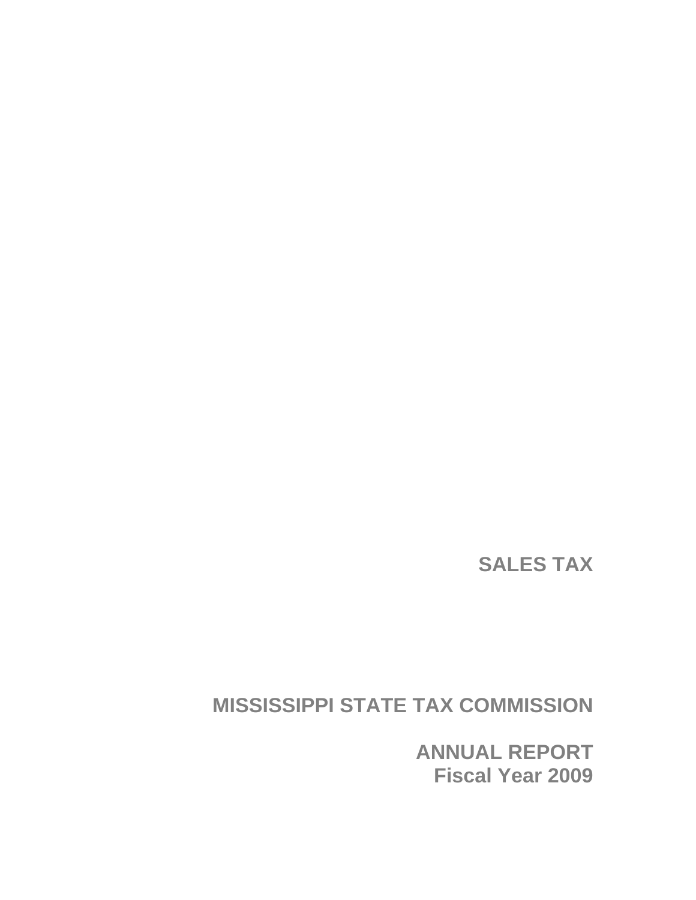# SALES TAX

## MISSISSIPPI STATE TAX COMMISSION

## ANNUAL REPORT
## Fiscal Year 2009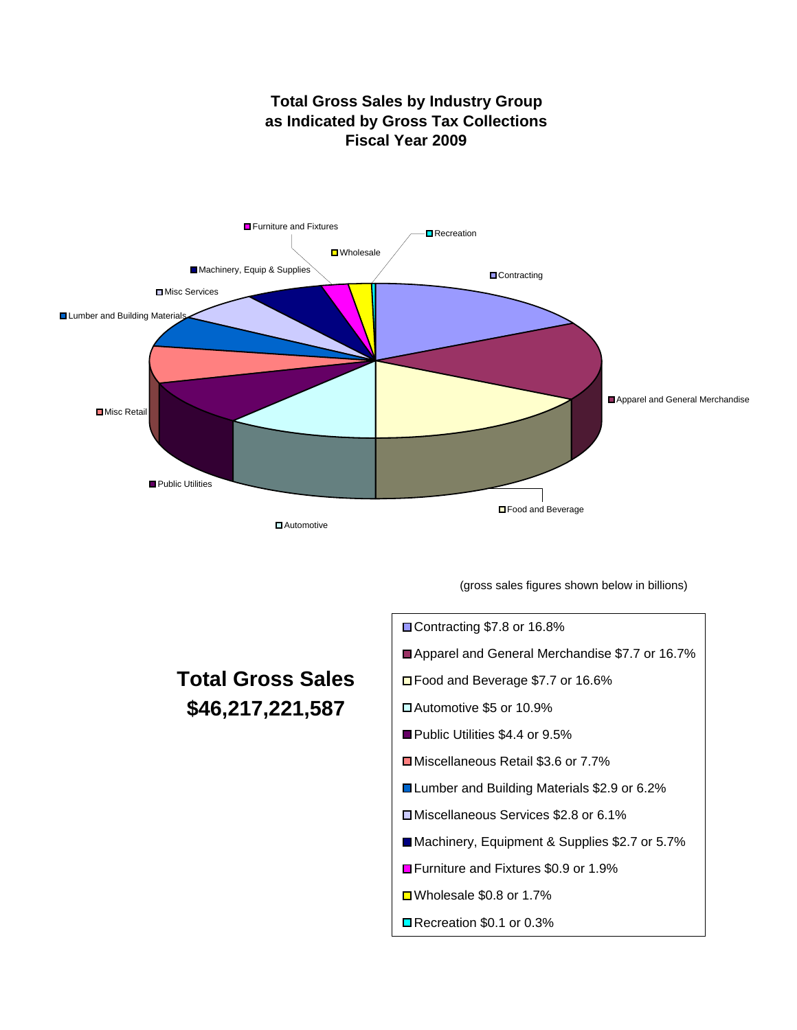# Total Gross Sales by Industry Group as Indicated by Gross Tax Collections Fiscal Year 2009

(gross sales figures shown below in billions)

**Total Gross Sales $46,217,221,587**

- Contracting $7.8 or 16.8%
- Apparel and General Merchandise $7.7 or 16.7%
- Food and Beverage $7.7 or 16.6%
- Automotive $5 or 10.9%
- Public Utilities $4.4 or 9.5%
- Miscellaneous Retail $3.6 or 7.7%
- Lumber and Building Materials $2.9 or 6.2%
- Miscellaneous Services $2.8 or 6.1%
- Machinery, Equipment & Supplies $2.7 or 5.7%
- Furniture and Fixtures $0.9 or 1.9%
- Wholesale $0.8 or 1.7%
- Recreation $0.1 or 0.3%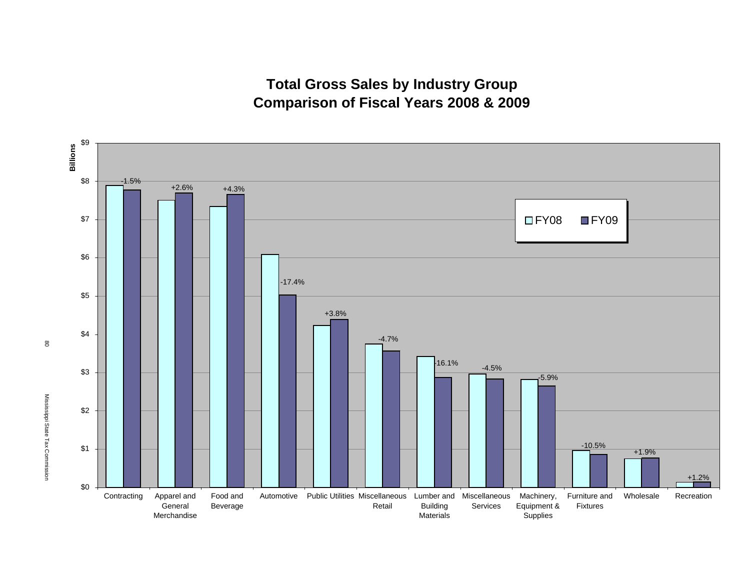# Total Gross Sales by Industry Group
## Comparison of Fiscal Years 2008 & 2009

| Industry Group | Change FY08 to FY09 |
|---|---|
| Contracting | -1.5% |
| Apparel and General Merchandise | +2.6% |
| Food and Beverage | +4.3% |
| Automotive | -17.4% |
| Public Utilities | +3.8% |
| Miscellaneous Retail | -4.7% |
| Lumber and Building Materials | -16.1% |
| Miscellaneous Services | -4.5% |
| Machinery, Equipment & Supplies | -5.9% |
| Furniture and Fixtures | -10.5% |
| Wholesale | +1.9% |
| Recreation | +1.2% |

Billions ($0 – $9); legend: FY08, FY09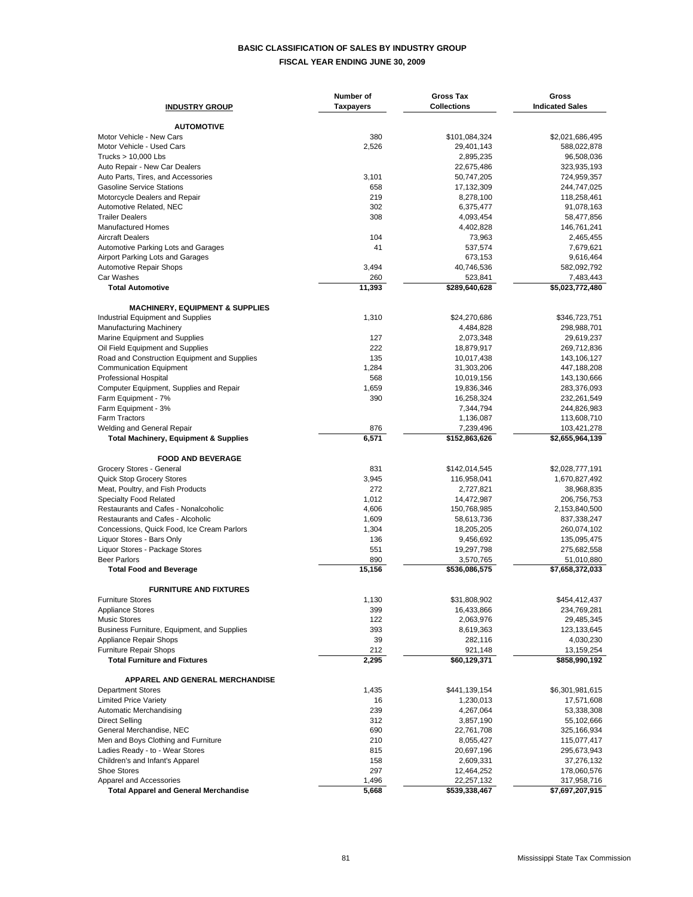# BASIC CLASSIFICATION OF SALES BY INDUSTRY GROUP

## FISCAL YEAR ENDING JUNE 30, 2009

| INDUSTRY GROUP | Number of Taxpayers | Gross Tax Collections | Gross Indicated Sales |
|---|---|---|---|
| **AUTOMOTIVE** | | | |
| Motor Vehicle - New Cars | 380 | $101,084,324 | $2,021,686,495 |
| Motor Vehicle - Used Cars | 2,526 | 29,401,143 | 588,022,878 |
| Trucks > 10,000 Lbs | | 2,895,235 | 96,508,036 |
| Auto Repair - New Car Dealers | | 22,675,486 | 323,935,193 |
| Auto Parts, Tires, and Accessories | 3,101 | 50,747,205 | 724,959,357 |
| Gasoline Service Stations | 658 | 17,132,309 | 244,747,025 |
| Motorcycle Dealers and Repair | 219 | 8,278,100 | 118,258,461 |
| Automotive Related, NEC | 302 | 6,375,477 | 91,078,163 |
| Trailer Dealers | 308 | 4,093,454 | 58,477,856 |
| Manufactured Homes | | 4,402,828 | 146,761,241 |
| Aircraft Dealers | 104 | 73,963 | 2,465,455 |
| Automotive Parking Lots and Garages | 41 | 537,574 | 7,679,621 |
| Airport Parking Lots and Garages | | 673,153 | 9,616,464 |
| Automotive Repair Shops | 3,494 | 40,746,536 | 582,092,792 |
| Car Washes | 260 | 523,841 | 7,483,443 |
| **Total Automotive** | **11,393** | **$289,640,628** | **$5,023,772,480** |
| **MACHINERY, EQUIPMENT & SUPPLIES** | | | |
| Industrial Equipment and Supplies | 1,310 | $24,270,686 | $346,723,751 |
| Manufacturing Machinery | | 4,484,828 | 298,988,701 |
| Marine Equipment and Supplies | 127 | 2,073,348 | 29,619,237 |
| Oil Field Equipment and Supplies | 222 | 18,879,917 | 269,712,836 |
| Road and Construction Equipment and Supplies | 135 | 10,017,438 | 143,106,127 |
| Communication Equipment | 1,284 | 31,303,206 | 447,188,208 |
| Professional Hospital | 568 | 10,019,156 | 143,130,666 |
| Computer Equipment, Supplies and Repair | 1,659 | 19,836,346 | 283,376,093 |
| Farm Equipment - 7% | 390 | 16,258,324 | 232,261,549 |
| Farm Equipment - 3% | | 7,344,794 | 244,826,983 |
| Farm Tractors | | 1,136,087 | 113,608,710 |
| Welding and General Repair | 876 | 7,239,496 | 103,421,278 |
| **Total Machinery, Equipment & Supplies** | **6,571** | **$152,863,626** | **$2,655,964,139** |
| **FOOD AND BEVERAGE** | | | |
| Grocery Stores - General | 831 | $142,014,545 | $2,028,777,191 |
| Quick Stop Grocery Stores | 3,945 | 116,958,041 | 1,670,827,492 |
| Meat, Poultry, and Fish Products | 272 | 2,727,821 | 38,968,835 |
| Specialty Food Related | 1,012 | 14,472,987 | 206,756,753 |
| Restaurants and Cafes - Nonalcoholic | 4,606 | 150,768,985 | 2,153,840,500 |
| Restaurants and Cafes - Alcoholic | 1,609 | 58,613,736 | 837,338,247 |
| Concessions, Quick Food, Ice Cream Parlors | 1,304 | 18,205,205 | 260,074,102 |
| Liquor Stores - Bars Only | 136 | 9,456,692 | 135,095,475 |
| Liquor Stores - Package Stores | 551 | 19,297,798 | 275,682,558 |
| Beer Parlors | 890 | 3,570,765 | 51,010,880 |
| **Total Food and Beverage** | **15,156** | **$536,086,575** | **$7,658,372,033** |
| **FURNITURE AND FIXTURES** | | | |
| Furniture Stores | 1,130 | $31,808,902 | $454,412,437 |
| Appliance Stores | 399 | 16,433,866 | 234,769,281 |
| Music Stores | 122 | 2,063,976 | 29,485,345 |
| Business Furniture, Equipment, and Supplies | 393 | 8,619,363 | 123,133,645 |
| Appliance Repair Shops | 39 | 282,116 | 4,030,230 |
| Furniture Repair Shops | 212 | 921,148 | 13,159,254 |
| **Total Furniture and Fixtures** | **2,295** | **$60,129,371** | **$858,990,192** |
| **APPAREL AND GENERAL MERCHANDISE** | | | |
| Department Stores | 1,435 | $441,139,154 | $6,301,981,615 |
| Limited Price Variety | 16 | 1,230,013 | 17,571,608 |
| Automatic Merchandising | 239 | 4,267,064 | 53,338,308 |
| Direct Selling | 312 | 3,857,190 | 55,102,666 |
| General Merchandise, NEC | 690 | 22,761,708 | 325,166,934 |
| Men and Boys Clothing and Furniture | 210 | 8,055,427 | 115,077,417 |
| Ladies Ready - to - Wear Stores | 815 | 20,697,196 | 295,673,943 |
| Children's and Infant's Apparel | 158 | 2,609,331 | 37,276,132 |
| Shoe Stores | 297 | 12,464,252 | 178,060,576 |
| Apparel and Accessories | 1,496 | 22,257,132 | 317,958,716 |
| **Total Apparel and General Merchandise** | **5,668** | **$539,338,467** | **$7,697,207,915** |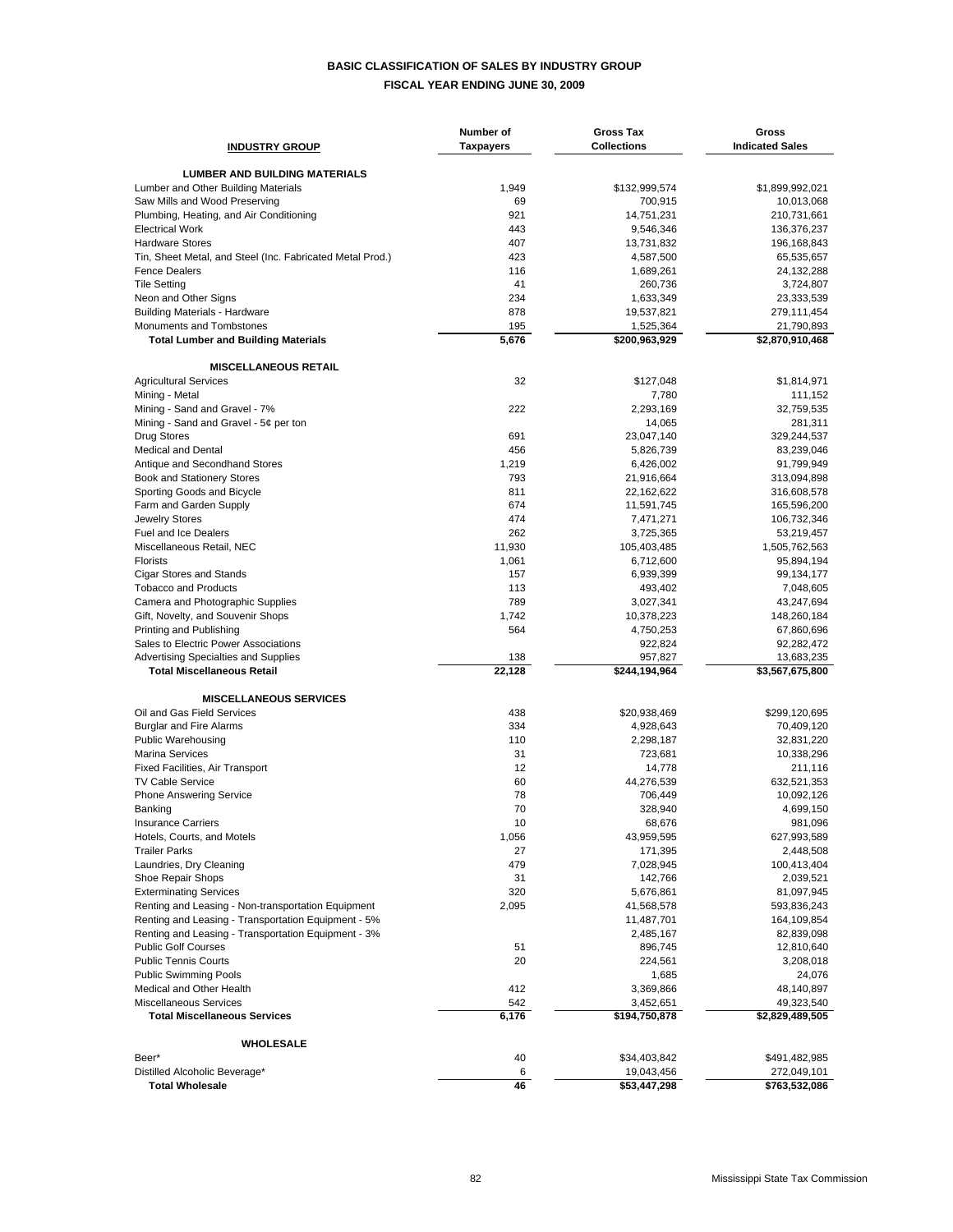# BASIC CLASSIFICATION OF SALES BY INDUSTRY GROUP

## FISCAL YEAR ENDING JUNE 30, 2009

| INDUSTRY GROUP | Number of Taxpayers | Gross Tax Collections | Gross Indicated Sales |
|---|---|---|---|
| **LUMBER AND BUILDING MATERIALS** | | | |
| Lumber and Other Building Materials | 1,949 | $132,999,574 | $1,899,992,021 |
| Saw Mills and Wood Preserving | 69 | 700,915 | 10,013,068 |
| Plumbing, Heating, and Air Conditioning | 921 | 14,751,231 | 210,731,661 |
| Electrical Work | 443 | 9,546,346 | 136,376,237 |
| Hardware Stores | 407 | 13,731,832 | 196,168,843 |
| Tin, Sheet Metal, and Steel (Inc. Fabricated Metal Prod.) | 423 | 4,587,500 | 65,535,657 |
| Fence Dealers | 116 | 1,689,261 | 24,132,288 |
| Tile Setting | 41 | 260,736 | 3,724,807 |
| Neon and Other Signs | 234 | 1,633,349 | 23,333,539 |
| Building Materials - Hardware | 878 | 19,537,821 | 279,111,454 |
| Monuments and Tombstones | 195 | 1,525,364 | 21,790,893 |
| **Total Lumber and Building Materials** | **5,676** | **$200,963,929** | **$2,870,910,468** |
| **MISCELLANEOUS RETAIL** | | | |
| Agricultural Services | 32 | $127,048 | $1,814,971 |
| Mining - Metal | | 7,780 | 111,152 |
| Mining - Sand and Gravel - 7% | 222 | 2,293,169 | 32,759,535 |
| Mining - Sand and Gravel - 5¢ per ton | | 14,065 | 281,311 |
| Drug Stores | 691 | 23,047,140 | 329,244,537 |
| Medical and Dental | 456 | 5,826,739 | 83,239,046 |
| Antique and Secondhand Stores | 1,219 | 6,426,002 | 91,799,949 |
| Book and Stationery Stores | 793 | 21,916,664 | 313,094,898 |
| Sporting Goods and Bicycle | 811 | 22,162,622 | 316,608,578 |
| Farm and Garden Supply | 674 | 11,591,745 | 165,596,200 |
| Jewelry Stores | 474 | 7,471,271 | 106,732,346 |
| Fuel and Ice Dealers | 262 | 3,725,365 | 53,219,457 |
| Miscellaneous Retail, NEC | 11,930 | 105,403,485 | 1,505,762,563 |
| Florists | 1,061 | 6,712,600 | 95,894,194 |
| Cigar Stores and Stands | 157 | 6,939,399 | 99,134,177 |
| Tobacco and Products | 113 | 493,402 | 7,048,605 |
| Camera and Photographic Supplies | 789 | 3,027,341 | 43,247,694 |
| Gift, Novelty, and Souvenir Shops | 1,742 | 10,378,223 | 148,260,184 |
| Printing and Publishing | 564 | 4,750,253 | 67,860,696 |
| Sales to Electric Power Associations | | 922,824 | 92,282,472 |
| Advertising Specialties and Supplies | 138 | 957,827 | 13,683,235 |
| **Total Miscellaneous Retail** | **22,128** | **$244,194,964** | **$3,567,675,800** |
| **MISCELLANEOUS SERVICES** | | | |
| Oil and Gas Field Services | 438 | $20,938,469 | $299,120,695 |
| Burglar and Fire Alarms | 334 | 4,928,643 | 70,409,120 |
| Public Warehousing | 110 | 2,298,187 | 32,831,220 |
| Marina Services | 31 | 723,681 | 10,338,296 |
| Fixed Facilities, Air Transport | 12 | 14,778 | 211,116 |
| TV Cable Service | 60 | 44,276,539 | 632,521,353 |
| Phone Answering Service | 78 | 706,449 | 10,092,126 |
| Banking | 70 | 328,940 | 4,699,150 |
| Insurance Carriers | 10 | 68,676 | 981,096 |
| Hotels, Courts, and Motels | 1,056 | 43,959,595 | 627,993,589 |
| Trailer Parks | 27 | 171,395 | 2,448,508 |
| Laundries, Dry Cleaning | 479 | 7,028,945 | 100,413,404 |
| Shoe Repair Shops | 31 | 142,766 | 2,039,521 |
| Exterminating Services | 320 | 5,676,861 | 81,097,945 |
| Renting and Leasing - Non-transportation Equipment | 2,095 | 41,568,578 | 593,836,243 |
| Renting and Leasing - Transportation Equipment - 5% | | 11,487,701 | 164,109,854 |
| Renting and Leasing - Transportation Equipment - 3% | | 2,485,167 | 82,839,098 |
| Public Golf Courses | 51 | 896,745 | 12,810,640 |
| Public Tennis Courts | 20 | 224,561 | 3,208,018 |
| Public Swimming Pools | | 1,685 | 24,076 |
| Medical and Other Health | 412 | 3,369,866 | 48,140,897 |
| Miscellaneous Services | 542 | 3,452,651 | 49,323,540 |
| **Total Miscellaneous Services** | **6,176** | **$194,750,878** | **$2,829,489,505** |
| **WHOLESALE** | | | |
| Beer* | 40 | $34,403,842 | $491,482,985 |
| Distilled Alcoholic Beverage* | 6 | 19,043,456 | 272,049,101 |
| **Total Wholesale** | **46** | **$53,447,298** | **$763,532,086** |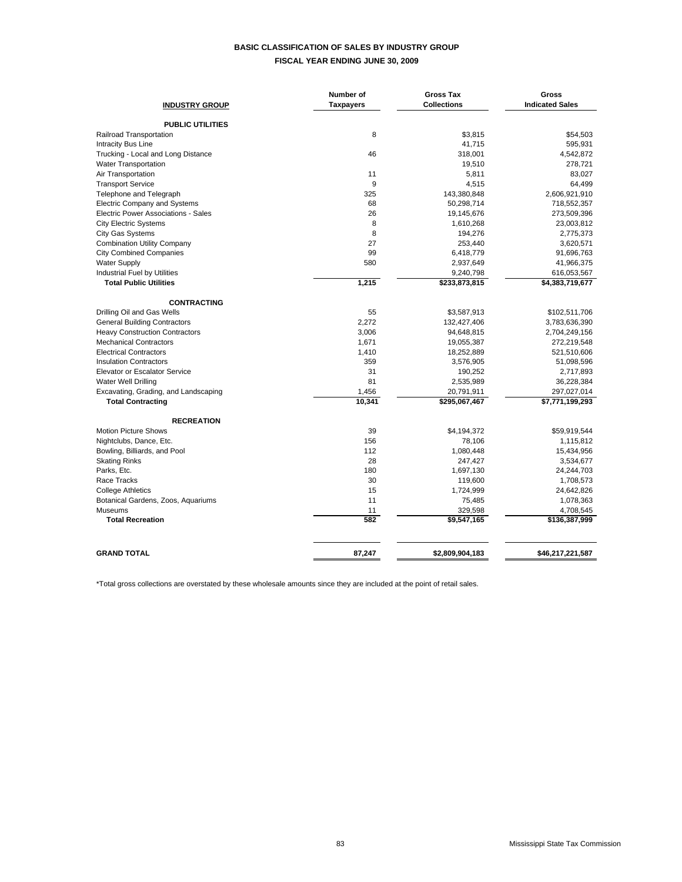# BASIC CLASSIFICATION OF SALES BY INDUSTRY GROUP

## FISCAL YEAR ENDING JUNE 30, 2009

| INDUSTRY GROUP | Number of Taxpayers | Gross Tax Collections | Gross Indicated Sales |
|---|---|---|---|
| **PUBLIC UTILITIES** | | | |
| Railroad Transportation | 8 | $3,815 | $54,503 |
| Intracity Bus Line | | 41,715 | 595,931 |
| Trucking - Local and Long Distance | 46 | 318,001 | 4,542,872 |
| Water Transportation | | 19,510 | 278,721 |
| Air Transportation | 11 | 5,811 | 83,027 |
| Transport Service | 9 | 4,515 | 64,499 |
| Telephone and Telegraph | 325 | 143,380,848 | 2,606,921,910 |
| Electric Company and Systems | 68 | 50,298,714 | 718,552,357 |
| Electric Power Associations - Sales | 26 | 19,145,676 | 273,509,396 |
| City Electric Systems | 8 | 1,610,268 | 23,003,812 |
| City Gas Systems | 8 | 194,276 | 2,775,373 |
| Combination Utility Company | 27 | 253,440 | 3,620,571 |
| City Combined Companies | 99 | 6,418,779 | 91,696,763 |
| Water Supply | 580 | 2,937,649 | 41,966,375 |
| Industrial Fuel by Utilities | | 9,240,798 | 616,053,567 |
| **Total Public Utilities** | **1,215** | **$233,873,815** | **$4,383,719,677** |
| **CONTRACTING** | | | |
| Drilling Oil and Gas Wells | 55 | $3,587,913 | $102,511,706 |
| General Building Contractors | 2,272 | 132,427,406 | 3,783,636,390 |
| Heavy Construction Contractors | 3,006 | 94,648,815 | 2,704,249,156 |
| Mechanical Contractors | 1,671 | 19,055,387 | 272,219,548 |
| Electrical Contractors | 1,410 | 18,252,889 | 521,510,606 |
| Insulation Contractors | 359 | 3,576,905 | 51,098,596 |
| Elevator or Escalator Service | 31 | 190,252 | 2,717,893 |
| Water Well Drilling | 81 | 2,535,989 | 36,228,384 |
| Excavating, Grading, and Landscaping | 1,456 | 20,791,911 | 297,027,014 |
| **Total Contracting** | **10,341** | **$295,067,467** | **$7,771,199,293** |
| **RECREATION** | | | |
| Motion Picture Shows | 39 | $4,194,372 | $59,919,544 |
| Nightclubs, Dance, Etc. | 156 | 78,106 | 1,115,812 |
| Bowling, Billiards, and Pool | 112 | 1,080,448 | 15,434,956 |
| Skating Rinks | 28 | 247,427 | 3,534,677 |
| Parks, Etc. | 180 | 1,697,130 | 24,244,703 |
| Race Tracks | 30 | 119,600 | 1,708,573 |
| College Athletics | 15 | 1,724,999 | 24,642,826 |
| Botanical Gardens, Zoos, Aquariums | 11 | 75,485 | 1,078,363 |
| Museums | 11 | 329,598 | 4,708,545 |
| **Total Recreation** | **582** | **$9,547,165** | **$136,387,999** |
| **GRAND TOTAL** | **87,247** | **$2,809,904,183** | **$46,217,221,587** |

*Total gross collections are overstated by these wholesale amounts since they are included at the point of retail sales.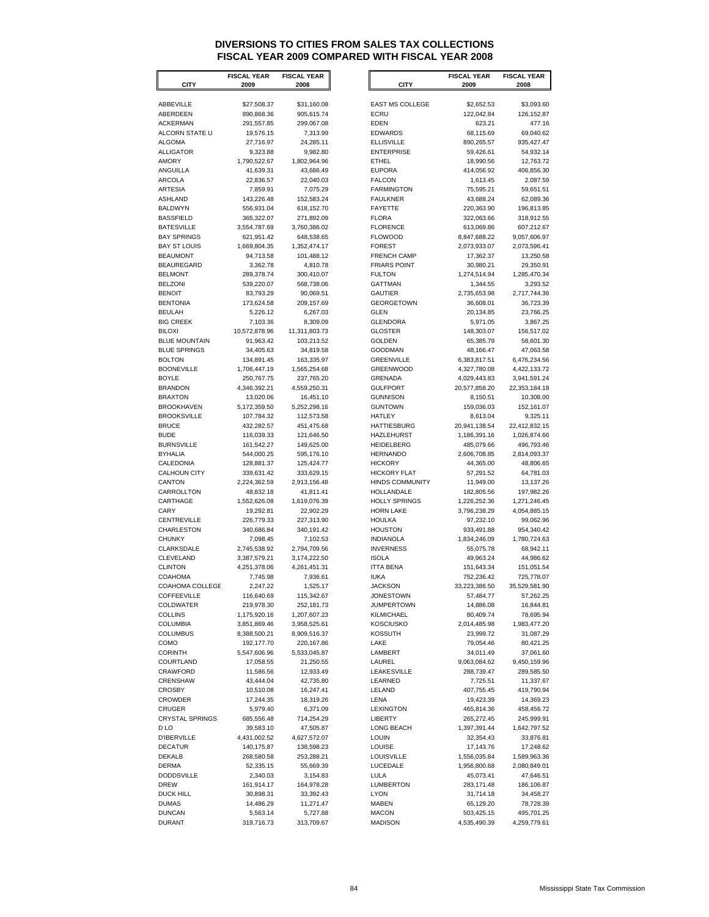# DIVERSIONS TO CITIES FROM SALES TAX COLLECTIONS
## FISCAL YEAR 2009 COMPARED WITH FISCAL YEAR 2008

| CITY | FISCAL YEAR 2009 | FISCAL YEAR 2008 |
|---|---|---|
| ABBEVILLE | $27,508.37 | $31,160.08 |
| ABERDEEN | 890,868.36 | 905,615.74 |
| ACKERMAN | 291,557.85 | 299,067.08 |
| ALCORN STATE U | 19,576.15 | 7,313.99 |
| ALGOMA | 27,716.97 | 24,285.11 |
| ALLIGATOR | 9,323.88 | 9,982.80 |
| AMORY | 1,790,522.67 | 1,802,964.96 |
| ANGUILLA | 41,639.31 | 43,686.49 |
| ARCOLA | 22,836.57 | 22,040.03 |
| ARTESIA | 7,859.91 | 7,075.29 |
| ASHLAND | 143,226.48 | 152,583.24 |
| BALDWYN | 556,931.04 | 618,152.70 |
| BASSFIELD | 365,322.07 | 271,892.09 |
| BATESVILLE | 3,554,787.69 | 3,760,386.02 |
| BAY SPRINGS | 621,951.42 | 648,538.65 |
| BAY ST LOUIS | 1,669,804.35 | 1,352,474.17 |
| BEAUMONT | 94,713.58 | 101,488.12 |
| BEAUREGARD | 3,362.78 | 4,810.78 |
| BELMONT | 289,378.74 | 300,410.07 |
| BELZONI | 539,220.07 | 568,738.06 |
| BENOIT | 83,793.29 | 90,069.51 |
| BENTONIA | 173,624.58 | 209,157.69 |
| BEULAH | 5,226.12 | 6,267.03 |
| BIG CREEK | 7,103.36 | 8,309.09 |
| BILOXI | 10,572,878.96 | 11,311,803.73 |
| BLUE MOUNTAIN | 91,963.42 | 103,213.52 |
| BLUE SPRINGS | 34,405.63 | 34,819.58 |
| BOLTON | 134,891.45 | 163,335.97 |
| BOONEVILLE | 1,706,447.19 | 1,565,254.68 |
| BOYLE | 250,767.75 | 237,765.20 |
| BRANDON | 4,346,392.21 | 4,559,250.31 |
| BRAXTON | 13,020.06 | 16,451.10 |
| BROOKHAVEN | 5,172,359.50 | 5,252,298.16 |
| BROOKSVILLE | 107,784.32 | 112,573.58 |
| BRUCE | 432,282.57 | 451,475.68 |
| BUDE | 116,039.33 | 121,646.50 |
| BURNSVILLE | 161,542.27 | 149,625.00 |
| BYHALIA | 544,000.25 | 595,176.10 |
| CALEDONIA | 128,881.37 | 125,424.77 |
| CALHOUN CITY | 339,631.42 | 333,629.15 |
| CANTON | 2,224,362.59 | 2,913,156.48 |
| CARROLLTON | 48,832.18 | 41,811.41 |
| CARTHAGE | 1,552,626.08 | 1,619,076.39 |
| CARY | 19,292.81 | 22,902.29 |
| CENTREVILLE | 226,779.33 | 227,313.90 |
| CHARLESTON | 340,686.84 | 340,191.42 |
| CHUNKY | 7,098.45 | 7,102.53 |
| CLARKSDALE | 2,745,538.92 | 2,794,709.56 |
| CLEVELAND | 3,387,579.21 | 3,174,222.50 |
| CLINTON | 4,251,378.06 | 4,261,451.31 |
| COAHOMA | 7,745.98 | 7,936.61 |
| COAHOMA COLLEGE | 2,247.22 | 1,525.17 |
| COFFEEVILLE | 116,640.69 | 115,342.67 |
| COLDWATER | 219,978.30 | 252,181.73 |
| COLLINS | 1,175,920.16 | 1,207,607.23 |
| COLUMBIA | 3,851,869.46 | 3,958,525.61 |
| COLUMBUS | 8,388,500.21 | 8,909,516.37 |
| COMO | 192,177.70 | 220,167.86 |
| CORINTH | 5,547,606.96 | 5,533,045.87 |
| COURTLAND | 17,058.55 | 21,250.55 |
| CRAWFORD | 11,586.56 | 12,933.49 |
| CRENSHAW | 43,444.04 | 42,735.80 |
| CROSBY | 10,510.08 | 16,247.41 |
| CROWDER | 17,244.35 | 18,319.26 |
| CRUGER | 5,979.40 | 6,371.09 |
| CRYSTAL SPRINGS | 685,556.48 | 714,254.29 |
| D LO | 39,583.10 | 47,505.87 |
| D'IBERVILLE | 4,431,002.52 | 4,627,572.07 |
| DECATUR | 140,175.87 | 138,598.23 |
| DEKALB | 268,580.58 | 253,288.21 |
| DERMA | 52,335.15 | 55,669.39 |
| DODDSVILLE | 2,340.03 | 3,154.83 |
| DREW | 161,914.17 | 164,978.28 |
| DUCK HILL | 30,898.31 | 33,392.43 |
| DUMAS | 14,486.29 | 11,271.47 |
| DUNCAN | 5,563.14 | 5,727.88 |
| DURANT | 319,716.73 | 313,709.67 |
| EAST MS COLLEGE | $2,652.53 | $3,093.60 |
| ECRU | 122,042.84 | 126,152.87 |
| EDEN | 623.21 | 477.16 |
| EDWARDS | 68,115.69 | 69,040.62 |
| ELLISVILLE | 890,265.57 | 935,427.47 |
| ENTERPRISE | 59,426.61 | 54,932.14 |
| ETHEL | 18,990.56 | 12,763.72 |
| EUPORA | 414,056.92 | 406,856.30 |
| FALCON | 1,613.45 | 2,087.59 |
| FARMINGTON | 75,595.21 | 59,651.51 |
| FAULKNER | 43,688.24 | 62,089.36 |
| FAYETTE | 220,363.90 | 196,813.85 |
| FLORA | 322,063.66 | 318,912.55 |
| FLORENCE | 613,069.86 | 607,212.67 |
| FLOWOOD | 8,847,688.22 | 9,057,606.97 |
| FOREST | 2,073,933.07 | 2,073,596.41 |
| FRENCH CAMP | 17,362.37 | 13,250.58 |
| FRIARS POINT | 30,980.21 | 29,350.91 |
| FULTON | 1,274,514.94 | 1,285,470.34 |
| GATTMAN | 1,344.55 | 3,293.52 |
| GAUTIER | 2,735,653.98 | 2,717,744.36 |
| GEORGETOWN | 36,608.01 | 36,723.39 |
| GLEN | 20,134.85 | 23,766.25 |
| GLENDORA | 5,971.05 | 3,867.25 |
| GLOSTER | 148,303.07 | 156,517.02 |
| GOLDEN | 65,385.79 | 58,601.30 |
| GOODMAN | 48,166.47 | 47,063.58 |
| GREENVILLE | 6,383,817.51 | 6,476,234.56 |
| GREENWOOD | 4,327,780.08 | 4,422,133.72 |
| GRENADA | 4,029,443.83 | 3,941,591.24 |
| GULFPORT | 20,577,858.20 | 22,353,184.18 |
| GUNNISON | 8,150.51 | 10,308.00 |
| GUNTOWN | 159,036.03 | 152,161.07 |
| HATLEY | 8,613.04 | 9,325.11 |
| HATTIESBURG | 20,941,138.54 | 22,412,832.15 |
| HAZLEHURST | 1,186,391.16 | 1,026,874.66 |
| HEIDELBERG | 485,079.66 | 496,793.46 |
| HERNANDO | 2,606,708.85 | 2,814,093.37 |
| HICKORY | 44,365.00 | 48,806.65 |
| HICKORY FLAT | 57,291.52 | 64,781.03 |
| HINDS COMMUNITY | 11,949.00 | 13,137.26 |
| HOLLANDALE | 182,805.56 | 197,982.26 |
| HOLLY SPRINGS | 1,226,252.36 | 1,271,246.45 |
| HORN LAKE | 3,796,238.29 | 4,054,885.15 |
| HOULKA | 97,232.10 | 99,062.96 |
| HOUSTON | 933,491.88 | 954,340.42 |
| INDIANOLA | 1,834,246.09 | 1,780,724.63 |
| INVERNESS | 55,075.78 | 68,942.11 |
| ISOLA | 49,963.24 | 44,986.62 |
| ITTA BENA | 151,643.34 | 151,051.54 |
| IUKA | 752,236.42 | 725,778.07 |
| JACKSON | 33,223,386.50 | 35,529,581.90 |
| JONESTOWN | 57,484.77 | 57,262.25 |
| JUMPERTOWN | 14,886.08 | 16,844.81 |
| KILMICHAEL | 80,409.74 | 78,695.94 |
| KOSCIUSKO | 2,014,485.98 | 1,983,477.20 |
| KOSSUTH | 23,999.72 | 31,087.29 |
| LAKE | 79,054.46 | 80,421.25 |
| LAMBERT | 34,011.49 | 37,061.60 |
| LAUREL | 9,063,084.62 | 9,450,159.96 |
| LEAKESVILLE | 288,739.47 | 289,585.50 |
| LEARNED | 7,725.51 | 11,337.67 |
| LELAND | 407,755.45 | 419,790.94 |
| LENA | 19,423.39 | 14,369.23 |
| LEXINGTON | 465,814.36 | 458,456.72 |
| LIBERTY | 265,272.45 | 245,999.91 |
| LONG BEACH | 1,397,391.44 | 1,642,797.52 |
| LOUIN | 32,354.43 | 33,876.81 |
| LOUISE | 17,143.76 | 17,248.62 |
| LOUISVILLE | 1,556,035.84 | 1,589,963.36 |
| LUCEDALE | 1,956,800.68 | 2,080,849.01 |
| LULA | 45,073.41 | 47,646.51 |
| LUMBERTON | 283,171.48 | 186,106.87 |
| LYON | 31,714.18 | 34,458.27 |
| MABEN | 65,129.20 | 78,728.39 |
| MACON | 503,425.15 | 495,701.25 |
| MADISON | 4,535,490.39 | 4,259,779.61 |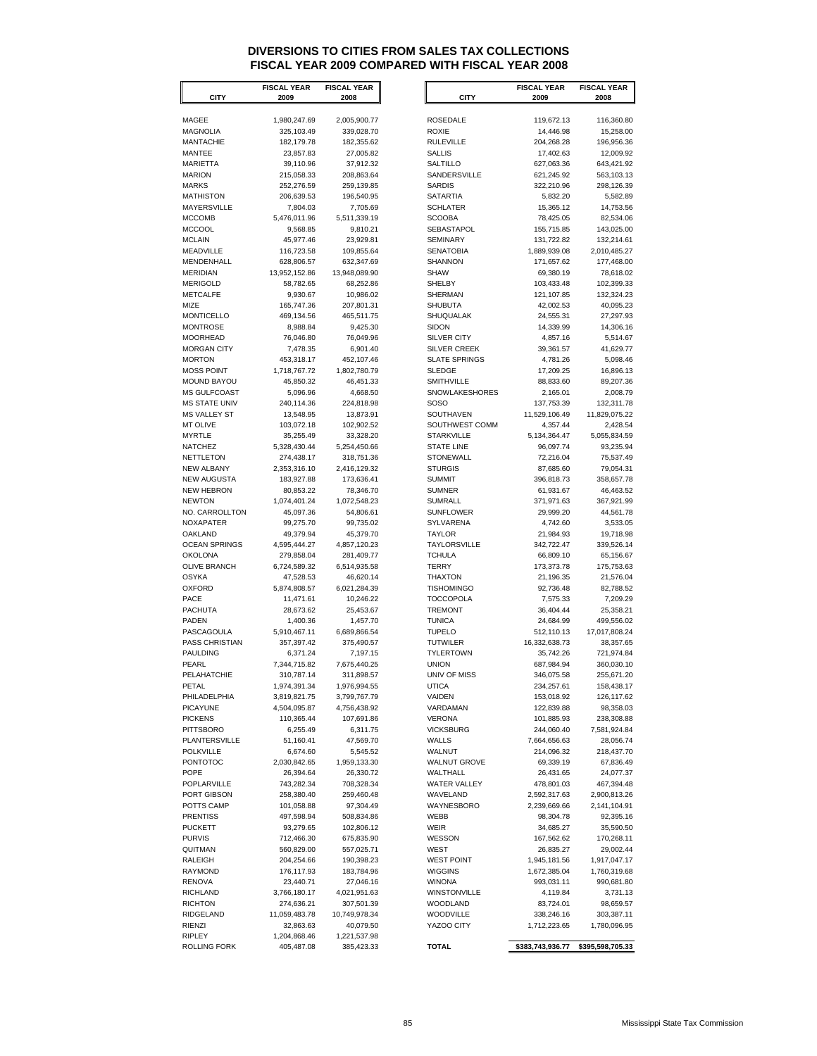# DIVERSIONS TO CITIES FROM SALES TAX COLLECTIONS
## FISCAL YEAR 2009 COMPARED WITH FISCAL YEAR 2008

| CITY | FISCAL YEAR 2009 | FISCAL YEAR 2008 |
|---|---|---|
| MAGEE | 1,980,247.69 | 2,005,900.77 |
| MAGNOLIA | 325,103.49 | 339,028.70 |
| MANTACHIE | 182,179.78 | 182,355.62 |
| MANTEE | 23,857.83 | 27,005.82 |
| MARIETTA | 39,110.96 | 37,912.32 |
| MARION | 215,058.33 | 208,863.64 |
| MARKS | 252,276.59 | 259,139.85 |
| MATHISTON | 206,639.53 | 196,540.95 |
| MAYERSVILLE | 7,804.03 | 7,705.69 |
| MCCOMB | 5,476,011.96 | 5,511,339.19 |
| MCCOOL | 9,568.85 | 9,810.21 |
| MCLAIN | 45,977.46 | 23,929.81 |
| MEADVILLE | 116,723.58 | 109,855.64 |
| MENDENHALL | 628,806.57 | 632,347.69 |
| MERIDIAN | 13,952,152.86 | 13,948,089.90 |
| MERIGOLD | 58,782.65 | 68,252.86 |
| METCALFE | 9,930.67 | 10,986.02 |
| MIZE | 165,747.36 | 207,801.31 |
| MONTICELLO | 469,134.56 | 465,511.75 |
| MONTROSE | 8,988.84 | 9,425.30 |
| MOORHEAD | 76,046.80 | 76,049.96 |
| MORGAN CITY | 7,478.35 | 6,901.40 |
| MORTON | 453,318.17 | 452,107.46 |
| MOSS POINT | 1,718,767.72 | 1,802,780.79 |
| MOUND BAYOU | 45,850.32 | 46,451.33 |
| MS GULFCOAST | 5,096.96 | 4,668.50 |
| MS STATE UNIV | 240,114.36 | 224,818.98 |
| MS VALLEY ST | 13,548.95 | 13,873.91 |
| MT OLIVE | 103,072.18 | 102,902.52 |
| MYRTLE | 35,255.49 | 33,328.20 |
| NATCHEZ | 5,328,430.44 | 5,254,450.66 |
| NETTLETON | 274,438.17 | 318,751.36 |
| NEW ALBANY | 2,353,316.10 | 2,416,129.32 |
| NEW AUGUSTA | 183,927.88 | 173,636.41 |
| NEW HEBRON | 80,853.22 | 78,346.70 |
| NEWTON | 1,074,401.24 | 1,072,548.23 |
| NO. CARROLLTON | 45,097.36 | 54,806.61 |
| NOXAPATER | 99,275.70 | 99,735.02 |
| OAKLAND | 49,379.94 | 45,379.70 |
| OCEAN SPRINGS | 4,595,444.27 | 4,857,120.23 |
| OKOLONA | 279,858.04 | 281,409.77 |
| OLIVE BRANCH | 6,724,589.32 | 6,514,935.58 |
| OSYKA | 47,528.53 | 46,620.14 |
| OXFORD | 5,874,808.57 | 6,021,284.39 |
| PACE | 11,471.61 | 10,246.22 |
| PACHUTA | 28,673.62 | 25,453.67 |
| PADEN | 1,400.36 | 1,457.70 |
| PASCAGOULA | 5,910,467.11 | 6,689,866.54 |
| PASS CHRISTIAN | 357,397.42 | 375,490.57 |
| PAULDING | 6,371.24 | 7,197.15 |
| PEARL | 7,344,715.82 | 7,675,440.25 |
| PELAHATCHIE | 310,787.14 | 311,898.57 |
| PETAL | 1,974,391.34 | 1,976,994.55 |
| PHILADELPHIA | 3,819,821.75 | 3,799,767.79 |
| PICAYUNE | 4,504,095.87 | 4,756,438.92 |
| PICKENS | 110,365.44 | 107,691.86 |
| PITTSBORO | 6,255.49 | 6,311.75 |
| PLANTERSVILLE | 51,160.41 | 47,569.70 |
| POLKVILLE | 6,674.60 | 5,545.52 |
| PONTOTOC | 2,030,842.65 | 1,959,133.30 |
| POPE | 26,394.64 | 26,330.72 |
| POPLARVILLE | 743,282.34 | 708,328.34 |
| PORT GIBSON | 258,380.40 | 259,460.48 |
| POTTS CAMP | 101,058.88 | 97,304.49 |
| PRENTISS | 497,598.94 | 508,834.86 |
| PUCKETT | 93,279.65 | 102,806.12 |
| PURVIS | 712,466.30 | 675,835.90 |
| QUITMAN | 560,829.00 | 557,025.71 |
| RALEIGH | 204,254.66 | 190,398.23 |
| RAYMOND | 176,117.93 | 183,784.96 |
| RENOVA | 23,440.71 | 27,046.16 |
| RICHLAND | 3,766,180.17 | 4,021,951.63 |
| RICHTON | 274,636.21 | 307,501.39 |
| RIDGELAND | 11,059,483.78 | 10,749,978.34 |
| RIENZI | 32,863.63 | 40,079.50 |
| RIPLEY | 1,204,868.46 | 1,221,537.98 |
| ROLLING FORK | 405,487.08 | 385,423.33 |
| ROSEDALE | 119,672.13 | 116,360.80 |
| ROXIE | 14,446.98 | 15,258.00 |
| RULEVILLE | 204,268.28 | 196,956.36 |
| SALLIS | 17,402.63 | 12,009.92 |
| SALTILLO | 627,063.36 | 643,421.92 |
| SANDERSVILLE | 621,245.92 | 563,103.13 |
| SARDIS | 322,210.96 | 298,126.39 |
| SATARTIA | 5,832.20 | 5,582.89 |
| SCHLATER | 15,365.12 | 14,753.56 |
| SCOOBA | 78,425.05 | 82,534.06 |
| SEBASTAPOL | 155,715.85 | 143,025.00 |
| SEMINARY | 131,722.82 | 132,214.61 |
| SENATOBIA | 1,889,939.08 | 2,010,485.27 |
| SHANNON | 171,657.62 | 177,468.00 |
| SHAW | 69,380.19 | 78,618.02 |
| SHELBY | 103,433.48 | 102,399.33 |
| SHERMAN | 121,107.85 | 132,324.23 |
| SHUBUTA | 42,002.53 | 40,095.23 |
| SHUQUALAK | 24,555.31 | 27,297.93 |
| SIDON | 14,339.99 | 14,306.16 |
| SILVER CITY | 4,857.16 | 5,514.67 |
| SILVER CREEK | 39,361.57 | 41,629.77 |
| SLATE SPRINGS | 4,781.26 | 5,098.46 |
| SLEDGE | 17,209.25 | 16,896.13 |
| SMITHVILLE | 88,833.60 | 89,207.36 |
| SNOWLAKESHORES | 2,165.01 | 2,008.79 |
| SOSO | 137,753.39 | 132,311.78 |
| SOUTHAVEN | 11,529,106.49 | 11,829,075.22 |
| SOUTHWEST COMM | 4,357.44 | 2,428.54 |
| STARKVILLE | 5,134,364.47 | 5,055,834.59 |
| STATE LINE | 96,097.74 | 93,235.94 |
| STONEWALL | 72,216.04 | 75,537.49 |
| STURGIS | 87,685.60 | 79,054.31 |
| SUMMIT | 396,818.73 | 358,657.78 |
| SUMNER | 61,931.67 | 46,463.52 |
| SUMRALL | 371,971.63 | 367,921.99 |
| SUNFLOWER | 29,999.20 | 44,561.78 |
| SYLVARENA | 4,742.60 | 3,533.05 |
| TAYLOR | 21,984.93 | 19,718.98 |
| TAYLORSVILLE | 342,722.47 | 339,526.14 |
| TCHULA | 66,809.10 | 65,156.67 |
| TERRY | 173,373.78 | 175,753.63 |
| THAXTON | 21,196.35 | 21,576.04 |
| TISHOMINGO | 92,736.48 | 82,788.52 |
| TOCCOPOLA | 7,575.33 | 7,209.29 |
| TREMONT | 36,404.44 | 25,358.21 |
| TUNICA | 24,684.99 | 499,556.02 |
| TUPELO | 512,110.13 | 17,017,808.24 |
| TUTWILER | 16,332,638.73 | 38,357.65 |
| TYLERTOWN | 35,742.26 | 721,974.84 |
| UNION | 687,984.94 | 360,030.10 |
| UNIV OF MISS | 346,075.58 | 255,671.20 |
| UTICA | 234,257.61 | 158,438.17 |
| VAIDEN | 153,018.92 | 126,117.62 |
| VARDAMAN | 122,839.88 | 98,358.03 |
| VERONA | 101,885.93 | 238,308.88 |
| VICKSBURG | 244,060.40 | 7,581,924.84 |
| WALLS | 7,664,656.63 | 28,056.74 |
| WALNUT | 214,096.32 | 218,437.70 |
| WALNUT GROVE | 69,339.19 | 67,836.49 |
| WALTHALL | 26,431.65 | 24,077.37 |
| WATER VALLEY | 478,801.03 | 467,394.48 |
| WAVELAND | 2,592,317.63 | 2,900,813.26 |
| WAYNESBORO | 2,239,669.66 | 2,141,104.91 |
| WEBB | 98,304.78 | 92,395.16 |
| WEIR | 34,685.27 | 35,590.50 |
| WESSON | 167,562.62 | 170,268.11 |
| WEST | 26,835.27 | 29,002.44 |
| WEST POINT | 1,945,181.56 | 1,917,047.17 |
| WIGGINS | 1,672,385.04 | 1,760,319.68 |
| WINONA | 993,031.11 | 990,681.80 |
| WINSTONVILLE | 4,119.84 | 3,731.13 |
| WOODLAND | 83,724.01 | 98,659.57 |
| WOODVILLE | 338,246.16 | 303,387.11 |
| YAZOO CITY | 1,712,223.65 | 1,780,096.95 |
| **TOTAL** | **$383,743,936.77** | **$395,598,705.33** |

Mississippi State Tax Commission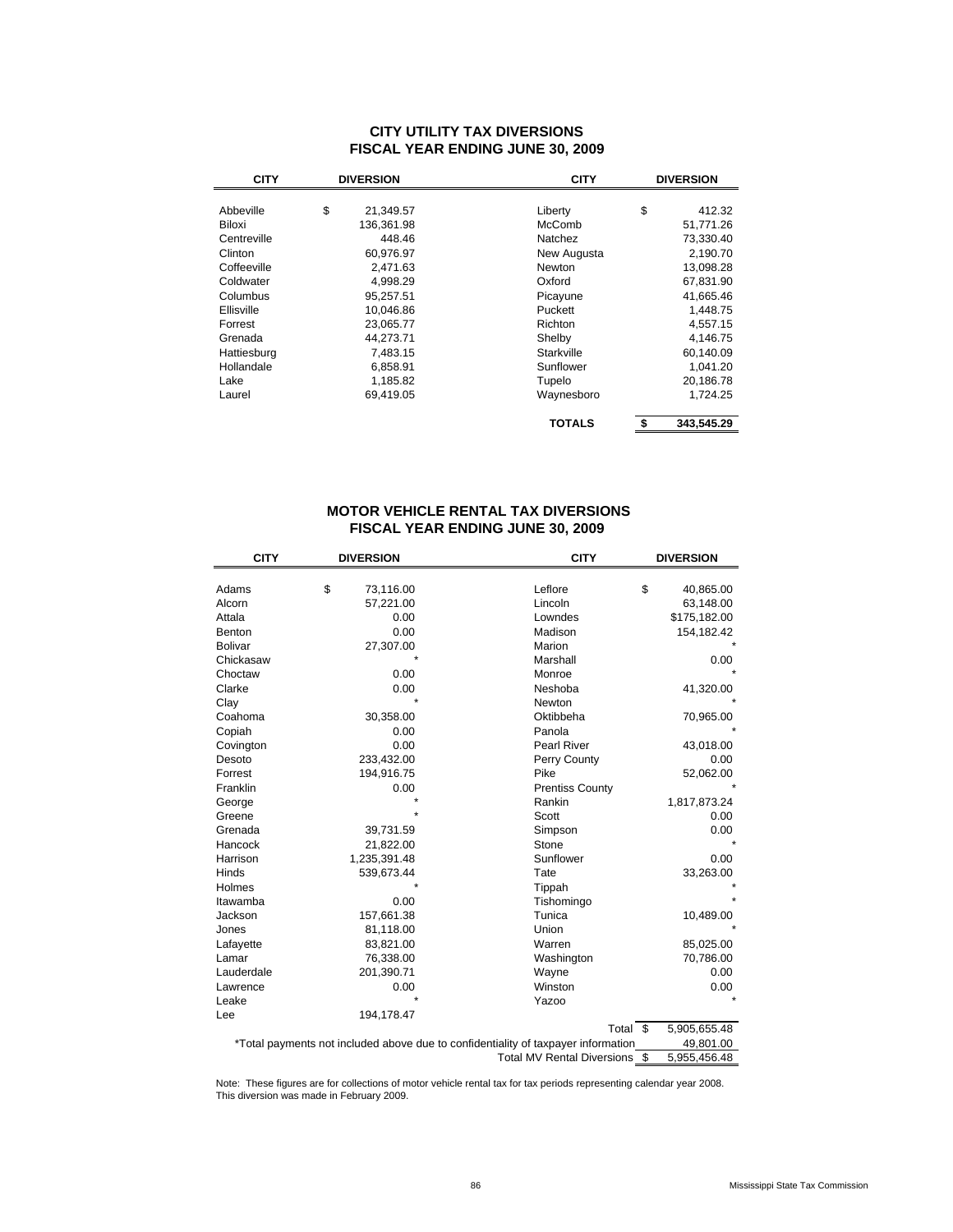## CITY UTILITY TAX DIVERSIONS
## FISCAL YEAR ENDING JUNE 30, 2009

| CITY | DIVERSION | CITY | DIVERSION |
|---|---|---|---|
| Abbeville | $ 21,349.57 | Liberty | $ 412.32 |
| Biloxi | 136,361.98 | McComb | 51,771.26 |
| Centreville | 448.46 | Natchez | 73,330.40 |
| Clinton | 60,976.97 | New Augusta | 2,190.70 |
| Coffeeville | 2,471.63 | Newton | 13,098.28 |
| Coldwater | 4,998.29 | Oxford | 67,831.90 |
| Columbus | 95,257.51 | Picayune | 41,665.46 |
| Ellisville | 10,046.86 | Puckett | 1,448.75 |
| Forrest | 23,065.77 | Richton | 4,557.15 |
| Grenada | 44,273.71 | Shelby | 4,146.75 |
| Hattiesburg | 7,483.15 | Starkville | 60,140.09 |
| Hollandale | 6,858.91 | Sunflower | 1,041.20 |
| Lake | 1,185.82 | Tupelo | 20,186.78 |
| Laurel | 69,419.05 | Waynesboro | 1,724.25 |
| | | **TOTALS** | **$ 343,545.29** |

## MOTOR VEHICLE RENTAL TAX DIVERSIONS
## FISCAL YEAR ENDING JUNE 30, 2009

| CITY | DIVERSION | CITY | DIVERSION |
|---|---|---|---|
| Adams | $ 73,116.00 | Leflore | $ 40,865.00 |
| Alcorn | 57,221.00 | Lincoln | 63,148.00 |
| Attala | 0.00 | Lowndes | $175,182.00 |
| Benton | 0.00 | Madison | 154,182.42 |
| Bolivar | 27,307.00 | Marion | * |
| Chickasaw | * | Marshall | 0.00 |
| Choctaw | 0.00 | Monroe | * |
| Clarke | 0.00 | Neshoba | 41,320.00 |
| Clay | * | Newton | * |
| Coahoma | 30,358.00 | Oktibbeha | 70,965.00 |
| Copiah | 0.00 | Panola | * |
| Covington | 0.00 | Pearl River | 43,018.00 |
| Desoto | 233,432.00 | Perry County | 0.00 |
| Forrest | 194,916.75 | Pike | 52,062.00 |
| Franklin | 0.00 | Prentiss County | * |
| George | * | Rankin | 1,817,873.24 |
| Greene | * | Scott | 0.00 |
| Grenada | 39,731.59 | Simpson | 0.00 |
| Hancock | 21,822.00 | Stone | * |
| Harrison | 1,235,391.48 | Sunflower | 0.00 |
| Hinds | 539,673.44 | Tate | 33,263.00 |
| Holmes | * | Tippah | * |
| Itawamba | 0.00 | Tishomingo | * |
| Jackson | 157,661.38 | Tunica | 10,489.00 |
| Jones | 81,118.00 | Union | * |
| Lafayette | 83,821.00 | Warren | 85,025.00 |
| Lamar | 76,338.00 | Washington | 70,786.00 |
| Lauderdale | 201,390.71 | Wayne | 0.00 |
| Lawrence | 0.00 | Winston | 0.00 |
| Leake | * | Yazoo | * |
| Lee | 194,178.47 | | |
| | | Total | $ 5,905,655.48 |
| *Total payments not included above due to confidentiality of taxpayer information | | | 49,801.00 |
| | | Total MV Rental Diversions | $ 5,955,456.48 |

Note: These figures are for collections of motor vehicle rental tax for tax periods representing calendar year 2008. This diversion was made in February 2009.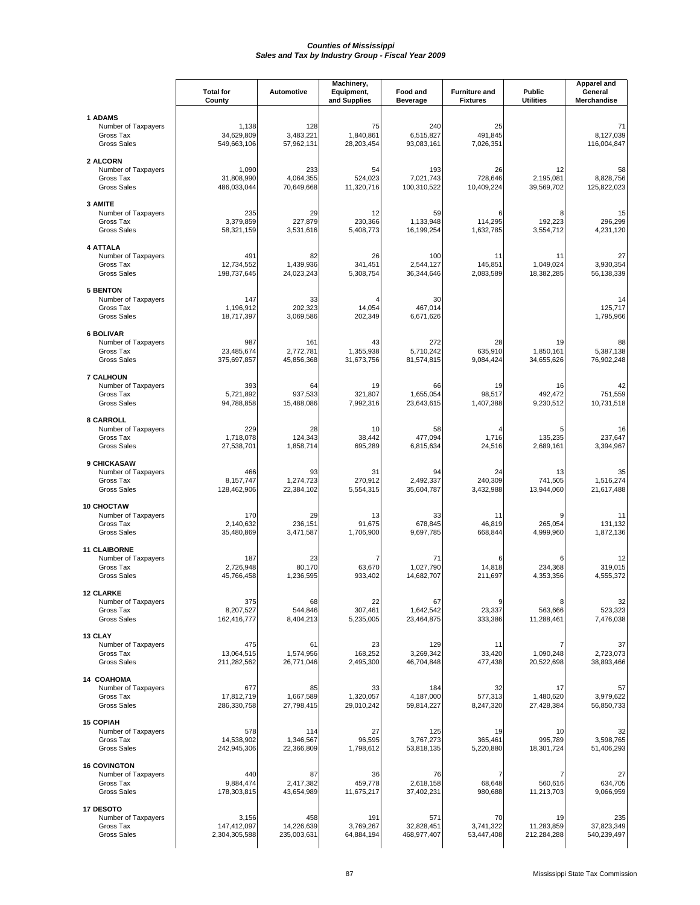***Counties of Mississippi***
***Sales and Tax by Industry Group - Fiscal Year 2009***

| | Total for County | Automotive | Machinery, Equipment, and Supplies | Food and Beverage | Furniture and Fixtures | Public Utilities | Apparel and General Merchandise |
|---|---|---|---|---|---|---|---|
| **1 ADAMS** | | | | | | | |
| Number of Taxpayers | 1,138 | 128 | 75 | 240 | 25 | | 71 |
| Gross Tax | 34,629,809 | 3,483,221 | 1,840,861 | 6,515,827 | 491,845 | | 8,127,039 |
| Gross Sales | 549,663,106 | 57,962,131 | 28,203,454 | 93,083,161 | 7,026,351 | | 116,004,847 |
| **2 ALCORN** | | | | | | | |
| Number of Taxpayers | 1,090 | 233 | 54 | 193 | 26 | 12 | 58 |
| Gross Tax | 31,808,990 | 4,064,355 | 524,023 | 7,021,743 | 728,646 | 2,195,081 | 8,828,756 |
| Gross Sales | 486,033,044 | 70,649,668 | 11,320,716 | 100,310,522 | 10,409,224 | 39,569,702 | 125,822,023 |
| **3 AMITE** | | | | | | | |
| Number of Taxpayers | 235 | 29 | 12 | 59 | 6 | 8 | 15 |
| Gross Tax | 3,379,859 | 227,879 | 230,366 | 1,133,948 | 114,295 | 192,223 | 296,299 |
| Gross Sales | 58,321,159 | 3,531,616 | 5,408,773 | 16,199,254 | 1,632,785 | 3,554,712 | 4,231,120 |
| **4 ATTALA** | | | | | | | |
| Number of Taxpayers | 491 | 82 | 26 | 100 | 11 | 11 | 27 |
| Gross Tax | 12,734,552 | 1,439,936 | 341,451 | 2,544,127 | 145,851 | 1,049,024 | 3,930,354 |
| Gross Sales | 198,737,645 | 24,023,243 | 5,308,754 | 36,344,646 | 2,083,589 | 18,382,285 | 56,138,339 |
| **5 BENTON** | | | | | | | |
| Number of Taxpayers | 147 | 33 | 4 | 30 | | | 14 |
| Gross Tax | 1,196,912 | 202,323 | 14,054 | 467,014 | | | 125,717 |
| Gross Sales | 18,717,397 | 3,069,586 | 202,349 | 6,671,626 | | | 1,795,966 |
| **6 BOLIVAR** | | | | | | | |
| Number of Taxpayers | 987 | 161 | 43 | 272 | 28 | 19 | 88 |
| Gross Tax | 23,485,674 | 2,772,781 | 1,355,938 | 5,710,242 | 635,910 | 1,850,161 | 5,387,138 |
| Gross Sales | 375,697,857 | 45,856,368 | 31,673,756 | 81,574,815 | 9,084,424 | 34,655,626 | 76,902,248 |
| **7 CALHOUN** | | | | | | | |
| Number of Taxpayers | 393 | 64 | 19 | 66 | 19 | 16 | 42 |
| Gross Tax | 5,721,892 | 937,533 | 321,807 | 1,655,054 | 98,517 | 492,472 | 751,559 |
| Gross Sales | 94,788,858 | 15,488,086 | 7,992,316 | 23,643,615 | 1,407,388 | 9,230,512 | 10,731,518 |
| **8 CARROLL** | | | | | | | |
| Number of Taxpayers | 229 | 28 | 10 | 58 | 4 | 5 | 16 |
| Gross Tax | 1,718,078 | 124,343 | 38,442 | 477,094 | 1,716 | 135,235 | 237,647 |
| Gross Sales | 27,538,701 | 1,858,714 | 695,289 | 6,815,634 | 24,516 | 2,689,161 | 3,394,967 |
| **9 CHICKASAW** | | | | | | | |
| Number of Taxpayers | 466 | 93 | 31 | 94 | 24 | 13 | 35 |
| Gross Tax | 8,157,747 | 1,274,723 | 270,912 | 2,492,337 | 240,309 | 741,505 | 1,516,274 |
| Gross Sales | 128,462,906 | 22,384,102 | 5,554,315 | 35,604,787 | 3,432,988 | 13,944,060 | 21,617,488 |
| **10 CHOCTAW** | | | | | | | |
| Number of Taxpayers | 170 | 29 | 13 | 33 | 11 | 9 | 11 |
| Gross Tax | 2,140,632 | 236,151 | 91,675 | 678,845 | 46,819 | 265,054 | 131,132 |
| Gross Sales | 35,480,869 | 3,471,587 | 1,706,900 | 9,697,785 | 668,844 | 4,999,960 | 1,872,136 |
| **11 CLAIBORNE** | | | | | | | |
| Number of Taxpayers | 187 | 23 | 7 | 71 | 6 | 6 | 12 |
| Gross Tax | 2,726,948 | 80,170 | 63,670 | 1,027,790 | 14,818 | 234,368 | 319,015 |
| Gross Sales | 45,766,458 | 1,236,595 | 933,402 | 14,682,707 | 211,697 | 4,353,356 | 4,555,372 |
| **12 CLARKE** | | | | | | | |
| Number of Taxpayers | 375 | 68 | 22 | 67 | 9 | 8 | 32 |
| Gross Tax | 8,207,527 | 544,846 | 307,461 | 1,642,542 | 23,337 | 563,666 | 523,323 |
| Gross Sales | 162,416,777 | 8,404,213 | 5,235,005 | 23,464,875 | 333,386 | 11,288,461 | 7,476,038 |
| **13 CLAY** | | | | | | | |
| Number of Taxpayers | 475 | 61 | 23 | 129 | 11 | 7 | 37 |
| Gross Tax | 13,064,515 | 1,574,956 | 168,252 | 3,269,342 | 33,420 | 1,090,248 | 2,723,073 |
| Gross Sales | 211,282,562 | 26,771,046 | 2,495,300 | 46,704,848 | 477,438 | 20,522,698 | 38,893,466 |
| **14 COAHOMA** | | | | | | | |
| Number of Taxpayers | 677 | 85 | 33 | 184 | 32 | 17 | 57 |
| Gross Tax | 17,812,719 | 1,667,589 | 1,320,057 | 4,187,000 | 577,313 | 1,480,620 | 3,979,622 |
| Gross Sales | 286,330,758 | 27,798,415 | 29,010,242 | 59,814,227 | 8,247,320 | 27,428,384 | 56,850,733 |
| **15 COPIAH** | | | | | | | |
| Number of Taxpayers | 578 | 114 | 27 | 125 | 19 | 10 | 32 |
| Gross Tax | 14,538,902 | 1,346,567 | 96,595 | 3,767,273 | 365,461 | 995,789 | 3,598,765 |
| Gross Sales | 242,945,306 | 22,366,809 | 1,798,612 | 53,818,135 | 5,220,880 | 18,301,724 | 51,406,293 |
| **16 COVINGTON** | | | | | | | |
| Number of Taxpayers | 440 | 87 | 36 | 76 | 7 | 7 | 27 |
| Gross Tax | 9,884,474 | 2,417,382 | 459,778 | 2,618,158 | 68,648 | 560,616 | 634,705 |
| Gross Sales | 178,303,815 | 43,654,989 | 11,675,217 | 37,402,231 | 980,688 | 11,213,703 | 9,066,959 |
| **17 DESOTO** | | | | | | | |
| Number of Taxpayers | 3,156 | 458 | 191 | 571 | 70 | 19 | 235 |
| Gross Tax | 147,412,097 | 14,226,639 | 3,769,267 | 32,828,451 | 3,741,322 | 11,283,859 | 37,823,349 |
| Gross Sales | 2,304,305,588 | 235,003,631 | 64,884,194 | 468,977,407 | 53,447,408 | 212,284,288 | 540,239,497 |

Mississippi State Tax Commission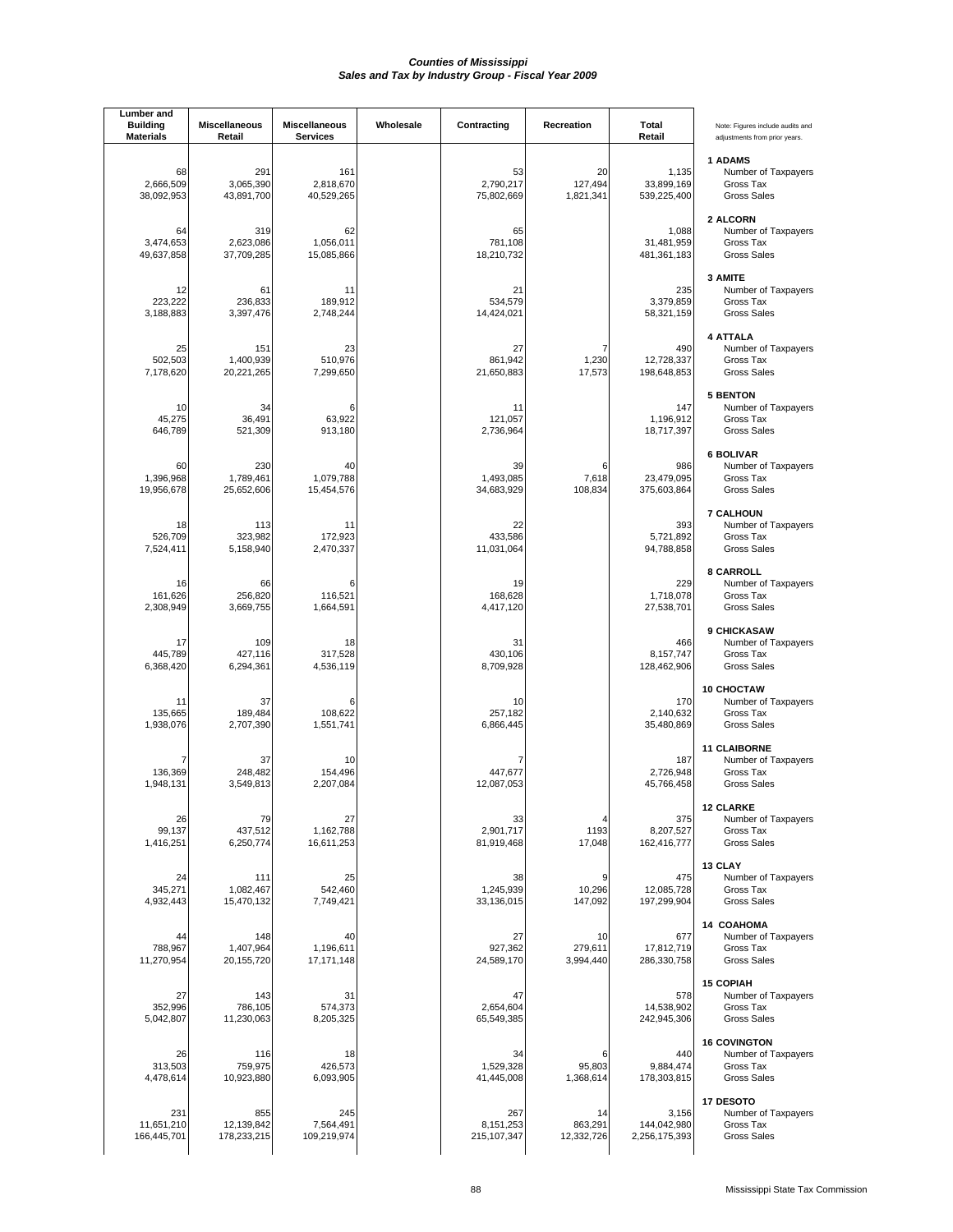# Counties of Mississippi
## Sales and Tax by Industry Group - Fiscal Year 2009

| Lumber and Building Materials | Miscellaneous Retail | Miscellaneous Services | Wholesale | Contracting | Recreation | Total Retail | Note: Figures include audits and adjustments from prior years. |
|---|---|---|---|---|---|---|---|
| | | | | | | | **1 ADAMS** |
| 68 | 291 | 161 | | 53 | 20 | 1,135 | Number of Taxpayers |
| 2,666,509 | 3,065,390 | 2,818,670 | | 2,790,217 | 127,494 | 33,899,169 | Gross Tax |
| 38,092,953 | 43,891,700 | 40,529,265 | | 75,802,669 | 1,821,341 | 539,225,400 | Gross Sales |
| | | | | | | | **2 ALCORN** |
| 64 | 319 | 62 | | 65 | | 1,088 | Number of Taxpayers |
| 3,474,653 | 2,623,086 | 1,056,011 | | 781,108 | | 31,481,959 | Gross Tax |
| 49,637,858 | 37,709,285 | 15,085,866 | | 18,210,732 | | 481,361,183 | Gross Sales |
| | | | | | | | **3 AMITE** |
| 12 | 61 | 11 | | 21 | | 235 | Number of Taxpayers |
| 223,222 | 236,833 | 189,912 | | 534,579 | | 3,379,859 | Gross Tax |
| 3,188,883 | 3,397,476 | 2,748,244 | | 14,424,021 | | 58,321,159 | Gross Sales |
| | | | | | | | **4 ATTALA** |
| 25 | 151 | 23 | | 27 | 7 | 490 | Number of Taxpayers |
| 502,503 | 1,400,939 | 510,976 | | 861,942 | 1,230 | 12,728,337 | Gross Tax |
| 7,178,620 | 20,221,265 | 7,299,650 | | 21,650,883 | 17,573 | 198,648,853 | Gross Sales |
| | | | | | | | **5 BENTON** |
| 10 | 34 | 6 | | 11 | | 147 | Number of Taxpayers |
| 45,275 | 36,491 | 63,922 | | 121,057 | | 1,196,912 | Gross Tax |
| 646,789 | 521,309 | 913,180 | | 2,736,964 | | 18,717,397 | Gross Sales |
| | | | | | | | **6 BOLIVAR** |
| 60 | 230 | 40 | | 39 | 6 | 986 | Number of Taxpayers |
| 1,396,968 | 1,789,461 | 1,079,788 | | 1,493,085 | 7,618 | 23,479,095 | Gross Tax |
| 19,956,678 | 25,652,606 | 15,454,576 | | 34,683,929 | 108,834 | 375,603,864 | Gross Sales |
| | | | | | | | **7 CALHOUN** |
| 18 | 113 | 11 | | 22 | | 393 | Number of Taxpayers |
| 526,709 | 323,982 | 172,923 | | 433,586 | | 5,721,892 | Gross Tax |
| 7,524,411 | 5,158,940 | 2,470,337 | | 11,031,064 | | 94,788,858 | Gross Sales |
| | | | | | | | **8 CARROLL** |
| 16 | 66 | 6 | | 19 | | 229 | Number of Taxpayers |
| 161,626 | 256,820 | 116,521 | | 168,628 | | 1,718,078 | Gross Tax |
| 2,308,949 | 3,669,755 | 1,664,591 | | 4,417,120 | | 27,538,701 | Gross Sales |
| | | | | | | | **9 CHICKASAW** |
| 17 | 109 | 18 | | 31 | | 466 | Number of Taxpayers |
| 445,789 | 427,116 | 317,528 | | 430,106 | | 8,157,747 | Gross Tax |
| 6,368,420 | 6,294,361 | 4,536,119 | | 8,709,928 | | 128,462,906 | Gross Sales |
| | | | | | | | **10 CHOCTAW** |
| 11 | 37 | 6 | | 10 | | 170 | Number of Taxpayers |
| 135,665 | 189,484 | 108,622 | | 257,182 | | 2,140,632 | Gross Tax |
| 1,938,076 | 2,707,390 | 1,551,741 | | 6,866,445 | | 35,480,869 | Gross Sales |
| | | | | | | | **11 CLAIBORNE** |
| 7 | 37 | 10 | | 7 | | 187 | Number of Taxpayers |
| 136,369 | 248,482 | 154,496 | | 447,677 | | 2,726,948 | Gross Tax |
| 1,948,131 | 3,549,813 | 2,207,084 | | 12,087,053 | | 45,766,458 | Gross Sales |
| | | | | | | | **12 CLARKE** |
| 26 | 79 | 27 | | 33 | 4 | 375 | Number of Taxpayers |
| 99,137 | 437,512 | 1,162,788 | | 2,901,717 | 1193 | 8,207,527 | Gross Tax |
| 1,416,251 | 6,250,774 | 16,611,253 | | 81,919,468 | 17,048 | 162,416,777 | Gross Sales |
| | | | | | | | **13 CLAY** |
| 24 | 111 | 25 | | 38 | 9 | 475 | Number of Taxpayers |
| 345,271 | 1,082,467 | 542,460 | | 1,245,939 | 10,296 | 12,085,728 | Gross Tax |
| 4,932,443 | 15,470,132 | 7,749,421 | | 33,136,015 | 147,092 | 197,299,904 | Gross Sales |
| | | | | | | | **14 COAHOMA** |
| 44 | 148 | 40 | | 27 | 10 | 677 | Number of Taxpayers |
| 788,967 | 1,407,964 | 1,196,611 | | 927,362 | 279,611 | 17,812,719 | Gross Tax |
| 11,270,954 | 20,155,720 | 17,171,148 | | 24,589,170 | 3,994,440 | 286,330,758 | Gross Sales |
| | | | | | | | **15 COPIAH** |
| 27 | 143 | 31 | | 47 | | 578 | Number of Taxpayers |
| 352,996 | 786,105 | 574,373 | | 2,654,604 | | 14,538,902 | Gross Tax |
| 5,042,807 | 11,230,063 | 8,205,325 | | 65,549,385 | | 242,945,306 | Gross Sales |
| | | | | | | | **16 COVINGTON** |
| 26 | 116 | 18 | | 34 | 6 | 440 | Number of Taxpayers |
| 313,503 | 759,975 | 426,573 | | 1,529,328 | 95,803 | 9,884,474 | Gross Tax |
| 4,478,614 | 10,923,880 | 6,093,905 | | 41,445,008 | 1,368,614 | 178,303,815 | Gross Sales |
| | | | | | | | **17 DESOTO** |
| 231 | 855 | 245 | | 267 | 14 | 3,156 | Number of Taxpayers |
| 11,651,210 | 12,139,842 | 7,564,491 | | 8,151,253 | 863,291 | 144,042,980 | Gross Tax |
| 166,445,701 | 178,233,215 | 109,219,974 | | 215,107,347 | 12,332,726 | 2,256,175,393 | Gross Sales |

Mississippi State Tax Commission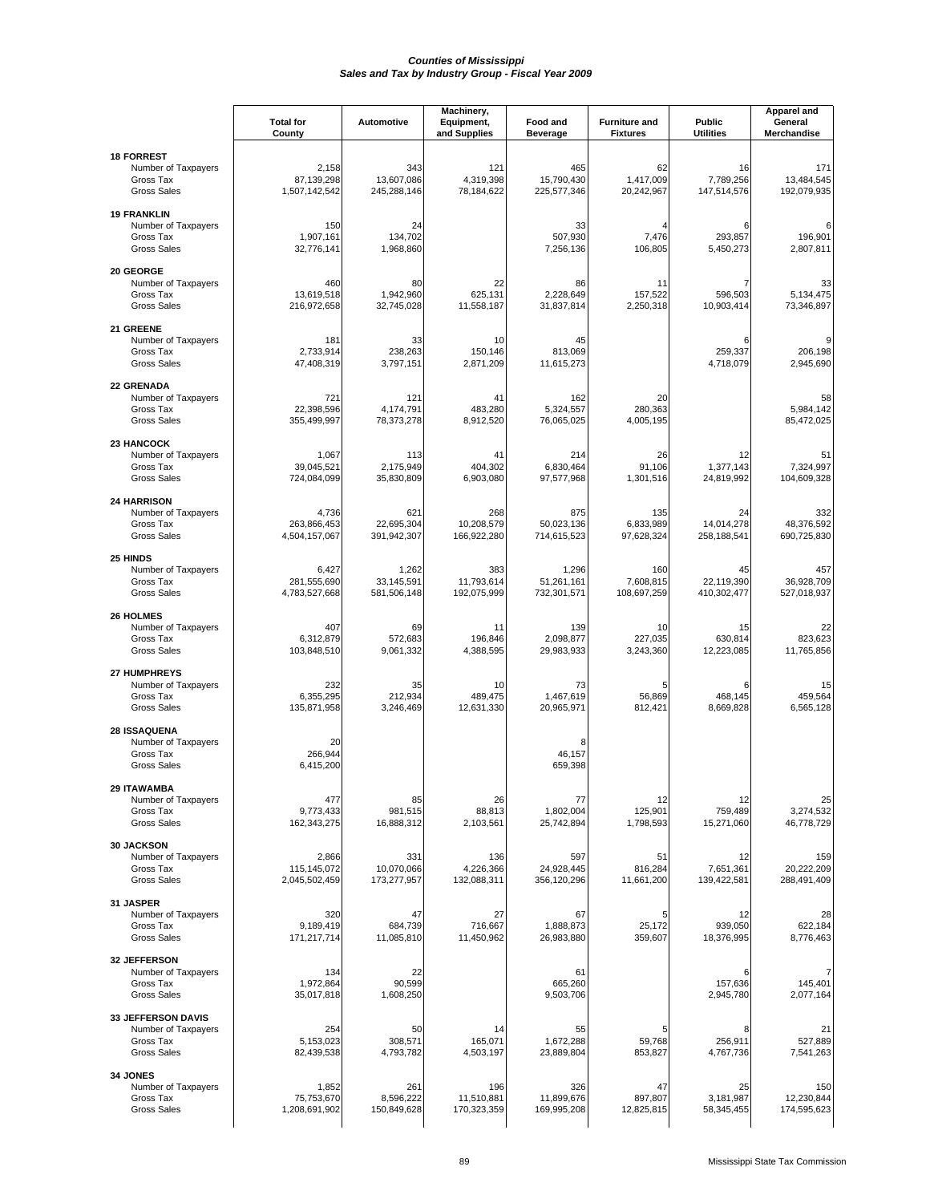### *Counties of Mississippi*
### *Sales and Tax by Industry Group - Fiscal Year 2009*

| | Total for County | Automotive | Machinery, Equipment, and Supplies | Food and Beverage | Furniture and Fixtures | Public Utilities | Apparel and General Merchandise |
|---|---|---|---|---|---|---|---|
| **18 FORREST** | | | | | | | |
| Number of Taxpayers | 2,158 | 343 | 121 | 465 | 62 | 16 | 171 |
| Gross Tax | 87,139,298 | 13,607,086 | 4,319,398 | 15,790,430 | 1,417,009 | 7,789,256 | 13,484,545 |
| Gross Sales | 1,507,142,542 | 245,288,146 | 78,184,622 | 225,577,346 | 20,242,967 | 147,514,576 | 192,079,935 |
| **19 FRANKLIN** | | | | | | | |
| Number of Taxpayers | 150 | 24 | | 33 | 4 | 6 | 6 |
| Gross Tax | 1,907,161 | 134,702 | | 507,930 | 7,476 | 293,857 | 196,901 |
| Gross Sales | 32,776,141 | 1,968,860 | | 7,256,136 | 106,805 | 5,450,273 | 2,807,811 |
| **20 GEORGE** | | | | | | | |
| Number of Taxpayers | 460 | 80 | 22 | 86 | 11 | 7 | 33 |
| Gross Tax | 13,619,518 | 1,942,960 | 625,131 | 2,228,649 | 157,522 | 596,503 | 5,134,475 |
| Gross Sales | 216,972,658 | 32,745,028 | 11,558,187 | 31,837,814 | 2,250,318 | 10,903,414 | 73,346,897 |
| **21 GREENE** | | | | | | | |
| Number of Taxpayers | 181 | 33 | 10 | 45 | | 6 | 9 |
| Gross Tax | 2,733,914 | 238,263 | 150,146 | 813,069 | | 259,337 | 206,198 |
| Gross Sales | 47,408,319 | 3,797,151 | 2,871,209 | 11,615,273 | | 4,718,079 | 2,945,690 |
| **22 GRENADA** | | | | | | | |
| Number of Taxpayers | 721 | 121 | 41 | 162 | 20 | | 58 |
| Gross Tax | 22,398,596 | 4,174,791 | 483,280 | 5,324,557 | 280,363 | | 5,984,142 |
| Gross Sales | 355,499,997 | 78,373,278 | 8,912,520 | 76,065,025 | 4,005,195 | | 85,472,025 |
| **23 HANCOCK** | | | | | | | |
| Number of Taxpayers | 1,067 | 113 | 41 | 214 | 26 | 12 | 51 |
| Gross Tax | 39,045,521 | 2,175,949 | 404,302 | 6,830,464 | 91,106 | 1,377,143 | 7,324,997 |
| Gross Sales | 724,084,099 | 35,830,809 | 6,903,080 | 97,577,968 | 1,301,516 | 24,819,992 | 104,609,328 |
| **24 HARRISON** | | | | | | | |
| Number of Taxpayers | 4,736 | 621 | 268 | 875 | 135 | 24 | 332 |
| Gross Tax | 263,866,453 | 22,695,304 | 10,208,579 | 50,023,136 | 6,833,989 | 14,014,278 | 48,376,592 |
| Gross Sales | 4,504,157,067 | 391,942,307 | 166,922,280 | 714,615,523 | 97,628,324 | 258,188,541 | 690,725,830 |
| **25 HINDS** | | | | | | | |
| Number of Taxpayers | 6,427 | 1,262 | 383 | 1,296 | 160 | 45 | 457 |
| Gross Tax | 281,555,690 | 33,145,591 | 11,793,614 | 51,261,161 | 7,608,815 | 22,119,390 | 36,928,709 |
| Gross Sales | 4,783,527,668 | 581,506,148 | 192,075,999 | 732,301,571 | 108,697,259 | 410,302,477 | 527,018,937 |
| **26 HOLMES** | | | | | | | |
| Number of Taxpayers | 407 | 69 | 11 | 139 | 10 | 15 | 22 |
| Gross Tax | 6,312,879 | 572,683 | 196,846 | 2,098,877 | 227,035 | 630,814 | 823,623 |
| Gross Sales | 103,848,510 | 9,061,332 | 4,388,595 | 29,983,933 | 3,243,360 | 12,223,085 | 11,765,856 |
| **27 HUMPHREYS** | | | | | | | |
| Number of Taxpayers | 232 | 35 | 10 | 73 | 5 | 6 | 15 |
| Gross Tax | 6,355,295 | 212,934 | 489,475 | 1,467,619 | 56,869 | 468,145 | 459,564 |
| Gross Sales | 135,871,958 | 3,246,469 | 12,631,330 | 20,965,971 | 812,421 | 8,669,828 | 6,565,128 |
| **28 ISSAQUENA** | | | | | | | |
| Number of Taxpayers | 20 | | | 8 | | | |
| Gross Tax | 266,944 | | | 46,157 | | | |
| Gross Sales | 6,415,200 | | | 659,398 | | | |
| **29 ITAWAMBA** | | | | | | | |
| Number of Taxpayers | 477 | 85 | 26 | 77 | 12 | 12 | 25 |
| Gross Tax | 9,773,433 | 981,515 | 88,813 | 1,802,004 | 125,901 | 759,489 | 3,274,532 |
| Gross Sales | 162,343,275 | 16,888,312 | 2,103,561 | 25,742,894 | 1,798,593 | 15,271,060 | 46,778,729 |
| **30 JACKSON** | | | | | | | |
| Number of Taxpayers | 2,866 | 331 | 136 | 597 | 51 | 12 | 159 |
| Gross Tax | 115,145,072 | 10,070,066 | 4,226,366 | 24,928,445 | 816,284 | 7,651,361 | 20,222,209 |
| Gross Sales | 2,045,502,459 | 173,277,957 | 132,088,311 | 356,120,296 | 11,661,200 | 139,422,581 | 288,491,409 |
| **31 JASPER** | | | | | | | |
| Number of Taxpayers | 320 | 47 | 27 | 67 | 5 | 12 | 28 |
| Gross Tax | 9,189,419 | 684,739 | 716,667 | 1,888,873 | 25,172 | 939,050 | 622,184 |
| Gross Sales | 171,217,714 | 11,085,810 | 11,450,962 | 26,983,880 | 359,607 | 18,376,995 | 8,776,463 |
| **32 JEFFERSON** | | | | | | | |
| Number of Taxpayers | 134 | 22 | | 61 | | 6 | 7 |
| Gross Tax | 1,972,864 | 90,599 | | 665,260 | | 157,636 | 145,401 |
| Gross Sales | 35,017,818 | 1,608,250 | | 9,503,706 | | 2,945,780 | 2,077,164 |
| **33 JEFFERSON DAVIS** | | | | | | | |
| Number of Taxpayers | 254 | 50 | 14 | 55 | 5 | 8 | 21 |
| Gross Tax | 5,153,023 | 308,571 | 165,071 | 1,672,288 | 59,768 | 256,911 | 527,889 |
| Gross Sales | 82,439,538 | 4,793,782 | 4,503,197 | 23,889,804 | 853,827 | 4,767,736 | 7,541,263 |
| **34 JONES** | | | | | | | |
| Number of Taxpayers | 1,852 | 261 | 196 | 326 | 47 | 25 | 150 |
| Gross Tax | 75,753,670 | 8,596,222 | 11,510,881 | 11,899,676 | 897,807 | 3,181,987 | 12,230,844 |
| Gross Sales | 1,208,691,902 | 150,849,628 | 170,323,359 | 169,995,208 | 12,825,815 | 58,345,455 | 174,595,623 |

Mississippi State Tax Commission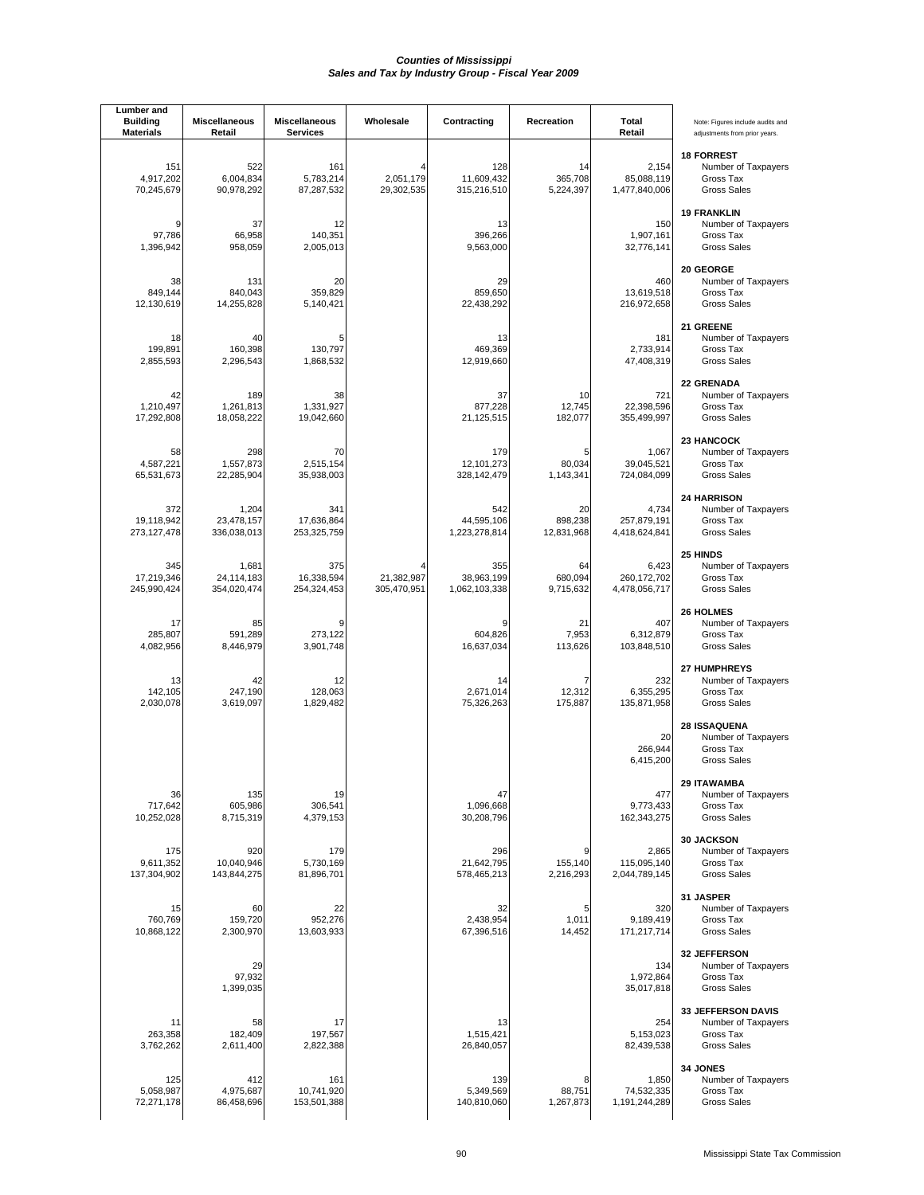# Counties of Mississippi
## Sales and Tax by Industry Group - Fiscal Year 2009

| Lumber and Building Materials | Miscellaneous Retail | Miscellaneous Services | Wholesale | Contracting | Recreation | Total Retail | Note: Figures include audits and adjustments from prior years. |
|---|---|---|---|---|---|---|---|
| | | | | | | | **18 FORREST** |
| 151 | 522 | 161 | 4 | 128 | 14 | 2,154 | Number of Taxpayers |
| 4,917,202 | 6,004,834 | 5,783,214 | 2,051,179 | 11,609,432 | 365,708 | 85,088,119 | Gross Tax |
| 70,245,679 | 90,978,292 | 87,287,532 | 29,302,535 | 315,216,510 | 5,224,397 | 1,477,840,006 | Gross Sales |
| | | | | | | | **19 FRANKLIN** |
| 9 | 37 | 12 | | 13 | | 150 | Number of Taxpayers |
| 97,786 | 66,958 | 140,351 | | 396,266 | | 1,907,161 | Gross Tax |
| 1,396,942 | 958,059 | 2,005,013 | | 9,563,000 | | 32,776,141 | Gross Sales |
| | | | | | | | **20 GEORGE** |
| 38 | 131 | 20 | | 29 | | 460 | Number of Taxpayers |
| 849,144 | 840,043 | 359,829 | | 859,650 | | 13,619,518 | Gross Tax |
| 12,130,619 | 14,255,828 | 5,140,421 | | 22,438,292 | | 216,972,658 | Gross Sales |
| | | | | | | | **21 GREENE** |
| 18 | 40 | 5 | | 13 | | 181 | Number of Taxpayers |
| 199,891 | 160,398 | 130,797 | | 469,369 | | 2,733,914 | Gross Tax |
| 2,855,593 | 2,296,543 | 1,868,532 | | 12,919,660 | | 47,408,319 | Gross Sales |
| | | | | | | | **22 GRENADA** |
| 42 | 189 | 38 | | 37 | 10 | 721 | Number of Taxpayers |
| 1,210,497 | 1,261,813 | 1,331,927 | | 877,228 | 12,745 | 22,398,596 | Gross Tax |
| 17,292,808 | 18,058,222 | 19,042,660 | | 21,125,515 | 182,077 | 355,499,997 | Gross Sales |
| | | | | | | | **23 HANCOCK** |
| 58 | 298 | 70 | | 179 | 5 | 1,067 | Number of Taxpayers |
| 4,587,221 | 1,557,873 | 2,515,154 | | 12,101,273 | 80,034 | 39,045,521 | Gross Tax |
| 65,531,673 | 22,285,904 | 35,938,003 | | 328,142,479 | 1,143,341 | 724,084,099 | Gross Sales |
| | | | | | | | **24 HARRISON** |
| 372 | 1,204 | 341 | | 542 | 20 | 4,734 | Number of Taxpayers |
| 19,118,942 | 23,478,157 | 17,636,864 | | 44,595,106 | 898,238 | 257,879,191 | Gross Tax |
| 273,127,478 | 336,038,013 | 253,325,759 | | 1,223,278,814 | 12,831,968 | 4,418,624,841 | Gross Sales |
| | | | | | | | **25 HINDS** |
| 345 | 1,681 | 375 | 4 | 355 | 64 | 6,423 | Number of Taxpayers |
| 17,219,346 | 24,114,183 | 16,338,594 | 21,382,987 | 38,963,199 | 680,094 | 260,172,702 | Gross Tax |
| 245,990,424 | 354,020,474 | 254,324,453 | 305,470,951 | 1,062,103,338 | 9,715,632 | 4,478,056,717 | Gross Sales |
| | | | | | | | **26 HOLMES** |
| 17 | 85 | 9 | | 9 | 21 | 407 | Number of Taxpayers |
| 285,807 | 591,289 | 273,122 | | 604,826 | 7,953 | 6,312,879 | Gross Tax |
| 4,082,956 | 8,446,979 | 3,901,748 | | 16,637,034 | 113,626 | 103,848,510 | Gross Sales |
| | | | | | | | **27 HUMPHREYS** |
| 13 | 42 | 12 | | 14 | 7 | 232 | Number of Taxpayers |
| 142,105 | 247,190 | 128,063 | | 2,671,014 | 12,312 | 6,355,295 | Gross Tax |
| 2,030,078 | 3,619,097 | 1,829,482 | | 75,326,263 | 175,887 | 135,871,958 | Gross Sales |
| | | | | | | | **28 ISSAQUENA** |
| | | | | | | 20 | Number of Taxpayers |
| | | | | | | 266,944 | Gross Tax |
| | | | | | | 6,415,200 | Gross Sales |
| | | | | | | | **29 ITAWAMBA** |
| 36 | 135 | 19 | | 47 | | 477 | Number of Taxpayers |
| 717,642 | 605,986 | 306,541 | | 1,096,668 | | 9,773,433 | Gross Tax |
| 10,252,028 | 8,715,319 | 4,379,153 | | 30,208,796 | | 162,343,275 | Gross Sales |
| | | | | | | | **30 JACKSON** |
| 175 | 920 | 179 | | 296 | 9 | 2,865 | Number of Taxpayers |
| 9,611,352 | 10,040,946 | 5,730,169 | | 21,642,795 | 155,140 | 115,095,140 | Gross Tax |
| 137,304,902 | 143,844,275 | 81,896,701 | | 578,465,213 | 2,216,293 | 2,044,789,145 | Gross Sales |
| | | | | | | | **31 JASPER** |
| 15 | 60 | 22 | | 32 | 5 | 320 | Number of Taxpayers |
| 760,769 | 159,720 | 952,276 | | 2,438,954 | 1,011 | 9,189,419 | Gross Tax |
| 10,868,122 | 2,300,970 | 13,603,933 | | 67,396,516 | 14,452 | 171,217,714 | Gross Sales |
| | | | | | | | **32 JEFFERSON** |
| | 29 | | | | | 134 | Number of Taxpayers |
| | 97,932 | | | | | 1,972,864 | Gross Tax |
| | 1,399,035 | | | | | 35,017,818 | Gross Sales |
| | | | | | | | **33 JEFFERSON DAVIS** |
| 11 | 58 | 17 | | 13 | | 254 | Number of Taxpayers |
| 263,358 | 182,409 | 197,567 | | 1,515,421 | | 5,153,023 | Gross Tax |
| 3,762,262 | 2,611,400 | 2,822,388 | | 26,840,057 | | 82,439,538 | Gross Sales |
| | | | | | | | **34 JONES** |
| 125 | 412 | 161 | | 139 | 8 | 1,850 | Number of Taxpayers |
| 5,058,987 | 4,975,687 | 10,741,920 | | 5,349,569 | 88,751 | 74,532,335 | Gross Tax |
| 72,271,178 | 86,458,696 | 153,501,388 | | 140,810,060 | 1,267,873 | 1,191,244,289 | Gross Sales |

Mississippi State Tax Commission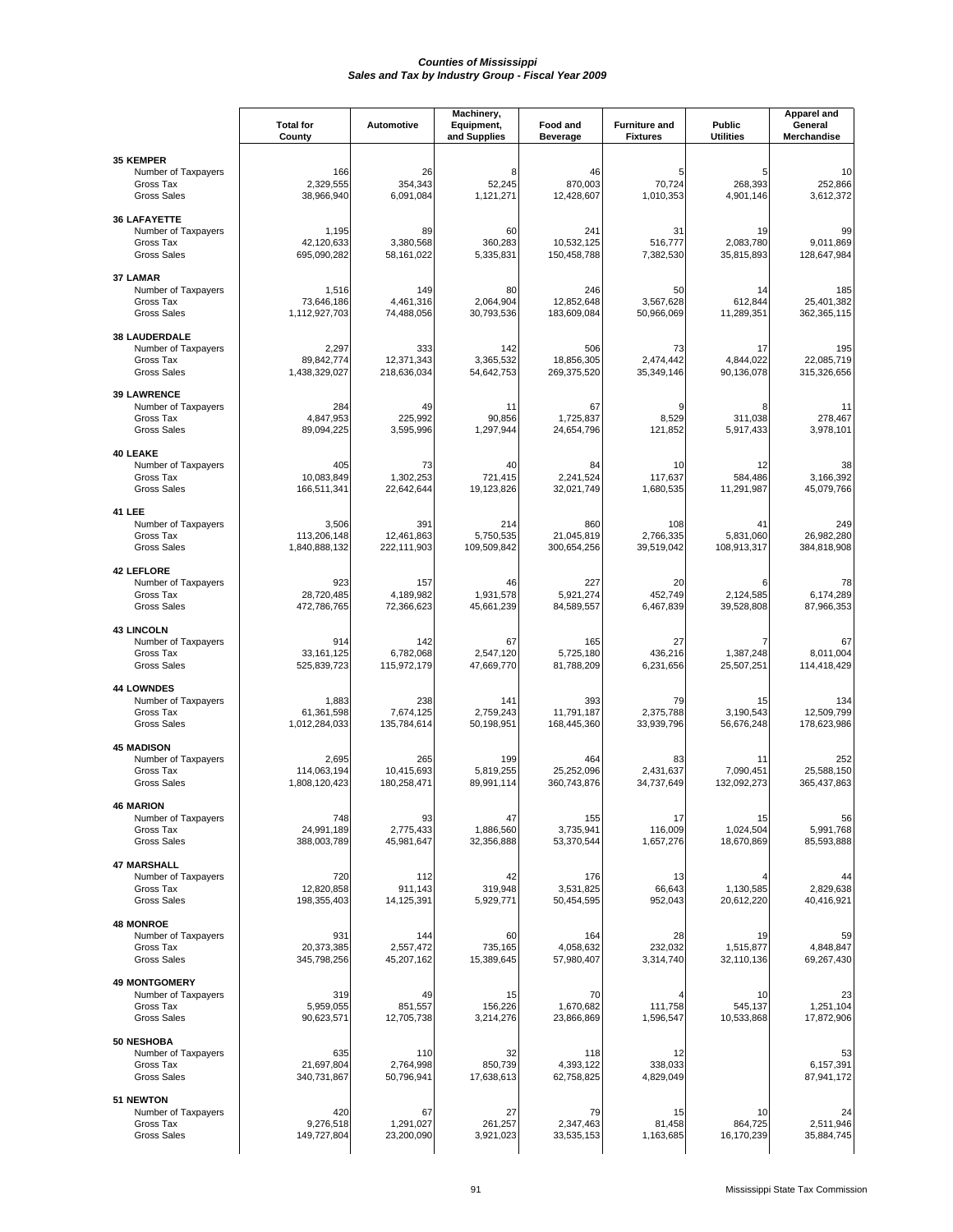# Counties of Mississippi
## Sales and Tax by Industry Group - Fiscal Year 2009

| | Total for County | Automotive | Machinery, Equipment, and Supplies | Food and Beverage | Furniture and Fixtures | Public Utilities | Apparel and General Merchandise |
|---|---|---|---|---|---|---|---|
| **35 KEMPER** | | | | | | | |
| Number of Taxpayers | 166 | 26 | 8 | 46 | 5 | 5 | 10 |
| Gross Tax | 2,329,555 | 354,343 | 52,245 | 870,003 | 70,724 | 268,393 | 252,866 |
| Gross Sales | 38,966,940 | 6,091,084 | 1,121,271 | 12,428,607 | 1,010,353 | 4,901,146 | 3,612,372 |
| **36 LAFAYETTE** | | | | | | | |
| Number of Taxpayers | 1,195 | 89 | 60 | 241 | 31 | 19 | 99 |
| Gross Tax | 42,120,633 | 3,380,568 | 360,283 | 10,532,125 | 516,777 | 2,083,780 | 9,011,869 |
| Gross Sales | 695,090,282 | 58,161,022 | 5,335,831 | 150,458,788 | 7,382,530 | 35,815,893 | 128,647,984 |
| **37 LAMAR** | | | | | | | |
| Number of Taxpayers | 1,516 | 149 | 80 | 246 | 50 | 14 | 185 |
| Gross Tax | 73,646,186 | 4,461,316 | 2,064,904 | 12,852,648 | 3,567,628 | 612,844 | 25,401,382 |
| Gross Sales | 1,112,927,703 | 74,488,056 | 30,793,536 | 183,609,084 | 50,966,069 | 11,289,351 | 362,365,115 |
| **38 LAUDERDALE** | | | | | | | |
| Number of Taxpayers | 2,297 | 333 | 142 | 506 | 73 | 17 | 195 |
| Gross Tax | 89,842,774 | 12,371,343 | 3,365,532 | 18,856,305 | 2,474,442 | 4,844,022 | 22,085,719 |
| Gross Sales | 1,438,329,027 | 218,636,034 | 54,642,753 | 269,375,520 | 35,349,146 | 90,136,078 | 315,326,656 |
| **39 LAWRENCE** | | | | | | | |
| Number of Taxpayers | 284 | 49 | 11 | 67 | 9 | 8 | 11 |
| Gross Tax | 4,847,953 | 225,992 | 90,856 | 1,725,837 | 8,529 | 311,038 | 278,467 |
| Gross Sales | 89,094,225 | 3,595,996 | 1,297,944 | 24,654,796 | 121,852 | 5,917,433 | 3,978,101 |
| **40 LEAKE** | | | | | | | |
| Number of Taxpayers | 405 | 73 | 40 | 84 | 10 | 12 | 38 |
| Gross Tax | 10,083,849 | 1,302,253 | 721,415 | 2,241,524 | 117,637 | 584,486 | 3,166,392 |
| Gross Sales | 166,511,341 | 22,642,644 | 19,123,826 | 32,021,749 | 1,680,535 | 11,291,987 | 45,079,766 |
| **41 LEE** | | | | | | | |
| Number of Taxpayers | 3,506 | 391 | 214 | 860 | 108 | 41 | 249 |
| Gross Tax | 113,206,148 | 12,461,863 | 5,750,535 | 21,045,819 | 2,766,335 | 5,831,060 | 26,982,280 |
| Gross Sales | 1,840,888,132 | 222,111,903 | 109,509,842 | 300,654,256 | 39,519,042 | 108,913,317 | 384,818,908 |
| **42 LEFLORE** | | | | | | | |
| Number of Taxpayers | 923 | 157 | 46 | 227 | 20 | 6 | 78 |
| Gross Tax | 28,720,485 | 4,189,982 | 1,931,578 | 5,921,274 | 452,749 | 2,124,585 | 6,174,289 |
| Gross Sales | 472,786,765 | 72,366,623 | 45,661,239 | 84,589,557 | 6,467,839 | 39,528,808 | 87,966,353 |
| **43 LINCOLN** | | | | | | | |
| Number of Taxpayers | 914 | 142 | 67 | 165 | 27 | 7 | 67 |
| Gross Tax | 33,161,125 | 6,782,068 | 2,547,120 | 5,725,180 | 436,216 | 1,387,248 | 8,011,004 |
| Gross Sales | 525,839,723 | 115,972,179 | 47,669,770 | 81,788,209 | 6,231,656 | 25,507,251 | 114,418,429 |
| **44 LOWNDES** | | | | | | | |
| Number of Taxpayers | 1,883 | 238 | 141 | 393 | 79 | 15 | 134 |
| Gross Tax | 61,361,598 | 7,674,125 | 2,759,243 | 11,791,187 | 2,375,788 | 3,190,543 | 12,509,799 |
| Gross Sales | 1,012,284,033 | 135,784,614 | 50,198,951 | 168,445,360 | 33,939,796 | 56,676,248 | 178,623,986 |
| **45 MADISON** | | | | | | | |
| Number of Taxpayers | 2,695 | 265 | 199 | 464 | 83 | 11 | 252 |
| Gross Tax | 114,063,194 | 10,415,693 | 5,819,255 | 25,252,096 | 2,431,637 | 7,090,451 | 25,588,150 |
| Gross Sales | 1,808,120,423 | 180,258,471 | 89,991,114 | 360,743,876 | 34,737,649 | 132,092,273 | 365,437,863 |
| **46 MARION** | | | | | | | |
| Number of Taxpayers | 748 | 93 | 47 | 155 | 17 | 15 | 56 |
| Gross Tax | 24,991,189 | 2,775,433 | 1,886,560 | 3,735,941 | 116,009 | 1,024,504 | 5,991,768 |
| Gross Sales | 388,003,789 | 45,981,647 | 32,356,888 | 53,370,544 | 1,657,276 | 18,670,869 | 85,593,888 |
| **47 MARSHALL** | | | | | | | |
| Number of Taxpayers | 720 | 112 | 42 | 176 | 13 | 4 | 44 |
| Gross Tax | 12,820,858 | 911,143 | 319,948 | 3,531,825 | 66,643 | 1,130,585 | 2,829,638 |
| Gross Sales | 198,355,403 | 14,125,391 | 5,929,771 | 50,454,595 | 952,043 | 20,612,220 | 40,416,921 |
| **48 MONROE** | | | | | | | |
| Number of Taxpayers | 931 | 144 | 60 | 164 | 28 | 19 | 59 |
| Gross Tax | 20,373,385 | 2,557,472 | 735,165 | 4,058,632 | 232,032 | 1,515,877 | 4,848,847 |
| Gross Sales | 345,798,256 | 45,207,162 | 15,389,645 | 57,980,407 | 3,314,740 | 32,110,136 | 69,267,430 |
| **49 MONTGOMERY** | | | | | | | |
| Number of Taxpayers | 319 | 49 | 15 | 70 | 4 | 10 | 23 |
| Gross Tax | 5,959,055 | 851,557 | 156,226 | 1,670,682 | 111,758 | 545,137 | 1,251,104 |
| Gross Sales | 90,623,571 | 12,705,738 | 3,214,276 | 23,866,869 | 1,596,547 | 10,533,868 | 17,872,906 |
| **50 NESHOBA** | | | | | | | |
| Number of Taxpayers | 635 | 110 | 32 | 118 | 12 | | 53 |
| Gross Tax | 21,697,804 | 2,764,998 | 850,739 | 4,393,122 | 338,033 | | 6,157,391 |
| Gross Sales | 340,731,867 | 50,796,941 | 17,638,613 | 62,758,825 | 4,829,049 | | 87,941,172 |
| **51 NEWTON** | | | | | | | |
| Number of Taxpayers | 420 | 67 | 27 | 79 | 15 | 10 | 24 |
| Gross Tax | 9,276,518 | 1,291,027 | 261,257 | 2,347,463 | 81,458 | 864,725 | 2,511,946 |
| Gross Sales | 149,727,804 | 23,200,090 | 3,921,023 | 33,535,153 | 1,163,685 | 16,170,239 | 35,884,745 |

Mississippi State Tax Commission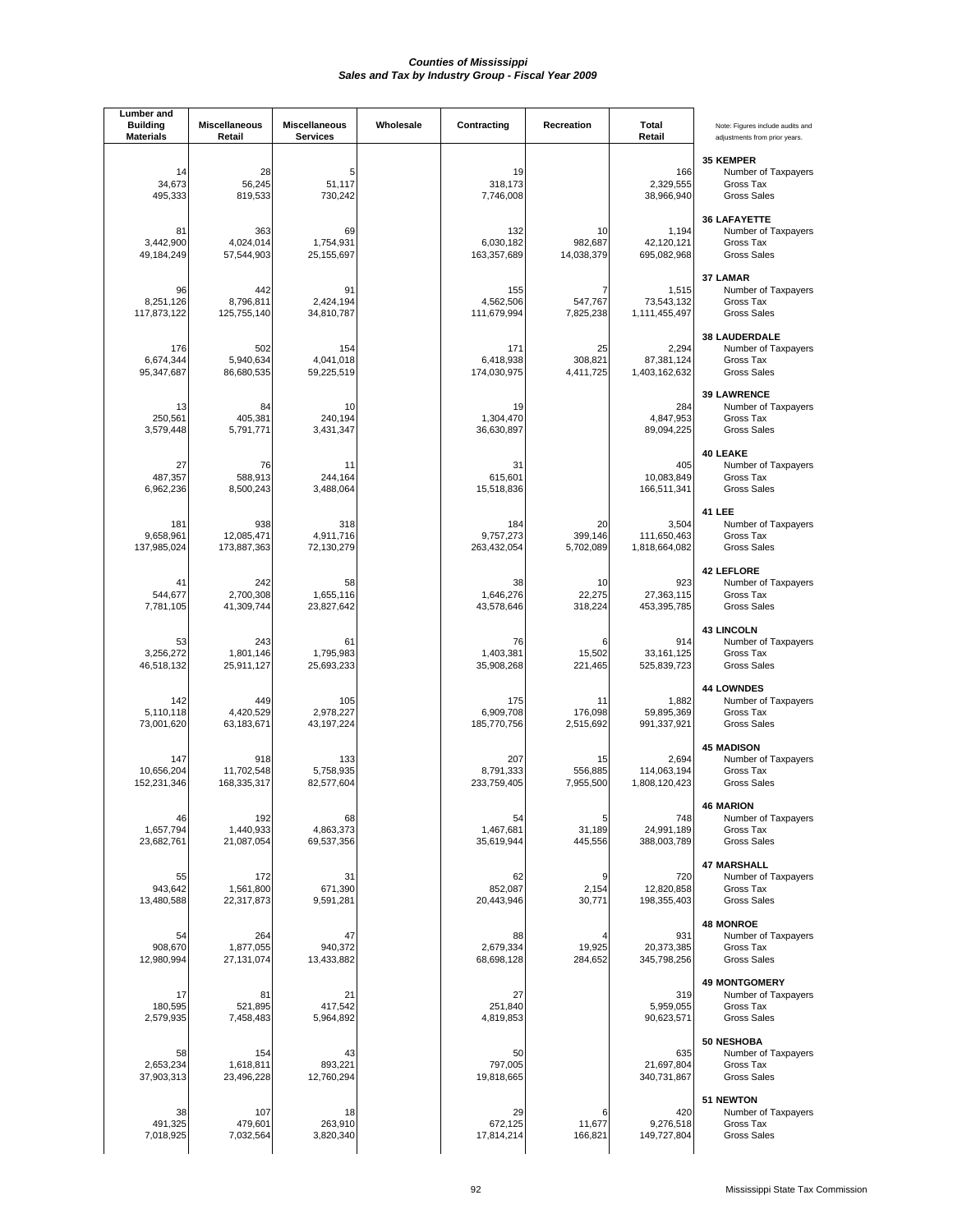# Counties of Mississippi
## Sales and Tax by Industry Group - Fiscal Year 2009

| Lumber and Building Materials | Miscellaneous Retail | Miscellaneous Services | Wholesale | Contracting | Recreation | Total Retail | Note: Figures include audits and adjustments from prior years. |
|---|---|---|---|---|---|---|---|
| | | | | | | | **35 KEMPER** |
| 14 | 28 | 5 | | 19 | | 166 | Number of Taxpayers |
| 34,673 | 56,245 | 51,117 | | 318,173 | | 2,329,555 | Gross Tax |
| 495,333 | 819,533 | 730,242 | | 7,746,008 | | 38,966,940 | Gross Sales |
| | | | | | | | **36 LAFAYETTE** |
| 81 | 363 | 69 | | 132 | 10 | 1,194 | Number of Taxpayers |
| 3,442,900 | 4,024,014 | 1,754,931 | | 6,030,182 | 982,687 | 42,120,121 | Gross Tax |
| 49,184,249 | 57,544,903 | 25,155,697 | | 163,357,689 | 14,038,379 | 695,082,968 | Gross Sales |
| | | | | | | | **37 LAMAR** |
| 96 | 442 | 91 | | 155 | 7 | 1,515 | Number of Taxpayers |
| 8,251,126 | 8,796,811 | 2,424,194 | | 4,562,506 | 547,767 | 73,543,132 | Gross Tax |
| 117,873,122 | 125,755,140 | 34,810,787 | | 111,679,994 | 7,825,238 | 1,111,455,497 | Gross Sales |
| | | | | | | | **38 LAUDERDALE** |
| 176 | 502 | 154 | | 171 | 25 | 2,294 | Number of Taxpayers |
| 6,674,344 | 5,940,634 | 4,041,018 | | 6,418,938 | 308,821 | 87,381,124 | Gross Tax |
| 95,347,687 | 86,680,535 | 59,225,519 | | 174,030,975 | 4,411,725 | 1,403,162,632 | Gross Sales |
| | | | | | | | **39 LAWRENCE** |
| 13 | 84 | 10 | | 19 | | 284 | Number of Taxpayers |
| 250,561 | 405,381 | 240,194 | | 1,304,470 | | 4,847,953 | Gross Tax |
| 3,579,448 | 5,791,771 | 3,431,347 | | 36,630,897 | | 89,094,225 | Gross Sales |
| | | | | | | | **40 LEAKE** |
| 27 | 76 | 11 | | 31 | | 405 | Number of Taxpayers |
| 487,357 | 588,913 | 244,164 | | 615,601 | | 10,083,849 | Gross Tax |
| 6,962,236 | 8,500,243 | 3,488,064 | | 15,518,836 | | 166,511,341 | Gross Sales |
| | | | | | | | **41 LEE** |
| 181 | 938 | 318 | | 184 | 20 | 3,504 | Number of Taxpayers |
| 9,658,961 | 12,085,471 | 4,911,716 | | 9,757,273 | 399,146 | 111,650,463 | Gross Tax |
| 137,985,024 | 173,887,363 | 72,130,279 | | 263,432,054 | 5,702,089 | 1,818,664,082 | Gross Sales |
| | | | | | | | **42 LEFLORE** |
| 41 | 242 | 58 | | 38 | 10 | 923 | Number of Taxpayers |
| 544,677 | 2,700,308 | 1,655,116 | | 1,646,276 | 22,275 | 27,363,115 | Gross Tax |
| 7,781,105 | 41,309,744 | 23,827,642 | | 43,578,646 | 318,224 | 453,395,785 | Gross Sales |
| | | | | | | | **43 LINCOLN** |
| 53 | 243 | 61 | | 76 | 6 | 914 | Number of Taxpayers |
| 3,256,272 | 1,801,146 | 1,795,983 | | 1,403,381 | 15,502 | 33,161,125 | Gross Tax |
| 46,518,132 | 25,911,127 | 25,693,233 | | 35,908,268 | 221,465 | 525,839,723 | Gross Sales |
| | | | | | | | **44 LOWNDES** |
| 142 | 449 | 105 | | 175 | 11 | 1,882 | Number of Taxpayers |
| 5,110,118 | 4,420,529 | 2,978,227 | | 6,909,708 | 176,098 | 59,895,369 | Gross Tax |
| 73,001,620 | 63,183,671 | 43,197,224 | | 185,770,756 | 2,515,692 | 991,337,921 | Gross Sales |
| | | | | | | | **45 MADISON** |
| 147 | 918 | 133 | | 207 | 15 | 2,694 | Number of Taxpayers |
| 10,656,204 | 11,702,548 | 5,758,935 | | 8,791,333 | 556,885 | 114,063,194 | Gross Tax |
| 152,231,346 | 168,335,317 | 82,577,604 | | 233,759,405 | 7,955,500 | 1,808,120,423 | Gross Sales |
| | | | | | | | **46 MARION** |
| 46 | 192 | 68 | | 54 | 5 | 748 | Number of Taxpayers |
| 1,657,794 | 1,440,933 | 4,863,373 | | 1,467,681 | 31,189 | 24,991,189 | Gross Tax |
| 23,682,761 | 21,087,054 | 69,537,356 | | 35,619,944 | 445,556 | 388,003,789 | Gross Sales |
| | | | | | | | **47 MARSHALL** |
| 55 | 172 | 31 | | 62 | 9 | 720 | Number of Taxpayers |
| 943,642 | 1,561,800 | 671,390 | | 852,087 | 2,154 | 12,820,858 | Gross Tax |
| 13,480,588 | 22,317,873 | 9,591,281 | | 20,443,946 | 30,771 | 198,355,403 | Gross Sales |
| | | | | | | | **48 MONROE** |
| 54 | 264 | 47 | | 88 | 4 | 931 | Number of Taxpayers |
| 908,670 | 1,877,055 | 940,372 | | 2,679,334 | 19,925 | 20,373,385 | Gross Tax |
| 12,980,994 | 27,131,074 | 13,433,882 | | 68,698,128 | 284,652 | 345,798,256 | Gross Sales |
| | | | | | | | **49 MONTGOMERY** |
| 17 | 81 | 21 | | 27 | | 319 | Number of Taxpayers |
| 180,595 | 521,895 | 417,542 | | 251,840 | | 5,959,055 | Gross Tax |
| 2,579,935 | 7,458,483 | 5,964,892 | | 4,819,853 | | 90,623,571 | Gross Sales |
| | | | | | | | **50 NESHOBA** |
| 58 | 154 | 43 | | 50 | | 635 | Number of Taxpayers |
| 2,653,234 | 1,618,811 | 893,221 | | 797,005 | | 21,697,804 | Gross Tax |
| 37,903,313 | 23,496,228 | 12,760,294 | | 19,818,665 | | 340,731,867 | Gross Sales |
| | | | | | | | **51 NEWTON** |
| 38 | 107 | 18 | | 29 | 6 | 420 | Number of Taxpayers |
| 491,325 | 479,601 | 263,910 | | 672,125 | 11,677 | 9,276,518 | Gross Tax |
| 7,018,925 | 7,032,564 | 3,820,340 | | 17,814,214 | 166,821 | 149,727,804 | Gross Sales |

Mississippi State Tax Commission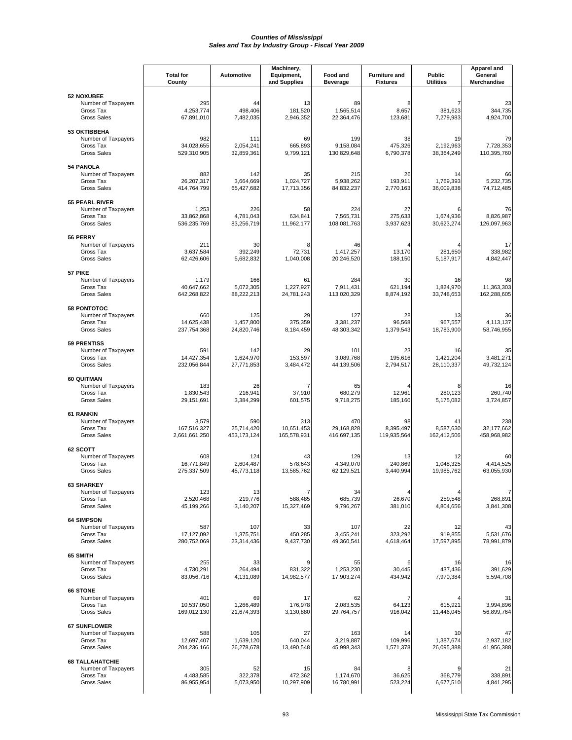## *Counties of Mississippi*
## *Sales and Tax by Industry Group - Fiscal Year 2009*

| | Total for County | Automotive | Machinery, Equipment, and Supplies | Food and Beverage | Furniture and Fixtures | Public Utilities | Apparel and General Merchandise |
|---|---|---|---|---|---|---|---|
| **52 NOXUBEE** | | | | | | | |
| Number of Taxpayers | 295 | 44 | 13 | 89 | 8 | 7 | 23 |
| Gross Tax | 4,253,774 | 498,406 | 181,520 | 1,565,514 | 8,657 | 381,623 | 344,735 |
| Gross Sales | 67,891,010 | 7,482,035 | 2,946,352 | 22,364,476 | 123,681 | 7,279,983 | 4,924,700 |
| **53 OKTIBBEHA** | | | | | | | |
| Number of Taxpayers | 982 | 111 | 69 | 199 | 38 | 19 | 79 |
| Gross Tax | 34,028,655 | 2,054,241 | 665,893 | 9,158,084 | 475,326 | 2,192,963 | 7,728,353 |
| Gross Sales | 529,310,905 | 32,859,361 | 9,799,121 | 130,829,648 | 6,790,378 | 38,364,249 | 110,395,760 |
| **54 PANOLA** | | | | | | | |
| Number of Taxpayers | 882 | 142 | 35 | 215 | 26 | 14 | 66 |
| Gross Tax | 26,207,317 | 3,664,669 | 1,024,727 | 5,938,262 | 193,911 | 1,769,393 | 5,232,735 |
| Gross Sales | 414,764,799 | 65,427,682 | 17,713,356 | 84,832,237 | 2,770,163 | 36,009,838 | 74,712,485 |
| **55 PEARL RIVER** | | | | | | | |
| Number of Taxpayers | 1,253 | 226 | 58 | 224 | 27 | 6 | 76 |
| Gross Tax | 33,862,868 | 4,781,043 | 634,841 | 7,565,731 | 275,633 | 1,674,936 | 8,826,987 |
| Gross Sales | 536,235,769 | 83,256,719 | 11,962,177 | 108,081,763 | 3,937,623 | 30,623,274 | 126,097,963 |
| **56 PERRY** | | | | | | | |
| Number of Taxpayers | 211 | 30 | 8 | 46 | 4 | 4 | 17 |
| Gross Tax | 3,637,584 | 392,249 | 72,731 | 1,417,257 | 13,170 | 281,650 | 338,982 |
| Gross Sales | 62,426,606 | 5,682,832 | 1,040,008 | 20,246,520 | 188,150 | 5,187,917 | 4,842,447 |
| **57 PIKE** | | | | | | | |
| Number of Taxpayers | 1,179 | 166 | 61 | 284 | 30 | 16 | 98 |
| Gross Tax | 40,647,662 | 5,072,305 | 1,227,927 | 7,911,431 | 621,194 | 1,824,970 | 11,363,303 |
| Gross Sales | 642,268,822 | 88,222,213 | 24,781,243 | 113,020,329 | 8,874,192 | 33,748,653 | 162,288,605 |
| **58 PONTOTOC** | | | | | | | |
| Number of Taxpayers | 660 | 125 | 29 | 127 | 28 | 13 | 36 |
| Gross Tax | 14,625,438 | 1,457,800 | 375,359 | 3,381,237 | 96,568 | 967,557 | 4,113,137 |
| Gross Sales | 237,754,368 | 24,820,746 | 8,184,459 | 48,303,342 | 1,379,543 | 18,783,900 | 58,746,955 |
| **59 PRENTISS** | | | | | | | |
| Number of Taxpayers | 591 | 142 | 29 | 101 | 23 | 16 | 35 |
| Gross Tax | 14,427,354 | 1,624,970 | 153,597 | 3,089,768 | 195,616 | 1,421,204 | 3,481,271 |
| Gross Sales | 232,056,844 | 27,771,853 | 3,484,472 | 44,139,506 | 2,794,517 | 28,110,337 | 49,732,124 |
| **60 QUITMAN** | | | | | | | |
| Number of Taxpayers | 183 | 26 | 7 | 65 | 4 | 8 | 16 |
| Gross Tax | 1,830,543 | 216,941 | 37,910 | 680,279 | 12,961 | 280,123 | 260,740 |
| Gross Sales | 29,151,691 | 3,384,299 | 601,575 | 9,718,275 | 185,160 | 5,175,082 | 3,724,857 |
| **61 RANKIN** | | | | | | | |
| Number of Taxpayers | 3,579 | 590 | 313 | 470 | 98 | 41 | 238 |
| Gross Tax | 167,516,327 | 25,714,420 | 10,651,453 | 29,168,828 | 8,395,497 | 8,587,630 | 32,177,662 |
| Gross Sales | 2,661,661,250 | 453,173,124 | 165,578,931 | 416,697,135 | 119,935,564 | 162,412,506 | 458,968,982 |
| **62 SCOTT** | | | | | | | |
| Number of Taxpayers | 608 | 124 | 43 | 129 | 13 | 12 | 60 |
| Gross Tax | 16,771,849 | 2,604,487 | 578,643 | 4,349,070 | 240,869 | 1,048,325 | 4,414,525 |
| Gross Sales | 275,337,509 | 45,773,118 | 13,585,762 | 62,129,521 | 3,440,994 | 19,985,762 | 63,055,930 |
| **63 SHARKEY** | | | | | | | |
| Number of Taxpayers | 123 | 13 | 7 | 34 | 4 | 4 | 7 |
| Gross Tax | 2,520,468 | 219,776 | 588,485 | 685,739 | 26,670 | 259,548 | 268,891 |
| Gross Sales | 45,199,266 | 3,140,207 | 15,327,469 | 9,796,267 | 381,010 | 4,804,656 | 3,841,308 |
| **64 SIMPSON** | | | | | | | |
| Number of Taxpayers | 587 | 107 | 33 | 107 | 22 | 12 | 43 |
| Gross Tax | 17,127,092 | 1,375,751 | 450,285 | 3,455,241 | 323,292 | 919,855 | 5,531,676 |
| Gross Sales | 280,752,069 | 23,314,436 | 9,437,730 | 49,360,541 | 4,618,464 | 17,597,895 | 78,991,879 |
| **65 SMITH** | | | | | | | |
| Number of Taxpayers | 255 | 33 | 9 | 55 | 6 | 16 | 16 |
| Gross Tax | 4,730,291 | 264,494 | 831,322 | 1,253,230 | 30,445 | 437,436 | 391,629 |
| Gross Sales | 83,056,716 | 4,131,089 | 14,982,577 | 17,903,274 | 434,942 | 7,970,384 | 5,594,708 |
| **66 STONE** | | | | | | | |
| Number of Taxpayers | 401 | 69 | 17 | 62 | 7 | 4 | 31 |
| Gross Tax | 10,537,050 | 1,266,489 | 176,978 | 2,083,535 | 64,123 | 615,921 | 3,994,896 |
| Gross Sales | 169,012,130 | 21,674,393 | 3,130,880 | 29,764,757 | 916,042 | 11,446,045 | 56,899,764 |
| **67 SUNFLOWER** | | | | | | | |
| Number of Taxpayers | 588 | 105 | 27 | 163 | 14 | 10 | 47 |
| Gross Tax | 12,697,407 | 1,639,120 | 640,044 | 3,219,887 | 109,996 | 1,387,674 | 2,937,182 |
| Gross Sales | 204,236,166 | 26,278,678 | 13,490,548 | 45,998,343 | 1,571,378 | 26,095,388 | 41,956,388 |
| **68 TALLAHATCHIE** | | | | | | | |
| Number of Taxpayers | 305 | 52 | 15 | 84 | 8 | 9 | 21 |
| Gross Tax | 4,483,585 | 322,378 | 472,362 | 1,174,670 | 36,625 | 368,779 | 338,891 |
| Gross Sales | 86,955,954 | 5,073,950 | 10,297,909 | 16,780,991 | 523,224 | 6,677,510 | 4,841,295 |

Mississippi State Tax Commission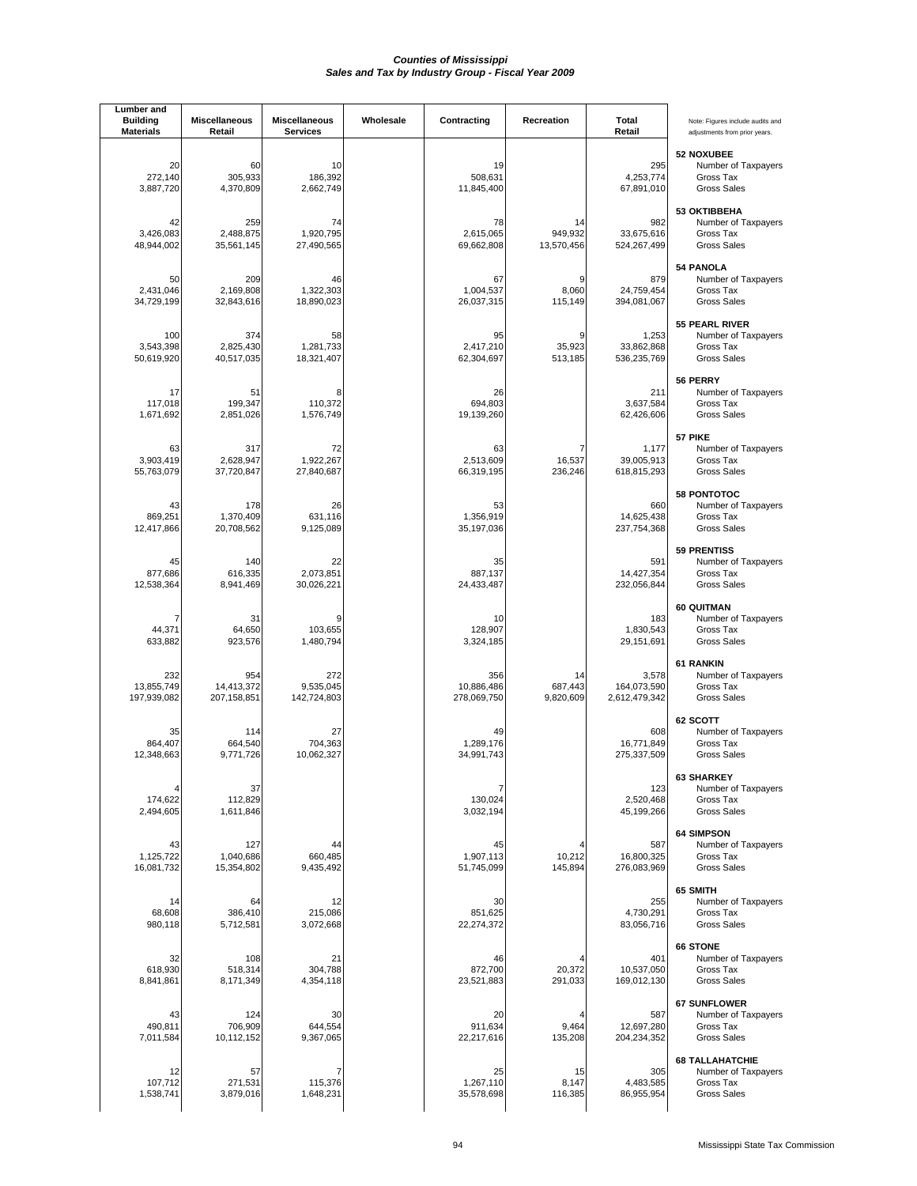# *Counties of Mississippi*
## *Sales and Tax by Industry Group - Fiscal Year 2009*

| Lumber and Building Materials | Miscellaneous Retail | Miscellaneous Services | Wholesale | Contracting | Recreation | Total Retail | Note: Figures include audits and adjustments from prior years. |
|---|---|---|---|---|---|---|---|
| | | | | | | | **52 NOXUBEE** |
| 20 | 60 | 10 | | 19 | | 295 | Number of Taxpayers |
| 272,140 | 305,933 | 186,392 | | 508,631 | | 4,253,774 | Gross Tax |
| 3,887,720 | 4,370,809 | 2,662,749 | | 11,845,400 | | 67,891,010 | Gross Sales |
| | | | | | | | **53 OKTIBBEHA** |
| 42 | 259 | 74 | | 78 | 14 | 982 | Number of Taxpayers |
| 3,426,083 | 2,488,875 | 1,920,795 | | 2,615,065 | 949,932 | 33,675,616 | Gross Tax |
| 48,944,002 | 35,561,145 | 27,490,565 | | 69,662,808 | 13,570,456 | 524,267,499 | Gross Sales |
| | | | | | | | **54 PANOLA** |
| 50 | 209 | 46 | | 67 | 9 | 879 | Number of Taxpayers |
| 2,431,046 | 2,169,808 | 1,322,303 | | 1,004,537 | 8,060 | 24,759,454 | Gross Tax |
| 34,729,199 | 32,843,616 | 18,890,023 | | 26,037,315 | 115,149 | 394,081,067 | Gross Sales |
| | | | | | | | **55 PEARL RIVER** |
| 100 | 374 | 58 | | 95 | 9 | 1,253 | Number of Taxpayers |
| 3,543,398 | 2,825,430 | 1,281,733 | | 2,417,210 | 35,923 | 33,862,868 | Gross Tax |
| 50,619,920 | 40,517,035 | 18,321,407 | | 62,304,697 | 513,185 | 536,235,769 | Gross Sales |
| | | | | | | | **56 PERRY** |
| 17 | 51 | 8 | | 26 | | 211 | Number of Taxpayers |
| 117,018 | 199,347 | 110,372 | | 694,803 | | 3,637,584 | Gross Tax |
| 1,671,692 | 2,851,026 | 1,576,749 | | 19,139,260 | | 62,426,606 | Gross Sales |
| | | | | | | | **57 PIKE** |
| 63 | 317 | 72 | | 63 | 7 | 1,177 | Number of Taxpayers |
| 3,903,419 | 2,628,947 | 1,922,267 | | 2,513,609 | 16,537 | 39,005,913 | Gross Tax |
| 55,763,079 | 37,720,847 | 27,840,687 | | 66,319,195 | 236,246 | 618,815,293 | Gross Sales |
| | | | | | | | **58 PONTOTOC** |
| 43 | 178 | 26 | | 53 | | 660 | Number of Taxpayers |
| 869,251 | 1,370,409 | 631,116 | | 1,356,919 | | 14,625,438 | Gross Tax |
| 12,417,866 | 20,708,562 | 9,125,089 | | 35,197,036 | | 237,754,368 | Gross Sales |
| | | | | | | | **59 PRENTISS** |
| 45 | 140 | 22 | | 35 | | 591 | Number of Taxpayers |
| 877,686 | 616,335 | 2,073,851 | | 887,137 | | 14,427,354 | Gross Tax |
| 12,538,364 | 8,941,469 | 30,026,221 | | 24,433,487 | | 232,056,844 | Gross Sales |
| | | | | | | | **60 QUITMAN** |
| 7 | 31 | 9 | | 10 | | 183 | Number of Taxpayers |
| 44,371 | 64,650 | 103,655 | | 128,907 | | 1,830,543 | Gross Tax |
| 633,882 | 923,576 | 1,480,794 | | 3,324,185 | | 29,151,691 | Gross Sales |
| | | | | | | | **61 RANKIN** |
| 232 | 954 | 272 | | 356 | 14 | 3,578 | Number of Taxpayers |
| 13,855,749 | 14,413,372 | 9,535,045 | | 10,886,486 | 687,443 | 164,073,590 | Gross Tax |
| 197,939,082 | 207,158,851 | 142,724,803 | | 278,069,750 | 9,820,609 | 2,612,479,342 | Gross Sales |
| | | | | | | | **62 SCOTT** |
| 35 | 114 | 27 | | 49 | | 608 | Number of Taxpayers |
| 864,407 | 664,540 | 704,363 | | 1,289,176 | | 16,771,849 | Gross Tax |
| 12,348,663 | 9,771,726 | 10,062,327 | | 34,991,743 | | 275,337,509 | Gross Sales |
| | | | | | | | **63 SHARKEY** |
| 4 | 37 | | | 7 | | 123 | Number of Taxpayers |
| 174,622 | 112,829 | | | 130,024 | | 2,520,468 | Gross Tax |
| 2,494,605 | 1,611,846 | | | 3,032,194 | | 45,199,266 | Gross Sales |
| | | | | | | | **64 SIMPSON** |
| 43 | 127 | 44 | | 45 | 4 | 587 | Number of Taxpayers |
| 1,125,722 | 1,040,686 | 660,485 | | 1,907,113 | 10,212 | 16,800,325 | Gross Tax |
| 16,081,732 | 15,354,802 | 9,435,492 | | 51,745,099 | 145,894 | 276,083,969 | Gross Sales |
| | | | | | | | **65 SMITH** |
| 14 | 64 | 12 | | 30 | | 255 | Number of Taxpayers |
| 68,608 | 386,410 | 215,086 | | 851,625 | | 4,730,291 | Gross Tax |
| 980,118 | 5,712,581 | 3,072,668 | | 22,274,372 | | 83,056,716 | Gross Sales |
| | | | | | | | **66 STONE** |
| 32 | 108 | 21 | | 46 | 4 | 401 | Number of Taxpayers |
| 618,930 | 518,314 | 304,788 | | 872,700 | 20,372 | 10,537,050 | Gross Tax |
| 8,841,861 | 8,171,349 | 4,354,118 | | 23,521,883 | 291,033 | 169,012,130 | Gross Sales |
| | | | | | | | **67 SUNFLOWER** |
| 43 | 124 | 30 | | 20 | 4 | 587 | Number of Taxpayers |
| 490,811 | 706,909 | 644,554 | | 911,634 | 9,464 | 12,697,280 | Gross Tax |
| 7,011,584 | 10,112,152 | 9,367,065 | | 22,217,616 | 135,208 | 204,234,352 | Gross Sales |
| | | | | | | | **68 TALLAHATCHIE** |
| 12 | 57 | 7 | | 25 | 15 | 305 | Number of Taxpayers |
| 107,712 | 271,531 | 115,376 | | 1,267,110 | 8,147 | 4,483,585 | Gross Tax |
| 1,538,741 | 3,879,016 | 1,648,231 | | 35,578,698 | 116,385 | 86,955,954 | Gross Sales |

Mississippi State Tax Commission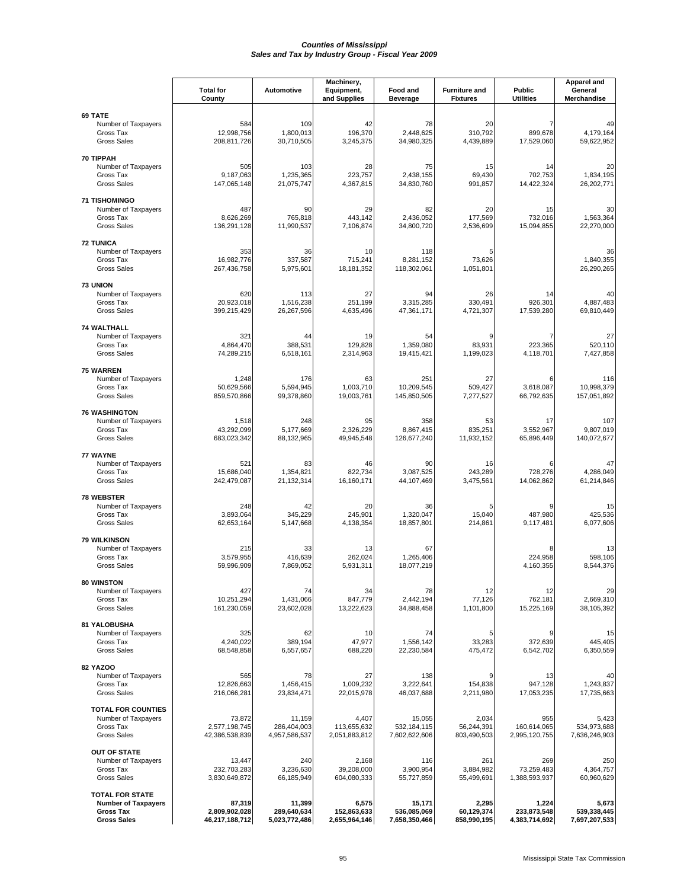# Counties of Mississippi
## Sales and Tax by Industry Group - Fiscal Year 2009

| | Total for County | Automotive | Machinery, Equipment, and Supplies | Food and Beverage | Furniture and Fixtures | Public Utilities | Apparel and General Merchandise |
|---|---|---|---|---|---|---|---|
| **69 TATE** | | | | | | | |
| Number of Taxpayers | 584 | 109 | 42 | 78 | 20 | 7 | 49 |
| Gross Tax | 12,998,756 | 1,800,013 | 196,370 | 2,448,625 | 310,792 | 899,678 | 4,179,164 |
| Gross Sales | 208,811,726 | 30,710,505 | 3,245,375 | 34,980,325 | 4,439,889 | 17,529,060 | 59,622,952 |
| **70 TIPPAH** | | | | | | | |
| Number of Taxpayers | 505 | 103 | 28 | 75 | 15 | 14 | 20 |
| Gross Tax | 9,187,063 | 1,235,365 | 223,757 | 2,438,155 | 69,430 | 702,753 | 1,834,195 |
| Gross Sales | 147,065,148 | 21,075,747 | 4,367,815 | 34,830,760 | 991,857 | 14,422,324 | 26,202,771 |
| **71 TISHOMINGO** | | | | | | | |
| Number of Taxpayers | 487 | 90 | 29 | 82 | 20 | 15 | 30 |
| Gross Tax | 8,626,269 | 765,818 | 443,142 | 2,436,052 | 177,569 | 732,016 | 1,563,364 |
| Gross Sales | 136,291,128 | 11,990,537 | 7,106,874 | 34,800,720 | 2,536,699 | 15,094,855 | 22,270,000 |
| **72 TUNICA** | | | | | | | |
| Number of Taxpayers | 353 | 36 | 10 | 118 | 5 | | 36 |
| Gross Tax | 16,982,776 | 337,587 | 715,241 | 8,281,152 | 73,626 | | 1,840,355 |
| Gross Sales | 267,436,758 | 5,975,601 | 18,181,352 | 118,302,061 | 1,051,801 | | 26,290,265 |
| **73 UNION** | | | | | | | |
| Number of Taxpayers | 620 | 113 | 27 | 94 | 26 | 14 | 40 |
| Gross Tax | 20,923,018 | 1,516,238 | 251,199 | 3,315,285 | 330,491 | 926,301 | 4,887,483 |
| Gross Sales | 399,215,429 | 26,267,596 | 4,635,496 | 47,361,171 | 4,721,307 | 17,539,280 | 69,810,449 |
| **74 WALTHALL** | | | | | | | |
| Number of Taxpayers | 321 | 44 | 19 | 54 | 9 | 7 | 27 |
| Gross Tax | 4,864,470 | 388,531 | 129,828 | 1,359,080 | 83,931 | 223,365 | 520,110 |
| Gross Sales | 74,289,215 | 6,518,161 | 2,314,963 | 19,415,421 | 1,199,023 | 4,118,701 | 7,427,858 |
| **75 WARREN** | | | | | | | |
| Number of Taxpayers | 1,248 | 176 | 63 | 251 | 27 | 6 | 116 |
| Gross Tax | 50,629,566 | 5,594,945 | 1,003,710 | 10,209,545 | 509,427 | 3,618,087 | 10,998,379 |
| Gross Sales | 859,570,866 | 99,378,860 | 19,003,761 | 145,850,505 | 7,277,527 | 66,792,635 | 157,051,892 |
| **76 WASHINGTON** | | | | | | | |
| Number of Taxpayers | 1,518 | 248 | 95 | 358 | 53 | 17 | 107 |
| Gross Tax | 43,292,099 | 5,177,669 | 2,326,229 | 8,867,415 | 835,251 | 3,552,967 | 9,807,019 |
| Gross Sales | 683,023,342 | 88,132,965 | 49,945,548 | 126,677,240 | 11,932,152 | 65,896,449 | 140,072,677 |
| **77 WAYNE** | | | | | | | |
| Number of Taxpayers | 521 | 83 | 46 | 90 | 16 | 6 | 47 |
| Gross Tax | 15,686,040 | 1,354,821 | 822,734 | 3,087,525 | 243,289 | 728,276 | 4,286,049 |
| Gross Sales | 242,479,087 | 21,132,314 | 16,160,171 | 44,107,469 | 3,475,561 | 14,062,862 | 61,214,846 |
| **78 WEBSTER** | | | | | | | |
| Number of Taxpayers | 248 | 42 | 20 | 36 | 5 | 9 | 15 |
| Gross Tax | 3,893,064 | 345,229 | 245,901 | 1,320,047 | 15,040 | 487,980 | 425,536 |
| Gross Sales | 62,653,164 | 5,147,668 | 4,138,354 | 18,857,801 | 214,861 | 9,117,481 | 6,077,606 |
| **79 WILKINSON** | | | | | | | |
| Number of Taxpayers | 215 | 33 | 13 | 67 | | 8 | 13 |
| Gross Tax | 3,579,955 | 416,639 | 262,024 | 1,265,406 | | 224,958 | 598,106 |
| Gross Sales | 59,996,909 | 7,869,052 | 5,931,311 | 18,077,219 | | 4,160,355 | 8,544,376 |
| **80 WINSTON** | | | | | | | |
| Number of Taxpayers | 427 | 74 | 34 | 78 | 12 | 12 | 29 |
| Gross Tax | 10,251,294 | 1,431,066 | 847,779 | 2,442,194 | 77,126 | 762,181 | 2,669,310 |
| Gross Sales | 161,230,059 | 23,602,028 | 13,222,623 | 34,888,458 | 1,101,800 | 15,225,169 | 38,105,392 |
| **81 YALOBUSHA** | | | | | | | |
| Number of Taxpayers | 325 | 62 | 10 | 74 | 5 | 9 | 15 |
| Gross Tax | 4,240,022 | 389,194 | 47,977 | 1,556,142 | 33,283 | 372,639 | 445,405 |
| Gross Sales | 68,548,858 | 6,557,657 | 688,220 | 22,230,584 | 475,472 | 6,542,702 | 6,350,559 |
| **82 YAZOO** | | | | | | | |
| Number of Taxpayers | 565 | 78 | 27 | 138 | 9 | 13 | 40 |
| Gross Tax | 12,826,663 | 1,456,415 | 1,009,232 | 3,222,641 | 154,838 | 947,128 | 1,243,837 |
| Gross Sales | 216,066,281 | 23,834,471 | 22,015,978 | 46,037,688 | 2,211,980 | 17,053,235 | 17,735,663 |
| **TOTAL FOR COUNTIES** | | | | | | | |
| Number of Taxpayers | 73,872 | 11,159 | 4,407 | 15,055 | 2,034 | 955 | 5,423 |
| Gross Tax | 2,577,198,745 | 286,404,003 | 113,655,632 | 532,184,115 | 56,244,391 | 160,614,065 | 534,973,688 |
| Gross Sales | 42,386,538,839 | 4,957,586,537 | 2,051,883,812 | 7,602,622,606 | 803,490,503 | 2,995,120,755 | 7,636,246,903 |
| **OUT OF STATE** | | | | | | | |
| Number of Taxpayers | 13,447 | 240 | 2,168 | 116 | 261 | 269 | 250 |
| Gross Tax | 232,703,283 | 3,236,630 | 39,208,000 | 3,900,954 | 3,884,982 | 73,259,483 | 4,364,757 |
| Gross Sales | 3,830,649,872 | 66,185,949 | 604,080,333 | 55,727,859 | 55,499,691 | 1,388,593,937 | 60,960,629 |
| **TOTAL FOR STATE** | | | | | | | |
| **Number of Taxpayers** | **87,319** | **11,399** | **6,575** | **15,171** | **2,295** | **1,224** | **5,673** |
| **Gross Tax** | **2,809,902,028** | **289,640,634** | **152,863,633** | **536,085,069** | **60,129,374** | **233,873,548** | **539,338,445** |
| **Gross Sales** | **46,217,188,712** | **5,023,772,486** | **2,655,964,146** | **7,658,350,466** | **858,990,195** | **4,383,714,692** | **7,697,207,533** |

Mississippi State Tax Commission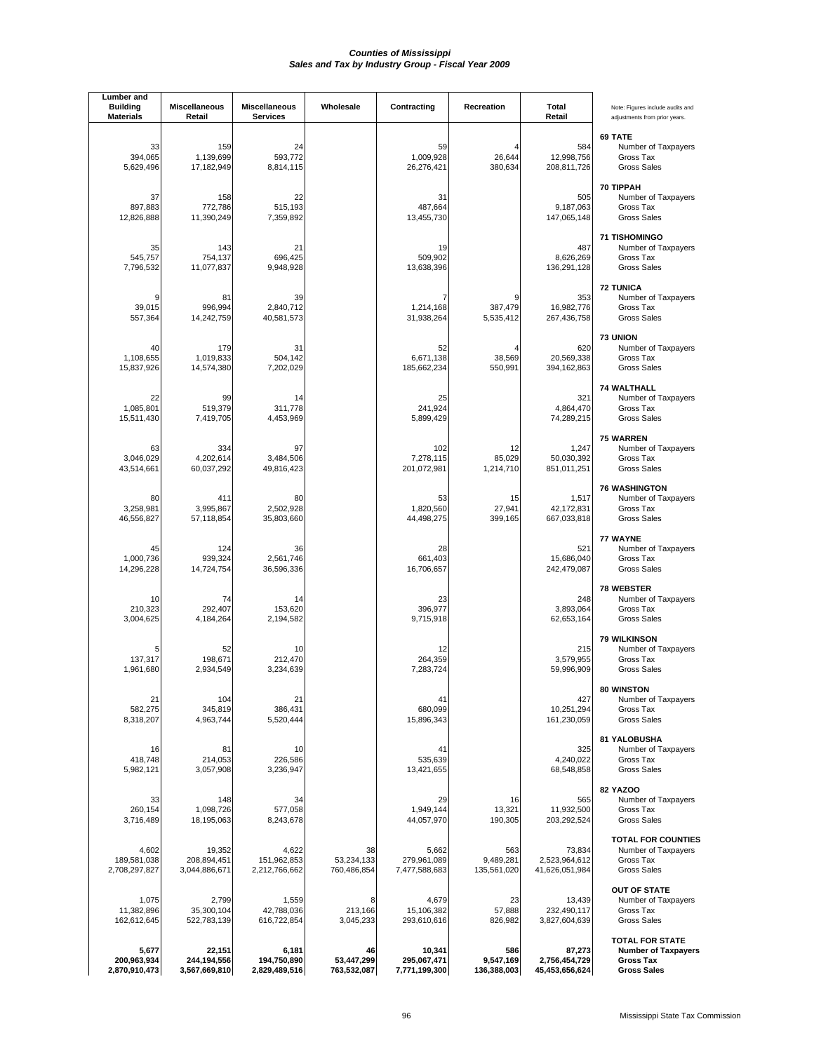# Counties of Mississippi
## Sales and Tax by Industry Group - Fiscal Year 2009

| Lumber and Building Materials | Miscellaneous Retail | Miscellaneous Services | Wholesale | Contracting | Recreation | Total Retail | Note: Figures include audits and adjustments from prior years. |
|---|---|---|---|---|---|---|---|
| | | | | | | | **69 TATE** |
| 33 | 159 | 24 | | 59 | 4 | 584 | Number of Taxpayers |
| 394,065 | 1,139,699 | 593,772 | | 1,009,928 | 26,644 | 12,998,756 | Gross Tax |
| 5,629,496 | 17,182,949 | 8,814,115 | | 26,276,421 | 380,634 | 208,811,726 | Gross Sales |
| | | | | | | | **70 TIPPAH** |
| 37 | 158 | 22 | | 31 | | 505 | Number of Taxpayers |
| 897,883 | 772,786 | 515,193 | | 487,664 | | 9,187,063 | Gross Tax |
| 12,826,888 | 11,390,249 | 7,359,892 | | 13,455,730 | | 147,065,148 | Gross Sales |
| | | | | | | | **71 TISHOMINGO** |
| 35 | 143 | 21 | | 19 | | 487 | Number of Taxpayers |
| 545,757 | 754,137 | 696,425 | | 509,902 | | 8,626,269 | Gross Tax |
| 7,796,532 | 11,077,837 | 9,948,928 | | 13,638,396 | | 136,291,128 | Gross Sales |
| | | | | | | | **72 TUNICA** |
| 9 | 81 | 39 | | 7 | 9 | 353 | Number of Taxpayers |
| 39,015 | 996,994 | 2,840,712 | | 1,214,168 | 387,479 | 16,982,776 | Gross Tax |
| 557,364 | 14,242,759 | 40,581,573 | | 31,938,264 | 5,535,412 | 267,436,758 | Gross Sales |
| | | | | | | | **73 UNION** |
| 40 | 179 | 31 | | 52 | 4 | 620 | Number of Taxpayers |
| 1,108,655 | 1,019,833 | 504,142 | | 6,671,138 | 38,569 | 20,569,338 | Gross Tax |
| 15,837,926 | 14,574,380 | 7,202,029 | | 185,662,234 | 550,991 | 394,162,863 | Gross Sales |
| | | | | | | | **74 WALTHALL** |
| 22 | 99 | 14 | | 25 | | 321 | Number of Taxpayers |
| 1,085,801 | 519,379 | 311,778 | | 241,924 | | 4,864,470 | Gross Tax |
| 15,511,430 | 7,419,705 | 4,453,969 | | 5,899,429 | | 74,289,215 | Gross Sales |
| | | | | | | | **75 WARREN** |
| 63 | 334 | 97 | | 102 | 12 | 1,247 | Number of Taxpayers |
| 3,046,029 | 4,202,614 | 3,484,506 | | 7,278,115 | 85,029 | 50,030,392 | Gross Tax |
| 43,514,661 | 60,037,292 | 49,816,423 | | 201,072,981 | 1,214,710 | 851,011,251 | Gross Sales |
| | | | | | | | **76 WASHINGTON** |
| 80 | 411 | 80 | | 53 | 15 | 1,517 | Number of Taxpayers |
| 3,258,981 | 3,995,867 | 2,502,928 | | 1,820,560 | 27,941 | 42,172,831 | Gross Tax |
| 46,556,827 | 57,118,854 | 35,803,660 | | 44,498,275 | 399,165 | 667,033,818 | Gross Sales |
| | | | | | | | **77 WAYNE** |
| 45 | 124 | 36 | | 28 | | 521 | Number of Taxpayers |
| 1,000,736 | 939,324 | 2,561,746 | | 661,403 | | 15,686,040 | Gross Tax |
| 14,296,228 | 14,724,754 | 36,596,336 | | 16,706,657 | | 242,479,087 | Gross Sales |
| | | | | | | | **78 WEBSTER** |
| 10 | 74 | 14 | | 23 | | 248 | Number of Taxpayers |
| 210,323 | 292,407 | 153,620 | | 396,977 | | 3,893,064 | Gross Tax |
| 3,004,625 | 4,184,264 | 2,194,582 | | 9,715,918 | | 62,653,164 | Gross Sales |
| | | | | | | | **79 WILKINSON** |
| 5 | 52 | 10 | | 12 | | 215 | Number of Taxpayers |
| 137,317 | 198,671 | 212,470 | | 264,359 | | 3,579,955 | Gross Tax |
| 1,961,680 | 2,934,549 | 3,234,639 | | 7,283,724 | | 59,996,909 | Gross Sales |
| | | | | | | | **80 WINSTON** |
| 21 | 104 | 21 | | 41 | | 427 | Number of Taxpayers |
| 582,275 | 345,819 | 386,431 | | 680,099 | | 10,251,294 | Gross Tax |
| 8,318,207 | 4,963,744 | 5,520,444 | | 15,896,343 | | 161,230,059 | Gross Sales |
| | | | | | | | **81 YALOBUSHA** |
| 16 | 81 | 10 | | 41 | | 325 | Number of Taxpayers |
| 418,748 | 214,053 | 226,586 | | 535,639 | | 4,240,022 | Gross Tax |
| 5,982,121 | 3,057,908 | 3,236,947 | | 13,421,655 | | 68,548,858 | Gross Sales |
| | | | | | | | **82 YAZOO** |
| 33 | 148 | 34 | | 29 | 16 | 565 | Number of Taxpayers |
| 260,154 | 1,098,726 | 577,058 | | 1,949,144 | 13,321 | 11,932,500 | Gross Tax |
| 3,716,489 | 18,195,063 | 8,243,678 | | 44,057,970 | 190,305 | 203,292,524 | Gross Sales |
| | | | | | | | **TOTAL FOR COUNTIES** |
| 4,602 | 19,352 | 4,622 | 38 | 5,662 | 563 | 73,834 | Number of Taxpayers |
| 189,581,038 | 208,894,451 | 151,962,853 | 53,234,133 | 279,961,089 | 9,489,281 | 2,523,964,612 | Gross Tax |
| 2,708,297,827 | 3,044,886,671 | 2,212,766,662 | 760,486,854 | 7,477,588,683 | 135,561,020 | 41,626,051,984 | Gross Sales |
| | | | | | | | **OUT OF STATE** |
| 1,075 | 2,799 | 1,559 | 8 | 4,679 | 23 | 13,439 | Number of Taxpayers |
| 11,382,896 | 35,300,104 | 42,788,036 | 213,166 | 15,106,382 | 57,888 | 232,490,117 | Gross Tax |
| 162,612,645 | 522,783,139 | 616,722,854 | 3,045,233 | 293,610,616 | 826,982 | 3,827,604,639 | Gross Sales |
| | | | | | | | **TOTAL FOR STATE** |
| **5,677** | **22,151** | **6,181** | **46** | **10,341** | **586** | **87,273** | **Number of Taxpayers** |
| **200,963,934** | **244,194,556** | **194,750,890** | **53,447,299** | **295,067,471** | **9,547,169** | **2,756,454,729** | **Gross Tax** |
| **2,870,910,473** | **3,567,669,810** | **2,829,489,516** | **763,532,087** | **7,771,199,300** | **136,388,003** | **45,453,656,624** | **Gross Sales** |

Mississippi State Tax Commission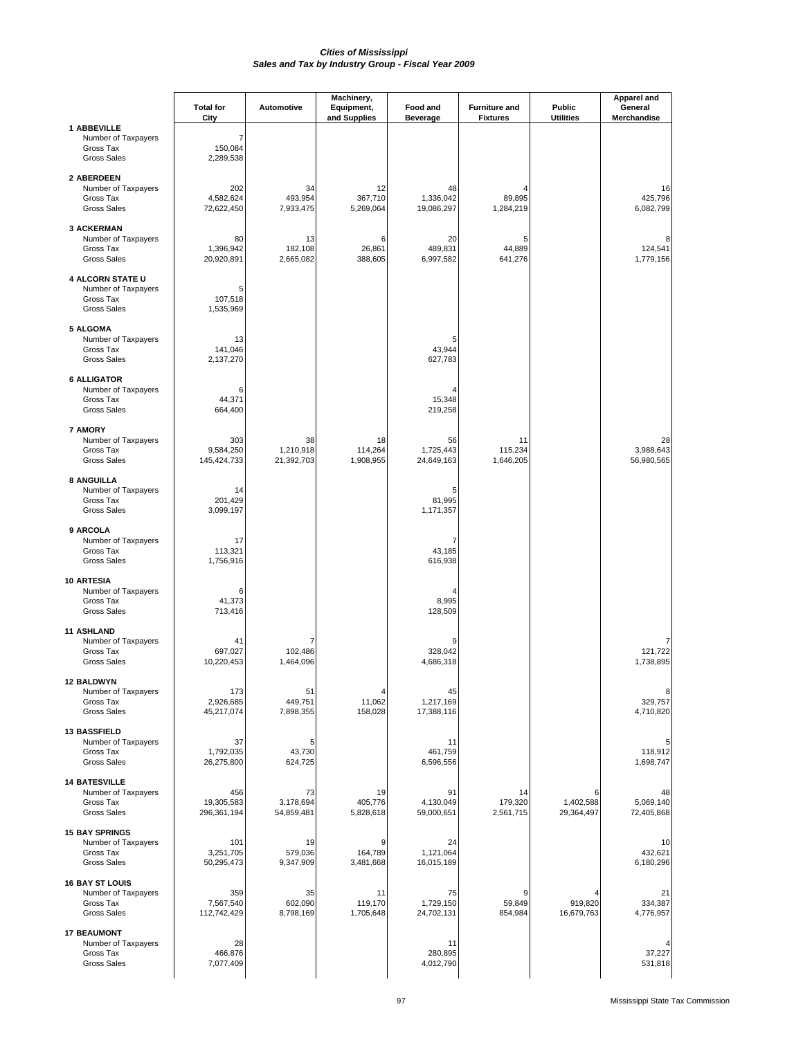*Cities of Mississippi*
*Sales and Tax by Industry Group - Fiscal Year 2009*

| | Total for City | Automotive | Machinery, Equipment, and Supplies | Food and Beverage | Furniture and Fixtures | Public Utilities | Apparel and General Merchandise |
|---|---|---|---|---|---|---|---|
| **1 ABBEVILLE** | | | | | | | |
| Number of Taxpayers | 7 | | | | | | |
| Gross Tax | 150,084 | | | | | | |
| Gross Sales | 2,289,538 | | | | | | |
| **2 ABERDEEN** | | | | | | | |
| Number of Taxpayers | 202 | 34 | 12 | 48 | 4 | | 16 |
| Gross Tax | 4,582,624 | 493,954 | 367,710 | 1,336,042 | 89,895 | | 425,796 |
| Gross Sales | 72,622,450 | 7,933,475 | 5,269,064 | 19,086,297 | 1,284,219 | | 6,082,799 |
| **3 ACKERMAN** | | | | | | | |
| Number of Taxpayers | 80 | 13 | 6 | 20 | 5 | | 8 |
| Gross Tax | 1,396,942 | 182,108 | 26,861 | 489,831 | 44,889 | | 124,541 |
| Gross Sales | 20,920,891 | 2,665,082 | 388,605 | 6,997,582 | 641,276 | | 1,779,156 |
| **4 ALCORN STATE U** | | | | | | | |
| Number of Taxpayers | 5 | | | | | | |
| Gross Tax | 107,518 | | | | | | |
| Gross Sales | 1,535,969 | | | | | | |
| **5 ALGOMA** | | | | | | | |
| Number of Taxpayers | 13 | | | 5 | | | |
| Gross Tax | 141,046 | | | 43,944 | | | |
| Gross Sales | 2,137,270 | | | 627,783 | | | |
| **6 ALLIGATOR** | | | | | | | |
| Number of Taxpayers | 6 | | | 4 | | | |
| Gross Tax | 44,371 | | | 15,348 | | | |
| Gross Sales | 664,400 | | | 219,258 | | | |
| **7 AMORY** | | | | | | | |
| Number of Taxpayers | 303 | 38 | 18 | 56 | 11 | | 28 |
| Gross Tax | 9,584,250 | 1,210,918 | 114,264 | 1,725,443 | 115,234 | | 3,988,643 |
| Gross Sales | 145,424,733 | 21,392,703 | 1,908,955 | 24,649,163 | 1,646,205 | | 56,980,565 |
| **8 ANGUILLA** | | | | | | | |
| Number of Taxpayers | 14 | | | 5 | | | |
| Gross Tax | 201,429 | | | 81,995 | | | |
| Gross Sales | 3,099,197 | | | 1,171,357 | | | |
| **9 ARCOLA** | | | | | | | |
| Number of Taxpayers | 17 | | | 7 | | | |
| Gross Tax | 113,321 | | | 43,185 | | | |
| Gross Sales | 1,756,916 | | | 616,938 | | | |
| **10 ARTESIA** | | | | | | | |
| Number of Taxpayers | 6 | | | 4 | | | |
| Gross Tax | 41,373 | | | 8,995 | | | |
| Gross Sales | 713,416 | | | 128,509 | | | |
| **11 ASHLAND** | | | | | | | |
| Number of Taxpayers | 41 | 7 | | 9 | | | 7 |
| Gross Tax | 697,027 | 102,486 | | 328,042 | | | 121,722 |
| Gross Sales | 10,220,453 | 1,464,096 | | 4,686,318 | | | 1,738,895 |
| **12 BALDWYN** | | | | | | | |
| Number of Taxpayers | 173 | 51 | 4 | 45 | | | 8 |
| Gross Tax | 2,926,685 | 449,751 | 11,062 | 1,217,169 | | | 329,757 |
| Gross Sales | 45,217,074 | 7,898,355 | 158,028 | 17,388,116 | | | 4,710,820 |
| **13 BASSFIELD** | | | | | | | |
| Number of Taxpayers | 37 | 5 | | 11 | | | 5 |
| Gross Tax | 1,792,035 | 43,730 | | 461,759 | | | 118,912 |
| Gross Sales | 26,275,800 | 624,725 | | 6,596,556 | | | 1,698,747 |
| **14 BATESVILLE** | | | | | | | |
| Number of Taxpayers | 456 | 73 | 19 | 91 | 14 | 6 | 48 |
| Gross Tax | 19,305,583 | 3,178,694 | 405,776 | 4,130,049 | 179,320 | 1,402,588 | 5,069,140 |
| Gross Sales | 296,361,194 | 54,859,481 | 5,828,618 | 59,000,651 | 2,561,715 | 29,364,497 | 72,405,868 |
| **15 BAY SPRINGS** | | | | | | | |
| Number of Taxpayers | 101 | 19 | 9 | 24 | | | 10 |
| Gross Tax | 3,251,705 | 579,036 | 164,789 | 1,121,064 | | | 432,621 |
| Gross Sales | 50,295,473 | 9,347,909 | 3,481,668 | 16,015,189 | | | 6,180,296 |
| **16 BAY ST LOUIS** | | | | | | | |
| Number of Taxpayers | 359 | 35 | 11 | 75 | 9 | 4 | 21 |
| Gross Tax | 7,567,540 | 602,090 | 119,170 | 1,729,150 | 59,849 | 919,820 | 334,387 |
| Gross Sales | 112,742,429 | 8,798,169 | 1,705,648 | 24,702,131 | 854,984 | 16,679,763 | 4,776,957 |
| **17 BEAUMONT** | | | | | | | |
| Number of Taxpayers | 28 | | | 11 | | | 4 |
| Gross Tax | 466,876 | | | 280,895 | | | 37,227 |
| Gross Sales | 7,077,409 | | | 4,012,790 | | | 531,818 |

Mississippi State Tax Commission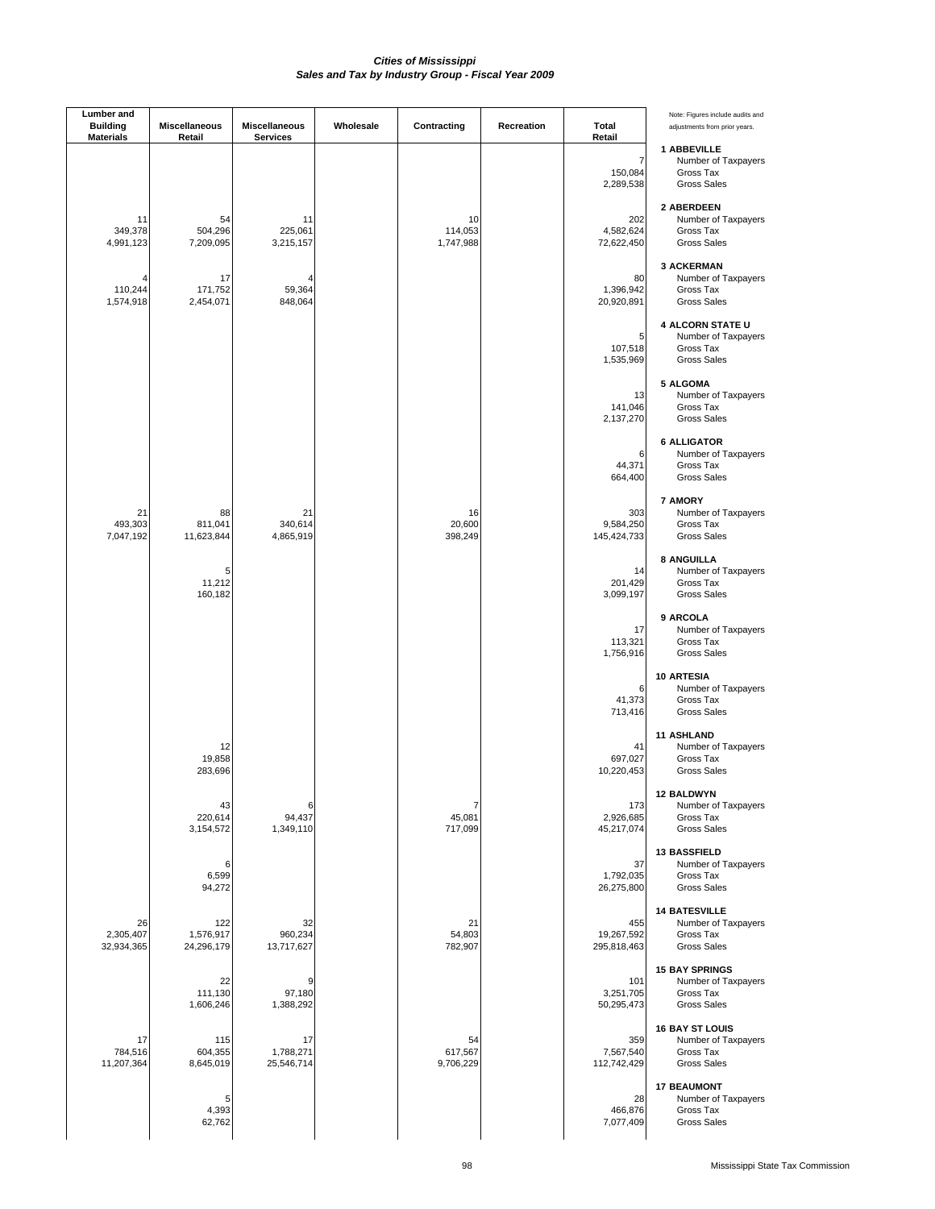# Cities of Mississippi
## Sales and Tax by Industry Group - Fiscal Year 2009

| City | Measure | Lumber and Building Materials | Miscellaneous Retail | Miscellaneous Services | Wholesale | Contracting | Recreation | Total Retail |
|---|---|---|---|---|---|---|---|---|
| 1 ABBEVILLE | Number of Taxpayers | | | | | | | 7 |
| | Gross Tax | | | | | | | 150,084 |
| | Gross Sales | | | | | | | 2,289,538 |
| 2 ABERDEEN | Number of Taxpayers | 11 | 54 | 11 | | 10 | | 202 |
| | Gross Tax | 349,378 | 504,296 | 225,061 | | 114,053 | | 4,582,624 |
| | Gross Sales | 4,991,123 | 7,209,095 | 3,215,157 | | 1,747,988 | | 72,622,450 |
| 3 ACKERMAN | Number of Taxpayers | 4 | 17 | 4 | | | | 80 |
| | Gross Tax | 110,244 | 171,752 | 59,364 | | | | 1,396,942 |
| | Gross Sales | 1,574,918 | 2,454,071 | 848,064 | | | | 20,920,891 |
| 4 ALCORN STATE U | Number of Taxpayers | | | | | | | 5 |
| | Gross Tax | | | | | | | 107,518 |
| | Gross Sales | | | | | | | 1,535,969 |
| 5 ALGOMA | Number of Taxpayers | | | | | | | 13 |
| | Gross Tax | | | | | | | 141,046 |
| | Gross Sales | | | | | | | 2,137,270 |
| 6 ALLIGATOR | Number of Taxpayers | | | | | | | 6 |
| | Gross Tax | | | | | | | 44,371 |
| | Gross Sales | | | | | | | 664,400 |
| 7 AMORY | Number of Taxpayers | 21 | 88 | 21 | | 16 | | 303 |
| | Gross Tax | 493,303 | 811,041 | 340,614 | | 20,600 | | 9,584,250 |
| | Gross Sales | 7,047,192 | 11,623,844 | 4,865,919 | | 398,249 | | 145,424,733 |
| 8 ANGUILLA | Number of Taxpayers | | 5 | | | | | 14 |
| | Gross Tax | | 11,212 | | | | | 201,429 |
| | Gross Sales | | 160,182 | | | | | 3,099,197 |
| 9 ARCOLA | Number of Taxpayers | | | | | | | 17 |
| | Gross Tax | | | | | | | 113,321 |
| | Gross Sales | | | | | | | 1,756,916 |
| 10 ARTESIA | Number of Taxpayers | | | | | | | 6 |
| | Gross Tax | | | | | | | 41,373 |
| | Gross Sales | | | | | | | 713,416 |
| 11 ASHLAND | Number of Taxpayers | | 12 | | | | | 41 |
| | Gross Tax | | 19,858 | | | | | 697,027 |
| | Gross Sales | | 283,696 | | | | | 10,220,453 |
| 12 BALDWYN | Number of Taxpayers | | 43 | 6 | | 7 | | 173 |
| | Gross Tax | | 220,614 | 94,437 | | 45,081 | | 2,926,685 |
| | Gross Sales | | 3,154,572 | 1,349,110 | | 717,099 | | 45,217,074 |
| 13 BASSFIELD | Number of Taxpayers | | 6 | | | | | 37 |
| | Gross Tax | | 6,599 | | | | | 1,792,035 |
| | Gross Sales | | 94,272 | | | | | 26,275,800 |
| 14 BATESVILLE | Number of Taxpayers | 26 | 122 | 32 | | 21 | | 455 |
| | Gross Tax | 2,305,407 | 1,576,917 | 960,234 | | 54,803 | | 19,267,592 |
| | Gross Sales | 32,934,365 | 24,296,179 | 13,717,627 | | 782,907 | | 295,818,463 |
| 15 BAY SPRINGS | Number of Taxpayers | | 22 | 9 | | | | 101 |
| | Gross Tax | | 111,130 | 97,180 | | | | 3,251,705 |
| | Gross Sales | | 1,606,246 | 1,388,292 | | | | 50,295,473 |
| 16 BAY ST LOUIS | Number of Taxpayers | 17 | 115 | 17 | | 54 | | 359 |
| | Gross Tax | 784,516 | 604,355 | 1,788,271 | | 617,567 | | 7,567,540 |
| | Gross Sales | 11,207,364 | 8,645,019 | 25,546,714 | | 9,706,229 | | 112,742,429 |
| 17 BEAUMONT | Number of Taxpayers | | 5 | | | | | 28 |
| | Gross Tax | | 4,393 | | | | | 466,876 |
| | Gross Sales | | 62,762 | | | | | 7,077,409 |

Note: Figures include audits and adjustments from prior years.

Mississippi State Tax Commission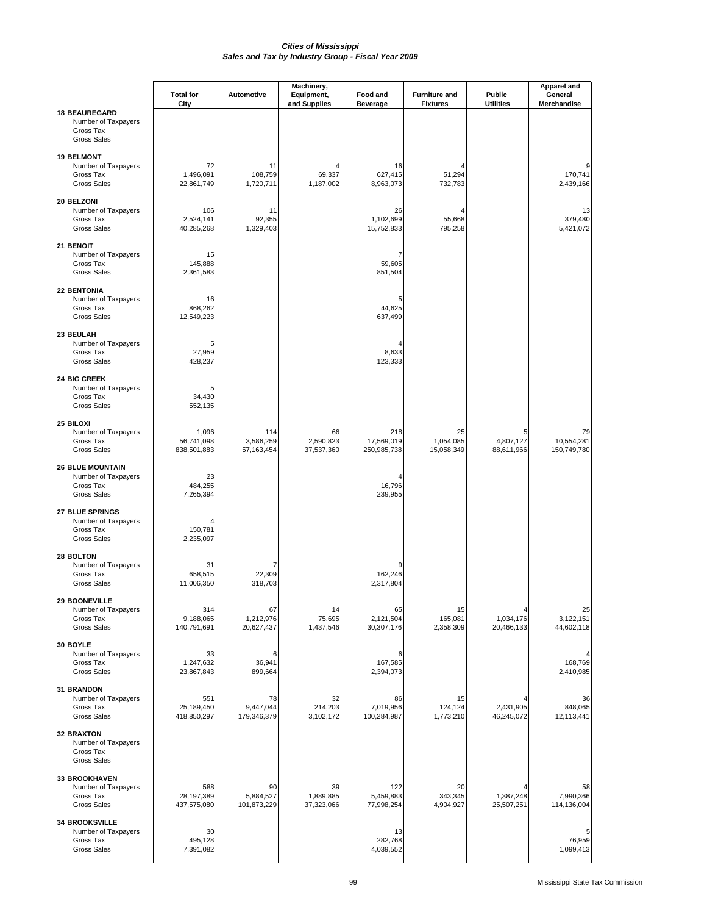*Cities of Mississippi*
*Sales and Tax by Industry Group - Fiscal Year 2009*

| | Total for City | Automotive | Machinery, Equipment, and Supplies | Food and Beverage | Furniture and Fixtures | Public Utilities | Apparel and General Merchandise |
|---|---|---|---|---|---|---|---|
| **18 BEAUREGARD** | | | | | | | |
| Number of Taxpayers | | | | | | | |
| Gross Tax | | | | | | | |
| Gross Sales | | | | | | | |
| **19 BELMONT** | | | | | | | |
| Number of Taxpayers | 72 | 11 | 4 | 16 | 4 | | 9 |
| Gross Tax | 1,496,091 | 108,759 | 69,337 | 627,415 | 51,294 | | 170,741 |
| Gross Sales | 22,861,749 | 1,720,711 | 1,187,002 | 8,963,073 | 732,783 | | 2,439,166 |
| **20 BELZONI** | | | | | | | |
| Number of Taxpayers | 106 | 11 | | 26 | 4 | | 13 |
| Gross Tax | 2,524,141 | 92,355 | | 1,102,699 | 55,668 | | 379,480 |
| Gross Sales | 40,285,268 | 1,329,403 | | 15,752,833 | 795,258 | | 5,421,072 |
| **21 BENOIT** | | | | | | | |
| Number of Taxpayers | 15 | | | 7 | | | |
| Gross Tax | 145,888 | | | 59,605 | | | |
| Gross Sales | 2,361,583 | | | 851,504 | | | |
| **22 BENTONIA** | | | | | | | |
| Number of Taxpayers | 16 | | | 5 | | | |
| Gross Tax | 868,262 | | | 44,625 | | | |
| Gross Sales | 12,549,223 | | | 637,499 | | | |
| **23 BEULAH** | | | | | | | |
| Number of Taxpayers | 5 | | | 4 | | | |
| Gross Tax | 27,959 | | | 8,633 | | | |
| Gross Sales | 428,237 | | | 123,333 | | | |
| **24 BIG CREEK** | | | | | | | |
| Number of Taxpayers | 5 | | | | | | |
| Gross Tax | 34,430 | | | | | | |
| Gross Sales | 552,135 | | | | | | |
| **25 BILOXI** | | | | | | | |
| Number of Taxpayers | 1,096 | 114 | 66 | 218 | 25 | 5 | 79 |
| Gross Tax | 56,741,098 | 3,586,259 | 2,590,823 | 17,569,019 | 1,054,085 | 4,807,127 | 10,554,281 |
| Gross Sales | 838,501,883 | 57,163,454 | 37,537,360 | 250,985,738 | 15,058,349 | 88,611,966 | 150,749,780 |
| **26 BLUE MOUNTAIN** | | | | | | | |
| Number of Taxpayers | 23 | | | 4 | | | |
| Gross Tax | 484,255 | | | 16,796 | | | |
| Gross Sales | 7,265,394 | | | 239,955 | | | |
| **27 BLUE SPRINGS** | | | | | | | |
| Number of Taxpayers | 4 | | | | | | |
| Gross Tax | 150,781 | | | | | | |
| Gross Sales | 2,235,097 | | | | | | |
| **28 BOLTON** | | | | | | | |
| Number of Taxpayers | 31 | 7 | | 9 | | | |
| Gross Tax | 658,515 | 22,309 | | 162,246 | | | |
| Gross Sales | 11,006,350 | 318,703 | | 2,317,804 | | | |
| **29 BOONEVILLE** | | | | | | | |
| Number of Taxpayers | 314 | 67 | 14 | 65 | 15 | 4 | 25 |
| Gross Tax | 9,188,065 | 1,212,976 | 75,695 | 2,121,504 | 165,081 | 1,034,176 | 3,122,151 |
| Gross Sales | 140,791,691 | 20,627,437 | 1,437,546 | 30,307,176 | 2,358,309 | 20,466,133 | 44,602,118 |
| **30 BOYLE** | | | | | | | |
| Number of Taxpayers | 33 | 6 | | 6 | | | 4 |
| Gross Tax | 1,247,632 | 36,941 | | 167,585 | | | 168,769 |
| Gross Sales | 23,867,843 | 899,664 | | 2,394,073 | | | 2,410,985 |
| **31 BRANDON** | | | | | | | |
| Number of Taxpayers | 551 | 78 | 32 | 86 | 15 | 4 | 36 |
| Gross Tax | 25,189,450 | 9,447,044 | 214,203 | 7,019,956 | 124,124 | 2,431,905 | 848,065 |
| Gross Sales | 418,850,297 | 179,346,379 | 3,102,172 | 100,284,987 | 1,773,210 | 46,245,072 | 12,113,441 |
| **32 BRAXTON** | | | | | | | |
| Number of Taxpayers | | | | | | | |
| Gross Tax | | | | | | | |
| Gross Sales | | | | | | | |
| **33 BROOKHAVEN** | | | | | | | |
| Number of Taxpayers | 588 | 90 | 39 | 122 | 20 | 4 | 58 |
| Gross Tax | 28,197,389 | 5,884,527 | 1,889,885 | 5,459,883 | 343,345 | 1,387,248 | 7,990,366 |
| Gross Sales | 437,575,080 | 101,873,229 | 37,323,066 | 77,998,254 | 4,904,927 | 25,507,251 | 114,136,004 |
| **34 BROOKSVILLE** | | | | | | | |
| Number of Taxpayers | 30 | | | 13 | | | 5 |
| Gross Tax | 495,128 | | | 282,768 | | | 76,959 |
| Gross Sales | 7,391,082 | | | 4,039,552 | | | 1,099,413 |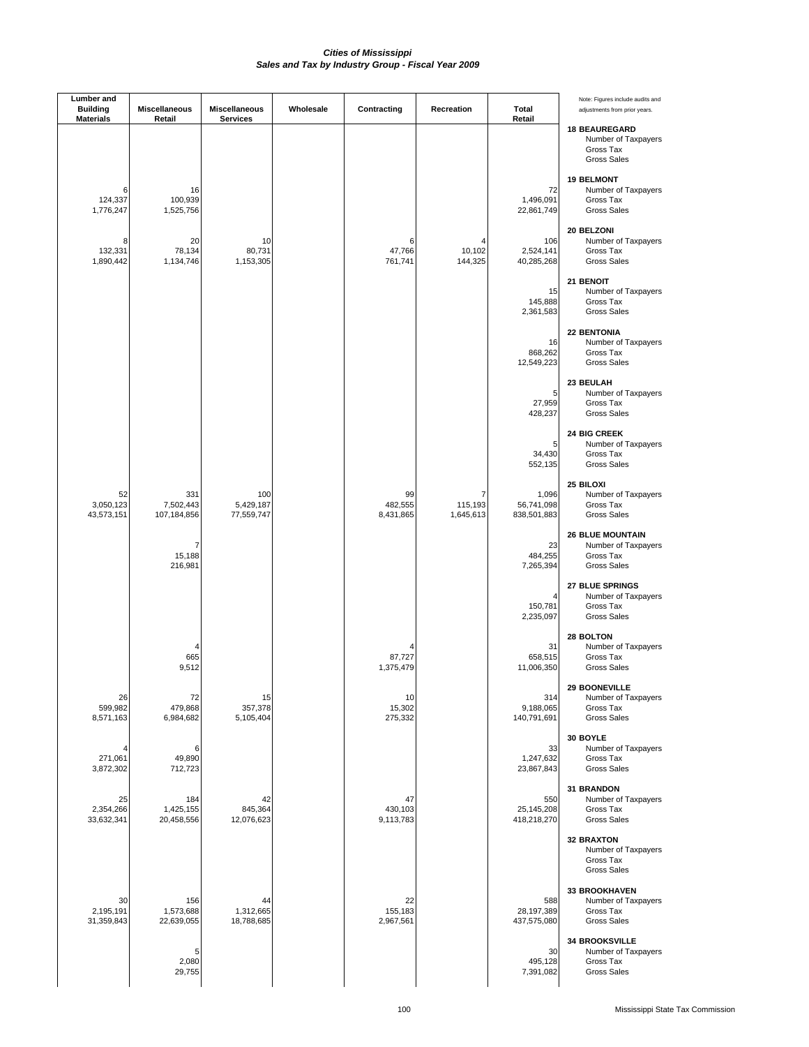# *Cities of Mississippi*
## *Sales and Tax by Industry Group - Fiscal Year 2009*

| City | Item | Lumber and Building Materials | Miscellaneous Retail | Miscellaneous Services | Wholesale | Contracting | Recreation | Total Retail |
|---|---|---|---|---|---|---|---|---|
| **18 BEAUREGARD** | Number of Taxpayers | | | | | | | |
| | Gross Tax | | | | | | | |
| | Gross Sales | | | | | | | |
| **19 BELMONT** | Number of Taxpayers | 6 | 16 | | | | | 72 |
| | Gross Tax | 124,337 | 100,939 | | | | | 1,496,091 |
| | Gross Sales | 1,776,247 | 1,525,756 | | | | | 22,861,749 |
| **20 BELZONI** | Number of Taxpayers | 8 | 20 | 10 | | 6 | 4 | 106 |
| | Gross Tax | 132,331 | 78,134 | 80,731 | | 47,766 | 10,102 | 2,524,141 |
| | Gross Sales | 1,890,442 | 1,134,746 | 1,153,305 | | 761,741 | 144,325 | 40,285,268 |
| **21 BENOIT** | Number of Taxpayers | | | | | | | 15 |
| | Gross Tax | | | | | | | 145,888 |
| | Gross Sales | | | | | | | 2,361,583 |
| **22 BENTONIA** | Number of Taxpayers | | | | | | | 16 |
| | Gross Tax | | | | | | | 868,262 |
| | Gross Sales | | | | | | | 12,549,223 |
| **23 BEULAH** | Number of Taxpayers | | | | | | | 5 |
| | Gross Tax | | | | | | | 27,959 |
| | Gross Sales | | | | | | | 428,237 |
| **24 BIG CREEK** | Number of Taxpayers | | | | | | | 5 |
| | Gross Tax | | | | | | | 34,430 |
| | Gross Sales | | | | | | | 552,135 |
| **25 BILOXI** | Number of Taxpayers | 52 | 331 | 100 | | 99 | 7 | 1,096 |
| | Gross Tax | 3,050,123 | 7,502,443 | 5,429,187 | | 482,555 | 115,193 | 56,741,098 |
| | Gross Sales | 43,573,151 | 107,184,856 | 77,559,747 | | 8,431,865 | 1,645,613 | 838,501,883 |
| **26 BLUE MOUNTAIN** | Number of Taxpayers | | 7 | | | | | 23 |
| | Gross Tax | | 15,188 | | | | | 484,255 |
| | Gross Sales | | 216,981 | | | | | 7,265,394 |
| **27 BLUE SPRINGS** | Number of Taxpayers | | | | | | | 4 |
| | Gross Tax | | | | | | | 150,781 |
| | Gross Sales | | | | | | | 2,235,097 |
| **28 BOLTON** | Number of Taxpayers | | 4 | | | 4 | | 31 |
| | Gross Tax | | 665 | | | 87,727 | | 658,515 |
| | Gross Sales | | 9,512 | | | 1,375,479 | | 11,006,350 |
| **29 BOONEVILLE** | Number of Taxpayers | 26 | 72 | 15 | | 10 | | 314 |
| | Gross Tax | 599,982 | 479,868 | 357,378 | | 15,302 | | 9,188,065 |
| | Gross Sales | 8,571,163 | 6,984,682 | 5,105,404 | | 275,332 | | 140,791,691 |
| **30 BOYLE** | Number of Taxpayers | 4 | 6 | | | | | 33 |
| | Gross Tax | 271,061 | 49,890 | | | | | 1,247,632 |
| | Gross Sales | 3,872,302 | 712,723 | | | | | 23,867,843 |
| **31 BRANDON** | Number of Taxpayers | 25 | 184 | 42 | | 47 | | 550 |
| | Gross Tax | 2,354,266 | 1,425,155 | 845,364 | | 430,103 | | 25,145,208 |
| | Gross Sales | 33,632,341 | 20,458,556 | 12,076,623 | | 9,113,783 | | 418,218,270 |
| **32 BRAXTON** | Number of Taxpayers | | | | | | | |
| | Gross Tax | | | | | | | |
| | Gross Sales | | | | | | | |
| **33 BROOKHAVEN** | Number of Taxpayers | 30 | 156 | 44 | | 22 | | 588 |
| | Gross Tax | 2,195,191 | 1,573,688 | 1,312,665 | | 155,183 | | 28,197,389 |
| | Gross Sales | 31,359,843 | 22,639,055 | 18,788,685 | | 2,967,561 | | 437,575,080 |
| **34 BROOKSVILLE** | Number of Taxpayers | | 5 | | | | | 30 |
| | Gross Tax | | 2,080 | | | | | 495,128 |
| | Gross Sales | | 29,755 | | | | | 7,391,082 |

Note: Figures include audits and adjustments from prior years.

Mississippi State Tax Commission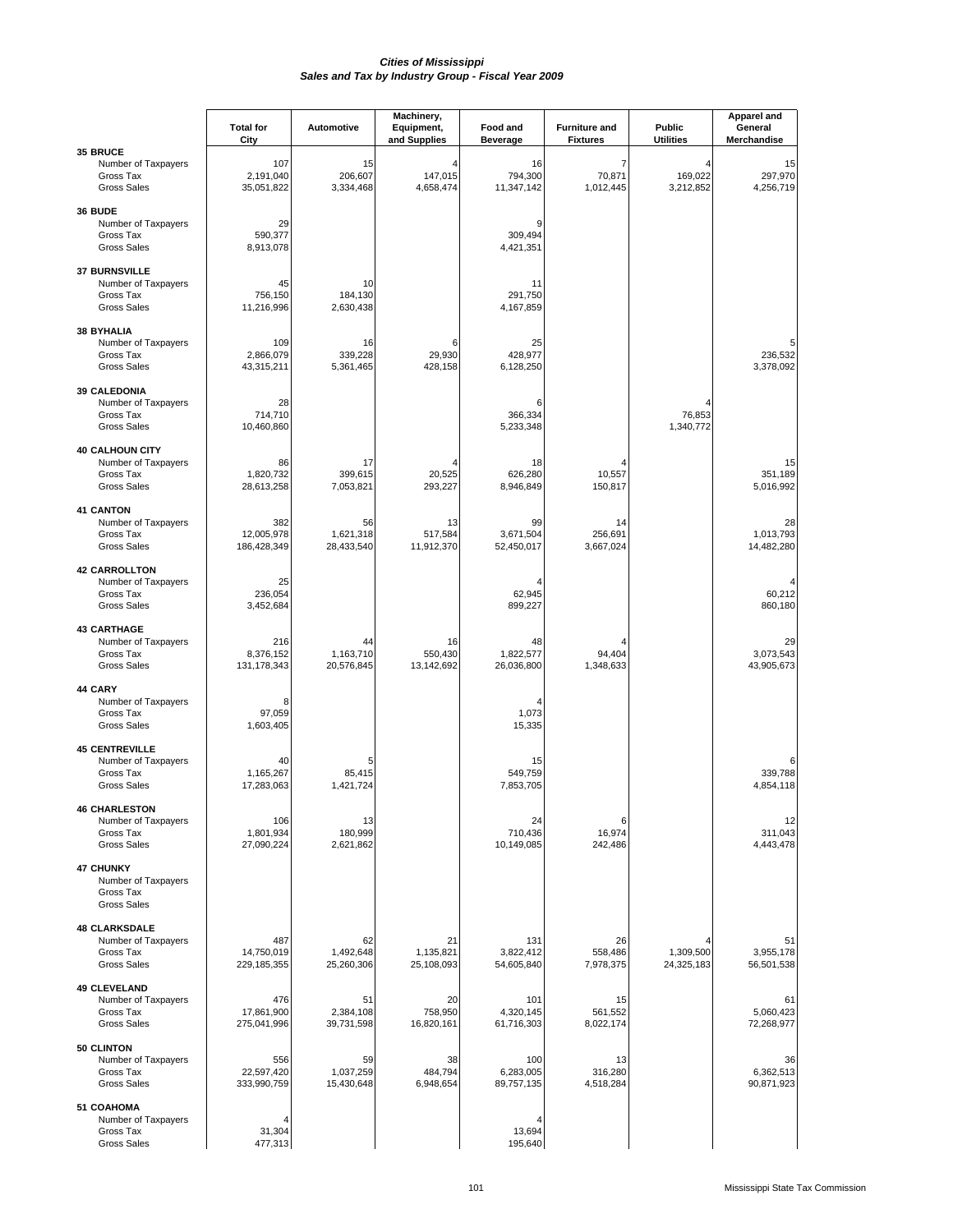# *Cities of Mississippi*
## *Sales and Tax by Industry Group - Fiscal Year 2009*

| | Total for City | Automotive | Machinery, Equipment, and Supplies | Food and Beverage | Furniture and Fixtures | Public Utilities | Apparel and General Merchandise |
|---|---|---|---|---|---|---|---|
| **35 BRUCE** | | | | | | | |
| Number of Taxpayers | 107 | 15 | 4 | 16 | 7 | 4 | 15 |
| Gross Tax | 2,191,040 | 206,607 | 147,015 | 794,300 | 70,871 | 169,022 | 297,970 |
| Gross Sales | 35,051,822 | 3,334,468 | 4,658,474 | 11,347,142 | 1,012,445 | 3,212,852 | 4,256,719 |
| **36 BUDE** | | | | | | | |
| Number of Taxpayers | 29 | | | 9 | | | |
| Gross Tax | 590,377 | | | 309,494 | | | |
| Gross Sales | 8,913,078 | | | 4,421,351 | | | |
| **37 BURNSVILLE** | | | | | | | |
| Number of Taxpayers | 45 | 10 | | 11 | | | |
| Gross Tax | 756,150 | 184,130 | | 291,750 | | | |
| Gross Sales | 11,216,996 | 2,630,438 | | 4,167,859 | | | |
| **38 BYHALIA** | | | | | | | |
| Number of Taxpayers | 109 | 16 | 6 | 25 | | | 5 |
| Gross Tax | 2,866,079 | 339,228 | 29,930 | 428,977 | | | 236,532 |
| Gross Sales | 43,315,211 | 5,361,465 | 428,158 | 6,128,250 | | | 3,378,092 |
| **39 CALEDONIA** | | | | | | | |
| Number of Taxpayers | 28 | | | 6 | | 4 | |
| Gross Tax | 714,710 | | | 366,334 | | 76,853 | |
| Gross Sales | 10,460,860 | | | 5,233,348 | | 1,340,772 | |
| **40 CALHOUN CITY** | | | | | | | |
| Number of Taxpayers | 86 | 17 | 4 | 18 | 4 | | 15 |
| Gross Tax | 1,820,732 | 399,615 | 20,525 | 626,280 | 10,557 | | 351,189 |
| Gross Sales | 28,613,258 | 7,053,821 | 293,227 | 8,946,849 | 150,817 | | 5,016,992 |
| **41 CANTON** | | | | | | | |
| Number of Taxpayers | 382 | 56 | 13 | 99 | 14 | | 28 |
| Gross Tax | 12,005,978 | 1,621,318 | 517,584 | 3,671,504 | 256,691 | | 1,013,793 |
| Gross Sales | 186,428,349 | 28,433,540 | 11,912,370 | 52,450,017 | 3,667,024 | | 14,482,280 |
| **42 CARROLLTON** | | | | | | | |
| Number of Taxpayers | 25 | | | 4 | | | 4 |
| Gross Tax | 236,054 | | | 62,945 | | | 60,212 |
| Gross Sales | 3,452,684 | | | 899,227 | | | 860,180 |
| **43 CARTHAGE** | | | | | | | |
| Number of Taxpayers | 216 | 44 | 16 | 48 | 4 | | 29 |
| Gross Tax | 8,376,152 | 1,163,710 | 550,430 | 1,822,577 | 94,404 | | 3,073,543 |
| Gross Sales | 131,178,343 | 20,576,845 | 13,142,692 | 26,036,800 | 1,348,633 | | 43,905,673 |
| **44 CARY** | | | | | | | |
| Number of Taxpayers | 8 | | | 4 | | | |
| Gross Tax | 97,059 | | | 1,073 | | | |
| Gross Sales | 1,603,405 | | | 15,335 | | | |
| **45 CENTREVILLE** | | | | | | | |
| Number of Taxpayers | 40 | 5 | | 15 | | | 6 |
| Gross Tax | 1,165,267 | 85,415 | | 549,759 | | | 339,788 |
| Gross Sales | 17,283,063 | 1,421,724 | | 7,853,705 | | | 4,854,118 |
| **46 CHARLESTON** | | | | | | | |
| Number of Taxpayers | 106 | 13 | | 24 | 6 | | 12 |
| Gross Tax | 1,801,934 | 180,999 | | 710,436 | 16,974 | | 311,043 |
| Gross Sales | 27,090,224 | 2,621,862 | | 10,149,085 | 242,486 | | 4,443,478 |
| **47 CHUNKY** | | | | | | | |
| Number of Taxpayers | | | | | | | |
| Gross Tax | | | | | | | |
| Gross Sales | | | | | | | |
| **48 CLARKSDALE** | | | | | | | |
| Number of Taxpayers | 487 | 62 | 21 | 131 | 26 | 4 | 51 |
| Gross Tax | 14,750,019 | 1,492,648 | 1,135,821 | 3,822,412 | 558,486 | 1,309,500 | 3,955,178 |
| Gross Sales | 229,185,355 | 25,260,306 | 25,108,093 | 54,605,840 | 7,978,375 | 24,325,183 | 56,501,538 |
| **49 CLEVELAND** | | | | | | | |
| Number of Taxpayers | 476 | 51 | 20 | 101 | 15 | | 61 |
| Gross Tax | 17,861,900 | 2,384,108 | 758,950 | 4,320,145 | 561,552 | | 5,060,423 |
| Gross Sales | 275,041,996 | 39,731,598 | 16,820,161 | 61,716,303 | 8,022,174 | | 72,268,977 |
| **50 CLINTON** | | | | | | | |
| Number of Taxpayers | 556 | 59 | 38 | 100 | 13 | | 36 |
| Gross Tax | 22,597,420 | 1,037,259 | 484,794 | 6,283,005 | 316,280 | | 6,362,513 |
| Gross Sales | 333,990,759 | 15,430,648 | 6,948,654 | 89,757,135 | 4,518,284 | | 90,871,923 |
| **51 COAHOMA** | | | | | | | |
| Number of Taxpayers | 4 | | | 4 | | | |
| Gross Tax | 31,304 | | | 13,694 | | | |
| Gross Sales | 477,313 | | | 195,640 | | | |

Mississippi State Tax Commission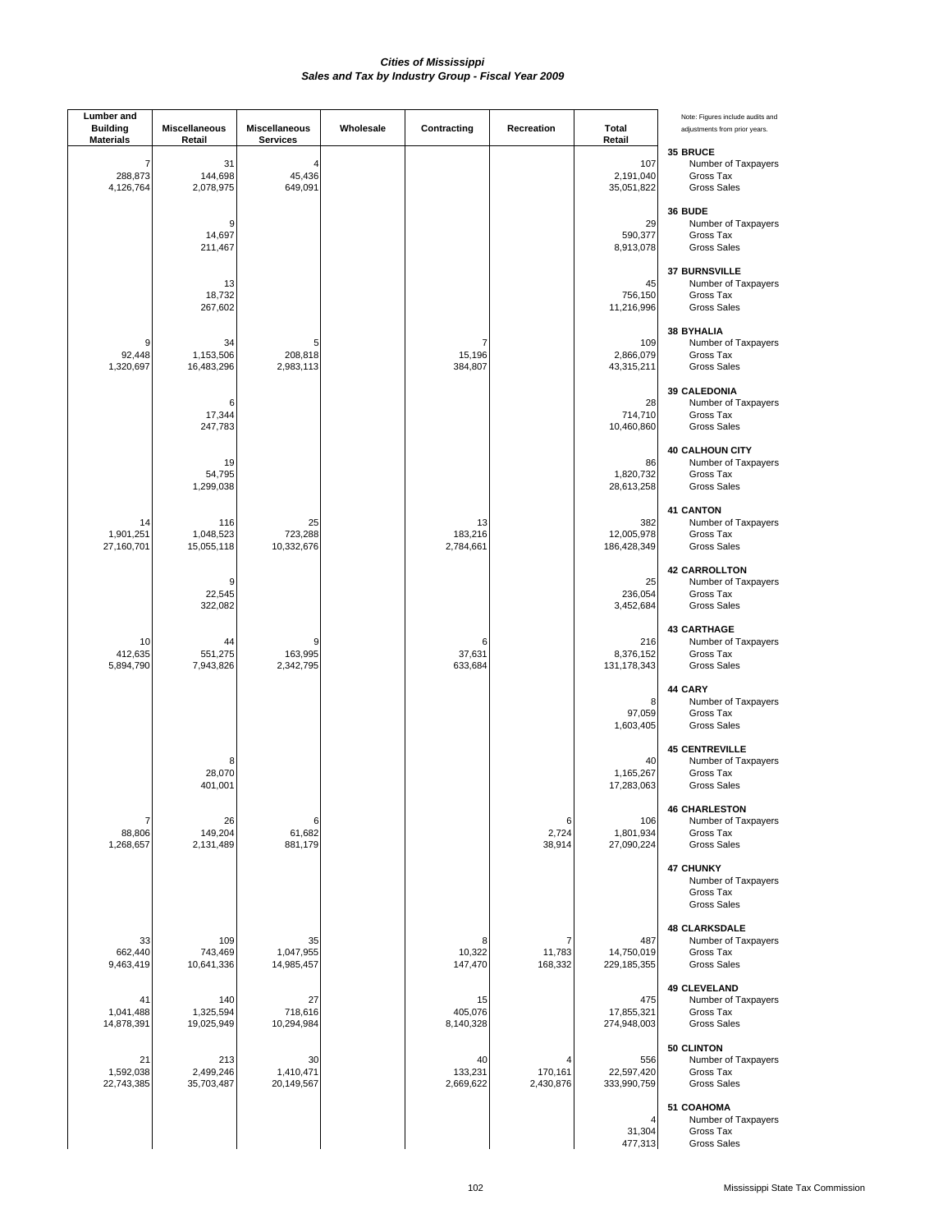*Cities of Mississippi*
*Sales and Tax by Industry Group - Fiscal Year 2009*

| Lumber and Building Materials | Miscellaneous Retail | Miscellaneous Services | Wholesale | Contracting | Recreation | Total Retail | Note: Figures include audits and adjustments from prior years. |
|---|---|---|---|---|---|---|---|
| | | | | | | | **35 BRUCE** |
| 7 | 31 | 4 | | | | 107 | Number of Taxpayers |
| 288,873 | 144,698 | 45,436 | | | | 2,191,040 | Gross Tax |
| 4,126,764 | 2,078,975 | 649,091 | | | | 35,051,822 | Gross Sales |
| | | | | | | | **36 BUDE** |
| | 9 | | | | | 29 | Number of Taxpayers |
| | 14,697 | | | | | 590,377 | Gross Tax |
| | 211,467 | | | | | 8,913,078 | Gross Sales |
| | | | | | | | **37 BURNSVILLE** |
| | 13 | | | | | 45 | Number of Taxpayers |
| | 18,732 | | | | | 756,150 | Gross Tax |
| | 267,602 | | | | | 11,216,996 | Gross Sales |
| | | | | | | | **38 BYHALIA** |
| 9 | 34 | 5 | | 7 | | 109 | Number of Taxpayers |
| 92,448 | 1,153,506 | 208,818 | | 15,196 | | 2,866,079 | Gross Tax |
| 1,320,697 | 16,483,296 | 2,983,113 | | 384,807 | | 43,315,211 | Gross Sales |
| | | | | | | | **39 CALEDONIA** |
| | 6 | | | | | 28 | Number of Taxpayers |
| | 17,344 | | | | | 714,710 | Gross Tax |
| | 247,783 | | | | | 10,460,860 | Gross Sales |
| | | | | | | | **40 CALHOUN CITY** |
| | 19 | | | | | 86 | Number of Taxpayers |
| | 54,795 | | | | | 1,820,732 | Gross Tax |
| | 1,299,038 | | | | | 28,613,258 | Gross Sales |
| | | | | | | | **41 CANTON** |
| 14 | 116 | 25 | | 13 | | 382 | Number of Taxpayers |
| 1,901,251 | 1,048,523 | 723,288 | | 183,216 | | 12,005,978 | Gross Tax |
| 27,160,701 | 15,055,118 | 10,332,676 | | 2,784,661 | | 186,428,349 | Gross Sales |
| | | | | | | | **42 CARROLLTON** |
| | 9 | | | | | 25 | Number of Taxpayers |
| | 22,545 | | | | | 236,054 | Gross Tax |
| | 322,082 | | | | | 3,452,684 | Gross Sales |
| | | | | | | | **43 CARTHAGE** |
| 10 | 44 | 9 | | 6 | | 216 | Number of Taxpayers |
| 412,635 | 551,275 | 163,995 | | 37,631 | | 8,376,152 | Gross Tax |
| 5,894,790 | 7,943,826 | 2,342,795 | | 633,684 | | 131,178,343 | Gross Sales |
| | | | | | | | **44 CARY** |
| | | | | | | 8 | Number of Taxpayers |
| | | | | | | 97,059 | Gross Tax |
| | | | | | | 1,603,405 | Gross Sales |
| | | | | | | | **45 CENTREVILLE** |
| | 8 | | | | | 40 | Number of Taxpayers |
| | 28,070 | | | | | 1,165,267 | Gross Tax |
| | 401,001 | | | | | 17,283,063 | Gross Sales |
| | | | | | | | **46 CHARLESTON** |
| 7 | 26 | 6 | | | 6 | 106 | Number of Taxpayers |
| 88,806 | 149,204 | 61,682 | | | 2,724 | 1,801,934 | Gross Tax |
| 1,268,657 | 2,131,489 | 881,179 | | | 38,914 | 27,090,224 | Gross Sales |
| | | | | | | | **47 CHUNKY** |
| | | | | | | | Number of Taxpayers |
| | | | | | | | Gross Tax |
| | | | | | | | Gross Sales |
| | | | | | | | **48 CLARKSDALE** |
| 33 | 109 | 35 | | 8 | 7 | 487 | Number of Taxpayers |
| 662,440 | 743,469 | 1,047,955 | | 10,322 | 11,783 | 14,750,019 | Gross Tax |
| 9,463,419 | 10,641,336 | 14,985,457 | | 147,470 | 168,332 | 229,185,355 | Gross Sales |
| | | | | | | | **49 CLEVELAND** |
| 41 | 140 | 27 | | 15 | | 475 | Number of Taxpayers |
| 1,041,488 | 1,325,594 | 718,616 | | 405,076 | | 17,855,321 | Gross Tax |
| 14,878,391 | 19,025,949 | 10,294,984 | | 8,140,328 | | 274,948,003 | Gross Sales |
| | | | | | | | **50 CLINTON** |
| 21 | 213 | 30 | | 40 | 4 | 556 | Number of Taxpayers |
| 1,592,038 | 2,499,246 | 1,410,471 | | 133,231 | 170,161 | 22,597,420 | Gross Tax |
| 22,743,385 | 35,703,487 | 20,149,567 | | 2,669,622 | 2,430,876 | 333,990,759 | Gross Sales |
| | | | | | | | **51 COAHOMA** |
| | | | | | | 4 | Number of Taxpayers |
| | | | | | | 31,304 | Gross Tax |
| | | | | | | 477,313 | Gross Sales |

Mississippi State Tax Commission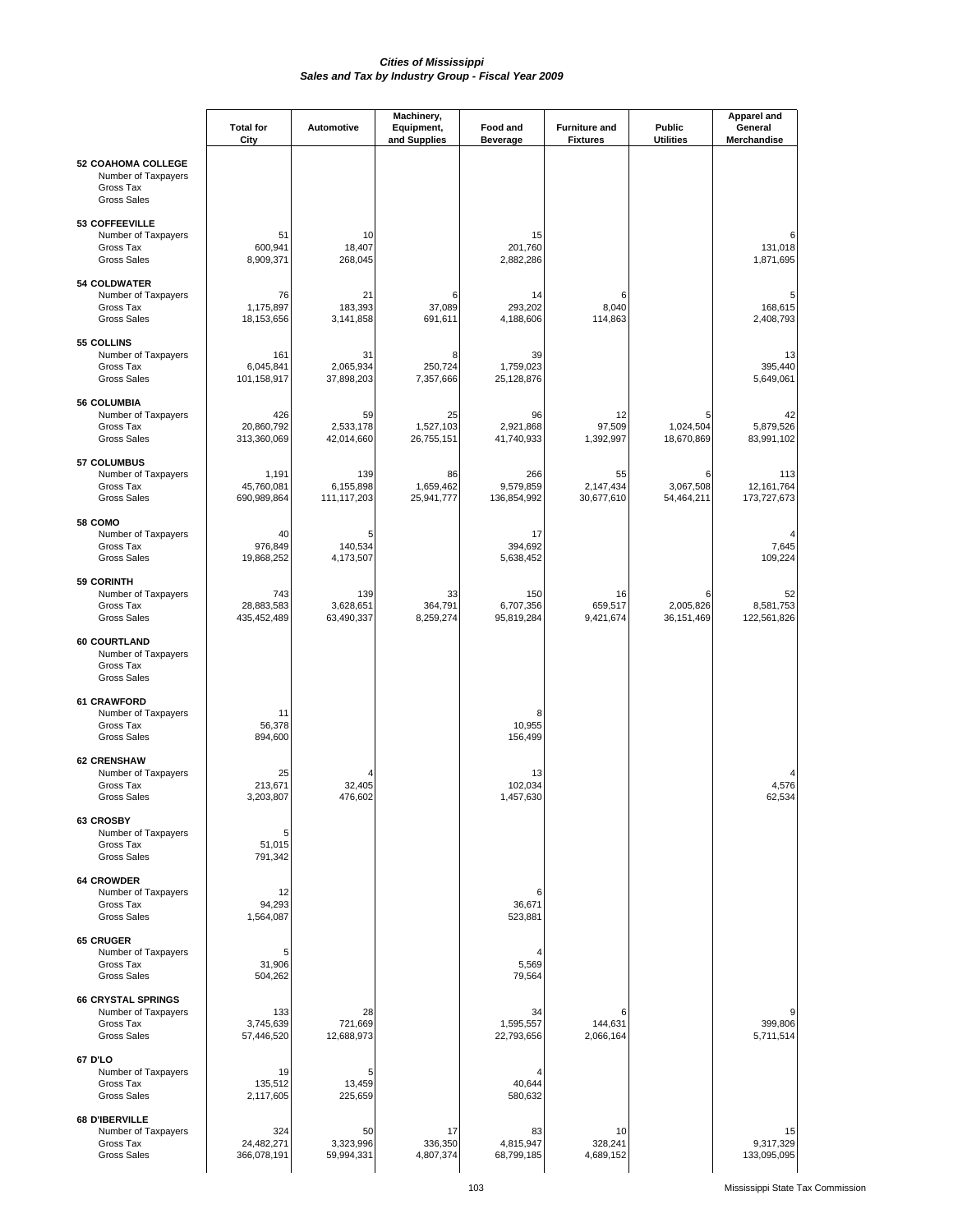# *Cities of Mississippi*
## *Sales and Tax by Industry Group - Fiscal Year 2009*

| | Total for City | Automotive | Machinery, Equipment, and Supplies | Food and Beverage | Furniture and Fixtures | Public Utilities | Apparel and General Merchandise |
|---|---|---|---|---|---|---|---|
| **52 COAHOMA COLLEGE** | | | | | | | |
| Number of Taxpayers | | | | | | | |
| Gross Tax | | | | | | | |
| Gross Sales | | | | | | | |
| **53 COFFEEVILLE** | | | | | | | |
| Number of Taxpayers | 51 | 10 | | 15 | | | 6 |
| Gross Tax | 600,941 | 18,407 | | 201,760 | | | 131,018 |
| Gross Sales | 8,909,371 | 268,045 | | 2,882,286 | | | 1,871,695 |
| **54 COLDWATER** | | | | | | | |
| Number of Taxpayers | 76 | 21 | 6 | 14 | 6 | | 5 |
| Gross Tax | 1,175,897 | 183,393 | 37,089 | 293,202 | 8,040 | | 168,615 |
| Gross Sales | 18,153,656 | 3,141,858 | 691,611 | 4,188,606 | 114,863 | | 2,408,793 |
| **55 COLLINS** | | | | | | | |
| Number of Taxpayers | 161 | 31 | 8 | 39 | | | 13 |
| Gross Tax | 6,045,841 | 2,065,934 | 250,724 | 1,759,023 | | | 395,440 |
| Gross Sales | 101,158,917 | 37,898,203 | 7,357,666 | 25,128,876 | | | 5,649,061 |
| **56 COLUMBIA** | | | | | | | |
| Number of Taxpayers | 426 | 59 | 25 | 96 | 12 | 5 | 42 |
| Gross Tax | 20,860,792 | 2,533,178 | 1,527,103 | 2,921,868 | 97,509 | 1,024,504 | 5,879,526 |
| Gross Sales | 313,360,069 | 42,014,660 | 26,755,151 | 41,740,933 | 1,392,997 | 18,670,869 | 83,991,102 |
| **57 COLUMBUS** | | | | | | | |
| Number of Taxpayers | 1,191 | 139 | 86 | 266 | 55 | 6 | 113 |
| Gross Tax | 45,760,081 | 6,155,898 | 1,659,462 | 9,579,859 | 2,147,434 | 3,067,508 | 12,161,764 |
| Gross Sales | 690,989,864 | 111,117,203 | 25,941,777 | 136,854,992 | 30,677,610 | 54,464,211 | 173,727,673 |
| **58 COMO** | | | | | | | |
| Number of Taxpayers | 40 | 5 | | 17 | | | 4 |
| Gross Tax | 976,849 | 140,534 | | 394,692 | | | 7,645 |
| Gross Sales | 19,868,252 | 4,173,507 | | 5,638,452 | | | 109,224 |
| **59 CORINTH** | | | | | | | |
| Number of Taxpayers | 743 | 139 | 33 | 150 | 16 | 6 | 52 |
| Gross Tax | 28,883,583 | 3,628,651 | 364,791 | 6,707,356 | 659,517 | 2,005,826 | 8,581,753 |
| Gross Sales | 435,452,489 | 63,490,337 | 8,259,274 | 95,819,284 | 9,421,674 | 36,151,469 | 122,561,826 |
| **60 COURTLAND** | | | | | | | |
| Number of Taxpayers | | | | | | | |
| Gross Tax | | | | | | | |
| Gross Sales | | | | | | | |
| **61 CRAWFORD** | | | | | | | |
| Number of Taxpayers | 11 | | | 8 | | | |
| Gross Tax | 56,378 | | | 10,955 | | | |
| Gross Sales | 894,600 | | | 156,499 | | | |
| **62 CRENSHAW** | | | | | | | |
| Number of Taxpayers | 25 | 4 | | 13 | | | 4 |
| Gross Tax | 213,671 | 32,405 | | 102,034 | | | 4,576 |
| Gross Sales | 3,203,807 | 476,602 | | 1,457,630 | | | 62,534 |
| **63 CROSBY** | | | | | | | |
| Number of Taxpayers | 5 | | | | | | |
| Gross Tax | 51,015 | | | | | | |
| Gross Sales | 791,342 | | | | | | |
| **64 CROWDER** | | | | | | | |
| Number of Taxpayers | 12 | | | 6 | | | |
| Gross Tax | 94,293 | | | 36,671 | | | |
| Gross Sales | 1,564,087 | | | 523,881 | | | |
| **65 CRUGER** | | | | | | | |
| Number of Taxpayers | 5 | | | 4 | | | |
| Gross Tax | 31,906 | | | 5,569 | | | |
| Gross Sales | 504,262 | | | 79,564 | | | |
| **66 CRYSTAL SPRINGS** | | | | | | | |
| Number of Taxpayers | 133 | 28 | | 34 | 6 | | 9 |
| Gross Tax | 3,745,639 | 721,669 | | 1,595,557 | 144,631 | | 399,806 |
| Gross Sales | 57,446,520 | 12,688,973 | | 22,793,656 | 2,066,164 | | 5,711,514 |
| **67 D'LO** | | | | | | | |
| Number of Taxpayers | 19 | 5 | | 4 | | | |
| Gross Tax | 135,512 | 13,459 | | 40,644 | | | |
| Gross Sales | 2,117,605 | 225,659 | | 580,632 | | | |
| **68 D'IBERVILLE** | | | | | | | |
| Number of Taxpayers | 324 | 50 | 17 | 83 | 10 | | 15 |
| Gross Tax | 24,482,271 | 3,323,996 | 336,350 | 4,815,947 | 328,241 | | 9,317,329 |
| Gross Sales | 366,078,191 | 59,994,331 | 4,807,374 | 68,799,185 | 4,689,152 | | 133,095,095 |

Mississippi State Tax Commission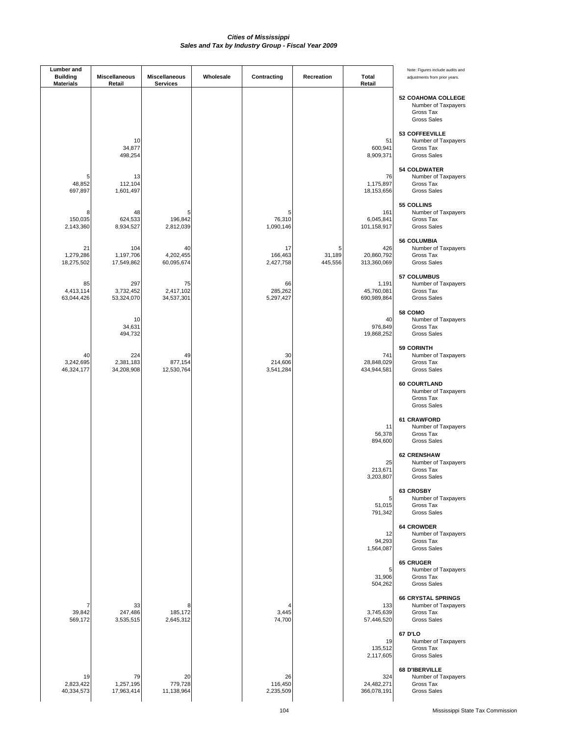# Cities of Mississippi
## Sales and Tax by Industry Group - Fiscal Year 2009

| Lumber and Building Materials | Miscellaneous Retail | Miscellaneous Services | Wholesale | Contracting | Recreation | Total Retail | Note: Figures include audits and adjustments from prior years. |
|---|---|---|---|---|---|---|---|
| | | | | | | | **52 COAHOMA COLLEGE** |
| | | | | | | | Number of Taxpayers |
| | | | | | | | Gross Tax |
| | | | | | | | Gross Sales |
| | | | | | | | **53 COFFEEVILLE** |
| | 10 | | | | | 51 | Number of Taxpayers |
| | 34,877 | | | | | 600,941 | Gross Tax |
| | 498,254 | | | | | 8,909,371 | Gross Sales |
| | | | | | | | **54 COLDWATER** |
| 5 | 13 | | | | | 76 | Number of Taxpayers |
| 48,852 | 112,104 | | | | | 1,175,897 | Gross Tax |
| 697,897 | 1,601,497 | | | | | 18,153,656 | Gross Sales |
| | | | | | | | **55 COLLINS** |
| 8 | 48 | 5 | | 5 | | 161 | Number of Taxpayers |
| 150,035 | 624,533 | 196,842 | | 76,310 | | 6,045,841 | Gross Tax |
| 2,143,360 | 8,934,527 | 2,812,039 | | 1,090,146 | | 101,158,917 | Gross Sales |
| | | | | | | | **56 COLUMBIA** |
| 21 | 104 | 40 | | 17 | 5 | 426 | Number of Taxpayers |
| 1,279,286 | 1,197,706 | 4,202,455 | | 166,463 | 31,189 | 20,860,792 | Gross Tax |
| 18,275,502 | 17,549,862 | 60,095,674 | | 2,427,758 | 445,556 | 313,360,069 | Gross Sales |
| | | | | | | | **57 COLUMBUS** |
| 85 | 297 | 75 | | 66 | | 1,191 | Number of Taxpayers |
| 4,413,114 | 3,732,452 | 2,417,102 | | 285,262 | | 45,760,081 | Gross Tax |
| 63,044,426 | 53,324,070 | 34,537,301 | | 5,297,427 | | 690,989,864 | Gross Sales |
| | | | | | | | **58 COMO** |
| | 10 | | | | | 40 | Number of Taxpayers |
| | 34,631 | | | | | 976,849 | Gross Tax |
| | 494,732 | | | | | 19,868,252 | Gross Sales |
| | | | | | | | **59 CORINTH** |
| 40 | 224 | 49 | | 30 | | 741 | Number of Taxpayers |
| 3,242,695 | 2,381,183 | 877,154 | | 214,606 | | 28,848,029 | Gross Tax |
| 46,324,177 | 34,208,908 | 12,530,764 | | 3,541,284 | | 434,944,581 | Gross Sales |
| | | | | | | | **60 COURTLAND** |
| | | | | | | | Number of Taxpayers |
| | | | | | | | Gross Tax |
| | | | | | | | Gross Sales |
| | | | | | | | **61 CRAWFORD** |
| | | | | | | 11 | Number of Taxpayers |
| | | | | | | 56,378 | Gross Tax |
| | | | | | | 894,600 | Gross Sales |
| | | | | | | | **62 CRENSHAW** |
| | | | | | | 25 | Number of Taxpayers |
| | | | | | | 213,671 | Gross Tax |
| | | | | | | 3,203,807 | Gross Sales |
| | | | | | | | **63 CROSBY** |
| | | | | | | 5 | Number of Taxpayers |
| | | | | | | 51,015 | Gross Tax |
| | | | | | | 791,342 | Gross Sales |
| | | | | | | | **64 CROWDER** |
| | | | | | | 12 | Number of Taxpayers |
| | | | | | | 94,293 | Gross Tax |
| | | | | | | 1,564,087 | Gross Sales |
| | | | | | | | **65 CRUGER** |
| | | | | | | 5 | Number of Taxpayers |
| | | | | | | 31,906 | Gross Tax |
| | | | | | | 504,262 | Gross Sales |
| | | | | | | | **66 CRYSTAL SPRINGS** |
| 7 | 33 | 8 | | 4 | | 133 | Number of Taxpayers |
| 39,842 | 247,486 | 185,172 | | 3,445 | | 3,745,639 | Gross Tax |
| 569,172 | 3,535,515 | 2,645,312 | | 74,700 | | 57,446,520 | Gross Sales |
| | | | | | | | **67 D'LO** |
| | | | | | | 19 | Number of Taxpayers |
| | | | | | | 135,512 | Gross Tax |
| | | | | | | 2,117,605 | Gross Sales |
| | | | | | | | **68 D'IBERVILLE** |
| 19 | 79 | 20 | | 26 | | 324 | Number of Taxpayers |
| 2,823,422 | 1,257,195 | 779,728 | | 116,450 | | 24,482,271 | Gross Tax |
| 40,334,573 | 17,963,414 | 11,138,964 | | 2,235,509 | | 366,078,191 | Gross Sales |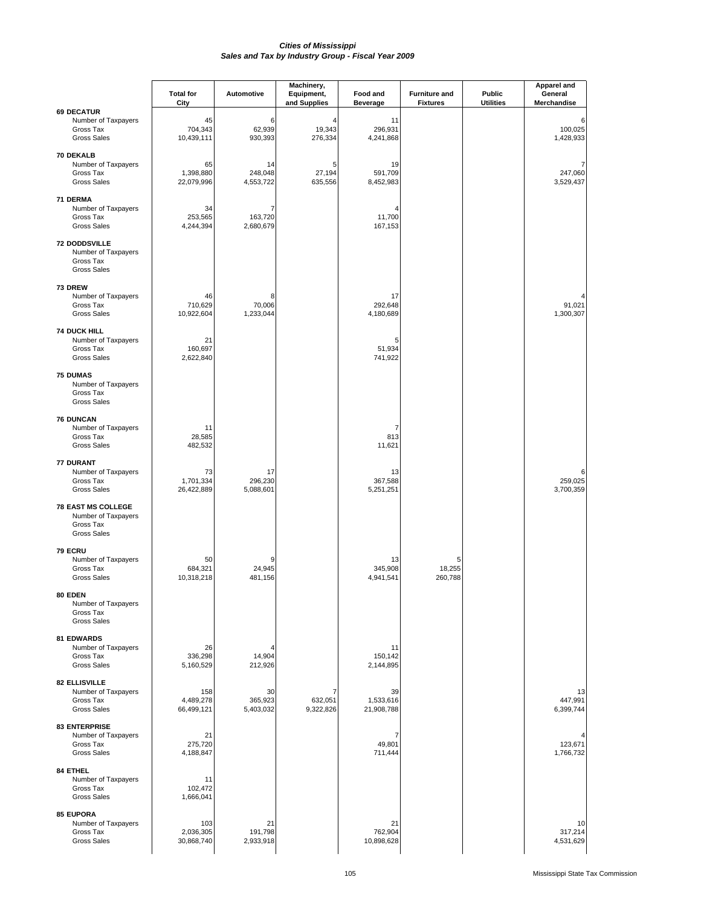*Cities of Mississippi*
*Sales and Tax by Industry Group - Fiscal Year 2009*

| | Total for City | Automotive | Machinery, Equipment, and Supplies | Food and Beverage | Furniture and Fixtures | Public Utilities | Apparel and General Merchandise |
|---|---|---|---|---|---|---|---|
| **69 DECATUR** | | | | | | | |
| Number of Taxpayers | 45 | 6 | 4 | 11 | | | 6 |
| Gross Tax | 704,343 | 62,939 | 19,343 | 296,931 | | | 100,025 |
| Gross Sales | 10,439,111 | 930,393 | 276,334 | 4,241,868 | | | 1,428,933 |
| **70 DEKALB** | | | | | | | |
| Number of Taxpayers | 65 | 14 | 5 | 19 | | | 7 |
| Gross Tax | 1,398,880 | 248,048 | 27,194 | 591,709 | | | 247,060 |
| Gross Sales | 22,079,996 | 4,553,722 | 635,556 | 8,452,983 | | | 3,529,437 |
| **71 DERMA** | | | | | | | |
| Number of Taxpayers | 34 | 7 | | 4 | | | |
| Gross Tax | 253,565 | 163,720 | | 11,700 | | | |
| Gross Sales | 4,244,394 | 2,680,679 | | 167,153 | | | |
| **72 DODDSVILLE** | | | | | | | |
| Number of Taxpayers | | | | | | | |
| Gross Tax | | | | | | | |
| Gross Sales | | | | | | | |
| **73 DREW** | | | | | | | |
| Number of Taxpayers | 46 | 8 | | 17 | | | 4 |
| Gross Tax | 710,629 | 70,006 | | 292,648 | | | 91,021 |
| Gross Sales | 10,922,604 | 1,233,044 | | 4,180,689 | | | 1,300,307 |
| **74 DUCK HILL** | | | | | | | |
| Number of Taxpayers | 21 | | | 5 | | | |
| Gross Tax | 160,697 | | | 51,934 | | | |
| Gross Sales | 2,622,840 | | | 741,922 | | | |
| **75 DUMAS** | | | | | | | |
| Number of Taxpayers | | | | | | | |
| Gross Tax | | | | | | | |
| Gross Sales | | | | | | | |
| **76 DUNCAN** | | | | | | | |
| Number of Taxpayers | 11 | | | 7 | | | |
| Gross Tax | 28,585 | | | 813 | | | |
| Gross Sales | 482,532 | | | 11,621 | | | |
| **77 DURANT** | | | | | | | |
| Number of Taxpayers | 73 | 17 | | 13 | | | 6 |
| Gross Tax | 1,701,334 | 296,230 | | 367,588 | | | 259,025 |
| Gross Sales | 26,422,889 | 5,088,601 | | 5,251,251 | | | 3,700,359 |
| **78 EAST MS COLLEGE** | | | | | | | |
| Number of Taxpayers | | | | | | | |
| Gross Tax | | | | | | | |
| Gross Sales | | | | | | | |
| **79 ECRU** | | | | | | | |
| Number of Taxpayers | 50 | 9 | | 13 | 5 | | |
| Gross Tax | 684,321 | 24,945 | | 345,908 | 18,255 | | |
| Gross Sales | 10,318,218 | 481,156 | | 4,941,541 | 260,788 | | |
| **80 EDEN** | | | | | | | |
| Number of Taxpayers | | | | | | | |
| Gross Tax | | | | | | | |
| Gross Sales | | | | | | | |
| **81 EDWARDS** | | | | | | | |
| Number of Taxpayers | 26 | 4 | | 11 | | | |
| Gross Tax | 336,298 | 14,904 | | 150,142 | | | |
| Gross Sales | 5,160,529 | 212,926 | | 2,144,895 | | | |
| **82 ELLISVILLE** | | | | | | | |
| Number of Taxpayers | 158 | 30 | 7 | 39 | | | 13 |
| Gross Tax | 4,489,278 | 365,923 | 632,051 | 1,533,616 | | | 447,991 |
| Gross Sales | 66,499,121 | 5,403,032 | 9,322,826 | 21,908,788 | | | 6,399,744 |
| **83 ENTERPRISE** | | | | | | | |
| Number of Taxpayers | 21 | | | 7 | | | 4 |
| Gross Tax | 275,720 | | | 49,801 | | | 123,671 |
| Gross Sales | 4,188,847 | | | 711,444 | | | 1,766,732 |
| **84 ETHEL** | | | | | | | |
| Number of Taxpayers | 11 | | | | | | |
| Gross Tax | 102,472 | | | | | | |
| Gross Sales | 1,666,041 | | | | | | |
| **85 EUPORA** | | | | | | | |
| Number of Taxpayers | 103 | 21 | | 21 | | | 10 |
| Gross Tax | 2,036,305 | 191,798 | | 762,904 | | | 317,214 |
| Gross Sales | 30,868,740 | 2,933,918 | | 10,898,628 | | | 4,531,629 |

Mississippi State Tax Commission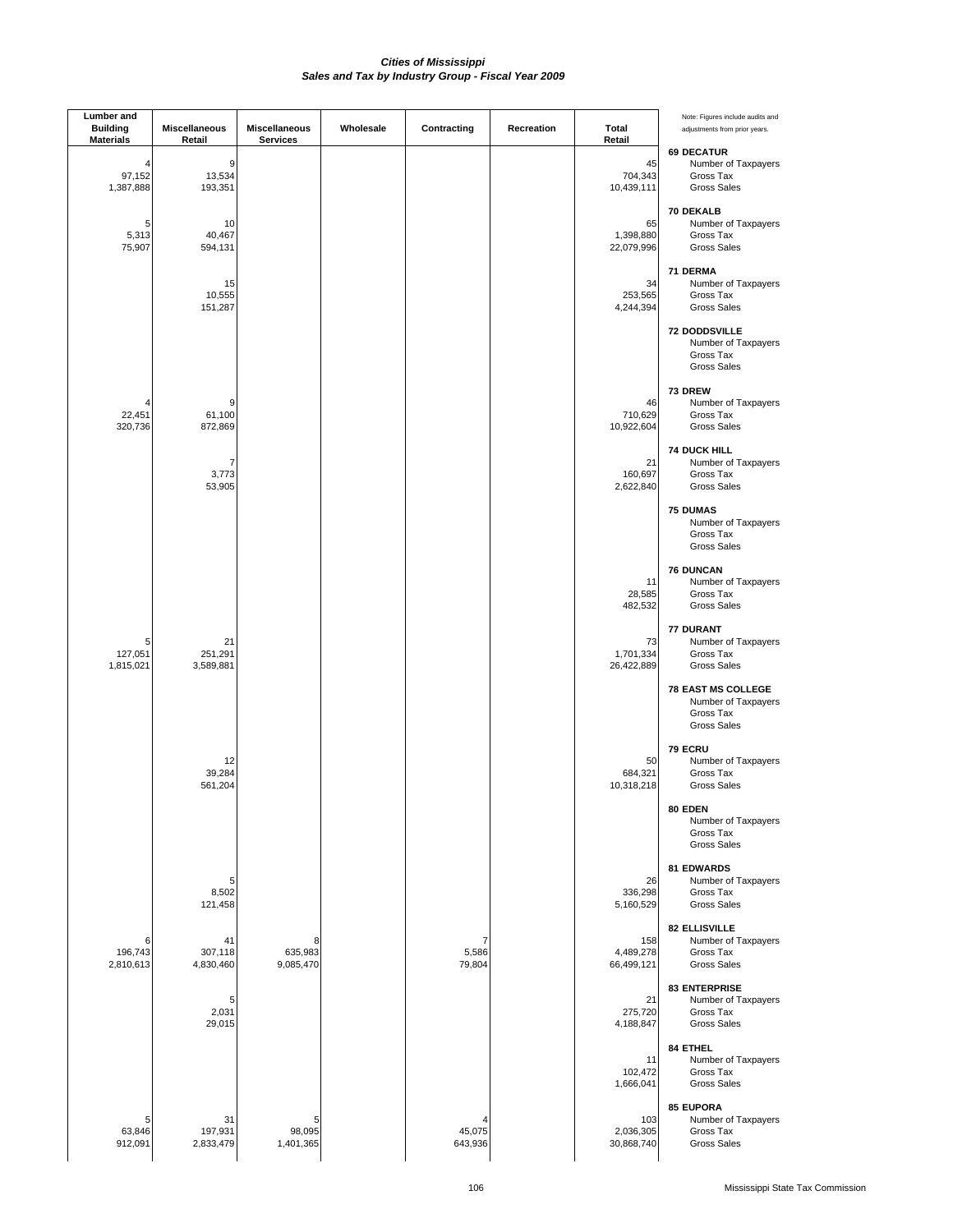# Cities of Mississippi
## Sales and Tax by Industry Group - Fiscal Year 2009

| Lumber and Building Materials | Miscellaneous Retail | Miscellaneous Services | Wholesale | Contracting | Recreation | Total Retail | Note: Figures include audits and adjustments from prior years. |
|---|---|---|---|---|---|---|---|
| | | | | | | | **69 DECATUR** |
| 4 | 9 | | | | | 45 | Number of Taxpayers |
| 97,152 | 13,534 | | | | | 704,343 | Gross Tax |
| 1,387,888 | 193,351 | | | | | 10,439,111 | Gross Sales |
| | | | | | | | **70 DEKALB** |
| 5 | 10 | | | | | 65 | Number of Taxpayers |
| 5,313 | 40,467 | | | | | 1,398,880 | Gross Tax |
| 75,907 | 594,131 | | | | | 22,079,996 | Gross Sales |
| | | | | | | | **71 DERMA** |
| | 15 | | | | | 34 | Number of Taxpayers |
| | 10,555 | | | | | 253,565 | Gross Tax |
| | 151,287 | | | | | 4,244,394 | Gross Sales |
| | | | | | | | **72 DODDSVILLE** |
| | | | | | | | Number of Taxpayers |
| | | | | | | | Gross Tax |
| | | | | | | | Gross Sales |
| | | | | | | | **73 DREW** |
| 4 | 9 | | | | | 46 | Number of Taxpayers |
| 22,451 | 61,100 | | | | | 710,629 | Gross Tax |
| 320,736 | 872,869 | | | | | 10,922,604 | Gross Sales |
| | | | | | | | **74 DUCK HILL** |
| | 7 | | | | | 21 | Number of Taxpayers |
| | 3,773 | | | | | 160,697 | Gross Tax |
| | 53,905 | | | | | 2,622,840 | Gross Sales |
| | | | | | | | **75 DUMAS** |
| | | | | | | | Number of Taxpayers |
| | | | | | | | Gross Tax |
| | | | | | | | Gross Sales |
| | | | | | | | **76 DUNCAN** |
| | | | | | | 11 | Number of Taxpayers |
| | | | | | | 28,585 | Gross Tax |
| | | | | | | 482,532 | Gross Sales |
| | | | | | | | **77 DURANT** |
| 5 | 21 | | | | | 73 | Number of Taxpayers |
| 127,051 | 251,291 | | | | | 1,701,334 | Gross Tax |
| 1,815,021 | 3,589,881 | | | | | 26,422,889 | Gross Sales |
| | | | | | | | **78 EAST MS COLLEGE** |
| | | | | | | | Number of Taxpayers |
| | | | | | | | Gross Tax |
| | | | | | | | Gross Sales |
| | | | | | | | **79 ECRU** |
| | 12 | | | | | 50 | Number of Taxpayers |
| | 39,284 | | | | | 684,321 | Gross Tax |
| | 561,204 | | | | | 10,318,218 | Gross Sales |
| | | | | | | | **80 EDEN** |
| | | | | | | | Number of Taxpayers |
| | | | | | | | Gross Tax |
| | | | | | | | Gross Sales |
| | | | | | | | **81 EDWARDS** |
| | 5 | | | | | 26 | Number of Taxpayers |
| | 8,502 | | | | | 336,298 | Gross Tax |
| | 121,458 | | | | | 5,160,529 | Gross Sales |
| | | | | | | | **82 ELLISVILLE** |
| 6 | 41 | 8 | | 7 | | 158 | Number of Taxpayers |
| 196,743 | 307,118 | 635,983 | | 5,586 | | 4,489,278 | Gross Tax |
| 2,810,613 | 4,830,460 | 9,085,470 | | 79,804 | | 66,499,121 | Gross Sales |
| | | | | | | | **83 ENTERPRISE** |
| | 5 | | | | | 21 | Number of Taxpayers |
| | 2,031 | | | | | 275,720 | Gross Tax |
| | 29,015 | | | | | 4,188,847 | Gross Sales |
| | | | | | | | **84 ETHEL** |
| | | | | | | 11 | Number of Taxpayers |
| | | | | | | 102,472 | Gross Tax |
| | | | | | | 1,666,041 | Gross Sales |
| | | | | | | | **85 EUPORA** |
| 5 | 31 | 5 | | 4 | | 103 | Number of Taxpayers |
| 63,846 | 197,931 | 98,095 | | 45,075 | | 2,036,305 | Gross Tax |
| 912,091 | 2,833,479 | 1,401,365 | | 643,936 | | 30,868,740 | Gross Sales |

Mississippi State Tax Commission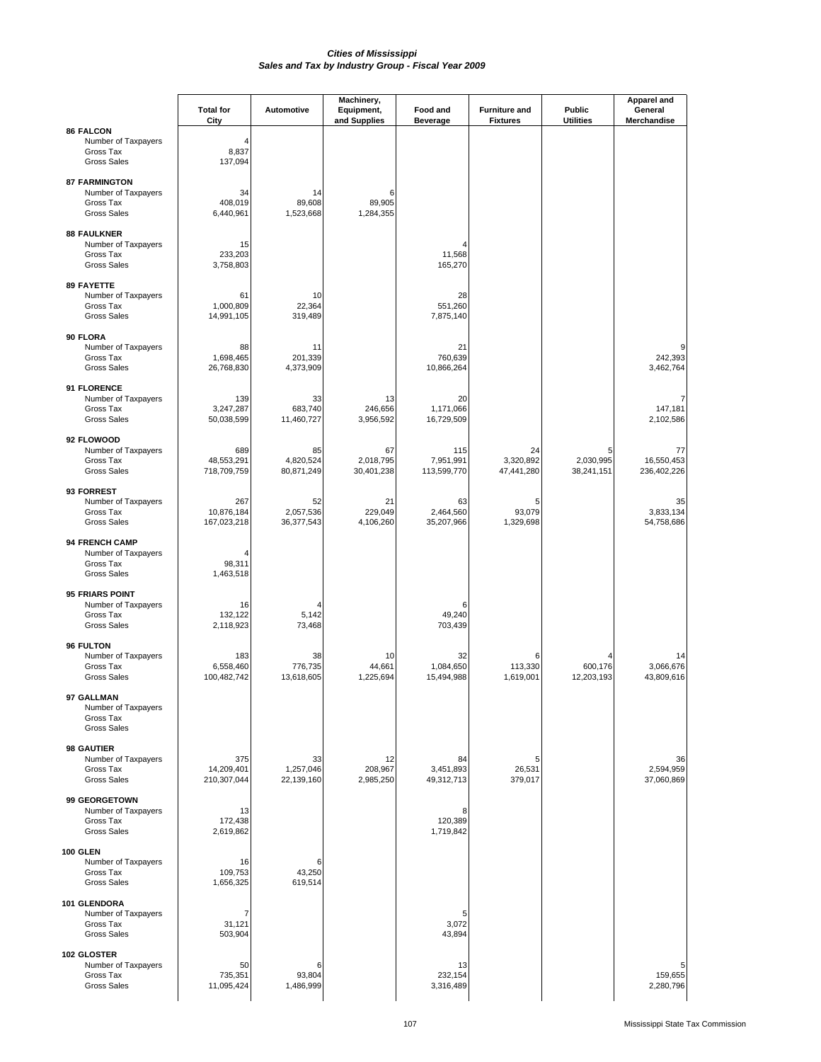# *Cities of Mississippi*
## *Sales and Tax by Industry Group - Fiscal Year 2009*

| | Total for City | Automotive | Machinery, Equipment, and Supplies | Food and Beverage | Furniture and Fixtures | Public Utilities | Apparel and General Merchandise |
|---|---|---|---|---|---|---|---|
| **86 FALCON** | | | | | | | |
| Number of Taxpayers | 4 | | | | | | |
| Gross Tax | 8,837 | | | | | | |
| Gross Sales | 137,094 | | | | | | |
| **87 FARMINGTON** | | | | | | | |
| Number of Taxpayers | 34 | 14 | 6 | | | | |
| Gross Tax | 408,019 | 89,608 | 89,905 | | | | |
| Gross Sales | 6,440,961 | 1,523,668 | 1,284,355 | | | | |
| **88 FAULKNER** | | | | | | | |
| Number of Taxpayers | 15 | | | 4 | | | |
| Gross Tax | 233,203 | | | 11,568 | | | |
| Gross Sales | 3,758,803 | | | 165,270 | | | |
| **89 FAYETTE** | | | | | | | |
| Number of Taxpayers | 61 | 10 | | 28 | | | |
| Gross Tax | 1,000,809 | 22,364 | | 551,260 | | | |
| Gross Sales | 14,991,105 | 319,489 | | 7,875,140 | | | |
| **90 FLORA** | | | | | | | |
| Number of Taxpayers | 88 | 11 | | 21 | | | 9 |
| Gross Tax | 1,698,465 | 201,339 | | 760,639 | | | 242,393 |
| Gross Sales | 26,768,830 | 4,373,909 | | 10,866,264 | | | 3,462,764 |
| **91 FLORENCE** | | | | | | | |
| Number of Taxpayers | 139 | 33 | 13 | 20 | | | 7 |
| Gross Tax | 3,247,287 | 683,740 | 246,656 | 1,171,066 | | | 147,181 |
| Gross Sales | 50,038,599 | 11,460,727 | 3,956,592 | 16,729,509 | | | 2,102,586 |
| **92 FLOWOOD** | | | | | | | |
| Number of Taxpayers | 689 | 85 | 67 | 115 | 24 | 5 | 77 |
| Gross Tax | 48,553,291 | 4,820,524 | 2,018,795 | 7,951,991 | 3,320,892 | 2,030,995 | 16,550,453 |
| Gross Sales | 718,709,759 | 80,871,249 | 30,401,238 | 113,599,770 | 47,441,280 | 38,241,151 | 236,402,226 |
| **93 FORREST** | | | | | | | |
| Number of Taxpayers | 267 | 52 | 21 | 63 | 5 | | 35 |
| Gross Tax | 10,876,184 | 2,057,536 | 229,049 | 2,464,560 | 93,079 | | 3,833,134 |
| Gross Sales | 167,023,218 | 36,377,543 | 4,106,260 | 35,207,966 | 1,329,698 | | 54,758,686 |
| **94 FRENCH CAMP** | | | | | | | |
| Number of Taxpayers | 4 | | | | | | |
| Gross Tax | 98,311 | | | | | | |
| Gross Sales | 1,463,518 | | | | | | |
| **95 FRIARS POINT** | | | | | | | |
| Number of Taxpayers | 16 | 4 | | 6 | | | |
| Gross Tax | 132,122 | 5,142 | | 49,240 | | | |
| Gross Sales | 2,118,923 | 73,468 | | 703,439 | | | |
| **96 FULTON** | | | | | | | |
| Number of Taxpayers | 183 | 38 | 10 | 32 | 6 | 4 | 14 |
| Gross Tax | 6,558,460 | 776,735 | 44,661 | 1,084,650 | 113,330 | 600,176 | 3,066,676 |
| Gross Sales | 100,482,742 | 13,618,605 | 1,225,694 | 15,494,988 | 1,619,001 | 12,203,193 | 43,809,616 |
| **97 GALLMAN** | | | | | | | |
| Number of Taxpayers | | | | | | | |
| Gross Tax | | | | | | | |
| Gross Sales | | | | | | | |
| **98 GAUTIER** | | | | | | | |
| Number of Taxpayers | 375 | 33 | 12 | 84 | 5 | | 36 |
| Gross Tax | 14,209,401 | 1,257,046 | 208,967 | 3,451,893 | 26,531 | | 2,594,959 |
| Gross Sales | 210,307,044 | 22,139,160 | 2,985,250 | 49,312,713 | 379,017 | | 37,060,869 |
| **99 GEORGETOWN** | | | | | | | |
| Number of Taxpayers | 13 | | | 8 | | | |
| Gross Tax | 172,438 | | | 120,389 | | | |
| Gross Sales | 2,619,862 | | | 1,719,842 | | | |
| **100 GLEN** | | | | | | | |
| Number of Taxpayers | 16 | 6 | | | | | |
| Gross Tax | 109,753 | 43,250 | | | | | |
| Gross Sales | 1,656,325 | 619,514 | | | | | |
| **101 GLENDORA** | | | | | | | |
| Number of Taxpayers | 7 | | | 5 | | | |
| Gross Tax | 31,121 | | | 3,072 | | | |
| Gross Sales | 503,904 | | | 43,894 | | | |
| **102 GLOSTER** | | | | | | | |
| Number of Taxpayers | 50 | 6 | | 13 | | | 5 |
| Gross Tax | 735,351 | 93,804 | | 232,154 | | | 159,655 |
| Gross Sales | 11,095,424 | 1,486,999 | | 3,316,489 | | | 2,280,796 |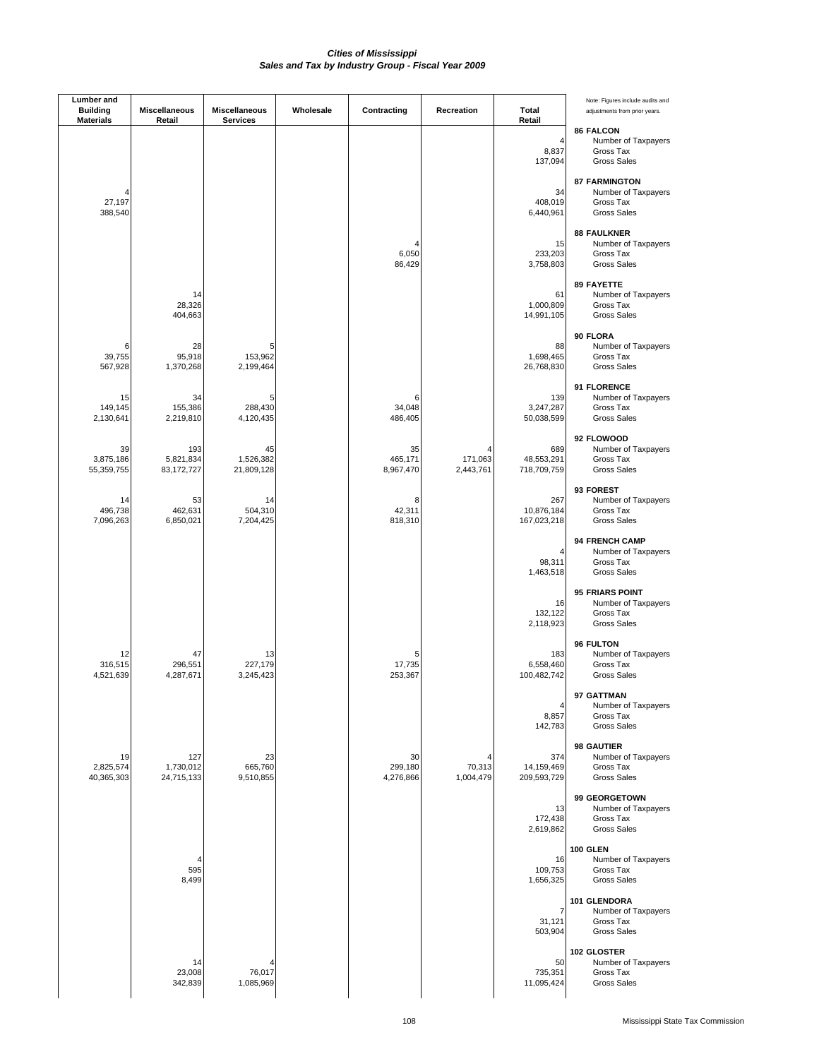*Cities of Mississippi*
*Sales and Tax by Industry Group - Fiscal Year 2009*

| Lumber and Building Materials | Miscellaneous Retail | Miscellaneous Services | Wholesale | Contracting | Recreation | Total Retail | Note: Figures include audits and adjustments from prior years. |
|---|---|---|---|---|---|---|---|
| | | | | | | | **86 FALCON** |
| | | | | | | 4 | Number of Taxpayers |
| | | | | | | 8,837 | Gross Tax |
| | | | | | | 137,094 | Gross Sales |
| | | | | | | | **87 FARMINGTON** |
| 4 | | | | | | 34 | Number of Taxpayers |
| 27,197 | | | | | | 408,019 | Gross Tax |
| 388,540 | | | | | | 6,440,961 | Gross Sales |
| | | | | | | | **88 FAULKNER** |
| | | | | 4 | | 15 | Number of Taxpayers |
| | | | | 6,050 | | 233,203 | Gross Tax |
| | | | | 86,429 | | 3,758,803 | Gross Sales |
| | | | | | | | **89 FAYETTE** |
| | 14 | | | | | 61 | Number of Taxpayers |
| | 28,326 | | | | | 1,000,809 | Gross Tax |
| | 404,663 | | | | | 14,991,105 | Gross Sales |
| | | | | | | | **90 FLORA** |
| 6 | 28 | 5 | | | | 88 | Number of Taxpayers |
| 39,755 | 95,918 | 153,962 | | | | 1,698,465 | Gross Tax |
| 567,928 | 1,370,268 | 2,199,464 | | | | 26,768,830 | Gross Sales |
| | | | | | | | **91 FLORENCE** |
| 15 | 34 | 5 | | 6 | | 139 | Number of Taxpayers |
| 149,145 | 155,386 | 288,430 | | 34,048 | | 3,247,287 | Gross Tax |
| 2,130,641 | 2,219,810 | 4,120,435 | | 486,405 | | 50,038,599 | Gross Sales |
| | | | | | | | **92 FLOWOOD** |
| 39 | 193 | 45 | | 35 | 4 | 689 | Number of Taxpayers |
| 3,875,186 | 5,821,834 | 1,526,382 | | 465,171 | 171,063 | 48,553,291 | Gross Tax |
| 55,359,755 | 83,172,727 | 21,809,128 | | 8,967,470 | 2,443,761 | 718,709,759 | Gross Sales |
| | | | | | | | **93 FOREST** |
| 14 | 53 | 14 | | 8 | | 267 | Number of Taxpayers |
| 496,738 | 462,631 | 504,310 | | 42,311 | | 10,876,184 | Gross Tax |
| 7,096,263 | 6,850,021 | 7,204,425 | | 818,310 | | 167,023,218 | Gross Sales |
| | | | | | | | **94 FRENCH CAMP** |
| | | | | | | 4 | Number of Taxpayers |
| | | | | | | 98,311 | Gross Tax |
| | | | | | | 1,463,518 | Gross Sales |
| | | | | | | | **95 FRIARS POINT** |
| | | | | | | 16 | Number of Taxpayers |
| | | | | | | 132,122 | Gross Tax |
| | | | | | | 2,118,923 | Gross Sales |
| | | | | | | | **96 FULTON** |
| 12 | 47 | 13 | | 5 | | 183 | Number of Taxpayers |
| 316,515 | 296,551 | 227,179 | | 17,735 | | 6,558,460 | Gross Tax |
| 4,521,639 | 4,287,671 | 3,245,423 | | 253,367 | | 100,482,742 | Gross Sales |
| | | | | | | | **97 GATTMAN** |
| | | | | | | 4 | Number of Taxpayers |
| | | | | | | 8,857 | Gross Tax |
| | | | | | | 142,783 | Gross Sales |
| | | | | | | | **98 GAUTIER** |
| 19 | 127 | 23 | | 30 | 4 | 374 | Number of Taxpayers |
| 2,825,574 | 1,730,012 | 665,760 | | 299,180 | 70,313 | 14,159,469 | Gross Tax |
| 40,365,303 | 24,715,133 | 9,510,855 | | 4,276,866 | 1,004,479 | 209,593,729 | Gross Sales |
| | | | | | | | **99 GEORGETOWN** |
| | | | | | | 13 | Number of Taxpayers |
| | | | | | | 172,438 | Gross Tax |
| | | | | | | 2,619,862 | Gross Sales |
| | | | | | | | **100 GLEN** |
| | 4 | | | | | 16 | Number of Taxpayers |
| | 595 | | | | | 109,753 | Gross Tax |
| | 8,499 | | | | | 1,656,325 | Gross Sales |
| | | | | | | | **101 GLENDORA** |
| | | | | | | 7 | Number of Taxpayers |
| | | | | | | 31,121 | Gross Tax |
| | | | | | | 503,904 | Gross Sales |
| | | | | | | | **102 GLOSTER** |
| | 14 | 4 | | | | 50 | Number of Taxpayers |
| | 23,008 | 76,017 | | | | 735,351 | Gross Tax |
| | 342,839 | 1,085,969 | | | | 11,095,424 | Gross Sales |

Mississippi State Tax Commission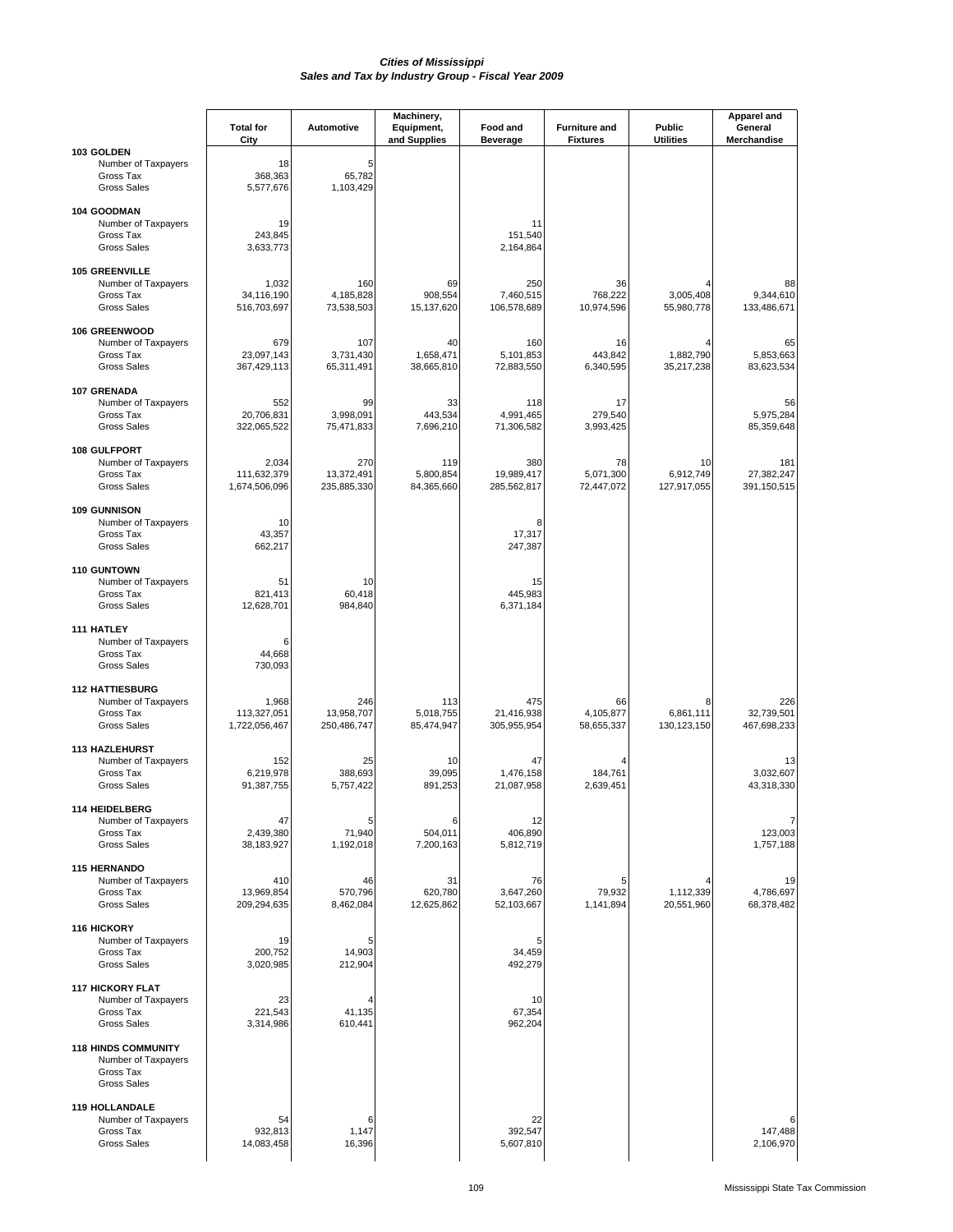# *Cities of Mississippi*
## *Sales and Tax by Industry Group - Fiscal Year 2009*

| | Total for City | Automotive | Machinery, Equipment, and Supplies | Food and Beverage | Furniture and Fixtures | Public Utilities | Apparel and General Merchandise |
|---|---|---|---|---|---|---|---|
| **103 GOLDEN** | | | | | | | |
| Number of Taxpayers | 18 | 5 | | | | | |
| Gross Tax | 368,363 | 65,782 | | | | | |
| Gross Sales | 5,577,676 | 1,103,429 | | | | | |
| **104 GOODMAN** | | | | | | | |
| Number of Taxpayers | 19 | | | 11 | | | |
| Gross Tax | 243,845 | | | 151,540 | | | |
| Gross Sales | 3,633,773 | | | 2,164,864 | | | |
| **105 GREENVILLE** | | | | | | | |
| Number of Taxpayers | 1,032 | 160 | 69 | 250 | 36 | 4 | 88 |
| Gross Tax | 34,116,190 | 4,185,828 | 908,554 | 7,460,515 | 768,222 | 3,005,408 | 9,344,610 |
| Gross Sales | 516,703,697 | 73,538,503 | 15,137,620 | 106,578,689 | 10,974,596 | 55,980,778 | 133,486,671 |
| **106 GREENWOOD** | | | | | | | |
| Number of Taxpayers | 679 | 107 | 40 | 160 | 16 | 4 | 65 |
| Gross Tax | 23,097,143 | 3,731,430 | 1,658,471 | 5,101,853 | 443,842 | 1,882,790 | 5,853,663 |
| Gross Sales | 367,429,113 | 65,311,491 | 38,665,810 | 72,883,550 | 6,340,595 | 35,217,238 | 83,623,534 |
| **107 GRENADA** | | | | | | | |
| Number of Taxpayers | 552 | 99 | 33 | 118 | 17 | | 56 |
| Gross Tax | 20,706,831 | 3,998,091 | 443,534 | 4,991,465 | 279,540 | | 5,975,284 |
| Gross Sales | 322,065,522 | 75,471,833 | 7,696,210 | 71,306,582 | 3,993,425 | | 85,359,648 |
| **108 GULFPORT** | | | | | | | |
| Number of Taxpayers | 2,034 | 270 | 119 | 380 | 78 | 10 | 181 |
| Gross Tax | 111,632,379 | 13,372,491 | 5,800,854 | 19,989,417 | 5,071,300 | 6,912,749 | 27,382,247 |
| Gross Sales | 1,674,506,096 | 235,885,330 | 84,365,660 | 285,562,817 | 72,447,072 | 127,917,055 | 391,150,515 |
| **109 GUNNISON** | | | | | | | |
| Number of Taxpayers | 10 | | | 8 | | | |
| Gross Tax | 43,357 | | | 17,317 | | | |
| Gross Sales | 662,217 | | | 247,387 | | | |
| **110 GUNTOWN** | | | | | | | |
| Number of Taxpayers | 51 | 10 | | 15 | | | |
| Gross Tax | 821,413 | 60,418 | | 445,983 | | | |
| Gross Sales | 12,628,701 | 984,840 | | 6,371,184 | | | |
| **111 HATLEY** | | | | | | | |
| Number of Taxpayers | 6 | | | | | | |
| Gross Tax | 44,668 | | | | | | |
| Gross Sales | 730,093 | | | | | | |
| **112 HATTIESBURG** | | | | | | | |
| Number of Taxpayers | 1,968 | 246 | 113 | 475 | 66 | 8 | 226 |
| Gross Tax | 113,327,051 | 13,958,707 | 5,018,755 | 21,416,938 | 4,105,877 | 6,861,111 | 32,739,501 |
| Gross Sales | 1,722,056,467 | 250,486,747 | 85,474,947 | 305,955,954 | 58,655,337 | 130,123,150 | 467,698,233 |
| **113 HAZLEHURST** | | | | | | | |
| Number of Taxpayers | 152 | 25 | 10 | 47 | 4 | | 13 |
| Gross Tax | 6,219,978 | 388,693 | 39,095 | 1,476,158 | 184,761 | | 3,032,607 |
| Gross Sales | 91,387,755 | 5,757,422 | 891,253 | 21,087,958 | 2,639,451 | | 43,318,330 |
| **114 HEIDELBERG** | | | | | | | |
| Number of Taxpayers | 47 | 5 | 6 | 12 | | | 7 |
| Gross Tax | 2,439,380 | 71,940 | 504,011 | 406,890 | | | 123,003 |
| Gross Sales | 38,183,927 | 1,192,018 | 7,200,163 | 5,812,719 | | | 1,757,188 |
| **115 HERNANDO** | | | | | | | |
| Number of Taxpayers | 410 | 46 | 31 | 76 | 5 | 4 | 19 |
| Gross Tax | 13,969,854 | 570,796 | 620,780 | 3,647,260 | 79,932 | 1,112,339 | 4,786,697 |
| Gross Sales | 209,294,635 | 8,462,084 | 12,625,862 | 52,103,667 | 1,141,894 | 20,551,960 | 68,378,482 |
| **116 HICKORY** | | | | | | | |
| Number of Taxpayers | 19 | 5 | | 5 | | | |
| Gross Tax | 200,752 | 14,903 | | 34,459 | | | |
| Gross Sales | 3,020,985 | 212,904 | | 492,279 | | | |
| **117 HICKORY FLAT** | | | | | | | |
| Number of Taxpayers | 23 | 4 | | 10 | | | |
| Gross Tax | 221,543 | 41,135 | | 67,354 | | | |
| Gross Sales | 3,314,986 | 610,441 | | 962,204 | | | |
| **118 HINDS COMMUNITY** | | | | | | | |
| Number of Taxpayers | | | | | | | |
| Gross Tax | | | | | | | |
| Gross Sales | | | | | | | |
| **119 HOLLANDALE** | | | | | | | |
| Number of Taxpayers | 54 | 6 | | 22 | | | 6 |
| Gross Tax | 932,813 | 1,147 | | 392,547 | | | 147,488 |
| Gross Sales | 14,083,458 | 16,396 | | 5,607,810 | | | 2,106,970 |

Mississippi State Tax Commission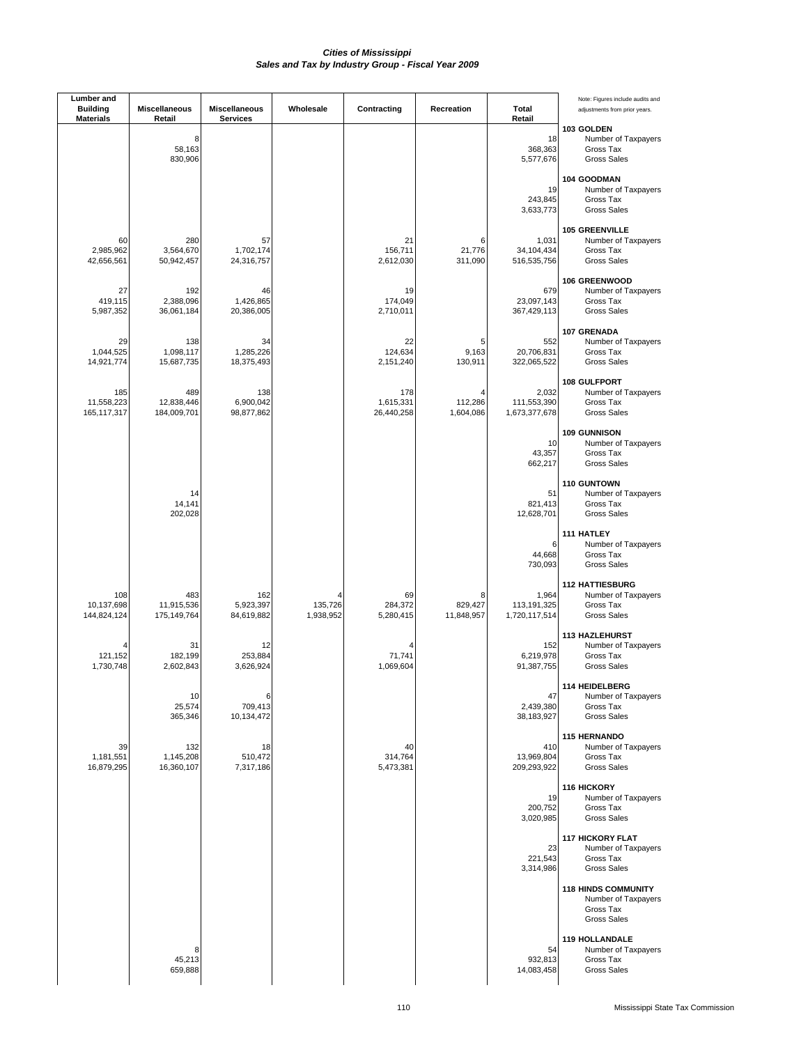***Cities of Mississippi***
***Sales and Tax by Industry Group - Fiscal Year 2009***

| Lumber and Building Materials | Miscellaneous Retail | Miscellaneous Services | Wholesale | Contracting | Recreation | Total Retail | Note: Figures include audits and adjustments from prior years. |
|---|---|---|---|---|---|---|---|
| | | | | | | | **103 GOLDEN** |
| | 8 | | | | | 18 | Number of Taxpayers |
| | 58,163 | | | | | 368,363 | Gross Tax |
| | 830,906 | | | | | 5,577,676 | Gross Sales |
| | | | | | | | **104 GOODMAN** |
| | | | | | | 19 | Number of Taxpayers |
| | | | | | | 243,845 | Gross Tax |
| | | | | | | 3,633,773 | Gross Sales |
| | | | | | | | **105 GREENVILLE** |
| 60 | 280 | 57 | | 21 | 6 | 1,031 | Number of Taxpayers |
| 2,985,962 | 3,564,670 | 1,702,174 | | 156,711 | 21,776 | 34,104,434 | Gross Tax |
| 42,656,561 | 50,942,457 | 24,316,757 | | 2,612,030 | 311,090 | 516,535,756 | Gross Sales |
| | | | | | | | **106 GREENWOOD** |
| 27 | 192 | 46 | | 19 | | 679 | Number of Taxpayers |
| 419,115 | 2,388,096 | 1,426,865 | | 174,049 | | 23,097,143 | Gross Tax |
| 5,987,352 | 36,061,184 | 20,386,005 | | 2,710,011 | | 367,429,113 | Gross Sales |
| | | | | | | | **107 GRENADA** |
| 29 | 138 | 34 | | 22 | 5 | 552 | Number of Taxpayers |
| 1,044,525 | 1,098,117 | 1,285,226 | | 124,634 | 9,163 | 20,706,831 | Gross Tax |
| 14,921,774 | 15,687,735 | 18,375,493 | | 2,151,240 | 130,911 | 322,065,522 | Gross Sales |
| | | | | | | | **108 GULFPORT** |
| 185 | 489 | 138 | | 178 | 4 | 2,032 | Number of Taxpayers |
| 11,558,223 | 12,838,446 | 6,900,042 | | 1,615,331 | 112,286 | 111,553,390 | Gross Tax |
| 165,117,317 | 184,009,701 | 98,877,862 | | 26,440,258 | 1,604,086 | 1,673,377,678 | Gross Sales |
| | | | | | | | **109 GUNNISON** |
| | | | | | | 10 | Number of Taxpayers |
| | | | | | | 43,357 | Gross Tax |
| | | | | | | 662,217 | Gross Sales |
| | | | | | | | **110 GUNTOWN** |
| | 14 | | | | | 51 | Number of Taxpayers |
| | 14,141 | | | | | 821,413 | Gross Tax |
| | 202,028 | | | | | 12,628,701 | Gross Sales |
| | | | | | | | **111 HATLEY** |
| | | | | | | 6 | Number of Taxpayers |
| | | | | | | 44,668 | Gross Tax |
| | | | | | | 730,093 | Gross Sales |
| | | | | | | | **112 HATTIESBURG** |
| 108 | 483 | 162 | 4 | 69 | 8 | 1,964 | Number of Taxpayers |
| 10,137,698 | 11,915,536 | 5,923,397 | 135,726 | 284,372 | 829,427 | 113,191,325 | Gross Tax |
| 144,824,124 | 175,149,764 | 84,619,882 | 1,938,952 | 5,280,415 | 11,848,957 | 1,720,117,514 | Gross Sales |
| | | | | | | | **113 HAZLEHURST** |
| 4 | 31 | 12 | | 4 | | 152 | Number of Taxpayers |
| 121,152 | 182,199 | 253,884 | | 71,741 | | 6,219,978 | Gross Tax |
| 1,730,748 | 2,602,843 | 3,626,924 | | 1,069,604 | | 91,387,755 | Gross Sales |
| | | | | | | | **114 HEIDELBERG** |
| | 10 | 6 | | | | 47 | Number of Taxpayers |
| | 25,574 | 709,413 | | | | 2,439,380 | Gross Tax |
| | 365,346 | 10,134,472 | | | | 38,183,927 | Gross Sales |
| | | | | | | | **115 HERNANDO** |
| 39 | 132 | 18 | | 40 | | 410 | Number of Taxpayers |
| 1,181,551 | 1,145,208 | 510,472 | | 314,764 | | 13,969,804 | Gross Tax |
| 16,879,295 | 16,360,107 | 7,317,186 | | 5,473,381 | | 209,293,922 | Gross Sales |
| | | | | | | | **116 HICKORY** |
| | | | | | | 19 | Number of Taxpayers |
| | | | | | | 200,752 | Gross Tax |
| | | | | | | 3,020,985 | Gross Sales |
| | | | | | | | **117 HICKORY FLAT** |
| | | | | | | 23 | Number of Taxpayers |
| | | | | | | 221,543 | Gross Tax |
| | | | | | | 3,314,986 | Gross Sales |
| | | | | | | | **118 HINDS COMMUNITY** |
| | | | | | | | Number of Taxpayers |
| | | | | | | | Gross Tax |
| | | | | | | | Gross Sales |
| | | | | | | | **119 HOLLANDALE** |
| | 8 | | | | | 54 | Number of Taxpayers |
| | 45,213 | | | | | 932,813 | Gross Tax |
| | 659,888 | | | | | 14,083,458 | Gross Sales |

Mississippi State Tax Commission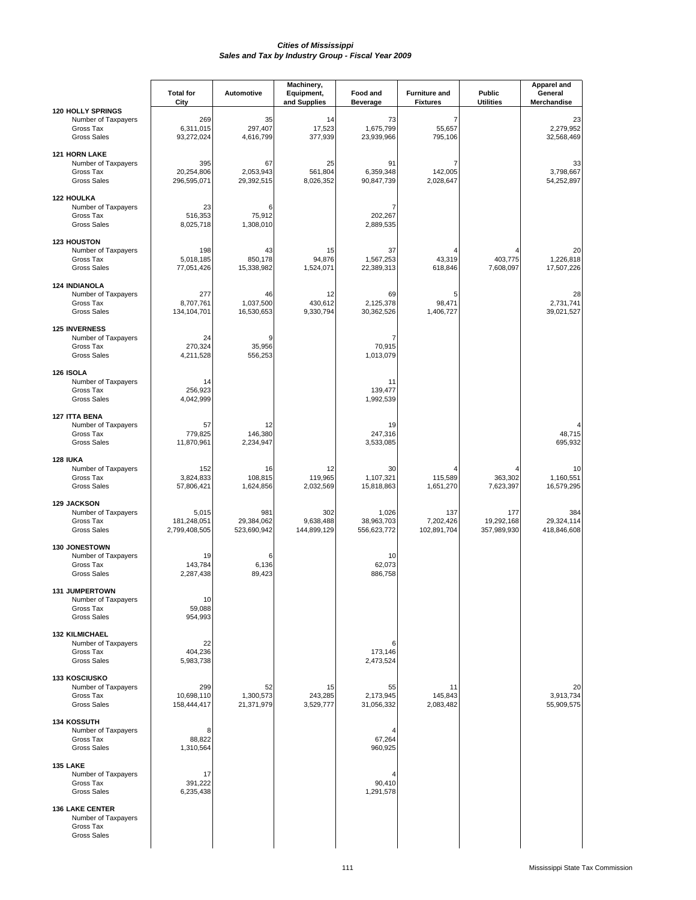# Cities of Mississippi
## Sales and Tax by Industry Group - Fiscal Year 2009

| | Total for City | Automotive | Machinery, Equipment, and Supplies | Food and Beverage | Furniture and Fixtures | Public Utilities | Apparel and General Merchandise |
|---|---|---|---|---|---|---|---|
| **120 HOLLY SPRINGS** | | | | | | | |
| Number of Taxpayers | 269 | 35 | 14 | 73 | 7 | | 23 |
| Gross Tax | 6,311,015 | 297,407 | 17,523 | 1,675,799 | 55,657 | | 2,279,952 |
| Gross Sales | 93,272,024 | 4,616,799 | 377,939 | 23,939,966 | 795,106 | | 32,568,469 |
| **121 HORN LAKE** | | | | | | | |
| Number of Taxpayers | 395 | 67 | 25 | 91 | 7 | | 33 |
| Gross Tax | 20,254,806 | 2,053,943 | 561,804 | 6,359,348 | 142,005 | | 3,798,667 |
| Gross Sales | 296,595,071 | 29,392,515 | 8,026,352 | 90,847,739 | 2,028,647 | | 54,252,897 |
| **122 HOULKA** | | | | | | | |
| Number of Taxpayers | 23 | 6 | | 7 | | | |
| Gross Tax | 516,353 | 75,912 | | 202,267 | | | |
| Gross Sales | 8,025,718 | 1,308,010 | | 2,889,535 | | | |
| **123 HOUSTON** | | | | | | | |
| Number of Taxpayers | 198 | 43 | 15 | 37 | 4 | 4 | 20 |
| Gross Tax | 5,018,185 | 850,178 | 94,876 | 1,567,253 | 43,319 | 403,775 | 1,226,818 |
| Gross Sales | 77,051,426 | 15,338,982 | 1,524,071 | 22,389,313 | 618,846 | 7,608,097 | 17,507,226 |
| **124 INDIANOLA** | | | | | | | |
| Number of Taxpayers | 277 | 46 | 12 | 69 | 5 | | 28 |
| Gross Tax | 8,707,761 | 1,037,500 | 430,612 | 2,125,378 | 98,471 | | 2,731,741 |
| Gross Sales | 134,104,701 | 16,530,653 | 9,330,794 | 30,362,526 | 1,406,727 | | 39,021,527 |
| **125 INVERNESS** | | | | | | | |
| Number of Taxpayers | 24 | 9 | | 7 | | | |
| Gross Tax | 270,324 | 35,956 | | 70,915 | | | |
| Gross Sales | 4,211,528 | 556,253 | | 1,013,079 | | | |
| **126 ISOLA** | | | | | | | |
| Number of Taxpayers | 14 | | | 11 | | | |
| Gross Tax | 256,923 | | | 139,477 | | | |
| Gross Sales | 4,042,999 | | | 1,992,539 | | | |
| **127 ITTA BENA** | | | | | | | |
| Number of Taxpayers | 57 | 12 | | 19 | | | 4 |
| Gross Tax | 779,825 | 146,380 | | 247,316 | | | 48,715 |
| Gross Sales | 11,870,961 | 2,234,947 | | 3,533,085 | | | 695,932 |
| **128 IUKA** | | | | | | | |
| Number of Taxpayers | 152 | 16 | 12 | 30 | 4 | 4 | 10 |
| Gross Tax | 3,824,833 | 108,815 | 119,965 | 1,107,321 | 115,589 | 363,302 | 1,160,551 |
| Gross Sales | 57,806,421 | 1,624,856 | 2,032,569 | 15,818,863 | 1,651,270 | 7,623,397 | 16,579,295 |
| **129 JACKSON** | | | | | | | |
| Number of Taxpayers | 5,015 | 981 | 302 | 1,026 | 137 | 177 | 384 |
| Gross Tax | 181,248,051 | 29,384,062 | 9,638,488 | 38,963,703 | 7,202,426 | 19,292,168 | 29,324,114 |
| Gross Sales | 2,799,408,505 | 523,690,942 | 144,899,129 | 556,623,772 | 102,891,704 | 357,989,930 | 418,846,608 |
| **130 JONESTOWN** | | | | | | | |
| Number of Taxpayers | 19 | 6 | | 10 | | | |
| Gross Tax | 143,784 | 6,136 | | 62,073 | | | |
| Gross Sales | 2,287,438 | 89,423 | | 886,758 | | | |
| **131 JUMPERTOWN** | | | | | | | |
| Number of Taxpayers | 10 | | | | | | |
| Gross Tax | 59,088 | | | | | | |
| Gross Sales | 954,993 | | | | | | |
| **132 KILMICHAEL** | | | | | | | |
| Number of Taxpayers | 22 | | | 6 | | | |
| Gross Tax | 404,236 | | | 173,146 | | | |
| Gross Sales | 5,983,738 | | | 2,473,524 | | | |
| **133 KOSCIUSKO** | | | | | | | |
| Number of Taxpayers | 299 | 52 | 15 | 55 | 11 | | 20 |
| Gross Tax | 10,698,110 | 1,300,573 | 243,285 | 2,173,945 | 145,843 | | 3,913,734 |
| Gross Sales | 158,444,417 | 21,371,979 | 3,529,777 | 31,056,332 | 2,083,482 | | 55,909,575 |
| **134 KOSSUTH** | | | | | | | |
| Number of Taxpayers | 8 | | | 4 | | | |
| Gross Tax | 88,822 | | | 67,264 | | | |
| Gross Sales | 1,310,564 | | | 960,925 | | | |
| **135 LAKE** | | | | | | | |
| Number of Taxpayers | 17 | | | 4 | | | |
| Gross Tax | 391,222 | | | 90,410 | | | |
| Gross Sales | 6,235,438 | | | 1,291,578 | | | |
| **136 LAKE CENTER** | | | | | | | |
| Number of Taxpayers | | | | | | | |
| Gross Tax | | | | | | | |
| Gross Sales | | | | | | | |

Mississippi State Tax Commission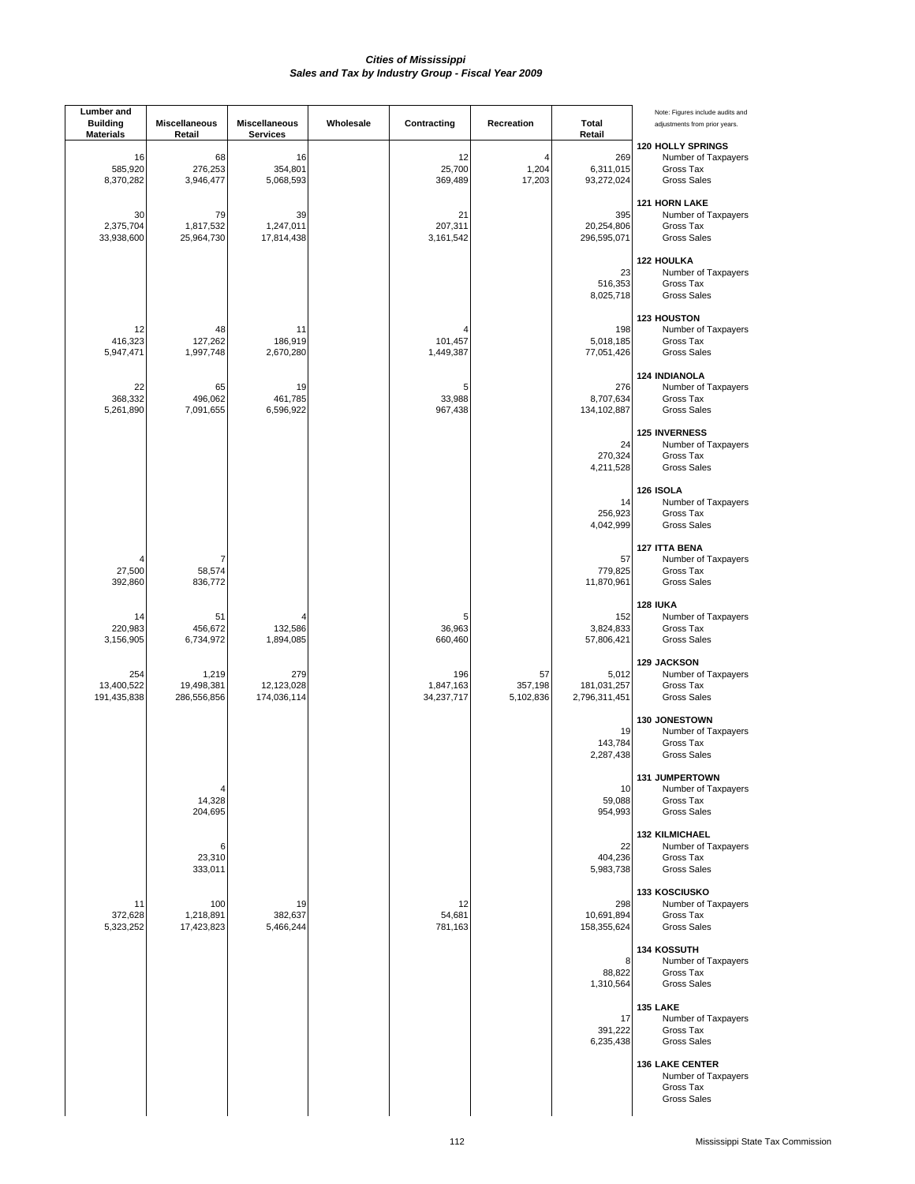# Cities of Mississippi
## Sales and Tax by Industry Group - Fiscal Year 2009

| Lumber and Building Materials | Miscellaneous Retail | Miscellaneous Services | Wholesale | Contracting | Recreation | Total Retail | Note: Figures include audits and adjustments from prior years. |
|---|---|---|---|---|---|---|---|
| | | | | | | | **120 HOLLY SPRINGS** |
| 16 | 68 | 16 | | 12 | 4 | 269 | Number of Taxpayers |
| 585,920 | 276,253 | 354,801 | | 25,700 | 1,204 | 6,311,015 | Gross Tax |
| 8,370,282 | 3,946,477 | 5,068,593 | | 369,489 | 17,203 | 93,272,024 | Gross Sales |
| | | | | | | | **121 HORN LAKE** |
| 30 | 79 | 39 | | 21 | | 395 | Number of Taxpayers |
| 2,375,704 | 1,817,532 | 1,247,011 | | 207,311 | | 20,254,806 | Gross Tax |
| 33,938,600 | 25,964,730 | 17,814,438 | | 3,161,542 | | 296,595,071 | Gross Sales |
| | | | | | | | **122 HOULKA** |
| | | | | | | 23 | Number of Taxpayers |
| | | | | | | 516,353 | Gross Tax |
| | | | | | | 8,025,718 | Gross Sales |
| | | | | | | | **123 HOUSTON** |
| 12 | 48 | 11 | | 4 | | 198 | Number of Taxpayers |
| 416,323 | 127,262 | 186,919 | | 101,457 | | 5,018,185 | Gross Tax |
| 5,947,471 | 1,997,748 | 2,670,280 | | 1,449,387 | | 77,051,426 | Gross Sales |
| | | | | | | | **124 INDIANOLA** |
| 22 | 65 | 19 | | 5 | | 276 | Number of Taxpayers |
| 368,332 | 496,062 | 461,785 | | 33,988 | | 8,707,634 | Gross Tax |
| 5,261,890 | 7,091,655 | 6,596,922 | | 967,438 | | 134,102,887 | Gross Sales |
| | | | | | | | **125 INVERNESS** |
| | | | | | | 24 | Number of Taxpayers |
| | | | | | | 270,324 | Gross Tax |
| | | | | | | 4,211,528 | Gross Sales |
| | | | | | | | **126 ISOLA** |
| | | | | | | 14 | Number of Taxpayers |
| | | | | | | 256,923 | Gross Tax |
| | | | | | | 4,042,999 | Gross Sales |
| | | | | | | | **127 ITTA BENA** |
| 4 | 7 | | | | | 57 | Number of Taxpayers |
| 27,500 | 58,574 | | | | | 779,825 | Gross Tax |
| 392,860 | 836,772 | | | | | 11,870,961 | Gross Sales |
| | | | | | | | **128 IUKA** |
| 14 | 51 | 4 | | 5 | | 152 | Number of Taxpayers |
| 220,983 | 456,672 | 132,586 | | 36,963 | | 3,824,833 | Gross Tax |
| 3,156,905 | 6,734,972 | 1,894,085 | | 660,460 | | 57,806,421 | Gross Sales |
| | | | | | | | **129 JACKSON** |
| 254 | 1,219 | 279 | | 196 | 57 | 5,012 | Number of Taxpayers |
| 13,400,522 | 19,498,381 | 12,123,028 | | 1,847,163 | 357,198 | 181,031,257 | Gross Tax |
| 191,435,838 | 286,556,856 | 174,036,114 | | 34,237,717 | 5,102,836 | 2,796,311,451 | Gross Sales |
| | | | | | | | **130 JONESTOWN** |
| | | | | | | 19 | Number of Taxpayers |
| | | | | | | 143,784 | Gross Tax |
| | | | | | | 2,287,438 | Gross Sales |
| | | | | | | | **131 JUMPERTOWN** |
| | 4 | | | | | 10 | Number of Taxpayers |
| | 14,328 | | | | | 59,088 | Gross Tax |
| | 204,695 | | | | | 954,993 | Gross Sales |
| | | | | | | | **132 KILMICHAEL** |
| | 6 | | | | | 22 | Number of Taxpayers |
| | 23,310 | | | | | 404,236 | Gross Tax |
| | 333,011 | | | | | 5,983,738 | Gross Sales |
| | | | | | | | **133 KOSCIUSKO** |
| 11 | 100 | 19 | | 12 | | 298 | Number of Taxpayers |
| 372,628 | 1,218,891 | 382,637 | | 54,681 | | 10,691,894 | Gross Tax |
| 5,323,252 | 17,423,823 | 5,466,244 | | 781,163 | | 158,355,624 | Gross Sales |
| | | | | | | | **134 KOSSUTH** |
| | | | | | | 8 | Number of Taxpayers |
| | | | | | | 88,822 | Gross Tax |
| | | | | | | 1,310,564 | Gross Sales |
| | | | | | | | **135 LAKE** |
| | | | | | | 17 | Number of Taxpayers |
| | | | | | | 391,222 | Gross Tax |
| | | | | | | 6,235,438 | Gross Sales |
| | | | | | | | **136 LAKE CENTER** |
| | | | | | | | Number of Taxpayers |
| | | | | | | | Gross Tax |
| | | | | | | | Gross Sales |

Mississippi State Tax Commission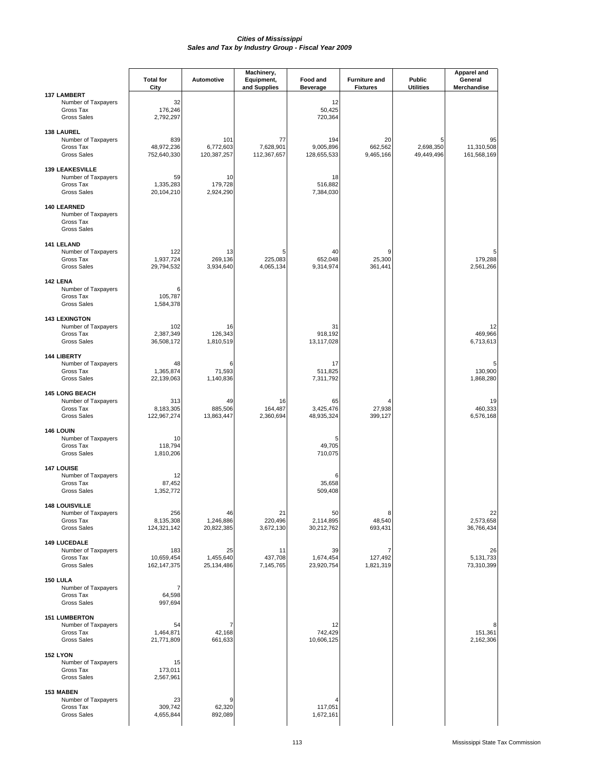# Cities of Mississippi
## Sales and Tax by Industry Group - Fiscal Year 2009

| | Total for City | Automotive | Machinery, Equipment, and Supplies | Food and Beverage | Furniture and Fixtures | Public Utilities | Apparel and General Merchandise |
|---|---|---|---|---|---|---|---|
| **137 LAMBERT** | | | | | | | |
| Number of Taxpayers | 32 | | | 12 | | | |
| Gross Tax | 176,246 | | | 50,425 | | | |
| Gross Sales | 2,792,297 | | | 720,364 | | | |
| **138 LAUREL** | | | | | | | |
| Number of Taxpayers | 839 | 101 | 77 | 194 | 20 | 5 | 95 |
| Gross Tax | 48,972,236 | 6,772,603 | 7,628,901 | 9,005,896 | 662,562 | 2,698,350 | 11,310,508 |
| Gross Sales | 752,640,330 | 120,387,257 | 112,367,657 | 128,655,533 | 9,465,166 | 49,449,496 | 161,568,169 |
| **139 LEAKESVILLE** | | | | | | | |
| Number of Taxpayers | 59 | 10 | | 18 | | | |
| Gross Tax | 1,335,283 | 179,728 | | 516,882 | | | |
| Gross Sales | 20,104,210 | 2,924,290 | | 7,384,030 | | | |
| **140 LEARNED** | | | | | | | |
| Number of Taxpayers | | | | | | | |
| Gross Tax | | | | | | | |
| Gross Sales | | | | | | | |
| **141 LELAND** | | | | | | | |
| Number of Taxpayers | 122 | 13 | 5 | 40 | 9 | | 5 |
| Gross Tax | 1,937,724 | 269,136 | 225,083 | 652,048 | 25,300 | | 179,288 |
| Gross Sales | 29,794,532 | 3,934,640 | 4,065,134 | 9,314,974 | 361,441 | | 2,561,266 |
| **142 LENA** | | | | | | | |
| Number of Taxpayers | 6 | | | | | | |
| Gross Tax | 105,787 | | | | | | |
| Gross Sales | 1,584,378 | | | | | | |
| **143 LEXINGTON** | | | | | | | |
| Number of Taxpayers | 102 | 16 | | 31 | | | 12 |
| Gross Tax | 2,387,349 | 126,343 | | 918,192 | | | 469,966 |
| Gross Sales | 36,508,172 | 1,810,519 | | 13,117,028 | | | 6,713,613 |
| **144 LIBERTY** | | | | | | | |
| Number of Taxpayers | 48 | 6 | | 17 | | | 5 |
| Gross Tax | 1,365,874 | 71,593 | | 511,825 | | | 130,900 |
| Gross Sales | 22,139,063 | 1,140,836 | | 7,311,792 | | | 1,868,280 |
| **145 LONG BEACH** | | | | | | | |
| Number of Taxpayers | 313 | 49 | 16 | 65 | 4 | | 19 |
| Gross Tax | 8,183,305 | 885,506 | 164,487 | 3,425,476 | 27,938 | | 460,333 |
| Gross Sales | 122,967,274 | 13,863,447 | 2,360,694 | 48,935,324 | 399,127 | | 6,576,168 |
| **146 LOUIN** | | | | | | | |
| Number of Taxpayers | 10 | | | 5 | | | |
| Gross Tax | 118,794 | | | 49,705 | | | |
| Gross Sales | 1,810,206 | | | 710,075 | | | |
| **147 LOUISE** | | | | | | | |
| Number of Taxpayers | 12 | | | 6 | | | |
| Gross Tax | 87,452 | | | 35,658 | | | |
| Gross Sales | 1,352,772 | | | 509,408 | | | |
| **148 LOUISVILLE** | | | | | | | |
| Number of Taxpayers | 256 | 46 | 21 | 50 | 8 | | 22 |
| Gross Tax | 8,135,308 | 1,246,886 | 220,496 | 2,114,895 | 48,540 | | 2,573,658 |
| Gross Sales | 124,321,142 | 20,822,385 | 3,672,130 | 30,212,762 | 693,431 | | 36,766,434 |
| **149 LUCEDALE** | | | | | | | |
| Number of Taxpayers | 183 | 25 | 11 | 39 | 7 | | 26 |
| Gross Tax | 10,659,454 | 1,455,640 | 437,708 | 1,674,454 | 127,492 | | 5,131,733 |
| Gross Sales | 162,147,375 | 25,134,486 | 7,145,765 | 23,920,754 | 1,821,319 | | 73,310,399 |
| **150 LULA** | | | | | | | |
| Number of Taxpayers | 7 | | | | | | |
| Gross Tax | 64,598 | | | | | | |
| Gross Sales | 997,694 | | | | | | |
| **151 LUMBERTON** | | | | | | | |
| Number of Taxpayers | 54 | 7 | | 12 | | | 8 |
| Gross Tax | 1,464,871 | 42,168 | | 742,429 | | | 151,361 |
| Gross Sales | 21,771,809 | 661,633 | | 10,606,125 | | | 2,162,306 |
| **152 LYON** | | | | | | | |
| Number of Taxpayers | 15 | | | | | | |
| Gross Tax | 173,011 | | | | | | |
| Gross Sales | 2,567,961 | | | | | | |
| **153 MABEN** | | | | | | | |
| Number of Taxpayers | 23 | 9 | | 4 | | | |
| Gross Tax | 309,742 | 62,320 | | 117,051 | | | |
| Gross Sales | 4,655,844 | 892,089 | | 1,672,161 | | | |

Mississippi State Tax Commission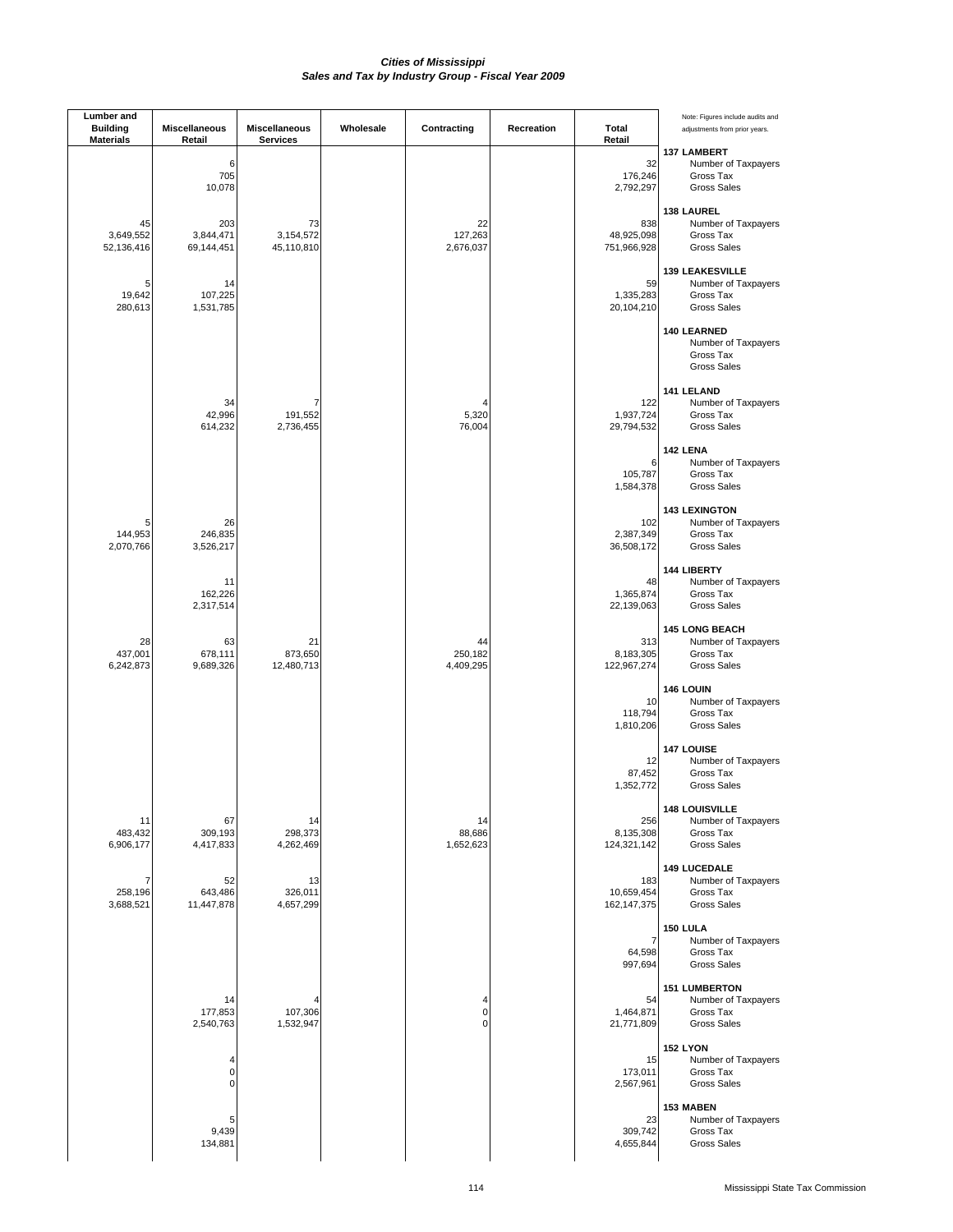***Cities of Mississippi***
***Sales and Tax by Industry Group - Fiscal Year 2009***

| Lumber and Building Materials | Miscellaneous Retail | Miscellaneous Services | Wholesale | Contracting | Recreation | Total Retail | Note: Figures include audits and adjustments from prior years. |
|---|---|---|---|---|---|---|---|
| | | | | | | | **137 LAMBERT** |
| | 6 | | | | | 32 | Number of Taxpayers |
| | 705 | | | | | 176,246 | Gross Tax |
| | 10,078 | | | | | 2,792,297 | Gross Sales |
| | | | | | | | **138 LAUREL** |
| 45 | 203 | 73 | | 22 | | 838 | Number of Taxpayers |
| 3,649,552 | 3,844,471 | 3,154,572 | | 127,263 | | 48,925,098 | Gross Tax |
| 52,136,416 | 69,144,451 | 45,110,810 | | 2,676,037 | | 751,966,928 | Gross Sales |
| | | | | | | | **139 LEAKESVILLE** |
| 5 | 14 | | | | | 59 | Number of Taxpayers |
| 19,642 | 107,225 | | | | | 1,335,283 | Gross Tax |
| 280,613 | 1,531,785 | | | | | 20,104,210 | Gross Sales |
| | | | | | | | **140 LEARNED** |
| | | | | | | | Number of Taxpayers |
| | | | | | | | Gross Tax |
| | | | | | | | Gross Sales |
| | | | | | | | **141 LELAND** |
| | 34 | 7 | | 4 | | 122 | Number of Taxpayers |
| | 42,996 | 191,552 | | 5,320 | | 1,937,724 | Gross Tax |
| | 614,232 | 2,736,455 | | 76,004 | | 29,794,532 | Gross Sales |
| | | | | | | | **142 LENA** |
| | | | | | | 6 | Number of Taxpayers |
| | | | | | | 105,787 | Gross Tax |
| | | | | | | 1,584,378 | Gross Sales |
| | | | | | | | **143 LEXINGTON** |
| 5 | 26 | | | | | 102 | Number of Taxpayers |
| 144,953 | 246,835 | | | | | 2,387,349 | Gross Tax |
| 2,070,766 | 3,526,217 | | | | | 36,508,172 | Gross Sales |
| | | | | | | | **144 LIBERTY** |
| | 11 | | | | | 48 | Number of Taxpayers |
| | 162,226 | | | | | 1,365,874 | Gross Tax |
| | 2,317,514 | | | | | 22,139,063 | Gross Sales |
| | | | | | | | **145 LONG BEACH** |
| 28 | 63 | 21 | | 44 | | 313 | Number of Taxpayers |
| 437,001 | 678,111 | 873,650 | | 250,182 | | 8,183,305 | Gross Tax |
| 6,242,873 | 9,689,326 | 12,480,713 | | 4,409,295 | | 122,967,274 | Gross Sales |
| | | | | | | | **146 LOUIN** |
| | | | | | | 10 | Number of Taxpayers |
| | | | | | | 118,794 | Gross Tax |
| | | | | | | 1,810,206 | Gross Sales |
| | | | | | | | **147 LOUISE** |
| | | | | | | 12 | Number of Taxpayers |
| | | | | | | 87,452 | Gross Tax |
| | | | | | | 1,352,772 | Gross Sales |
| | | | | | | | **148 LOUISVILLE** |
| 11 | 67 | 14 | | 14 | | 256 | Number of Taxpayers |
| 483,432 | 309,193 | 298,373 | | 88,686 | | 8,135,308 | Gross Tax |
| 6,906,177 | 4,417,833 | 4,262,469 | | 1,652,623 | | 124,321,142 | Gross Sales |
| | | | | | | | **149 LUCEDALE** |
| 7 | 52 | 13 | | | | 183 | Number of Taxpayers |
| 258,196 | 643,486 | 326,011 | | | | 10,659,454 | Gross Tax |
| 3,688,521 | 11,447,878 | 4,657,299 | | | | 162,147,375 | Gross Sales |
| | | | | | | | **150 LULA** |
| | | | | | | 7 | Number of Taxpayers |
| | | | | | | 64,598 | Gross Tax |
| | | | | | | 997,694 | Gross Sales |
| | | | | | | | **151 LUMBERTON** |
| | 14 | 4 | | 4 | | 54 | Number of Taxpayers |
| | 177,853 | 107,306 | | 0 | | 1,464,871 | Gross Tax |
| | 2,540,763 | 1,532,947 | | 0 | | 21,771,809 | Gross Sales |
| | | | | | | | **152 LYON** |
| | 4 | | | | | 15 | Number of Taxpayers |
| | 0 | | | | | 173,011 | Gross Tax |
| | 0 | | | | | 2,567,961 | Gross Sales |
| | | | | | | | **153 MABEN** |
| | 5 | | | | | 23 | Number of Taxpayers |
| | 9,439 | | | | | 309,742 | Gross Tax |
| | 134,881 | | | | | 4,655,844 | Gross Sales |

Mississippi State Tax Commission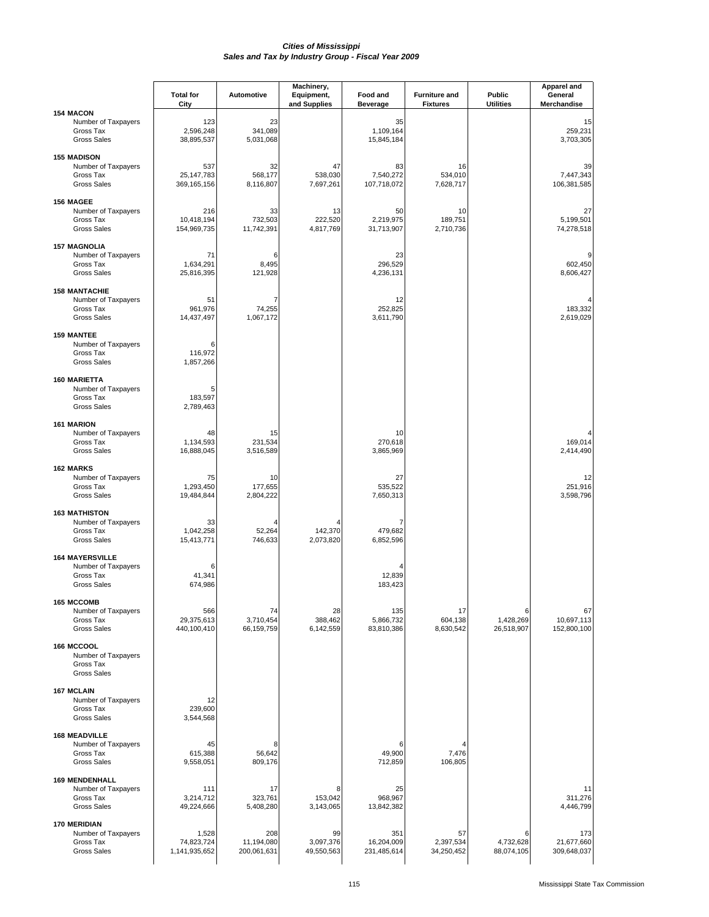*Cities of Mississippi*
*Sales and Tax by Industry Group - Fiscal Year 2009*

| | Total for City | Automotive | Machinery, Equipment, and Supplies | Food and Beverage | Furniture and Fixtures | Public Utilities | Apparel and General Merchandise |
|---|---|---|---|---|---|---|---|
| **154 MACON** | | | | | | | |
| Number of Taxpayers | 123 | 23 | | 35 | | | 15 |
| Gross Tax | 2,596,248 | 341,089 | | 1,109,164 | | | 259,231 |
| Gross Sales | 38,895,537 | 5,031,068 | | 15,845,184 | | | 3,703,305 |
| **155 MADISON** | | | | | | | |
| Number of Taxpayers | 537 | 32 | 47 | 83 | 16 | | 39 |
| Gross Tax | 25,147,783 | 568,177 | 538,030 | 7,540,272 | 534,010 | | 7,447,343 |
| Gross Sales | 369,165,156 | 8,116,807 | 7,697,261 | 107,718,072 | 7,628,717 | | 106,381,585 |
| **156 MAGEE** | | | | | | | |
| Number of Taxpayers | 216 | 33 | 13 | 50 | 10 | | 27 |
| Gross Tax | 10,418,194 | 732,503 | 222,520 | 2,219,975 | 189,751 | | 5,199,501 |
| Gross Sales | 154,969,735 | 11,742,391 | 4,817,769 | 31,713,907 | 2,710,736 | | 74,278,518 |
| **157 MAGNOLIA** | | | | | | | |
| Number of Taxpayers | 71 | 6 | | 23 | | | 9 |
| Gross Tax | 1,634,291 | 8,495 | | 296,529 | | | 602,450 |
| Gross Sales | 25,816,395 | 121,928 | | 4,236,131 | | | 8,606,427 |
| **158 MANTACHIE** | | | | | | | |
| Number of Taxpayers | 51 | 7 | | 12 | | | 4 |
| Gross Tax | 961,976 | 74,255 | | 252,825 | | | 183,332 |
| Gross Sales | 14,437,497 | 1,067,172 | | 3,611,790 | | | 2,619,029 |
| **159 MANTEE** | | | | | | | |
| Number of Taxpayers | 6 | | | | | | |
| Gross Tax | 116,972 | | | | | | |
| Gross Sales | 1,857,266 | | | | | | |
| **160 MARIETTA** | | | | | | | |
| Number of Taxpayers | 5 | | | | | | |
| Gross Tax | 183,597 | | | | | | |
| Gross Sales | 2,789,463 | | | | | | |
| **161 MARION** | | | | | | | |
| Number of Taxpayers | 48 | 15 | | 10 | | | 4 |
| Gross Tax | 1,134,593 | 231,534 | | 270,618 | | | 169,014 |
| Gross Sales | 16,888,045 | 3,516,589 | | 3,865,969 | | | 2,414,490 |
| **162 MARKS** | | | | | | | |
| Number of Taxpayers | 75 | 10 | | 27 | | | 12 |
| Gross Tax | 1,293,450 | 177,655 | | 535,522 | | | 251,916 |
| Gross Sales | 19,484,844 | 2,804,222 | | 7,650,313 | | | 3,598,796 |
| **163 MATHISTON** | | | | | | | |
| Number of Taxpayers | 33 | 4 | 4 | 7 | | | |
| Gross Tax | 1,042,258 | 52,264 | 142,370 | 479,682 | | | |
| Gross Sales | 15,413,771 | 746,633 | 2,073,820 | 6,852,596 | | | |
| **164 MAYERSVILLE** | | | | | | | |
| Number of Taxpayers | 6 | | | 4 | | | |
| Gross Tax | 41,341 | | | 12,839 | | | |
| Gross Sales | 674,986 | | | 183,423 | | | |
| **165 MCCOMB** | | | | | | | |
| Number of Taxpayers | 566 | 74 | 28 | 135 | 17 | 6 | 67 |
| Gross Tax | 29,375,613 | 3,710,454 | 388,462 | 5,866,732 | 604,138 | 1,428,269 | 10,697,113 |
| Gross Sales | 440,100,410 | 66,159,759 | 6,142,559 | 83,810,386 | 8,630,542 | 26,518,907 | 152,800,100 |
| **166 MCCOOL** | | | | | | | |
| Number of Taxpayers | | | | | | | |
| Gross Tax | | | | | | | |
| Gross Sales | | | | | | | |
| **167 MCLAIN** | | | | | | | |
| Number of Taxpayers | 12 | | | | | | |
| Gross Tax | 239,600 | | | | | | |
| Gross Sales | 3,544,568 | | | | | | |
| **168 MEADVILLE** | | | | | | | |
| Number of Taxpayers | 45 | 8 | | 6 | 4 | | |
| Gross Tax | 615,388 | 56,642 | | 49,900 | 7,476 | | |
| Gross Sales | 9,558,051 | 809,176 | | 712,859 | 106,805 | | |
| **169 MENDENHALL** | | | | | | | |
| Number of Taxpayers | 111 | 17 | 8 | 25 | | | 11 |
| Gross Tax | 3,214,712 | 323,761 | 153,042 | 968,967 | | | 311,276 |
| Gross Sales | 49,224,666 | 5,408,280 | 3,143,065 | 13,842,382 | | | 4,446,799 |
| **170 MERIDIAN** | | | | | | | |
| Number of Taxpayers | 1,528 | 208 | 99 | 351 | 57 | 6 | 173 |
| Gross Tax | 74,823,724 | 11,194,080 | 3,097,376 | 16,204,009 | 2,397,534 | 4,732,628 | 21,677,660 |
| Gross Sales | 1,141,935,652 | 200,061,631 | 49,550,563 | 231,485,614 | 34,250,452 | 88,074,105 | 309,648,037 |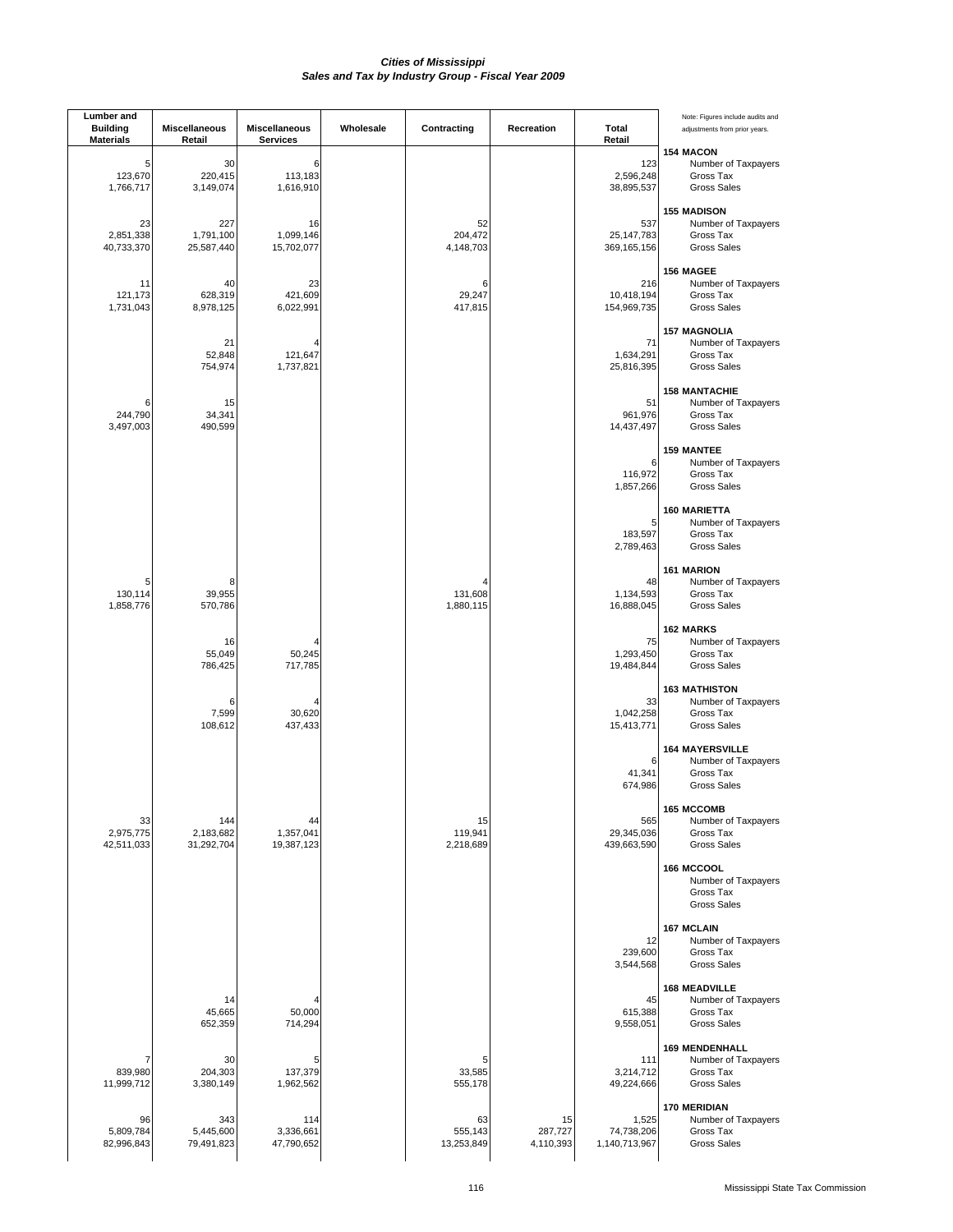# Cities of Mississippi
## Sales and Tax by Industry Group - Fiscal Year 2009

| Lumber and Building Materials | Miscellaneous Retail | Miscellaneous Services | Wholesale | Contracting | Recreation | Total Retail | Note: Figures include audits and adjustments from prior years. |
|---|---|---|---|---|---|---|---|
| | | | | | | | **154 MACON** |
| 5 | 30 | 6 | | | | 123 | Number of Taxpayers |
| 123,670 | 220,415 | 113,183 | | | | 2,596,248 | Gross Tax |
| 1,766,717 | 3,149,074 | 1,616,910 | | | | 38,895,537 | Gross Sales |
| | | | | | | | **155 MADISON** |
| 23 | 227 | 16 | | 52 | | 537 | Number of Taxpayers |
| 2,851,338 | 1,791,100 | 1,099,146 | | 204,472 | | 25,147,783 | Gross Tax |
| 40,733,370 | 25,587,440 | 15,702,077 | | 4,148,703 | | 369,165,156 | Gross Sales |
| | | | | | | | **156 MAGEE** |
| 11 | 40 | 23 | | 6 | | 216 | Number of Taxpayers |
| 121,173 | 628,319 | 421,609 | | 29,247 | | 10,418,194 | Gross Tax |
| 1,731,043 | 8,978,125 | 6,022,991 | | 417,815 | | 154,969,735 | Gross Sales |
| | | | | | | | **157 MAGNOLIA** |
| | 21 | 4 | | | | 71 | Number of Taxpayers |
| | 52,848 | 121,647 | | | | 1,634,291 | Gross Tax |
| | 754,974 | 1,737,821 | | | | 25,816,395 | Gross Sales |
| | | | | | | | **158 MANTACHIE** |
| 6 | 15 | | | | | 51 | Number of Taxpayers |
| 244,790 | 34,341 | | | | | 961,976 | Gross Tax |
| 3,497,003 | 490,599 | | | | | 14,437,497 | Gross Sales |
| | | | | | | | **159 MANTEE** |
| | | | | | | 6 | Number of Taxpayers |
| | | | | | | 116,972 | Gross Tax |
| | | | | | | 1,857,266 | Gross Sales |
| | | | | | | | **160 MARIETTA** |
| | | | | | | 5 | Number of Taxpayers |
| | | | | | | 183,597 | Gross Tax |
| | | | | | | 2,789,463 | Gross Sales |
| | | | | | | | **161 MARION** |
| 5 | 8 | | | 4 | | 48 | Number of Taxpayers |
| 130,114 | 39,955 | | | 131,608 | | 1,134,593 | Gross Tax |
| 1,858,776 | 570,786 | | | 1,880,115 | | 16,888,045 | Gross Sales |
| | | | | | | | **162 MARKS** |
| | 16 | 4 | | | | 75 | Number of Taxpayers |
| | 55,049 | 50,245 | | | | 1,293,450 | Gross Tax |
| | 786,425 | 717,785 | | | | 19,484,844 | Gross Sales |
| | | | | | | | **163 MATHISTON** |
| | 6 | 4 | | | | 33 | Number of Taxpayers |
| | 7,599 | 30,620 | | | | 1,042,258 | Gross Tax |
| | 108,612 | 437,433 | | | | 15,413,771 | Gross Sales |
| | | | | | | | **164 MAYERSVILLE** |
| | | | | | | 6 | Number of Taxpayers |
| | | | | | | 41,341 | Gross Tax |
| | | | | | | 674,986 | Gross Sales |
| | | | | | | | **165 MCCOMB** |
| 33 | 144 | 44 | | 15 | | 565 | Number of Taxpayers |
| 2,975,775 | 2,183,682 | 1,357,041 | | 119,941 | | 29,345,036 | Gross Tax |
| 42,511,033 | 31,292,704 | 19,387,123 | | 2,218,689 | | 439,663,590 | Gross Sales |
| | | | | | | | **166 MCCOOL** |
| | | | | | | | Number of Taxpayers |
| | | | | | | | Gross Tax |
| | | | | | | | Gross Sales |
| | | | | | | | **167 MCLAIN** |
| | | | | | | 12 | Number of Taxpayers |
| | | | | | | 239,600 | Gross Tax |
| | | | | | | 3,544,568 | Gross Sales |
| | | | | | | | **168 MEADVILLE** |
| | 14 | 4 | | | | 45 | Number of Taxpayers |
| | 45,665 | 50,000 | | | | 615,388 | Gross Tax |
| | 652,359 | 714,294 | | | | 9,558,051 | Gross Sales |
| | | | | | | | **169 MENDENHALL** |
| 7 | 30 | 5 | | 5 | | 111 | Number of Taxpayers |
| 839,980 | 204,303 | 137,379 | | 33,585 | | 3,214,712 | Gross Tax |
| 11,999,712 | 3,380,149 | 1,962,562 | | 555,178 | | 49,224,666 | Gross Sales |
| | | | | | | | **170 MERIDIAN** |
| 96 | 343 | 114 | | 63 | 15 | 1,525 | Number of Taxpayers |
| 5,809,784 | 5,445,600 | 3,336,661 | | 555,143 | 287,727 | 74,738,206 | Gross Tax |
| 82,996,843 | 79,491,823 | 47,790,652 | | 13,253,849 | 4,110,393 | 1,140,713,967 | Gross Sales |

Mississippi State Tax Commission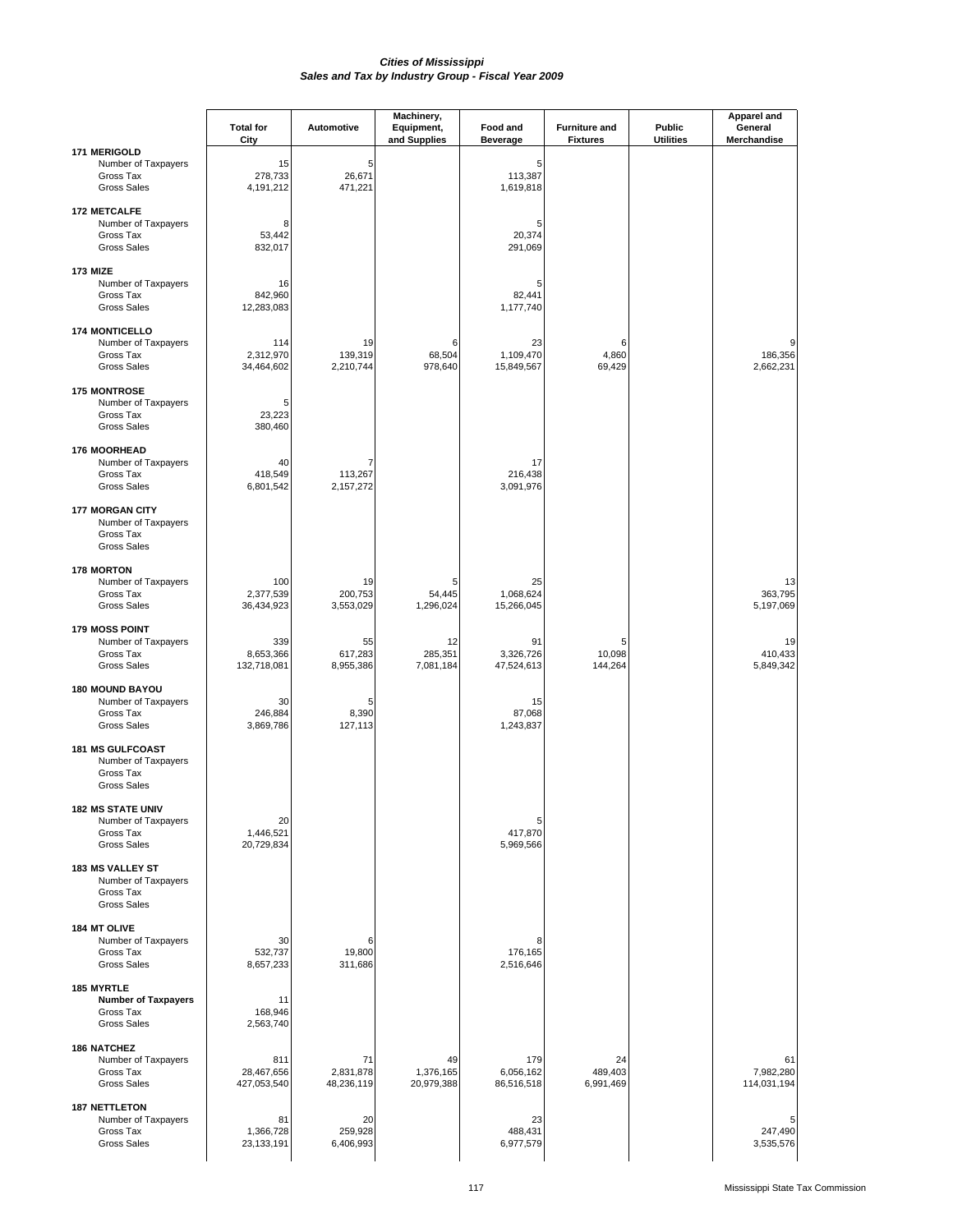# Cities of Mississippi
## Sales and Tax by Industry Group - Fiscal Year 2009

| | Total for City | Automotive | Machinery, Equipment, and Supplies | Food and Beverage | Furniture and Fixtures | Public Utilities | Apparel and General Merchandise |
|---|---|---|---|---|---|---|---|
| **171 MERIGOLD** | | | | | | | |
| Number of Taxpayers | 15 | 5 | | 5 | | | |
| Gross Tax | 278,733 | 26,671 | | 113,387 | | | |
| Gross Sales | 4,191,212 | 471,221 | | 1,619,818 | | | |
| **172 METCALFE** | | | | | | | |
| Number of Taxpayers | 8 | | | 5 | | | |
| Gross Tax | 53,442 | | | 20,374 | | | |
| Gross Sales | 832,017 | | | 291,069 | | | |
| **173 MIZE** | | | | | | | |
| Number of Taxpayers | 16 | | | 5 | | | |
| Gross Tax | 842,960 | | | 82,441 | | | |
| Gross Sales | 12,283,083 | | | 1,177,740 | | | |
| **174 MONTICELLO** | | | | | | | |
| Number of Taxpayers | 114 | 19 | 6 | 23 | 6 | | 9 |
| Gross Tax | 2,312,970 | 139,319 | 68,504 | 1,109,470 | 4,860 | | 186,356 |
| Gross Sales | 34,464,602 | 2,210,744 | 978,640 | 15,849,567 | 69,429 | | 2,662,231 |
| **175 MONTROSE** | | | | | | | |
| Number of Taxpayers | 5 | | | | | | |
| Gross Tax | 23,223 | | | | | | |
| Gross Sales | 380,460 | | | | | | |
| **176 MOORHEAD** | | | | | | | |
| Number of Taxpayers | 40 | 7 | | 17 | | | |
| Gross Tax | 418,549 | 113,267 | | 216,438 | | | |
| Gross Sales | 6,801,542 | 2,157,272 | | 3,091,976 | | | |
| **177 MORGAN CITY** | | | | | | | |
| Number of Taxpayers | | | | | | | |
| Gross Tax | | | | | | | |
| Gross Sales | | | | | | | |
| **178 MORTON** | | | | | | | |
| Number of Taxpayers | 100 | 19 | 5 | 25 | | | 13 |
| Gross Tax | 2,377,539 | 200,753 | 54,445 | 1,068,624 | | | 363,795 |
| Gross Sales | 36,434,923 | 3,553,029 | 1,296,024 | 15,266,045 | | | 5,197,069 |
| **179 MOSS POINT** | | | | | | | |
| Number of Taxpayers | 339 | 55 | 12 | 91 | 5 | | 19 |
| Gross Tax | 8,653,366 | 617,283 | 285,351 | 3,326,726 | 10,098 | | 410,433 |
| Gross Sales | 132,718,081 | 8,955,386 | 7,081,184 | 47,524,613 | 144,264 | | 5,849,342 |
| **180 MOUND BAYOU** | | | | | | | |
| Number of Taxpayers | 30 | 5 | | 15 | | | |
| Gross Tax | 246,884 | 8,390 | | 87,068 | | | |
| Gross Sales | 3,869,786 | 127,113 | | 1,243,837 | | | |
| **181 MS GULFCOAST** | | | | | | | |
| Number of Taxpayers | | | | | | | |
| Gross Tax | | | | | | | |
| Gross Sales | | | | | | | |
| **182 MS STATE UNIV** | | | | | | | |
| Number of Taxpayers | 20 | | | 5 | | | |
| Gross Tax | 1,446,521 | | | 417,870 | | | |
| Gross Sales | 20,729,834 | | | 5,969,566 | | | |
| **183 MS VALLEY ST** | | | | | | | |
| Number of Taxpayers | | | | | | | |
| Gross Tax | | | | | | | |
| Gross Sales | | | | | | | |
| **184 MT OLIVE** | | | | | | | |
| Number of Taxpayers | 30 | 6 | | 8 | | | |
| Gross Tax | 532,737 | 19,800 | | 176,165 | | | |
| Gross Sales | 8,657,233 | 311,686 | | 2,516,646 | | | |
| **185 MYRTLE** | | | | | | | |
| **Number of Taxpayers** | 11 | | | | | | |
| Gross Tax | 168,946 | | | | | | |
| Gross Sales | 2,563,740 | | | | | | |
| **186 NATCHEZ** | | | | | | | |
| Number of Taxpayers | 811 | 71 | 49 | 179 | 24 | | 61 |
| Gross Tax | 28,467,656 | 2,831,878 | 1,376,165 | 6,056,162 | 489,403 | | 7,982,280 |
| Gross Sales | 427,053,540 | 48,236,119 | 20,979,388 | 86,516,518 | 6,991,469 | | 114,031,194 |
| **187 NETTLETON** | | | | | | | |
| Number of Taxpayers | 81 | 20 | | 23 | | | 5 |
| Gross Tax | 1,366,728 | 259,928 | | 488,431 | | | 247,490 |
| Gross Sales | 23,133,191 | 6,406,993 | | 6,977,579 | | | 3,535,576 |

Mississippi State Tax Commission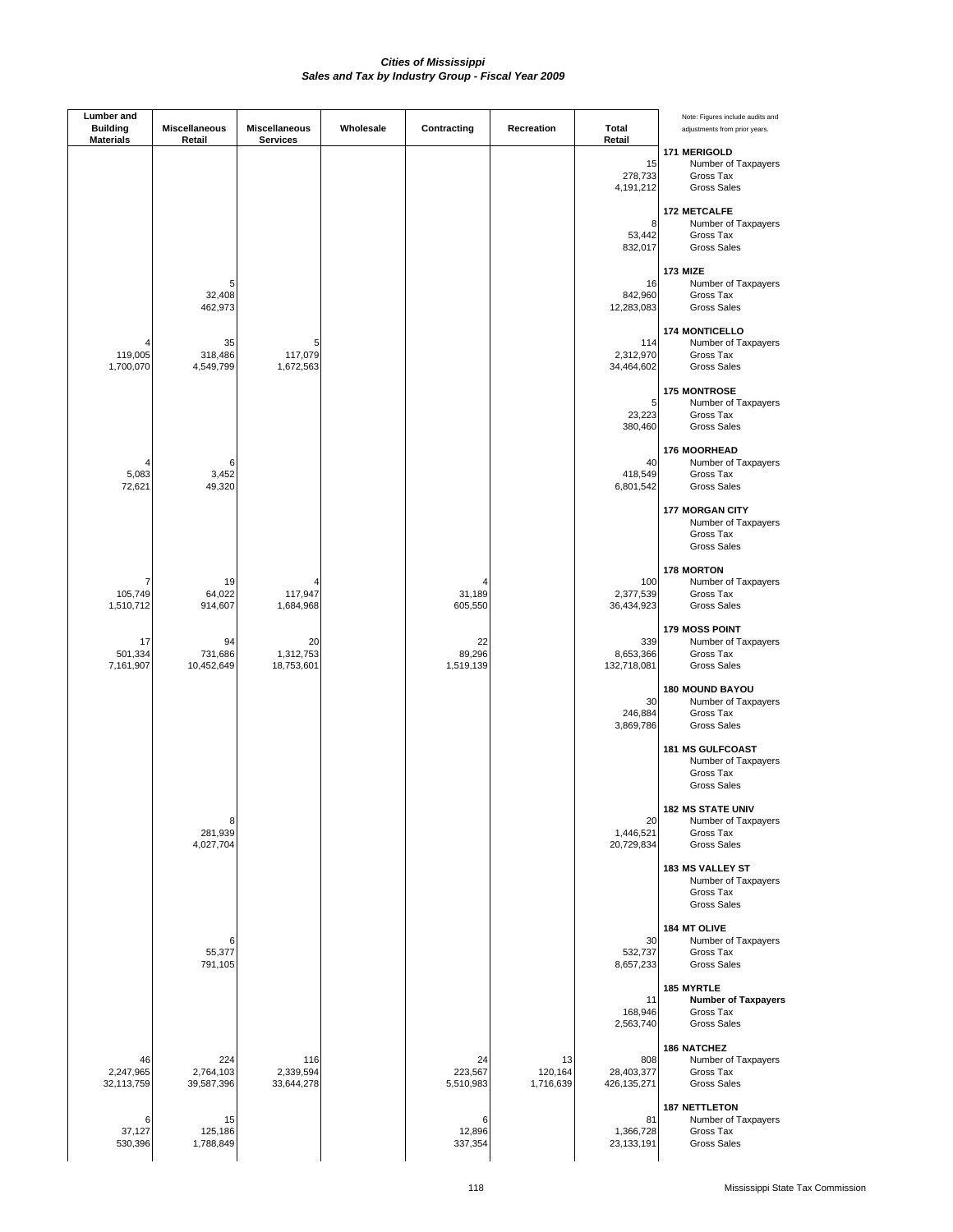# Cities of Mississippi
## Sales and Tax by Industry Group - Fiscal Year 2009

| Lumber and Building Materials | Miscellaneous Retail | Miscellaneous Services | Wholesale | Contracting | Recreation | Total Retail | Note: Figures include audits and adjustments from prior years. |
|---|---|---|---|---|---|---|---|
| | | | | | | | **171 MERIGOLD** |
| | | | | | | 15 | Number of Taxpayers |
| | | | | | | 278,733 | Gross Tax |
| | | | | | | 4,191,212 | Gross Sales |
| | | | | | | | **172 METCALFE** |
| | | | | | | 8 | Number of Taxpayers |
| | | | | | | 53,442 | Gross Tax |
| | | | | | | 832,017 | Gross Sales |
| | | | | | | | **173 MIZE** |
| | 5 | | | | | 16 | Number of Taxpayers |
| | 32,408 | | | | | 842,960 | Gross Tax |
| | 462,973 | | | | | 12,283,083 | Gross Sales |
| | | | | | | | **174 MONTICELLO** |
| 4 | 35 | 5 | | | | 114 | Number of Taxpayers |
| 119,005 | 318,486 | 117,079 | | | | 2,312,970 | Gross Tax |
| 1,700,070 | 4,549,799 | 1,672,563 | | | | 34,464,602 | Gross Sales |
| | | | | | | | **175 MONTROSE** |
| | | | | | | 5 | Number of Taxpayers |
| | | | | | | 23,223 | Gross Tax |
| | | | | | | 380,460 | Gross Sales |
| | | | | | | | **176 MOORHEAD** |
| 4 | 6 | | | | | 40 | Number of Taxpayers |
| 5,083 | 3,452 | | | | | 418,549 | Gross Tax |
| 72,621 | 49,320 | | | | | 6,801,542 | Gross Sales |
| | | | | | | | **177 MORGAN CITY** |
| | | | | | | | Number of Taxpayers |
| | | | | | | | Gross Tax |
| | | | | | | | Gross Sales |
| | | | | | | | **178 MORTON** |
| 7 | 19 | 4 | | 4 | | 100 | Number of Taxpayers |
| 105,749 | 64,022 | 117,947 | | 31,189 | | 2,377,539 | Gross Tax |
| 1,510,712 | 914,607 | 1,684,968 | | 605,550 | | 36,434,923 | Gross Sales |
| | | | | | | | **179 MOSS POINT** |
| 17 | 94 | 20 | | 22 | | 339 | Number of Taxpayers |
| 501,334 | 731,686 | 1,312,753 | | 89,296 | | 8,653,366 | Gross Tax |
| 7,161,907 | 10,452,649 | 18,753,601 | | 1,519,139 | | 132,718,081 | Gross Sales |
| | | | | | | | **180 MOUND BAYOU** |
| | | | | | | 30 | Number of Taxpayers |
| | | | | | | 246,884 | Gross Tax |
| | | | | | | 3,869,786 | Gross Sales |
| | | | | | | | **181 MS GULFCOAST** |
| | | | | | | | Number of Taxpayers |
| | | | | | | | Gross Tax |
| | | | | | | | Gross Sales |
| | | | | | | | **182 MS STATE UNIV** |
| | 8 | | | | | 20 | Number of Taxpayers |
| | 281,939 | | | | | 1,446,521 | Gross Tax |
| | 4,027,704 | | | | | 20,729,834 | Gross Sales |
| | | | | | | | **183 MS VALLEY ST** |
| | | | | | | | Number of Taxpayers |
| | | | | | | | Gross Tax |
| | | | | | | | Gross Sales |
| | | | | | | | **184 MT OLIVE** |
| | 6 | | | | | 30 | Number of Taxpayers |
| | 55,377 | | | | | 532,737 | Gross Tax |
| | 791,105 | | | | | 8,657,233 | Gross Sales |
| | | | | | | | **185 MYRTLE** |
| | | | | | | 11 | **Number of Taxpayers** |
| | | | | | | 168,946 | Gross Tax |
| | | | | | | 2,563,740 | Gross Sales |
| | | | | | | | **186 NATCHEZ** |
| 46 | 224 | 116 | | 24 | 13 | 808 | Number of Taxpayers |
| 2,247,965 | 2,764,103 | 2,339,594 | | 223,567 | 120,164 | 28,403,377 | Gross Tax |
| 32,113,759 | 39,587,396 | 33,644,278 | | 5,510,983 | 1,716,639 | 426,135,271 | Gross Sales |
| | | | | | | | **187 NETTLETON** |
| 6 | 15 | | | 6 | | 81 | Number of Taxpayers |
| 37,127 | 125,186 | | | 12,896 | | 1,366,728 | Gross Tax |
| 530,396 | 1,788,849 | | | 337,354 | | 23,133,191 | Gross Sales |

Mississippi State Tax Commission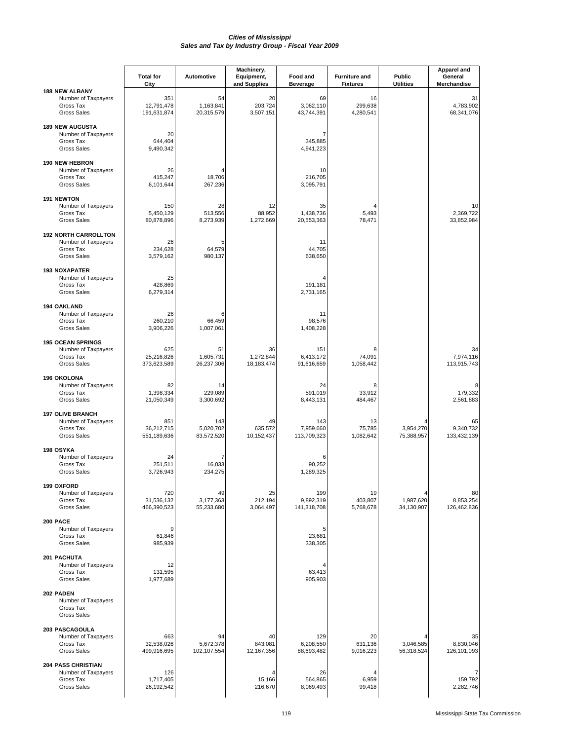### Cities of Mississippi
### Sales and Tax by Industry Group - Fiscal Year 2009

| | Total for City | Automotive | Machinery, Equipment, and Supplies | Food and Beverage | Furniture and Fixtures | Public Utilities | Apparel and General Merchandise |
|---|---|---|---|---|---|---|---|
| **188 NEW ALBANY** | | | | | | | |
| Number of Taxpayers | 351 | 54 | 20 | 69 | 16 | | 31 |
| Gross Tax | 12,791,478 | 1,163,841 | 203,724 | 3,062,110 | 299,638 | | 4,783,902 |
| Gross Sales | 191,631,874 | 20,315,579 | 3,507,151 | 43,744,391 | 4,280,541 | | 68,341,076 |
| **189 NEW AUGUSTA** | | | | | | | |
| Number of Taxpayers | 20 | | | 7 | | | |
| Gross Tax | 644,404 | | | 345,885 | | | |
| Gross Sales | 9,490,342 | | | 4,941,223 | | | |
| **190 NEW HEBRON** | | | | | | | |
| Number of Taxpayers | 26 | 4 | | 10 | | | |
| Gross Tax | 415,247 | 18,706 | | 216,705 | | | |
| Gross Sales | 6,101,644 | 267,236 | | 3,095,791 | | | |
| **191 NEWTON** | | | | | | | |
| Number of Taxpayers | 150 | 28 | 12 | 35 | 4 | | 10 |
| Gross Tax | 5,450,129 | 513,556 | 88,952 | 1,438,736 | 5,493 | | 2,369,722 |
| Gross Sales | 80,878,896 | 8,273,939 | 1,272,669 | 20,553,363 | 78,471 | | 33,852,984 |
| **192 NORTH CARROLLTON** | | | | | | | |
| Number of Taxpayers | 26 | 5 | | 11 | | | |
| Gross Tax | 234,628 | 64,579 | | 44,705 | | | |
| Gross Sales | 3,579,162 | 980,137 | | 638,650 | | | |
| **193 NOXAPATER** | | | | | | | |
| Number of Taxpayers | 25 | | | 4 | | | |
| Gross Tax | 428,869 | | | 191,181 | | | |
| Gross Sales | 6,279,314 | | | 2,731,165 | | | |
| **194 OAKLAND** | | | | | | | |
| Number of Taxpayers | 26 | 6 | | 11 | | | |
| Gross Tax | 260,210 | 66,459 | | 98,576 | | | |
| Gross Sales | 3,906,226 | 1,007,061 | | 1,408,228 | | | |
| **195 OCEAN SPRINGS** | | | | | | | |
| Number of Taxpayers | 625 | 51 | 36 | 151 | 8 | | 34 |
| Gross Tax | 25,216,826 | 1,605,731 | 1,272,844 | 6,413,172 | 74,091 | | 7,974,116 |
| Gross Sales | 373,623,589 | 26,237,306 | 18,183,474 | 91,616,659 | 1,058,442 | | 113,915,743 |
| **196 OKOLONA** | | | | | | | |
| Number of Taxpayers | 82 | 14 | | 24 | 8 | | 8 |
| Gross Tax | 1,398,334 | 229,089 | | 591,019 | 33,912 | | 179,332 |
| Gross Sales | 21,050,349 | 3,300,692 | | 8,443,131 | 484,467 | | 2,561,883 |
| **197 OLIVE BRANCH** | | | | | | | |
| Number of Taxpayers | 851 | 143 | 49 | 143 | 13 | 4 | 65 |
| Gross Tax | 36,212,715 | 5,020,702 | 635,572 | 7,959,660 | 75,785 | 3,954,270 | 9,340,732 |
| Gross Sales | 551,189,636 | 83,572,520 | 10,152,437 | 113,709,323 | 1,082,642 | 75,388,957 | 133,432,139 |
| **198 OSYKA** | | | | | | | |
| Number of Taxpayers | 24 | 7 | | 6 | | | |
| Gross Tax | 251,511 | 16,033 | | 90,252 | | | |
| Gross Sales | 3,726,943 | 234,275 | | 1,289,325 | | | |
| **199 OXFORD** | | | | | | | |
| Number of Taxpayers | 720 | 49 | 25 | 199 | 19 | 4 | 80 |
| Gross Tax | 31,536,132 | 3,177,363 | 212,194 | 9,892,319 | 403,807 | 1,987,620 | 8,853,254 |
| Gross Sales | 466,390,523 | 55,233,680 | 3,064,497 | 141,318,708 | 5,768,678 | 34,130,907 | 126,462,836 |
| **200 PACE** | | | | | | | |
| Number of Taxpayers | 9 | | | 5 | | | |
| Gross Tax | 61,846 | | | 23,681 | | | |
| Gross Sales | 985,939 | | | 338,305 | | | |
| **201 PACHUTA** | | | | | | | |
| Number of Taxpayers | 12 | | | 4 | | | |
| Gross Tax | 131,595 | | | 63,413 | | | |
| Gross Sales | 1,977,689 | | | 905,903 | | | |
| **202 PADEN** | | | | | | | |
| Number of Taxpayers | | | | | | | |
| Gross Tax | | | | | | | |
| Gross Sales | | | | | | | |
| **203 PASCAGOULA** | | | | | | | |
| Number of Taxpayers | 663 | 94 | 40 | 129 | 20 | 4 | 35 |
| Gross Tax | 32,538,026 | 5,672,378 | 843,081 | 6,208,550 | 631,136 | 3,046,585 | 8,830,046 |
| Gross Sales | 499,916,695 | 102,107,554 | 12,167,356 | 88,693,482 | 9,016,223 | 56,318,524 | 126,101,093 |
| **204 PASS CHRISTIAN** | | | | | | | |
| Number of Taxpayers | 126 | | 4 | 26 | 4 | | 7 |
| Gross Tax | 1,717,405 | | 15,166 | 564,865 | 6,959 | | 159,792 |
| Gross Sales | 26,192,542 | | 216,670 | 8,069,493 | 99,418 | | 2,282,746 |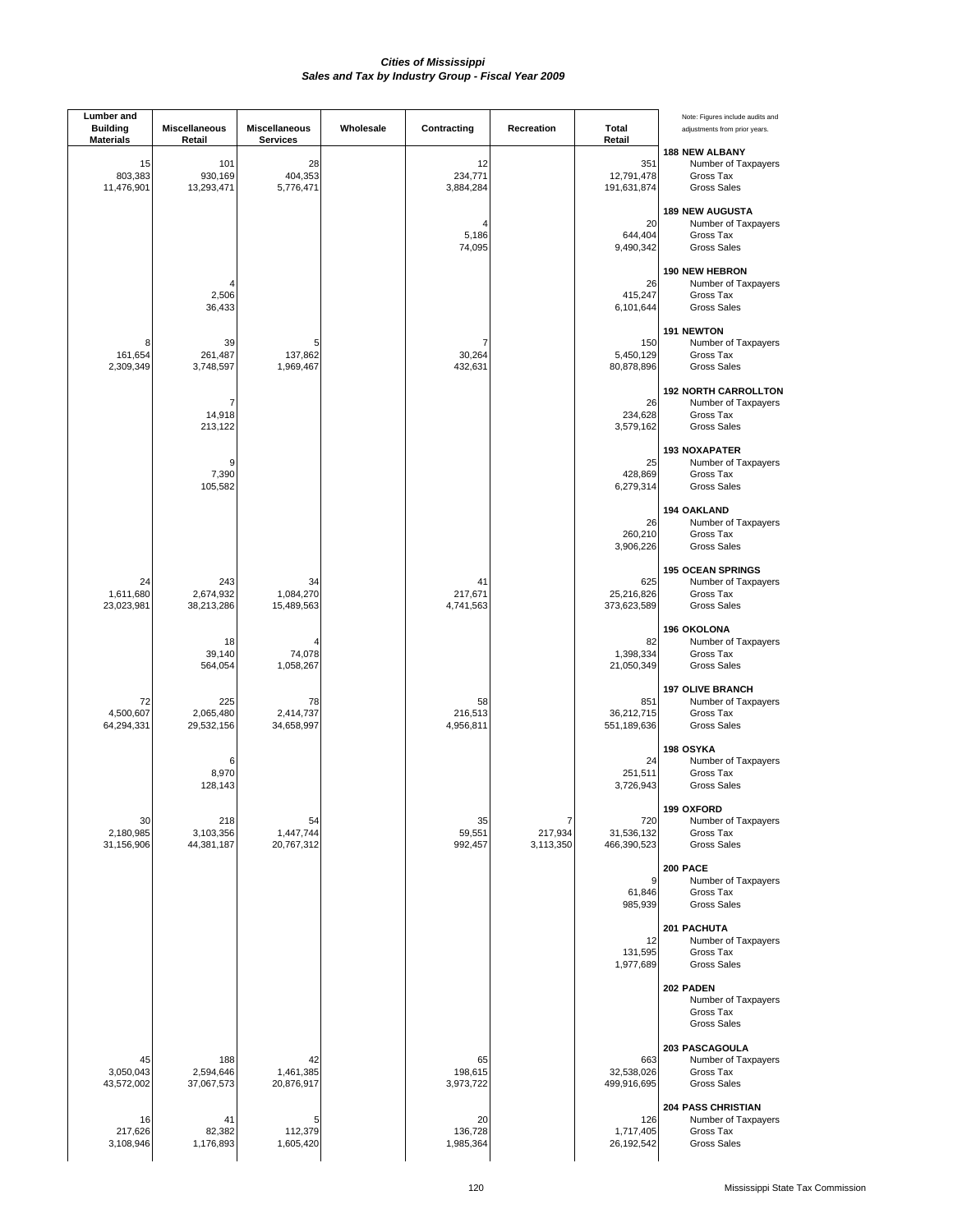# Cities of Mississippi
## Sales and Tax by Industry Group - Fiscal Year 2009

| Lumber and Building Materials | Miscellaneous Retail | Miscellaneous Services | Wholesale | Contracting | Recreation | Total Retail | Note: Figures include audits and adjustments from prior years. |
|---|---|---|---|---|---|---|---|
| | | | | | | | **188 NEW ALBANY** |
| 15 | 101 | 28 | | 12 | | 351 | Number of Taxpayers |
| 803,383 | 930,169 | 404,353 | | 234,771 | | 12,791,478 | Gross Tax |
| 11,476,901 | 13,293,471 | 5,776,471 | | 3,884,284 | | 191,631,874 | Gross Sales |
| | | | | | | | **189 NEW AUGUSTA** |
| | | | | 4 | | 20 | Number of Taxpayers |
| | | | | 5,186 | | 644,404 | Gross Tax |
| | | | | 74,095 | | 9,490,342 | Gross Sales |
| | | | | | | | **190 NEW HEBRON** |
| | 4 | | | | | 26 | Number of Taxpayers |
| | 2,506 | | | | | 415,247 | Gross Tax |
| | 36,433 | | | | | 6,101,644 | Gross Sales |
| | | | | | | | **191 NEWTON** |
| 8 | 39 | 5 | | 7 | | 150 | Number of Taxpayers |
| 161,654 | 261,487 | 137,862 | | 30,264 | | 5,450,129 | Gross Tax |
| 2,309,349 | 3,748,597 | 1,969,467 | | 432,631 | | 80,878,896 | Gross Sales |
| | | | | | | | **192 NORTH CARROLLTON** |
| | 7 | | | | | 26 | Number of Taxpayers |
| | 14,918 | | | | | 234,628 | Gross Tax |
| | 213,122 | | | | | 3,579,162 | Gross Sales |
| | | | | | | | **193 NOXAPATER** |
| | 9 | | | | | 25 | Number of Taxpayers |
| | 7,390 | | | | | 428,869 | Gross Tax |
| | 105,582 | | | | | 6,279,314 | Gross Sales |
| | | | | | | | **194 OAKLAND** |
| | | | | | | 26 | Number of Taxpayers |
| | | | | | | 260,210 | Gross Tax |
| | | | | | | 3,906,226 | Gross Sales |
| | | | | | | | **195 OCEAN SPRINGS** |
| 24 | 243 | 34 | | 41 | | 625 | Number of Taxpayers |
| 1,611,680 | 2,674,932 | 1,084,270 | | 217,671 | | 25,216,826 | Gross Tax |
| 23,023,981 | 38,213,286 | 15,489,563 | | 4,741,563 | | 373,623,589 | Gross Sales |
| | | | | | | | **196 OKOLONA** |
| | 18 | 4 | | | | 82 | Number of Taxpayers |
| | 39,140 | 74,078 | | | | 1,398,334 | Gross Tax |
| | 564,054 | 1,058,267 | | | | 21,050,349 | Gross Sales |
| | | | | | | | **197 OLIVE BRANCH** |
| 72 | 225 | 78 | | 58 | | 851 | Number of Taxpayers |
| 4,500,607 | 2,065,480 | 2,414,737 | | 216,513 | | 36,212,715 | Gross Tax |
| 64,294,331 | 29,532,156 | 34,658,997 | | 4,956,811 | | 551,189,636 | Gross Sales |
| | | | | | | | **198 OSYKA** |
| | 6 | | | | | 24 | Number of Taxpayers |
| | 8,970 | | | | | 251,511 | Gross Tax |
| | 128,143 | | | | | 3,726,943 | Gross Sales |
| | | | | | | | **199 OXFORD** |
| 30 | 218 | 54 | | 35 | 7 | 720 | Number of Taxpayers |
| 2,180,985 | 3,103,356 | 1,447,744 | | 59,551 | 217,934 | 31,536,132 | Gross Tax |
| 31,156,906 | 44,381,187 | 20,767,312 | | 992,457 | 3,113,350 | 466,390,523 | Gross Sales |
| | | | | | | | **200 PACE** |
| | | | | | | 9 | Number of Taxpayers |
| | | | | | | 61,846 | Gross Tax |
| | | | | | | 985,939 | Gross Sales |
| | | | | | | | **201 PACHUTA** |
| | | | | | | 12 | Number of Taxpayers |
| | | | | | | 131,595 | Gross Tax |
| | | | | | | 1,977,689 | Gross Sales |
| | | | | | | | **202 PADEN** |
| | | | | | | | Number of Taxpayers |
| | | | | | | | Gross Tax |
| | | | | | | | Gross Sales |
| | | | | | | | **203 PASCAGOULA** |
| 45 | 188 | 42 | | 65 | | 663 | Number of Taxpayers |
| 3,050,043 | 2,594,646 | 1,461,385 | | 198,615 | | 32,538,026 | Gross Tax |
| 43,572,002 | 37,067,573 | 20,876,917 | | 3,973,722 | | 499,916,695 | Gross Sales |
| | | | | | | | **204 PASS CHRISTIAN** |
| 16 | 41 | 5 | | 20 | | 126 | Number of Taxpayers |
| 217,626 | 82,382 | 112,379 | | 136,728 | | 1,717,405 | Gross Tax |
| 3,108,946 | 1,176,893 | 1,605,420 | | 1,985,364 | | 26,192,542 | Gross Sales |

Mississippi State Tax Commission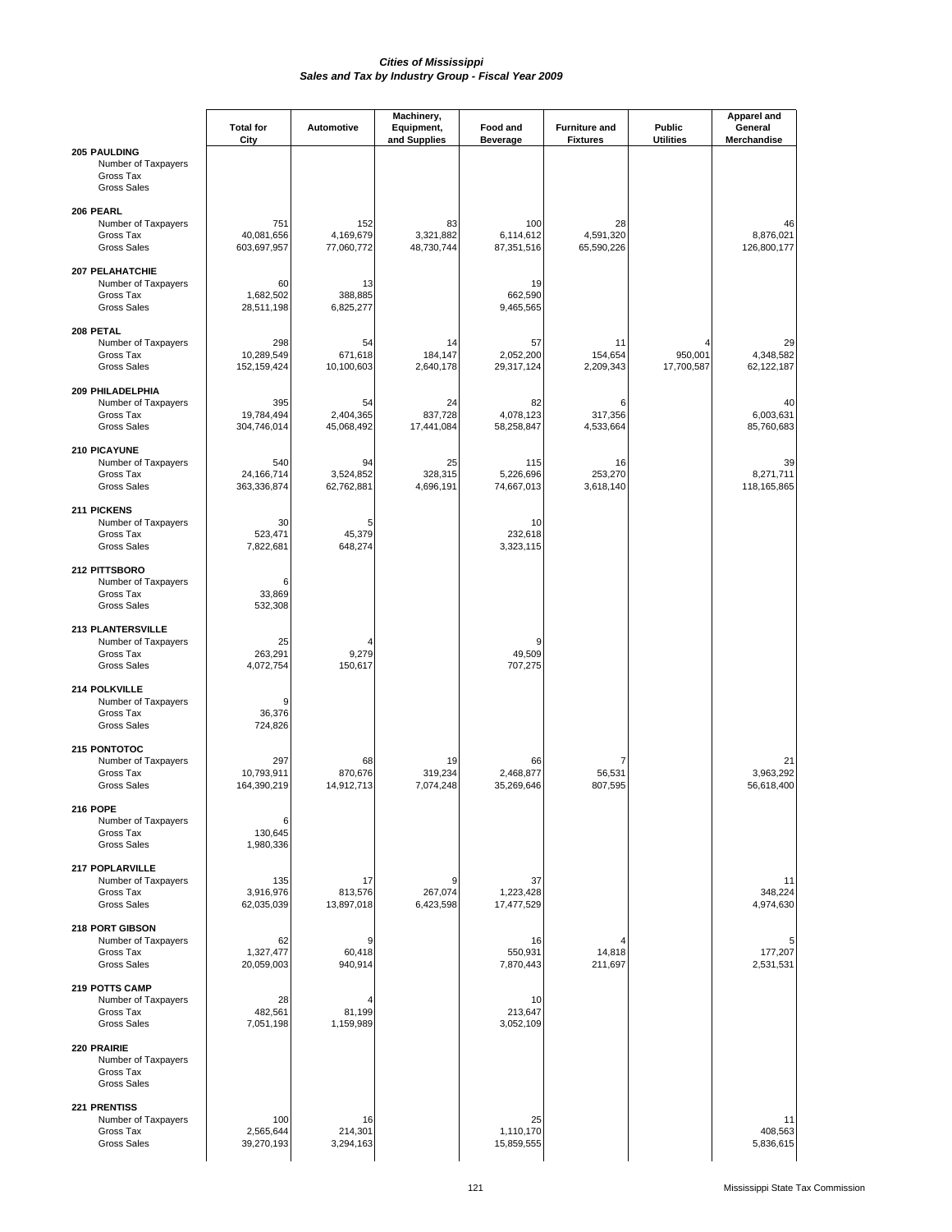*Cities of Mississippi*
*Sales and Tax by Industry Group - Fiscal Year 2009*

| | Total for City | Automotive | Machinery, Equipment, and Supplies | Food and Beverage | Furniture and Fixtures | Public Utilities | Apparel and General Merchandise |
|---|---|---|---|---|---|---|---|
| **205 PAULDING** | | | | | | | |
| Number of Taxpayers | | | | | | | |
| Gross Tax | | | | | | | |
| Gross Sales | | | | | | | |
| **206 PEARL** | | | | | | | |
| Number of Taxpayers | 751 | 152 | 83 | 100 | 28 | | 46 |
| Gross Tax | 40,081,656 | 4,169,679 | 3,321,882 | 6,114,612 | 4,591,320 | | 8,876,021 |
| Gross Sales | 603,697,957 | 77,060,772 | 48,730,744 | 87,351,516 | 65,590,226 | | 126,800,177 |
| **207 PELAHATCHIE** | | | | | | | |
| Number of Taxpayers | 60 | 13 | | 19 | | | |
| Gross Tax | 1,682,502 | 388,885 | | 662,590 | | | |
| Gross Sales | 28,511,198 | 6,825,277 | | 9,465,565 | | | |
| **208 PETAL** | | | | | | | |
| Number of Taxpayers | 298 | 54 | 14 | 57 | 11 | 4 | 29 |
| Gross Tax | 10,289,549 | 671,618 | 184,147 | 2,052,200 | 154,654 | 950,001 | 4,348,582 |
| Gross Sales | 152,159,424 | 10,100,603 | 2,640,178 | 29,317,124 | 2,209,343 | 17,700,587 | 62,122,187 |
| **209 PHILADELPHIA** | | | | | | | |
| Number of Taxpayers | 395 | 54 | 24 | 82 | 6 | | 40 |
| Gross Tax | 19,784,494 | 2,404,365 | 837,728 | 4,078,123 | 317,356 | | 6,003,631 |
| Gross Sales | 304,746,014 | 45,068,492 | 17,441,084 | 58,258,847 | 4,533,664 | | 85,760,683 |
| **210 PICAYUNE** | | | | | | | |
| Number of Taxpayers | 540 | 94 | 25 | 115 | 16 | | 39 |
| Gross Tax | 24,166,714 | 3,524,852 | 328,315 | 5,226,696 | 253,270 | | 8,271,711 |
| Gross Sales | 363,336,874 | 62,762,881 | 4,696,191 | 74,667,013 | 3,618,140 | | 118,165,865 |
| **211 PICKENS** | | | | | | | |
| Number of Taxpayers | 30 | 5 | | 10 | | | |
| Gross Tax | 523,471 | 45,379 | | 232,618 | | | |
| Gross Sales | 7,822,681 | 648,274 | | 3,323,115 | | | |
| **212 PITTSBORO** | | | | | | | |
| Number of Taxpayers | 6 | | | | | | |
| Gross Tax | 33,869 | | | | | | |
| Gross Sales | 532,308 | | | | | | |
| **213 PLANTERSVILLE** | | | | | | | |
| Number of Taxpayers | 25 | 4 | | 9 | | | |
| Gross Tax | 263,291 | 9,279 | | 49,509 | | | |
| Gross Sales | 4,072,754 | 150,617 | | 707,275 | | | |
| **214 POLKVILLE** | | | | | | | |
| Number of Taxpayers | 9 | | | | | | |
| Gross Tax | 36,376 | | | | | | |
| Gross Sales | 724,826 | | | | | | |
| **215 PONTOTOC** | | | | | | | |
| Number of Taxpayers | 297 | 68 | 19 | 66 | 7 | | 21 |
| Gross Tax | 10,793,911 | 870,676 | 319,234 | 2,468,877 | 56,531 | | 3,963,292 |
| Gross Sales | 164,390,219 | 14,912,713 | 7,074,248 | 35,269,646 | 807,595 | | 56,618,400 |
| **216 POPE** | | | | | | | |
| Number of Taxpayers | 6 | | | | | | |
| Gross Tax | 130,645 | | | | | | |
| Gross Sales | 1,980,336 | | | | | | |
| **217 POPLARVILLE** | | | | | | | |
| Number of Taxpayers | 135 | 17 | 9 | 37 | | | 11 |
| Gross Tax | 3,916,976 | 813,576 | 267,074 | 1,223,428 | | | 348,224 |
| Gross Sales | 62,035,039 | 13,897,018 | 6,423,598 | 17,477,529 | | | 4,974,630 |
| **218 PORT GIBSON** | | | | | | | |
| Number of Taxpayers | 62 | 9 | | 16 | 4 | | 5 |
| Gross Tax | 1,327,477 | 60,418 | | 550,931 | 14,818 | | 177,207 |
| Gross Sales | 20,059,003 | 940,914 | | 7,870,443 | 211,697 | | 2,531,531 |
| **219 POTTS CAMP** | | | | | | | |
| Number of Taxpayers | 28 | 4 | | 10 | | | |
| Gross Tax | 482,561 | 81,199 | | 213,647 | | | |
| Gross Sales | 7,051,198 | 1,159,989 | | 3,052,109 | | | |
| **220 PRAIRIE** | | | | | | | |
| Number of Taxpayers | | | | | | | |
| Gross Tax | | | | | | | |
| Gross Sales | | | | | | | |
| **221 PRENTISS** | | | | | | | |
| Number of Taxpayers | 100 | 16 | | 25 | | | 11 |
| Gross Tax | 2,565,644 | 214,301 | | 1,110,170 | | | 408,563 |
| Gross Sales | 39,270,193 | 3,294,163 | | 15,859,555 | | | 5,836,615 |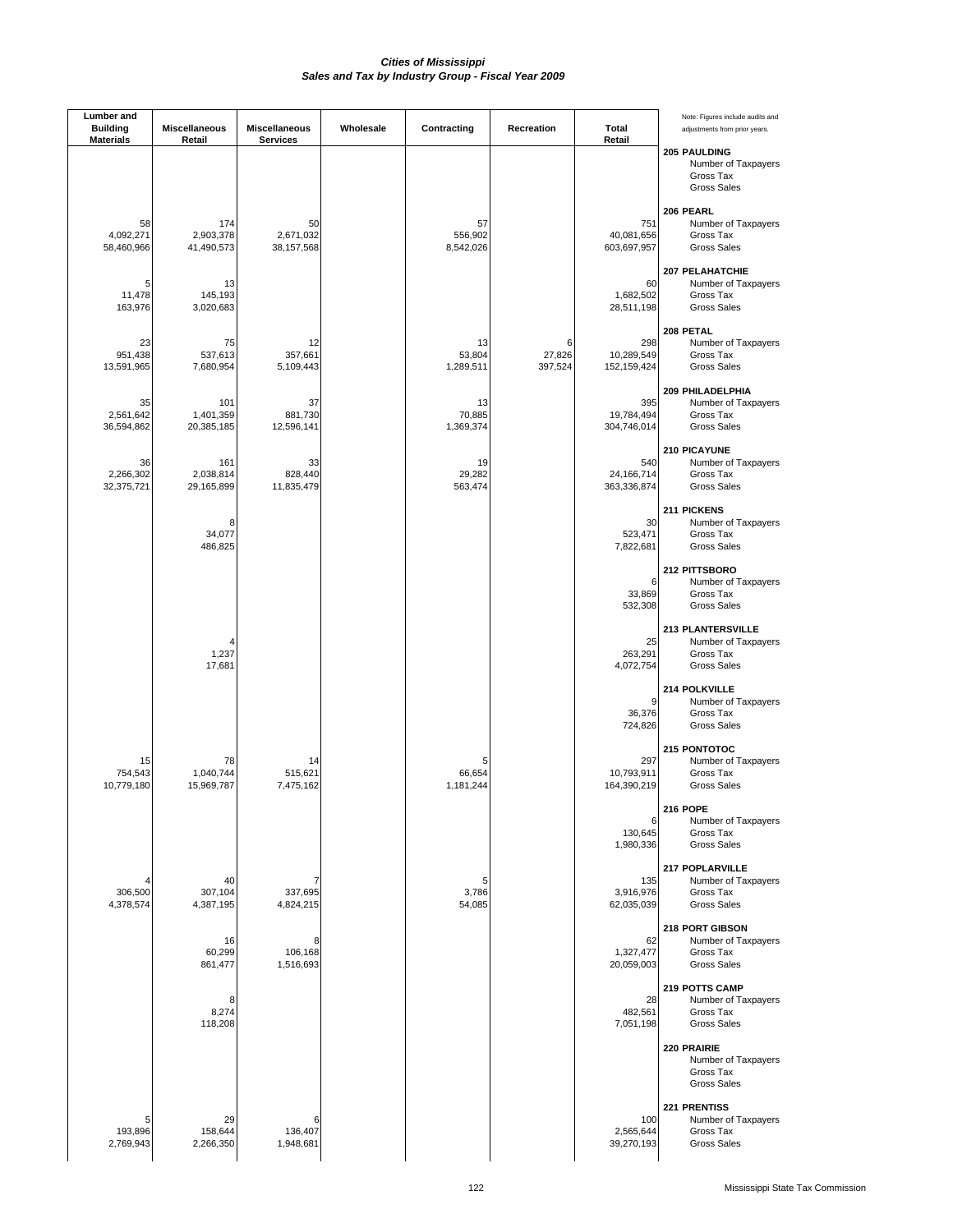# *Cities of Mississippi*
# *Sales and Tax by Industry Group - Fiscal Year 2009*

| Lumber and Building Materials | Miscellaneous Retail | Miscellaneous Services | Wholesale | Contracting | Recreation | Total Retail | Note: Figures include audits and adjustments from prior years. |
|---|---|---|---|---|---|---|---|
| | | | | | | | **205 PAULDING** |
| | | | | | | | Number of Taxpayers |
| | | | | | | | Gross Tax |
| | | | | | | | Gross Sales |
| | | | | | | | **206 PEARL** |
| 58 | 174 | 50 | | 57 | | 751 | Number of Taxpayers |
| 4,092,271 | 2,903,378 | 2,671,032 | | 556,902 | | 40,081,656 | Gross Tax |
| 58,460,966 | 41,490,573 | 38,157,568 | | 8,542,026 | | 603,697,957 | Gross Sales |
| | | | | | | | **207 PELAHATCHIE** |
| 5 | 13 | | | | | 60 | Number of Taxpayers |
| 11,478 | 145,193 | | | | | 1,682,502 | Gross Tax |
| 163,976 | 3,020,683 | | | | | 28,511,198 | Gross Sales |
| | | | | | | | **208 PETAL** |
| 23 | 75 | 12 | | 13 | 6 | 298 | Number of Taxpayers |
| 951,438 | 537,613 | 357,661 | | 53,804 | 27,826 | 10,289,549 | Gross Tax |
| 13,591,965 | 7,680,954 | 5,109,443 | | 1,289,511 | 397,524 | 152,159,424 | Gross Sales |
| | | | | | | | **209 PHILADELPHIA** |
| 35 | 101 | 37 | | 13 | | 395 | Number of Taxpayers |
| 2,561,642 | 1,401,359 | 881,730 | | 70,885 | | 19,784,494 | Gross Tax |
| 36,594,862 | 20,385,185 | 12,596,141 | | 1,369,374 | | 304,746,014 | Gross Sales |
| | | | | | | | **210 PICAYUNE** |
| 36 | 161 | 33 | | 19 | | 540 | Number of Taxpayers |
| 2,266,302 | 2,038,814 | 828,440 | | 29,282 | | 24,166,714 | Gross Tax |
| 32,375,721 | 29,165,899 | 11,835,479 | | 563,474 | | 363,336,874 | Gross Sales |
| | | | | | | | **211 PICKENS** |
| | 8 | | | | | 30 | Number of Taxpayers |
| | 34,077 | | | | | 523,471 | Gross Tax |
| | 486,825 | | | | | 7,822,681 | Gross Sales |
| | | | | | | | **212 PITTSBORO** |
| | | | | | | 6 | Number of Taxpayers |
| | | | | | | 33,869 | Gross Tax |
| | | | | | | 532,308 | Gross Sales |
| | | | | | | | **213 PLANTERSVILLE** |
| | 4 | | | | | 25 | Number of Taxpayers |
| | 1,237 | | | | | 263,291 | Gross Tax |
| | 17,681 | | | | | 4,072,754 | Gross Sales |
| | | | | | | | **214 POLKVILLE** |
| | | | | | | 9 | Number of Taxpayers |
| | | | | | | 36,376 | Gross Tax |
| | | | | | | 724,826 | Gross Sales |
| | | | | | | | **215 PONTOTOC** |
| 15 | 78 | 14 | | 5 | | 297 | Number of Taxpayers |
| 754,543 | 1,040,744 | 515,621 | | 66,654 | | 10,793,911 | Gross Tax |
| 10,779,180 | 15,969,787 | 7,475,162 | | 1,181,244 | | 164,390,219 | Gross Sales |
| | | | | | | | **216 POPE** |
| | | | | | | 6 | Number of Taxpayers |
| | | | | | | 130,645 | Gross Tax |
| | | | | | | 1,980,336 | Gross Sales |
| | | | | | | | **217 POPLARVILLE** |
| 4 | 40 | 7 | | 5 | | 135 | Number of Taxpayers |
| 306,500 | 307,104 | 337,695 | | 3,786 | | 3,916,976 | Gross Tax |
| 4,378,574 | 4,387,195 | 4,824,215 | | 54,085 | | 62,035,039 | Gross Sales |
| | | | | | | | **218 PORT GIBSON** |
| | 16 | 8 | | | | 62 | Number of Taxpayers |
| | 60,299 | 106,168 | | | | 1,327,477 | Gross Tax |
| | 861,477 | 1,516,693 | | | | 20,059,003 | Gross Sales |
| | | | | | | | **219 POTTS CAMP** |
| | 8 | | | | | 28 | Number of Taxpayers |
| | 8,274 | | | | | 482,561 | Gross Tax |
| | 118,208 | | | | | 7,051,198 | Gross Sales |
| | | | | | | | **220 PRAIRIE** |
| | | | | | | | Number of Taxpayers |
| | | | | | | | Gross Tax |
| | | | | | | | Gross Sales |
| | | | | | | | **221 PRENTISS** |
| 5 | 29 | 6 | | | | 100 | Number of Taxpayers |
| 193,896 | 158,644 | 136,407 | | | | 2,565,644 | Gross Tax |
| 2,769,943 | 2,266,350 | 1,948,681 | | | | 39,270,193 | Gross Sales |

Mississippi State Tax Commission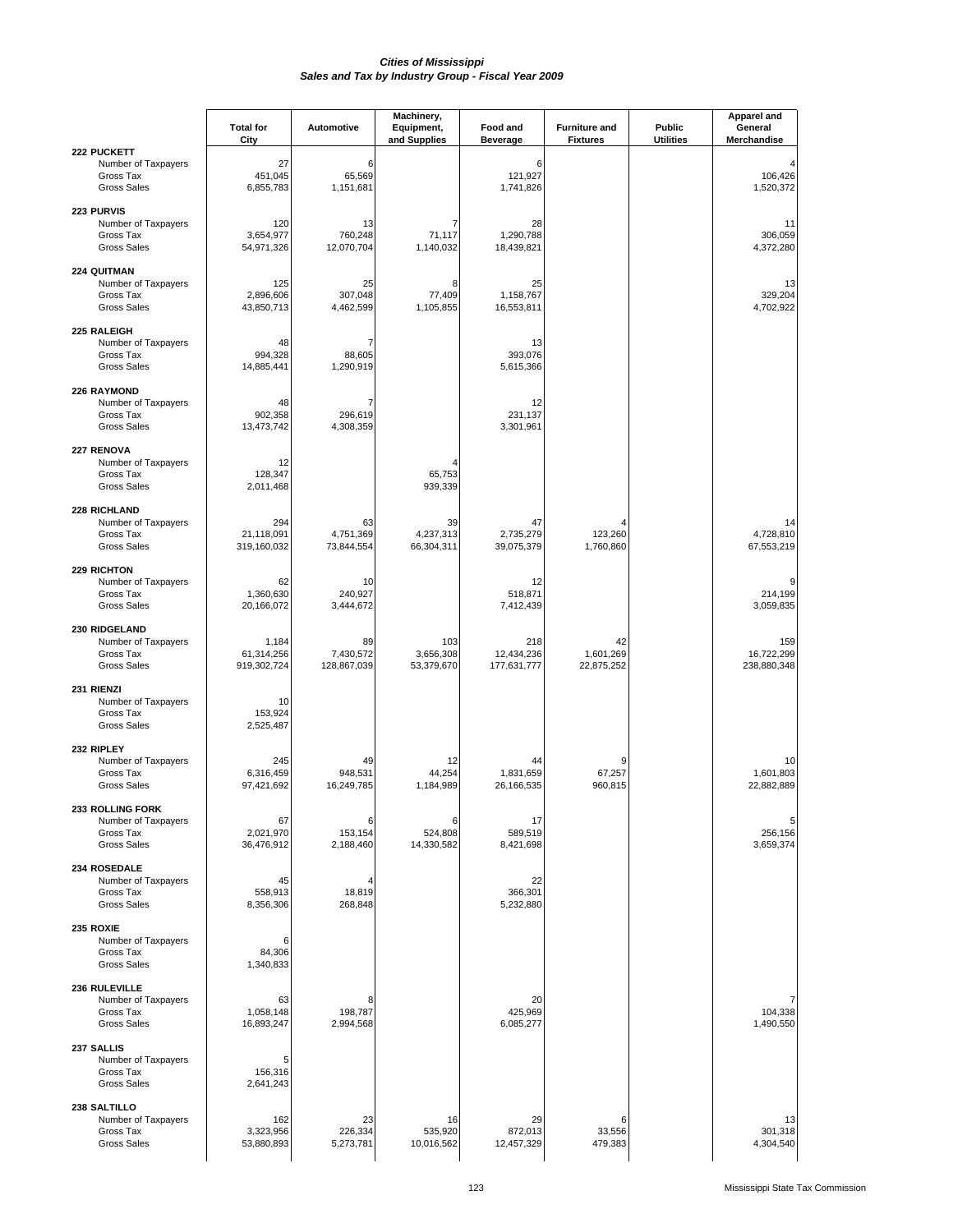# *Cities of Mississippi*
## *Sales and Tax by Industry Group - Fiscal Year 2009*

| | Total for City | Automotive | Machinery, Equipment, and Supplies | Food and Beverage | Furniture and Fixtures | Public Utilities | Apparel and General Merchandise |
|---|---|---|---|---|---|---|---|
| **222 PUCKETT** | | | | | | | |
| Number of Taxpayers | 27 | 6 | | 6 | | | 4 |
| Gross Tax | 451,045 | 65,569 | | 121,927 | | | 106,426 |
| Gross Sales | 6,855,783 | 1,151,681 | | 1,741,826 | | | 1,520,372 |
| **223 PURVIS** | | | | | | | |
| Number of Taxpayers | 120 | 13 | 7 | 28 | | | 11 |
| Gross Tax | 3,654,977 | 760,248 | 71,117 | 1,290,788 | | | 306,059 |
| Gross Sales | 54,971,326 | 12,070,704 | 1,140,032 | 18,439,821 | | | 4,372,280 |
| **224 QUITMAN** | | | | | | | |
| Number of Taxpayers | 125 | 25 | 8 | 25 | | | 13 |
| Gross Tax | 2,896,606 | 307,048 | 77,409 | 1,158,767 | | | 329,204 |
| Gross Sales | 43,850,713 | 4,462,599 | 1,105,855 | 16,553,811 | | | 4,702,922 |
| **225 RALEIGH** | | | | | | | |
| Number of Taxpayers | 48 | 7 | | 13 | | | |
| Gross Tax | 994,328 | 88,605 | | 393,076 | | | |
| Gross Sales | 14,885,441 | 1,290,919 | | 5,615,366 | | | |
| **226 RAYMOND** | | | | | | | |
| Number of Taxpayers | 48 | 7 | | 12 | | | |
| Gross Tax | 902,358 | 296,619 | | 231,137 | | | |
| Gross Sales | 13,473,742 | 4,308,359 | | 3,301,961 | | | |
| **227 RENOVA** | | | | | | | |
| Number of Taxpayers | 12 | | 4 | | | | |
| Gross Tax | 128,347 | | 65,753 | | | | |
| Gross Sales | 2,011,468 | | 939,339 | | | | |
| **228 RICHLAND** | | | | | | | |
| Number of Taxpayers | 294 | 63 | 39 | 47 | 4 | | 14 |
| Gross Tax | 21,118,091 | 4,751,369 | 4,237,313 | 2,735,279 | 123,260 | | 4,728,810 |
| Gross Sales | 319,160,032 | 73,844,554 | 66,304,311 | 39,075,379 | 1,760,860 | | 67,553,219 |
| **229 RICHTON** | | | | | | | |
| Number of Taxpayers | 62 | 10 | | 12 | | | 9 |
| Gross Tax | 1,360,630 | 240,927 | | 518,871 | | | 214,199 |
| Gross Sales | 20,166,072 | 3,444,672 | | 7,412,439 | | | 3,059,835 |
| **230 RIDGELAND** | | | | | | | |
| Number of Taxpayers | 1,184 | 89 | 103 | 218 | 42 | | 159 |
| Gross Tax | 61,314,256 | 7,430,572 | 3,656,308 | 12,434,236 | 1,601,269 | | 16,722,299 |
| Gross Sales | 919,302,724 | 128,867,039 | 53,379,670 | 177,631,777 | 22,875,252 | | 238,880,348 |
| **231 RIENZI** | | | | | | | |
| Number of Taxpayers | 10 | | | | | | |
| Gross Tax | 153,924 | | | | | | |
| Gross Sales | 2,525,487 | | | | | | |
| **232 RIPLEY** | | | | | | | |
| Number of Taxpayers | 245 | 49 | 12 | 44 | 9 | | 10 |
| Gross Tax | 6,316,459 | 948,531 | 44,254 | 1,831,659 | 67,257 | | 1,601,803 |
| Gross Sales | 97,421,692 | 16,249,785 | 1,184,989 | 26,166,535 | 960,815 | | 22,882,889 |
| **233 ROLLING FORK** | | | | | | | |
| Number of Taxpayers | 67 | 6 | 6 | 17 | | | 5 |
| Gross Tax | 2,021,970 | 153,154 | 524,808 | 589,519 | | | 256,156 |
| Gross Sales | 36,476,912 | 2,188,460 | 14,330,582 | 8,421,698 | | | 3,659,374 |
| **234 ROSEDALE** | | | | | | | |
| Number of Taxpayers | 45 | 4 | | 22 | | | |
| Gross Tax | 558,913 | 18,819 | | 366,301 | | | |
| Gross Sales | 8,356,306 | 268,848 | | 5,232,880 | | | |
| **235 ROXIE** | | | | | | | |
| Number of Taxpayers | 6 | | | | | | |
| Gross Tax | 84,306 | | | | | | |
| Gross Sales | 1,340,833 | | | | | | |
| **236 RULEVILLE** | | | | | | | |
| Number of Taxpayers | 63 | 8 | | 20 | | | 7 |
| Gross Tax | 1,058,148 | 198,787 | | 425,969 | | | 104,338 |
| Gross Sales | 16,893,247 | 2,994,568 | | 6,085,277 | | | 1,490,550 |
| **237 SALLIS** | | | | | | | |
| Number of Taxpayers | 5 | | | | | | |
| Gross Tax | 156,316 | | | | | | |
| Gross Sales | 2,641,243 | | | | | | |
| **238 SALTILLO** | | | | | | | |
| Number of Taxpayers | 162 | 23 | 16 | 29 | 6 | | 13 |
| Gross Tax | 3,323,956 | 226,334 | 535,920 | 872,013 | 33,556 | | 301,318 |
| Gross Sales | 53,880,893 | 5,273,781 | 10,016,562 | 12,457,329 | 479,383 | | 4,304,540 |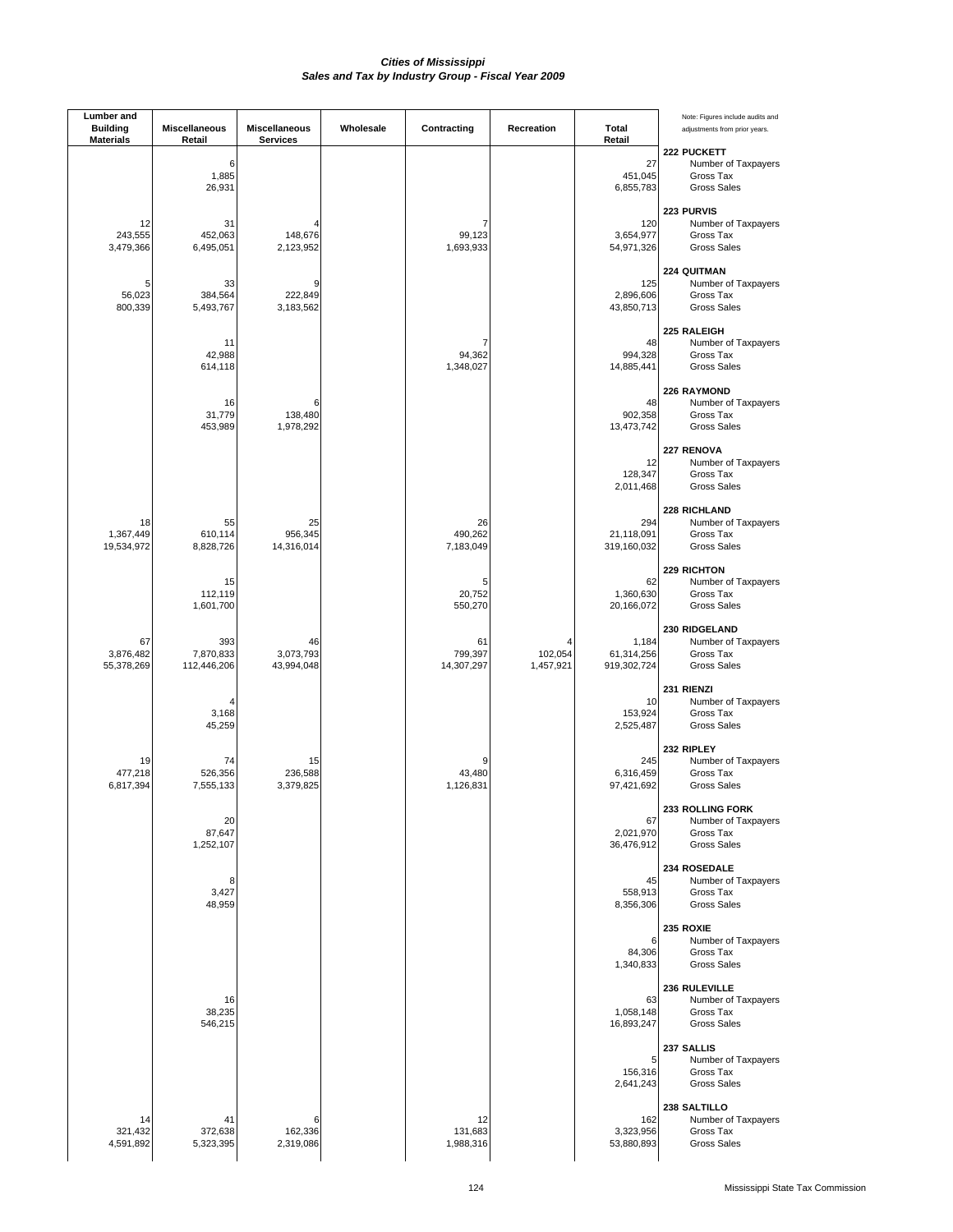# Cities of Mississippi
## Sales and Tax by Industry Group - Fiscal Year 2009

| Lumber and Building Materials | Miscellaneous Retail | Miscellaneous Services | Wholesale | Contracting | Recreation | Total Retail | Note: Figures include audits and adjustments from prior years. |
|---|---|---|---|---|---|---|---|
| | | | | | | | **222 PUCKETT** |
| | 6 | | | | | 27 | Number of Taxpayers |
| | 1,885 | | | | | 451,045 | Gross Tax |
| | 26,931 | | | | | 6,855,783 | Gross Sales |
| | | | | | | | **223 PURVIS** |
| 12 | 31 | 4 | | 7 | | 120 | Number of Taxpayers |
| 243,555 | 452,063 | 148,676 | | 99,123 | | 3,654,977 | Gross Tax |
| 3,479,366 | 6,495,051 | 2,123,952 | | 1,693,933 | | 54,971,326 | Gross Sales |
| | | | | | | | **224 QUITMAN** |
| 5 | 33 | 9 | | | | 125 | Number of Taxpayers |
| 56,023 | 384,564 | 222,849 | | | | 2,896,606 | Gross Tax |
| 800,339 | 5,493,767 | 3,183,562 | | | | 43,850,713 | Gross Sales |
| | | | | | | | **225 RALEIGH** |
| | 11 | | | 7 | | 48 | Number of Taxpayers |
| | 42,988 | | | 94,362 | | 994,328 | Gross Tax |
| | 614,118 | | | 1,348,027 | | 14,885,441 | Gross Sales |
| | | | | | | | **226 RAYMOND** |
| | 16 | 6 | | | | 48 | Number of Taxpayers |
| | 31,779 | 138,480 | | | | 902,358 | Gross Tax |
| | 453,989 | 1,978,292 | | | | 13,473,742 | Gross Sales |
| | | | | | | | **227 RENOVA** |
| | | | | | | 12 | Number of Taxpayers |
| | | | | | | 128,347 | Gross Tax |
| | | | | | | 2,011,468 | Gross Sales |
| | | | | | | | **228 RICHLAND** |
| 18 | 55 | 25 | | 26 | | 294 | Number of Taxpayers |
| 1,367,449 | 610,114 | 956,345 | | 490,262 | | 21,118,091 | Gross Tax |
| 19,534,972 | 8,828,726 | 14,316,014 | | 7,183,049 | | 319,160,032 | Gross Sales |
| | | | | | | | **229 RICHTON** |
| | 15 | | | 5 | | 62 | Number of Taxpayers |
| | 112,119 | | | 20,752 | | 1,360,630 | Gross Tax |
| | 1,601,700 | | | 550,270 | | 20,166,072 | Gross Sales |
| | | | | | | | **230 RIDGELAND** |
| 67 | 393 | 46 | | 61 | 4 | 1,184 | Number of Taxpayers |
| 3,876,482 | 7,870,833 | 3,073,793 | | 799,397 | 102,054 | 61,314,256 | Gross Tax |
| 55,378,269 | 112,446,206 | 43,994,048 | | 14,307,297 | 1,457,921 | 919,302,724 | Gross Sales |
| | | | | | | | **231 RIENZI** |
| | 4 | | | | | 10 | Number of Taxpayers |
| | 3,168 | | | | | 153,924 | Gross Tax |
| | 45,259 | | | | | 2,525,487 | Gross Sales |
| | | | | | | | **232 RIPLEY** |
| 19 | 74 | 15 | | 9 | | 245 | Number of Taxpayers |
| 477,218 | 526,356 | 236,588 | | 43,480 | | 6,316,459 | Gross Tax |
| 6,817,394 | 7,555,133 | 3,379,825 | | 1,126,831 | | 97,421,692 | Gross Sales |
| | | | | | | | **233 ROLLING FORK** |
| | 20 | | | | | 67 | Number of Taxpayers |
| | 87,647 | | | | | 2,021,970 | Gross Tax |
| | 1,252,107 | | | | | 36,476,912 | Gross Sales |
| | | | | | | | **234 ROSEDALE** |
| | 8 | | | | | 45 | Number of Taxpayers |
| | 3,427 | | | | | 558,913 | Gross Tax |
| | 48,959 | | | | | 8,356,306 | Gross Sales |
| | | | | | | | **235 ROXIE** |
| | | | | | | 6 | Number of Taxpayers |
| | | | | | | 84,306 | Gross Tax |
| | | | | | | 1,340,833 | Gross Sales |
| | | | | | | | **236 RULEVILLE** |
| | 16 | | | | | 63 | Number of Taxpayers |
| | 38,235 | | | | | 1,058,148 | Gross Tax |
| | 546,215 | | | | | 16,893,247 | Gross Sales |
| | | | | | | | **237 SALLIS** |
| | | | | | | 5 | Number of Taxpayers |
| | | | | | | 156,316 | Gross Tax |
| | | | | | | 2,641,243 | Gross Sales |
| | | | | | | | **238 SALTILLO** |
| 14 | 41 | 6 | | 12 | | 162 | Number of Taxpayers |
| 321,432 | 372,638 | 162,336 | | 131,683 | | 3,323,956 | Gross Tax |
| 4,591,892 | 5,323,395 | 2,319,086 | | 1,988,316 | | 53,880,893 | Gross Sales |

Mississippi State Tax Commission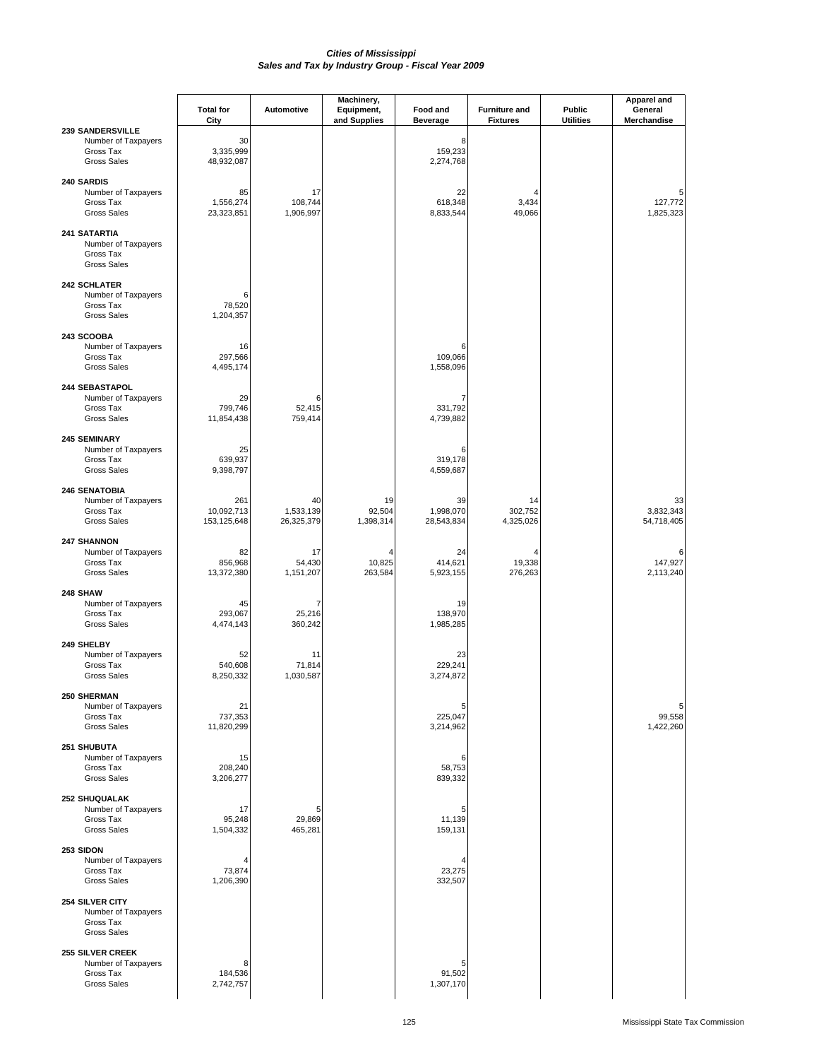# Cities of Mississippi
## Sales and Tax by Industry Group - Fiscal Year 2009

| | Total for City | Automotive | Machinery, Equipment, and Supplies | Food and Beverage | Furniture and Fixtures | Public Utilities | Apparel and General Merchandise |
|---|---|---|---|---|---|---|---|
| **239 SANDERSVILLE** | | | | | | | |
| Number of Taxpayers | 30 | | | 8 | | | |
| Gross Tax | 3,335,999 | | | 159,233 | | | |
| Gross Sales | 48,932,087 | | | 2,274,768 | | | |
| **240 SARDIS** | | | | | | | |
| Number of Taxpayers | 85 | 17 | | 22 | 4 | | 5 |
| Gross Tax | 1,556,274 | 108,744 | | 618,348 | 3,434 | | 127,772 |
| Gross Sales | 23,323,851 | 1,906,997 | | 8,833,544 | 49,066 | | 1,825,323 |
| **241 SATARTIA** | | | | | | | |
| Number of Taxpayers | | | | | | | |
| Gross Tax | | | | | | | |
| Gross Sales | | | | | | | |
| **242 SCHLATER** | | | | | | | |
| Number of Taxpayers | 6 | | | | | | |
| Gross Tax | 78,520 | | | | | | |
| Gross Sales | 1,204,357 | | | | | | |
| **243 SCOOBA** | | | | | | | |
| Number of Taxpayers | 16 | | | 6 | | | |
| Gross Tax | 297,566 | | | 109,066 | | | |
| Gross Sales | 4,495,174 | | | 1,558,096 | | | |
| **244 SEBASTAPOL** | | | | | | | |
| Number of Taxpayers | 29 | 6 | | 7 | | | |
| Gross Tax | 799,746 | 52,415 | | 331,792 | | | |
| Gross Sales | 11,854,438 | 759,414 | | 4,739,882 | | | |
| **245 SEMINARY** | | | | | | | |
| Number of Taxpayers | 25 | | | 6 | | | |
| Gross Tax | 639,937 | | | 319,178 | | | |
| Gross Sales | 9,398,797 | | | 4,559,687 | | | |
| **246 SENATOBIA** | | | | | | | |
| Number of Taxpayers | 261 | 40 | 19 | 39 | 14 | | 33 |
| Gross Tax | 10,092,713 | 1,533,139 | 92,504 | 1,998,070 | 302,752 | | 3,832,343 |
| Gross Sales | 153,125,648 | 26,325,379 | 1,398,314 | 28,543,834 | 4,325,026 | | 54,718,405 |
| **247 SHANNON** | | | | | | | |
| Number of Taxpayers | 82 | 17 | 4 | 24 | 4 | | 6 |
| Gross Tax | 856,968 | 54,430 | 10,825 | 414,621 | 19,338 | | 147,927 |
| Gross Sales | 13,372,380 | 1,151,207 | 263,584 | 5,923,155 | 276,263 | | 2,113,240 |
| **248 SHAW** | | | | | | | |
| Number of Taxpayers | 45 | 7 | | 19 | | | |
| Gross Tax | 293,067 | 25,216 | | 138,970 | | | |
| Gross Sales | 4,474,143 | 360,242 | | 1,985,285 | | | |
| **249 SHELBY** | | | | | | | |
| Number of Taxpayers | 52 | 11 | | 23 | | | |
| Gross Tax | 540,608 | 71,814 | | 229,241 | | | |
| Gross Sales | 8,250,332 | 1,030,587 | | 3,274,872 | | | |
| **250 SHERMAN** | | | | | | | |
| Number of Taxpayers | 21 | | | 5 | | | 5 |
| Gross Tax | 737,353 | | | 225,047 | | | 99,558 |
| Gross Sales | 11,820,299 | | | 3,214,962 | | | 1,422,260 |
| **251 SHUBUTA** | | | | | | | |
| Number of Taxpayers | 15 | | | 6 | | | |
| Gross Tax | 208,240 | | | 58,753 | | | |
| Gross Sales | 3,206,277 | | | 839,332 | | | |
| **252 SHUQUALAK** | | | | | | | |
| Number of Taxpayers | 17 | 5 | | 5 | | | |
| Gross Tax | 95,248 | 29,869 | | 11,139 | | | |
| Gross Sales | 1,504,332 | 465,281 | | 159,131 | | | |
| **253 SIDON** | | | | | | | |
| Number of Taxpayers | 4 | | | 4 | | | |
| Gross Tax | 73,874 | | | 23,275 | | | |
| Gross Sales | 1,206,390 | | | 332,507 | | | |
| **254 SILVER CITY** | | | | | | | |
| Number of Taxpayers | | | | | | | |
| Gross Tax | | | | | | | |
| Gross Sales | | | | | | | |
| **255 SILVER CREEK** | | | | | | | |
| Number of Taxpayers | 8 | | | 5 | | | |
| Gross Tax | 184,536 | | | 91,502 | | | |
| Gross Sales | 2,742,757 | | | 1,307,170 | | | |

Mississippi State Tax Commission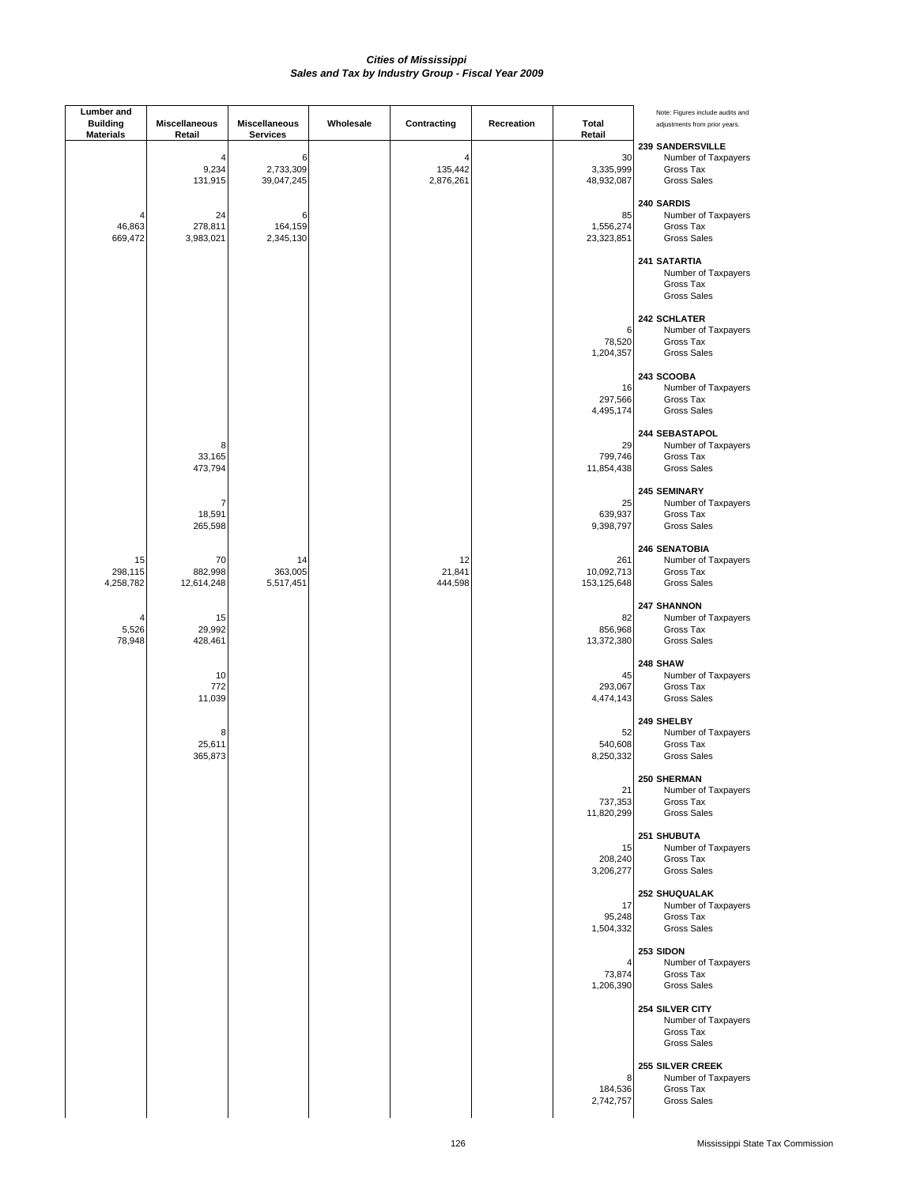*Cities of Mississippi*
*Sales and Tax by Industry Group - Fiscal Year 2009*

| Lumber and Building Materials | Miscellaneous Retail | Miscellaneous Services | Wholesale | Contracting | Recreation | Total Retail | Note: Figures include audits and adjustments from prior years. |
|---|---|---|---|---|---|---|---|
| | | | | | | | **239 SANDERSVILLE** |
| | 4 | 6 | | 4 | | 30 | Number of Taxpayers |
| | 9,234 | 2,733,309 | | 135,442 | | 3,335,999 | Gross Tax |
| | 131,915 | 39,047,245 | | 2,876,261 | | 48,932,087 | Gross Sales |
| | | | | | | | **240 SARDIS** |
| 4 | 24 | 6 | | | | 85 | Number of Taxpayers |
| 46,863 | 278,811 | 164,159 | | | | 1,556,274 | Gross Tax |
| 669,472 | 3,983,021 | 2,345,130 | | | | 23,323,851 | Gross Sales |
| | | | | | | | **241 SATARTIA** |
| | | | | | | | Number of Taxpayers |
| | | | | | | | Gross Tax |
| | | | | | | | Gross Sales |
| | | | | | | | **242 SCHLATER** |
| | | | | | | 6 | Number of Taxpayers |
| | | | | | | 78,520 | Gross Tax |
| | | | | | | 1,204,357 | Gross Sales |
| | | | | | | | **243 SCOOBA** |
| | | | | | | 16 | Number of Taxpayers |
| | | | | | | 297,566 | Gross Tax |
| | | | | | | 4,495,174 | Gross Sales |
| | | | | | | | **244 SEBASTAPOL** |
| | 8 | | | | | 29 | Number of Taxpayers |
| | 33,165 | | | | | 799,746 | Gross Tax |
| | 473,794 | | | | | 11,854,438 | Gross Sales |
| | | | | | | | **245 SEMINARY** |
| | 7 | | | | | 25 | Number of Taxpayers |
| | 18,591 | | | | | 639,937 | Gross Tax |
| | 265,598 | | | | | 9,398,797 | Gross Sales |
| | | | | | | | **246 SENATOBIA** |
| 15 | 70 | 14 | | 12 | | 261 | Number of Taxpayers |
| 298,115 | 882,998 | 363,005 | | 21,841 | | 10,092,713 | Gross Tax |
| 4,258,782 | 12,614,248 | 5,517,451 | | 444,598 | | 153,125,648 | Gross Sales |
| | | | | | | | **247 SHANNON** |
| 4 | 15 | | | | | 82 | Number of Taxpayers |
| 5,526 | 29,992 | | | | | 856,968 | Gross Tax |
| 78,948 | 428,461 | | | | | 13,372,380 | Gross Sales |
| | | | | | | | **248 SHAW** |
| | 10 | | | | | 45 | Number of Taxpayers |
| | 772 | | | | | 293,067 | Gross Tax |
| | 11,039 | | | | | 4,474,143 | Gross Sales |
| | | | | | | | **249 SHELBY** |
| | 8 | | | | | 52 | Number of Taxpayers |
| | 25,611 | | | | | 540,608 | Gross Tax |
| | 365,873 | | | | | 8,250,332 | Gross Sales |
| | | | | | | | **250 SHERMAN** |
| | | | | | | 21 | Number of Taxpayers |
| | | | | | | 737,353 | Gross Tax |
| | | | | | | 11,820,299 | Gross Sales |
| | | | | | | | **251 SHUBUTA** |
| | | | | | | 15 | Number of Taxpayers |
| | | | | | | 208,240 | Gross Tax |
| | | | | | | 3,206,277 | Gross Sales |
| | | | | | | | **252 SHUQUALAK** |
| | | | | | | 17 | Number of Taxpayers |
| | | | | | | 95,248 | Gross Tax |
| | | | | | | 1,504,332 | Gross Sales |
| | | | | | | | **253 SIDON** |
| | | | | | | 4 | Number of Taxpayers |
| | | | | | | 73,874 | Gross Tax |
| | | | | | | 1,206,390 | Gross Sales |
| | | | | | | | **254 SILVER CITY** |
| | | | | | | | Number of Taxpayers |
| | | | | | | | Gross Tax |
| | | | | | | | Gross Sales |
| | | | | | | | **255 SILVER CREEK** |
| | | | | | | 8 | Number of Taxpayers |
| | | | | | | 184,536 | Gross Tax |
| | | | | | | 2,742,757 | Gross Sales |

Mississippi State Tax Commission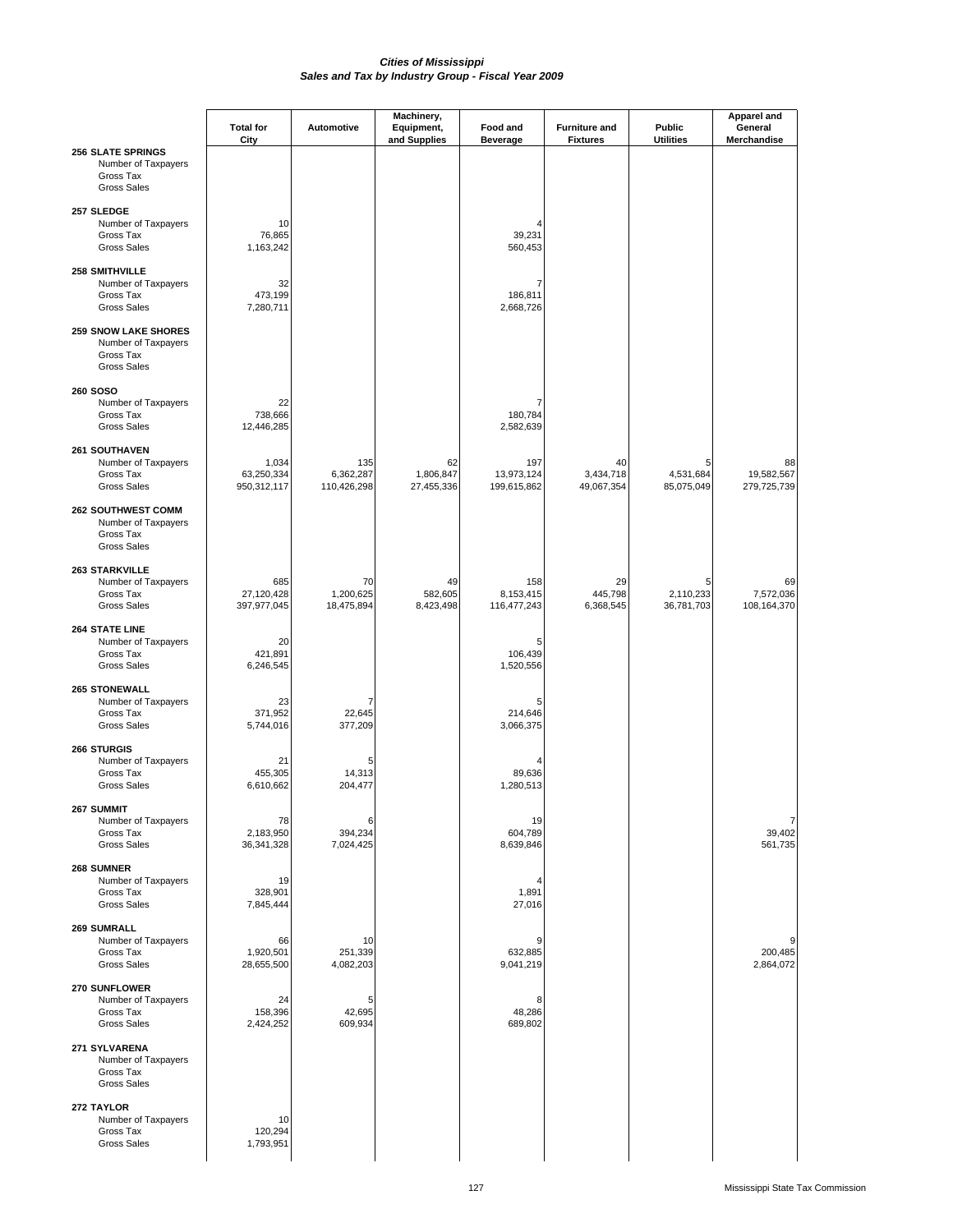# *Cities of Mississippi*
## *Sales and Tax by Industry Group - Fiscal Year 2009*

| | Total for City | Automotive | Machinery, Equipment, and Supplies | Food and Beverage | Furniture and Fixtures | Public Utilities | Apparel and General Merchandise |
|---|---|---|---|---|---|---|---|
| **256 SLATE SPRINGS** | | | | | | | |
| Number of Taxpayers | | | | | | | |
| Gross Tax | | | | | | | |
| Gross Sales | | | | | | | |
| **257 SLEDGE** | | | | | | | |
| Number of Taxpayers | 10 | | | 4 | | | |
| Gross Tax | 76,865 | | | 39,231 | | | |
| Gross Sales | 1,163,242 | | | 560,453 | | | |
| **258 SMITHVILLE** | | | | | | | |
| Number of Taxpayers | 32 | | | 7 | | | |
| Gross Tax | 473,199 | | | 186,811 | | | |
| Gross Sales | 7,280,711 | | | 2,668,726 | | | |
| **259 SNOW LAKE SHORES** | | | | | | | |
| Number of Taxpayers | | | | | | | |
| Gross Tax | | | | | | | |
| Gross Sales | | | | | | | |
| **260 SOSO** | | | | | | | |
| Number of Taxpayers | 22 | | | 7 | | | |
| Gross Tax | 738,666 | | | 180,784 | | | |
| Gross Sales | 12,446,285 | | | 2,582,639 | | | |
| **261 SOUTHAVEN** | | | | | | | |
| Number of Taxpayers | 1,034 | 135 | 62 | 197 | 40 | 5 | 88 |
| Gross Tax | 63,250,334 | 6,362,287 | 1,806,847 | 13,973,124 | 3,434,718 | 4,531,684 | 19,582,567 |
| Gross Sales | 950,312,117 | 110,426,298 | 27,455,336 | 199,615,862 | 49,067,354 | 85,075,049 | 279,725,739 |
| **262 SOUTHWEST COMM** | | | | | | | |
| Number of Taxpayers | | | | | | | |
| Gross Tax | | | | | | | |
| Gross Sales | | | | | | | |
| **263 STARKVILLE** | | | | | | | |
| Number of Taxpayers | 685 | 70 | 49 | 158 | 29 | 5 | 69 |
| Gross Tax | 27,120,428 | 1,200,625 | 582,605 | 8,153,415 | 445,798 | 2,110,233 | 7,572,036 |
| Gross Sales | 397,977,045 | 18,475,894 | 8,423,498 | 116,477,243 | 6,368,545 | 36,781,703 | 108,164,370 |
| **264 STATE LINE** | | | | | | | |
| Number of Taxpayers | 20 | | | 5 | | | |
| Gross Tax | 421,891 | | | 106,439 | | | |
| Gross Sales | 6,246,545 | | | 1,520,556 | | | |
| **265 STONEWALL** | | | | | | | |
| Number of Taxpayers | 23 | 7 | | 5 | | | |
| Gross Tax | 371,952 | 22,645 | | 214,646 | | | |
| Gross Sales | 5,744,016 | 377,209 | | 3,066,375 | | | |
| **266 STURGIS** | | | | | | | |
| Number of Taxpayers | 21 | 5 | | 4 | | | |
| Gross Tax | 455,305 | 14,313 | | 89,636 | | | |
| Gross Sales | 6,610,662 | 204,477 | | 1,280,513 | | | |
| **267 SUMMIT** | | | | | | | |
| Number of Taxpayers | 78 | 6 | | 19 | | | 7 |
| Gross Tax | 2,183,950 | 394,234 | | 604,789 | | | 39,402 |
| Gross Sales | 36,341,328 | 7,024,425 | | 8,639,846 | | | 561,735 |
| **268 SUMNER** | | | | | | | |
| Number of Taxpayers | 19 | | | 4 | | | |
| Gross Tax | 328,901 | | | 1,891 | | | |
| Gross Sales | 7,845,444 | | | 27,016 | | | |
| **269 SUMRALL** | | | | | | | |
| Number of Taxpayers | 66 | 10 | | 9 | | | 9 |
| Gross Tax | 1,920,501 | 251,339 | | 632,885 | | | 200,485 |
| Gross Sales | 28,655,500 | 4,082,203 | | 9,041,219 | | | 2,864,072 |
| **270 SUNFLOWER** | | | | | | | |
| Number of Taxpayers | 24 | 5 | | 8 | | | |
| Gross Tax | 158,396 | 42,695 | | 48,286 | | | |
| Gross Sales | 2,424,252 | 609,934 | | 689,802 | | | |
| **271 SYLVARENA** | | | | | | | |
| Number of Taxpayers | | | | | | | |
| Gross Tax | | | | | | | |
| Gross Sales | | | | | | | |
| **272 TAYLOR** | | | | | | | |
| Number of Taxpayers | 10 | | | | | | |
| Gross Tax | 120,294 | | | | | | |
| Gross Sales | 1,793,951 | | | | | | |

Mississippi State Tax Commission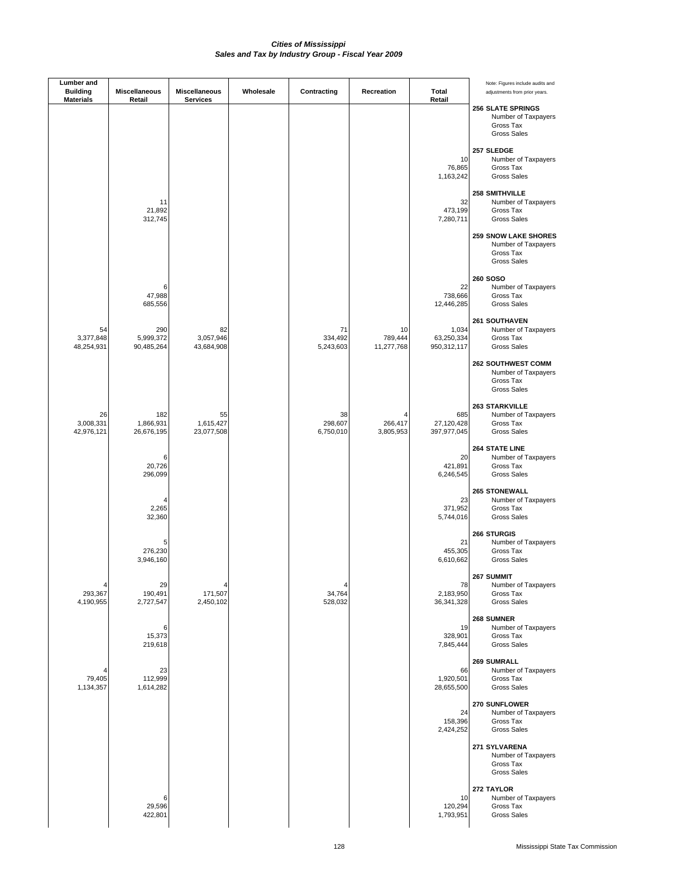# Cities of Mississippi
## Sales and Tax by Industry Group - Fiscal Year 2009

| Lumber and Building Materials | Miscellaneous Retail | Miscellaneous Services | Wholesale | Contracting | Recreation | Total Retail | Note: Figures include audits and adjustments from prior years. |
|---|---|---|---|---|---|---|---|
| | | | | | | | **256 SLATE SPRINGS** |
| | | | | | | | Number of Taxpayers |
| | | | | | | | Gross Tax |
| | | | | | | | Gross Sales |
| | | | | | | | **257 SLEDGE** |
| | | | | | | 10 | Number of Taxpayers |
| | | | | | | 76,865 | Gross Tax |
| | | | | | | 1,163,242 | Gross Sales |
| | | | | | | | **258 SMITHVILLE** |
| | 11 | | | | | 32 | Number of Taxpayers |
| | 21,892 | | | | | 473,199 | Gross Tax |
| | 312,745 | | | | | 7,280,711 | Gross Sales |
| | | | | | | | **259 SNOW LAKE SHORES** |
| | | | | | | | Number of Taxpayers |
| | | | | | | | Gross Tax |
| | | | | | | | Gross Sales |
| | | | | | | | **260 SOSO** |
| | 6 | | | | | 22 | Number of Taxpayers |
| | 47,988 | | | | | 738,666 | Gross Tax |
| | 685,556 | | | | | 12,446,285 | Gross Sales |
| | | | | | | | **261 SOUTHAVEN** |
| 54 | 290 | 82 | | 71 | 10 | 1,034 | Number of Taxpayers |
| 3,377,848 | 5,999,372 | 3,057,946 | | 334,492 | 789,444 | 63,250,334 | Gross Tax |
| 48,254,931 | 90,485,264 | 43,684,908 | | 5,243,603 | 11,277,768 | 950,312,117 | Gross Sales |
| | | | | | | | **262 SOUTHWEST COMM** |
| | | | | | | | Number of Taxpayers |
| | | | | | | | Gross Tax |
| | | | | | | | Gross Sales |
| | | | | | | | **263 STARKVILLE** |
| 26 | 182 | 55 | | 38 | 4 | 685 | Number of Taxpayers |
| 3,008,331 | 1,866,931 | 1,615,427 | | 298,607 | 266,417 | 27,120,428 | Gross Tax |
| 42,976,121 | 26,676,195 | 23,077,508 | | 6,750,010 | 3,805,953 | 397,977,045 | Gross Sales |
| | | | | | | | **264 STATE LINE** |
| | 6 | | | | | 20 | Number of Taxpayers |
| | 20,726 | | | | | 421,891 | Gross Tax |
| | 296,099 | | | | | 6,246,545 | Gross Sales |
| | | | | | | | **265 STONEWALL** |
| | 4 | | | | | 23 | Number of Taxpayers |
| | 2,265 | | | | | 371,952 | Gross Tax |
| | 32,360 | | | | | 5,744,016 | Gross Sales |
| | | | | | | | **266 STURGIS** |
| | 5 | | | | | 21 | Number of Taxpayers |
| | 276,230 | | | | | 455,305 | Gross Tax |
| | 3,946,160 | | | | | 6,610,662 | Gross Sales |
| | | | | | | | **267 SUMMIT** |
| 4 | 29 | 4 | | 4 | | 78 | Number of Taxpayers |
| 293,367 | 190,491 | 171,507 | | 34,764 | | 2,183,950 | Gross Tax |
| 4,190,955 | 2,727,547 | 2,450,102 | | 528,032 | | 36,341,328 | Gross Sales |
| | | | | | | | **268 SUMNER** |
| | 6 | | | | | 19 | Number of Taxpayers |
| | 15,373 | | | | | 328,901 | Gross Tax |
| | 219,618 | | | | | 7,845,444 | Gross Sales |
| | | | | | | | **269 SUMRALL** |
| 4 | 23 | | | | | 66 | Number of Taxpayers |
| 79,405 | 112,999 | | | | | 1,920,501 | Gross Tax |
| 1,134,357 | 1,614,282 | | | | | 28,655,500 | Gross Sales |
| | | | | | | | **270 SUNFLOWER** |
| | | | | | | 24 | Number of Taxpayers |
| | | | | | | 158,396 | Gross Tax |
| | | | | | | 2,424,252 | Gross Sales |
| | | | | | | | **271 SYLVARENA** |
| | | | | | | | Number of Taxpayers |
| | | | | | | | Gross Tax |
| | | | | | | | Gross Sales |
| | | | | | | | **272 TAYLOR** |
| | 6 | | | | | 10 | Number of Taxpayers |
| | 29,596 | | | | | 120,294 | Gross Tax |
| | 422,801 | | | | | 1,793,951 | Gross Sales |

Mississippi State Tax Commission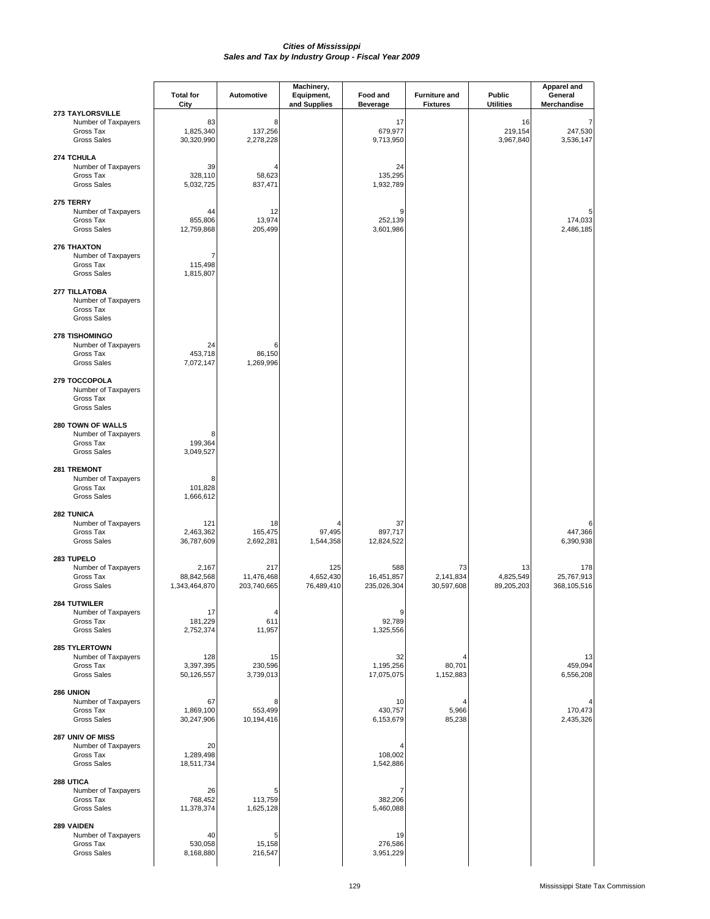*Cities of Mississippi*
*Sales and Tax by Industry Group - Fiscal Year 2009*

| | Total for City | Automotive | Machinery, Equipment, and Supplies | Food and Beverage | Furniture and Fixtures | Public Utilities | Apparel and General Merchandise |
|---|---|---|---|---|---|---|---|
| **273 TAYLORSVILLE** | | | | | | | |
| Number of Taxpayers | 83 | 8 | | 17 | | 16 | 7 |
| Gross Tax | 1,825,340 | 137,256 | | 679,977 | | 219,154 | 247,530 |
| Gross Sales | 30,320,990 | 2,278,228 | | 9,713,950 | | 3,967,840 | 3,536,147 |
| **274 TCHULA** | | | | | | | |
| Number of Taxpayers | 39 | 4 | | 24 | | | |
| Gross Tax | 328,110 | 58,623 | | 135,295 | | | |
| Gross Sales | 5,032,725 | 837,471 | | 1,932,789 | | | |
| **275 TERRY** | | | | | | | |
| Number of Taxpayers | 44 | 12 | | 9 | | | 5 |
| Gross Tax | 855,806 | 13,974 | | 252,139 | | | 174,033 |
| Gross Sales | 12,759,868 | 205,499 | | 3,601,986 | | | 2,486,185 |
| **276 THAXTON** | | | | | | | |
| Number of Taxpayers | 7 | | | | | | |
| Gross Tax | 115,498 | | | | | | |
| Gross Sales | 1,815,807 | | | | | | |
| **277 TILLATOBA** | | | | | | | |
| Number of Taxpayers | | | | | | | |
| Gross Tax | | | | | | | |
| Gross Sales | | | | | | | |
| **278 TISHOMINGO** | | | | | | | |
| Number of Taxpayers | 24 | 6 | | | | | |
| Gross Tax | 453,718 | 86,150 | | | | | |
| Gross Sales | 7,072,147 | 1,269,996 | | | | | |
| **279 TOCCOPOLA** | | | | | | | |
| Number of Taxpayers | | | | | | | |
| Gross Tax | | | | | | | |
| Gross Sales | | | | | | | |
| **280 TOWN OF WALLS** | | | | | | | |
| Number of Taxpayers | 8 | | | | | | |
| Gross Tax | 199,364 | | | | | | |
| Gross Sales | 3,049,527 | | | | | | |
| **281 TREMONT** | | | | | | | |
| Number of Taxpayers | 8 | | | | | | |
| Gross Tax | 101,828 | | | | | | |
| Gross Sales | 1,666,612 | | | | | | |
| **282 TUNICA** | | | | | | | |
| Number of Taxpayers | 121 | 18 | 4 | 37 | | | 6 |
| Gross Tax | 2,463,362 | 165,475 | 97,495 | 897,717 | | | 447,366 |
| Gross Sales | 36,787,609 | 2,692,281 | 1,544,358 | 12,824,522 | | | 6,390,938 |
| **283 TUPELO** | | | | | | | |
| Number of Taxpayers | 2,167 | 217 | 125 | 588 | 73 | 13 | 178 |
| Gross Tax | 88,842,568 | 11,476,468 | 4,652,430 | 16,451,857 | 2,141,834 | 4,825,549 | 25,767,913 |
| Gross Sales | 1,343,464,870 | 203,740,665 | 76,489,410 | 235,026,304 | 30,597,608 | 89,205,203 | 368,105,516 |
| **284 TUTWILER** | | | | | | | |
| Number of Taxpayers | 17 | 4 | | 9 | | | |
| Gross Tax | 181,229 | 611 | | 92,789 | | | |
| Gross Sales | 2,752,374 | 11,957 | | 1,325,556 | | | |
| **285 TYLERTOWN** | | | | | | | |
| Number of Taxpayers | 128 | 15 | | 32 | 4 | | 13 |
| Gross Tax | 3,397,395 | 230,596 | | 1,195,256 | 80,701 | | 459,094 |
| Gross Sales | 50,126,557 | 3,739,013 | | 17,075,075 | 1,152,883 | | 6,556,208 |
| **286 UNION** | | | | | | | |
| Number of Taxpayers | 67 | 8 | | 10 | 4 | | 4 |
| Gross Tax | 1,869,100 | 553,499 | | 430,757 | 5,966 | | 170,473 |
| Gross Sales | 30,247,906 | 10,194,416 | | 6,153,679 | 85,238 | | 2,435,326 |
| **287 UNIV OF MISS** | | | | | | | |
| Number of Taxpayers | 20 | | | 4 | | | |
| Gross Tax | 1,289,498 | | | 108,002 | | | |
| Gross Sales | 18,511,734 | | | 1,542,886 | | | |
| **288 UTICA** | | | | | | | |
| Number of Taxpayers | 26 | 5 | | 7 | | | |
| Gross Tax | 768,452 | 113,759 | | 382,206 | | | |
| Gross Sales | 11,378,374 | 1,625,128 | | 5,460,088 | | | |
| **289 VAIDEN** | | | | | | | |
| Number of Taxpayers | 40 | 5 | | 19 | | | |
| Gross Tax | 530,058 | 15,158 | | 276,586 | | | |
| Gross Sales | 8,168,880 | 216,547 | | 3,951,229 | | | |

Mississippi State Tax Commission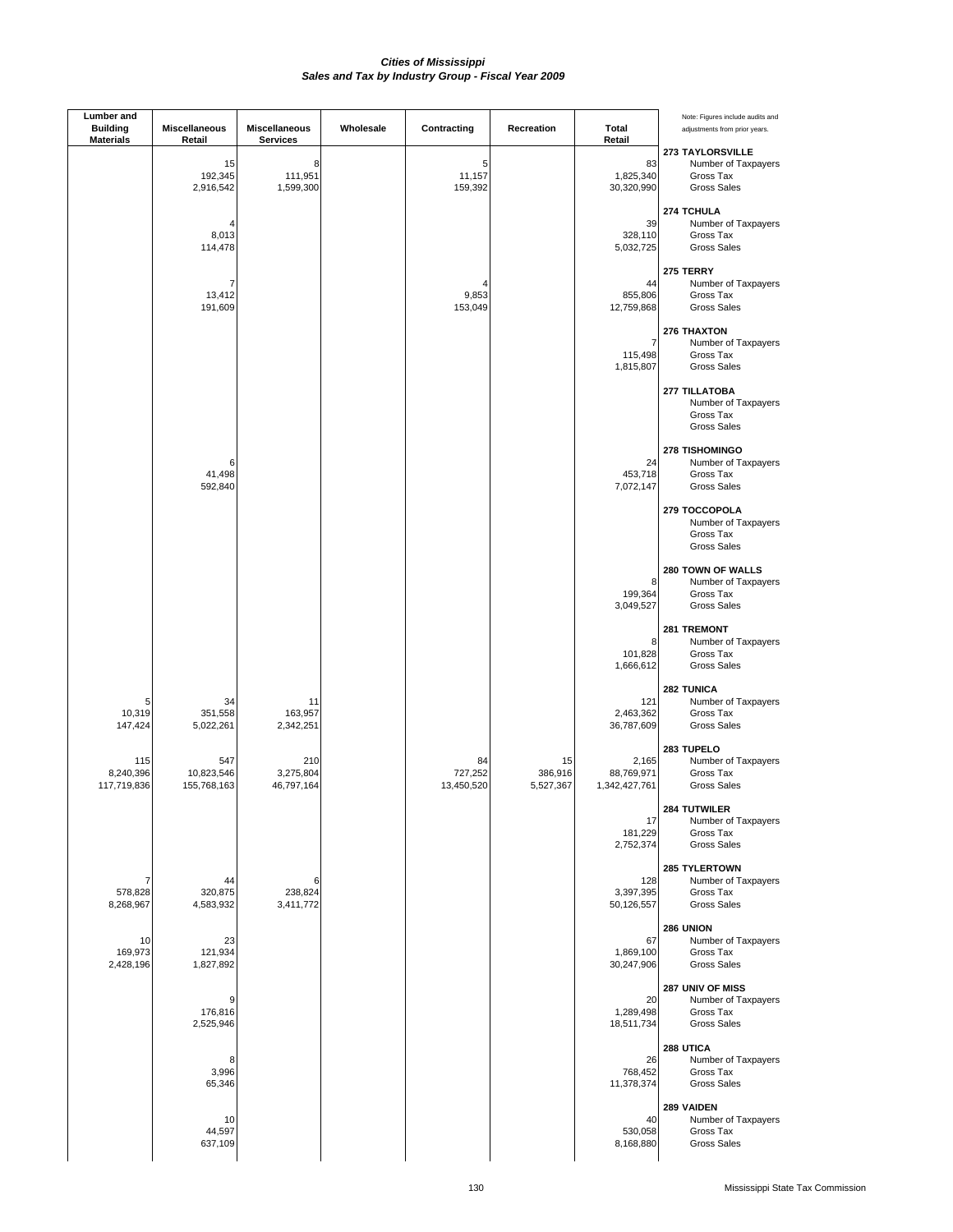## Cities of Mississippi
## Sales and Tax by Industry Group - Fiscal Year 2009

| Lumber and Building Materials | Miscellaneous Retail | Miscellaneous Services | Wholesale | Contracting | Recreation | Total Retail | Note: Figures include audits and adjustments from prior years. |
|---|---|---|---|---|---|---|---|
| | | | | | | | **273 TAYLORSVILLE** |
| | 15 | 8 | | 5 | | 83 | Number of Taxpayers |
| | 192,345 | 111,951 | | 11,157 | | 1,825,340 | Gross Tax |
| | 2,916,542 | 1,599,300 | | 159,392 | | 30,320,990 | Gross Sales |
| | | | | | | | **274 TCHULA** |
| | 4 | | | | | 39 | Number of Taxpayers |
| | 8,013 | | | | | 328,110 | Gross Tax |
| | 114,478 | | | | | 5,032,725 | Gross Sales |
| | | | | | | | **275 TERRY** |
| | 7 | | | 4 | | 44 | Number of Taxpayers |
| | 13,412 | | | 9,853 | | 855,806 | Gross Tax |
| | 191,609 | | | 153,049 | | 12,759,868 | Gross Sales |
| | | | | | | | **276 THAXTON** |
| | | | | | | 7 | Number of Taxpayers |
| | | | | | | 115,498 | Gross Tax |
| | | | | | | 1,815,807 | Gross Sales |
| | | | | | | | **277 TILLATOBA** |
| | | | | | | | Number of Taxpayers |
| | | | | | | | Gross Tax |
| | | | | | | | Gross Sales |
| | | | | | | | **278 TISHOMINGO** |
| | 6 | | | | | 24 | Number of Taxpayers |
| | 41,498 | | | | | 453,718 | Gross Tax |
| | 592,840 | | | | | 7,072,147 | Gross Sales |
| | | | | | | | **279 TOCCOPOLA** |
| | | | | | | | Number of Taxpayers |
| | | | | | | | Gross Tax |
| | | | | | | | Gross Sales |
| | | | | | | | **280 TOWN OF WALLS** |
| | | | | | | 8 | Number of Taxpayers |
| | | | | | | 199,364 | Gross Tax |
| | | | | | | 3,049,527 | Gross Sales |
| | | | | | | | **281 TREMONT** |
| | | | | | | 8 | Number of Taxpayers |
| | | | | | | 101,828 | Gross Tax |
| | | | | | | 1,666,612 | Gross Sales |
| | | | | | | | **282 TUNICA** |
| 5 | 34 | 11 | | | | 121 | Number of Taxpayers |
| 10,319 | 351,558 | 163,957 | | | | 2,463,362 | Gross Tax |
| 147,424 | 5,022,261 | 2,342,251 | | | | 36,787,609 | Gross Sales |
| | | | | | | | **283 TUPELO** |
| 115 | 547 | 210 | | 84 | 15 | 2,165 | Number of Taxpayers |
| 8,240,396 | 10,823,546 | 3,275,804 | | 727,252 | 386,916 | 88,769,971 | Gross Tax |
| 117,719,836 | 155,768,163 | 46,797,164 | | 13,450,520 | 5,527,367 | 1,342,427,761 | Gross Sales |
| | | | | | | | **284 TUTWILER** |
| | | | | | | 17 | Number of Taxpayers |
| | | | | | | 181,229 | Gross Tax |
| | | | | | | 2,752,374 | Gross Sales |
| | | | | | | | **285 TYLERTOWN** |
| 7 | 44 | 6 | | | | 128 | Number of Taxpayers |
| 578,828 | 320,875 | 238,824 | | | | 3,397,395 | Gross Tax |
| 8,268,967 | 4,583,932 | 3,411,772 | | | | 50,126,557 | Gross Sales |
| | | | | | | | **286 UNION** |
| 10 | 23 | | | | | 67 | Number of Taxpayers |
| 169,973 | 121,934 | | | | | 1,869,100 | Gross Tax |
| 2,428,196 | 1,827,892 | | | | | 30,247,906 | Gross Sales |
| | | | | | | | **287 UNIV OF MISS** |
| | 9 | | | | | 20 | Number of Taxpayers |
| | 176,816 | | | | | 1,289,498 | Gross Tax |
| | 2,525,946 | | | | | 18,511,734 | Gross Sales |
| | | | | | | | **288 UTICA** |
| | 8 | | | | | 26 | Number of Taxpayers |
| | 3,996 | | | | | 768,452 | Gross Tax |
| | 65,346 | | | | | 11,378,374 | Gross Sales |
| | | | | | | | **289 VAIDEN** |
| | 10 | | | | | 40 | Number of Taxpayers |
| | 44,597 | | | | | 530,058 | Gross Tax |
| | 637,109 | | | | | 8,168,880 | Gross Sales |

Mississippi State Tax Commission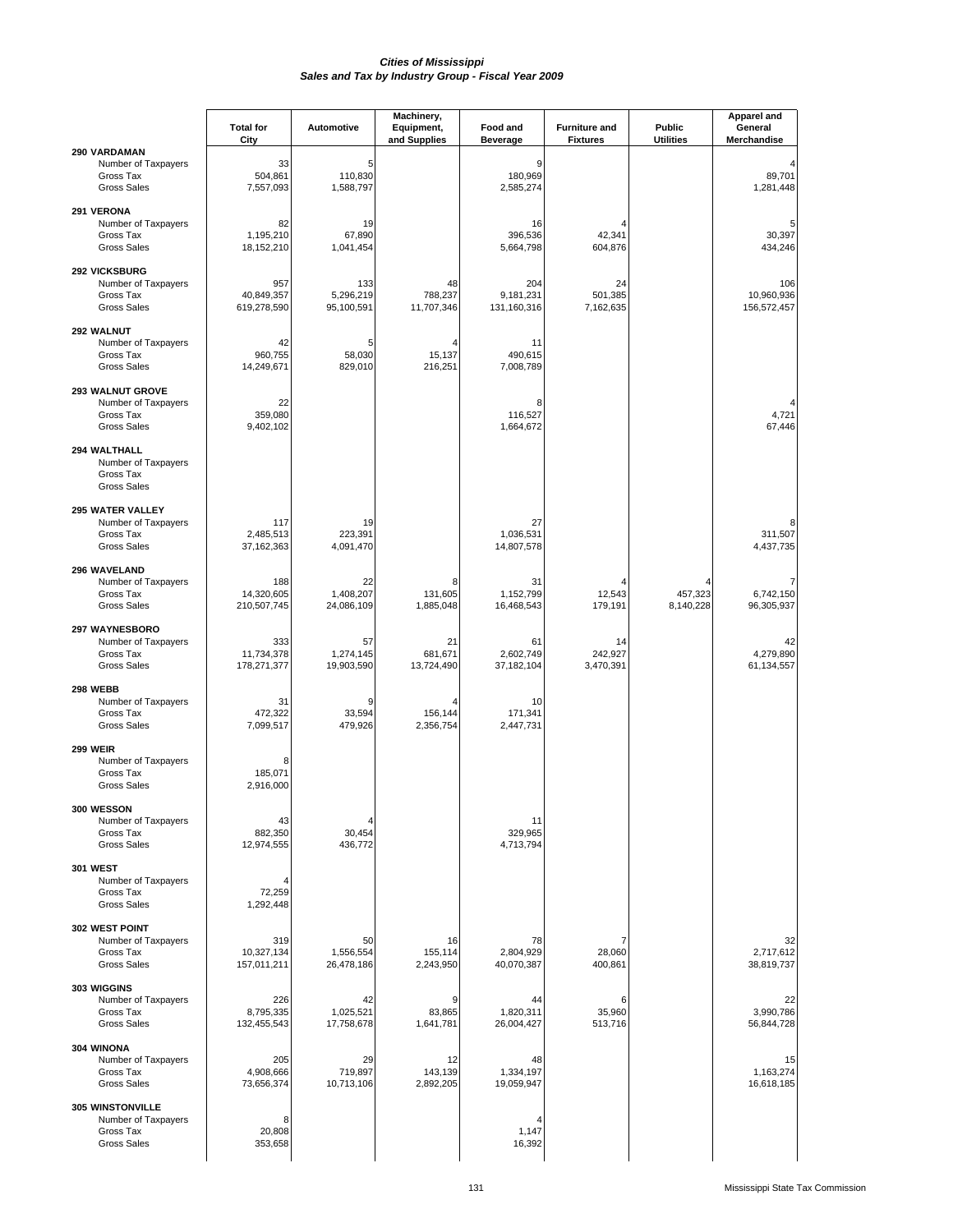*Cities of Mississippi*
*Sales and Tax by Industry Group - Fiscal Year 2009*

| | Total for City | Automotive | Machinery, Equipment, and Supplies | Food and Beverage | Furniture and Fixtures | Public Utilities | Apparel and General Merchandise |
|---|---|---|---|---|---|---|---|
| **290 VARDAMAN** | | | | | | | |
| Number of Taxpayers | 33 | 5 | | 9 | | | 4 |
| Gross Tax | 504,861 | 110,830 | | 180,969 | | | 89,701 |
| Gross Sales | 7,557,093 | 1,588,797 | | 2,585,274 | | | 1,281,448 |
| **291 VERONA** | | | | | | | |
| Number of Taxpayers | 82 | 19 | | 16 | 4 | | 5 |
| Gross Tax | 1,195,210 | 67,890 | | 396,536 | 42,341 | | 30,397 |
| Gross Sales | 18,152,210 | 1,041,454 | | 5,664,798 | 604,876 | | 434,246 |
| **292 VICKSBURG** | | | | | | | |
| Number of Taxpayers | 957 | 133 | 48 | 204 | 24 | | 106 |
| Gross Tax | 40,849,357 | 5,296,219 | 788,237 | 9,181,231 | 501,385 | | 10,960,936 |
| Gross Sales | 619,278,590 | 95,100,591 | 11,707,346 | 131,160,316 | 7,162,635 | | 156,572,457 |
| **292 WALNUT** | | | | | | | |
| Number of Taxpayers | 42 | 5 | 4 | 11 | | | |
| Gross Tax | 960,755 | 58,030 | 15,137 | 490,615 | | | |
| Gross Sales | 14,249,671 | 829,010 | 216,251 | 7,008,789 | | | |
| **293 WALNUT GROVE** | | | | | | | |
| Number of Taxpayers | 22 | | | 8 | | | 4 |
| Gross Tax | 359,080 | | | 116,527 | | | 4,721 |
| Gross Sales | 9,402,102 | | | 1,664,672 | | | 67,446 |
| **294 WALTHALL** | | | | | | | |
| Number of Taxpayers | | | | | | | |
| Gross Tax | | | | | | | |
| Gross Sales | | | | | | | |
| **295 WATER VALLEY** | | | | | | | |
| Number of Taxpayers | 117 | 19 | | 27 | | | 8 |
| Gross Tax | 2,485,513 | 223,391 | | 1,036,531 | | | 311,507 |
| Gross Sales | 37,162,363 | 4,091,470 | | 14,807,578 | | | 4,437,735 |
| **296 WAVELAND** | | | | | | | |
| Number of Taxpayers | 188 | 22 | 8 | 31 | 4 | 4 | 7 |
| Gross Tax | 14,320,605 | 1,408,207 | 131,605 | 1,152,799 | 12,543 | 457,323 | 6,742,150 |
| Gross Sales | 210,507,745 | 24,086,109 | 1,885,048 | 16,468,543 | 179,191 | 8,140,228 | 96,305,937 |
| **297 WAYNESBORO** | | | | | | | |
| Number of Taxpayers | 333 | 57 | 21 | 61 | 14 | | 42 |
| Gross Tax | 11,734,378 | 1,274,145 | 681,671 | 2,602,749 | 242,927 | | 4,279,890 |
| Gross Sales | 178,271,377 | 19,903,590 | 13,724,490 | 37,182,104 | 3,470,391 | | 61,134,557 |
| **298 WEBB** | | | | | | | |
| Number of Taxpayers | 31 | 9 | 4 | 10 | | | |
| Gross Tax | 472,322 | 33,594 | 156,144 | 171,341 | | | |
| Gross Sales | 7,099,517 | 479,926 | 2,356,754 | 2,447,731 | | | |
| **299 WEIR** | | | | | | | |
| Number of Taxpayers | 8 | | | | | | |
| Gross Tax | 185,071 | | | | | | |
| Gross Sales | 2,916,000 | | | | | | |
| **300 WESSON** | | | | | | | |
| Number of Taxpayers | 43 | 4 | | 11 | | | |
| Gross Tax | 882,350 | 30,454 | | 329,965 | | | |
| Gross Sales | 12,974,555 | 436,772 | | 4,713,794 | | | |
| **301 WEST** | | | | | | | |
| Number of Taxpayers | 4 | | | | | | |
| Gross Tax | 72,259 | | | | | | |
| Gross Sales | 1,292,448 | | | | | | |
| **302 WEST POINT** | | | | | | | |
| Number of Taxpayers | 319 | 50 | 16 | 78 | 7 | | 32 |
| Gross Tax | 10,327,134 | 1,556,554 | 155,114 | 2,804,929 | 28,060 | | 2,717,612 |
| Gross Sales | 157,011,211 | 26,478,186 | 2,243,950 | 40,070,387 | 400,861 | | 38,819,737 |
| **303 WIGGINS** | | | | | | | |
| Number of Taxpayers | 226 | 42 | 9 | 44 | 6 | | 22 |
| Gross Tax | 8,795,335 | 1,025,521 | 83,865 | 1,820,311 | 35,960 | | 3,990,786 |
| Gross Sales | 132,455,543 | 17,758,678 | 1,641,781 | 26,004,427 | 513,716 | | 56,844,728 |
| **304 WINONA** | | | | | | | |
| Number of Taxpayers | 205 | 29 | 12 | 48 | | | 15 |
| Gross Tax | 4,908,666 | 719,897 | 143,139 | 1,334,197 | | | 1,163,274 |
| Gross Sales | 73,656,374 | 10,713,106 | 2,892,205 | 19,059,947 | | | 16,618,185 |
| **305 WINSTONVILLE** | | | | | | | |
| Number of Taxpayers | 8 | | | 4 | | | |
| Gross Tax | 20,808 | | | 1,147 | | | |
| Gross Sales | 353,658 | | | 16,392 | | | |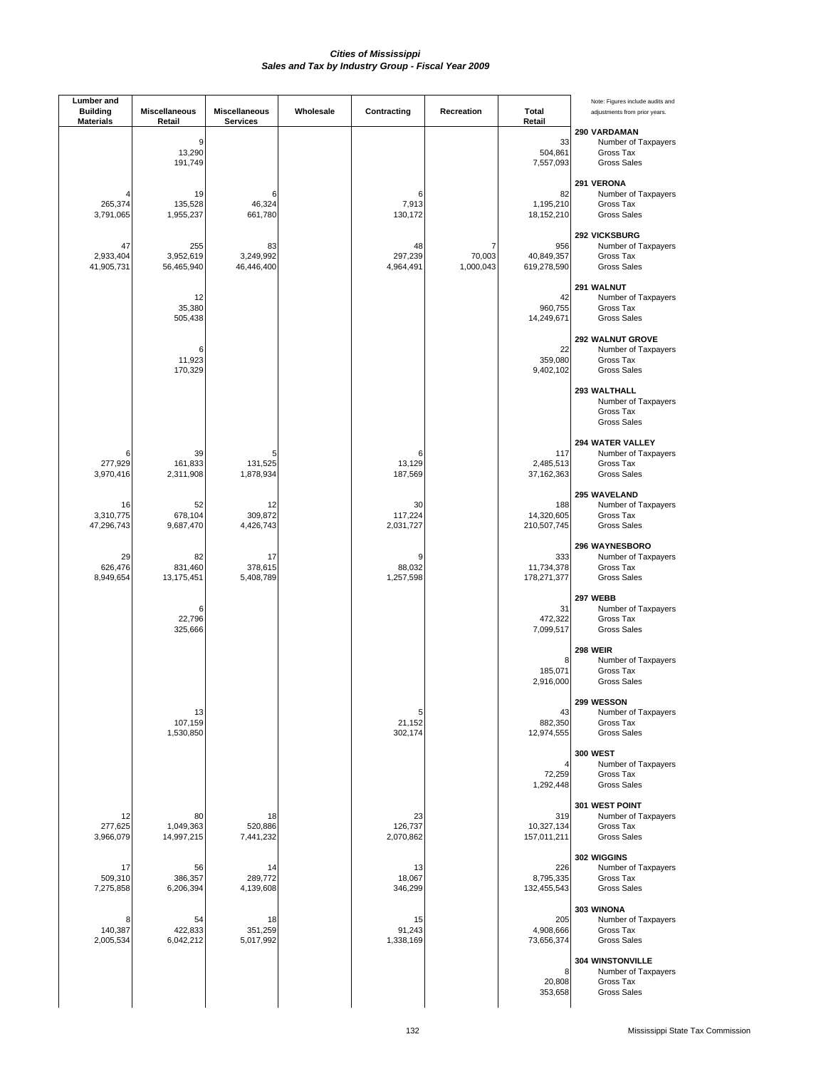*Cities of Mississippi*
*Sales and Tax by Industry Group - Fiscal Year 2009*

| Lumber and Building Materials | Miscellaneous Retail | Miscellaneous Services | Wholesale | Contracting | Recreation | Total Retail | Note: Figures include audits and adjustments from prior years. |
|---|---|---|---|---|---|---|---|
| | | | | | | | **290 VARDAMAN** |
| | 9 | | | | | 33 | Number of Taxpayers |
| | 13,290 | | | | | 504,861 | Gross Tax |
| | 191,749 | | | | | 7,557,093 | Gross Sales |
| | | | | | | | **291 VERONA** |
| 4 | 19 | 6 | | 6 | | 82 | Number of Taxpayers |
| 265,374 | 135,528 | 46,324 | | 7,913 | | 1,195,210 | Gross Tax |
| 3,791,065 | 1,955,237 | 661,780 | | 130,172 | | 18,152,210 | Gross Sales |
| | | | | | | | **292 VICKSBURG** |
| 47 | 255 | 83 | | 48 | 7 | 956 | Number of Taxpayers |
| 2,933,404 | 3,952,619 | 3,249,992 | | 297,239 | 70,003 | 40,849,357 | Gross Tax |
| 41,905,731 | 56,465,940 | 46,446,400 | | 4,964,491 | 1,000,043 | 619,278,590 | Gross Sales |
| | | | | | | | **291 WALNUT** |
| | 12 | | | | | 42 | Number of Taxpayers |
| | 35,380 | | | | | 960,755 | Gross Tax |
| | 505,438 | | | | | 14,249,671 | Gross Sales |
| | | | | | | | **292 WALNUT GROVE** |
| | 6 | | | | | 22 | Number of Taxpayers |
| | 11,923 | | | | | 359,080 | Gross Tax |
| | 170,329 | | | | | 9,402,102 | Gross Sales |
| | | | | | | | **293 WALTHALL** |
| | | | | | | | Number of Taxpayers |
| | | | | | | | Gross Tax |
| | | | | | | | Gross Sales |
| | | | | | | | **294 WATER VALLEY** |
| 6 | 39 | 5 | | 6 | | 117 | Number of Taxpayers |
| 277,929 | 161,833 | 131,525 | | 13,129 | | 2,485,513 | Gross Tax |
| 3,970,416 | 2,311,908 | 1,878,934 | | 187,569 | | 37,162,363 | Gross Sales |
| | | | | | | | **295 WAVELAND** |
| 16 | 52 | 12 | | 30 | | 188 | Number of Taxpayers |
| 3,310,775 | 678,104 | 309,872 | | 117,224 | | 14,320,605 | Gross Tax |
| 47,296,743 | 9,687,470 | 4,426,743 | | 2,031,727 | | 210,507,745 | Gross Sales |
| | | | | | | | **296 WAYNESBORO** |
| 29 | 82 | 17 | | 9 | | 333 | Number of Taxpayers |
| 626,476 | 831,460 | 378,615 | | 88,032 | | 11,734,378 | Gross Tax |
| 8,949,654 | 13,175,451 | 5,408,789 | | 1,257,598 | | 178,271,377 | Gross Sales |
| | | | | | | | **297 WEBB** |
| | 6 | | | | | 31 | Number of Taxpayers |
| | 22,796 | | | | | 472,322 | Gross Tax |
| | 325,666 | | | | | 7,099,517 | Gross Sales |
| | | | | | | | **298 WEIR** |
| | | | | | | 8 | Number of Taxpayers |
| | | | | | | 185,071 | Gross Tax |
| | | | | | | 2,916,000 | Gross Sales |
| | | | | | | | **299 WESSON** |
| | 13 | | | 5 | | 43 | Number of Taxpayers |
| | 107,159 | | | 21,152 | | 882,350 | Gross Tax |
| | 1,530,850 | | | 302,174 | | 12,974,555 | Gross Sales |
| | | | | | | | **300 WEST** |
| | | | | | | 4 | Number of Taxpayers |
| | | | | | | 72,259 | Gross Tax |
| | | | | | | 1,292,448 | Gross Sales |
| | | | | | | | **301 WEST POINT** |
| 12 | 80 | 18 | | 23 | | 319 | Number of Taxpayers |
| 277,625 | 1,049,363 | 520,886 | | 126,737 | | 10,327,134 | Gross Tax |
| 3,966,079 | 14,997,215 | 7,441,232 | | 2,070,862 | | 157,011,211 | Gross Sales |
| | | | | | | | **302 WIGGINS** |
| 17 | 56 | 14 | | 13 | | 226 | Number of Taxpayers |
| 509,310 | 386,357 | 289,772 | | 18,067 | | 8,795,335 | Gross Tax |
| 7,275,858 | 6,206,394 | 4,139,608 | | 346,299 | | 132,455,543 | Gross Sales |
| | | | | | | | **303 WINONA** |
| 8 | 54 | 18 | | 15 | | 205 | Number of Taxpayers |
| 140,387 | 422,833 | 351,259 | | 91,243 | | 4,908,666 | Gross Tax |
| 2,005,534 | 6,042,212 | 5,017,992 | | 1,338,169 | | 73,656,374 | Gross Sales |
| | | | | | | | **304 WINSTONVILLE** |
| | | | | | | 8 | Number of Taxpayers |
| | | | | | | 20,808 | Gross Tax |
| | | | | | | 353,658 | Gross Sales |

Mississippi State Tax Commission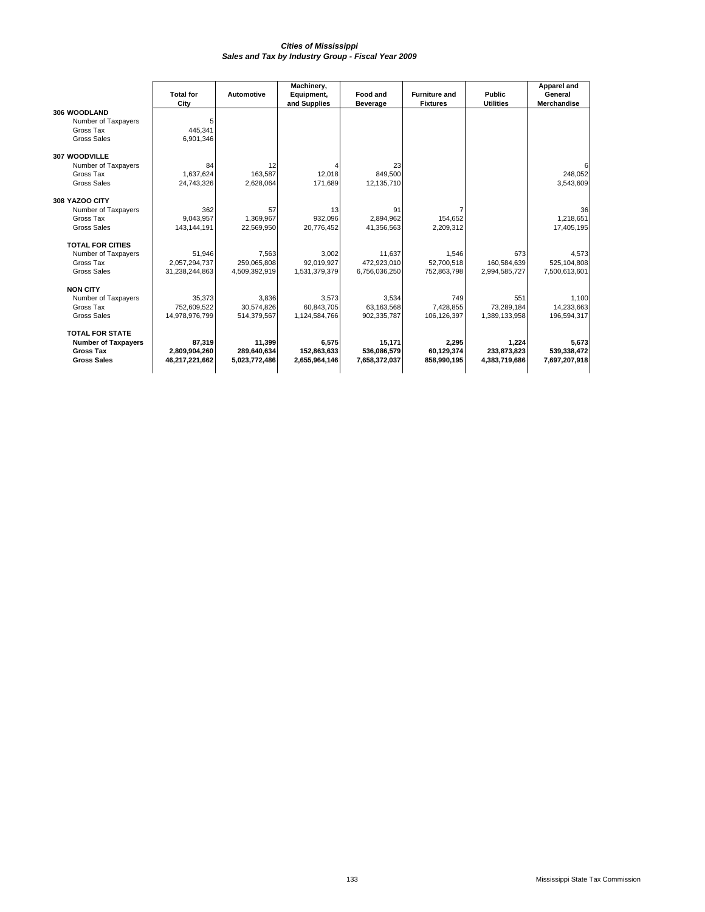*Cities of Mississippi*
*Sales and Tax by Industry Group - Fiscal Year 2009*

| | Total for City | Automotive | Machinery, Equipment, and Supplies | Food and Beverage | Furniture and Fixtures | Public Utilities | Apparel and General Merchandise |
|---|---|---|---|---|---|---|---|
| **306 WOODLAND** | | | | | | | |
| Number of Taxpayers | 5 | | | | | | |
| Gross Tax | 445,341 | | | | | | |
| Gross Sales | 6,901,346 | | | | | | |
| **307 WOODVILLE** | | | | | | | |
| Number of Taxpayers | 84 | 12 | 4 | 23 | | | 6 |
| Gross Tax | 1,637,624 | 163,587 | 12,018 | 849,500 | | | 248,052 |
| Gross Sales | 24,743,326 | 2,628,064 | 171,689 | 12,135,710 | | | 3,543,609 |
| **308 YAZOO CITY** | | | | | | | |
| Number of Taxpayers | 362 | 57 | 13 | 91 | 7 | | 36 |
| Gross Tax | 9,043,957 | 1,369,967 | 932,096 | 2,894,962 | 154,652 | | 1,218,651 |
| Gross Sales | 143,144,191 | 22,569,950 | 20,776,452 | 41,356,563 | 2,209,312 | | 17,405,195 |
| **TOTAL FOR CITIES** | | | | | | | |
| Number of Taxpayers | 51,946 | 7,563 | 3,002 | 11,637 | 1,546 | 673 | 4,573 |
| Gross Tax | 2,057,294,737 | 259,065,808 | 92,019,927 | 472,923,010 | 52,700,518 | 160,584,639 | 525,104,808 |
| Gross Sales | 31,238,244,863 | 4,509,392,919 | 1,531,379,379 | 6,756,036,250 | 752,863,798 | 2,994,585,727 | 7,500,613,601 |
| **NON CITY** | | | | | | | |
| Number of Taxpayers | 35,373 | 3,836 | 3,573 | 3,534 | 749 | 551 | 1,100 |
| Gross Tax | 752,609,522 | 30,574,826 | 60,843,705 | 63,163,568 | 7,428,855 | 73,289,184 | 14,233,663 |
| Gross Sales | 14,978,976,799 | 514,379,567 | 1,124,584,766 | 902,335,787 | 106,126,397 | 1,389,133,958 | 196,594,317 |
| **TOTAL FOR STATE** | | | | | | | |
| **Number of Taxpayers** | **87,319** | **11,399** | **6,575** | **15,171** | **2,295** | **1,224** | **5,673** |
| **Gross Tax** | **2,809,904,260** | **289,640,634** | **152,863,633** | **536,086,579** | **60,129,374** | **233,873,823** | **539,338,472** |
| **Gross Sales** | **46,217,221,662** | **5,023,772,486** | **2,655,964,146** | **7,658,372,037** | **858,990,195** | **4,383,719,686** | **7,697,207,918** |

Mississippi State Tax Commission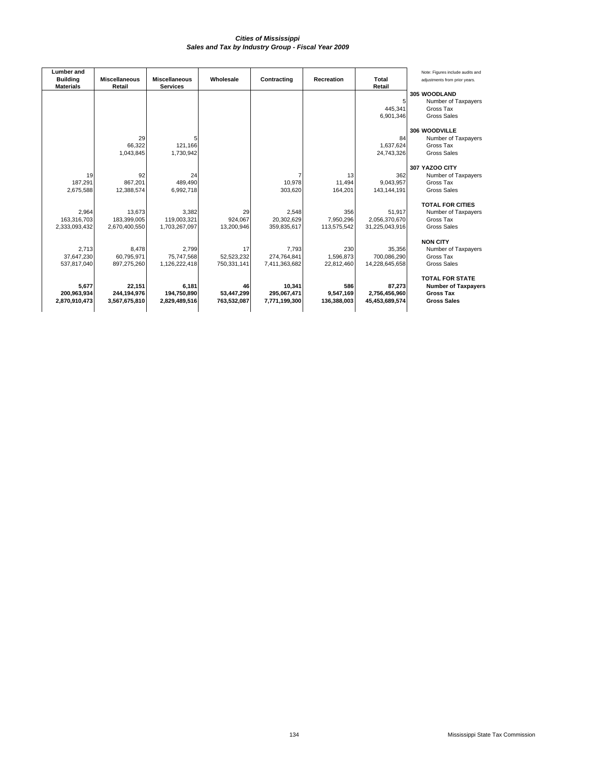*Cities of Mississippi*
*Sales and Tax by Industry Group - Fiscal Year 2009*

Note: Figures include audits and adjustments from prior years.

| Lumber and Building Materials | Miscellaneous Retail | Miscellaneous Services | Wholesale | Contracting | Recreation | Total Retail | |
|---|---|---|---|---|---|---|---|
| | | | | | | | **305 WOODLAND** |
| | | | | | | 5 | Number of Taxpayers |
| | | | | | | 445,341 | Gross Tax |
| | | | | | | 6,901,346 | Gross Sales |
| | | | | | | | **306 WOODVILLE** |
| | 29 | 5 | | | | 84 | Number of Taxpayers |
| | 66,322 | 121,166 | | | | 1,637,624 | Gross Tax |
| | 1,043,845 | 1,730,942 | | | | 24,743,326 | Gross Sales |
| | | | | | | | **307 YAZOO CITY** |
| 19 | 92 | 24 | | 7 | 13 | 362 | Number of Taxpayers |
| 187,291 | 867,201 | 489,490 | | 10,978 | 11,494 | 9,043,957 | Gross Tax |
| 2,675,588 | 12,388,574 | 6,992,718 | | 303,620 | 164,201 | 143,144,191 | Gross Sales |
| | | | | | | | **TOTAL FOR CITIES** |
| 2,964 | 13,673 | 3,382 | 29 | 2,548 | 356 | 51,917 | Number of Taxpayers |
| 163,316,703 | 183,399,005 | 119,003,321 | 924,067 | 20,302,629 | 7,950,296 | 2,056,370,670 | Gross Tax |
| 2,333,093,432 | 2,670,400,550 | 1,703,267,097 | 13,200,946 | 359,835,617 | 113,575,542 | 31,225,043,916 | Gross Sales |
| | | | | | | | **NON CITY** |
| 2,713 | 8,478 | 2,799 | 17 | 7,793 | 230 | 35,356 | Number of Taxpayers |
| 37,647,230 | 60,795,971 | 75,747,568 | 52,523,232 | 274,764,841 | 1,596,873 | 700,086,290 | Gross Tax |
| 537,817,040 | 897,275,260 | 1,126,222,418 | 750,331,141 | 7,411,363,682 | 22,812,460 | 14,228,645,658 | Gross Sales |
| | | | | | | | **TOTAL FOR STATE** |
| **5,677** | **22,151** | **6,181** | **46** | **10,341** | **586** | **87,273** | **Number of Taxpayers** |
| **200,963,934** | **244,194,976** | **194,750,890** | **53,447,299** | **295,067,471** | **9,547,169** | **2,756,456,960** | **Gross Tax** |
| **2,870,910,473** | **3,567,675,810** | **2,829,489,516** | **763,532,087** | **7,771,199,300** | **136,388,003** | **45,453,689,574** | **Gross Sales** |

Mississippi State Tax Commission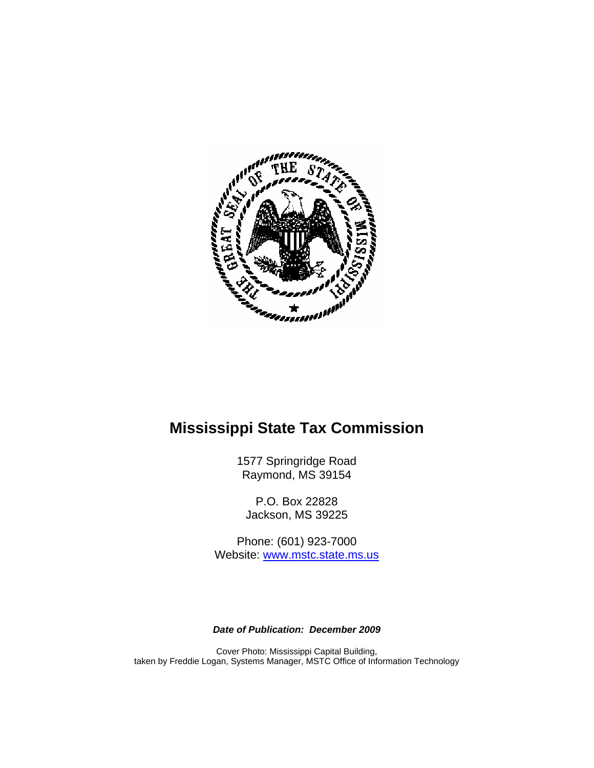# Mississippi State Tax Commission

1577 Springridge Road
Raymond, MS 39154

P.O. Box 22828
Jackson, MS 39225

Phone: (601) 923-7000
Website: [www.mstc.state.ms.us](http://www.mstc.state.ms.us)

***Date of Publication: December 2009***

Cover Photo: Mississippi Capital Building,
taken by Freddie Logan, Systems Manager, MSTC Office of Information Technology